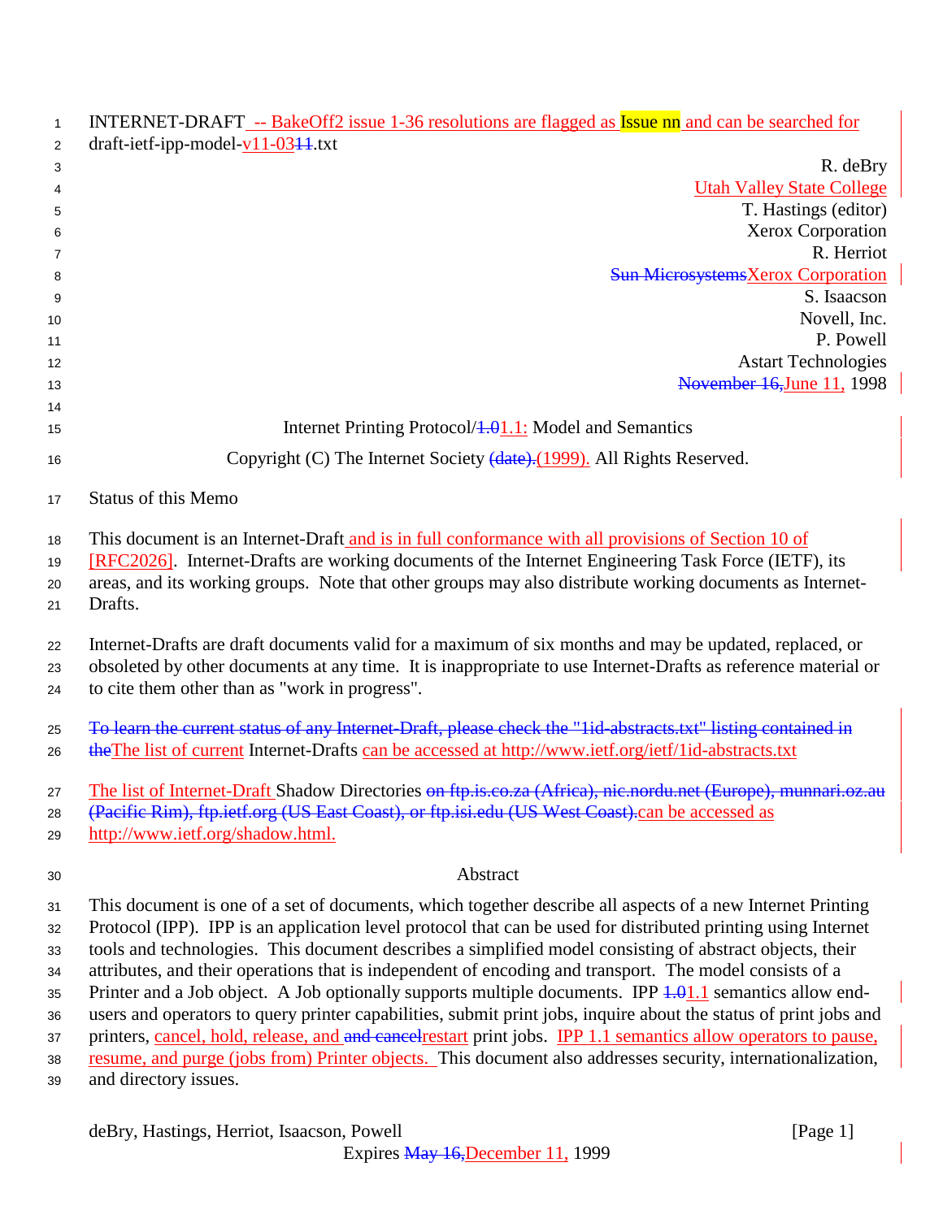INTERNET-DRAFT -- BakeOff2 issue 1-36 resolutions are flagged as Issue nn and can be searched for
draft-ietf-ipp-model-v11-0311.txt

R. deBry
Utah Valley State College
T. Hastings (editor)
Xerox Corporation
R. Herriot
Sun MicrosystemsXerox Corporation
S. Isaacson
Novell, Inc.
P. Powell
Astart Technologies
November 16,June 11, 1998

Internet Printing Protocol/1.01.1: Model and Semantics

Copyright (C) The Internet Society (date).(1999). All Rights Reserved.

## Status of this Memo

This document is an Internet-Draft and is in full conformance with all provisions of Section 10 of [RFC2026]. Internet-Drafts are working documents of the Internet Engineering Task Force (IETF), its areas, and its working groups. Note that other groups may also distribute working documents as Internet-Drafts.

Internet-Drafts are draft documents valid for a maximum of six months and may be updated, replaced, or obsoleted by other documents at any time. It is inappropriate to use Internet-Drafts as reference material or to cite them other than as "work in progress".

To learn the current status of any Internet-Draft, please check the "1id-abstracts.txt" listing contained in theThe list of current Internet-Drafts can be accessed at http://www.ietf.org/ietf/1id-abstracts.txt

The list of Internet-Draft Shadow Directories on ftp.is.co.za (Africa), nic.nordu.net (Europe), munnari.oz.au (Pacific Rim), ftp.ietf.org (US East Coast), or ftp.isi.edu (US West Coast).can be accessed as http://www.ietf.org/shadow.html.

## Abstract

This document is one of a set of documents, which together describe all aspects of a new Internet Printing Protocol (IPP). IPP is an application level protocol that can be used for distributed printing using Internet tools and technologies. This document describes a simplified model consisting of abstract objects, their attributes, and their operations that is independent of encoding and transport. The model consists of a Printer and a Job object. A Job optionally supports multiple documents. IPP 1.01.1 semantics allow end-users and operators to query printer capabilities, submit print jobs, inquire about the status of print jobs and printers, cancel, hold, release, and and cancelrestart print jobs. IPP 1.1 semantics allow operators to pause, resume, and purge (jobs from) Printer objects. This document also addresses security, internationalization, and directory issues.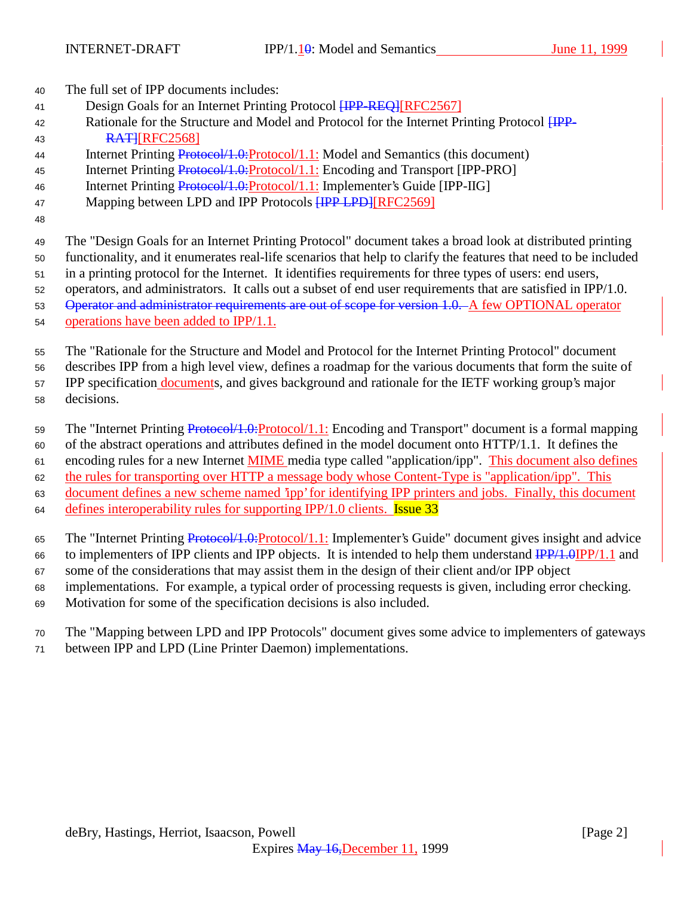The full set of IPP documents includes:

- Design Goals for an Internet Printing Protocol [IPP-REQ][RFC2567]
- Rationale for the Structure and Model and Protocol for the Internet Printing Protocol [IPP-RAT][RFC2568]
- Internet Printing Protocol/1.0:Protocol/1.1: Model and Semantics (this document)
- Internet Printing Protocol/1.0:Protocol/1.1: Encoding and Transport [IPP-PRO]
- Internet Printing Protocol/1.0:Protocol/1.1: Implementer's Guide [IPP-IIG]
- Mapping between LPD and IPP Protocols [IPP LPD][RFC2569]

The "Design Goals for an Internet Printing Protocol" document takes a broad look at distributed printing functionality, and it enumerates real-life scenarios that help to clarify the features that need to be included in a printing protocol for the Internet. It identifies requirements for three types of users: end users, operators, and administrators. It calls out a subset of end user requirements that are satisfied in IPP/1.0. Operator and administrator requirements are out of scope for version 1.0. A few OPTIONAL operator operations have been added to IPP/1.1.

The "Rationale for the Structure and Model and Protocol for the Internet Printing Protocol" document describes IPP from a high level view, defines a roadmap for the various documents that form the suite of IPP specification documents, and gives background and rationale for the IETF working group's major decisions.

The "Internet Printing Protocol/1.0:Protocol/1.1: Encoding and Transport" document is a formal mapping of the abstract operations and attributes defined in the model document onto HTTP/1.1. It defines the encoding rules for a new Internet MIME media type called "application/ipp". This document also defines the rules for transporting over HTTP a message body whose Content-Type is "application/ipp". This document defines a new scheme named 'ipp' for identifying IPP printers and jobs. Finally, this document defines interoperability rules for supporting IPP/1.0 clients. Issue 33

The "Internet Printing Protocol/1.0:Protocol/1.1: Implementer's Guide" document gives insight and advice to implementers of IPP clients and IPP objects. It is intended to help them understand IPP/1.0IPP/1.1 and some of the considerations that may assist them in the design of their client and/or IPP object implementations. For example, a typical order of processing requests is given, including error checking. Motivation for some of the specification decisions is also included.

The "Mapping between LPD and IPP Protocols" document gives some advice to implementers of gateways between IPP and LPD (Line Printer Daemon) implementations.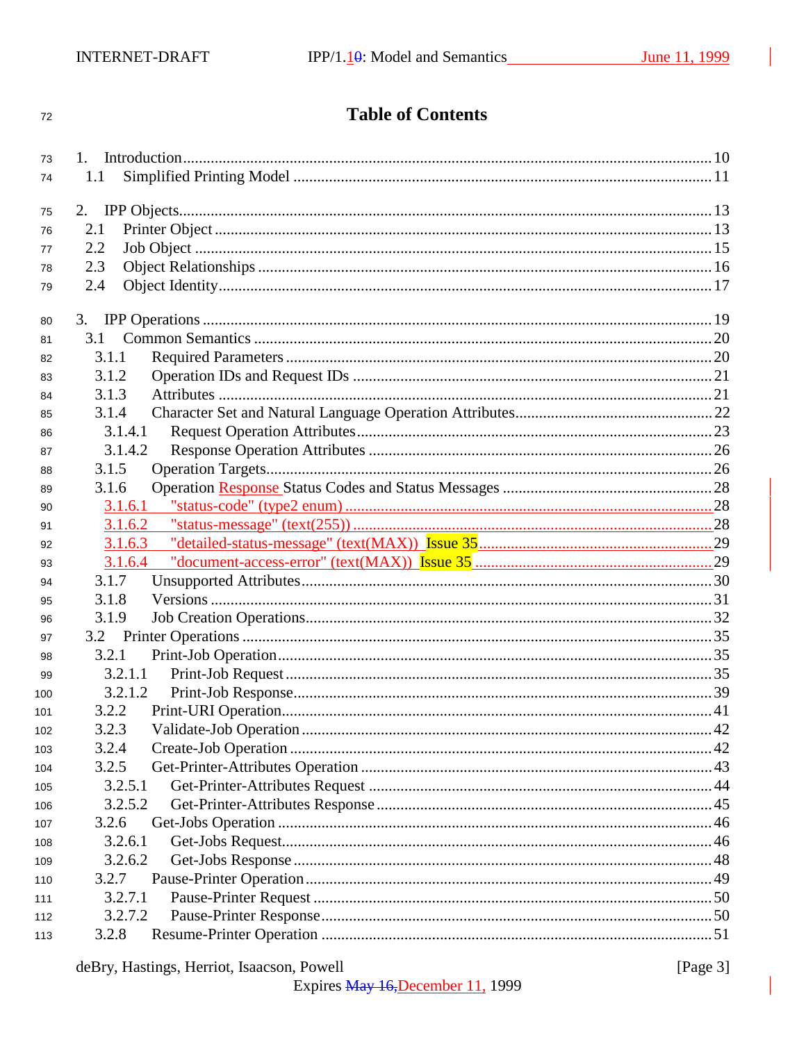# Table of Contents

1. Introduction ........................................................ 10
   1.1 Simplified Printing Model ........................................ 11

2. IPP Objects ......................................................... 13
   2.1 Printer Object ................................................... 13
   2.2 Job Object ....................................................... 15
   2.3 Object Relationships ............................................. 16
   2.4 Object Identity .................................................. 17

3. IPP Operations ...................................................... 19
   3.1 Common Semantics ................................................. 20
      3.1.1 Required Parameters ......................................... 20
      3.1.2 Operation IDs and Request IDs ............................... 21
      3.1.3 Attributes .................................................. 21
      3.1.4 Character Set and Natural Language Operation Attributes ..... 22
         3.1.4.1 Request Operation Attributes ............................ 23
         3.1.4.2 Response Operation Attributes ........................... 26
      3.1.5 Operation Targets ........................................... 26
      3.1.6 Operation Response Status Codes and Status Messages ......... 28
         3.1.6.1 "status-code" (type2 enum) .............................. 28
         3.1.6.2 "status-message" (text(255)) ............................ 28
         3.1.6.3 "detailed-status-message" (text(MAX)) Issue 35 .......... 29
         3.1.6.4 "document-access-error" (text(MAX)) Issue 35 ............ 29
      3.1.7 Unsupported Attributes ...................................... 30
      3.1.8 Versions .................................................... 31
      3.1.9 Job Creation Operations ..................................... 32
   3.2 Printer Operations ............................................... 35
      3.2.1 Print-Job Operation ......................................... 35
         3.2.1.1 Print-Job Request ....................................... 35
         3.2.1.2 Print-Job Response ...................................... 39
      3.2.2 Print-URI Operation ......................................... 41
      3.2.3 Validate-Job Operation ...................................... 42
      3.2.4 Create-Job Operation ........................................ 42
      3.2.5 Get-Printer-Attributes Operation ............................ 43
         3.2.5.1 Get-Printer-Attributes Request .......................... 44
         3.2.5.2 Get-Printer-Attributes Response ......................... 45
      3.2.6 Get-Jobs Operation .......................................... 46
         3.2.6.1 Get-Jobs Request ........................................ 46
         3.2.6.2 Get-Jobs Response ....................................... 48
      3.2.7 Pause-Printer Operation ..................................... 49
         3.2.7.1 Pause-Printer Request ................................... 50
         3.2.7.2 Pause-Printer Response .................................. 50
      3.2.8 Resume-Printer Operation .................................... 51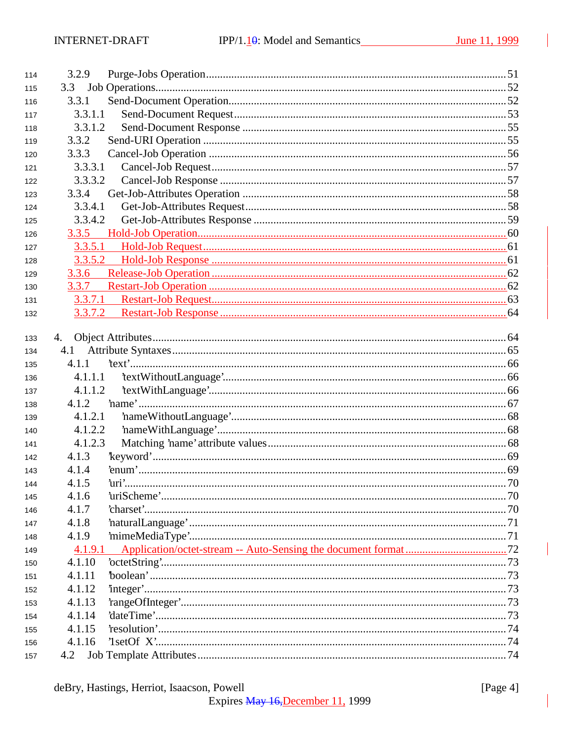114 3.2.9 Purge-Jobs Operation ........................................................................................ 51
115 3.3 Job Operations........................................................................................................ 52
116 3.3.1 Send-Document Operation.................................................................................. 52
117 3.3.1.1 Send-Document Request................................................................................ 53
118 3.3.1.2 Send-Document Response ............................................................................. 55
119 3.3.2 Send-URI Operation .......................................................................................... 55
120 3.3.3 Cancel-Job Operation ........................................................................................ 56
121 3.3.3.1 Cancel-Job Request....................................................................................... 57
122 3.3.3.2 Cancel-Job Response .................................................................................... 57
123 3.3.4 Get-Job-Attributes Operation ............................................................................ 58
124 3.3.4.1 Get-Job-Attributes Request........................................................................... 58
125 3.3.4.2 Get-Job-Attributes Response ........................................................................ 59
126 3.3.5 Hold-Job Operation............................................................................................ 60
127 3.3.5.1 Hold-Job Request........................................................................................... 61
128 3.3.5.2 Hold-Job Response ....................................................................................... 61
129 3.3.6 Release-Job Operation ...................................................................................... 62
130 3.3.7 Restart-Job Operation ....................................................................................... 62
131 3.3.7.1 Restart-Job Request....................................................................................... 63
132 3.3.7.2 Restart-Job Response .................................................................................... 64

133 4. Object Attributes........................................................................................................... 64
134 4.1 Attribute Syntaxes..................................................................................................... 65
135 4.1.1 'text'.................................................................................................................... 66
136 4.1.1.1 'textWithoutLanguage'.................................................................................. 66
137 4.1.1.2 'textWithLanguage'....................................................................................... 66
138 4.1.2 'name'.................................................................................................................. 67
139 4.1.2.1 'nameWithoutLanguage'............................................................................... 68
140 4.1.2.2 'nameWithLanguage'.................................................................................... 68
141 4.1.2.3 Matching 'name' attribute values .................................................................. 68
142 4.1.3 'keyword'............................................................................................................ 69
143 4.1.4 'enum'.................................................................................................................. 69
144 4.1.5 'uri'...................................................................................................................... 70
145 4.1.6 'uriScheme'.......................................................................................................... 70
146 4.1.7 'charset'............................................................................................................... 70
147 4.1.8 'naturalLanguage' ............................................................................................... 71
148 4.1.9 'mimeMediaType'............................................................................................... 71
149 4.1.9.1 Application/octet-stream -- Auto-Sensing the document format .................................. 72
150 4.1.10 'octetString'........................................................................................................ 73
151 4.1.11 'boolean' ............................................................................................................ 73
152 4.1.12 'integer'.............................................................................................................. 73
153 4.1.13 'rangeOfInteger'................................................................................................. 73
154 4.1.14 'dateTime'.......................................................................................................... 73
155 4.1.15 'resolution'......................................................................................................... 74
156 4.1.16 '1setOf X'.......................................................................................................... 74
157 4.2 Job Template Attributes............................................................................................ 74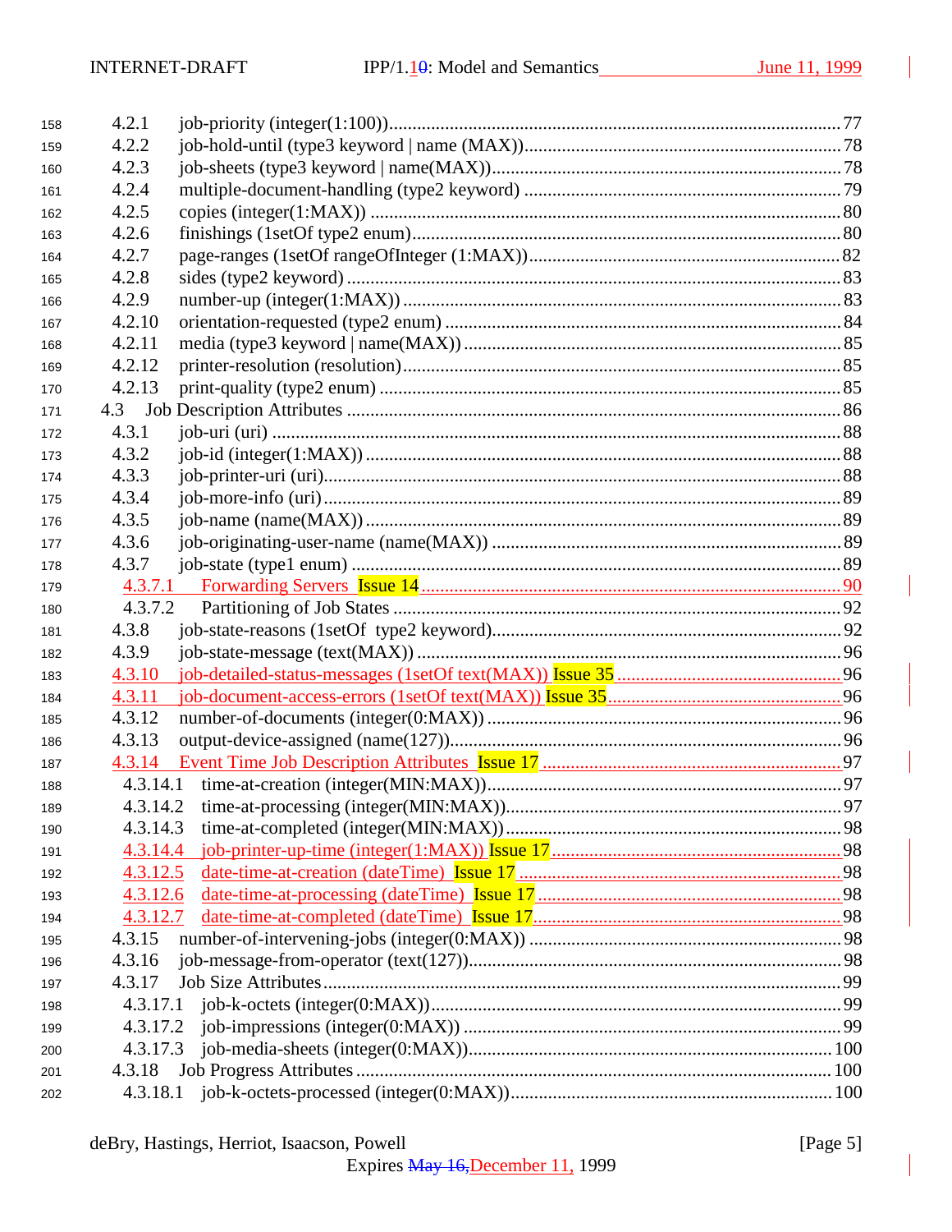4.2.1 job-priority (integer(1:100)) ..... 77
4.2.2 job-hold-until (type3 keyword | name (MAX)) ..... 78
4.2.3 job-sheets (type3 keyword | name(MAX)) ..... 78
4.2.4 multiple-document-handling (type2 keyword) ..... 79
4.2.5 copies (integer(1:MAX)) ..... 80
4.2.6 finishings (1setOf type2 enum) ..... 80
4.2.7 page-ranges (1setOf rangeOfInteger (1:MAX)) ..... 82
4.2.8 sides (type2 keyword) ..... 83
4.2.9 number-up (integer(1:MAX)) ..... 83
4.2.10 orientation-requested (type2 enum) ..... 84
4.2.11 media (type3 keyword | name(MAX)) ..... 85
4.2.12 printer-resolution (resolution) ..... 85
4.2.13 print-quality (type2 enum) ..... 85
4.3 Job Description Attributes ..... 86
4.3.1 job-uri (uri) ..... 88
4.3.2 job-id (integer(1:MAX)) ..... 88
4.3.3 job-printer-uri (uri) ..... 88
4.3.4 job-more-info (uri) ..... 89
4.3.5 job-name (name(MAX)) ..... 89
4.3.6 job-originating-user-name (name(MAX)) ..... 89
4.3.7 job-state (type1 enum) ..... 89
4.3.7.1 Forwarding Servers Issue 14 ..... 90
4.3.7.2 Partitioning of Job States ..... 92
4.3.8 job-state-reasons (1setOf type2 keyword) ..... 92
4.3.9 job-state-message (text(MAX)) ..... 96
4.3.10 job-detailed-status-messages (1setOf text(MAX)) Issue 35 ..... 96
4.3.11 job-document-access-errors (1setOf text(MAX)) Issue 35 ..... 96
4.3.12 number-of-documents (integer(0:MAX)) ..... 96
4.3.13 output-device-assigned (name(127)) ..... 96
4.3.14 Event Time Job Description Attributes Issue 17 ..... 97
4.3.14.1 time-at-creation (integer(MIN:MAX)) ..... 97
4.3.14.2 time-at-processing (integer(MIN:MAX)) ..... 97
4.3.14.3 time-at-completed (integer(MIN:MAX)) ..... 98
4.3.14.4 job-printer-up-time (integer(1:MAX)) Issue 17 ..... 98
4.3.12.5 date-time-at-creation (dateTime) Issue 17 ..... 98
4.3.12.6 date-time-at-processing (dateTime) Issue 17 ..... 98
4.3.12.7 date-time-at-completed (dateTime) Issue 17 ..... 98
4.3.15 number-of-intervening-jobs (integer(0:MAX)) ..... 98
4.3.16 job-message-from-operator (text(127)) ..... 98
4.3.17 Job Size Attributes ..... 99
4.3.17.1 job-k-octets (integer(0:MAX)) ..... 99
4.3.17.2 job-impressions (integer(0:MAX)) ..... 99
4.3.17.3 job-media-sheets (integer(0:MAX)) ..... 100
4.3.18 Job Progress Attributes ..... 100
4.3.18.1 job-k-octets-processed (integer(0:MAX)) ..... 100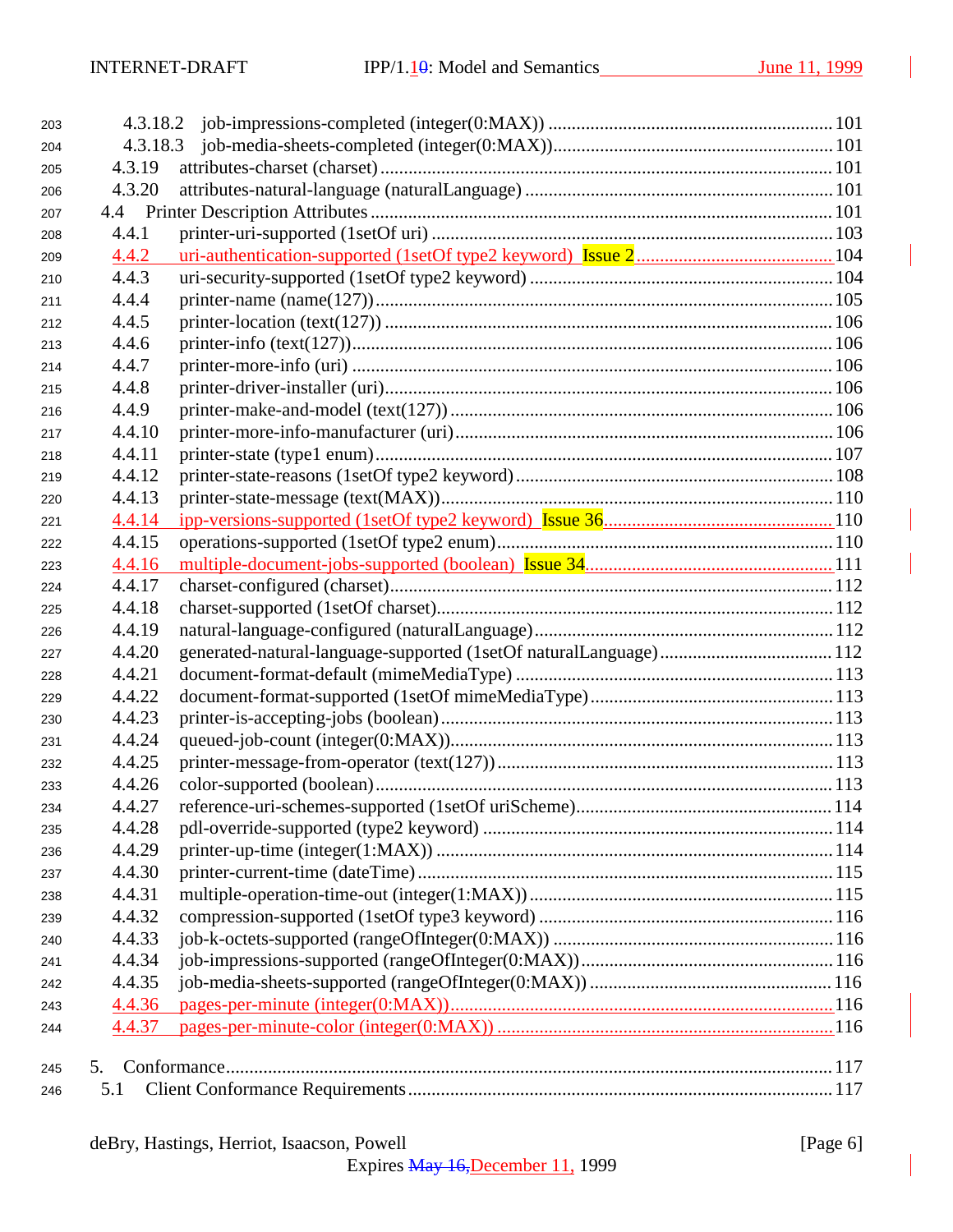203 4.3.18.2 job-impressions-completed (integer(0:MAX)) ........................................................ 101
204 4.3.18.3 job-media-sheets-completed (integer(0:MAX))........................................................ 101
205 4.3.19 attributes-charset (charset)........................................................................................ 101
206 4.3.20 attributes-natural-language (naturalLanguage) .......................................................... 101
207 4.4 Printer Description Attributes ........................................................................................... 101
208 4.4.1 printer-uri-supported (1setOf uri) ................................................................................ 103
209 4.4.2 uri-authentication-supported (1setOf type2 keyword) Issue 2....................................... 104
210 4.4.3 uri-security-supported (1setOf type2 keyword) ........................................................... 104
211 4.4.4 printer-name (name(127))........................................................................................... 105
212 4.4.5 printer-location (text(127)) .......................................................................................... 106
213 4.4.6 printer-info (text(127)).................................................................................................. 106
214 4.4.7 printer-more-info (uri) .................................................................................................. 106
215 4.4.8 printer-driver-installer (uri)........................................................................................... 106
216 4.4.9 printer-make-and-model (text(127)) ............................................................................ 106
217 4.4.10 printer-more-info-manufacturer (uri)........................................................................... 106
218 4.4.11 printer-state (type1 enum)........................................................................................... 107
219 4.4.12 printer-state-reasons (1setOf type2 keyword) .............................................................. 108
220 4.4.13 printer-state-message (text(MAX))............................................................................... 110
221 4.4.14 ipp-versions-supported (1setOf type2 keyword) Issue 36............................................. 110
222 4.4.15 operations-supported (1setOf type2 enum).................................................................. 110
223 4.4.16 multiple-document-jobs-supported (boolean) Issue 34.................................................. 111
224 4.4.17 charset-configured (charset)........................................................................................ 112
225 4.4.18 charset-supported (1setOf charset).............................................................................. 112
226 4.4.19 natural-language-configured (naturalLanguage)........................................................... 112
227 4.4.20 generated-natural-language-supported (1setOf naturalLanguage)................................. 112
228 4.4.21 document-format-default (mimeMediaType) ............................................................... 113
229 4.4.22 document-format-supported (1setOf mimeMediaType)................................................ 113
230 4.4.23 printer-is-accepting-jobs (boolean).............................................................................. 113
231 4.4.24 queued-job-count (integer(0:MAX)).............................................................................. 113
232 4.4.25 printer-message-from-operator (text(127)) ................................................................... 113
233 4.4.26 color-supported (boolean)............................................................................................ 113
234 4.4.27 reference-uri-schemes-supported (1setOf uriScheme).................................................. 114
235 4.4.28 pdl-override-supported (type2 keyword) ..................................................................... 114
236 4.4.29 printer-up-time (integer(1:MAX)) ................................................................................ 114
237 4.4.30 printer-current-time (dateTime)................................................................................... 115
238 4.4.31 multiple-operation-time-out (integer(1:MAX)) ............................................................. 115
239 4.4.32 compression-supported (1setOf type3 keyword) .......................................................... 116
240 4.4.33 job-k-octets-supported (rangeOfInteger(0:MAX)) ........................................................ 116
241 4.4.34 job-impressions-supported (rangeOfInteger(0:MAX))................................................... 116
242 4.4.35 job-media-sheets-supported (rangeOfInteger(0:MAX)) ................................................ 116
243 4.4.36 pages-per-minute (integer(0:MAX))............................................................................. 116
244 4.4.37 pages-per-minute-color (integer(0:MAX)) ................................................................... 116

245 5. Conformance........................................................................................................................ 117
246 5.1 Client Conformance Requirements..................................................................................... 117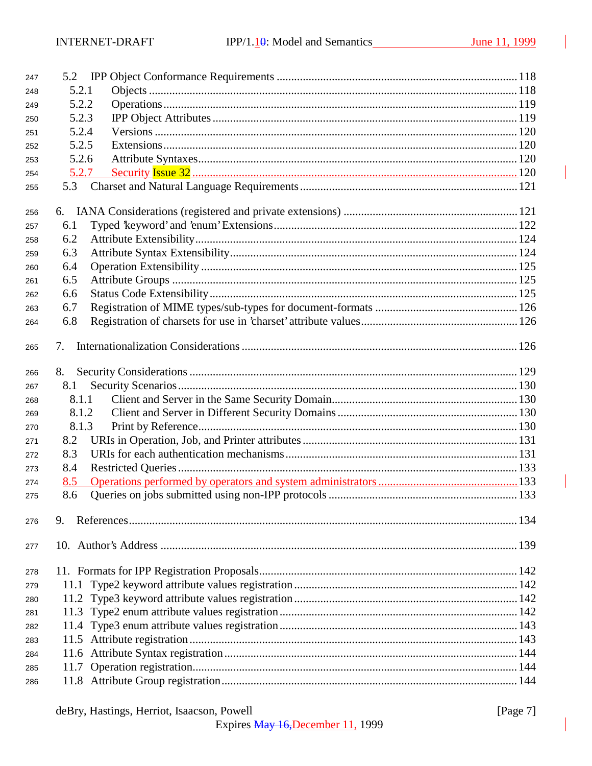5.2 IPP Object Conformance Requirements ........................................................................... 118
5.2.1 Objects ........................................................................................................................ 118
5.2.2 Operations .................................................................................................................. 119
5.2.3 IPP Object Attributes ................................................................................................. 119
5.2.4 Versions ...................................................................................................................... 120
5.2.5 Extensions ................................................................................................................... 120
5.2.6 Attribute Syntaxes ...................................................................................................... 120
5.2.7 Security Issue 32 ........................................................................................................ 120
5.3 Charset and Natural Language Requirements .................................................................. 121

6. IANA Considerations (registered and private extensions) ..................................................... 121
6.1 Typed 'keyword' and 'enum' Extensions .......................................................................... 122
6.2 Attribute Extensibility ....................................................................................................... 124
6.3 Attribute Syntax Extensibility ........................................................................................... 124
6.4 Operation Extensibility ..................................................................................................... 125
6.5 Attribute Groups ............................................................................................................... 125
6.6 Status Code Extensibility .................................................................................................. 125
6.7 Registration of MIME types/sub-types for document-formats ......................................... 126
6.8 Registration of charsets for use in 'charset' attribute values ............................................ 126

7. Internationalization Considerations ....................................................................................... 126

8. Security Considerations ......................................................................................................... 129
8.1 Security Scenarios ............................................................................................................. 130
8.1.1 Client and Server in the Same Security Domain ........................................................ 130
8.1.2 Client and Server in Different Security Domains ....................................................... 130
8.1.3 Print by Reference ...................................................................................................... 130
8.2 URIs in Operation, Job, and Printer attributes .................................................................. 131
8.3 URIs for each authentication mechanisms ........................................................................ 131
8.4 Restricted Queries ............................................................................................................. 133
8.5 Operations performed by operators and system administrators ........................................ 133
8.6 Queries on jobs submitted using non-IPP protocols ......................................................... 133

9. References ............................................................................................................................. 134

10. Author's Address ................................................................................................................... 139

11. Formats for IPP Registration Proposals ................................................................................ 142
11.1 Type2 keyword attribute values registration ................................................................... 142
11.2 Type3 keyword attribute values registration ................................................................... 142
11.3 Type2 enum attribute values registration ........................................................................ 142
11.4 Type3 enum attribute values registration ........................................................................ 143
11.5 Attribute registration ....................................................................................................... 143
11.6 Attribute Syntax registration ........................................................................................... 144
11.7 Operation registration ..................................................................................................... 144
11.8 Attribute Group registration ........................................................................................... 144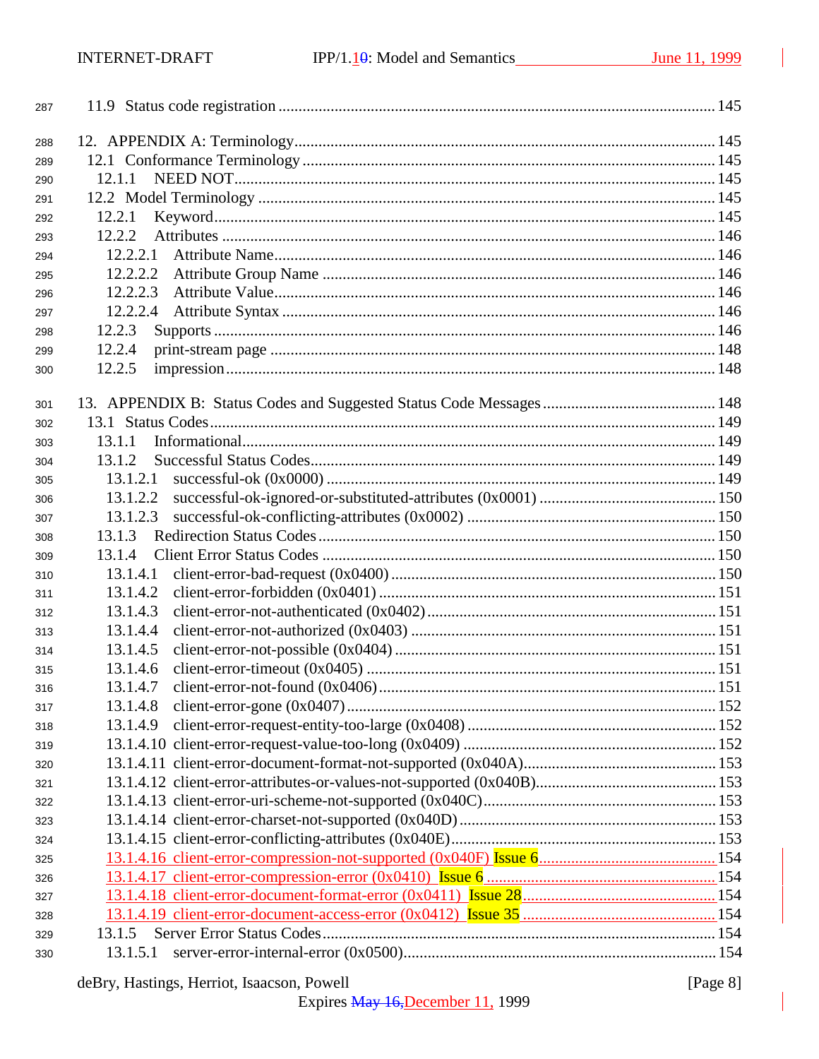11.9 Status code registration ... 145

12. APPENDIX A: Terminology ... 145
- 12.1 Conformance Terminology ... 145
  - 12.1.1 NEED NOT ... 145
- 12.2 Model Terminology ... 145
  - 12.2.1 Keyword ... 145
  - 12.2.2 Attributes ... 146
    - 12.2.2.1 Attribute Name ... 146
    - 12.2.2.2 Attribute Group Name ... 146
    - 12.2.2.3 Attribute Value ... 146
    - 12.2.2.4 Attribute Syntax ... 146
  - 12.2.3 Supports ... 146
  - 12.2.4 print-stream page ... 148
  - 12.2.5 impression ... 148

13. APPENDIX B: Status Codes and Suggested Status Code Messages ... 148
- 13.1 Status Codes ... 149
  - 13.1.1 Informational ... 149
  - 13.1.2 Successful Status Codes ... 149
    - 13.1.2.1 successful-ok (0x0000) ... 149
    - 13.1.2.2 successful-ok-ignored-or-substituted-attributes (0x0001) ... 150
    - 13.1.2.3 successful-ok-conflicting-attributes (0x0002) ... 150
  - 13.1.3 Redirection Status Codes ... 150
  - 13.1.4 Client Error Status Codes ... 150
    - 13.1.4.1 client-error-bad-request (0x0400) ... 150
    - 13.1.4.2 client-error-forbidden (0x0401) ... 151
    - 13.1.4.3 client-error-not-authenticated (0x0402) ... 151
    - 13.1.4.4 client-error-not-authorized (0x0403) ... 151
    - 13.1.4.5 client-error-not-possible (0x0404) ... 151
    - 13.1.4.6 client-error-timeout (0x0405) ... 151
    - 13.1.4.7 client-error-not-found (0x0406) ... 151
    - 13.1.4.8 client-error-gone (0x0407) ... 152
    - 13.1.4.9 client-error-request-entity-too-large (0x0408) ... 152
    - 13.1.4.10 client-error-request-value-too-long (0x0409) ... 152
    - 13.1.4.11 client-error-document-format-not-supported (0x040A) ... 153
    - 13.1.4.12 client-error-attributes-or-values-not-supported (0x040B) ... 153
    - 13.1.4.13 client-error-uri-scheme-not-supported (0x040C) ... 153
    - 13.1.4.14 client-error-charset-not-supported (0x040D) ... 153
    - 13.1.4.15 client-error-conflicting-attributes (0x040E) ... 153
    - 13.1.4.16 client-error-compression-not-supported (0x040F) Issue 6 ... 154
    - 13.1.4.17 client-error-compression-error (0x0410) Issue 6 ... 154
    - 13.1.4.18 client-error-document-format-error (0x0411) Issue 28 ... 154
    - 13.1.4.19 client-error-document-access-error (0x0412) Issue 35 ... 154
  - 13.1.5 Server Error Status Codes ... 154
    - 13.1.5.1 server-error-internal-error (0x0500) ... 154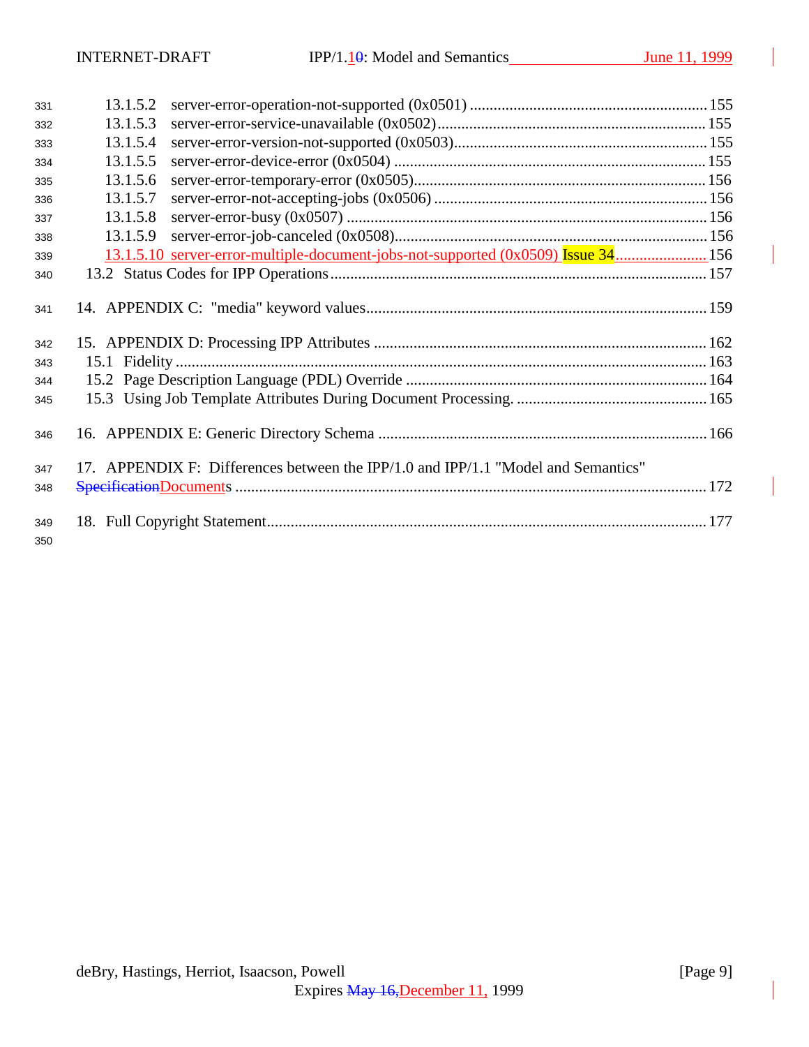331 13.1.5.2 server-error-operation-not-supported (0x0501) ........................................................... 155
332 13.1.5.3 server-error-service-unavailable (0x0502)................................................................... 155
333 13.1.5.4 server-error-version-not-supported (0x0503)................................................................ 155
334 13.1.5.5 server-error-device-error (0x0504) ............................................................................... 155
335 13.1.5.6 server-error-temporary-error (0x0505)........................................................................... 156
336 13.1.5.7 server-error-not-accepting-jobs (0x0506) ..................................................................... 156
337 13.1.5.8 server-error-busy (0x0507) ........................................................................................... 156
338 13.1.5.9 server-error-job-canceled (0x0508)............................................................................... 156
339 13.1.5.10 server-error-multiple-document-jobs-not-supported (0x0509) Issue 34....................... 156
340 13.2 Status Codes for IPP Operations ............................................................................................... 157

341 14. APPENDIX C: "media" keyword values...................................................................................... 159

342 15. APPENDIX D: Processing IPP Attributes ................................................................................... 162
343 15.1 Fidelity ...................................................................................................................................... 163
344 15.2 Page Description Language (PDL) Override ............................................................................ 164
345 15.3 Using Job Template Attributes During Document Processing. ................................................ 165

346 16. APPENDIX E: Generic Directory Schema ................................................................................... 166

347 17. APPENDIX F: Differences between the IPP/1.0 and IPP/1.1 "Model and Semantics"
348 ~~Specification~~Documents ...................................................................................................... 172

349 18. Full Copyright Statement.............................................................................................................. 177
350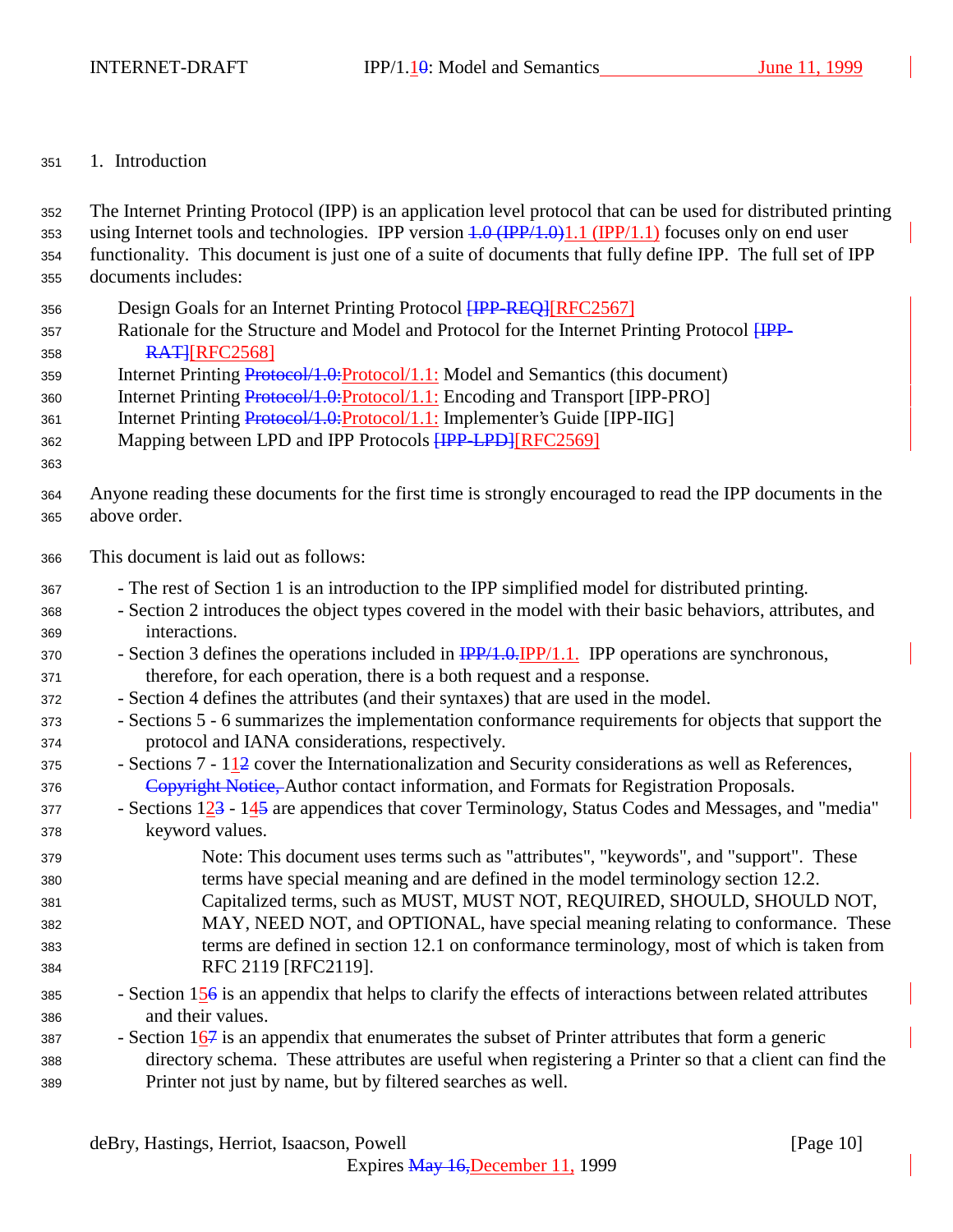# 1. Introduction

The Internet Printing Protocol (IPP) is an application level protocol that can be used for distributed printing using Internet tools and technologies. IPP version ~~1.0 (IPP/1.0)~~1.1 (IPP/1.1) focuses only on end user functionality. This document is just one of a suite of documents that fully define IPP. The full set of IPP documents includes:

- Design Goals for an Internet Printing Protocol ~~[IPP-REQ]~~[RFC2567]
- Rationale for the Structure and Model and Protocol for the Internet Printing Protocol ~~[IPP-RAT]~~[RFC2568]
- Internet Printing ~~Protocol/1.0:~~Protocol/1.1: Model and Semantics (this document)
- Internet Printing ~~Protocol/1.0:~~Protocol/1.1: Encoding and Transport [IPP-PRO]
- Internet Printing ~~Protocol/1.0:~~Protocol/1.1: Implementer's Guide [IPP-IIG]
- Mapping between LPD and IPP Protocols ~~[IPP-LPD]~~[RFC2569]

Anyone reading these documents for the first time is strongly encouraged to read the IPP documents in the above order.

This document is laid out as follows:

- The rest of Section 1 is an introduction to the IPP simplified model for distributed printing.
- Section 2 introduces the object types covered in the model with their basic behaviors, attributes, and interactions.
- Section 3 defines the operations included in ~~IPP/1.0.~~IPP/1.1. IPP operations are synchronous, therefore, for each operation, there is a both request and a response.
- Section 4 defines the attributes (and their syntaxes) that are used in the model.
- Sections 5 - 6 summarizes the implementation conformance requirements for objects that support the protocol and IANA considerations, respectively.
- Sections 7 - 11~~2~~ cover the Internationalization and Security considerations as well as References, ~~Copyright Notice,~~ Author contact information, and Formats for Registration Proposals.
- Sections 12~~3~~ - 14~~5~~ are appendices that cover Terminology, Status Codes and Messages, and "media" keyword values.

  Note: This document uses terms such as "attributes", "keywords", and "support". These terms have special meaning and are defined in the model terminology section 12.2. Capitalized terms, such as MUST, MUST NOT, REQUIRED, SHOULD, SHOULD NOT, MAY, NEED NOT, and OPTIONAL, have special meaning relating to conformance. These terms are defined in section 12.1 on conformance terminology, most of which is taken from RFC 2119 [RFC2119].

- Section 15~~6~~ is an appendix that helps to clarify the effects of interactions between related attributes and their values.
- Section 16~~7~~ is an appendix that enumerates the subset of Printer attributes that form a generic directory schema. These attributes are useful when registering a Printer so that a client can find the Printer not just by name, but by filtered searches as well.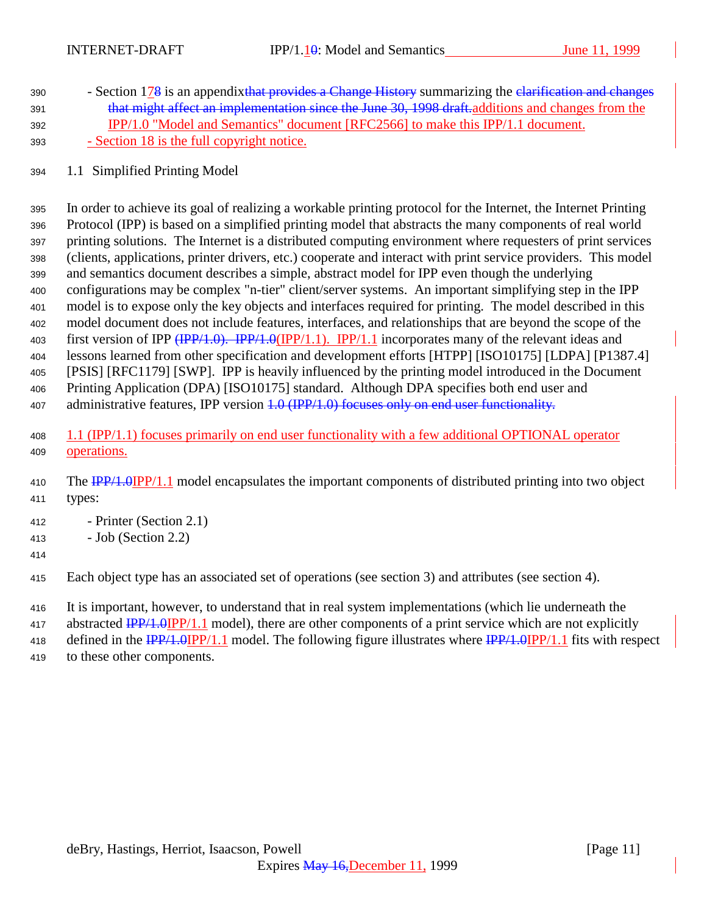- Section 1~~7~~8 is an appendix~~that provides a Change History~~ summarizing the ~~clarification and changes that might affect an implementation since the June 30, 1998 draft.~~additions and changes from the IPP/1.0 "Model and Semantics" document [RFC2566] to make this IPP/1.1 document.
- Section 18 is the full copyright notice.

## 1.1 Simplified Printing Model

In order to achieve its goal of realizing a workable printing protocol for the Internet, the Internet Printing Protocol (IPP) is based on a simplified printing model that abstracts the many components of real world printing solutions. The Internet is a distributed computing environment where requesters of print services (clients, applications, printer drivers, etc.) cooperate and interact with print service providers. This model and semantics document describes a simple, abstract model for IPP even though the underlying configurations may be complex "n-tier" client/server systems. An important simplifying step in the IPP model is to expose only the key objects and interfaces required for printing. The model described in this model document does not include features, interfaces, and relationships that are beyond the scope of the first version of IPP ~~(IPP/1.0). IPP/1.0~~(IPP/1.1). IPP/1.1 incorporates many of the relevant ideas and lessons learned from other specification and development efforts [HTPP] [ISO10175] [LDPA] [P1387.4] [PSIS] [RFC1179] [SWP]. IPP is heavily influenced by the printing model introduced in the Document Printing Application (DPA) [ISO10175] standard. Although DPA specifies both end user and administrative features, IPP version ~~1.0 (IPP/1.0) focuses only on end user functionality.~~

1.1 (IPP/1.1) focuses primarily on end user functionality with a few additional OPTIONAL operator operations.

The ~~IPP/1.0~~IPP/1.1 model encapsulates the important components of distributed printing into two object types:

- Printer (Section 2.1)
- Job (Section 2.2)

Each object type has an associated set of operations (see section 3) and attributes (see section 4).

It is important, however, to understand that in real system implementations (which lie underneath the abstracted ~~IPP/1.0~~IPP/1.1 model), there are other components of a print service which are not explicitly defined in the ~~IPP/1.0~~IPP/1.1 model. The following figure illustrates where ~~IPP/1.0~~IPP/1.1 fits with respect to these other components.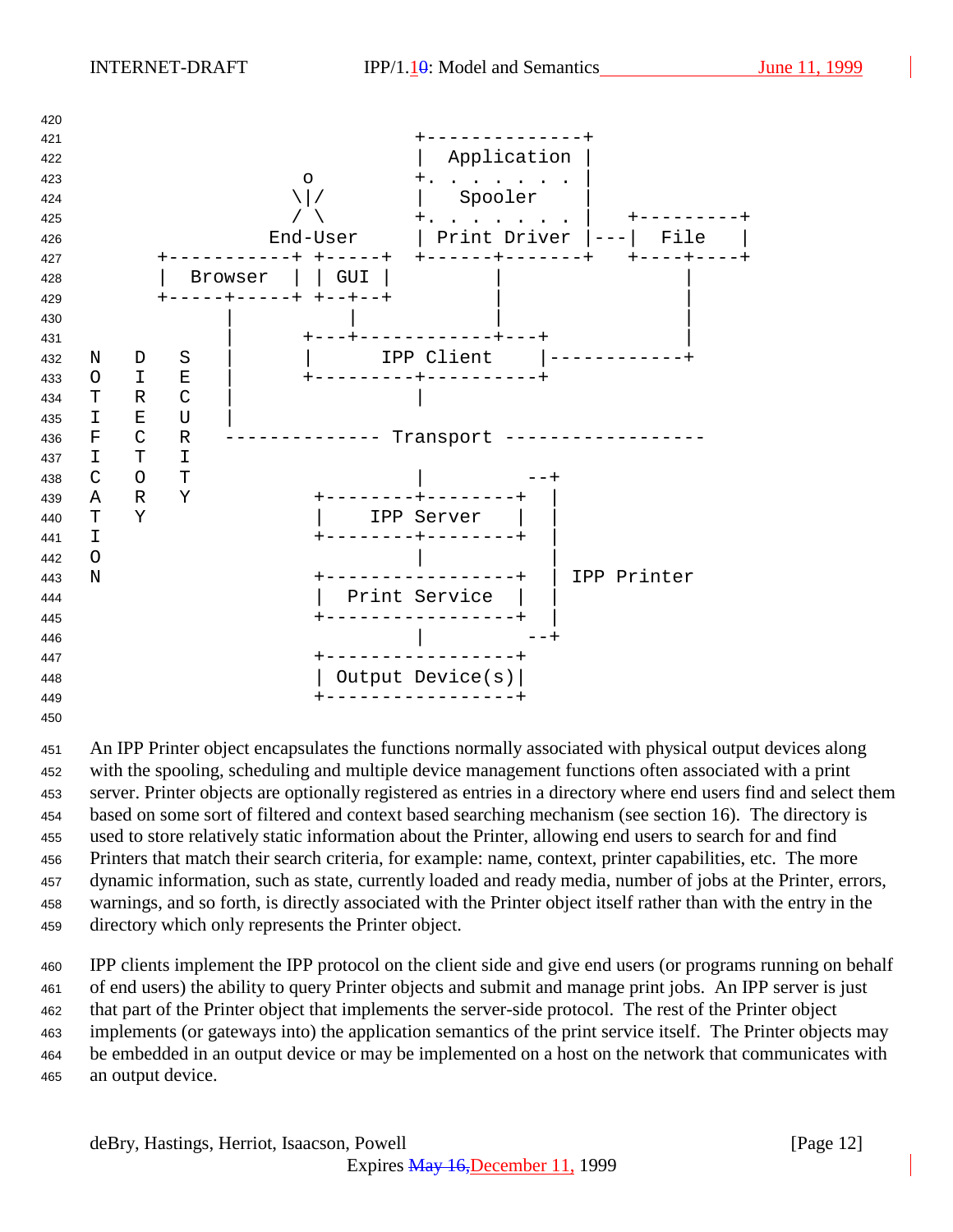```
                                     +--------------+
                                     |  Application |
                          o          +. . . . . . . |
                         \|/         |   Spooler    |
                         / \         +. . . . . . . |   +---------+
                       End-User      | Print Driver |---|  File   |
             +-----------+ +-----+   +------+-------+   +----+----+
             |  Browser  | | GUI |          |                  |
             +-----+-----+ +--+--+          |                  |
                   |          |             |                  |
                   |      +---+------------+---+               |
       N   D   S   |      |      IPP Client    |------------+
       O   I   E   |      +---------+----------+
       T   R   C   |                |
       I   E   U   |
       F   C   R   -------------- Transport ------------------
       I   T   I
       C   O   T                    |         --+
       A   R   Y           +--------+--------+  |
       T   Y               |   IPP Server    |  |
       I                   +--------+--------+  |
       O                            |           |
       N                   +-----------------+  | IPP Printer
                           |  Print Service  |  |
                           +-----------------+  |
                                    |         --+
                           +-----------------+
                           | Output Device(s)|
                           +-----------------+
```

An IPP Printer object encapsulates the functions normally associated with physical output devices along with the spooling, scheduling and multiple device management functions often associated with a print server. Printer objects are optionally registered as entries in a directory where end users find and select them based on some sort of filtered and context based searching mechanism (see section 16). The directory is used to store relatively static information about the Printer, allowing end users to search for and find Printers that match their search criteria, for example: name, context, printer capabilities, etc. The more dynamic information, such as state, currently loaded and ready media, number of jobs at the Printer, errors, warnings, and so forth, is directly associated with the Printer object itself rather than with the entry in the directory which only represents the Printer object.

IPP clients implement the IPP protocol on the client side and give end users (or programs running on behalf of end users) the ability to query Printer objects and submit and manage print jobs. An IPP server is just that part of the Printer object that implements the server-side protocol. The rest of the Printer object implements (or gateways into) the application semantics of the print service itself. The Printer objects may be embedded in an output device or may be implemented on a host on the network that communicates with an output device.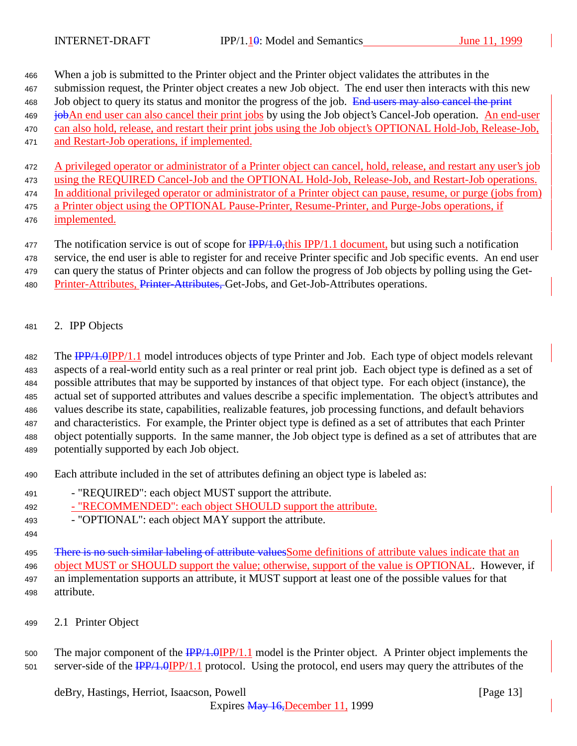When a job is submitted to the Printer object and the Printer object validates the attributes in the submission request, the Printer object creates a new Job object. The end user then interacts with this new Job object to query its status and monitor the progress of the job. ~~End users may also cancel the print job~~An end user can also cancel their print jobs by using the Job object's Cancel-Job operation. An end-user can also hold, release, and restart their print jobs using the Job object's OPTIONAL Hold-Job, Release-Job, and Restart-Job operations, if implemented.

A privileged operator or administrator of a Printer object can cancel, hold, release, and restart any user's job using the REQUIRED Cancel-Job and the OPTIONAL Hold-Job, Release-Job, and Restart-Job operations. In additional privileged operator or administrator of a Printer object can pause, resume, or purge (jobs from) a Printer object using the OPTIONAL Pause-Printer, Resume-Printer, and Purge-Jobs operations, if implemented.

The notification service is out of scope for ~~IPP/1.0,~~this IPP/1.1 document, but using such a notification service, the end user is able to register for and receive Printer specific and Job specific events. An end user can query the status of Printer objects and can follow the progress of Job objects by polling using the Get-Printer-Attributes, ~~Printer-Attributes,~~ Get-Jobs, and Get-Job-Attributes operations.

## 2. IPP Objects

The ~~IPP/1.0~~IPP/1.1 model introduces objects of type Printer and Job. Each type of object models relevant aspects of a real-world entity such as a real printer or real print job. Each object type is defined as a set of possible attributes that may be supported by instances of that object type. For each object (instance), the actual set of supported attributes and values describe a specific implementation. The object's attributes and values describe its state, capabilities, realizable features, job processing functions, and default behaviors and characteristics. For example, the Printer object type is defined as a set of attributes that each Printer object potentially supports. In the same manner, the Job object type is defined as a set of attributes that are potentially supported by each Job object.

Each attribute included in the set of attributes defining an object type is labeled as:

- "REQUIRED": each object MUST support the attribute.
- "RECOMMENDED": each object SHOULD support the attribute.
- "OPTIONAL": each object MAY support the attribute.

~~There is no such similar labeling of attribute values~~Some definitions of attribute values indicate that an object MUST or SHOULD support the value; otherwise, support of the value is OPTIONAL. However, if an implementation supports an attribute, it MUST support at least one of the possible values for that attribute.

### 2.1 Printer Object

The major component of the ~~IPP/1.0~~IPP/1.1 model is the Printer object. A Printer object implements the server-side of the ~~IPP/1.0~~IPP/1.1 protocol. Using the protocol, end users may query the attributes of the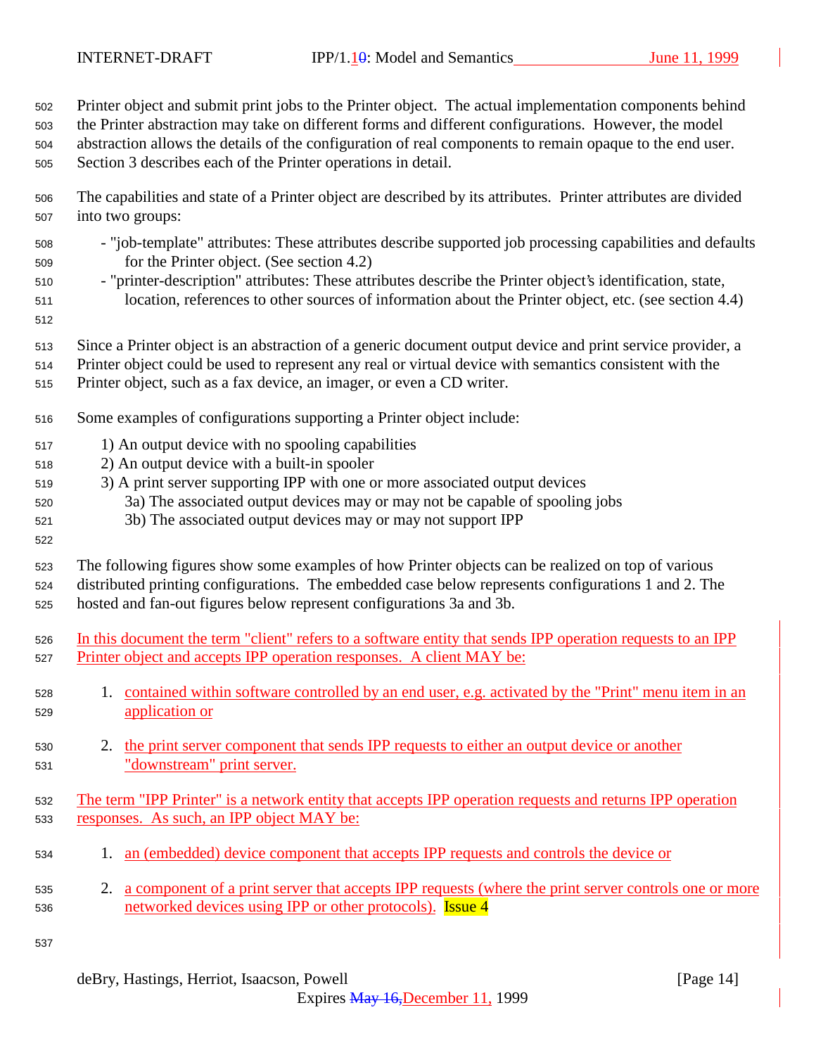Printer object and submit print jobs to the Printer object. The actual implementation components behind the Printer abstraction may take on different forms and different configurations. However, the model abstraction allows the details of the configuration of real components to remain opaque to the end user. Section 3 describes each of the Printer operations in detail.

The capabilities and state of a Printer object are described by its attributes. Printer attributes are divided into two groups:

- "job-template" attributes: These attributes describe supported job processing capabilities and defaults for the Printer object. (See section 4.2)
- "printer-description" attributes: These attributes describe the Printer object's identification, state, location, references to other sources of information about the Printer object, etc. (see section 4.4)

Since a Printer object is an abstraction of a generic document output device and print service provider, a Printer object could be used to represent any real or virtual device with semantics consistent with the Printer object, such as a fax device, an imager, or even a CD writer.

Some examples of configurations supporting a Printer object include:

1) An output device with no spooling capabilities
2) An output device with a built-in spooler
3) A print server supporting IPP with one or more associated output devices
    3a) The associated output devices may or may not be capable of spooling jobs
    3b) The associated output devices may or may not support IPP

The following figures show some examples of how Printer objects can be realized on top of various distributed printing configurations. The embedded case below represents configurations 1 and 2. The hosted and fan-out figures below represent configurations 3a and 3b.

In this document the term "client" refers to a software entity that sends IPP operation requests to an IPP Printer object and accepts IPP operation responses. A client MAY be:

1. contained within software controlled by an end user, e.g. activated by the "Print" menu item in an application or

2. the print server component that sends IPP requests to either an output device or another "downstream" print server.

The term "IPP Printer" is a network entity that accepts IPP operation requests and returns IPP operation responses. As such, an IPP object MAY be:

1. an (embedded) device component that accepts IPP requests and controls the device or

2. a component of a print server that accepts IPP requests (where the print server controls one or more networked devices using IPP or other protocols). Issue 4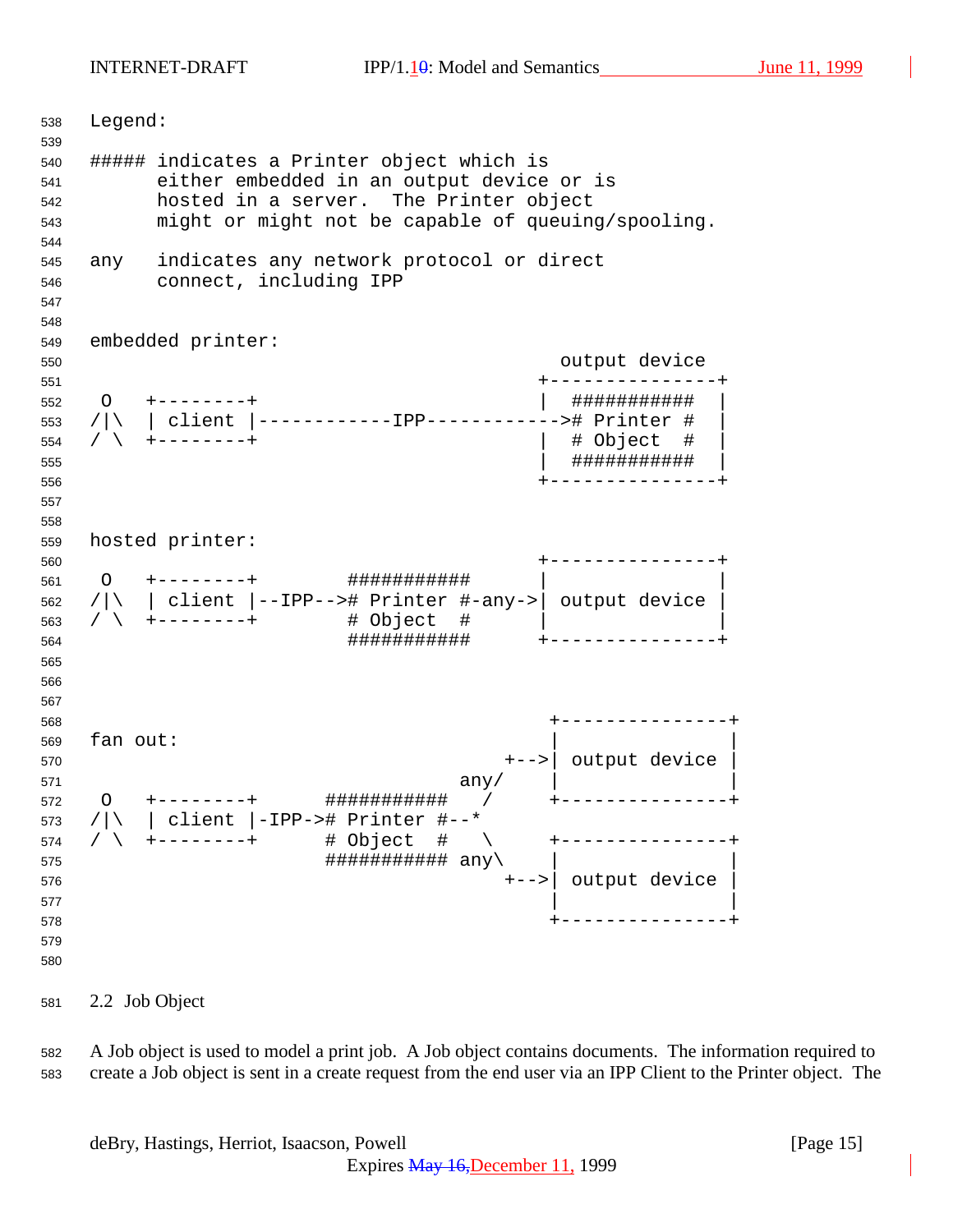```
Legend:

##### indicates a Printer object which is
      either embedded in an output device or is
      hosted in a server.  The Printer object
      might or might not be capable of queuing/spooling.

any   indicates any network protocol or direct
      connect, including IPP


embedded printer:
                                          output device
                                        +---------------+
 O   +--------+                         |  ###########  |
/|\  | client |------------IPP------------># Printer #  |
/ \  +--------+                         |  # Object  #  |
                                        |  ###########  |
                                        +---------------+


hosted printer:
                                        +---------------+
 O   +--------+        ###########      |               |
/|\  | client |--IPP--># Printer #-any->| output device |
/ \  +--------+        # Object  #      |               |
                       ###########      +---------------+



                                         +---------------+
fan out:                                 |               |
                                     +-->| output device |
                                 any/    |               |
 O   +--------+      ###########   /     +---------------+
/|\  | client |-IPP-># Printer #--*
/ \  +--------+      # Object  #   \     +---------------+
                     ########### any\    |               |
                                     +-->| output device |
                                         |               |
                                         +---------------+
```

## 2.2 Job Object

A Job object is used to model a print job. A Job object contains documents. The information required to create a Job object is sent in a create request from the end user via an IPP Client to the Printer object. The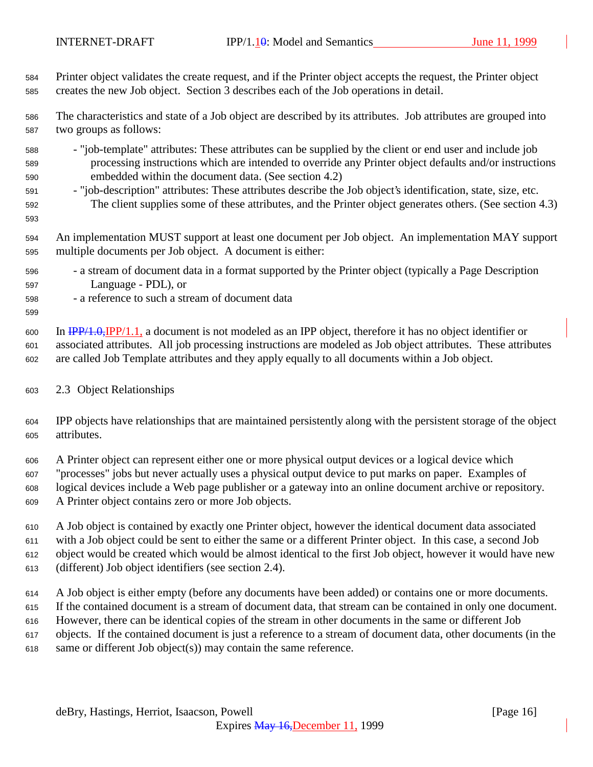Printer object validates the create request, and if the Printer object accepts the request, the Printer object creates the new Job object. Section 3 describes each of the Job operations in detail.

The characteristics and state of a Job object are described by its attributes. Job attributes are grouped into two groups as follows:

- "job-template" attributes: These attributes can be supplied by the client or end user and include job processing instructions which are intended to override any Printer object defaults and/or instructions embedded within the document data. (See section 4.2)
- "job-description" attributes: These attributes describe the Job object's identification, state, size, etc. The client supplies some of these attributes, and the Printer object generates others. (See section 4.3)

An implementation MUST support at least one document per Job object. An implementation MAY support multiple documents per Job object. A document is either:

- a stream of document data in a format supported by the Printer object (typically a Page Description Language - PDL), or
- a reference to such a stream of document data

In ~~IPP/1.0,~~IPP/1.1, a document is not modeled as an IPP object, therefore it has no object identifier or associated attributes. All job processing instructions are modeled as Job object attributes. These attributes are called Job Template attributes and they apply equally to all documents within a Job object.

## 2.3 Object Relationships

IPP objects have relationships that are maintained persistently along with the persistent storage of the object attributes.

A Printer object can represent either one or more physical output devices or a logical device which "processes" jobs but never actually uses a physical output device to put marks on paper. Examples of logical devices include a Web page publisher or a gateway into an online document archive or repository. A Printer object contains zero or more Job objects.

A Job object is contained by exactly one Printer object, however the identical document data associated with a Job object could be sent to either the same or a different Printer object. In this case, a second Job object would be created which would be almost identical to the first Job object, however it would have new (different) Job object identifiers (see section 2.4).

A Job object is either empty (before any documents have been added) or contains one or more documents. If the contained document is a stream of document data, that stream can be contained in only one document. However, there can be identical copies of the stream in other documents in the same or different Job objects. If the contained document is just a reference to a stream of document data, other documents (in the same or different Job object(s)) may contain the same reference.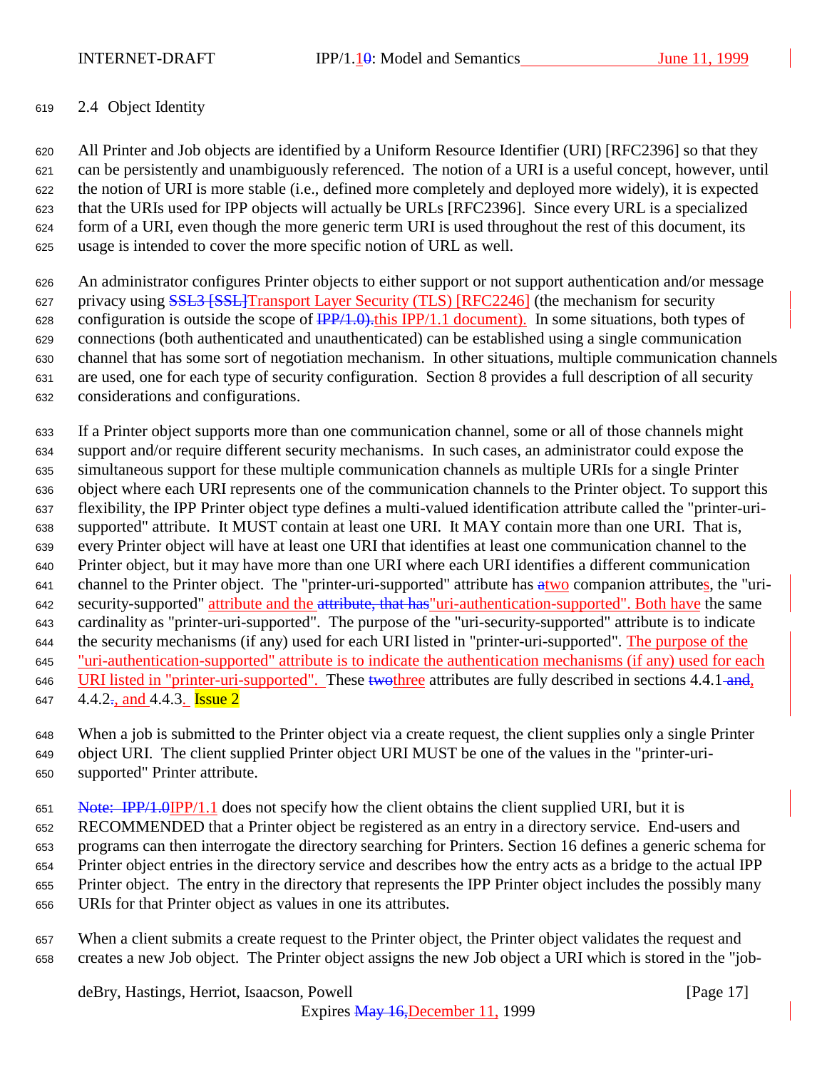## 2.4 Object Identity

All Printer and Job objects are identified by a Uniform Resource Identifier (URI) [RFC2396] so that they can be persistently and unambiguously referenced. The notion of a URI is a useful concept, however, until the notion of URI is more stable (i.e., defined more completely and deployed more widely), it is expected that the URIs used for IPP objects will actually be URLs [RFC2396]. Since every URL is a specialized form of a URI, even though the more generic term URI is used throughout the rest of this document, its usage is intended to cover the more specific notion of URL as well.

An administrator configures Printer objects to either support or not support authentication and/or message privacy using SSL3 [SSL]Transport Layer Security (TLS) [RFC2246] (the mechanism for security configuration is outside the scope of IPP/1.0).this IPP/1.1 document). In some situations, both types of connections (both authenticated and unauthenticated) can be established using a single communication channel that has some sort of negotiation mechanism. In other situations, multiple communication channels are used, one for each type of security configuration. Section 8 provides a full description of all security considerations and configurations.

If a Printer object supports more than one communication channel, some or all of those channels might support and/or require different security mechanisms. In such cases, an administrator could expose the simultaneous support for these multiple communication channels as multiple URIs for a single Printer object where each URI represents one of the communication channels to the Printer object. To support this flexibility, the IPP Printer object type defines a multi-valued identification attribute called the "printer-uri-supported" attribute. It MUST contain at least one URI. It MAY contain more than one URI. That is, every Printer object will have at least one URI that identifies at least one communication channel to the Printer object, but it may have more than one URI where each URI identifies a different communication channel to the Printer object. The "printer-uri-supported" attribute has atwo companion attributes, the "uri-security-supported" attribute and the attribute, that has"uri-authentication-supported". Both have the same cardinality as "printer-uri-supported". The purpose of the "uri-security-supported" attribute is to indicate the security mechanisms (if any) used for each URI listed in "printer-uri-supported". The purpose of the "uri-authentication-supported" attribute is to indicate the authentication mechanisms (if any) used for each URI listed in "printer-uri-supported". These twothree attributes are fully described in sections 4.4.1 and, 4.4.2., and 4.4.3. Issue 2

When a job is submitted to the Printer object via a create request, the client supplies only a single Printer object URI. The client supplied Printer object URI MUST be one of the values in the "printer-uri-supported" Printer attribute.

Note: IPP/1.0IPP/1.1 does not specify how the client obtains the client supplied URI, but it is RECOMMENDED that a Printer object be registered as an entry in a directory service. End-users and programs can then interrogate the directory searching for Printers. Section 16 defines a generic schema for Printer object entries in the directory service and describes how the entry acts as a bridge to the actual IPP Printer object. The entry in the directory that represents the IPP Printer object includes the possibly many URIs for that Printer object as values in one its attributes.

When a client submits a create request to the Printer object, the Printer object validates the request and creates a new Job object. The Printer object assigns the new Job object a URI which is stored in the "job-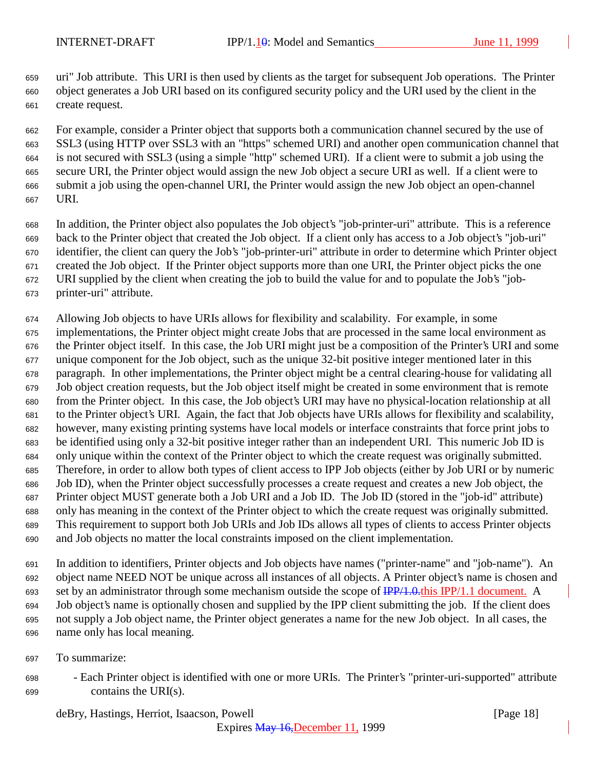uri" Job attribute. This URI is then used by clients as the target for subsequent Job operations. The Printer object generates a Job URI based on its configured security policy and the URI used by the client in the create request.

For example, consider a Printer object that supports both a communication channel secured by the use of SSL3 (using HTTP over SSL3 with an "https" schemed URI) and another open communication channel that is not secured with SSL3 (using a simple "http" schemed URI). If a client were to submit a job using the secure URI, the Printer object would assign the new Job object a secure URI as well. If a client were to submit a job using the open-channel URI, the Printer would assign the new Job object an open-channel URI.

In addition, the Printer object also populates the Job object's "job-printer-uri" attribute. This is a reference back to the Printer object that created the Job object. If a client only has access to a Job object's "job-uri" identifier, the client can query the Job's "job-printer-uri" attribute in order to determine which Printer object created the Job object. If the Printer object supports more than one URI, the Printer object picks the one URI supplied by the client when creating the job to build the value for and to populate the Job's "job-printer-uri" attribute.

Allowing Job objects to have URIs allows for flexibility and scalability. For example, in some implementations, the Printer object might create Jobs that are processed in the same local environment as the Printer object itself. In this case, the Job URI might just be a composition of the Printer's URI and some unique component for the Job object, such as the unique 32-bit positive integer mentioned later in this paragraph. In other implementations, the Printer object might be a central clearing-house for validating all Job object creation requests, but the Job object itself might be created in some environment that is remote from the Printer object. In this case, the Job object's URI may have no physical-location relationship at all to the Printer object's URI. Again, the fact that Job objects have URIs allows for flexibility and scalability, however, many existing printing systems have local models or interface constraints that force print jobs to be identified using only a 32-bit positive integer rather than an independent URI. This numeric Job ID is only unique within the context of the Printer object to which the create request was originally submitted. Therefore, in order to allow both types of client access to IPP Job objects (either by Job URI or by numeric Job ID), when the Printer object successfully processes a create request and creates a new Job object, the Printer object MUST generate both a Job URI and a Job ID. The Job ID (stored in the "job-id" attribute) only has meaning in the context of the Printer object to which the create request was originally submitted. This requirement to support both Job URIs and Job IDs allows all types of clients to access Printer objects and Job objects no matter the local constraints imposed on the client implementation.

In addition to identifiers, Printer objects and Job objects have names ("printer-name" and "job-name"). An object name NEED NOT be unique across all instances of all objects. A Printer object's name is chosen and set by an administrator through some mechanism outside the scope of ~~IPP/1.0.~~this IPP/1.1 document. A Job object's name is optionally chosen and supplied by the IPP client submitting the job. If the client does not supply a Job object name, the Printer object generates a name for the new Job object. In all cases, the name only has local meaning.

To summarize:

- Each Printer object is identified with one or more URIs. The Printer's "printer-uri-supported" attribute contains the URI(s).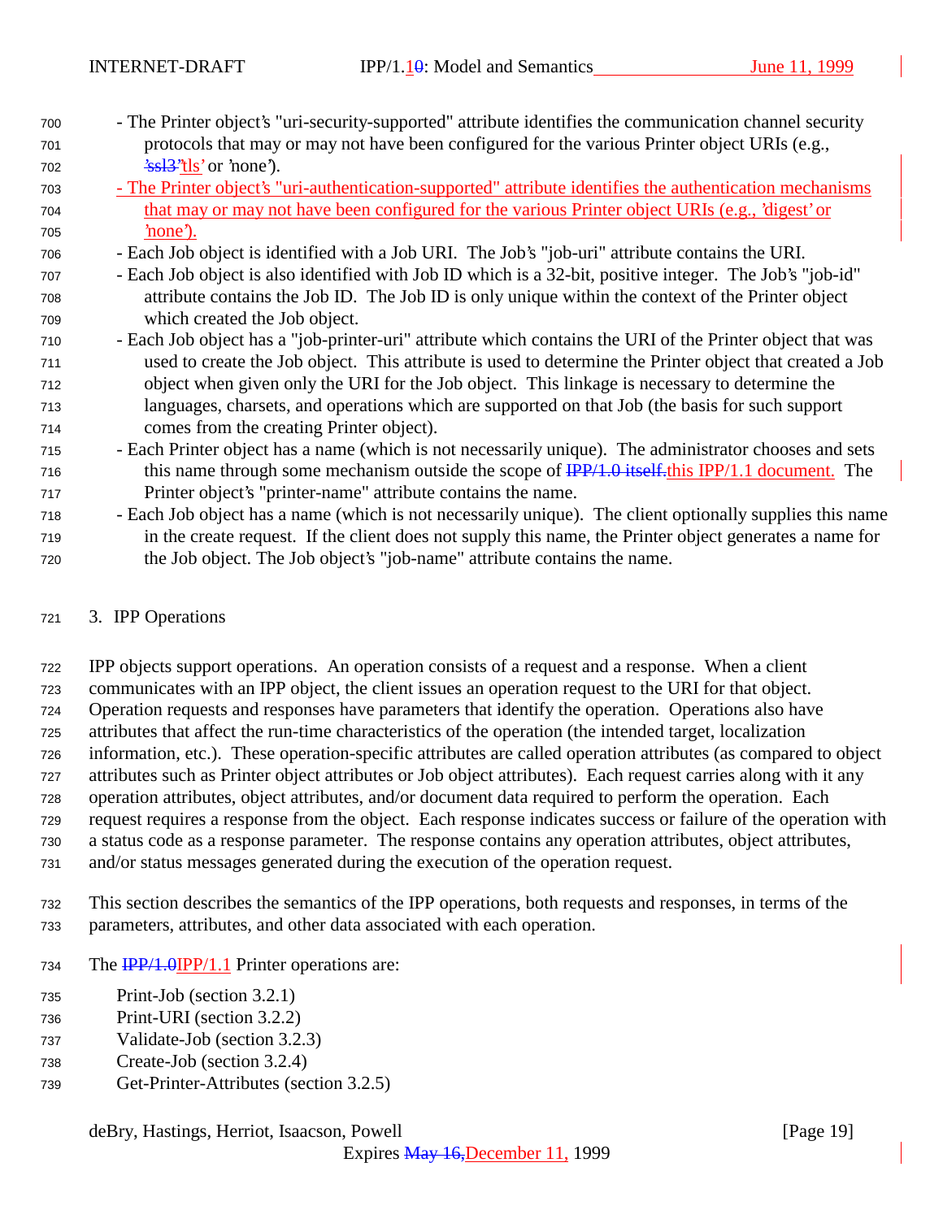- The Printer object's "uri-security-supported" attribute identifies the communication channel security protocols that may or may not have been configured for the various Printer object URIs (e.g., 'ssl3''tls' or 'none').
- The Printer object's "uri-authentication-supported" attribute identifies the authentication mechanisms that may or may not have been configured for the various Printer object URIs (e.g., 'digest' or 'none').
- Each Job object is identified with a Job URI. The Job's "job-uri" attribute contains the URI.
- Each Job object is also identified with Job ID which is a 32-bit, positive integer. The Job's "job-id" attribute contains the Job ID. The Job ID is only unique within the context of the Printer object which created the Job object.
- Each Job object has a "job-printer-uri" attribute which contains the URI of the Printer object that was used to create the Job object. This attribute is used to determine the Printer object that created a Job object when given only the URI for the Job object. This linkage is necessary to determine the languages, charsets, and operations which are supported on that Job (the basis for such support comes from the creating Printer object).
- Each Printer object has a name (which is not necessarily unique). The administrator chooses and sets this name through some mechanism outside the scope of IPP/1.0 itself.this IPP/1.1 document. The Printer object's "printer-name" attribute contains the name.
- Each Job object has a name (which is not necessarily unique). The client optionally supplies this name in the create request. If the client does not supply this name, the Printer object generates a name for the Job object. The Job object's "job-name" attribute contains the name.

# 3. IPP Operations

IPP objects support operations. An operation consists of a request and a response. When a client communicates with an IPP object, the client issues an operation request to the URI for that object. Operation requests and responses have parameters that identify the operation. Operations also have attributes that affect the run-time characteristics of the operation (the intended target, localization information, etc.). These operation-specific attributes are called operation attributes (as compared to object attributes such as Printer object attributes or Job object attributes). Each request carries along with it any operation attributes, object attributes, and/or document data required to perform the operation. Each request requires a response from the object. Each response indicates success or failure of the operation with a status code as a response parameter. The response contains any operation attributes, object attributes, and/or status messages generated during the execution of the operation request.

This section describes the semantics of the IPP operations, both requests and responses, in terms of the parameters, attributes, and other data associated with each operation.

The IPP/1.0IPP/1.1 Printer operations are:

Print-Job (section 3.2.1)
Print-URI (section 3.2.2)
Validate-Job (section 3.2.3)
Create-Job (section 3.2.4)
Get-Printer-Attributes (section 3.2.5)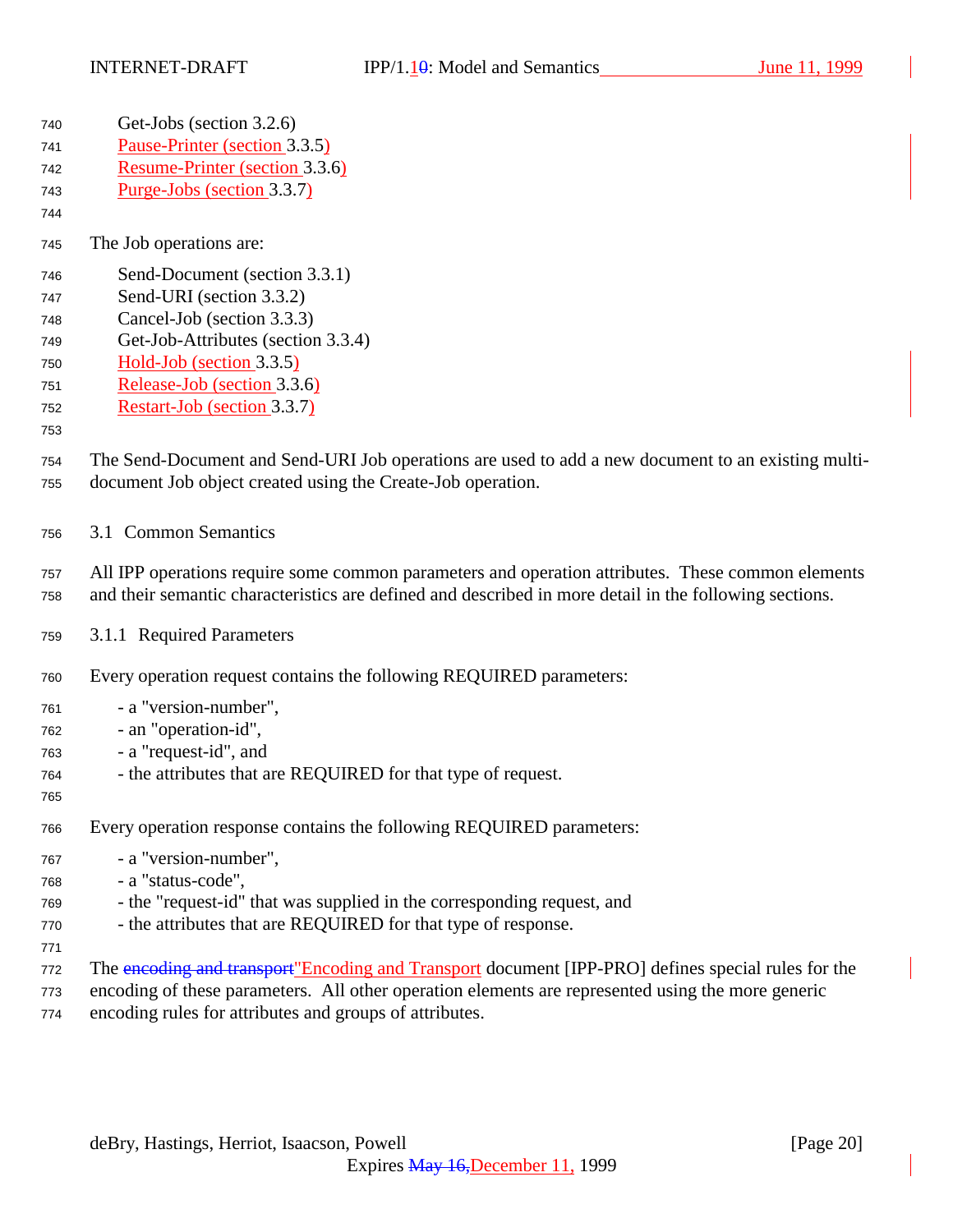Get-Jobs (section 3.2.6)
Pause-Printer (section 3.3.5)
Resume-Printer (section 3.3.6)
Purge-Jobs (section 3.3.7)

The Job operations are:

Send-Document (section 3.3.1)
Send-URI (section 3.3.2)
Cancel-Job (section 3.3.3)
Get-Job-Attributes (section 3.3.4)
Hold-Job (section 3.3.5)
Release-Job (section 3.3.6)
Restart-Job (section 3.3.7)

The Send-Document and Send-URI Job operations are used to add a new document to an existing multi-document Job object created using the Create-Job operation.

## 3.1 Common Semantics

All IPP operations require some common parameters and operation attributes. These common elements and their semantic characteristics are defined and described in more detail in the following sections.

### 3.1.1 Required Parameters

Every operation request contains the following REQUIRED parameters:

- a "version-number",
- an "operation-id",
- a "request-id", and
- the attributes that are REQUIRED for that type of request.

Every operation response contains the following REQUIRED parameters:

- a "version-number",
- a "status-code",
- the "request-id" that was supplied in the corresponding request, and
- the attributes that are REQUIRED for that type of response.

The ~~encoding and transport~~"Encoding and Transport document [IPP-PRO] defines special rules for the encoding of these parameters. All other operation elements are represented using the more generic encoding rules for attributes and groups of attributes.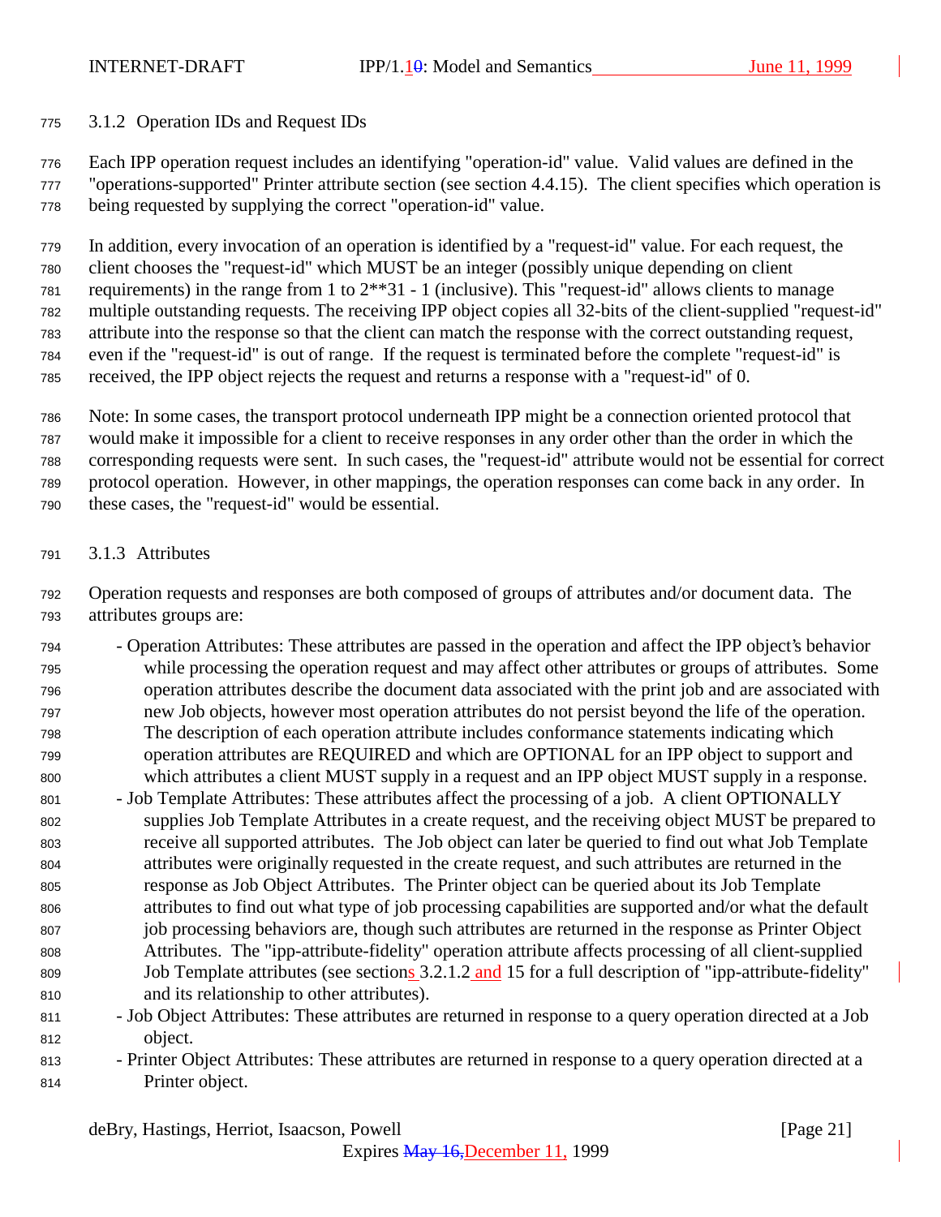### 3.1.2 Operation IDs and Request IDs

Each IPP operation request includes an identifying "operation-id" value. Valid values are defined in the "operations-supported" Printer attribute section (see section 4.4.15). The client specifies which operation is being requested by supplying the correct "operation-id" value.

In addition, every invocation of an operation is identified by a "request-id" value. For each request, the client chooses the "request-id" which MUST be an integer (possibly unique depending on client requirements) in the range from 1 to 2**31 - 1 (inclusive). This "request-id" allows clients to manage multiple outstanding requests. The receiving IPP object copies all 32-bits of the client-supplied "request-id" attribute into the response so that the client can match the response with the correct outstanding request, even if the "request-id" is out of range. If the request is terminated before the complete "request-id" is received, the IPP object rejects the request and returns a response with a "request-id" of 0.

Note: In some cases, the transport protocol underneath IPP might be a connection oriented protocol that would make it impossible for a client to receive responses in any order other than the order in which the corresponding requests were sent. In such cases, the "request-id" attribute would not be essential for correct protocol operation. However, in other mappings, the operation responses can come back in any order. In these cases, the "request-id" would be essential.

### 3.1.3 Attributes

Operation requests and responses are both composed of groups of attributes and/or document data. The attributes groups are:

- Operation Attributes: These attributes are passed in the operation and affect the IPP object's behavior while processing the operation request and may affect other attributes or groups of attributes. Some operation attributes describe the document data associated with the print job and are associated with new Job objects, however most operation attributes do not persist beyond the life of the operation. The description of each operation attribute includes conformance statements indicating which operation attributes are REQUIRED and which are OPTIONAL for an IPP object to support and which attributes a client MUST supply in a request and an IPP object MUST supply in a response.
- Job Template Attributes: These attributes affect the processing of a job. A client OPTIONALLY supplies Job Template Attributes in a create request, and the receiving object MUST be prepared to receive all supported attributes. The Job object can later be queried to find out what Job Template attributes were originally requested in the create request, and such attributes are returned in the response as Job Object Attributes. The Printer object can be queried about its Job Template attributes to find out what type of job processing capabilities are supported and/or what the default job processing behaviors are, though such attributes are returned in the response as Printer Object Attributes. The "ipp-attribute-fidelity" operation attribute affects processing of all client-supplied Job Template attributes (see sections 3.2.1.2 and 15 for a full description of "ipp-attribute-fidelity" and its relationship to other attributes).
- Job Object Attributes: These attributes are returned in response to a query operation directed at a Job object.
- Printer Object Attributes: These attributes are returned in response to a query operation directed at a Printer object.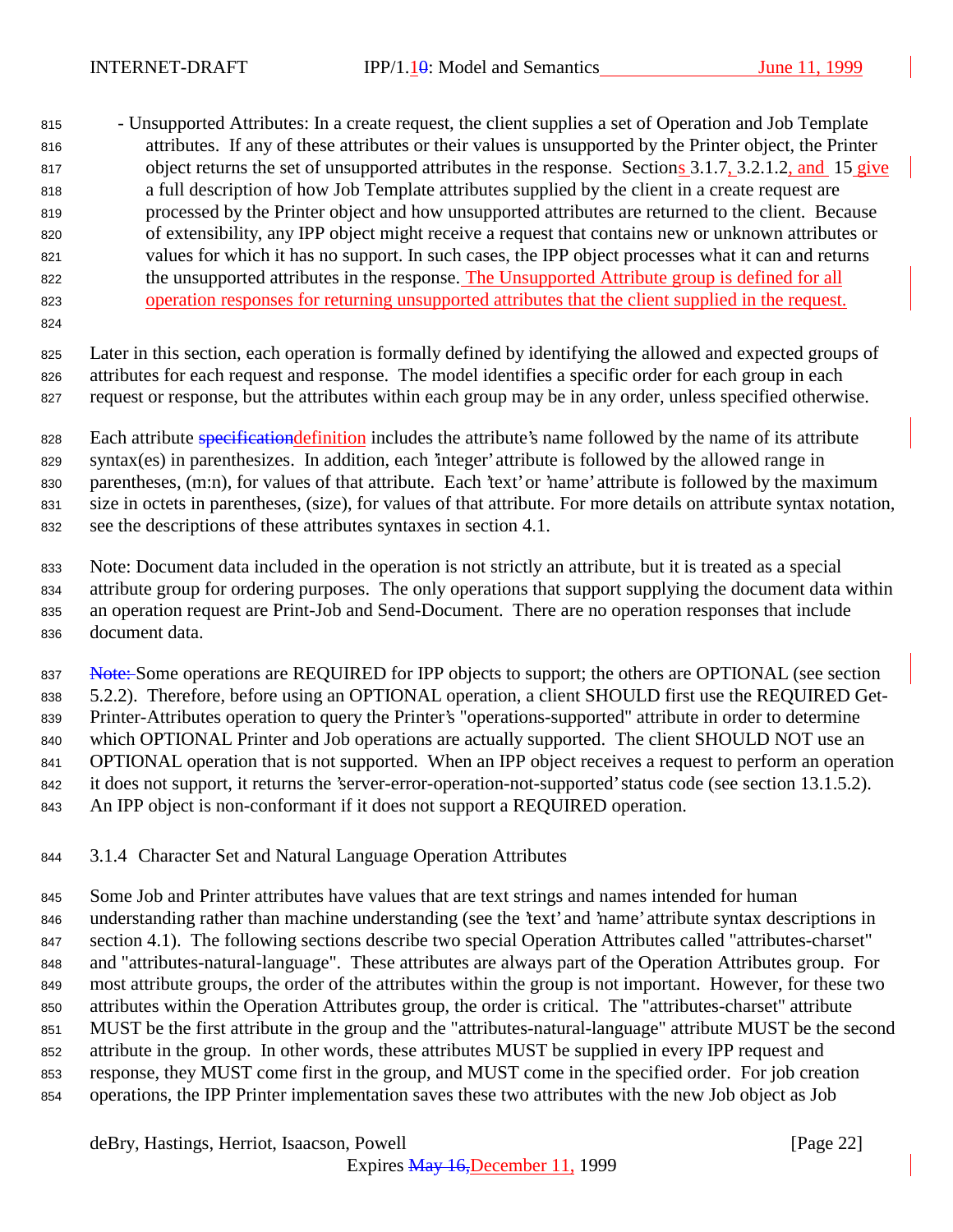- Unsupported Attributes: In a create request, the client supplies a set of Operation and Job Template attributes. If any of these attributes or their values is unsupported by the Printer object, the Printer object returns the set of unsupported attributes in the response. Sections 3.1.7, 3.2.1.2, and 15 give a full description of how Job Template attributes supplied by the client in a create request are processed by the Printer object and how unsupported attributes are returned to the client. Because of extensibility, any IPP object might receive a request that contains new or unknown attributes or values for which it has no support. In such cases, the IPP object processes what it can and returns the unsupported attributes in the response. The Unsupported Attribute group is defined for all operation responses for returning unsupported attributes that the client supplied in the request.

Later in this section, each operation is formally defined by identifying the allowed and expected groups of attributes for each request and response. The model identifies a specific order for each group in each request or response, but the attributes within each group may be in any order, unless specified otherwise.

Each attribute ~~specification~~definition includes the attribute's name followed by the name of its attribute syntax(es) in parenthesizes. In addition, each 'integer' attribute is followed by the allowed range in parentheses, (m:n), for values of that attribute. Each 'text' or 'name' attribute is followed by the maximum size in octets in parentheses, (size), for values of that attribute. For more details on attribute syntax notation, see the descriptions of these attributes syntaxes in section 4.1.

Note: Document data included in the operation is not strictly an attribute, but it is treated as a special attribute group for ordering purposes. The only operations that support supplying the document data within an operation request are Print-Job and Send-Document. There are no operation responses that include document data.

~~Note:~~ Some operations are REQUIRED for IPP objects to support; the others are OPTIONAL (see section 5.2.2). Therefore, before using an OPTIONAL operation, a client SHOULD first use the REQUIRED Get-Printer-Attributes operation to query the Printer's "operations-supported" attribute in order to determine which OPTIONAL Printer and Job operations are actually supported. The client SHOULD NOT use an OPTIONAL operation that is not supported. When an IPP object receives a request to perform an operation it does not support, it returns the 'server-error-operation-not-supported' status code (see section 13.1.5.2). An IPP object is non-conformant if it does not support a REQUIRED operation.

### 3.1.4 Character Set and Natural Language Operation Attributes

Some Job and Printer attributes have values that are text strings and names intended for human understanding rather than machine understanding (see the 'text' and 'name' attribute syntax descriptions in section 4.1). The following sections describe two special Operation Attributes called "attributes-charset" and "attributes-natural-language". These attributes are always part of the Operation Attributes group. For most attribute groups, the order of the attributes within the group is not important. However, for these two attributes within the Operation Attributes group, the order is critical. The "attributes-charset" attribute MUST be the first attribute in the group and the "attributes-natural-language" attribute MUST be the second attribute in the group. In other words, these attributes MUST be supplied in every IPP request and response, they MUST come first in the group, and MUST come in the specified order. For job creation operations, the IPP Printer implementation saves these two attributes with the new Job object as Job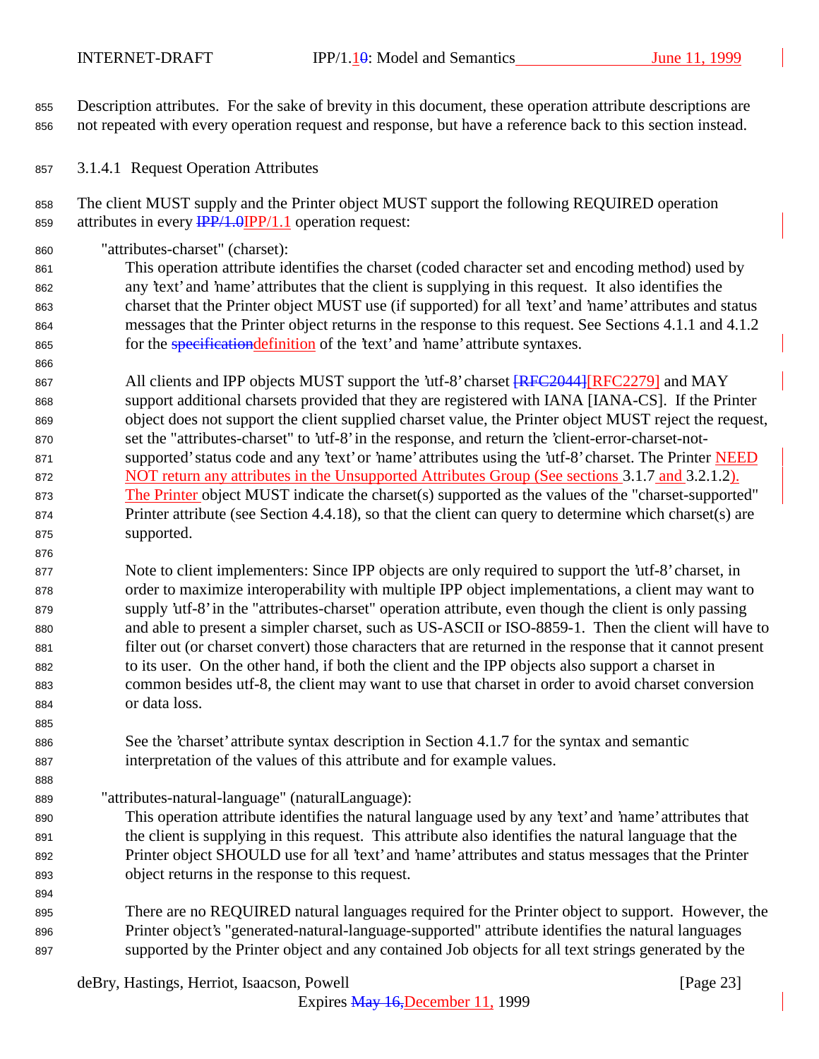Description attributes. For the sake of brevity in this document, these operation attribute descriptions are not repeated with every operation request and response, but have a reference back to this section instead.

#### 3.1.4.1 Request Operation Attributes

The client MUST supply and the Printer object MUST support the following REQUIRED operation attributes in every ~~IPP/1.0~~IPP/1.1 operation request:

"attributes-charset" (charset):

This operation attribute identifies the charset (coded character set and encoding method) used by any 'text' and 'name' attributes that the client is supplying in this request. It also identifies the charset that the Printer object MUST use (if supported) for all 'text' and 'name' attributes and status messages that the Printer object returns in the response to this request. See Sections 4.1.1 and 4.1.2 for the ~~specification~~definition of the 'text' and 'name' attribute syntaxes.

All clients and IPP objects MUST support the 'utf-8' charset ~~[RFC2044]~~[RFC2279] and MAY support additional charsets provided that they are registered with IANA [IANA-CS]. If the Printer object does not support the client supplied charset value, the Printer object MUST reject the request, set the "attributes-charset" to 'utf-8' in the response, and return the 'client-error-charset-not-supported' status code and any 'text' or 'name' attributes using the 'utf-8' charset. The Printer NEED NOT return any attributes in the Unsupported Attributes Group (See sections 3.1.7 and 3.2.1.2). The Printer object MUST indicate the charset(s) supported as the values of the "charset-supported" Printer attribute (see Section 4.4.18), so that the client can query to determine which charset(s) are supported.

Note to client implementers: Since IPP objects are only required to support the 'utf-8' charset, in order to maximize interoperability with multiple IPP object implementations, a client may want to supply 'utf-8' in the "attributes-charset" operation attribute, even though the client is only passing and able to present a simpler charset, such as US-ASCII or ISO-8859-1. Then the client will have to filter out (or charset convert) those characters that are returned in the response that it cannot present to its user. On the other hand, if both the client and the IPP objects also support a charset in common besides utf-8, the client may want to use that charset in order to avoid charset conversion or data loss.

See the 'charset' attribute syntax description in Section 4.1.7 for the syntax and semantic interpretation of the values of this attribute and for example values.

"attributes-natural-language" (naturalLanguage):

This operation attribute identifies the natural language used by any 'text' and 'name' attributes that the client is supplying in this request. This attribute also identifies the natural language that the Printer object SHOULD use for all 'text' and 'name' attributes and status messages that the Printer object returns in the response to this request.

There are no REQUIRED natural languages required for the Printer object to support. However, the Printer object's "generated-natural-language-supported" attribute identifies the natural languages supported by the Printer object and any contained Job objects for all text strings generated by the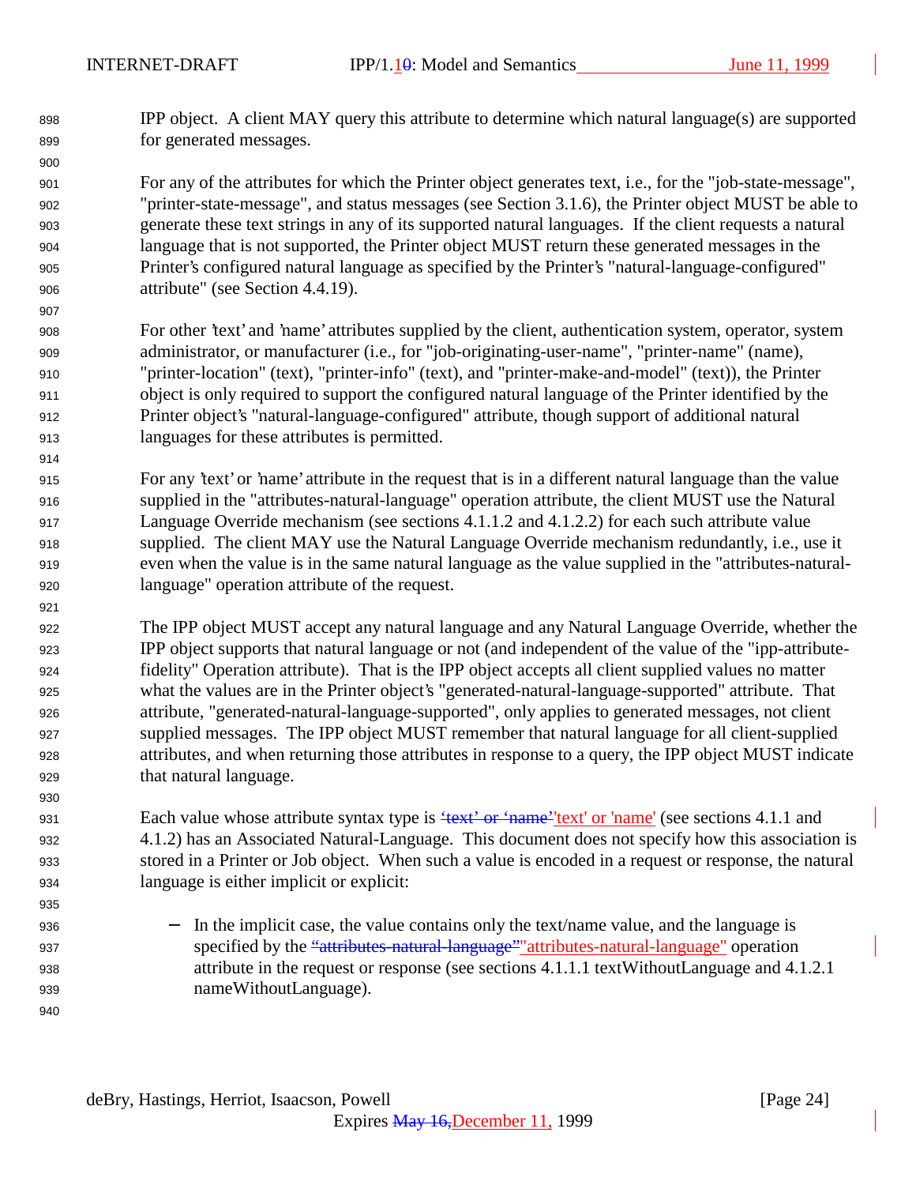IPP object. A client MAY query this attribute to determine which natural language(s) are supported for generated messages.

For any of the attributes for which the Printer object generates text, i.e., for the "job-state-message", "printer-state-message", and status messages (see Section 3.1.6), the Printer object MUST be able to generate these text strings in any of its supported natural languages. If the client requests a natural language that is not supported, the Printer object MUST return these generated messages in the Printer's configured natural language as specified by the Printer's "natural-language-configured" attribute" (see Section 4.4.19).

For other 'text' and 'name' attributes supplied by the client, authentication system, operator, system administrator, or manufacturer (i.e., for "job-originating-user-name", "printer-name" (name), "printer-location" (text), "printer-info" (text), and "printer-make-and-model" (text)), the Printer object is only required to support the configured natural language of the Printer identified by the Printer object's "natural-language-configured" attribute, though support of additional natural languages for these attributes is permitted.

For any 'text' or 'name' attribute in the request that is in a different natural language than the value supplied in the "attributes-natural-language" operation attribute, the client MUST use the Natural Language Override mechanism (see sections 4.1.1.2 and 4.1.2.2) for each such attribute value supplied. The client MAY use the Natural Language Override mechanism redundantly, i.e., use it even when the value is in the same natural language as the value supplied in the "attributes-natural-language" operation attribute of the request.

The IPP object MUST accept any natural language and any Natural Language Override, whether the IPP object supports that natural language or not (and independent of the value of the "ipp-attribute-fidelity" Operation attribute). That is the IPP object accepts all client supplied values no matter what the values are in the Printer object's "generated-natural-language-supported" attribute. That attribute, "generated-natural-language-supported", only applies to generated messages, not client supplied messages. The IPP object MUST remember that natural language for all client-supplied attributes, and when returning those attributes in response to a query, the IPP object MUST indicate that natural language.

Each value whose attribute syntax type is ~~'text' or 'name'~~'text' or 'name' (see sections 4.1.1 and 4.1.2) has an Associated Natural-Language. This document does not specify how this association is stored in a Printer or Job object. When such a value is encoded in a request or response, the natural language is either implicit or explicit:

- In the implicit case, the value contains only the text/name value, and the language is specified by the ~~"attributes-natural-language"~~"attributes-natural-language" operation attribute in the request or response (see sections 4.1.1.1 textWithoutLanguage and 4.1.2.1 nameWithoutLanguage).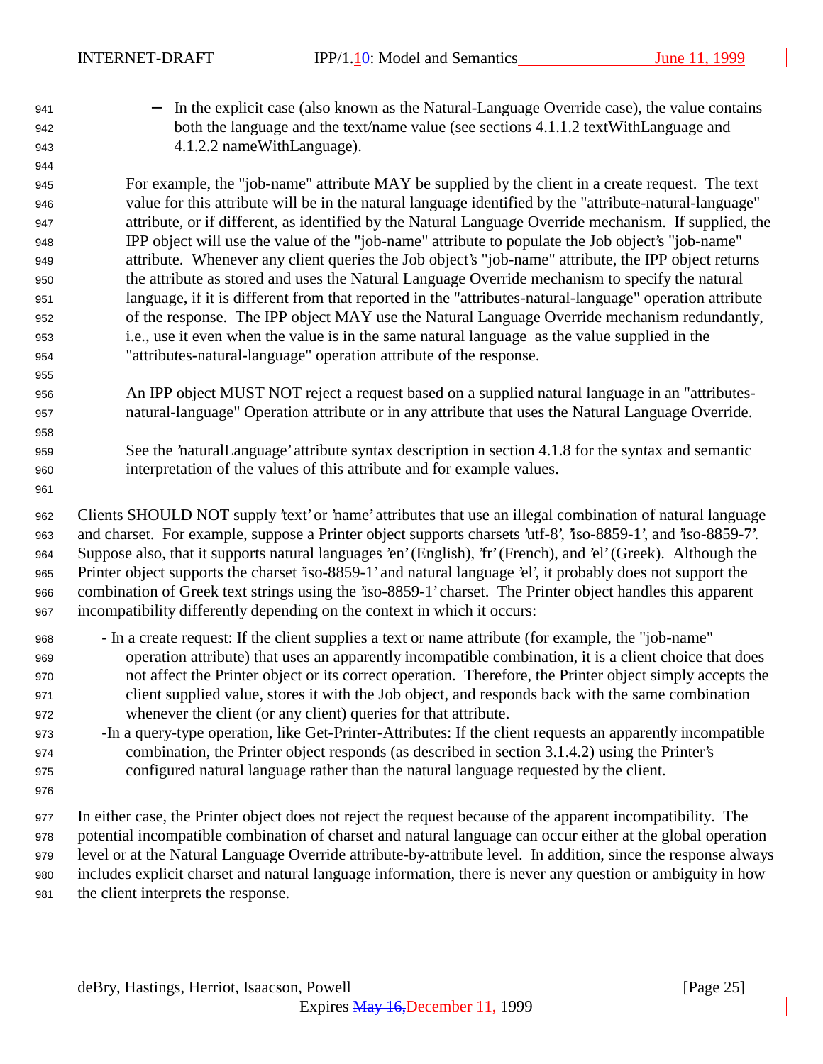- In the explicit case (also known as the Natural-Language Override case), the value contains both the language and the text/name value (see sections 4.1.1.2 textWithLanguage and 4.1.2.2 nameWithLanguage).

For example, the "job-name" attribute MAY be supplied by the client in a create request. The text value for this attribute will be in the natural language identified by the "attribute-natural-language" attribute, or if different, as identified by the Natural Language Override mechanism. If supplied, the IPP object will use the value of the "job-name" attribute to populate the Job object's "job-name" attribute. Whenever any client queries the Job object's "job-name" attribute, the IPP object returns the attribute as stored and uses the Natural Language Override mechanism to specify the natural language, if it is different from that reported in the "attributes-natural-language" operation attribute of the response. The IPP object MAY use the Natural Language Override mechanism redundantly, i.e., use it even when the value is in the same natural language as the value supplied in the "attributes-natural-language" operation attribute of the response.

An IPP object MUST NOT reject a request based on a supplied natural language in an "attributes-natural-language" Operation attribute or in any attribute that uses the Natural Language Override.

See the 'naturalLanguage' attribute syntax description in section 4.1.8 for the syntax and semantic interpretation of the values of this attribute and for example values.

Clients SHOULD NOT supply 'text' or 'name' attributes that use an illegal combination of natural language and charset. For example, suppose a Printer object supports charsets 'utf-8', 'iso-8859-1', and 'iso-8859-7'. Suppose also, that it supports natural languages 'en' (English), 'fr' (French), and 'el' (Greek). Although the Printer object supports the charset 'iso-8859-1' and natural language 'el', it probably does not support the combination of Greek text strings using the 'iso-8859-1' charset. The Printer object handles this apparent incompatibility differently depending on the context in which it occurs:

- In a create request: If the client supplies a text or name attribute (for example, the "job-name" operation attribute) that uses an apparently incompatible combination, it is a client choice that does not affect the Printer object or its correct operation. Therefore, the Printer object simply accepts the client supplied value, stores it with the Job object, and responds back with the same combination whenever the client (or any client) queries for that attribute.
- In a query-type operation, like Get-Printer-Attributes: If the client requests an apparently incompatible combination, the Printer object responds (as described in section 3.1.4.2) using the Printer's configured natural language rather than the natural language requested by the client.

In either case, the Printer object does not reject the request because of the apparent incompatibility. The potential incompatible combination of charset and natural language can occur either at the global operation level or at the Natural Language Override attribute-by-attribute level. In addition, since the response always includes explicit charset and natural language information, there is never any question or ambiguity in how the client interprets the response.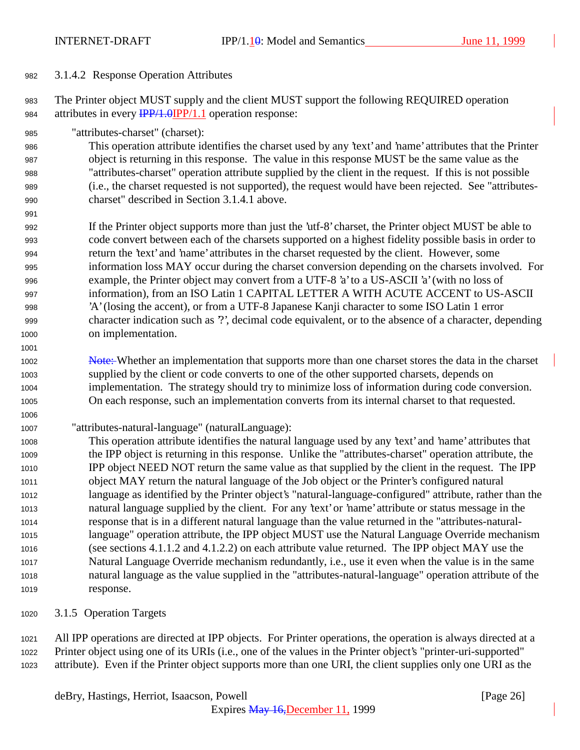### 3.1.4.2 Response Operation Attributes

The Printer object MUST supply and the client MUST support the following REQUIRED operation attributes in every IPP/1.1 operation response:

"attributes-charset" (charset):

This operation attribute identifies the charset used by any 'text' and 'name' attributes that the Printer object is returning in this response. The value in this response MUST be the same value as the "attributes-charset" operation attribute supplied by the client in the request. If this is not possible (i.e., the charset requested is not supported), the request would have been rejected. See "attributes-charset" described in Section 3.1.4.1 above.

If the Printer object supports more than just the 'utf-8' charset, the Printer object MUST be able to code convert between each of the charsets supported on a highest fidelity possible basis in order to return the 'text' and 'name' attributes in the charset requested by the client. However, some information loss MAY occur during the charset conversion depending on the charsets involved. For example, the Printer object may convert from a UTF-8 'a' to a US-ASCII 'a' (with no loss of information), from an ISO Latin 1 CAPITAL LETTER A WITH ACUTE ACCENT to US-ASCII 'A' (losing the accent), or from a UTF-8 Japanese Kanji character to some ISO Latin 1 error character indication such as '?', decimal code equivalent, or to the absence of a character, depending on implementation.

Whether an implementation that supports more than one charset stores the data in the charset supplied by the client or code converts to one of the other supported charsets, depends on implementation. The strategy should try to minimize loss of information during code conversion. On each response, such an implementation converts from its internal charset to that requested.

"attributes-natural-language" (naturalLanguage):

This operation attribute identifies the natural language used by any 'text' and 'name' attributes that the IPP object is returning in this response. Unlike the "attributes-charset" operation attribute, the IPP object NEED NOT return the same value as that supplied by the client in the request. The IPP object MAY return the natural language of the Job object or the Printer's configured natural language as identified by the Printer object's "natural-language-configured" attribute, rather than the natural language supplied by the client. For any 'text' or 'name' attribute or status message in the response that is in a different natural language than the value returned in the "attributes-natural-language" operation attribute, the IPP object MUST use the Natural Language Override mechanism (see sections 4.1.1.2 and 4.1.2.2) on each attribute value returned. The IPP object MAY use the Natural Language Override mechanism redundantly, i.e., use it even when the value is in the same natural language as the value supplied in the "attributes-natural-language" operation attribute of the response.

### 3.1.5 Operation Targets

All IPP operations are directed at IPP objects. For Printer operations, the operation is always directed at a Printer object using one of its URIs (i.e., one of the values in the Printer object's "printer-uri-supported" attribute). Even if the Printer object supports more than one URI, the client supplies only one URI as the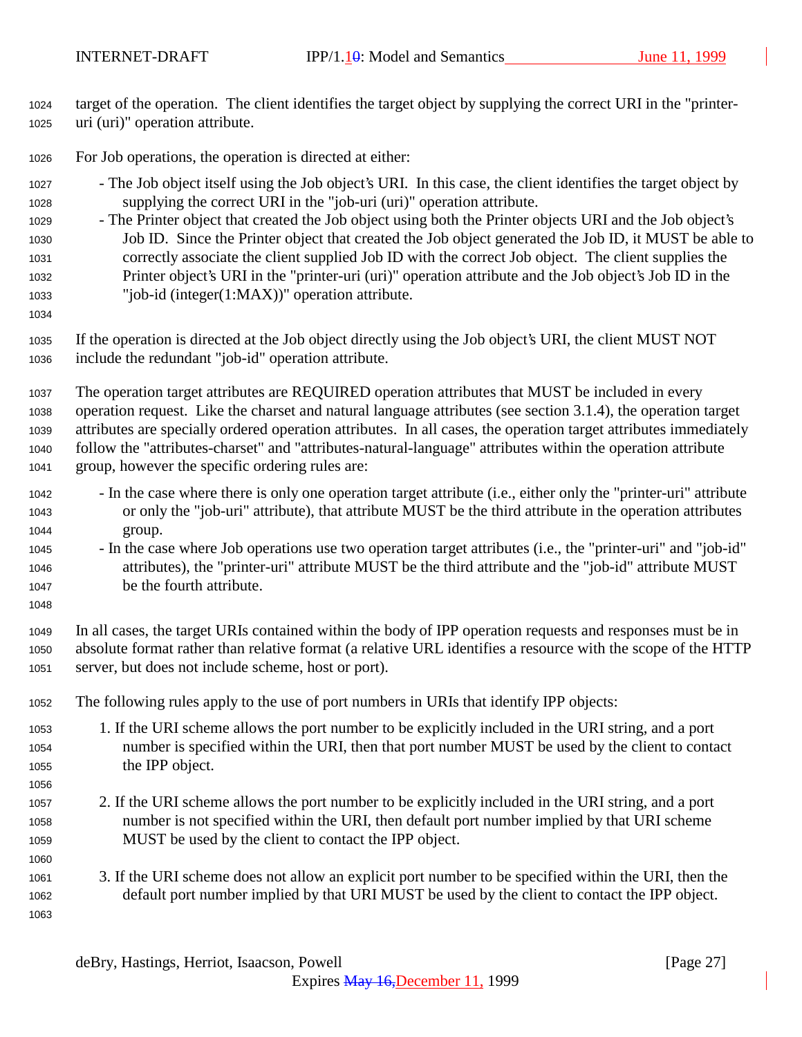target of the operation. The client identifies the target object by supplying the correct URI in the "printer-uri (uri)" operation attribute.

For Job operations, the operation is directed at either:

- The Job object itself using the Job object's URI. In this case, the client identifies the target object by supplying the correct URI in the "job-uri (uri)" operation attribute.
- The Printer object that created the Job object using both the Printer objects URI and the Job object's Job ID. Since the Printer object that created the Job object generated the Job ID, it MUST be able to correctly associate the client supplied Job ID with the correct Job object. The client supplies the Printer object's URI in the "printer-uri (uri)" operation attribute and the Job object's Job ID in the "job-id (integer(1:MAX))" operation attribute.

If the operation is directed at the Job object directly using the Job object's URI, the client MUST NOT include the redundant "job-id" operation attribute.

The operation target attributes are REQUIRED operation attributes that MUST be included in every operation request. Like the charset and natural language attributes (see section 3.1.4), the operation target attributes are specially ordered operation attributes. In all cases, the operation target attributes immediately follow the "attributes-charset" and "attributes-natural-language" attributes within the operation attribute group, however the specific ordering rules are:

- In the case where there is only one operation target attribute (i.e., either only the "printer-uri" attribute or only the "job-uri" attribute), that attribute MUST be the third attribute in the operation attributes group.
- In the case where Job operations use two operation target attributes (i.e., the "printer-uri" and "job-id" attributes), the "printer-uri" attribute MUST be the third attribute and the "job-id" attribute MUST be the fourth attribute.

In all cases, the target URIs contained within the body of IPP operation requests and responses must be in absolute format rather than relative format (a relative URL identifies a resource with the scope of the HTTP server, but does not include scheme, host or port).

The following rules apply to the use of port numbers in URIs that identify IPP objects:

1. If the URI scheme allows the port number to be explicitly included in the URI string, and a port number is specified within the URI, then that port number MUST be used by the client to contact the IPP object.

2. If the URI scheme allows the port number to be explicitly included in the URI string, and a port number is not specified within the URI, then default port number implied by that URI scheme MUST be used by the client to contact the IPP object.

3. If the URI scheme does not allow an explicit port number to be specified within the URI, then the default port number implied by that URI MUST be used by the client to contact the IPP object.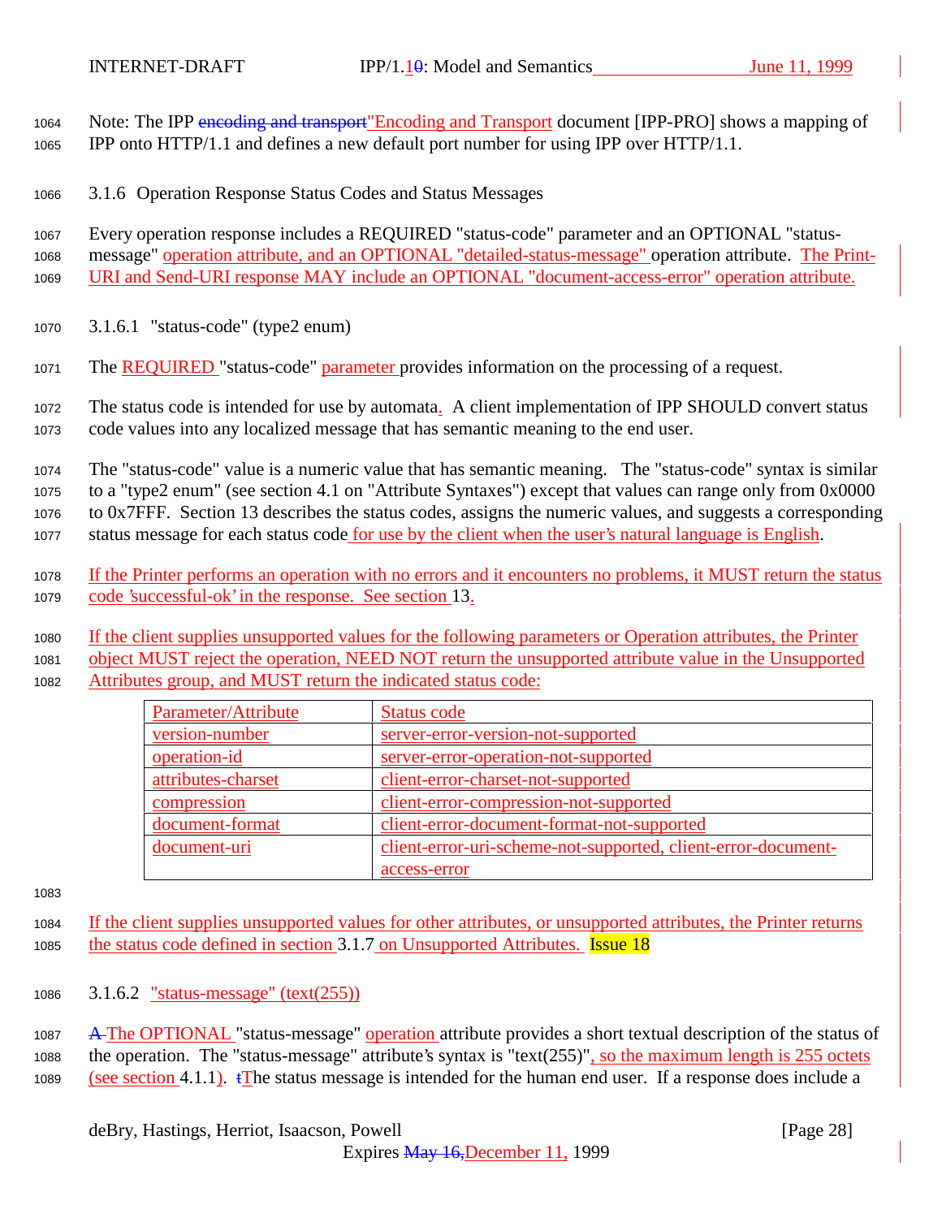Note: The IPP "Encoding and Transport document [IPP-PRO] shows a mapping of IPP onto HTTP/1.1 and defines a new default port number for using IPP over HTTP/1.1.

### 3.1.6 Operation Response Status Codes and Status Messages

Every operation response includes a REQUIRED "status-code" parameter and an OPTIONAL "status-message" operation attribute, and an OPTIONAL "detailed-status-message" operation attribute. The Print-URI and Send-URI response MAY include an OPTIONAL "document-access-error" operation attribute.

#### 3.1.6.1 "status-code" (type2 enum)

The REQUIRED "status-code" parameter provides information on the processing of a request.

The status code is intended for use by automata. A client implementation of IPP SHOULD convert status code values into any localized message that has semantic meaning to the end user.

The "status-code" value is a numeric value that has semantic meaning. The "status-code" syntax is similar to a "type2 enum" (see section 4.1 on "Attribute Syntaxes") except that values can range only from 0x0000 to 0x7FFF. Section 13 describes the status codes, assigns the numeric values, and suggests a corresponding status message for each status code for use by the client when the user's natural language is English.

If the Printer performs an operation with no errors and it encounters no problems, it MUST return the status code 'successful-ok' in the response. See section 13.

If the client supplies unsupported values for the following parameters or Operation attributes, the Printer object MUST reject the operation, NEED NOT return the unsupported attribute value in the Unsupported Attributes group, and MUST return the indicated status code:

| Parameter/Attribute | Status code |
|---|---|
| version-number | server-error-version-not-supported |
| operation-id | server-error-operation-not-supported |
| attributes-charset | client-error-charset-not-supported |
| compression | client-error-compression-not-supported |
| document-format | client-error-document-format-not-supported |
| document-uri | client-error-uri-scheme-not-supported, client-error-document-access-error |

If the client supplies unsupported values for other attributes, or unsupported attributes, the Printer returns the status code defined in section 3.1.7 on Unsupported Attributes. Issue 18

#### 3.1.6.2 "status-message" (text(255))

The OPTIONAL "status-message" operation attribute provides a short textual description of the status of the operation. The "status-message" attribute's syntax is "text(255)", so the maximum length is 255 octets (see section 4.1.1). The status message is intended for the human end user. If a response does include a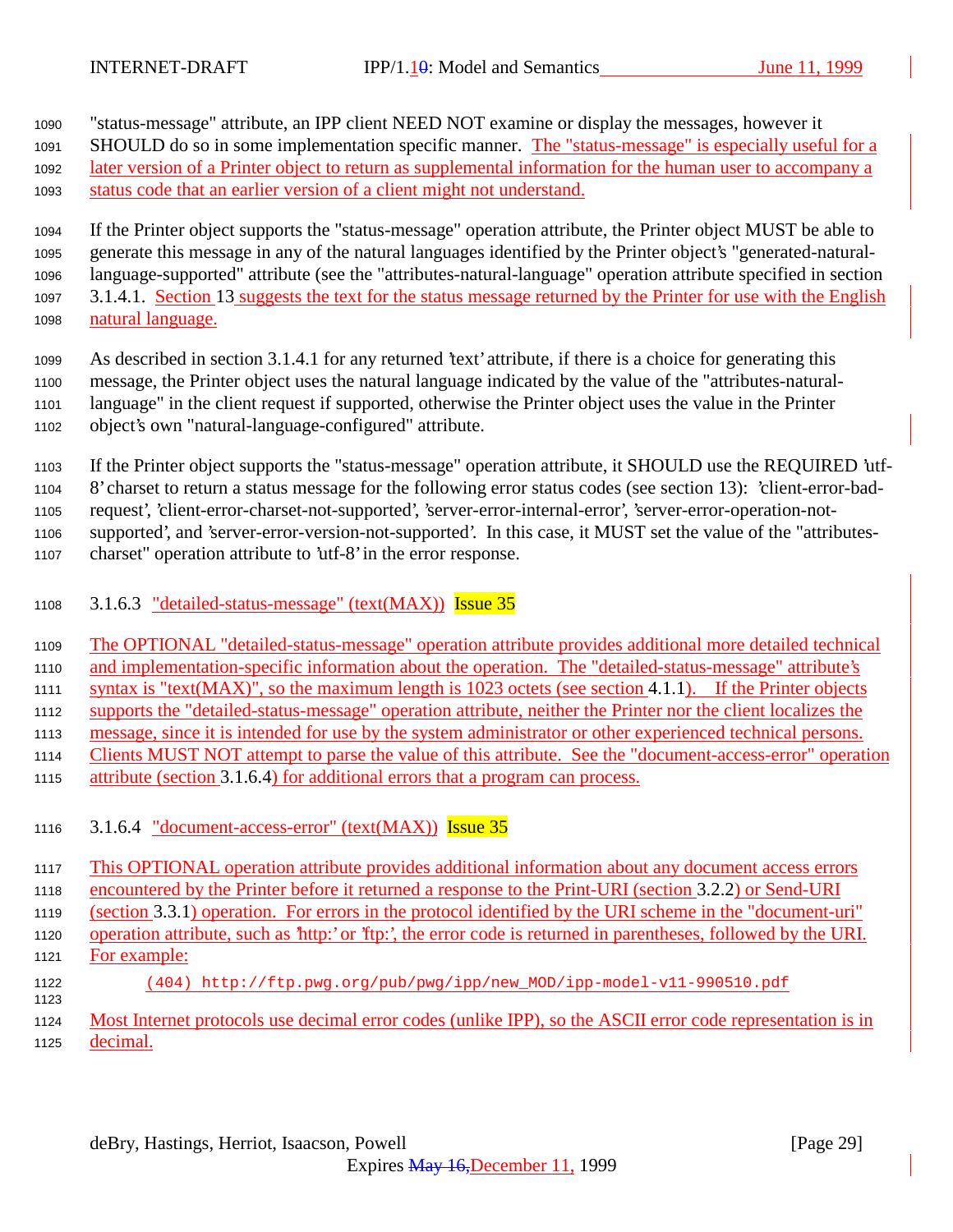"status-message" attribute, an IPP client NEED NOT examine or display the messages, however it SHOULD do so in some implementation specific manner. The "status-message" is especially useful for a later version of a Printer object to return as supplemental information for the human user to accompany a status code that an earlier version of a client might not understand.

If the Printer object supports the "status-message" operation attribute, the Printer object MUST be able to generate this message in any of the natural languages identified by the Printer object's "generated-natural-language-supported" attribute (see the "attributes-natural-language" operation attribute specified in section 3.1.4.1. Section 13 suggests the text for the status message returned by the Printer for use with the English natural language.

As described in section 3.1.4.1 for any returned 'text' attribute, if there is a choice for generating this message, the Printer object uses the natural language indicated by the value of the "attributes-natural-language" in the client request if supported, otherwise the Printer object uses the value in the Printer object's own "natural-language-configured" attribute.

If the Printer object supports the "status-message" operation attribute, it SHOULD use the REQUIRED 'utf-8' charset to return a status message for the following error status codes (see section 13): 'client-error-bad-request', 'client-error-charset-not-supported', 'server-error-internal-error', 'server-error-operation-not-supported', and 'server-error-version-not-supported'. In this case, it MUST set the value of the "attributes-charset" operation attribute to 'utf-8' in the error response.

### 3.1.6.3 "detailed-status-message" (text(MAX)) Issue 35

The OPTIONAL "detailed-status-message" operation attribute provides additional more detailed technical and implementation-specific information about the operation. The "detailed-status-message" attribute's syntax is "text(MAX)", so the maximum length is 1023 octets (see section 4.1.1). If the Printer objects supports the "detailed-status-message" operation attribute, neither the Printer nor the client localizes the message, since it is intended for use by the system administrator or other experienced technical persons. Clients MUST NOT attempt to parse the value of this attribute. See the "document-access-error" operation attribute (section 3.1.6.4) for additional errors that a program can process.

### 3.1.6.4 "document-access-error" (text(MAX)) Issue 35

This OPTIONAL operation attribute provides additional information about any document access errors encountered by the Printer before it returned a response to the Print-URI (section 3.2.2) or Send-URI (section 3.3.1) operation. For errors in the protocol identified by the URI scheme in the "document-uri" operation attribute, such as 'http:' or 'ftp:', the error code is returned in parentheses, followed by the URI. For example:

```
        (404) http://ftp.pwg.org/pub/pwg/ipp/new_MOD/ipp-model-v11-990510.pdf
```

Most Internet protocols use decimal error codes (unlike IPP), so the ASCII error code representation is in decimal.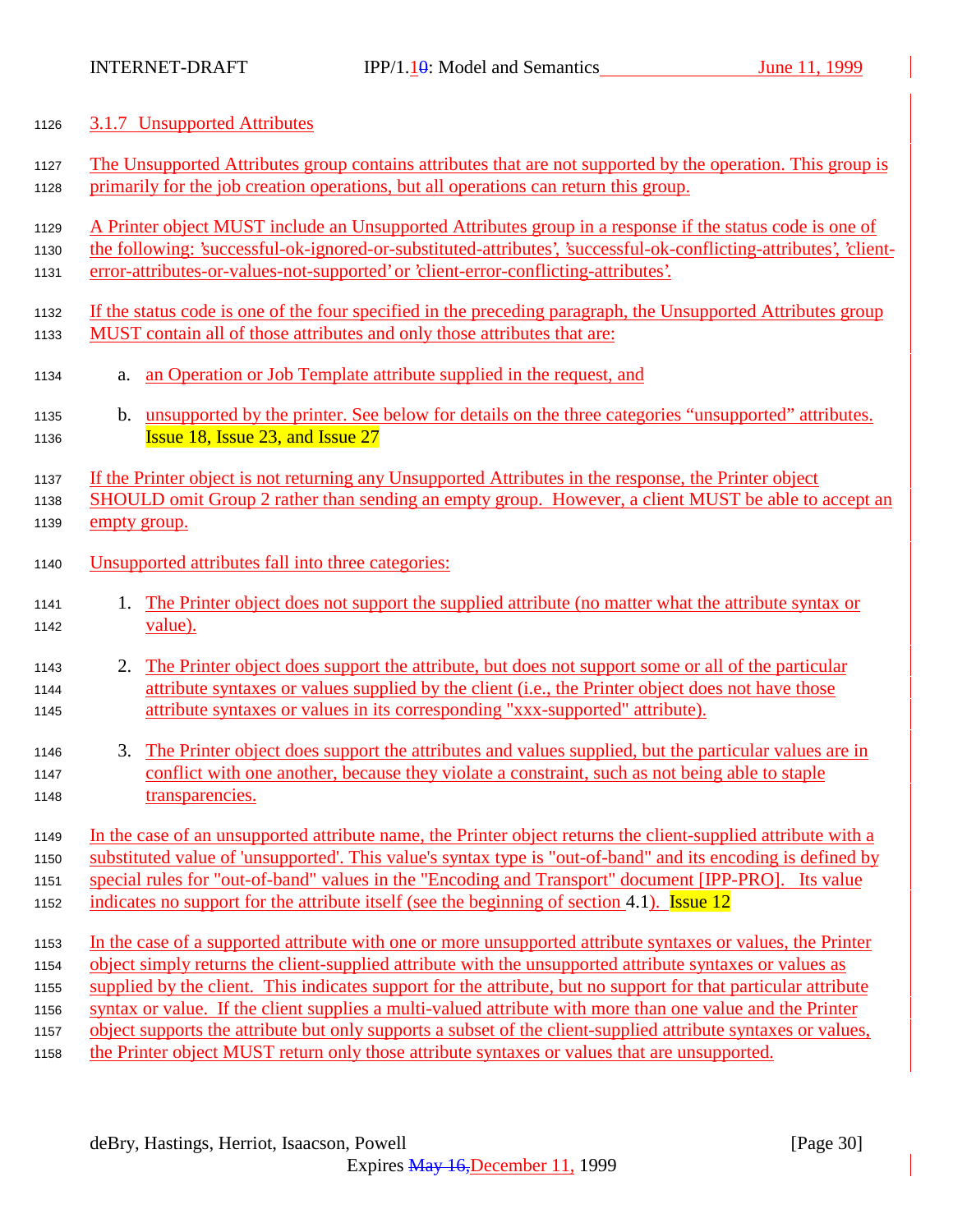### 3.1.7 Unsupported Attributes

The Unsupported Attributes group contains attributes that are not supported by the operation. This group is primarily for the job creation operations, but all operations can return this group.

A Printer object MUST include an Unsupported Attributes group in a response if the status code is one of the following: 'successful-ok-ignored-or-substituted-attributes', 'successful-ok-conflicting-attributes', 'client-error-attributes-or-values-not-supported' or 'client-error-conflicting-attributes'.

If the status code is one of the four specified in the preceding paragraph, the Unsupported Attributes group MUST contain all of those attributes and only those attributes that are:

a. an Operation or Job Template attribute supplied in the request, and

b. unsupported by the printer. See below for details on the three categories "unsupported" attributes. Issue 18, Issue 23, and Issue 27

If the Printer object is not returning any Unsupported Attributes in the response, the Printer object SHOULD omit Group 2 rather than sending an empty group. However, a client MUST be able to accept an empty group.

Unsupported attributes fall into three categories:

1. The Printer object does not support the supplied attribute (no matter what the attribute syntax or value).

2. The Printer object does support the attribute, but does not support some or all of the particular attribute syntaxes or values supplied by the client (i.e., the Printer object does not have those attribute syntaxes or values in its corresponding "xxx-supported" attribute).

3. The Printer object does support the attributes and values supplied, but the particular values are in conflict with one another, because they violate a constraint, such as not being able to staple transparencies.

In the case of an unsupported attribute name, the Printer object returns the client-supplied attribute with a substituted value of 'unsupported'. This value's syntax type is "out-of-band" and its encoding is defined by special rules for "out-of-band" values in the "Encoding and Transport" document [IPP-PRO]. Its value indicates no support for the attribute itself (see the beginning of section 4.1). Issue 12

In the case of a supported attribute with one or more unsupported attribute syntaxes or values, the Printer object simply returns the client-supplied attribute with the unsupported attribute syntaxes or values as supplied by the client. This indicates support for the attribute, but no support for that particular attribute syntax or value. If the client supplies a multi-valued attribute with more than one value and the Printer object supports the attribute but only supports a subset of the client-supplied attribute syntaxes or values, the Printer object MUST return only those attribute syntaxes or values that are unsupported.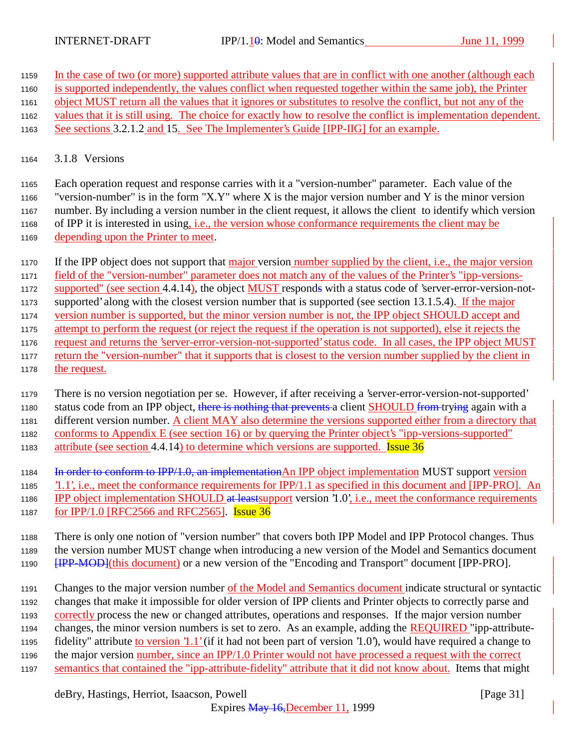In the case of two (or more) supported attribute values that are in conflict with one another (although each is supported independently, the values conflict when requested together within the same job), the Printer object MUST return all the values that it ignores or substitutes to resolve the conflict, but not any of the values that it is still using. The choice for exactly how to resolve the conflict is implementation dependent. See sections 3.2.1.2 and 15. See The Implementer's Guide [IPP-IIG] for an example.

### 3.1.8 Versions

Each operation request and response carries with it a "version-number" parameter. Each value of the "version-number" is in the form "X.Y" where X is the major version number and Y is the minor version number. By including a version number in the client request, it allows the client to identify which version of IPP it is interested in using, i.e., the version whose conformance requirements the client may be depending upon the Printer to meet.

If the IPP object does not support that major version number supplied by the client, i.e., the major version field of the "version-number" parameter does not match any of the values of the Printer's "ipp-versions-supported" (see section 4.4.14), the object MUST responds with a status code of 'server-error-version-not-supported' along with the closest version number that is supported (see section 13.1.5.4). If the major version number is supported, but the minor version number is not, the IPP object SHOULD accept and attempt to perform the request (or reject the request if the operation is not supported), else it rejects the request and returns the 'server-error-version-not-supported' status code. In all cases, the IPP object MUST return the "version-number" that it supports that is closest to the version number supplied by the client in the request.

There is no version negotiation per se. However, if after receiving a 'server-error-version-not-supported' status code from an IPP object, ~~there is nothing that prevents~~ a client SHOULD ~~from~~ trying again with a different version number. A client MAY also determine the versions supported either from a directory that conforms to Appendix E (see section 16) or by querying the Printer object's "ipp-versions-supported" attribute (see section 4.4.14) to determine which versions are supported. Issue 36

~~In order to conform to IPP/1.0, an implementation~~An IPP object implementation MUST support version '1.1', i.e., meet the conformance requirements for IPP/1.1 as specified in this document and [IPP-PRO]. An IPP object implementation SHOULD ~~at least~~support version '1.0', i.e., meet the conformance requirements for IPP/1.0 [RFC2566 and RFC2565]. Issue 36

There is only one notion of "version number" that covers both IPP Model and IPP Protocol changes. Thus the version number MUST change when introducing a new version of the Model and Semantics document ~~[IPP-MOD]~~(this document) or a new version of the "Encoding and Transport" document [IPP-PRO].

Changes to the major version number of the Model and Semantics document indicate structural or syntactic changes that make it impossible for older version of IPP clients and Printer objects to correctly parse and correctly process the new or changed attributes, operations and responses. If the major version number changes, the minor version numbers is set to zero. As an example, adding the REQUIRED "ipp-attribute-fidelity" attribute to version '1.1' (if it had not been part of version '1.0'), would have required a change to the major version number, since an IPP/1.0 Printer would not have processed a request with the correct semantics that contained the "ipp-attribute-fidelity" attribute that it did not know about. Items that might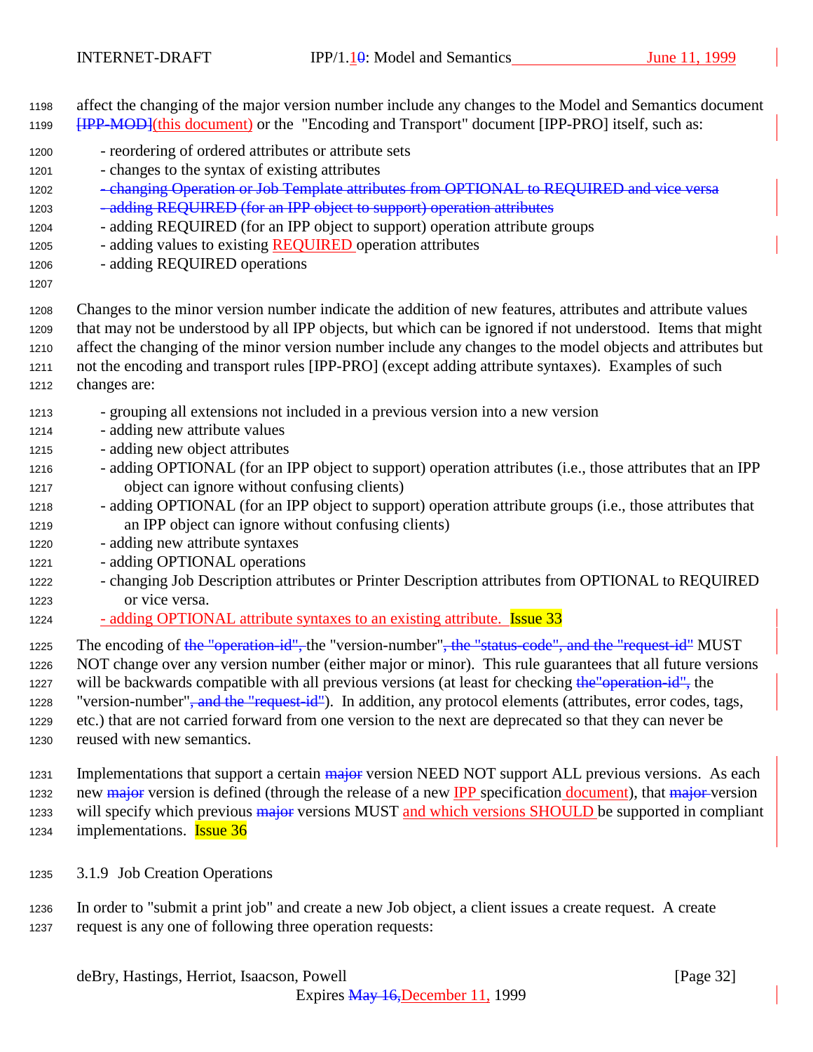affect the changing of the major version number include any changes to the Model and Semantics document [IPP-MOD](this document) or the "Encoding and Transport" document [IPP-PRO] itself, such as:

- reordering of ordered attributes or attribute sets
- changes to the syntax of existing attributes
- changing Operation or Job Template attributes from OPTIONAL to REQUIRED and vice versa
- adding REQUIRED (for an IPP object to support) operation attributes
- adding REQUIRED (for an IPP object to support) operation attribute groups
- adding values to existing REQUIRED operation attributes
- adding REQUIRED operations

Changes to the minor version number indicate the addition of new features, attributes and attribute values that may not be understood by all IPP objects, but which can be ignored if not understood. Items that might affect the changing of the minor version number include any changes to the model objects and attributes but not the encoding and transport rules [IPP-PRO] (except adding attribute syntaxes). Examples of such changes are:

- grouping all extensions not included in a previous version into a new version
- adding new attribute values
- adding new object attributes
- adding OPTIONAL (for an IPP object to support) operation attributes (i.e., those attributes that an IPP object can ignore without confusing clients)
- adding OPTIONAL (for an IPP object to support) operation attribute groups (i.e., those attributes that an IPP object can ignore without confusing clients)
- adding new attribute syntaxes
- adding OPTIONAL operations
- changing Job Description attributes or Printer Description attributes from OPTIONAL to REQUIRED or vice versa.
- adding OPTIONAL attribute syntaxes to an existing attribute. Issue 33

The encoding of the "operation-id", the "version-number", the "status-code", and the "request-id" MUST NOT change over any version number (either major or minor). This rule guarantees that all future versions will be backwards compatible with all previous versions (at least for checking the"operation-id", the "version-number", and the "request-id"). In addition, any protocol elements (attributes, error codes, tags, etc.) that are not carried forward from one version to the next are deprecated so that they can never be reused with new semantics.

Implementations that support a certain major version NEED NOT support ALL previous versions. As each new major version is defined (through the release of a new IPP specification document), that major version will specify which previous major versions MUST and which versions SHOULD be supported in compliant implementations. Issue 36

### 3.1.9 Job Creation Operations

In order to "submit a print job" and create a new Job object, a client issues a create request. A create request is any one of following three operation requests: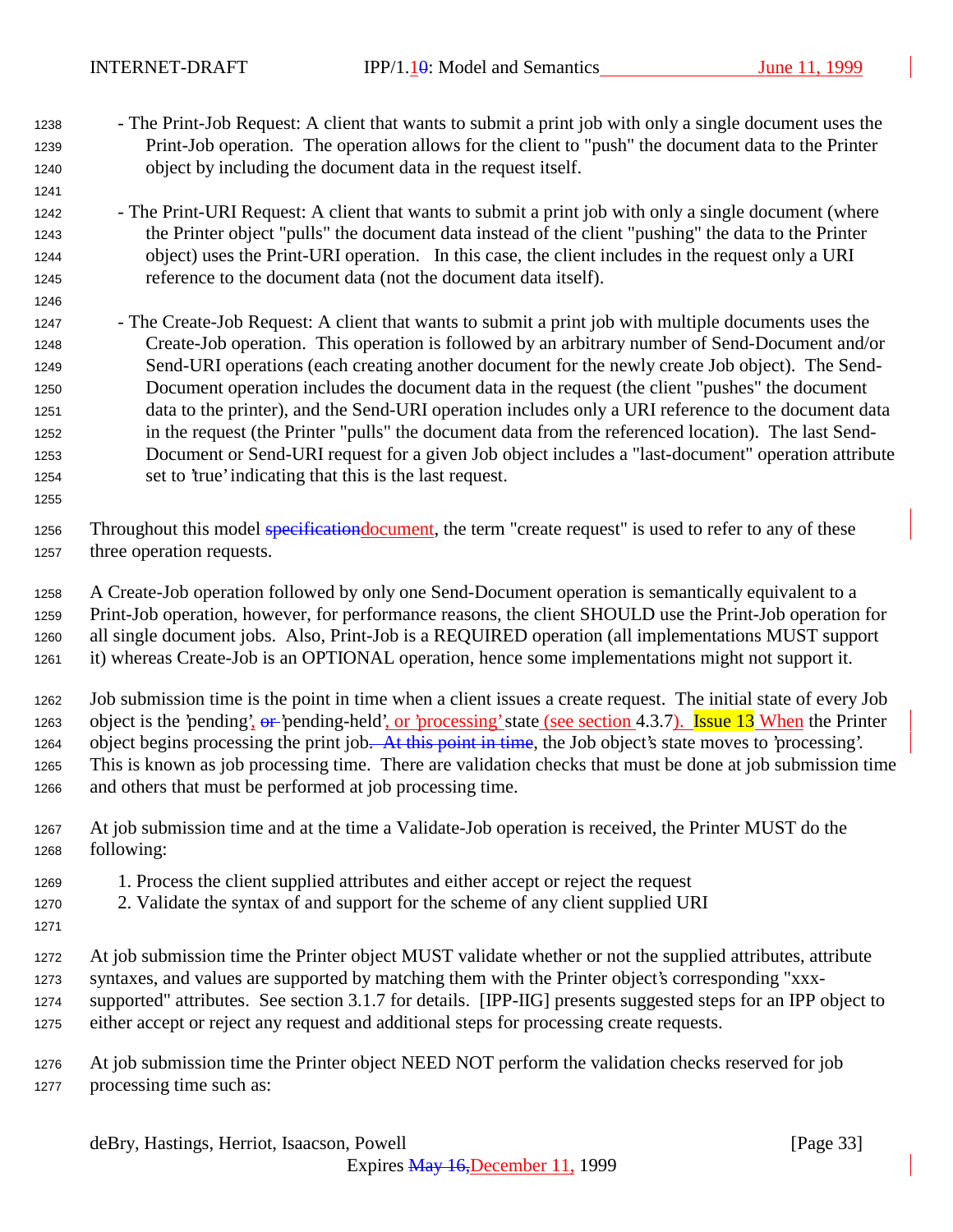- The Print-Job Request: A client that wants to submit a print job with only a single document uses the Print-Job operation. The operation allows for the client to "push" the document data to the Printer object by including the document data in the request itself.

- The Print-URI Request: A client that wants to submit a print job with only a single document (where the Printer object "pulls" the document data instead of the client "pushing" the data to the Printer object) uses the Print-URI operation. In this case, the client includes in the request only a URI reference to the document data (not the document data itself).

- The Create-Job Request: A client that wants to submit a print job with multiple documents uses the Create-Job operation. This operation is followed by an arbitrary number of Send-Document and/or Send-URI operations (each creating another document for the newly create Job object). The Send-Document operation includes the document data in the request (the client "pushes" the document data to the printer), and the Send-URI operation includes only a URI reference to the document data in the request (the Printer "pulls" the document data from the referenced location). The last Send-Document or Send-URI request for a given Job object includes a "last-document" operation attribute set to 'true' indicating that this is the last request.

Throughout this model ~~specification~~document, the term "create request" is used to refer to any of these three operation requests.

A Create-Job operation followed by only one Send-Document operation is semantically equivalent to a Print-Job operation, however, for performance reasons, the client SHOULD use the Print-Job operation for all single document jobs. Also, Print-Job is a REQUIRED operation (all implementations MUST support it) whereas Create-Job is an OPTIONAL operation, hence some implementations might not support it.

Job submission time is the point in time when a client issues a create request. The initial state of every Job object is the 'pending', ~~or~~ 'pending-held', or 'processing' state (see section 4.3.7). Issue 13 When the Printer object begins processing the print job~~. At this point in time~~, the Job object's state moves to 'processing'. This is known as job processing time. There are validation checks that must be done at job submission time and others that must be performed at job processing time.

At job submission time and at the time a Validate-Job operation is received, the Printer MUST do the following:

1. Process the client supplied attributes and either accept or reject the request
2. Validate the syntax of and support for the scheme of any client supplied URI

At job submission time the Printer object MUST validate whether or not the supplied attributes, attribute syntaxes, and values are supported by matching them with the Printer object's corresponding "xxx-supported" attributes. See section 3.1.7 for details. [IPP-IIG] presents suggested steps for an IPP object to either accept or reject any request and additional steps for processing create requests.

At job submission time the Printer object NEED NOT perform the validation checks reserved for job processing time such as: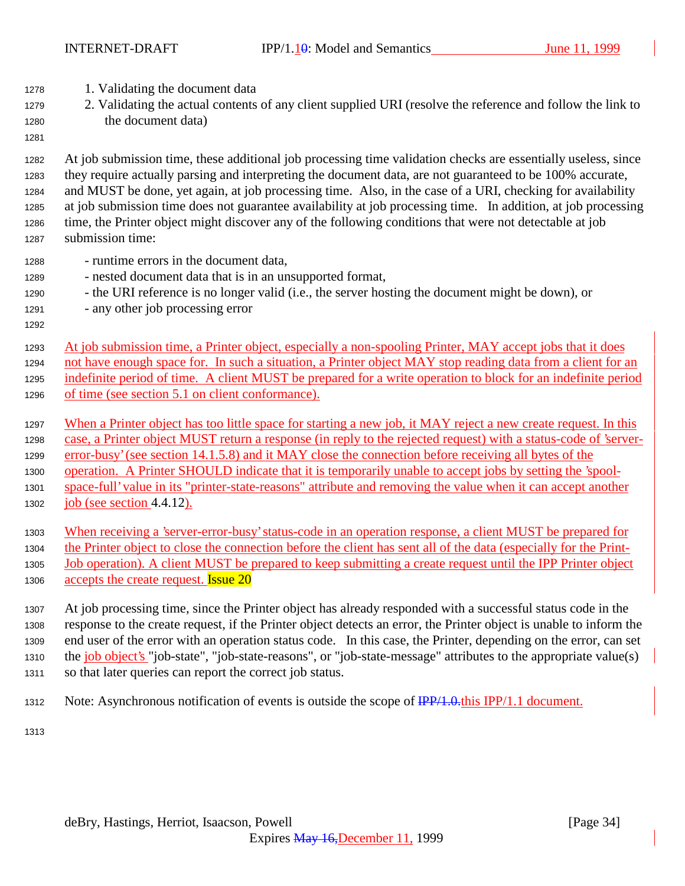1. Validating the document data
2. Validating the actual contents of any client supplied URI (resolve the reference and follow the link to the document data)

At job submission time, these additional job processing time validation checks are essentially useless, since they require actually parsing and interpreting the document data, are not guaranteed to be 100% accurate, and MUST be done, yet again, at job processing time. Also, in the case of a URI, checking for availability at job submission time does not guarantee availability at job processing time. In addition, at job processing time, the Printer object might discover any of the following conditions that were not detectable at job submission time:

- runtime errors in the document data,
- nested document data that is in an unsupported format,
- the URI reference is no longer valid (i.e., the server hosting the document might be down), or
- any other job processing error

At job submission time, a Printer object, especially a non-spooling Printer, MAY accept jobs that it does not have enough space for. In such a situation, a Printer object MAY stop reading data from a client for an indefinite period of time. A client MUST be prepared for a write operation to block for an indefinite period of time (see section 5.1 on client conformance).

When a Printer object has too little space for starting a new job, it MAY reject a new create request. In this case, a Printer object MUST return a response (in reply to the rejected request) with a status-code of 'server-error-busy' (see section 14.1.5.8) and it MAY close the connection before receiving all bytes of the operation. A Printer SHOULD indicate that it is temporarily unable to accept jobs by setting the 'spool-space-full' value in its "printer-state-reasons" attribute and removing the value when it can accept another job (see section 4.4.12).

When receiving a 'server-error-busy' status-code in an operation response, a client MUST be prepared for the Printer object to close the connection before the client has sent all of the data (especially for the Print-Job operation). A client MUST be prepared to keep submitting a create request until the IPP Printer object accepts the create request. Issue 20

At job processing time, since the Printer object has already responded with a successful status code in the response to the create request, if the Printer object detects an error, the Printer object is unable to inform the end user of the error with an operation status code. In this case, the Printer, depending on the error, can set the job object's "job-state", "job-state-reasons", or "job-state-message" attributes to the appropriate value(s) so that later queries can report the correct job status.

Note: Asynchronous notification of events is outside the scope of ~~IPP/1.0.~~this IPP/1.1 document.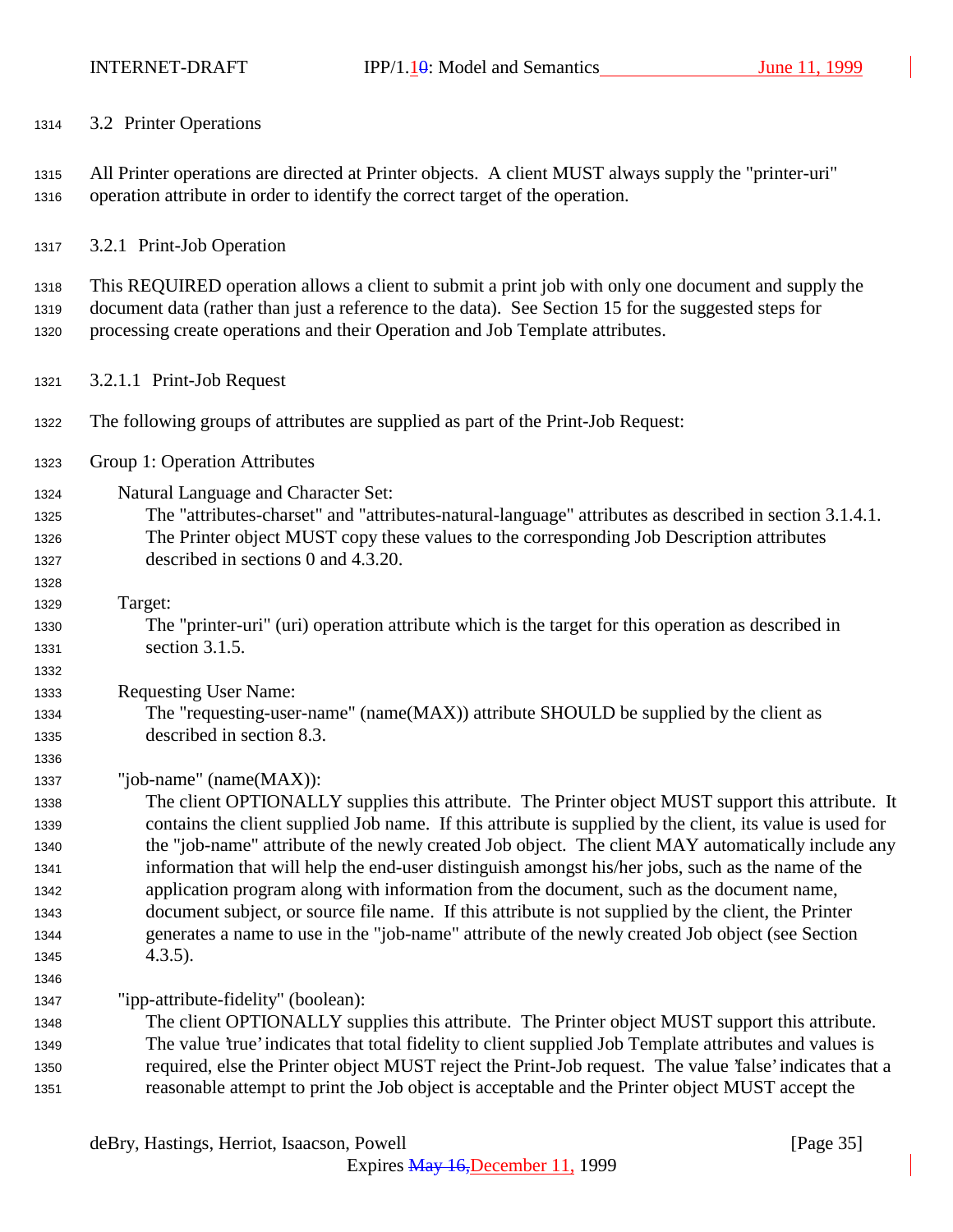### 3.2 Printer Operations

All Printer operations are directed at Printer objects. A client MUST always supply the "printer-uri" operation attribute in order to identify the correct target of the operation.

#### 3.2.1 Print-Job Operation

This REQUIRED operation allows a client to submit a print job with only one document and supply the document data (rather than just a reference to the data). See Section 15 for the suggested steps for processing create operations and their Operation and Job Template attributes.

##### 3.2.1.1 Print-Job Request

The following groups of attributes are supplied as part of the Print-Job Request:

Group 1: Operation Attributes

Natural Language and Character Set:
The "attributes-charset" and "attributes-natural-language" attributes as described in section 3.1.4.1. The Printer object MUST copy these values to the corresponding Job Description attributes described in sections 0 and 4.3.20.

Target:
The "printer-uri" (uri) operation attribute which is the target for this operation as described in section 3.1.5.

Requesting User Name:
The "requesting-user-name" (name(MAX)) attribute SHOULD be supplied by the client as described in section 8.3.

"job-name" (name(MAX)):
The client OPTIONALLY supplies this attribute. The Printer object MUST support this attribute. It contains the client supplied Job name. If this attribute is supplied by the client, its value is used for the "job-name" attribute of the newly created Job object. The client MAY automatically include any information that will help the end-user distinguish amongst his/her jobs, such as the name of the application program along with information from the document, such as the document name, document subject, or source file name. If this attribute is not supplied by the client, the Printer generates a name to use in the "job-name" attribute of the newly created Job object (see Section 4.3.5).

"ipp-attribute-fidelity" (boolean):
The client OPTIONALLY supplies this attribute. The Printer object MUST support this attribute. The value 'true' indicates that total fidelity to client supplied Job Template attributes and values is required, else the Printer object MUST reject the Print-Job request. The value 'false' indicates that a reasonable attempt to print the Job object is acceptable and the Printer object MUST accept the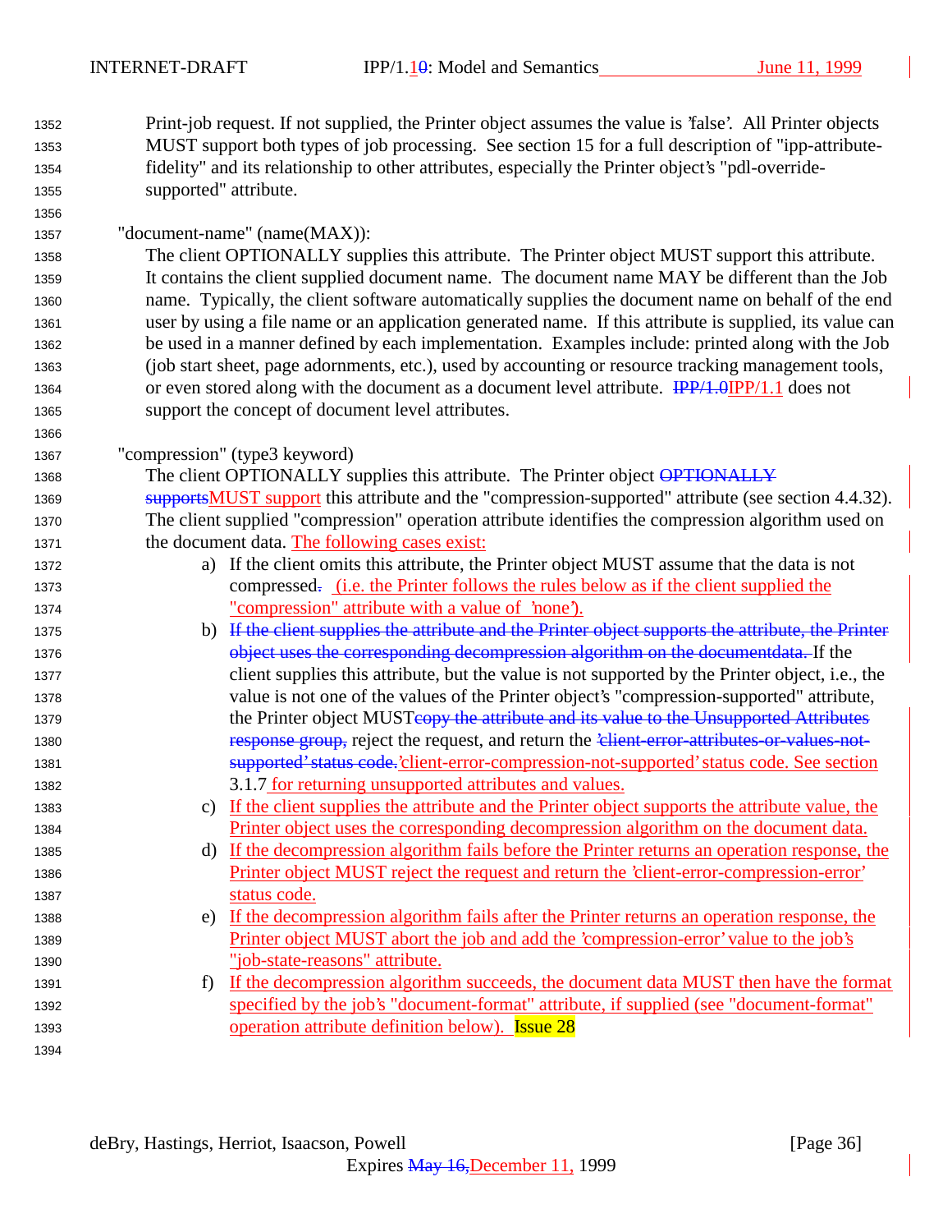Print-job request. If not supplied, the Printer object assumes the value is 'false'. All Printer objects MUST support both types of job processing. See section 15 for a full description of "ipp-attribute-fidelity" and its relationship to other attributes, especially the Printer object's "pdl-override-supported" attribute.

"document-name" (name(MAX)):

The client OPTIONALLY supplies this attribute. The Printer object MUST support this attribute. It contains the client supplied document name. The document name MAY be different than the Job name. Typically, the client software automatically supplies the document name on behalf of the end user by using a file name or an application generated name. If this attribute is supplied, its value can be used in a manner defined by each implementation. Examples include: printed along with the Job (job start sheet, page adornments, etc.), used by accounting or resource tracking management tools, or even stored along with the document as a document level attribute. ~~IPP/1.0~~IPP/1.1 does not support the concept of document level attributes.

"compression" (type3 keyword)

The client OPTIONALLY supplies this attribute. The Printer object ~~OPTIONALLY supports~~MUST support this attribute and the "compression-supported" attribute (see section 4.4.32). The client supplied "compression" operation attribute identifies the compression algorithm used on the document data. The following cases exist:

a) If the client omits this attribute, the Printer object MUST assume that the data is not compressed~~.~~ (i.e. the Printer follows the rules below as if the client supplied the "compression" attribute with a value of 'none').
b) ~~If the client supplies the attribute and the Printer object supports the attribute, the Printer object uses the corresponding decompression algorithm on the documentdata.~~ If the client supplies this attribute, but the value is not supported by the Printer object, i.e., the value is not one of the values of the Printer object's "compression-supported" attribute, the Printer object MUST~~copy the attribute and its value to the Unsupported Attributes response group,~~ reject the request, and return the ~~'client-error-attributes-or-values-not-supported' status code.~~'client-error-compression-not-supported' status code. See section 3.1.7 for returning unsupported attributes and values.
c) If the client supplies the attribute and the Printer object supports the attribute value, the Printer object uses the corresponding decompression algorithm on the document data.
d) If the decompression algorithm fails before the Printer returns an operation response, the Printer object MUST reject the request and return the 'client-error-compression-error' status code.
e) If the decompression algorithm fails after the Printer returns an operation response, the Printer object MUST abort the job and add the 'compression-error' value to the job's "job-state-reasons" attribute.
f) If the decompression algorithm succeeds, the document data MUST then have the format specified by the job's "document-format" attribute, if supplied (see "document-format" operation attribute definition below). Issue 28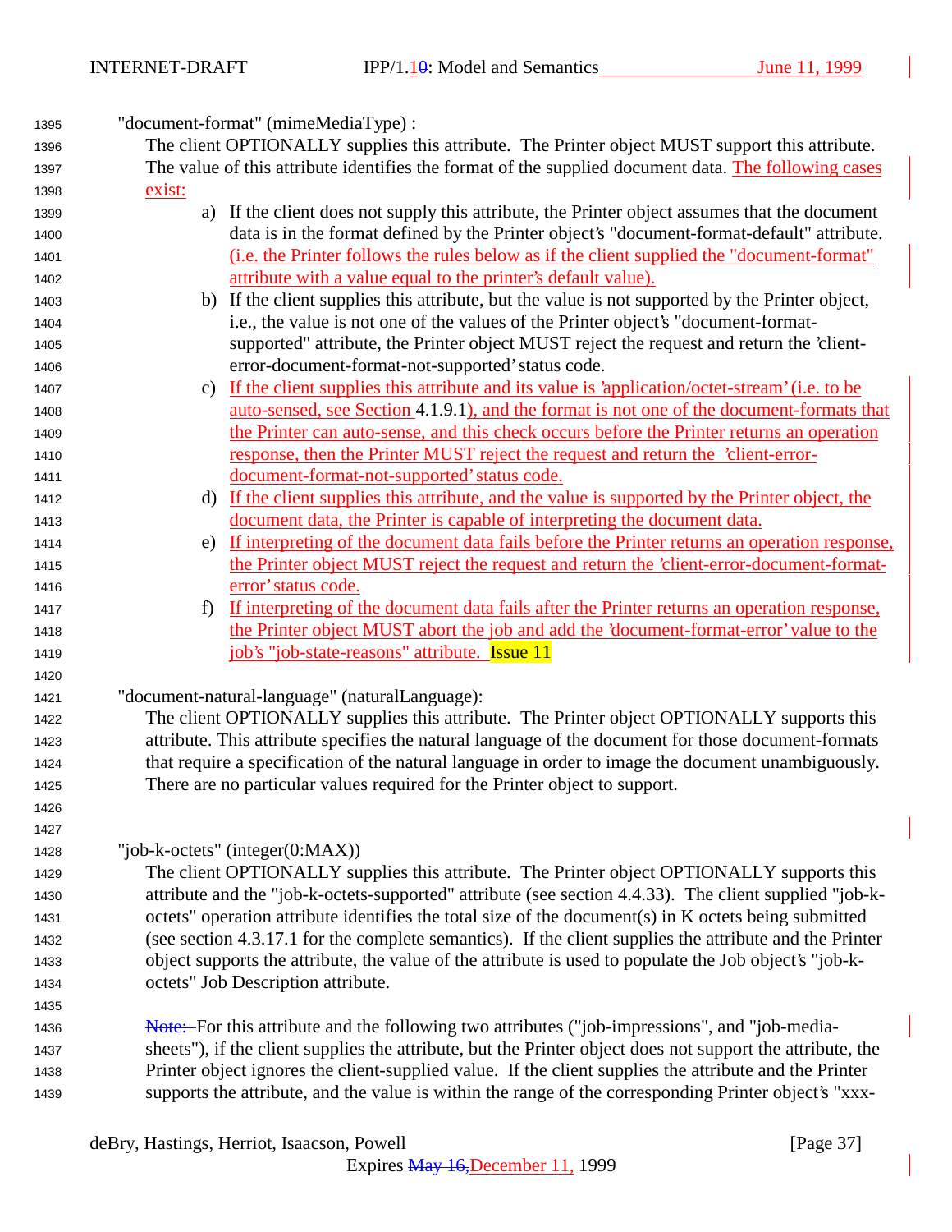"document-format" (mimeMediaType) :

The client OPTIONALLY supplies this attribute. The Printer object MUST support this attribute. The value of this attribute identifies the format of the supplied document data. The following cases exist:

a) If the client does not supply this attribute, the Printer object assumes that the document data is in the format defined by the Printer object's "document-format-default" attribute. (i.e. the Printer follows the rules below as if the client supplied the "document-format" attribute with a value equal to the printer's default value).

b) If the client supplies this attribute, but the value is not supported by the Printer object, i.e., the value is not one of the values of the Printer object's "document-format-supported" attribute, the Printer object MUST reject the request and return the 'client-error-document-format-not-supported' status code.

c) If the client supplies this attribute and its value is 'application/octet-stream' (i.e. to be auto-sensed, see Section 4.1.9.1), and the format is not one of the document-formats that the Printer can auto-sense, and this check occurs before the Printer returns an operation response, then the Printer MUST reject the request and return the 'client-error-document-format-not-supported' status code.

d) If the client supplies this attribute, and the value is supported by the Printer object, the document data, the Printer is capable of interpreting the document data.

e) If interpreting of the document data fails before the Printer returns an operation response, the Printer object MUST reject the request and return the 'client-error-document-format-error' status code.

f) If interpreting of the document data fails after the Printer returns an operation response, the Printer object MUST abort the job and add the 'document-format-error' value to the job's "job-state-reasons" attribute. Issue 11

"document-natural-language" (naturalLanguage):

The client OPTIONALLY supplies this attribute. The Printer object OPTIONALLY supports this attribute. This attribute specifies the natural language of the document for those document-formats that require a specification of the natural language in order to image the document unambiguously. There are no particular values required for the Printer object to support.

"job-k-octets" (integer(0:MAX))

The client OPTIONALLY supplies this attribute. The Printer object OPTIONALLY supports this attribute and the "job-k-octets-supported" attribute (see section 4.4.33). The client supplied "job-k-octets" operation attribute identifies the total size of the document(s) in K octets being submitted (see section 4.3.17.1 for the complete semantics). If the client supplies the attribute and the Printer object supports the attribute, the value of the attribute is used to populate the Job object's "job-k-octets" Job Description attribute.

~~Note:~~ For this attribute and the following two attributes ("job-impressions", and "job-media-sheets"), if the client supplies the attribute, but the Printer object does not support the attribute, the Printer object ignores the client-supplied value. If the client supplies the attribute and the Printer supports the attribute, and the value is within the range of the corresponding Printer object's "xxx-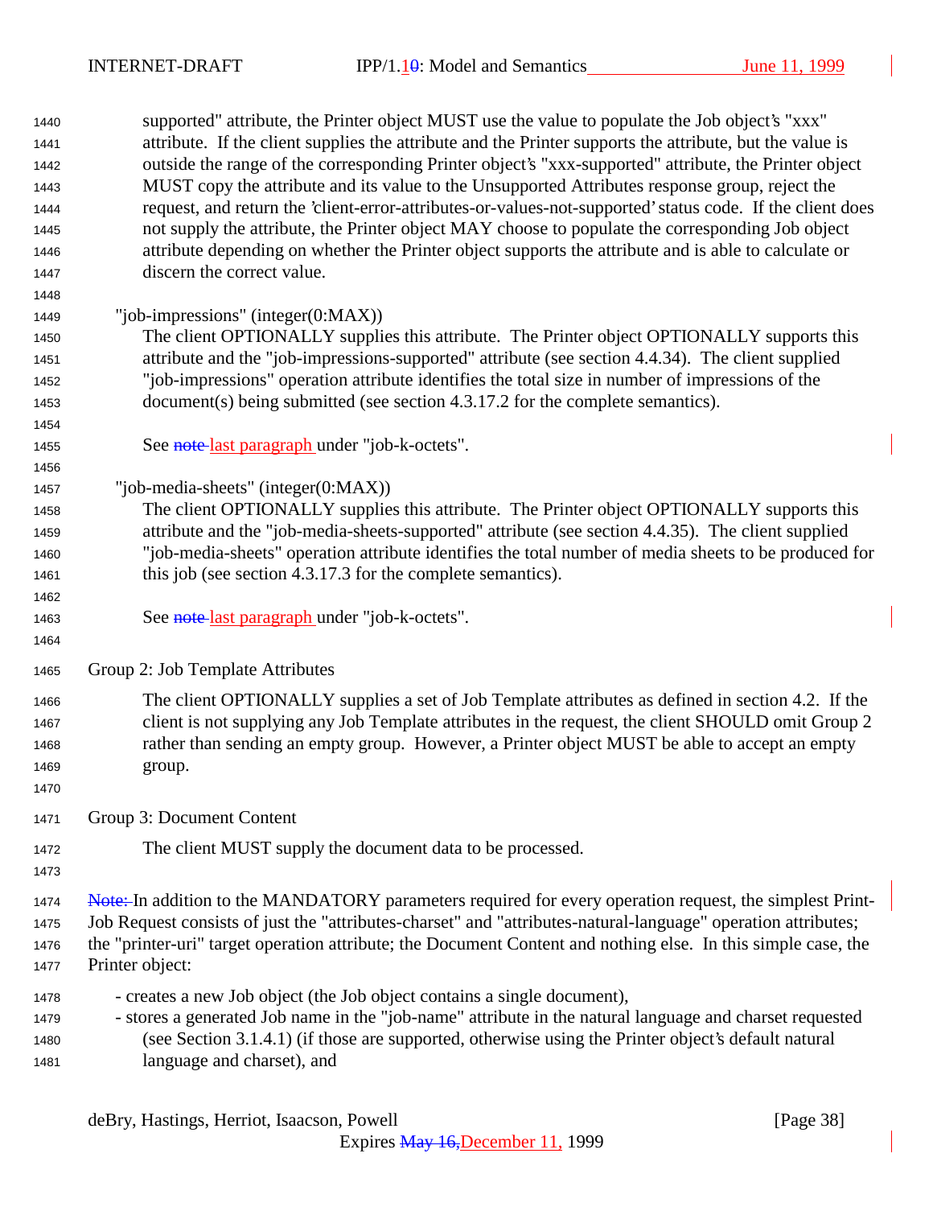supported" attribute, the Printer object MUST use the value to populate the Job object's "xxx" attribute. If the client supplies the attribute and the Printer supports the attribute, but the value is outside the range of the corresponding Printer object's "xxx-supported" attribute, the Printer object MUST copy the attribute and its value to the Unsupported Attributes response group, reject the request, and return the 'client-error-attributes-or-values-not-supported' status code. If the client does not supply the attribute, the Printer object MAY choose to populate the corresponding Job object attribute depending on whether the Printer object supports the attribute and is able to calculate or discern the correct value.

"job-impressions" (integer(0:MAX))

The client OPTIONALLY supplies this attribute. The Printer object OPTIONALLY supports this attribute and the "job-impressions-supported" attribute (see section 4.4.34). The client supplied "job-impressions" operation attribute identifies the total size in number of impressions of the document(s) being submitted (see section 4.3.17.2 for the complete semantics).

See ~~note~~ last paragraph under "job-k-octets".

"job-media-sheets" (integer(0:MAX))

The client OPTIONALLY supplies this attribute. The Printer object OPTIONALLY supports this attribute and the "job-media-sheets-supported" attribute (see section 4.4.35). The client supplied "job-media-sheets" operation attribute identifies the total number of media sheets to be produced for this job (see section 4.3.17.3 for the complete semantics).

See ~~note~~ last paragraph under "job-k-octets".

Group 2: Job Template Attributes

The client OPTIONALLY supplies a set of Job Template attributes as defined in section 4.2. If the client is not supplying any Job Template attributes in the request, the client SHOULD omit Group 2 rather than sending an empty group. However, a Printer object MUST be able to accept an empty group.

Group 3: Document Content

The client MUST supply the document data to be processed.

~~Note:~~ In addition to the MANDATORY parameters required for every operation request, the simplest Print-Job Request consists of just the "attributes-charset" and "attributes-natural-language" operation attributes; the "printer-uri" target operation attribute; the Document Content and nothing else. In this simple case, the Printer object:

- creates a new Job object (the Job object contains a single document),
- stores a generated Job name in the "job-name" attribute in the natural language and charset requested (see Section 3.1.4.1) (if those are supported, otherwise using the Printer object's default natural language and charset), and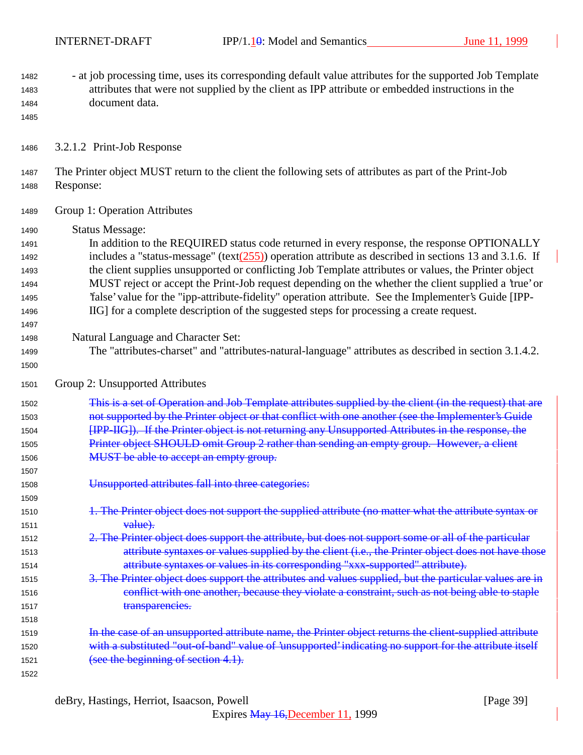- at job processing time, uses its corresponding default value attributes for the supported Job Template attributes that were not supplied by the client as IPP attribute or embedded instructions in the document data.

### 3.2.1.2 Print-Job Response

The Printer object MUST return to the client the following sets of attributes as part of the Print-Job Response:

Group 1: Operation Attributes

Status Message:

In addition to the REQUIRED status code returned in every response, the response OPTIONALLY includes a "status-message" (text(255)) operation attribute as described in sections 13 and 3.1.6. If the client supplies unsupported or conflicting Job Template attributes or values, the Printer object MUST reject or accept the Print-Job request depending on the whether the client supplied a 'true' or 'false' value for the "ipp-attribute-fidelity" operation attribute. See the Implementer's Guide [IPP-IIG] for a complete description of the suggested steps for processing a create request.

Natural Language and Character Set:

The "attributes-charset" and "attributes-natural-language" attributes as described in section 3.1.4.2.

Group 2: Unsupported Attributes

~~This is a set of Operation and Job Template attributes supplied by the client (in the request) that are not supported by the Printer object or that conflict with one another (see the Implementer's Guide [IPP-IIG]). If the Printer object is not returning any Unsupported Attributes in the response, the Printer object SHOULD omit Group 2 rather than sending an empty group. However, a client MUST be able to accept an empty group.~~

~~Unsupported attributes fall into three categories:~~

~~1. The Printer object does not support the supplied attribute (no matter what the attribute syntax or value).~~
~~2. The Printer object does support the attribute, but does not support some or all of the particular attribute syntaxes or values supplied by the client (i.e., the Printer object does not have those attribute syntaxes or values in its corresponding "xxx-supported" attribute).~~
~~3. The Printer object does support the attributes and values supplied, but the particular values are in conflict with one another, because they violate a constraint, such as not being able to staple transparencies.~~

~~In the case of an unsupported attribute name, the Printer object returns the client-supplied attribute with a substituted "out-of-band" value of 'unsupported' indicating no support for the attribute itself (see the beginning of section 4.1).~~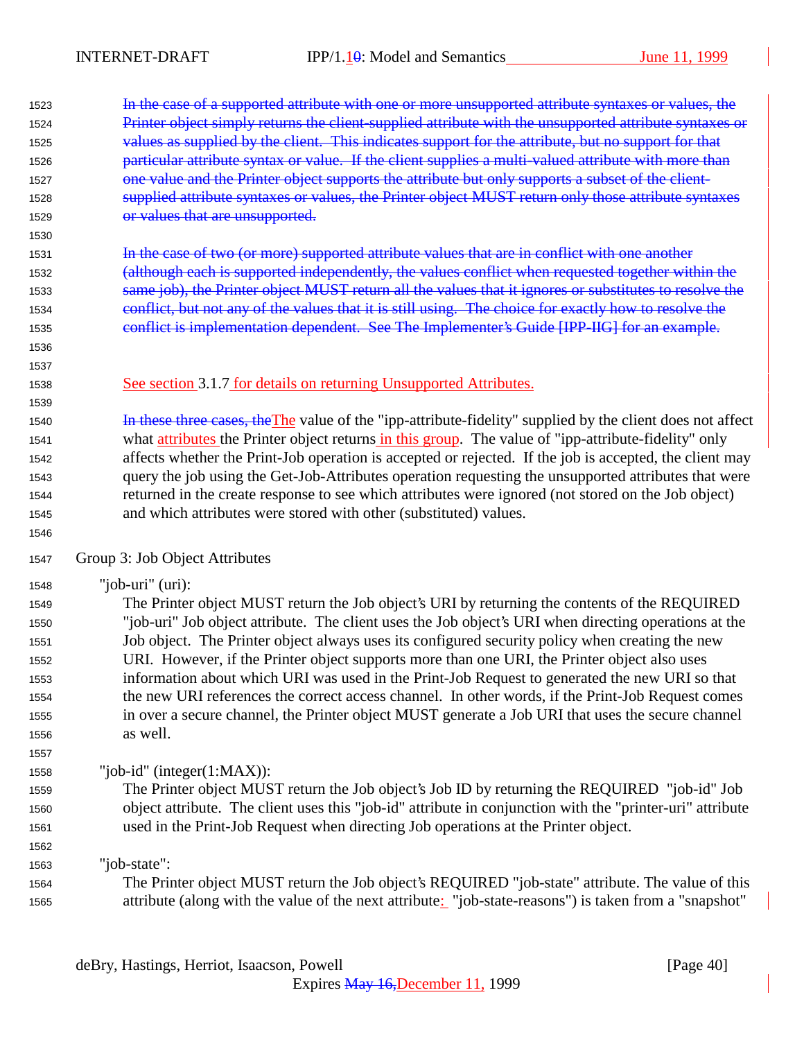~~In the case of a supported attribute with one or more unsupported attribute syntaxes or values, the Printer object simply returns the client-supplied attribute with the unsupported attribute syntaxes or values as supplied by the client. This indicates support for the attribute, but no support for that particular attribute syntax or value. If the client supplies a multi-valued attribute with more than one value and the Printer object supports the attribute but only supports a subset of the client-supplied attribute syntaxes or values, the Printer object MUST return only those attribute syntaxes or values that are unsupported.~~

~~In the case of two (or more) supported attribute values that are in conflict with one another (although each is supported independently, the values conflict when requested together within the same job), the Printer object MUST return all the values that it ignores or substitutes to resolve the conflict, but not any of the values that it is still using. The choice for exactly how to resolve the conflict is implementation dependent. See The Implementer's Guide [IPP-IIG] for an example.~~

See section 3.1.7 for details on returning Unsupported Attributes.

~~In these three cases, the~~The value of the "ipp-attribute-fidelity" supplied by the client does not affect what attributes the Printer object returns in this group. The value of "ipp-attribute-fidelity" only affects whether the Print-Job operation is accepted or rejected. If the job is accepted, the client may query the job using the Get-Job-Attributes operation requesting the unsupported attributes that were returned in the create response to see which attributes were ignored (not stored on the Job object) and which attributes were stored with other (substituted) values.

Group 3: Job Object Attributes

"job-uri" (uri):

The Printer object MUST return the Job object's URI by returning the contents of the REQUIRED "job-uri" Job object attribute. The client uses the Job object's URI when directing operations at the Job object. The Printer object always uses its configured security policy when creating the new URI. However, if the Printer object supports more than one URI, the Printer object also uses information about which URI was used in the Print-Job Request to generated the new URI so that the new URI references the correct access channel. In other words, if the Print-Job Request comes in over a secure channel, the Printer object MUST generate a Job URI that uses the secure channel as well.

"job-id" (integer(1:MAX)):

The Printer object MUST return the Job object's Job ID by returning the REQUIRED "job-id" Job object attribute. The client uses this "job-id" attribute in conjunction with the "printer-uri" attribute used in the Print-Job Request when directing Job operations at the Printer object.

"job-state":

The Printer object MUST return the Job object's REQUIRED "job-state" attribute. The value of this attribute (along with the value of the next attribute: "job-state-reasons") is taken from a "snapshot"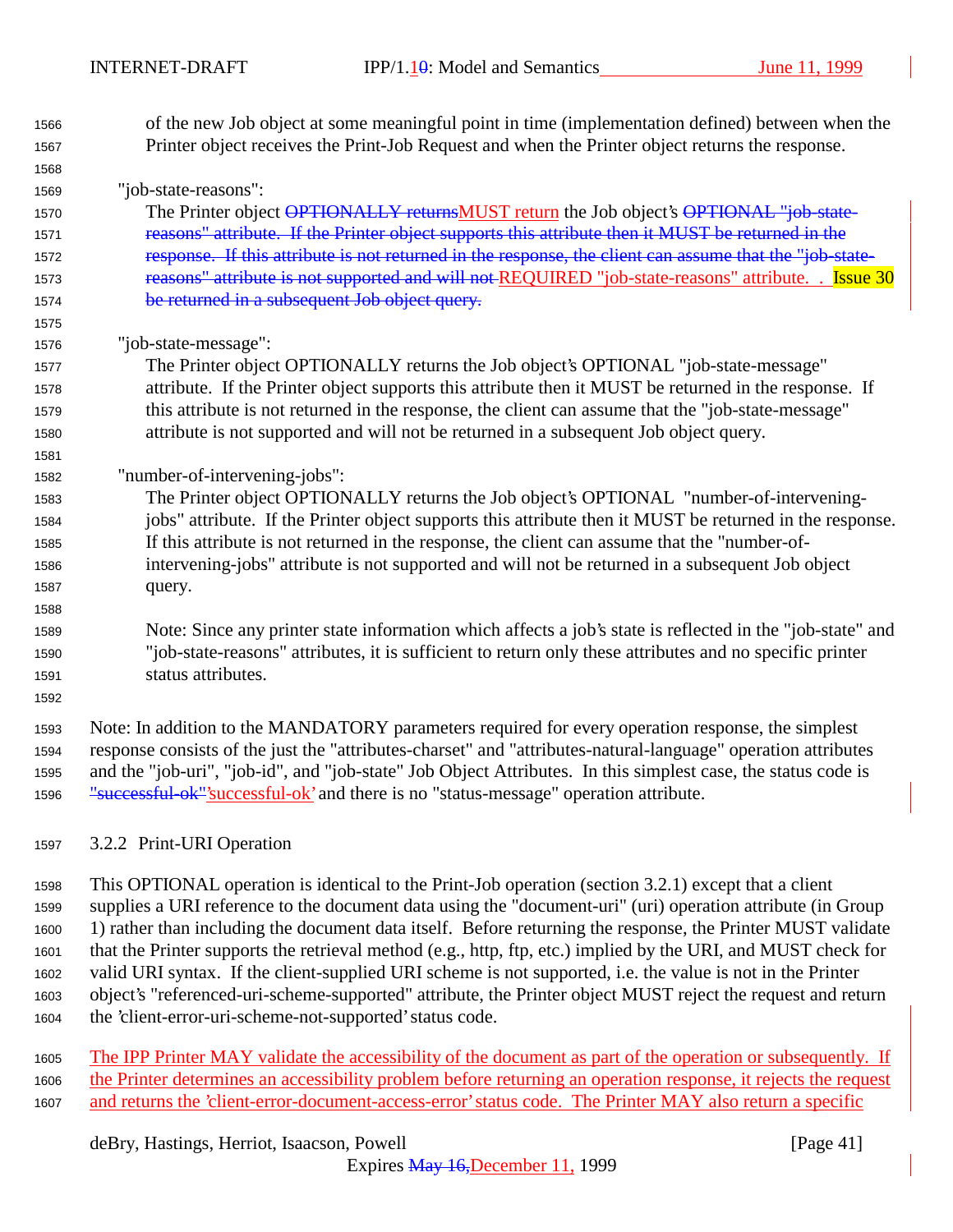of the new Job object at some meaningful point in time (implementation defined) between when the Printer object receives the Print-Job Request and when the Printer object returns the response.

"job-state-reasons":

The Printer object ~~OPTIONALLY returns~~MUST return the Job object's ~~OPTIONAL "job-state-reasons" attribute. If the Printer object supports this attribute then it MUST be returned in the response. If this attribute is not returned in the response, the client can assume that the "job-state-reasons" attribute is not supported and will not~~ REQUIRED "job-state-reasons" attribute. . Issue 30 ~~be returned in a subsequent Job object query.~~

"job-state-message":

The Printer object OPTIONALLY returns the Job object's OPTIONAL "job-state-message" attribute. If the Printer object supports this attribute then it MUST be returned in the response. If this attribute is not returned in the response, the client can assume that the "job-state-message" attribute is not supported and will not be returned in a subsequent Job object query.

"number-of-intervening-jobs":

The Printer object OPTIONALLY returns the Job object's OPTIONAL "number-of-intervening-jobs" attribute. If the Printer object supports this attribute then it MUST be returned in the response. If this attribute is not returned in the response, the client can assume that the "number-of-intervening-jobs" attribute is not supported and will not be returned in a subsequent Job object query.

Note: Since any printer state information which affects a job's state is reflected in the "job-state" and "job-state-reasons" attributes, it is sufficient to return only these attributes and no specific printer status attributes.

Note: In addition to the MANDATORY parameters required for every operation response, the simplest response consists of the just the "attributes-charset" and "attributes-natural-language" operation attributes and the "job-uri", "job-id", and "job-state" Job Object Attributes. In this simplest case, the status code is ~~"successful-ok"~~'successful-ok' and there is no "status-message" operation attribute.

### 3.2.2 Print-URI Operation

This OPTIONAL operation is identical to the Print-Job operation (section 3.2.1) except that a client supplies a URI reference to the document data using the "document-uri" (uri) operation attribute (in Group 1) rather than including the document data itself. Before returning the response, the Printer MUST validate that the Printer supports the retrieval method (e.g., http, ftp, etc.) implied by the URI, and MUST check for valid URI syntax. If the client-supplied URI scheme is not supported, i.e. the value is not in the Printer object's "referenced-uri-scheme-supported" attribute, the Printer object MUST reject the request and return the 'client-error-uri-scheme-not-supported' status code.

The IPP Printer MAY validate the accessibility of the document as part of the operation or subsequently. If the Printer determines an accessibility problem before returning an operation response, it rejects the request and returns the 'client-error-document-access-error' status code. The Printer MAY also return a specific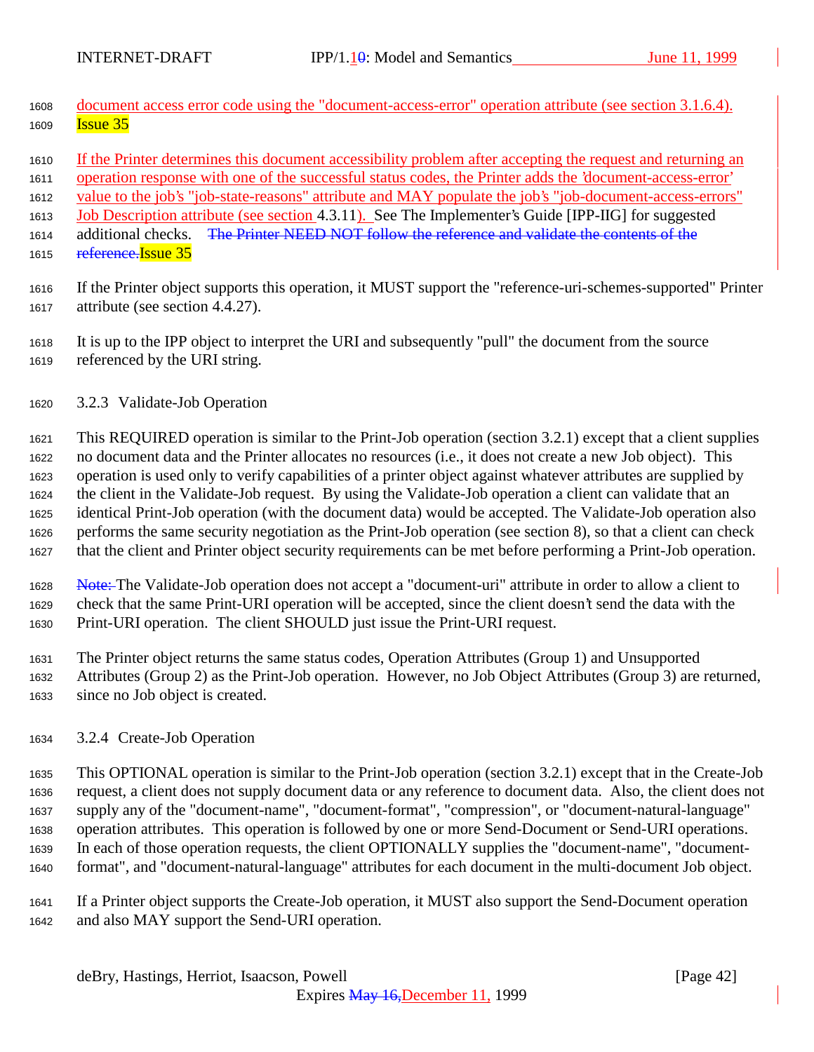document access error code using the "document-access-error" operation attribute (see section 3.1.6.4). Issue 35

If the Printer determines this document accessibility problem after accepting the request and returning an operation response with one of the successful status codes, the Printer adds the 'document-access-error' value to the job's "job-state-reasons" attribute and MAY populate the job's "job-document-access-errors" Job Description attribute (see section 4.3.11). See The Implementer's Guide [IPP-IIG] for suggested additional checks. ~~The Printer NEED NOT follow the reference and validate the contents of the reference.~~ Issue 35

If the Printer object supports this operation, it MUST support the "reference-uri-schemes-supported" Printer attribute (see section 4.4.27).

It is up to the IPP object to interpret the URI and subsequently "pull" the document from the source referenced by the URI string.

### 3.2.3 Validate-Job Operation

This REQUIRED operation is similar to the Print-Job operation (section 3.2.1) except that a client supplies no document data and the Printer allocates no resources (i.e., it does not create a new Job object). This operation is used only to verify capabilities of a printer object against whatever attributes are supplied by the client in the Validate-Job request. By using the Validate-Job operation a client can validate that an identical Print-Job operation (with the document data) would be accepted. The Validate-Job operation also performs the same security negotiation as the Print-Job operation (see section 8), so that a client can check that the client and Printer object security requirements can be met before performing a Print-Job operation.

~~Note:~~ The Validate-Job operation does not accept a "document-uri" attribute in order to allow a client to check that the same Print-URI operation will be accepted, since the client doesn't send the data with the Print-URI operation. The client SHOULD just issue the Print-URI request.

The Printer object returns the same status codes, Operation Attributes (Group 1) and Unsupported Attributes (Group 2) as the Print-Job operation. However, no Job Object Attributes (Group 3) are returned, since no Job object is created.

### 3.2.4 Create-Job Operation

This OPTIONAL operation is similar to the Print-Job operation (section 3.2.1) except that in the Create-Job request, a client does not supply document data or any reference to document data. Also, the client does not supply any of the "document-name", "document-format", "compression", or "document-natural-language" operation attributes. This operation is followed by one or more Send-Document or Send-URI operations. In each of those operation requests, the client OPTIONALLY supplies the "document-name", "document-format", and "document-natural-language" attributes for each document in the multi-document Job object.

If a Printer object supports the Create-Job operation, it MUST also support the Send-Document operation and also MAY support the Send-URI operation.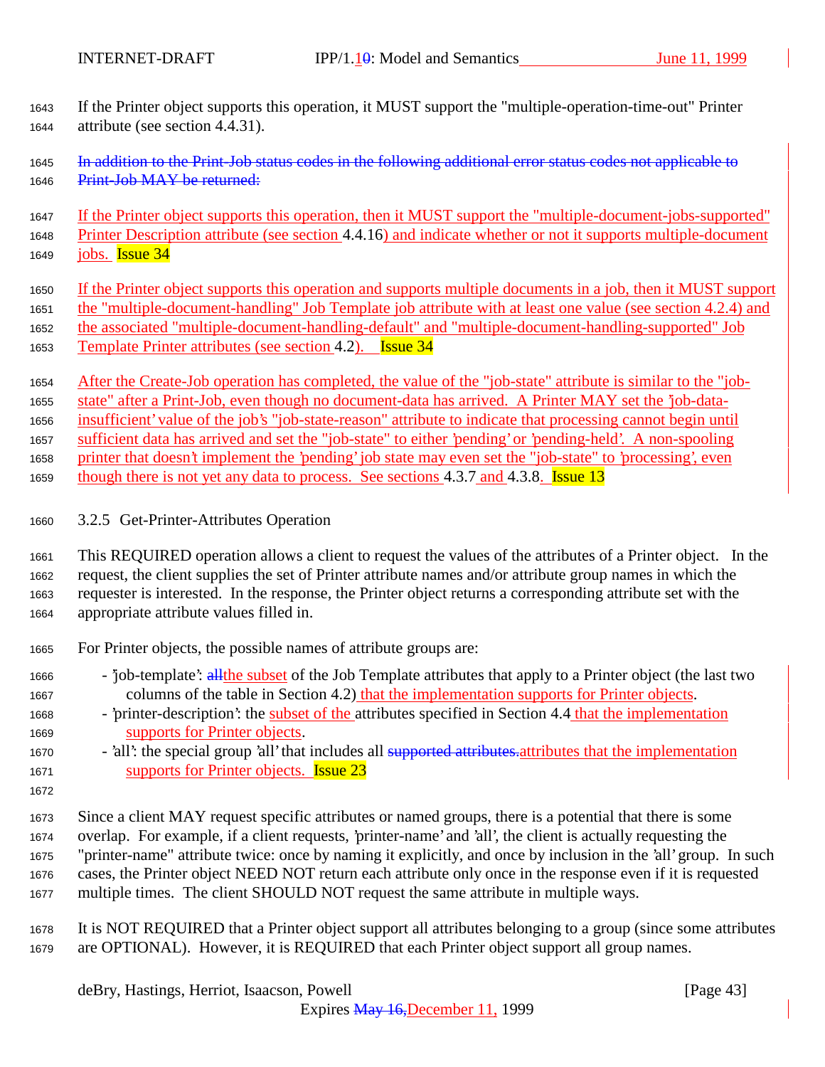If the Printer object supports this operation, it MUST support the "multiple-operation-time-out" Printer attribute (see section 4.4.31).

~~In addition to the Print-Job status codes in the following additional error status codes not applicable to Print-Job MAY be returned:~~

If the Printer object supports this operation, then it MUST support the "multiple-document-jobs-supported" Printer Description attribute (see section 4.4.16) and indicate whether or not it supports multiple-document jobs. Issue 34

If the Printer object supports this operation and supports multiple documents in a job, then it MUST support the "multiple-document-handling" Job Template job attribute with at least one value (see section 4.2.4) and the associated "multiple-document-handling-default" and "multiple-document-handling-supported" Job Template Printer attributes (see section 4.2). Issue 34

After the Create-Job operation has completed, the value of the "job-state" attribute is similar to the "job-state" after a Print-Job, even though no document-data has arrived. A Printer MAY set the 'job-data-insufficient' value of the job's "job-state-reason" attribute to indicate that processing cannot begin until sufficient data has arrived and set the "job-state" to either 'pending' or 'pending-held'. A non-spooling printer that doesn't implement the 'pending' job state may even set the "job-state" to 'processing', even though there is not yet any data to process. See sections 4.3.7 and 4.3.8. Issue 13

### 3.2.5 Get-Printer-Attributes Operation

This REQUIRED operation allows a client to request the values of the attributes of a Printer object. In the request, the client supplies the set of Printer attribute names and/or attribute group names in which the requester is interested. In the response, the Printer object returns a corresponding attribute set with the appropriate attribute values filled in.

For Printer objects, the possible names of attribute groups are:

- 'job-template': ~~all~~the subset of the Job Template attributes that apply to a Printer object (the last two columns of the table in Section 4.2) that the implementation supports for Printer objects.
- 'printer-description': the subset of the attributes specified in Section 4.4 that the implementation supports for Printer objects.
- 'all': the special group 'all' that includes all ~~supported attributes.~~attributes that the implementation supports for Printer objects. Issue 23

Since a client MAY request specific attributes or named groups, there is a potential that there is some overlap. For example, if a client requests, 'printer-name' and 'all', the client is actually requesting the "printer-name" attribute twice: once by naming it explicitly, and once by inclusion in the 'all' group. In such cases, the Printer object NEED NOT return each attribute only once in the response even if it is requested multiple times. The client SHOULD NOT request the same attribute in multiple ways.

It is NOT REQUIRED that a Printer object support all attributes belonging to a group (since some attributes are OPTIONAL). However, it is REQUIRED that each Printer object support all group names.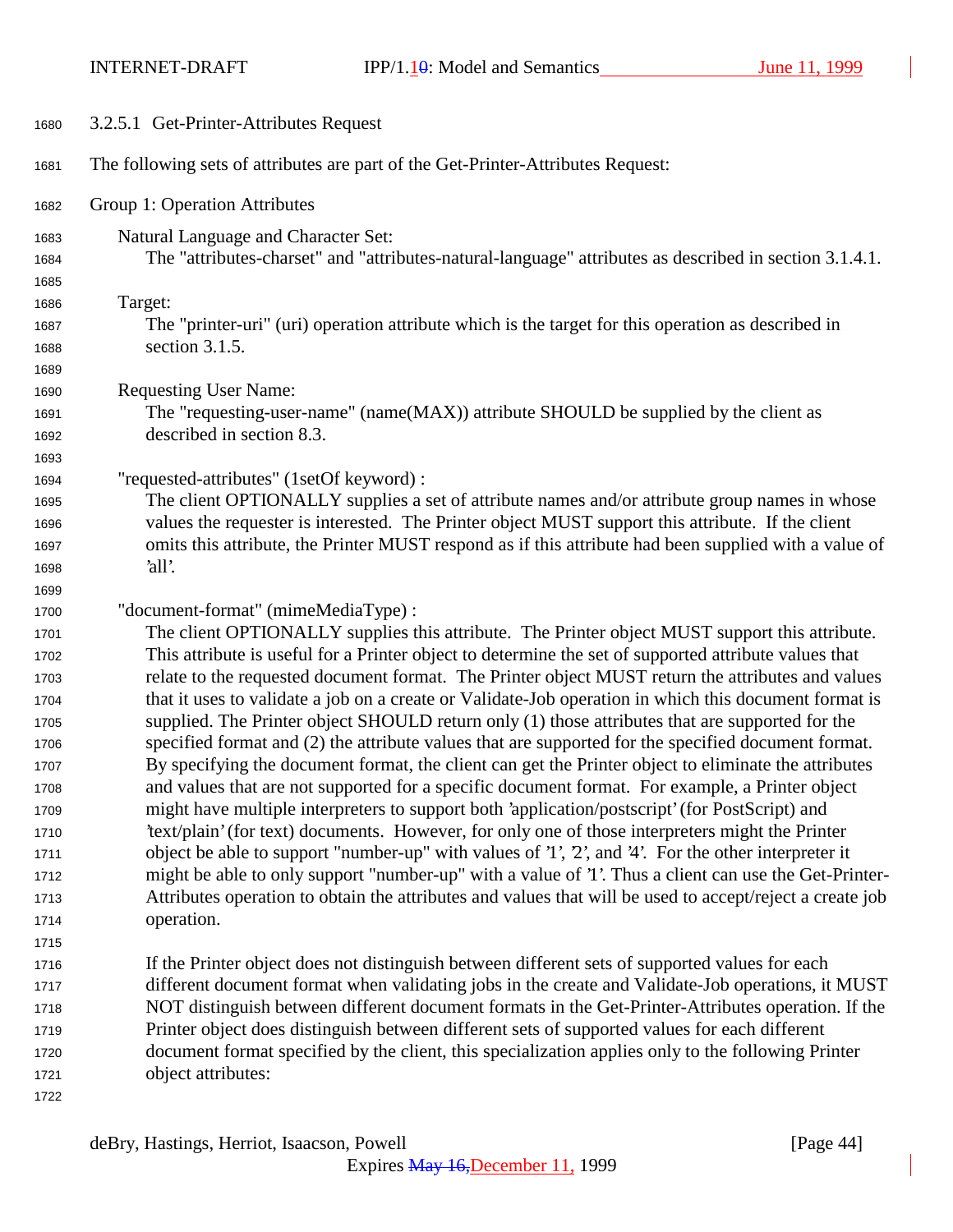#### 3.2.5.1 Get-Printer-Attributes Request

The following sets of attributes are part of the Get-Printer-Attributes Request:

Group 1: Operation Attributes

Natural Language and Character Set:
The "attributes-charset" and "attributes-natural-language" attributes as described in section 3.1.4.1.

Target:
The "printer-uri" (uri) operation attribute which is the target for this operation as described in section 3.1.5.

Requesting User Name:
The "requesting-user-name" (name(MAX)) attribute SHOULD be supplied by the client as described in section 8.3.

"requested-attributes" (1setOf keyword) :
The client OPTIONALLY supplies a set of attribute names and/or attribute group names in whose values the requester is interested. The Printer object MUST support this attribute. If the client omits this attribute, the Printer MUST respond as if this attribute had been supplied with a value of 'all'.

"document-format" (mimeMediaType) :
The client OPTIONALLY supplies this attribute. The Printer object MUST support this attribute. This attribute is useful for a Printer object to determine the set of supported attribute values that relate to the requested document format. The Printer object MUST return the attributes and values that it uses to validate a job on a create or Validate-Job operation in which this document format is supplied. The Printer object SHOULD return only (1) those attributes that are supported for the specified format and (2) the attribute values that are supported for the specified document format. By specifying the document format, the client can get the Printer object to eliminate the attributes and values that are not supported for a specific document format. For example, a Printer object might have multiple interpreters to support both 'application/postscript' (for PostScript) and 'text/plain' (for text) documents. However, for only one of those interpreters might the Printer object be able to support "number-up" with values of '1', '2', and '4'. For the other interpreter it might be able to only support "number-up" with a value of '1'. Thus a client can use the Get-Printer-Attributes operation to obtain the attributes and values that will be used to accept/reject a create job operation.

If the Printer object does not distinguish between different sets of supported values for each different document format when validating jobs in the create and Validate-Job operations, it MUST NOT distinguish between different document formats in the Get-Printer-Attributes operation. If the Printer object does distinguish between different sets of supported values for each different document format specified by the client, this specialization applies only to the following Printer object attributes: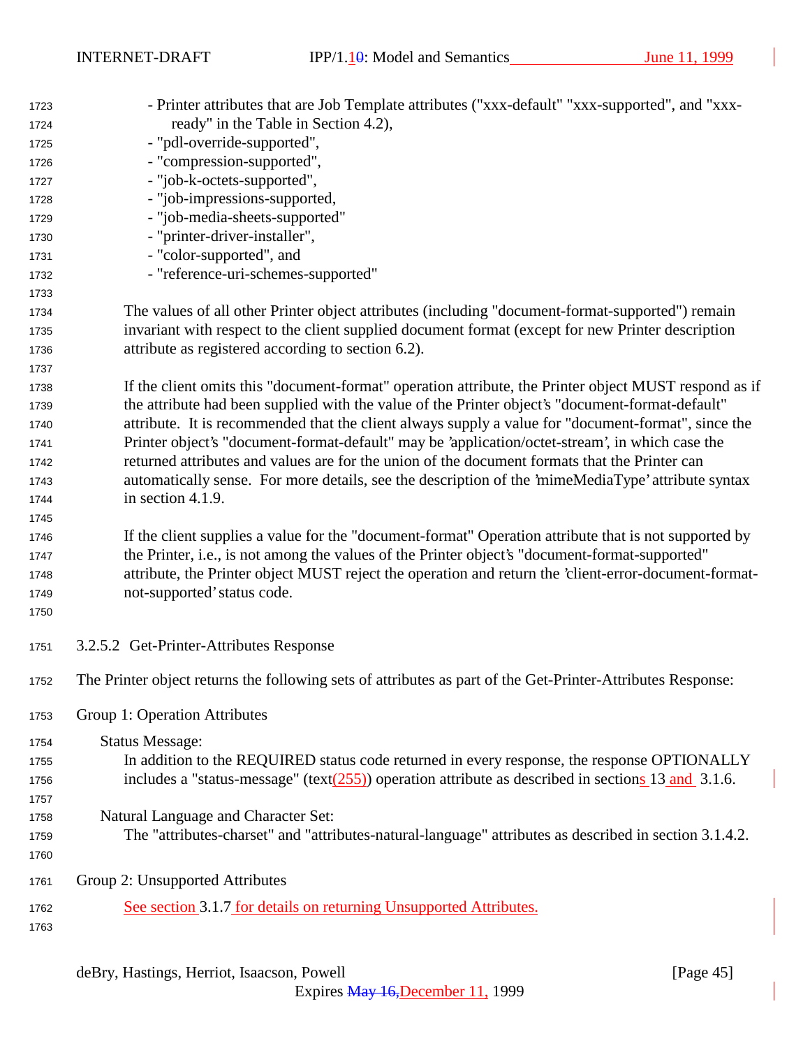- Printer attributes that are Job Template attributes ("xxx-default" "xxx-supported", and "xxx-ready" in the Table in Section 4.2),
- "pdl-override-supported",
- "compression-supported",
- "job-k-octets-supported",
- "job-impressions-supported,
- "job-media-sheets-supported"
- "printer-driver-installer",
- "color-supported", and
- "reference-uri-schemes-supported"

The values of all other Printer object attributes (including "document-format-supported") remain invariant with respect to the client supplied document format (except for new Printer description attribute as registered according to section 6.2).

If the client omits this "document-format" operation attribute, the Printer object MUST respond as if the attribute had been supplied with the value of the Printer object's "document-format-default" attribute. It is recommended that the client always supply a value for "document-format", since the Printer object's "document-format-default" may be 'application/octet-stream', in which case the returned attributes and values are for the union of the document formats that the Printer can automatically sense. For more details, see the description of the 'mimeMediaType' attribute syntax in section 4.1.9.

If the client supplies a value for the "document-format" Operation attribute that is not supported by the Printer, i.e., is not among the values of the Printer object's "document-format-supported" attribute, the Printer object MUST reject the operation and return the 'client-error-document-format-not-supported' status code.

#### 3.2.5.2 Get-Printer-Attributes Response

The Printer object returns the following sets of attributes as part of the Get-Printer-Attributes Response:

Group 1: Operation Attributes

Status Message:
In addition to the REQUIRED status code returned in every response, the response OPTIONALLY includes a "status-message" (text(255)) operation attribute as described in sections 13 and 3.1.6.

Natural Language and Character Set:
The "attributes-charset" and "attributes-natural-language" attributes as described in section 3.1.4.2.

Group 2: Unsupported Attributes

See section 3.1.7 for details on returning Unsupported Attributes.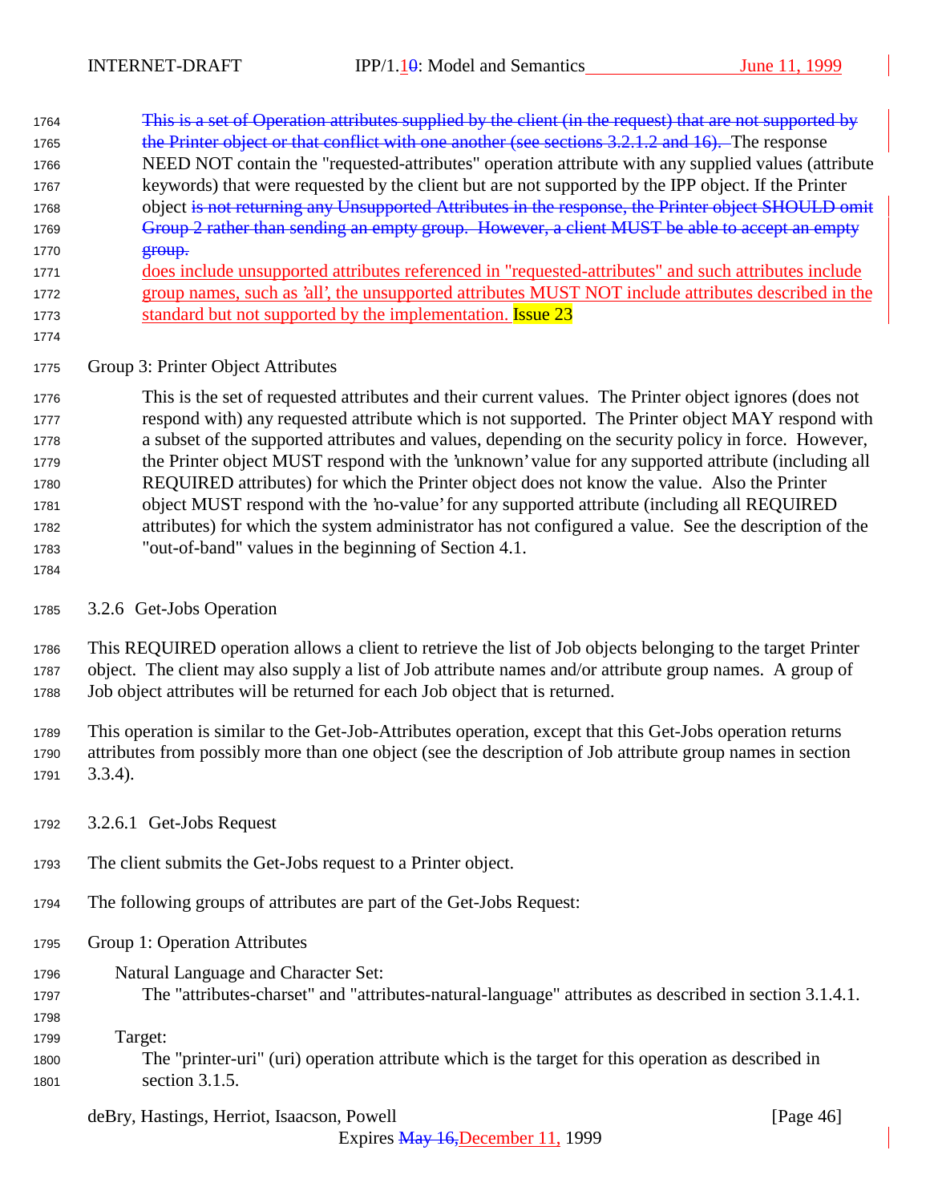~~This is a set of Operation attributes supplied by the client (in the request) that are not supported by the Printer object or that conflict with one another (see sections 3.2.1.2 and 16).~~ The response NEED NOT contain the "requested-attributes" operation attribute with any supplied values (attribute keywords) that were requested by the client but are not supported by the IPP object. If the Printer object ~~is not returning any Unsupported Attributes in the response, the Printer object SHOULD omit Group 2 rather than sending an empty group. However, a client MUST be able to accept an empty group.~~ does include unsupported attributes referenced in "requested-attributes" and such attributes include group names, such as 'all', the unsupported attributes MUST NOT include attributes described in the standard but not supported by the implementation. Issue 23

Group 3: Printer Object Attributes

This is the set of requested attributes and their current values. The Printer object ignores (does not respond with) any requested attribute which is not supported. The Printer object MAY respond with a subset of the supported attributes and values, depending on the security policy in force. However, the Printer object MUST respond with the 'unknown' value for any supported attribute (including all REQUIRED attributes) for which the Printer object does not know the value. Also the Printer object MUST respond with the 'no-value' for any supported attribute (including all REQUIRED attributes) for which the system administrator has not configured a value. See the description of the "out-of-band" values in the beginning of Section 4.1.

### 3.2.6 Get-Jobs Operation

This REQUIRED operation allows a client to retrieve the list of Job objects belonging to the target Printer object. The client may also supply a list of Job attribute names and/or attribute group names. A group of Job object attributes will be returned for each Job object that is returned.

This operation is similar to the Get-Job-Attributes operation, except that this Get-Jobs operation returns attributes from possibly more than one object (see the description of Job attribute group names in section 3.3.4).

#### 3.2.6.1 Get-Jobs Request

The client submits the Get-Jobs request to a Printer object.

The following groups of attributes are part of the Get-Jobs Request:

Group 1: Operation Attributes

Natural Language and Character Set:
The "attributes-charset" and "attributes-natural-language" attributes as described in section 3.1.4.1.

Target:
The "printer-uri" (uri) operation attribute which is the target for this operation as described in section 3.1.5.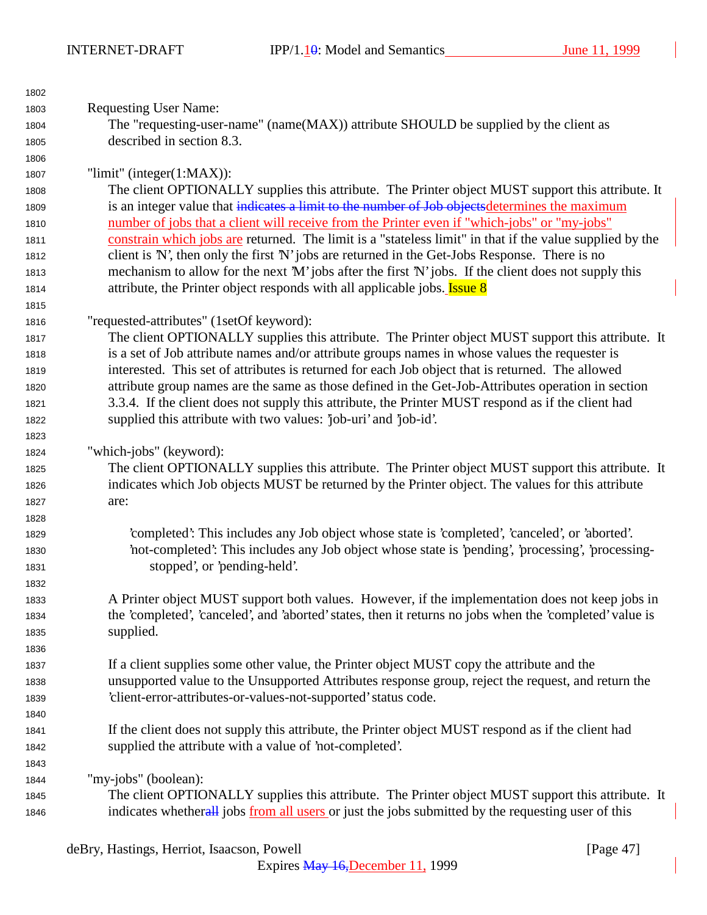Requesting User Name:
The "requesting-user-name" (name(MAX)) attribute SHOULD be supplied by the client as described in section 8.3.

"limit" (integer(1:MAX)):
The client OPTIONALLY supplies this attribute. The Printer object MUST support this attribute. It is an integer value that ~~indicates a limit to the number of Job objects~~determines the maximum number of jobs that a client will receive from the Printer even if "which-jobs" or "my-jobs" constrain which jobs are returned. The limit is a "stateless limit" in that if the value supplied by the client is 'N', then only the first 'N' jobs are returned in the Get-Jobs Response. There is no mechanism to allow for the next 'M' jobs after the first 'N' jobs. If the client does not supply this attribute, the Printer object responds with all applicable jobs. Issue 8

"requested-attributes" (1setOf keyword):
The client OPTIONALLY supplies this attribute. The Printer object MUST support this attribute. It is a set of Job attribute names and/or attribute groups names in whose values the requester is interested. This set of attributes is returned for each Job object that is returned. The allowed attribute group names are the same as those defined in the Get-Job-Attributes operation in section 3.3.4. If the client does not supply this attribute, the Printer MUST respond as if the client had supplied this attribute with two values: 'job-uri' and 'job-id'.

"which-jobs" (keyword):
The client OPTIONALLY supplies this attribute. The Printer object MUST support this attribute. It indicates which Job objects MUST be returned by the Printer object. The values for this attribute are:

'completed': This includes any Job object whose state is 'completed', 'canceled', or 'aborted'.
'not-completed': This includes any Job object whose state is 'pending', 'processing', 'processing-stopped', or 'pending-held'.

A Printer object MUST support both values. However, if the implementation does not keep jobs in the 'completed', 'canceled', and 'aborted' states, then it returns no jobs when the 'completed' value is supplied.

If a client supplies some other value, the Printer object MUST copy the attribute and the unsupported value to the Unsupported Attributes response group, reject the request, and return the 'client-error-attributes-or-values-not-supported' status code.

If the client does not supply this attribute, the Printer object MUST respond as if the client had supplied the attribute with a value of 'not-completed'.

"my-jobs" (boolean):
The client OPTIONALLY supplies this attribute. The Printer object MUST support this attribute. It indicates whether~~all~~ jobs from all users or just the jobs submitted by the requesting user of this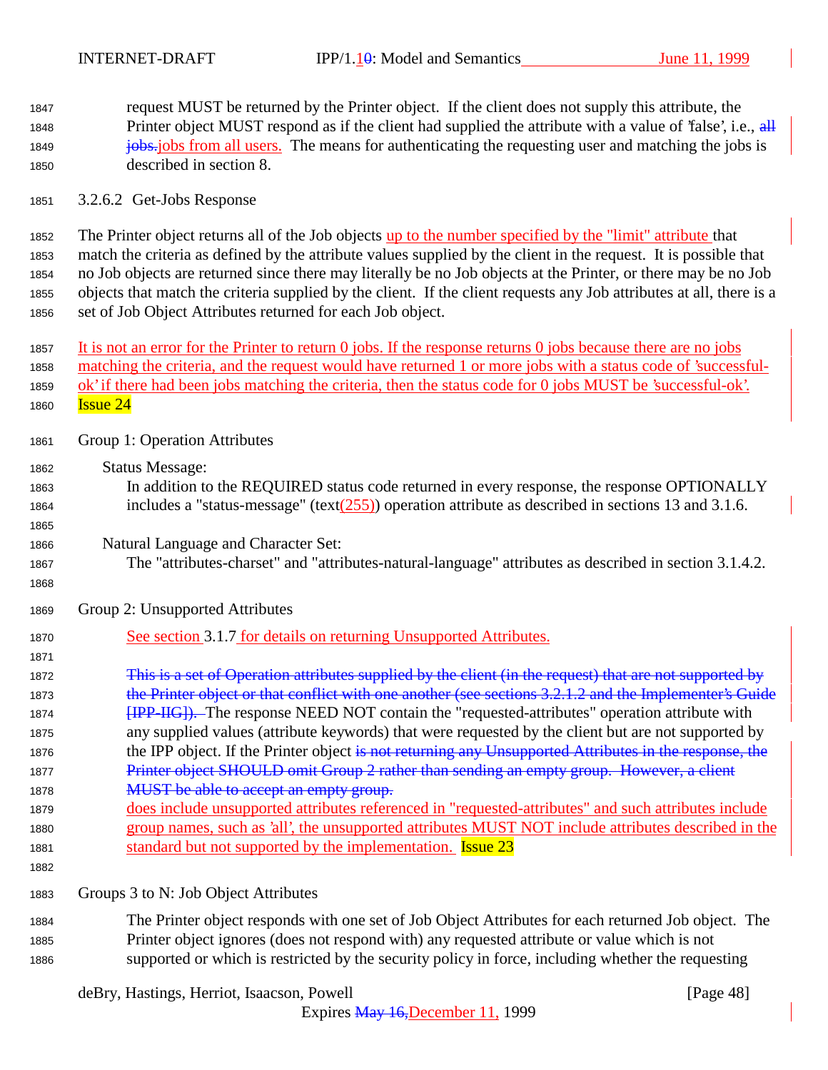request MUST be returned by the Printer object. If the client does not supply this attribute, the Printer object MUST respond as if the client had supplied the attribute with a value of 'false', i.e., ~~all jobs.~~jobs from all users. The means for authenticating the requesting user and matching the jobs is described in section 8.

### 3.2.6.2 Get-Jobs Response

The Printer object returns all of the Job objects up to the number specified by the "limit" attribute that match the criteria as defined by the attribute values supplied by the client in the request. It is possible that no Job objects are returned since there may literally be no Job objects at the Printer, or there may be no Job objects that match the criteria supplied by the client. If the client requests any Job attributes at all, there is a set of Job Object Attributes returned for each Job object.

It is not an error for the Printer to return 0 jobs. If the response returns 0 jobs because there are no jobs matching the criteria, and the request would have returned 1 or more jobs with a status code of 'successful-ok' if there had been jobs matching the criteria, then the status code for 0 jobs MUST be 'successful-ok'. Issue 24

Group 1: Operation Attributes

Status Message:
In addition to the REQUIRED status code returned in every response, the response OPTIONALLY includes a "status-message" (text(255)) operation attribute as described in sections 13 and 3.1.6.

Natural Language and Character Set:
The "attributes-charset" and "attributes-natural-language" attributes as described in section 3.1.4.2.

Group 2: Unsupported Attributes

See section 3.1.7 for details on returning Unsupported Attributes.

~~This is a set of Operation attributes supplied by the client (in the request) that are not supported by the Printer object or that conflict with one another (see sections 3.2.1.2 and the Implementer's Guide [IPP-IIG]).~~ The response NEED NOT contain the "requested-attributes" operation attribute with any supplied values (attribute keywords) that were requested by the client but are not supported by the IPP object. If the Printer object ~~is not returning any Unsupported Attributes in the response, the Printer object SHOULD omit Group 2 rather than sending an empty group. However, a client MUST be able to accept an empty group.~~ does include unsupported attributes referenced in "requested-attributes" and such attributes include group names, such as 'all', the unsupported attributes MUST NOT include attributes described in the standard but not supported by the implementation. Issue 23

Groups 3 to N: Job Object Attributes

The Printer object responds with one set of Job Object Attributes for each returned Job object. The Printer object ignores (does not respond with) any requested attribute or value which is not supported or which is restricted by the security policy in force, including whether the requesting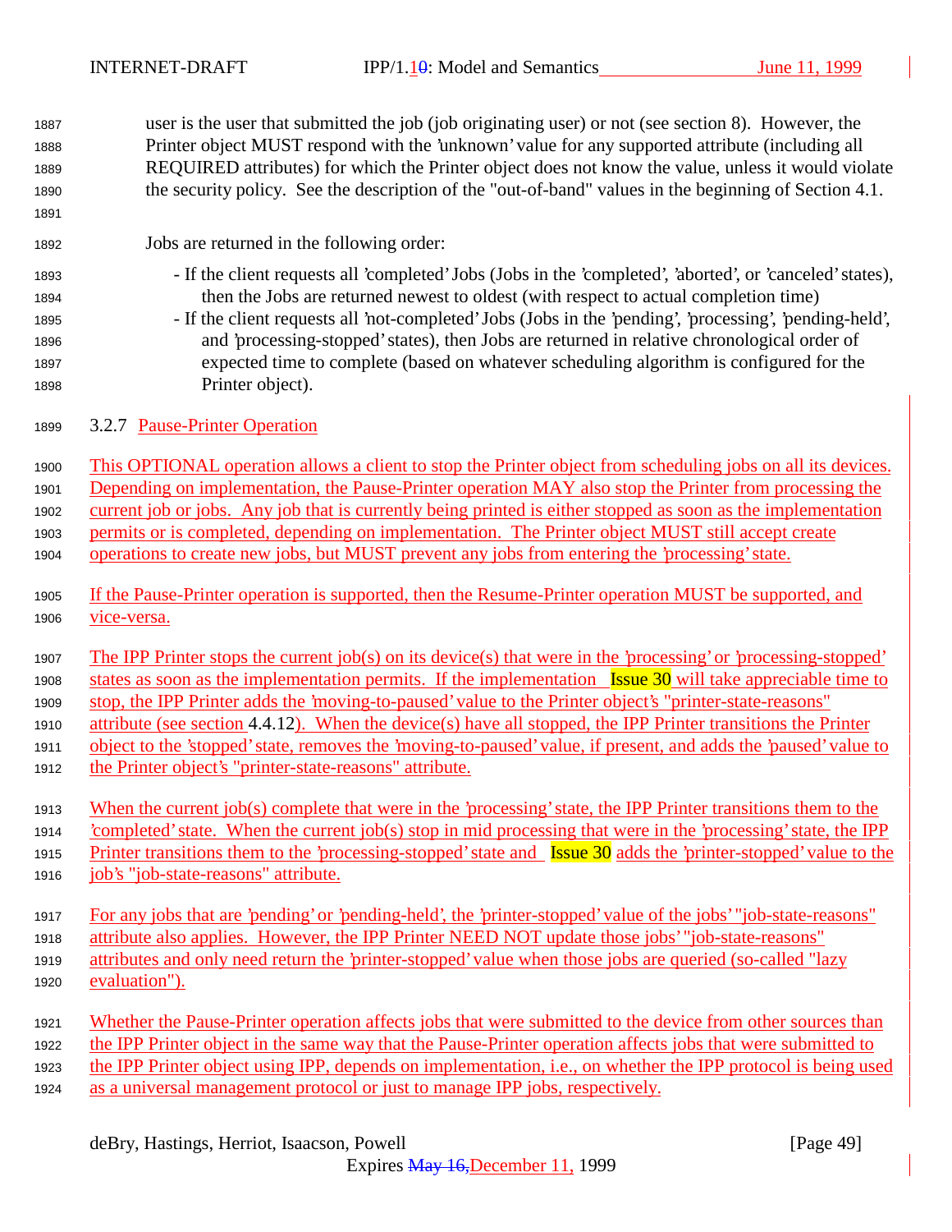user is the user that submitted the job (job originating user) or not (see section 8). However, the Printer object MUST respond with the 'unknown' value for any supported attribute (including all REQUIRED attributes) for which the Printer object does not know the value, unless it would violate the security policy. See the description of the "out-of-band" values in the beginning of Section 4.1.

Jobs are returned in the following order:

- If the client requests all 'completed' Jobs (Jobs in the 'completed', 'aborted', or 'canceled' states), then the Jobs are returned newest to oldest (with respect to actual completion time)
- If the client requests all 'not-completed' Jobs (Jobs in the 'pending', 'processing', 'pending-held', and 'processing-stopped' states), then Jobs are returned in relative chronological order of expected time to complete (based on whatever scheduling algorithm is configured for the Printer object).

### 3.2.7 Pause-Printer Operation

This OPTIONAL operation allows a client to stop the Printer object from scheduling jobs on all its devices. Depending on implementation, the Pause-Printer operation MAY also stop the Printer from processing the current job or jobs. Any job that is currently being printed is either stopped as soon as the implementation permits or is completed, depending on implementation. The Printer object MUST still accept create operations to create new jobs, but MUST prevent any jobs from entering the 'processing' state.

If the Pause-Printer operation is supported, then the Resume-Printer operation MUST be supported, and vice-versa.

The IPP Printer stops the current job(s) on its device(s) that were in the 'processing' or 'processing-stopped' states as soon as the implementation permits. If the implementation Issue 30 will take appreciable time to stop, the IPP Printer adds the 'moving-to-paused' value to the Printer object's "printer-state-reasons" attribute (see section 4.4.12). When the device(s) have all stopped, the IPP Printer transitions the Printer object to the 'stopped' state, removes the 'moving-to-paused' value, if present, and adds the 'paused' value to the Printer object's "printer-state-reasons" attribute.

When the current job(s) complete that were in the 'processing' state, the IPP Printer transitions them to the 'completed' state. When the current job(s) stop in mid processing that were in the 'processing' state, the IPP Printer transitions them to the 'processing-stopped' state and Issue 30 adds the 'printer-stopped' value to the job's "job-state-reasons" attribute.

For any jobs that are 'pending' or 'pending-held', the 'printer-stopped' value of the jobs' "job-state-reasons" attribute also applies. However, the IPP Printer NEED NOT update those jobs' "job-state-reasons" attributes and only need return the 'printer-stopped' value when those jobs are queried (so-called "lazy evaluation").

Whether the Pause-Printer operation affects jobs that were submitted to the device from other sources than the IPP Printer object in the same way that the Pause-Printer operation affects jobs that were submitted to the IPP Printer object using IPP, depends on implementation, i.e., on whether the IPP protocol is being used as a universal management protocol or just to manage IPP jobs, respectively.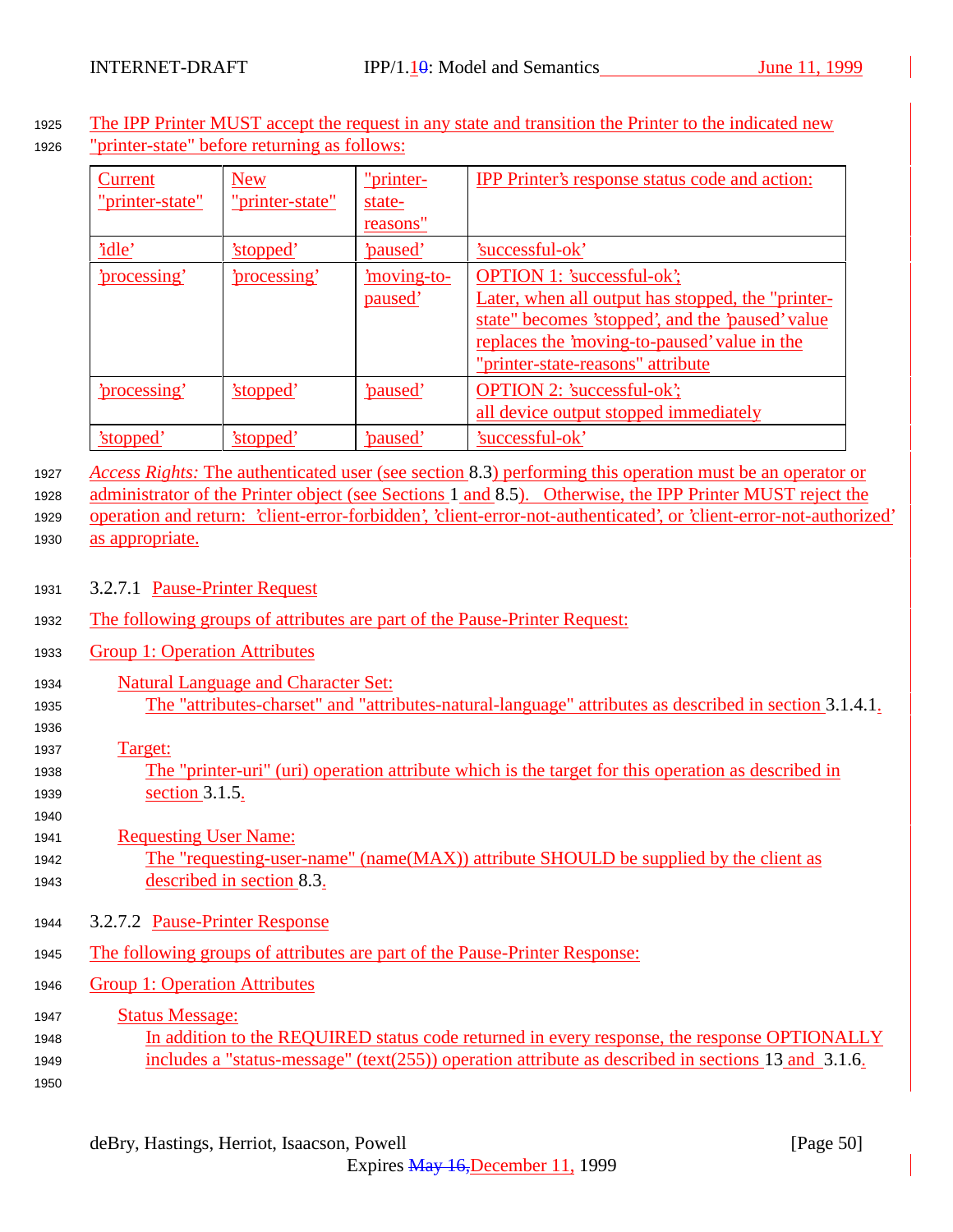The IPP Printer MUST accept the request in any state and transition the Printer to the indicated new "printer-state" before returning as follows:

| Current "printer-state" | New "printer-state" | "printer-state-reasons" | IPP Printer's response status code and action: |
|---|---|---|---|
| 'idle' | 'stopped' | 'paused' | 'successful-ok' |
| 'processing' | 'processing' | 'moving-to-paused' | OPTION 1: 'successful-ok'; Later, when all output has stopped, the "printer-state" becomes 'stopped', and the 'paused' value replaces the 'moving-to-paused' value in the "printer-state-reasons" attribute |
| 'processing' | 'stopped' | 'paused' | OPTION 2: 'successful-ok'; all device output stopped immediately |
| 'stopped' | 'stopped' | 'paused' | 'successful-ok' |

*Access Rights:* The authenticated user (see section 8.3) performing this operation must be an operator or administrator of the Printer object (see Sections 1 and 8.5). Otherwise, the IPP Printer MUST reject the operation and return: 'client-error-forbidden', 'client-error-not-authenticated', or 'client-error-not-authorized' as appropriate.

#### 3.2.7.1 Pause-Printer Request

The following groups of attributes are part of the Pause-Printer Request:

Group 1: Operation Attributes

Natural Language and Character Set:
The "attributes-charset" and "attributes-natural-language" attributes as described in section 3.1.4.1.

Target:
The "printer-uri" (uri) operation attribute which is the target for this operation as described in section 3.1.5.

Requesting User Name:
The "requesting-user-name" (name(MAX)) attribute SHOULD be supplied by the client as described in section 8.3.

#### 3.2.7.2 Pause-Printer Response

The following groups of attributes are part of the Pause-Printer Response:

Group 1: Operation Attributes

Status Message:
In addition to the REQUIRED status code returned in every response, the response OPTIONALLY includes a "status-message" (text(255)) operation attribute as described in sections 13 and 3.1.6.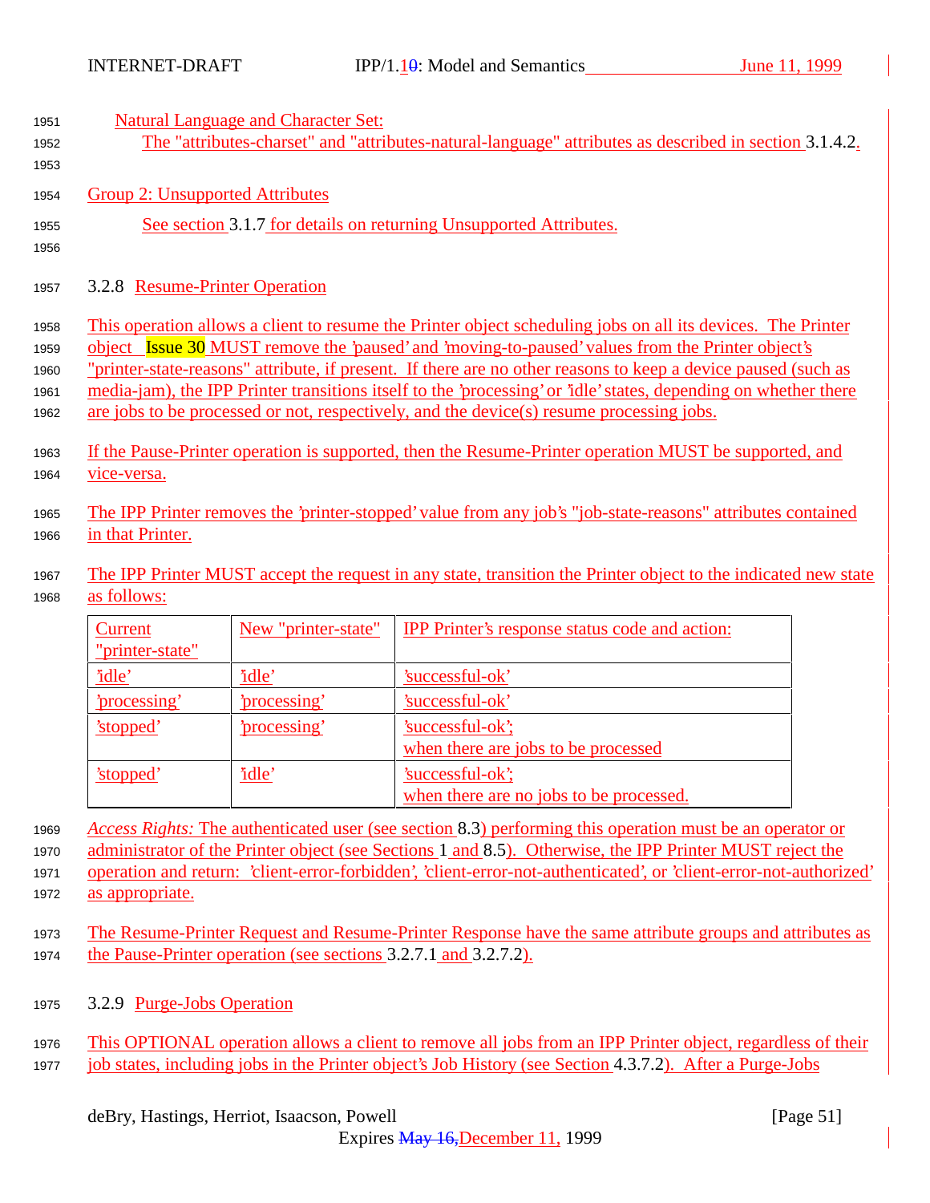Natural Language and Character Set:
The "attributes-charset" and "attributes-natural-language" attributes as described in section 3.1.4.2.

Group 2: Unsupported Attributes

See section 3.1.7 for details on returning Unsupported Attributes.

### 3.2.8 Resume-Printer Operation

This operation allows a client to resume the Printer object scheduling jobs on all its devices. The Printer object Issue 30 MUST remove the 'paused' and 'moving-to-paused' values from the Printer object's "printer-state-reasons" attribute, if present. If there are no other reasons to keep a device paused (such as media-jam), the IPP Printer transitions itself to the 'processing' or 'idle' states, depending on whether there are jobs to be processed or not, respectively, and the device(s) resume processing jobs.

If the Pause-Printer operation is supported, then the Resume-Printer operation MUST be supported, and vice-versa.

The IPP Printer removes the 'printer-stopped' value from any job's "job-state-reasons" attributes contained in that Printer.

The IPP Printer MUST accept the request in any state, transition the Printer object to the indicated new state as follows:

| Current "printer-state" | New "printer-state" | IPP Printer's response status code and action: |
|---|---|---|
| 'idle' | 'idle' | 'successful-ok' |
| 'processing' | 'processing' | 'successful-ok' |
| 'stopped' | 'processing' | 'successful-ok'; when there are jobs to be processed |
| 'stopped' | 'idle' | 'successful-ok'; when there are no jobs to be processed. |

*Access Rights:* The authenticated user (see section 8.3) performing this operation must be an operator or administrator of the Printer object (see Sections 1 and 8.5). Otherwise, the IPP Printer MUST reject the operation and return: 'client-error-forbidden', 'client-error-not-authenticated', or 'client-error-not-authorized' as appropriate.

The Resume-Printer Request and Resume-Printer Response have the same attribute groups and attributes as the Pause-Printer operation (see sections 3.2.7.1 and 3.2.7.2).

### 3.2.9 Purge-Jobs Operation

This OPTIONAL operation allows a client to remove all jobs from an IPP Printer object, regardless of their job states, including jobs in the Printer object's Job History (see Section 4.3.7.2). After a Purge-Jobs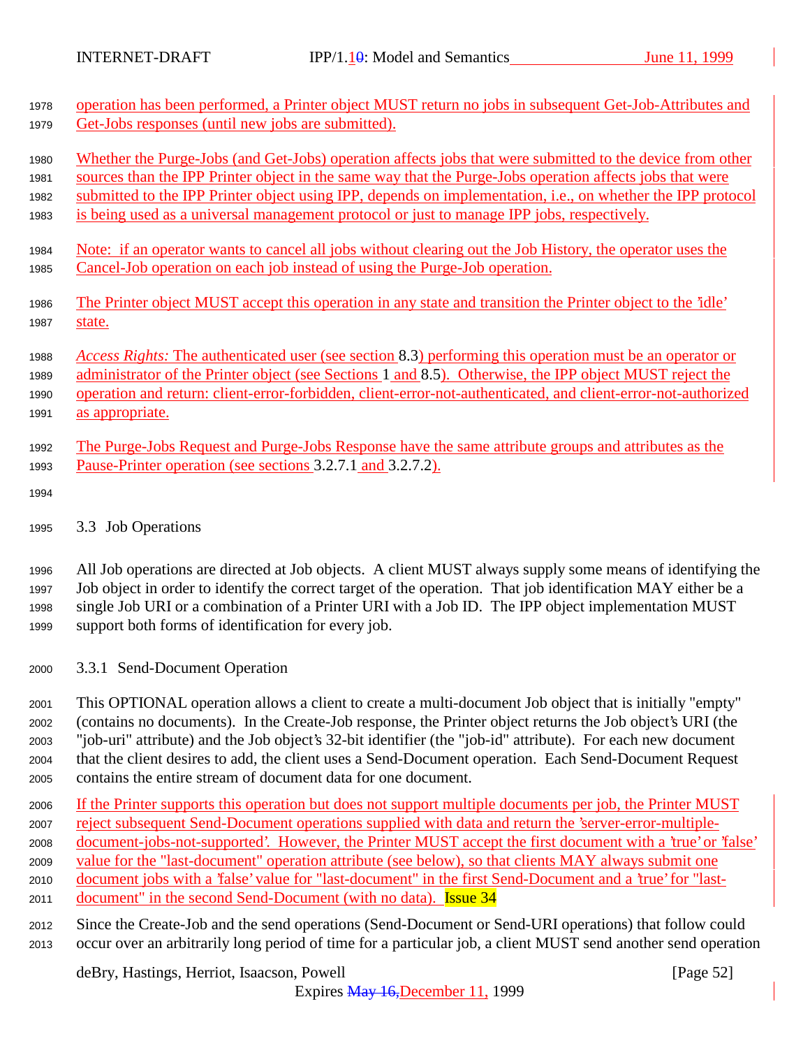operation has been performed, a Printer object MUST return no jobs in subsequent Get-Job-Attributes and Get-Jobs responses (until new jobs are submitted).

Whether the Purge-Jobs (and Get-Jobs) operation affects jobs that were submitted to the device from other sources than the IPP Printer object in the same way that the Purge-Jobs operation affects jobs that were submitted to the IPP Printer object using IPP, depends on implementation, i.e., on whether the IPP protocol is being used as a universal management protocol or just to manage IPP jobs, respectively.

Note: if an operator wants to cancel all jobs without clearing out the Job History, the operator uses the Cancel-Job operation on each job instead of using the Purge-Job operation.

The Printer object MUST accept this operation in any state and transition the Printer object to the 'idle' state.

*Access Rights:* The authenticated user (see section 8.3) performing this operation must be an operator or administrator of the Printer object (see Sections 1 and 8.5). Otherwise, the IPP object MUST reject the operation and return: client-error-forbidden, client-error-not-authenticated, and client-error-not-authorized as appropriate.

The Purge-Jobs Request and Purge-Jobs Response have the same attribute groups and attributes as the Pause-Printer operation (see sections 3.2.7.1 and 3.2.7.2).

## 3.3 Job Operations

All Job operations are directed at Job objects. A client MUST always supply some means of identifying the Job object in order to identify the correct target of the operation. That job identification MAY either be a single Job URI or a combination of a Printer URI with a Job ID. The IPP object implementation MUST support both forms of identification for every job.

### 3.3.1 Send-Document Operation

This OPTIONAL operation allows a client to create a multi-document Job object that is initially "empty" (contains no documents). In the Create-Job response, the Printer object returns the Job object's URI (the "job-uri" attribute) and the Job object's 32-bit identifier (the "job-id" attribute). For each new document that the client desires to add, the client uses a Send-Document operation. Each Send-Document Request contains the entire stream of document data for one document.

If the Printer supports this operation but does not support multiple documents per job, the Printer MUST reject subsequent Send-Document operations supplied with data and return the 'server-error-multiple-document-jobs-not-supported'. However, the Printer MUST accept the first document with a 'true' or 'false' value for the "last-document" operation attribute (see below), so that clients MAY always submit one document jobs with a 'false' value for "last-document" in the first Send-Document and a 'true' for "last-document" in the second Send-Document (with no data). Issue 34

Since the Create-Job and the send operations (Send-Document or Send-URI operations) that follow could occur over an arbitrarily long period of time for a particular job, a client MUST send another send operation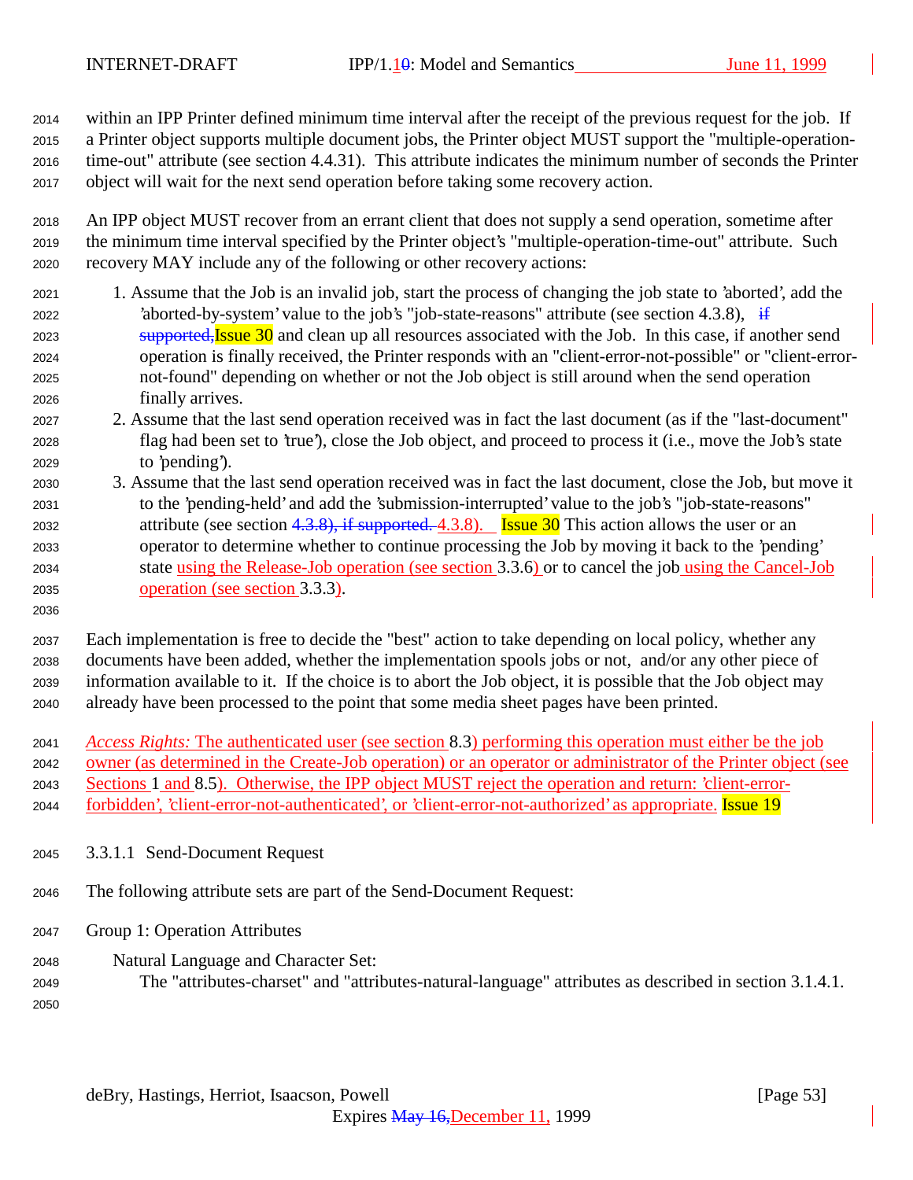within an IPP Printer defined minimum time interval after the receipt of the previous request for the job. If a Printer object supports multiple document jobs, the Printer object MUST support the "multiple-operation-time-out" attribute (see section 4.4.31). This attribute indicates the minimum number of seconds the Printer object will wait for the next send operation before taking some recovery action.

An IPP object MUST recover from an errant client that does not supply a send operation, sometime after the minimum time interval specified by the Printer object's "multiple-operation-time-out" attribute. Such recovery MAY include any of the following or other recovery actions:

1. Assume that the Job is an invalid job, start the process of changing the job state to 'aborted', add the 'aborted-by-system' value to the job's "job-state-reasons" attribute (see section 4.3.8), ~~if supported,~~Issue 30 and clean up all resources associated with the Job. In this case, if another send operation is finally received, the Printer responds with an "client-error-not-possible" or "client-error-not-found" depending on whether or not the Job object is still around when the send operation finally arrives.
2. Assume that the last send operation received was in fact the last document (as if the "last-document" flag had been set to 'true'), close the Job object, and proceed to process it (i.e., move the Job's state to 'pending').
3. Assume that the last send operation received was in fact the last document, close the Job, but move it to the 'pending-held' and add the 'submission-interrupted' value to the job's "job-state-reasons" attribute (see section ~~4.3.8), if supported.~~ 4.3.8). Issue 30 This action allows the user or an operator to determine whether to continue processing the Job by moving it back to the 'pending' state using the Release-Job operation (see section 3.3.6) or to cancel the job using the Cancel-Job operation (see section 3.3.3).

Each implementation is free to decide the "best" action to take depending on local policy, whether any documents have been added, whether the implementation spools jobs or not, and/or any other piece of information available to it. If the choice is to abort the Job object, it is possible that the Job object may already have been processed to the point that some media sheet pages have been printed.

*Access Rights:* The authenticated user (see section 8.3) performing this operation must either be the job owner (as determined in the Create-Job operation) or an operator or administrator of the Printer object (see Sections 1 and 8.5). Otherwise, the IPP object MUST reject the operation and return: 'client-error-forbidden', 'client-error-not-authenticated', or 'client-error-not-authorized' as appropriate. Issue 19

#### 3.3.1.1 Send-Document Request

The following attribute sets are part of the Send-Document Request:

Group 1: Operation Attributes

Natural Language and Character Set:
The "attributes-charset" and "attributes-natural-language" attributes as described in section 3.1.4.1.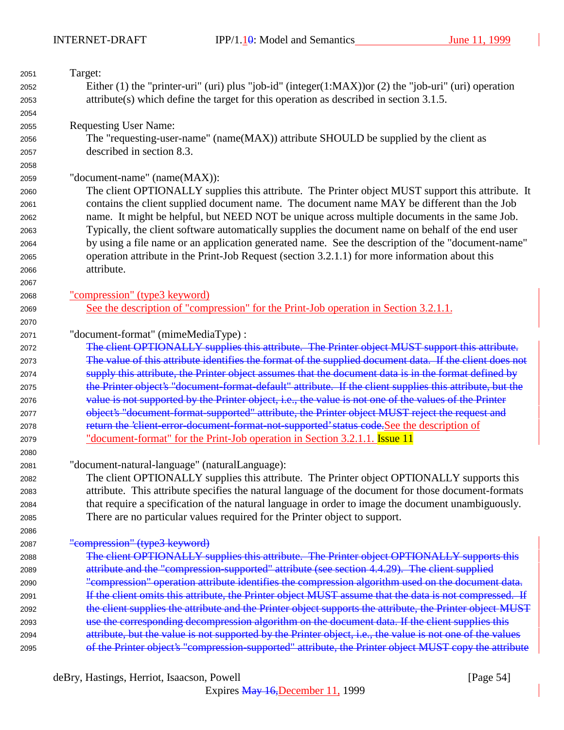Target:

Either (1) the "printer-uri" (uri) plus "job-id" (integer(1:MAX))or (2) the "job-uri" (uri) operation attribute(s) which define the target for this operation as described in section 3.1.5.

Requesting User Name:

The "requesting-user-name" (name(MAX)) attribute SHOULD be supplied by the client as described in section 8.3.

"document-name" (name(MAX)):

The client OPTIONALLY supplies this attribute. The Printer object MUST support this attribute. It contains the client supplied document name. The document name MAY be different than the Job name. It might be helpful, but NEED NOT be unique across multiple documents in the same Job. Typically, the client software automatically supplies the document name on behalf of the end user by using a file name or an application generated name. See the description of the "document-name" operation attribute in the Print-Job Request (section 3.2.1.1) for more information about this attribute.

"compression" (type3 keyword)

See the description of "compression" for the Print-Job operation in Section 3.2.1.1.

"document-format" (mimeMediaType) :

~~The client OPTIONALLY supplies this attribute. The Printer object MUST support this attribute. The value of this attribute identifies the format of the supplied document data. If the client does not supply this attribute, the Printer object assumes that the document data is in the format defined by the Printer object's "document-format-default" attribute. If the client supplies this attribute, but the value is not supported by the Printer object, i.e., the value is not one of the values of the Printer object's "document-format-supported" attribute, the Printer object MUST reject the request and return the 'client-error-document-format-not-supported' status code.~~See the description of "document-format" for the Print-Job operation in Section 3.2.1.1. Issue 11

"document-natural-language" (naturalLanguage):

The client OPTIONALLY supplies this attribute. The Printer object OPTIONALLY supports this attribute. This attribute specifies the natural language of the document for those document-formats that require a specification of the natural language in order to image the document unambiguously. There are no particular values required for the Printer object to support.

~~"compression" (type3 keyword)~~

~~The client OPTIONALLY supplies this attribute. The Printer object OPTIONALLY supports this attribute and the "compression-supported" attribute (see section 4.4.29). The client supplied "compression" operation attribute identifies the compression algorithm used on the document data. If the client omits this attribute, the Printer object MUST assume that the data is not compressed. If the client supplies the attribute and the Printer object supports the attribute, the Printer object MUST use the corresponding decompression algorithm on the document data. If the client supplies this attribute, but the value is not supported by the Printer object, i.e., the value is not one of the values of the Printer object's "compression-supported" attribute, the Printer object MUST copy the attribute~~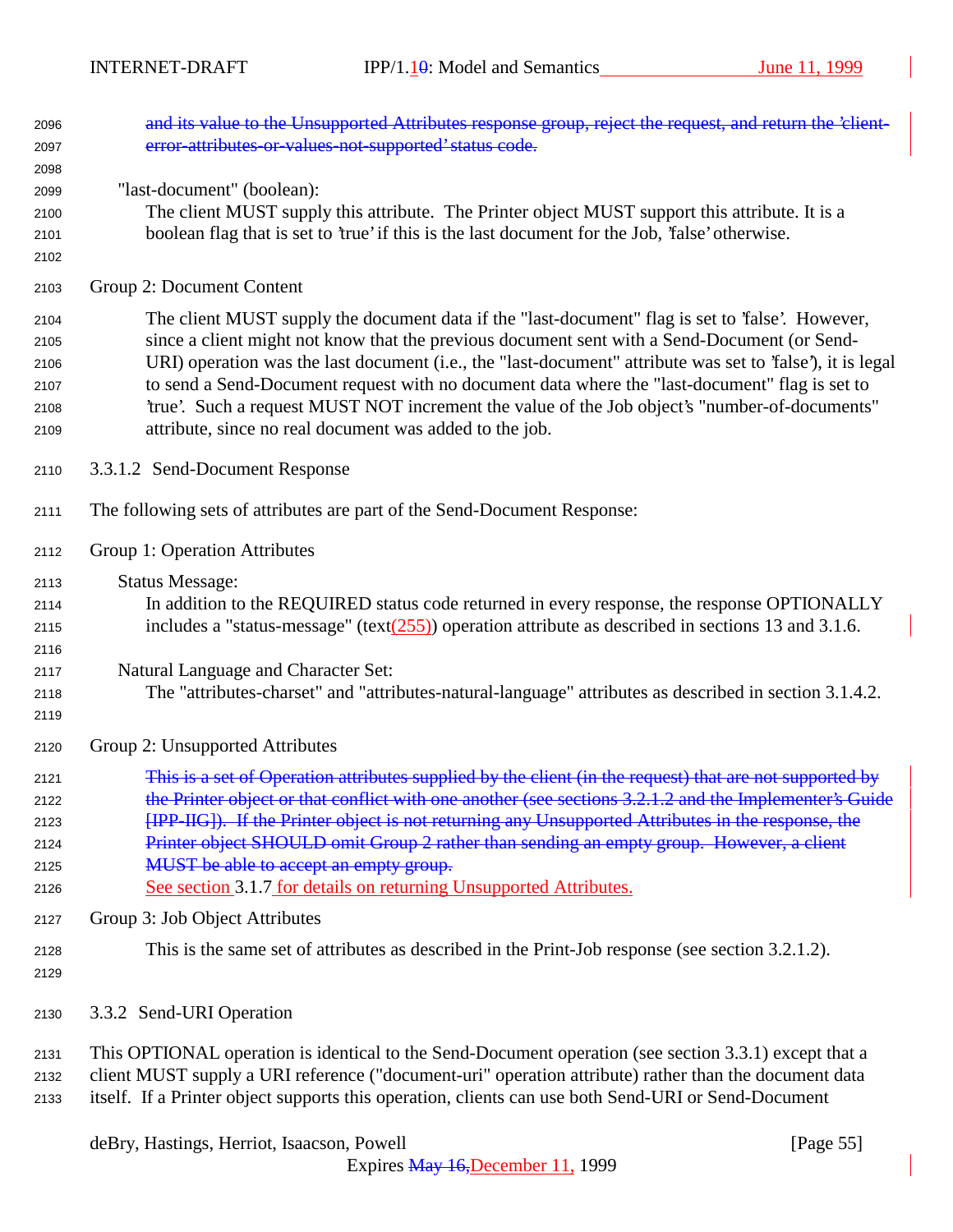~~and its value to the Unsupported Attributes response group, reject the request, and return the 'client-error-attributes-or-values-not-supported' status code.~~

"last-document" (boolean):
The client MUST supply this attribute. The Printer object MUST support this attribute. It is a boolean flag that is set to 'true' if this is the last document for the Job, 'false' otherwise.

Group 2: Document Content

The client MUST supply the document data if the "last-document" flag is set to 'false'. However, since a client might not know that the previous document sent with a Send-Document (or Send-URI) operation was the last document (i.e., the "last-document" attribute was set to 'false'), it is legal to send a Send-Document request with no document data where the "last-document" flag is set to 'true'. Such a request MUST NOT increment the value of the Job object's "number-of-documents" attribute, since no real document was added to the job.

#### 3.3.1.2 Send-Document Response

The following sets of attributes are part of the Send-Document Response:

Group 1: Operation Attributes

Status Message:
In addition to the REQUIRED status code returned in every response, the response OPTIONALLY includes a "status-message" (text(255)) operation attribute as described in sections 13 and 3.1.6.

Natural Language and Character Set:
The "attributes-charset" and "attributes-natural-language" attributes as described in section 3.1.4.2.

Group 2: Unsupported Attributes

~~This is a set of Operation attributes supplied by the client (in the request) that are not supported by the Printer object or that conflict with one another (see sections 3.2.1.2 and the Implementer's Guide [IPP-IIG]). If the Printer object is not returning any Unsupported Attributes in the response, the Printer object SHOULD omit Group 2 rather than sending an empty group. However, a client MUST be able to accept an empty group.~~
See section 3.1.7 for details on returning Unsupported Attributes.

Group 3: Job Object Attributes

This is the same set of attributes as described in the Print-Job response (see section 3.2.1.2).

### 3.3.2 Send-URI Operation

This OPTIONAL operation is identical to the Send-Document operation (see section 3.3.1) except that a client MUST supply a URI reference ("document-uri" operation attribute) rather than the document data itself. If a Printer object supports this operation, clients can use both Send-URI or Send-Document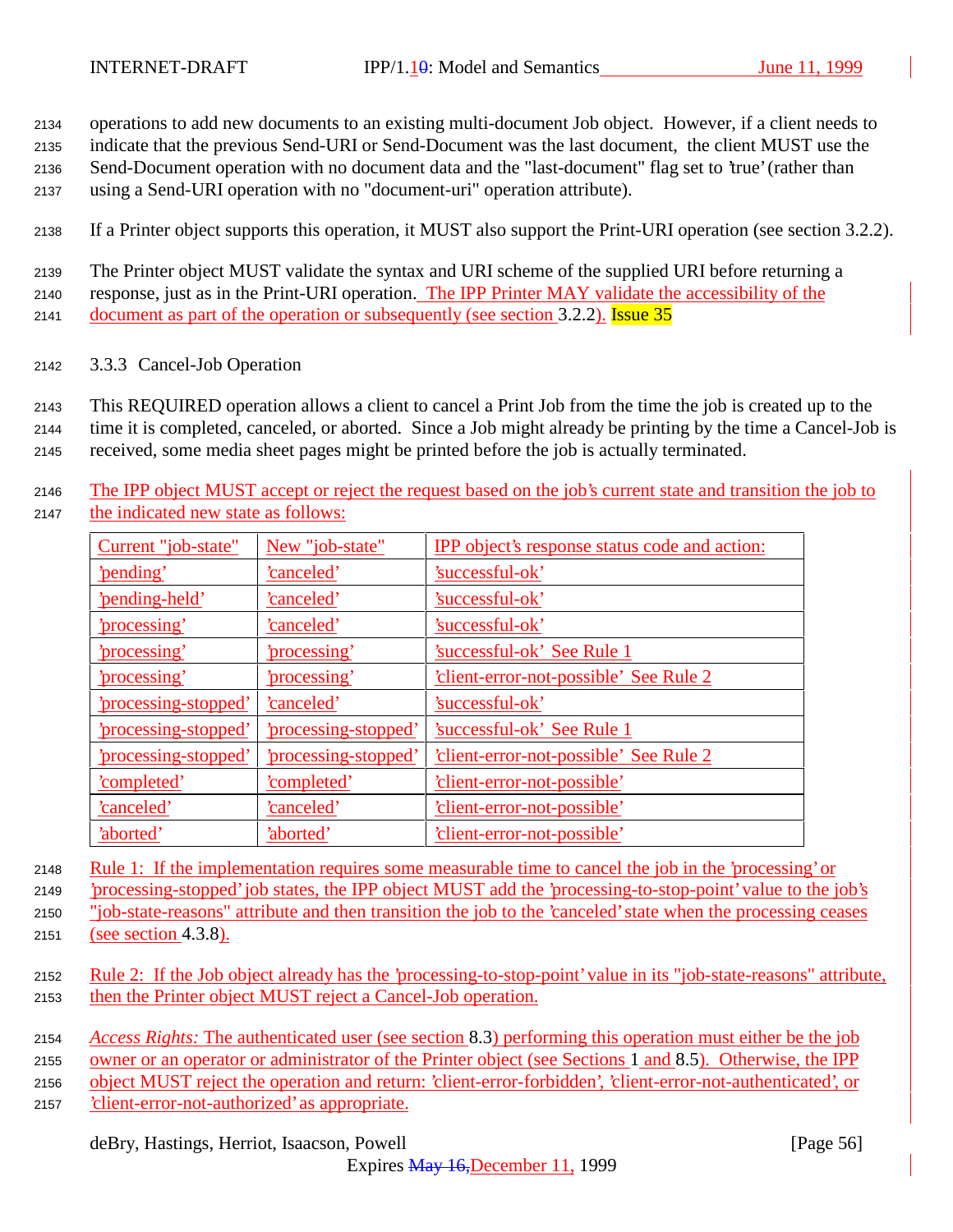operations to add new documents to an existing multi-document Job object. However, if a client needs to indicate that the previous Send-URI or Send-Document was the last document, the client MUST use the Send-Document operation with no document data and the "last-document" flag set to 'true' (rather than using a Send-URI operation with no "document-uri" operation attribute).

If a Printer object supports this operation, it MUST also support the Print-URI operation (see section 3.2.2).

The Printer object MUST validate the syntax and URI scheme of the supplied URI before returning a response, just as in the Print-URI operation. The IPP Printer MAY validate the accessibility of the document as part of the operation or subsequently (see section 3.2.2). Issue 35

### 3.3.3 Cancel-Job Operation

This REQUIRED operation allows a client to cancel a Print Job from the time the job is created up to the time it is completed, canceled, or aborted. Since a Job might already be printing by the time a Cancel-Job is received, some media sheet pages might be printed before the job is actually terminated.

The IPP object MUST accept or reject the request based on the job's current state and transition the job to the indicated new state as follows:

| Current "job-state" | New "job-state" | IPP object's response status code and action: |
|---|---|---|
| 'pending' | 'canceled' | 'successful-ok' |
| 'pending-held' | 'canceled' | 'successful-ok' |
| 'processing' | 'canceled' | 'successful-ok' |
| 'processing' | 'processing' | 'successful-ok' See Rule 1 |
| 'processing' | 'processing' | 'client-error-not-possible' See Rule 2 |
| 'processing-stopped' | 'canceled' | 'successful-ok' |
| 'processing-stopped' | 'processing-stopped' | 'successful-ok' See Rule 1 |
| 'processing-stopped' | 'processing-stopped' | 'client-error-not-possible' See Rule 2 |
| 'completed' | 'completed' | 'client-error-not-possible' |
| 'canceled' | 'canceled' | 'client-error-not-possible' |
| 'aborted' | 'aborted' | 'client-error-not-possible' |

Rule 1: If the implementation requires some measurable time to cancel the job in the 'processing' or 'processing-stopped' job states, the IPP object MUST add the 'processing-to-stop-point' value to the job's "job-state-reasons" attribute and then transition the job to the 'canceled' state when the processing ceases (see section 4.3.8).

Rule 2: If the Job object already has the 'processing-to-stop-point' value in its "job-state-reasons" attribute, then the Printer object MUST reject a Cancel-Job operation.

*Access Rights:* The authenticated user (see section 8.3) performing this operation must either be the job owner or an operator or administrator of the Printer object (see Sections 1 and 8.5). Otherwise, the IPP object MUST reject the operation and return: 'client-error-forbidden', 'client-error-not-authenticated', or 'client-error-not-authorized' as appropriate.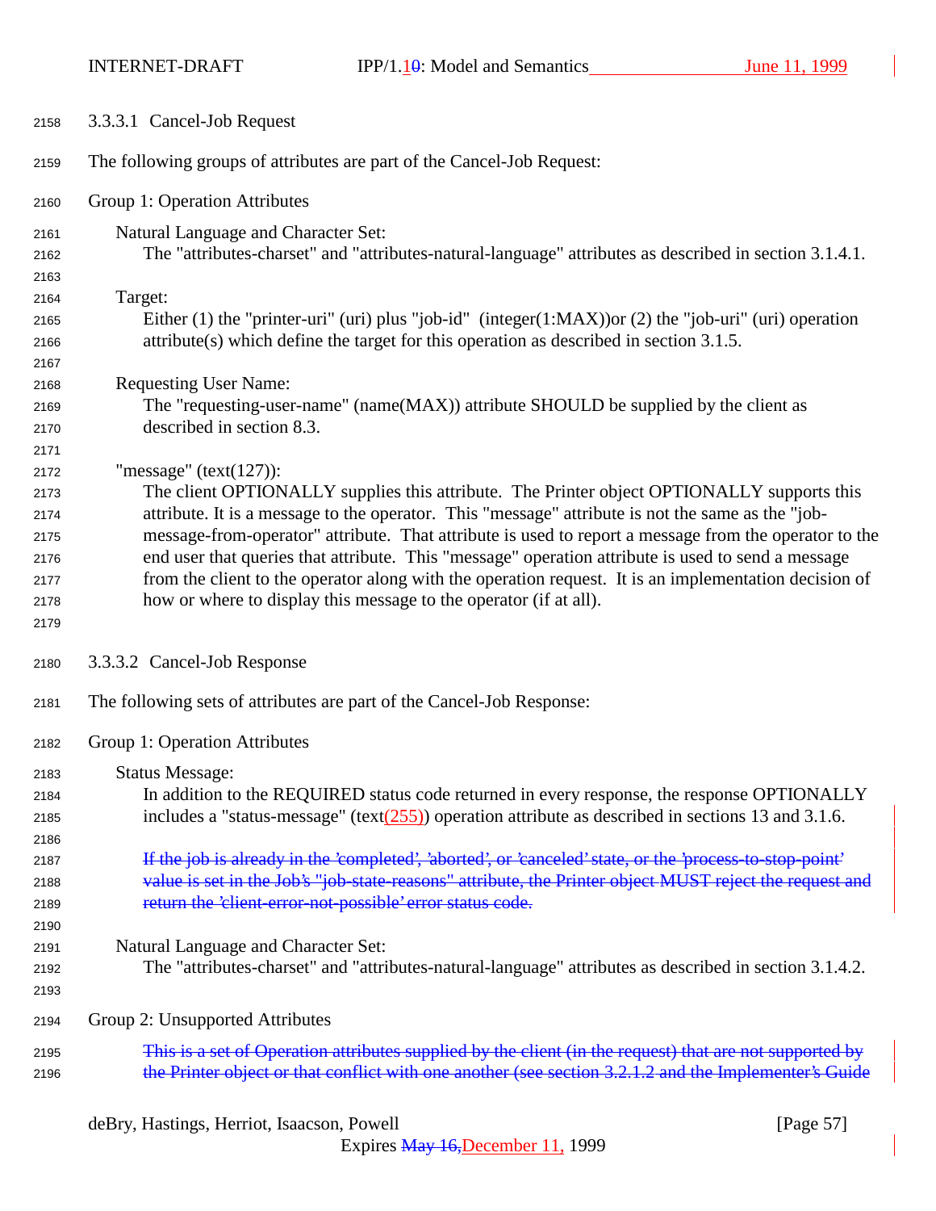#### 3.3.3.1 Cancel-Job Request

The following groups of attributes are part of the Cancel-Job Request:

Group 1: Operation Attributes

Natural Language and Character Set:
The "attributes-charset" and "attributes-natural-language" attributes as described in section 3.1.4.1.

Target:
Either (1) the "printer-uri" (uri) plus "job-id" (integer(1:MAX))or (2) the "job-uri" (uri) operation attribute(s) which define the target for this operation as described in section 3.1.5.

Requesting User Name:
The "requesting-user-name" (name(MAX)) attribute SHOULD be supplied by the client as described in section 8.3.

"message" (text(127)):
The client OPTIONALLY supplies this attribute. The Printer object OPTIONALLY supports this attribute. It is a message to the operator. This "message" attribute is not the same as the "job-message-from-operator" attribute. That attribute is used to report a message from the operator to the end user that queries that attribute. This "message" operation attribute is used to send a message from the client to the operator along with the operation request. It is an implementation decision of how or where to display this message to the operator (if at all).

#### 3.3.3.2 Cancel-Job Response

The following sets of attributes are part of the Cancel-Job Response:

Group 1: Operation Attributes

Status Message:
In addition to the REQUIRED status code returned in every response, the response OPTIONALLY includes a "status-message" (text(255)) operation attribute as described in sections 13 and 3.1.6.

~~If the job is already in the 'completed', 'aborted', or 'canceled' state, or the 'process-to-stop-point' value is set in the Job's "job-state-reasons" attribute, the Printer object MUST reject the request and return the 'client-error-not-possible' error status code.~~

Natural Language and Character Set:
The "attributes-charset" and "attributes-natural-language" attributes as described in section 3.1.4.2.

Group 2: Unsupported Attributes

~~This is a set of Operation attributes supplied by the client (in the request) that are not supported by the Printer object or that conflict with one another (see section 3.2.1.2 and the Implementer's Guide~~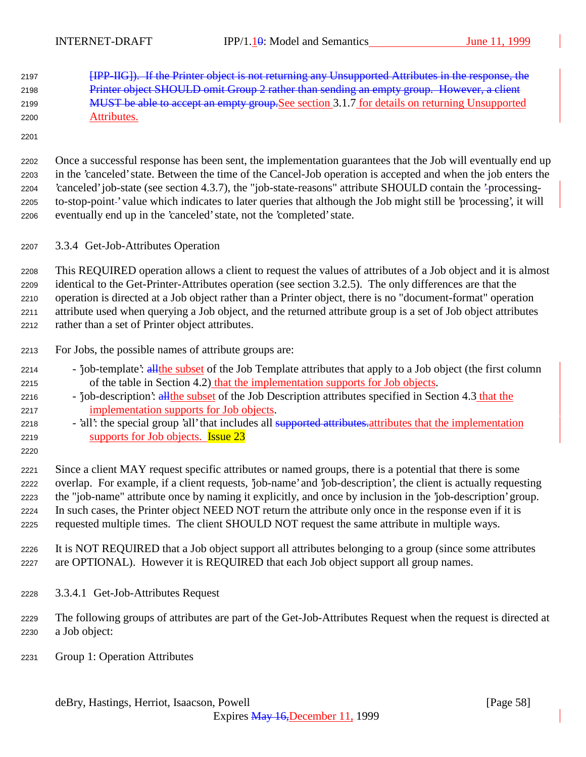~~[IPP-IIG]). If the Printer object is not returning any Unsupported Attributes in the response, the Printer object SHOULD omit Group 2 rather than sending an empty group. However, a client MUST be able to accept an empty group.~~See section 3.1.7 for details on returning Unsupported Attributes.

Once a successful response has been sent, the implementation guarantees that the Job will eventually end up in the 'canceled' state. Between the time of the Cancel-Job operation is accepted and when the job enters the 'canceled' job-state (see section 4.3.7), the "job-state-reasons" attribute SHOULD contain the 'processing-to-stop-point' value which indicates to later queries that although the Job might still be 'processing', it will eventually end up in the 'canceled' state, not the 'completed' state.

### 3.3.4 Get-Job-Attributes Operation

This REQUIRED operation allows a client to request the values of attributes of a Job object and it is almost identical to the Get-Printer-Attributes operation (see section 3.2.5). The only differences are that the operation is directed at a Job object rather than a Printer object, there is no "document-format" operation attribute used when querying a Job object, and the returned attribute group is a set of Job object attributes rather than a set of Printer object attributes.

For Jobs, the possible names of attribute groups are:

- 'job-template': ~~all~~the subset of the Job Template attributes that apply to a Job object (the first column of the table in Section 4.2) that the implementation supports for Job objects.
- 'job-description': ~~all~~the subset of the Job Description attributes specified in Section 4.3 that the implementation supports for Job objects.
- 'all': the special group 'all' that includes all ~~supported attributes.~~attributes that the implementation supports for Job objects. Issue 23

Since a client MAY request specific attributes or named groups, there is a potential that there is some overlap. For example, if a client requests, 'job-name' and 'job-description', the client is actually requesting the "job-name" attribute once by naming it explicitly, and once by inclusion in the 'job-description' group. In such cases, the Printer object NEED NOT return the attribute only once in the response even if it is requested multiple times. The client SHOULD NOT request the same attribute in multiple ways.

It is NOT REQUIRED that a Job object support all attributes belonging to a group (since some attributes are OPTIONAL). However it is REQUIRED that each Job object support all group names.

#### 3.3.4.1 Get-Job-Attributes Request

The following groups of attributes are part of the Get-Job-Attributes Request when the request is directed at a Job object:

Group 1: Operation Attributes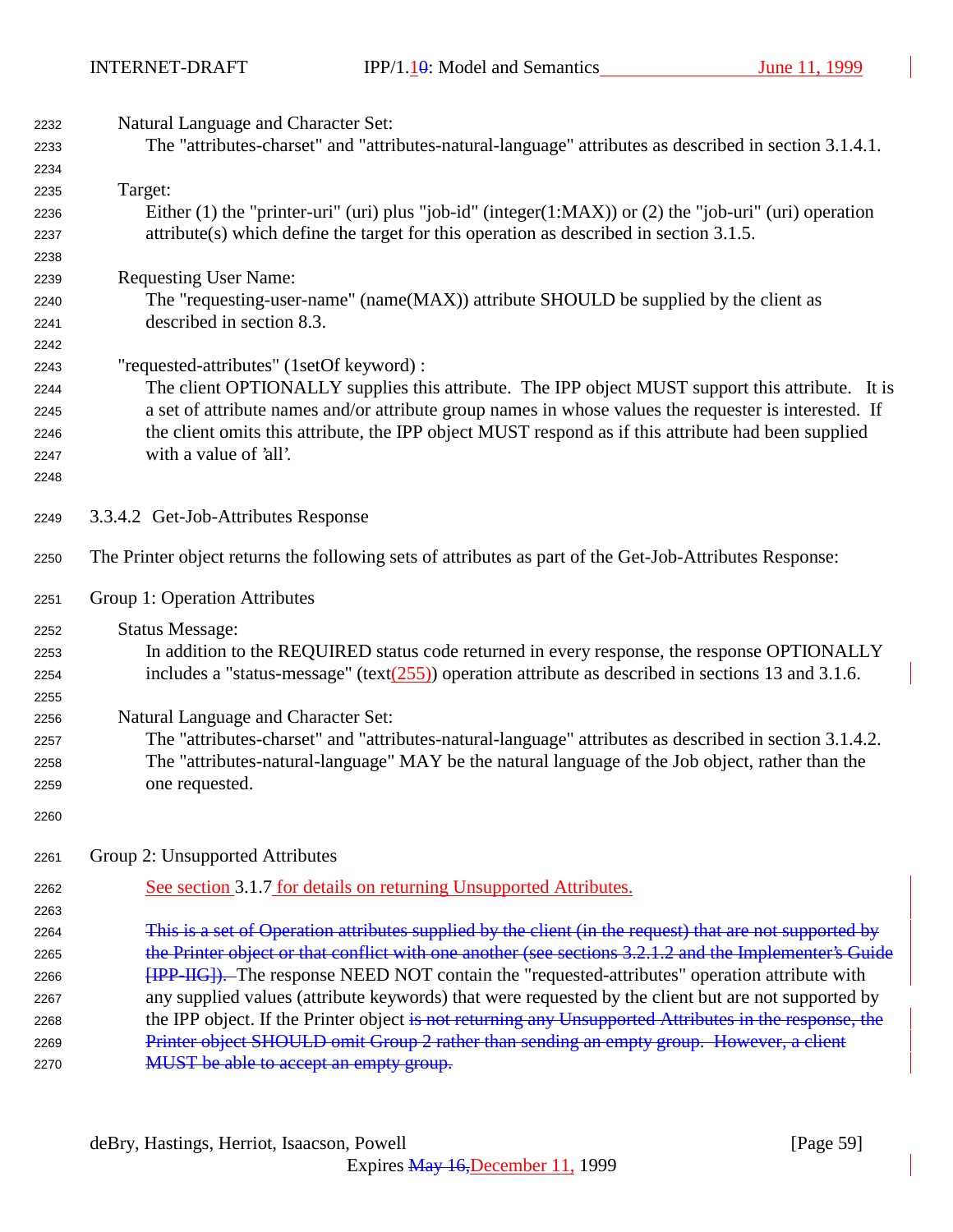Natural Language and Character Set:
The "attributes-charset" and "attributes-natural-language" attributes as described in section 3.1.4.1.

Target:
Either (1) the "printer-uri" (uri) plus "job-id" (integer(1:MAX)) or (2) the "job-uri" (uri) operation attribute(s) which define the target for this operation as described in section 3.1.5.

Requesting User Name:
The "requesting-user-name" (name(MAX)) attribute SHOULD be supplied by the client as described in section 8.3.

"requested-attributes" (1setOf keyword) :
The client OPTIONALLY supplies this attribute. The IPP object MUST support this attribute. It is a set of attribute names and/or attribute group names in whose values the requester is interested. If the client omits this attribute, the IPP object MUST respond as if this attribute had been supplied with a value of 'all'.

#### 3.3.4.2 Get-Job-Attributes Response

The Printer object returns the following sets of attributes as part of the Get-Job-Attributes Response:

Group 1: Operation Attributes

Status Message:
In addition to the REQUIRED status code returned in every response, the response OPTIONALLY includes a "status-message" (text(255)) operation attribute as described in sections 13 and 3.1.6.

Natural Language and Character Set:
The "attributes-charset" and "attributes-natural-language" attributes as described in section 3.1.4.2. The "attributes-natural-language" MAY be the natural language of the Job object, rather than the one requested.

Group 2: Unsupported Attributes

See section 3.1.7 for details on returning Unsupported Attributes.

~~This is a set of Operation attributes supplied by the client (in the request) that are not supported by the Printer object or that conflict with one another (see sections 3.2.1.2 and the Implementer's Guide [IPP-IIG]).~~ The response NEED NOT contain the "requested-attributes" operation attribute with any supplied values (attribute keywords) that were requested by the client but are not supported by the IPP object. If the Printer object ~~is not returning any Unsupported Attributes in the response, the Printer object SHOULD omit Group 2 rather than sending an empty group. However, a client MUST be able to accept an empty group.~~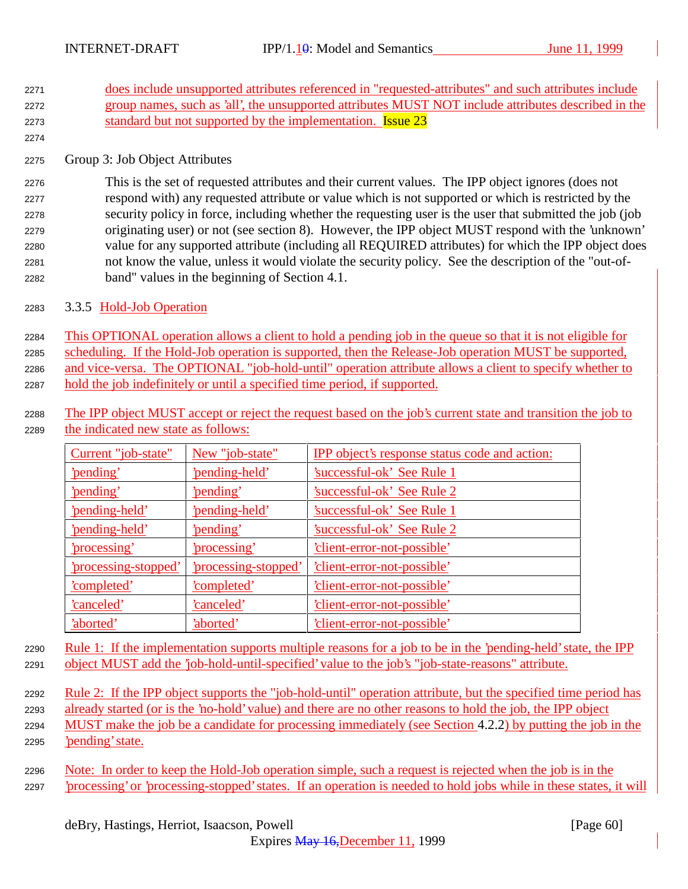does include unsupported attributes referenced in "requested-attributes" and such attributes include group names, such as 'all', the unsupported attributes MUST NOT include attributes described in the standard but not supported by the implementation. Issue 23

Group 3: Job Object Attributes

This is the set of requested attributes and their current values. The IPP object ignores (does not respond with) any requested attribute or value which is not supported or which is restricted by the security policy in force, including whether the requesting user is the user that submitted the job (job originating user) or not (see section 8). However, the IPP object MUST respond with the 'unknown' value for any supported attribute (including all REQUIRED attributes) for which the IPP object does not know the value, unless it would violate the security policy. See the description of the "out-of-band" values in the beginning of Section 4.1.

### 3.3.5 Hold-Job Operation

This OPTIONAL operation allows a client to hold a pending job in the queue so that it is not eligible for scheduling. If the Hold-Job operation is supported, then the Release-Job operation MUST be supported, and vice-versa. The OPTIONAL "job-hold-until" operation attribute allows a client to specify whether to hold the job indefinitely or until a specified time period, if supported.

The IPP object MUST accept or reject the request based on the job's current state and transition the job to the indicated new state as follows:

| Current "job-state" | New "job-state" | IPP object's response status code and action: |
|---|---|---|
| 'pending' | 'pending-held' | 'successful-ok' See Rule 1 |
| 'pending' | 'pending' | 'successful-ok' See Rule 2 |
| 'pending-held' | 'pending-held' | 'successful-ok' See Rule 1 |
| 'pending-held' | 'pending' | 'successful-ok' See Rule 2 |
| 'processing' | 'processing' | 'client-error-not-possible' |
| 'processing-stopped' | 'processing-stopped' | 'client-error-not-possible' |
| 'completed' | 'completed' | 'client-error-not-possible' |
| 'canceled' | 'canceled' | 'client-error-not-possible' |
| 'aborted' | 'aborted' | 'client-error-not-possible' |

Rule 1: If the implementation supports multiple reasons for a job to be in the 'pending-held' state, the IPP object MUST add the 'job-hold-until-specified' value to the job's "job-state-reasons" attribute.

Rule 2: If the IPP object supports the "job-hold-until" operation attribute, but the specified time period has already started (or is the 'no-hold' value) and there are no other reasons to hold the job, the IPP object MUST make the job be a candidate for processing immediately (see Section 4.2.2) by putting the job in the 'pending' state.

Note: In order to keep the Hold-Job operation simple, such a request is rejected when the job is in the 'processing' or 'processing-stopped' states. If an operation is needed to hold jobs while in these states, it will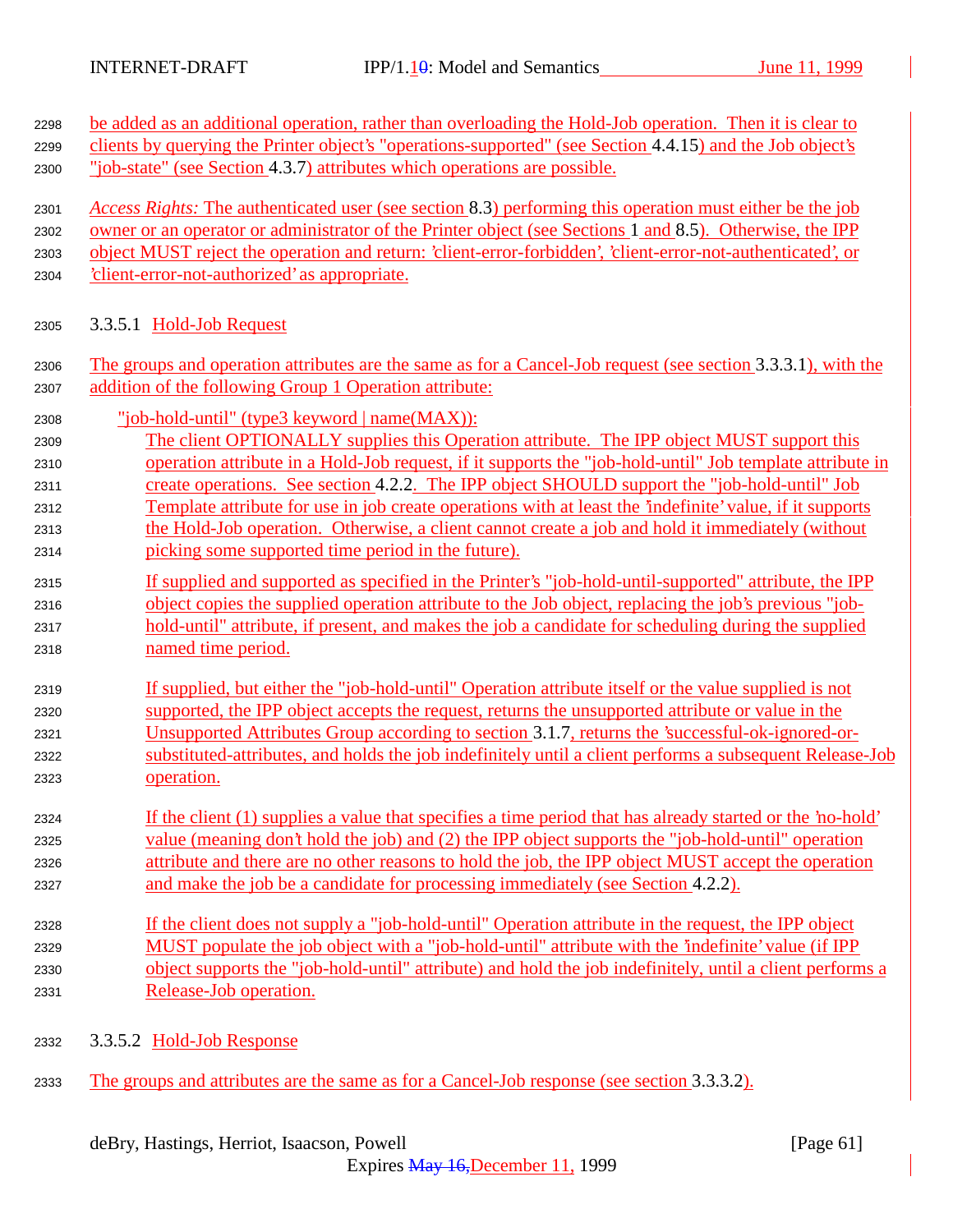be added as an additional operation, rather than overloading the Hold-Job operation. Then it is clear to clients by querying the Printer object's "operations-supported" (see Section 4.4.15) and the Job object's "job-state" (see Section 4.3.7) attributes which operations are possible.

*Access Rights:* The authenticated user (see section 8.3) performing this operation must either be the job owner or an operator or administrator of the Printer object (see Sections 1 and 8.5). Otherwise, the IPP object MUST reject the operation and return: 'client-error-forbidden', 'client-error-not-authenticated', or 'client-error-not-authorized' as appropriate.

### 3.3.5.1 Hold-Job Request

The groups and operation attributes are the same as for a Cancel-Job request (see section 3.3.3.1), with the addition of the following Group 1 Operation attribute:

"job-hold-until" (type3 keyword | name(MAX)):

The client OPTIONALLY supplies this Operation attribute. The IPP object MUST support this operation attribute in a Hold-Job request, if it supports the "job-hold-until" Job template attribute in create operations. See section 4.2.2. The IPP object SHOULD support the "job-hold-until" Job Template attribute for use in job create operations with at least the 'indefinite' value, if it supports the Hold-Job operation. Otherwise, a client cannot create a job and hold it immediately (without picking some supported time period in the future).

If supplied and supported as specified in the Printer's "job-hold-until-supported" attribute, the IPP object copies the supplied operation attribute to the Job object, replacing the job's previous "job-hold-until" attribute, if present, and makes the job a candidate for scheduling during the supplied named time period.

If supplied, but either the "job-hold-until" Operation attribute itself or the value supplied is not supported, the IPP object accepts the request, returns the unsupported attribute or value in the Unsupported Attributes Group according to section 3.1.7, returns the 'successful-ok-ignored-or-substituted-attributes, and holds the job indefinitely until a client performs a subsequent Release-Job operation.

If the client (1) supplies a value that specifies a time period that has already started or the 'no-hold' value (meaning don't hold the job) and (2) the IPP object supports the "job-hold-until" operation attribute and there are no other reasons to hold the job, the IPP object MUST accept the operation and make the job be a candidate for processing immediately (see Section 4.2.2).

If the client does not supply a "job-hold-until" Operation attribute in the request, the IPP object MUST populate the job object with a "job-hold-until" attribute with the 'indefinite' value (if IPP object supports the "job-hold-until" attribute) and hold the job indefinitely, until a client performs a Release-Job operation.

### 3.3.5.2 Hold-Job Response

The groups and attributes are the same as for a Cancel-Job response (see section 3.3.3.2).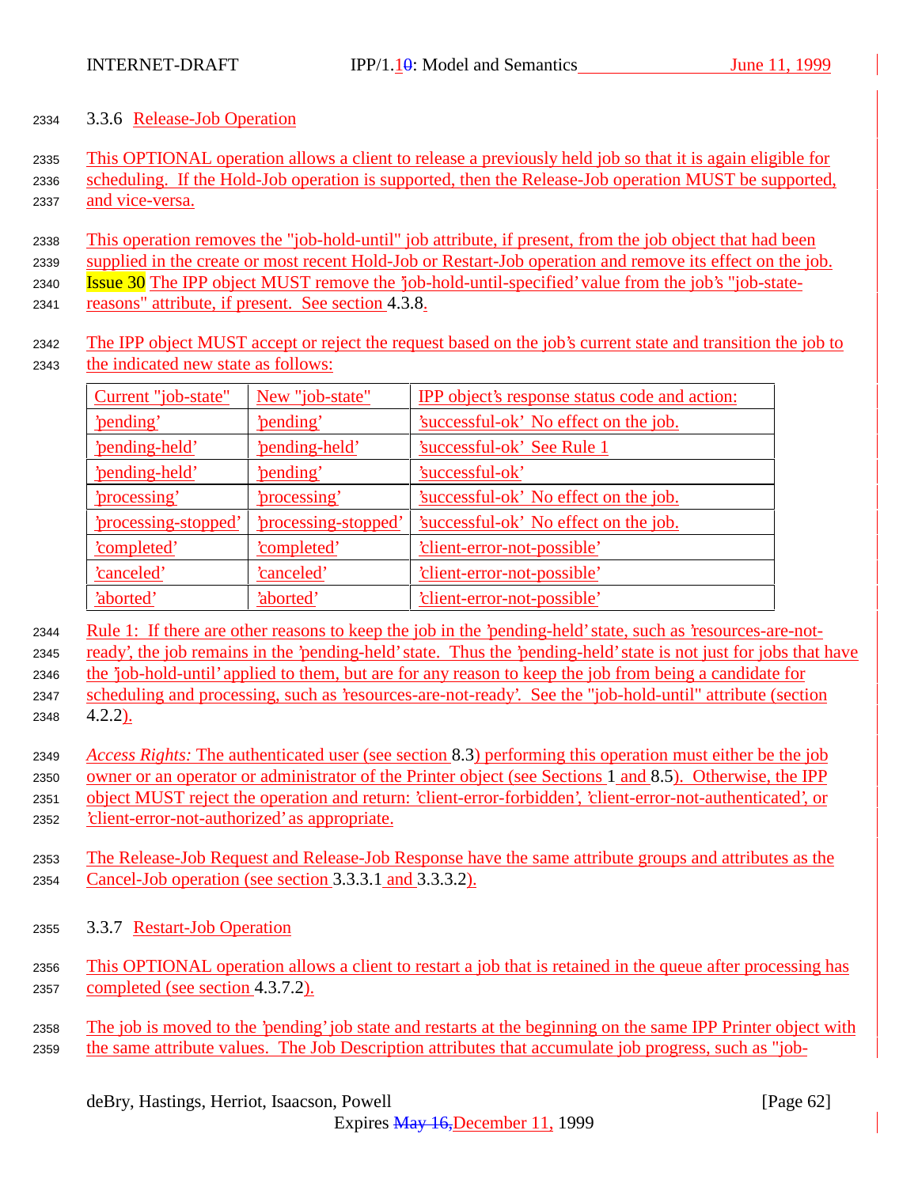### 3.3.6 Release-Job Operation

This OPTIONAL operation allows a client to release a previously held job so that it is again eligible for scheduling. If the Hold-Job operation is supported, then the Release-Job operation MUST be supported, and vice-versa.

This operation removes the "job-hold-until" job attribute, if present, from the job object that had been supplied in the create or most recent Hold-Job or Restart-Job operation and remove its effect on the job. Issue 30 The IPP object MUST remove the 'job-hold-until-specified' value from the job's "job-state-reasons" attribute, if present. See section 4.3.8.

The IPP object MUST accept or reject the request based on the job's current state and transition the job to the indicated new state as follows:

| Current "job-state" | New "job-state" | IPP object's response status code and action: |
|---|---|---|
| 'pending' | 'pending' | 'successful-ok' No effect on the job. |
| 'pending-held' | 'pending-held' | 'successful-ok' See Rule 1 |
| 'pending-held' | 'pending' | 'successful-ok' |
| 'processing' | 'processing' | 'successful-ok' No effect on the job. |
| 'processing-stopped' | 'processing-stopped' | 'successful-ok' No effect on the job. |
| 'completed' | 'completed' | 'client-error-not-possible' |
| 'canceled' | 'canceled' | 'client-error-not-possible' |
| 'aborted' | 'aborted' | 'client-error-not-possible' |

Rule 1: If there are other reasons to keep the job in the 'pending-held' state, such as 'resources-are-not-ready', the job remains in the 'pending-held' state. Thus the 'pending-held' state is not just for jobs that have the 'job-hold-until' applied to them, but are for any reason to keep the job from being a candidate for scheduling and processing, such as 'resources-are-not-ready'. See the "job-hold-until" attribute (section 4.2.2).

*Access Rights:* The authenticated user (see section 8.3) performing this operation must either be the job owner or an operator or administrator of the Printer object (see Sections 1 and 8.5). Otherwise, the IPP object MUST reject the operation and return: 'client-error-forbidden', 'client-error-not-authenticated', or 'client-error-not-authorized' as appropriate.

The Release-Job Request and Release-Job Response have the same attribute groups and attributes as the Cancel-Job operation (see section 3.3.3.1 and 3.3.3.2).

### 3.3.7 Restart-Job Operation

This OPTIONAL operation allows a client to restart a job that is retained in the queue after processing has completed (see section 4.3.7.2).

The job is moved to the 'pending' job state and restarts at the beginning on the same IPP Printer object with the same attribute values. The Job Description attributes that accumulate job progress, such as "job-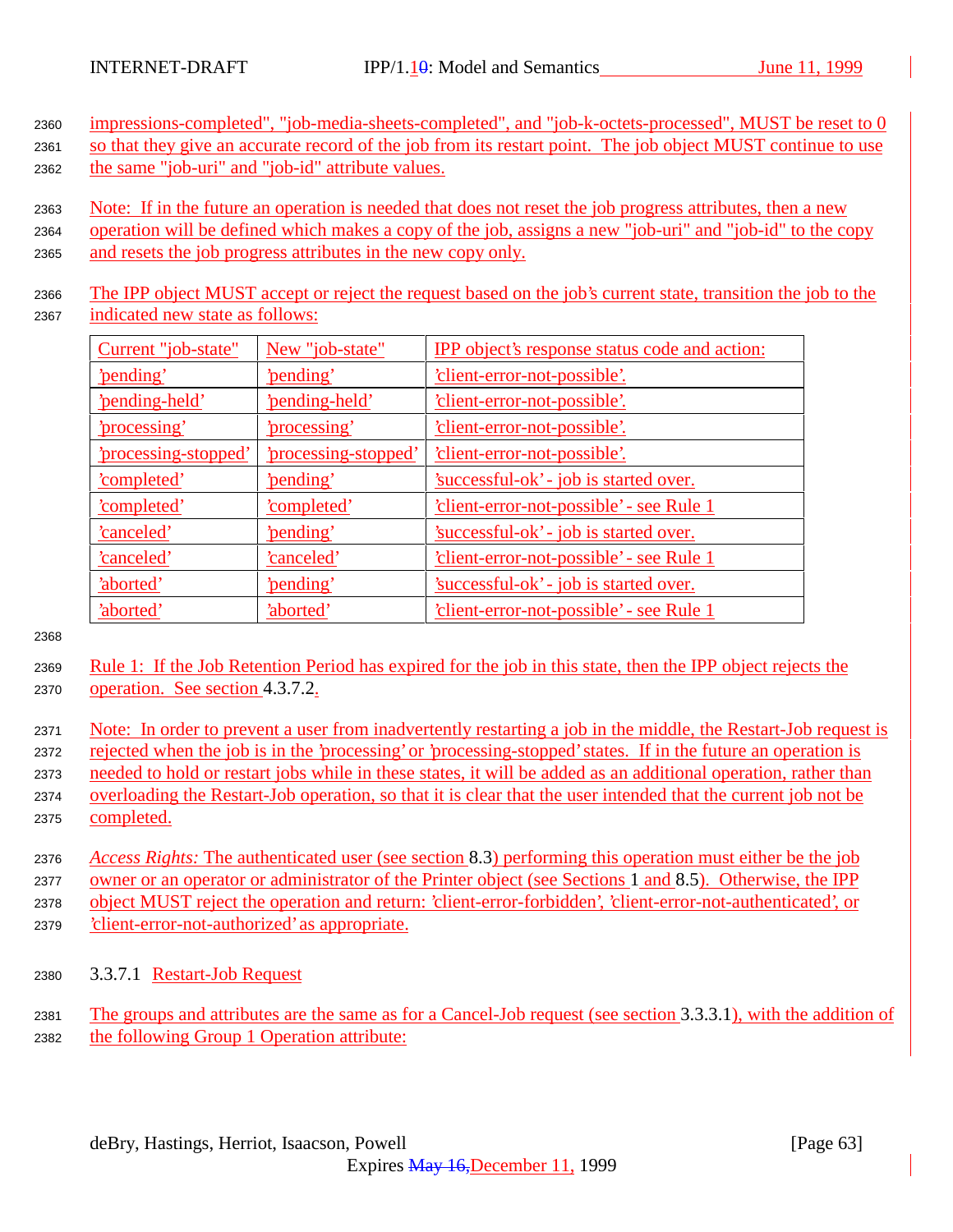impressions-completed", "job-media-sheets-completed", and "job-k-octets-processed", MUST be reset to 0 so that they give an accurate record of the job from its restart point. The job object MUST continue to use the same "job-uri" and "job-id" attribute values.

Note: If in the future an operation is needed that does not reset the job progress attributes, then a new operation will be defined which makes a copy of the job, assigns a new "job-uri" and "job-id" to the copy and resets the job progress attributes in the new copy only.

The IPP object MUST accept or reject the request based on the job's current state, transition the job to the indicated new state as follows:

| Current "job-state" | New "job-state" | IPP object's response status code and action: |
|---|---|---|
| 'pending' | 'pending' | 'client-error-not-possible'. |
| 'pending-held' | 'pending-held' | 'client-error-not-possible'. |
| 'processing' | 'processing' | 'client-error-not-possible'. |
| 'processing-stopped' | 'processing-stopped' | 'client-error-not-possible'. |
| 'completed' | 'pending' | 'successful-ok' - job is started over. |
| 'completed' | 'completed' | 'client-error-not-possible' - see Rule 1 |
| 'canceled' | 'pending' | 'successful-ok' - job is started over. |
| 'canceled' | 'canceled' | 'client-error-not-possible' - see Rule 1 |
| 'aborted' | 'pending' | 'successful-ok' - job is started over. |
| 'aborted' | 'aborted' | 'client-error-not-possible' - see Rule 1 |

Rule 1: If the Job Retention Period has expired for the job in this state, then the IPP object rejects the operation. See section 4.3.7.2.

Note: In order to prevent a user from inadvertently restarting a job in the middle, the Restart-Job request is rejected when the job is in the 'processing' or 'processing-stopped' states. If in the future an operation is needed to hold or restart jobs while in these states, it will be added as an additional operation, rather than overloading the Restart-Job operation, so that it is clear that the user intended that the current job not be completed.

*Access Rights:* The authenticated user (see section 8.3) performing this operation must either be the job owner or an operator or administrator of the Printer object (see Sections 1 and 8.5). Otherwise, the IPP object MUST reject the operation and return: 'client-error-forbidden', 'client-error-not-authenticated', or 'client-error-not-authorized' as appropriate.

#### 3.3.7.1 Restart-Job Request

The groups and attributes are the same as for a Cancel-Job request (see section 3.3.3.1), with the addition of the following Group 1 Operation attribute: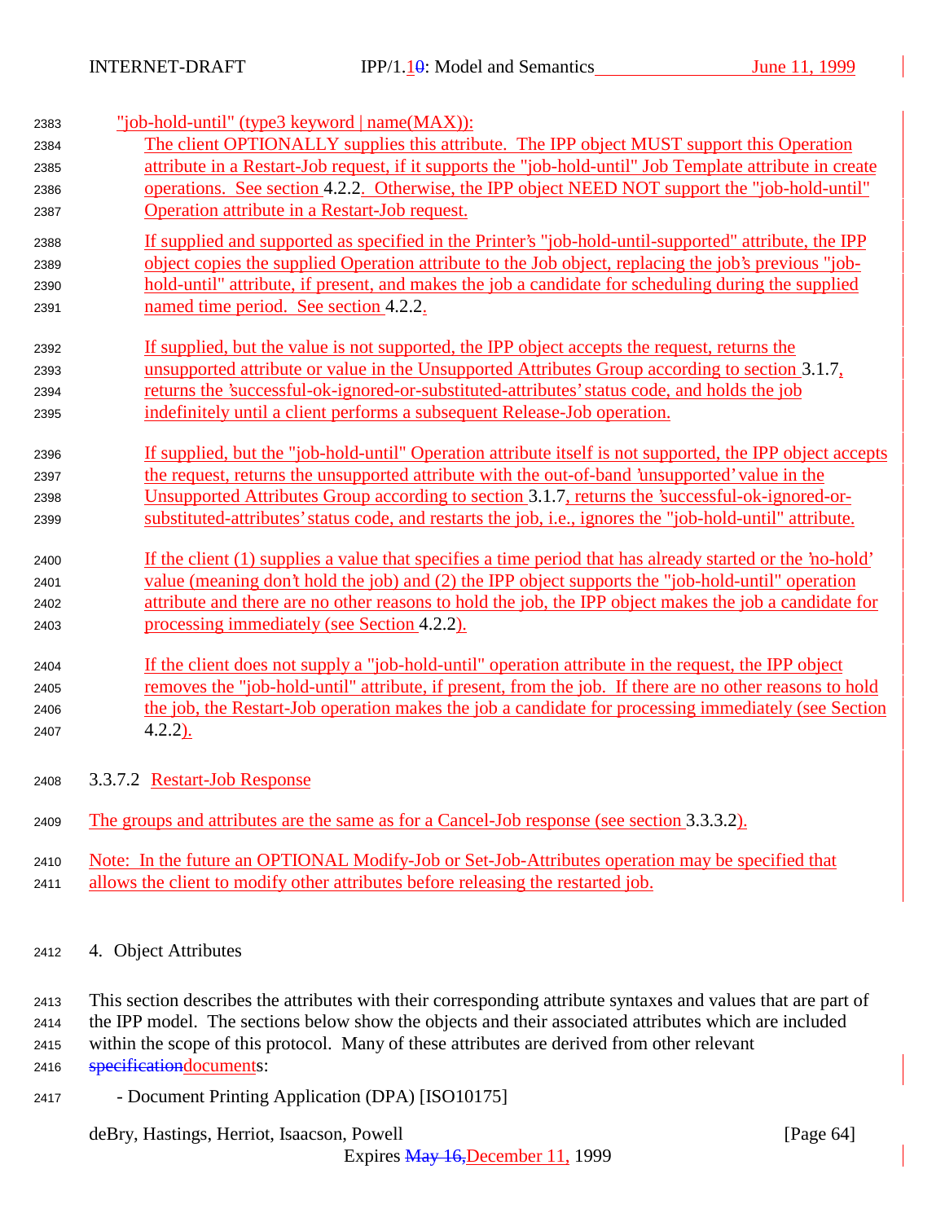"job-hold-until" (type3 keyword | name(MAX)):

The client OPTIONALLY supplies this attribute. The IPP object MUST support this Operation attribute in a Restart-Job request, if it supports the "job-hold-until" Job Template attribute in create operations. See section 4.2.2. Otherwise, the IPP object NEED NOT support the "job-hold-until" Operation attribute in a Restart-Job request.

If supplied and supported as specified in the Printer's "job-hold-until-supported" attribute, the IPP object copies the supplied Operation attribute to the Job object, replacing the job's previous "job-hold-until" attribute, if present, and makes the job a candidate for scheduling during the supplied named time period. See section 4.2.2.

If supplied, but the value is not supported, the IPP object accepts the request, returns the unsupported attribute or value in the Unsupported Attributes Group according to section 3.1.7, returns the 'successful-ok-ignored-or-substituted-attributes' status code, and holds the job indefinitely until a client performs a subsequent Release-Job operation.

If supplied, but the "job-hold-until" Operation attribute itself is not supported, the IPP object accepts the request, returns the unsupported attribute with the out-of-band 'unsupported' value in the Unsupported Attributes Group according to section 3.1.7, returns the 'successful-ok-ignored-or-substituted-attributes' status code, and restarts the job, i.e., ignores the "job-hold-until" attribute.

If the client (1) supplies a value that specifies a time period that has already started or the 'no-hold' value (meaning don't hold the job) and (2) the IPP object supports the "job-hold-until" operation attribute and there are no other reasons to hold the job, the IPP object makes the job a candidate for processing immediately (see Section 4.2.2).

If the client does not supply a "job-hold-until" operation attribute in the request, the IPP object removes the "job-hold-until" attribute, if present, from the job. If there are no other reasons to hold the job, the Restart-Job operation makes the job a candidate for processing immediately (see Section 4.2.2).

#### 3.3.7.2 Restart-Job Response

The groups and attributes are the same as for a Cancel-Job response (see section 3.3.3.2).

Note: In the future an OPTIONAL Modify-Job or Set-Job-Attributes operation may be specified that allows the client to modify other attributes before releasing the restarted job.

## 4. Object Attributes

This section describes the attributes with their corresponding attribute syntaxes and values that are part of the IPP model. The sections below show the objects and their associated attributes which are included within the scope of this protocol. Many of these attributes are derived from other relevant documents:

- Document Printing Application (DPA) [ISO10175]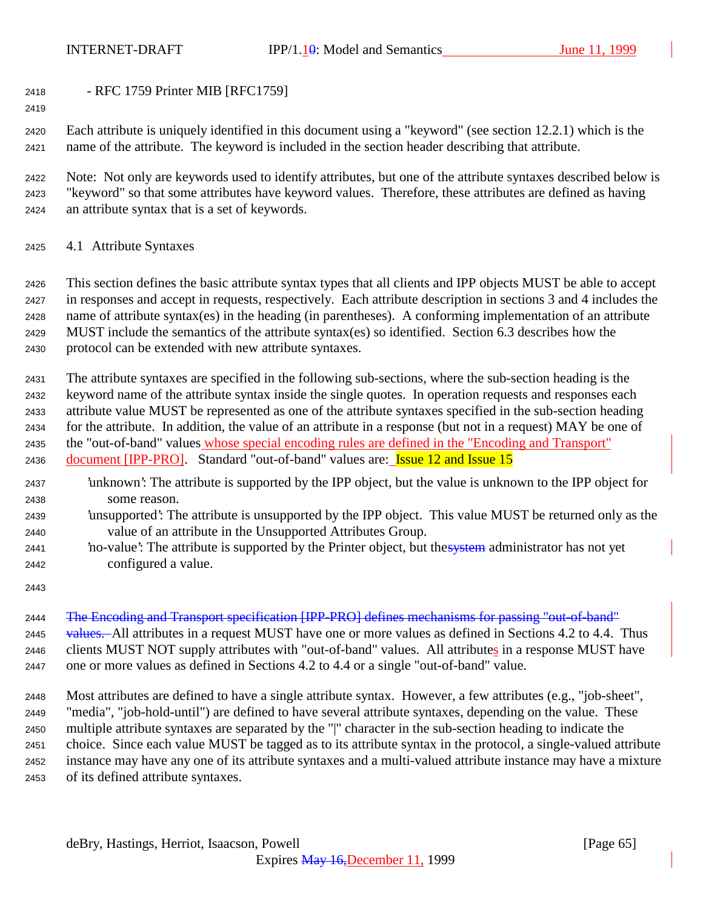- RFC 1759 Printer MIB [RFC1759]

Each attribute is uniquely identified in this document using a "keyword" (see section 12.2.1) which is the name of the attribute. The keyword is included in the section header describing that attribute.

Note: Not only are keywords used to identify attributes, but one of the attribute syntaxes described below is "keyword" so that some attributes have keyword values. Therefore, these attributes are defined as having an attribute syntax that is a set of keywords.

## 4.1 Attribute Syntaxes

This section defines the basic attribute syntax types that all clients and IPP objects MUST be able to accept in responses and accept in requests, respectively. Each attribute description in sections 3 and 4 includes the name of attribute syntax(es) in the heading (in parentheses). A conforming implementation of an attribute MUST include the semantics of the attribute syntax(es) so identified. Section 6.3 describes how the protocol can be extended with new attribute syntaxes.

The attribute syntaxes are specified in the following sub-sections, where the sub-section heading is the keyword name of the attribute syntax inside the single quotes. In operation requests and responses each attribute value MUST be represented as one of the attribute syntaxes specified in the sub-section heading for the attribute. In addition, the value of an attribute in a response (but not in a request) MAY be one of the "out-of-band" values whose special encoding rules are defined in the "Encoding and Transport" document [IPP-PRO]. Standard "out-of-band" values are: Issue 12 and Issue 15

'unknown': The attribute is supported by the IPP object, but the value is unknown to the IPP object for some reason.

'unsupported': The attribute is unsupported by the IPP object. This value MUST be returned only as the value of an attribute in the Unsupported Attributes Group.

'no-value': The attribute is supported by the Printer object, but the ~~system~~ administrator has not yet configured a value.

~~The Encoding and Transport specification [IPP-PRO] defines mechanisms for passing "out-of-band" values.~~ All attributes in a request MUST have one or more values as defined in Sections 4.2 to 4.4. Thus clients MUST NOT supply attributes with "out-of-band" values. All attributes in a response MUST have one or more values as defined in Sections 4.2 to 4.4 or a single "out-of-band" value.

Most attributes are defined to have a single attribute syntax. However, a few attributes (e.g., "job-sheet", "media", "job-hold-until") are defined to have several attribute syntaxes, depending on the value. These multiple attribute syntaxes are separated by the "|" character in the sub-section heading to indicate the choice. Since each value MUST be tagged as to its attribute syntax in the protocol, a single-valued attribute instance may have any one of its attribute syntaxes and a multi-valued attribute instance may have a mixture of its defined attribute syntaxes.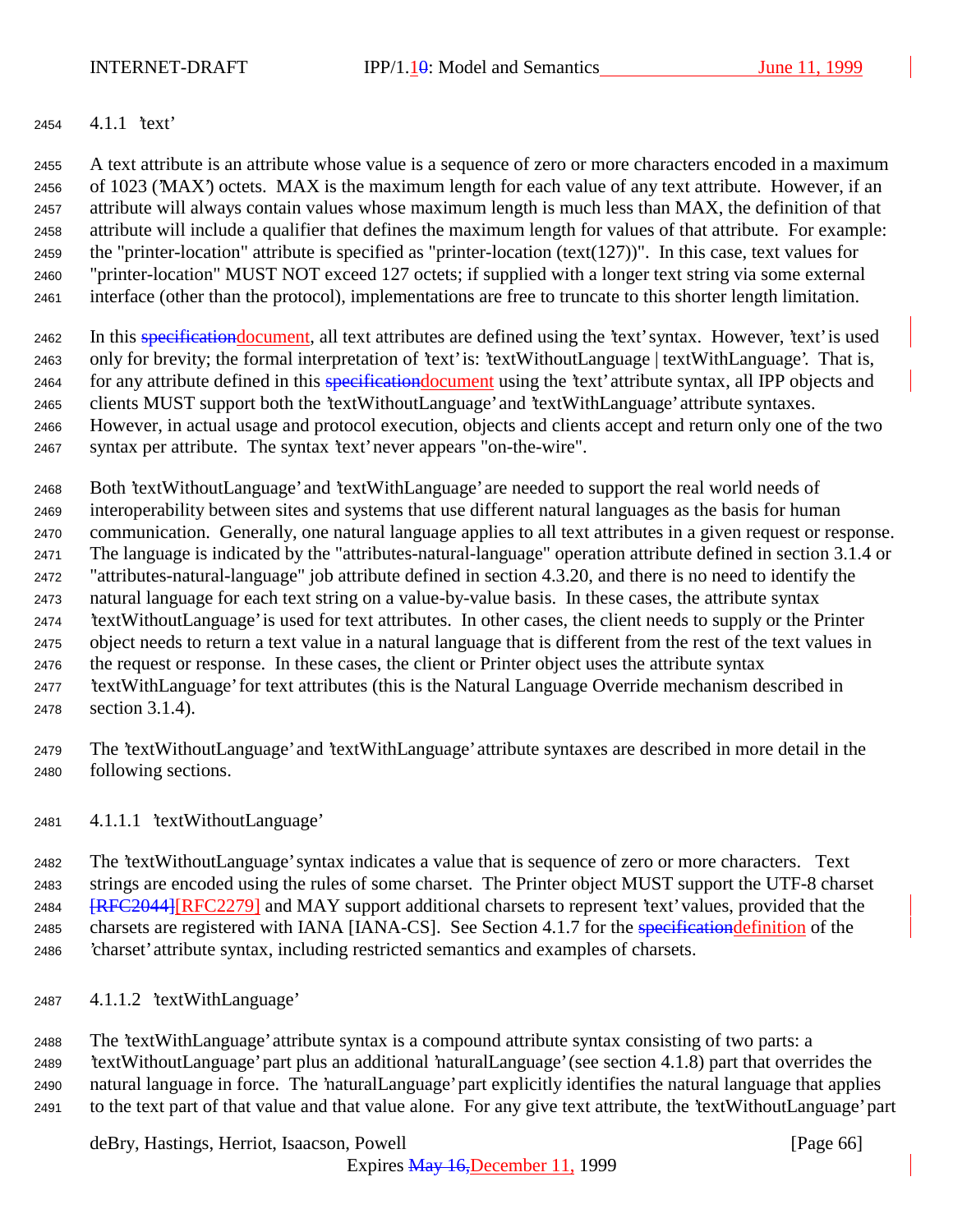#### 4.1.1 'text'

A text attribute is an attribute whose value is a sequence of zero or more characters encoded in a maximum of 1023 ('MAX') octets. MAX is the maximum length for each value of any text attribute. However, if an attribute will always contain values whose maximum length is much less than MAX, the definition of that attribute will include a qualifier that defines the maximum length for values of that attribute. For example: the "printer-location" attribute is specified as "printer-location (text(127))". In this case, text values for "printer-location" MUST NOT exceed 127 octets; if supplied with a longer text string via some external interface (other than the protocol), implementations are free to truncate to this shorter length limitation.

In this ~~specification~~document, all text attributes are defined using the 'text' syntax. However, 'text' is used only for brevity; the formal interpretation of 'text' is: 'textWithoutLanguage | textWithLanguage'. That is, for any attribute defined in this ~~specification~~document using the 'text' attribute syntax, all IPP objects and clients MUST support both the 'textWithoutLanguage' and 'textWithLanguage' attribute syntaxes. However, in actual usage and protocol execution, objects and clients accept and return only one of the two syntax per attribute. The syntax 'text' never appears "on-the-wire".

Both 'textWithoutLanguage' and 'textWithLanguage' are needed to support the real world needs of interoperability between sites and systems that use different natural languages as the basis for human communication. Generally, one natural language applies to all text attributes in a given request or response. The language is indicated by the "attributes-natural-language" operation attribute defined in section 3.1.4 or "attributes-natural-language" job attribute defined in section 4.3.20, and there is no need to identify the natural language for each text string on a value-by-value basis. In these cases, the attribute syntax 'textWithoutLanguage' is used for text attributes. In other cases, the client needs to supply or the Printer object needs to return a text value in a natural language that is different from the rest of the text values in the request or response. In these cases, the client or Printer object uses the attribute syntax 'textWithLanguage' for text attributes (this is the Natural Language Override mechanism described in section 3.1.4).

The 'textWithoutLanguage' and 'textWithLanguage' attribute syntaxes are described in more detail in the following sections.

##### 4.1.1.1 'textWithoutLanguage'

The 'textWithoutLanguage' syntax indicates a value that is sequence of zero or more characters. Text strings are encoded using the rules of some charset. The Printer object MUST support the UTF-8 charset ~~[RFC2044]~~[RFC2279] and MAY support additional charsets to represent 'text' values, provided that the charsets are registered with IANA [IANA-CS]. See Section 4.1.7 for the ~~specification~~definition of the 'charset' attribute syntax, including restricted semantics and examples of charsets.

##### 4.1.1.2 'textWithLanguage'

The 'textWithLanguage' attribute syntax is a compound attribute syntax consisting of two parts: a 'textWithoutLanguage' part plus an additional 'naturalLanguage' (see section 4.1.8) part that overrides the natural language in force. The 'naturalLanguage' part explicitly identifies the natural language that applies to the text part of that value and that value alone. For any give text attribute, the 'textWithoutLanguage' part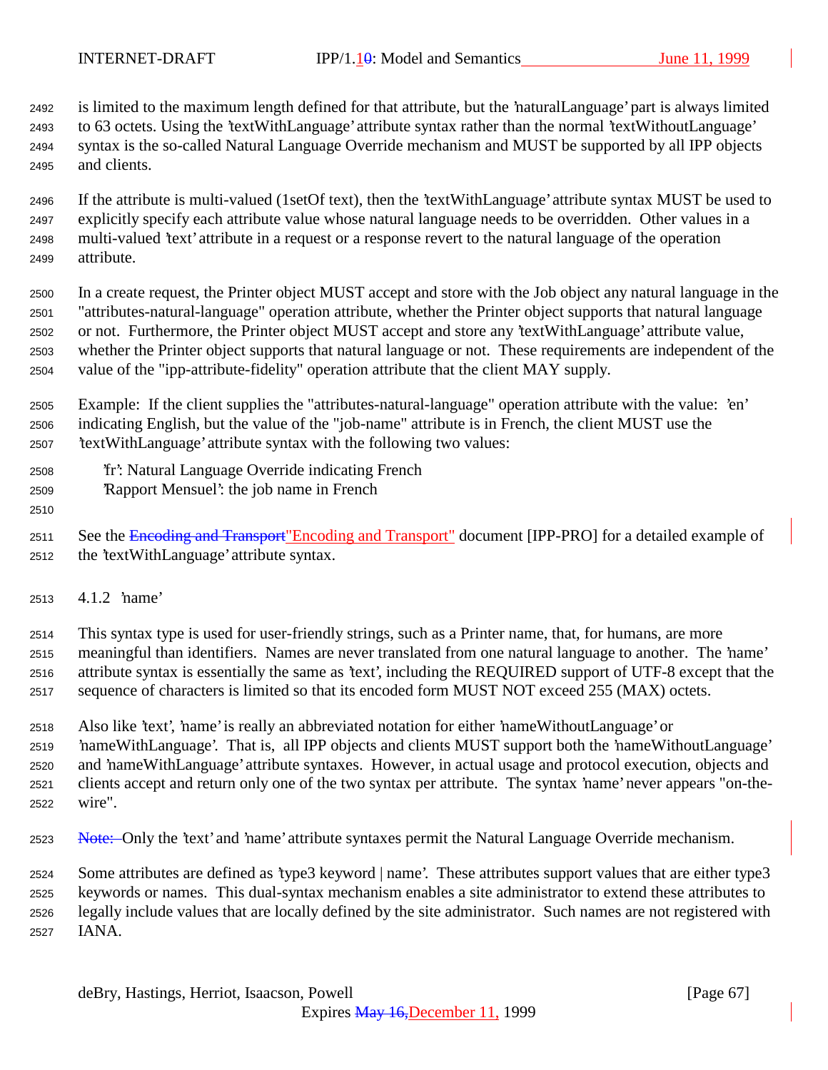is limited to the maximum length defined for that attribute, but the 'naturalLanguage' part is always limited to 63 octets. Using the 'textWithLanguage' attribute syntax rather than the normal 'textWithoutLanguage' syntax is the so-called Natural Language Override mechanism and MUST be supported by all IPP objects and clients.

If the attribute is multi-valued (1setOf text), then the 'textWithLanguage' attribute syntax MUST be used to explicitly specify each attribute value whose natural language needs to be overridden. Other values in a multi-valued 'text' attribute in a request or a response revert to the natural language of the operation attribute.

In a create request, the Printer object MUST accept and store with the Job object any natural language in the "attributes-natural-language" operation attribute, whether the Printer object supports that natural language or not. Furthermore, the Printer object MUST accept and store any 'textWithLanguage' attribute value, whether the Printer object supports that natural language or not. These requirements are independent of the value of the "ipp-attribute-fidelity" operation attribute that the client MAY supply.

Example: If the client supplies the "attributes-natural-language" operation attribute with the value: 'en' indicating English, but the value of the "job-name" attribute is in French, the client MUST use the 'textWithLanguage' attribute syntax with the following two values:

  'fr': Natural Language Override indicating French
  'Rapport Mensuel': the job name in French

See the ~~Encoding and Transport~~"Encoding and Transport" document [IPP-PRO] for a detailed example of the 'textWithLanguage' attribute syntax.

### 4.1.2 'name'

This syntax type is used for user-friendly strings, such as a Printer name, that, for humans, are more meaningful than identifiers. Names are never translated from one natural language to another. The 'name' attribute syntax is essentially the same as 'text', including the REQUIRED support of UTF-8 except that the sequence of characters is limited so that its encoded form MUST NOT exceed 255 (MAX) octets.

Also like 'text', 'name' is really an abbreviated notation for either 'nameWithoutLanguage' or 'nameWithLanguage'. That is, all IPP objects and clients MUST support both the 'nameWithoutLanguage' and 'nameWithLanguage' attribute syntaxes. However, in actual usage and protocol execution, objects and clients accept and return only one of the two syntax per attribute. The syntax 'name' never appears "on-the-wire".

~~Note:~~ Only the 'text' and 'name' attribute syntaxes permit the Natural Language Override mechanism.

Some attributes are defined as 'type3 keyword | name'. These attributes support values that are either type3 keywords or names. This dual-syntax mechanism enables a site administrator to extend these attributes to legally include values that are locally defined by the site administrator. Such names are not registered with IANA.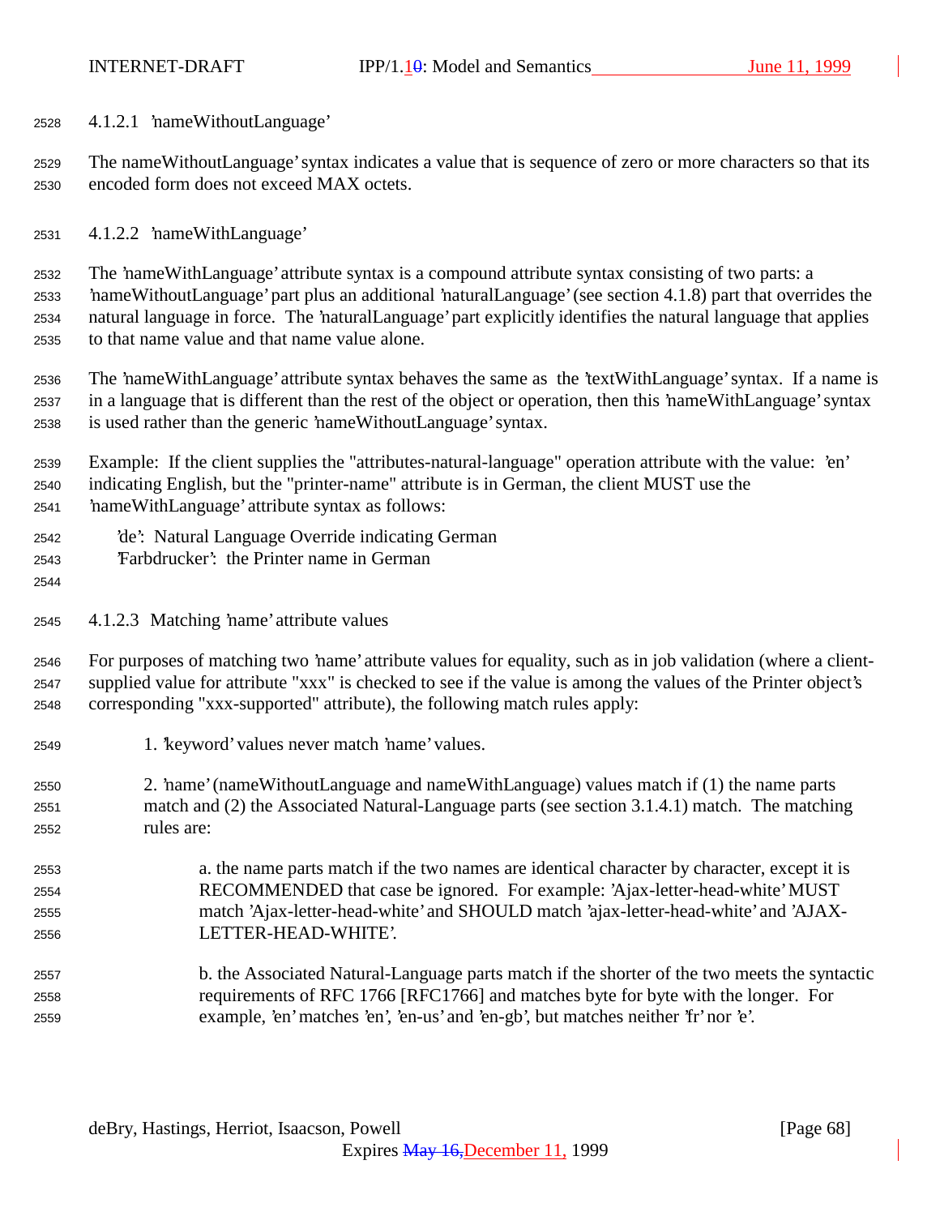#### 4.1.2.1 'nameWithoutLanguage'

The nameWithoutLanguage' syntax indicates a value that is sequence of zero or more characters so that its encoded form does not exceed MAX octets.

#### 4.1.2.2 'nameWithLanguage'

The 'nameWithLanguage' attribute syntax is a compound attribute syntax consisting of two parts: a 'nameWithoutLanguage' part plus an additional 'naturalLanguage' (see section 4.1.8) part that overrides the natural language in force. The 'naturalLanguage' part explicitly identifies the natural language that applies to that name value and that name value alone.

The 'nameWithLanguage' attribute syntax behaves the same as the 'textWithLanguage' syntax. If a name is in a language that is different than the rest of the object or operation, then this 'nameWithLanguage' syntax is used rather than the generic 'nameWithoutLanguage' syntax.

Example: If the client supplies the "attributes-natural-language" operation attribute with the value: 'en' indicating English, but the "printer-name" attribute is in German, the client MUST use the 'nameWithLanguage' attribute syntax as follows:

'de': Natural Language Override indicating German
'Farbdrucker': the Printer name in German

#### 4.1.2.3 Matching 'name' attribute values

For purposes of matching two 'name' attribute values for equality, such as in job validation (where a client-supplied value for attribute "xxx" is checked to see if the value is among the values of the Printer object's corresponding "xxx-supported" attribute), the following match rules apply:

1. 'keyword' values never match 'name' values.

2. 'name' (nameWithoutLanguage and nameWithLanguage) values match if (1) the name parts match and (2) the Associated Natural-Language parts (see section 3.1.4.1) match. The matching rules are:

   a. the name parts match if the two names are identical character by character, except it is RECOMMENDED that case be ignored. For example: 'Ajax-letter-head-white' MUST match 'Ajax-letter-head-white' and SHOULD match 'ajax-letter-head-white' and 'AJAX-LETTER-HEAD-WHITE'.

   b. the Associated Natural-Language parts match if the shorter of the two meets the syntactic requirements of RFC 1766 [RFC1766] and matches byte for byte with the longer. For example, 'en' matches 'en', 'en-us' and 'en-gb', but matches neither 'fr' nor 'e'.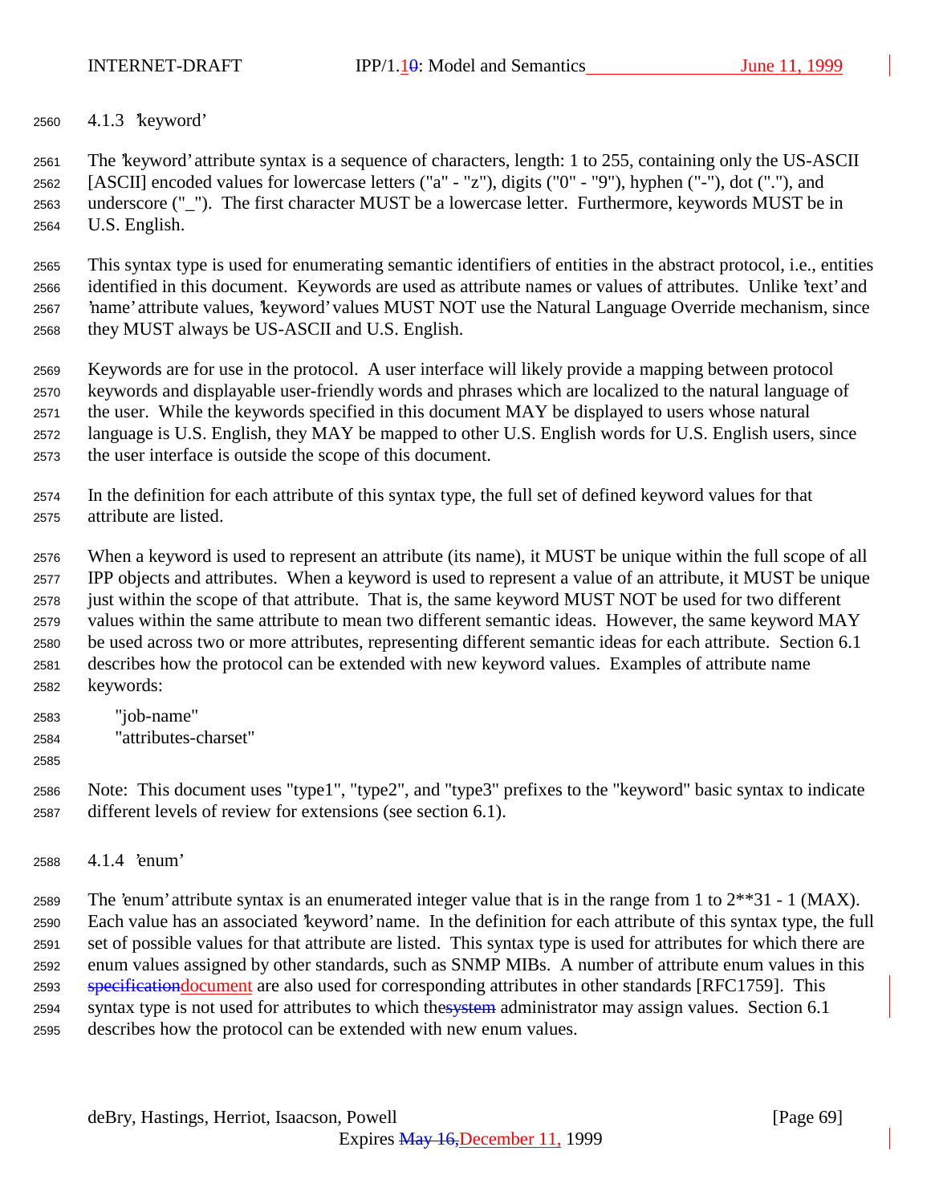### 4.1.3 'keyword'

The 'keyword' attribute syntax is a sequence of characters, length: 1 to 255, containing only the US-ASCII [ASCII] encoded values for lowercase letters ("a" - "z"), digits ("0" - "9"), hyphen ("-"), dot ("."), and underscore ("_"). The first character MUST be a lowercase letter. Furthermore, keywords MUST be in U.S. English.

This syntax type is used for enumerating semantic identifiers of entities in the abstract protocol, i.e., entities identified in this document. Keywords are used as attribute names or values of attributes. Unlike 'text' and 'name' attribute values, 'keyword' values MUST NOT use the Natural Language Override mechanism, since they MUST always be US-ASCII and U.S. English.

Keywords are for use in the protocol. A user interface will likely provide a mapping between protocol keywords and displayable user-friendly words and phrases which are localized to the natural language of the user. While the keywords specified in this document MAY be displayed to users whose natural language is U.S. English, they MAY be mapped to other U.S. English words for U.S. English users, since the user interface is outside the scope of this document.

In the definition for each attribute of this syntax type, the full set of defined keyword values for that attribute are listed.

When a keyword is used to represent an attribute (its name), it MUST be unique within the full scope of all IPP objects and attributes. When a keyword is used to represent a value of an attribute, it MUST be unique just within the scope of that attribute. That is, the same keyword MUST NOT be used for two different values within the same attribute to mean two different semantic ideas. However, the same keyword MAY be used across two or more attributes, representing different semantic ideas for each attribute. Section 6.1 describes how the protocol can be extended with new keyword values. Examples of attribute name keywords:

    "job-name"
    "attributes-charset"

Note: This document uses "type1", "type2", and "type3" prefixes to the "keyword" basic syntax to indicate different levels of review for extensions (see section 6.1).

### 4.1.4 'enum'

The 'enum' attribute syntax is an enumerated integer value that is in the range from 1 to 2**31 - 1 (MAX). Each value has an associated 'keyword' name. In the definition for each attribute of this syntax type, the full set of possible values for that attribute are listed. This syntax type is used for attributes for which there are enum values assigned by other standards, such as SNMP MIBs. A number of attribute enum values in this ~~specification~~document are also used for corresponding attributes in other standards [RFC1759]. This syntax type is not used for attributes to which the~~system~~ administrator may assign values. Section 6.1 describes how the protocol can be extended with new enum values.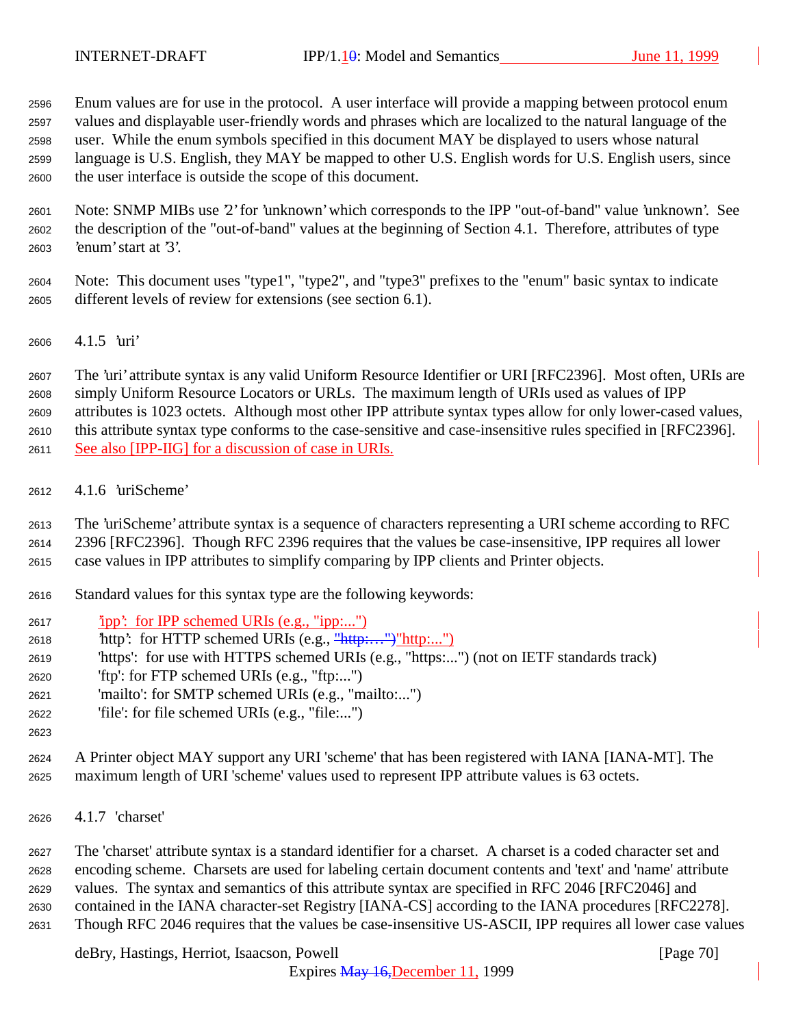Enum values are for use in the protocol. A user interface will provide a mapping between protocol enum values and displayable user-friendly words and phrases which are localized to the natural language of the user. While the enum symbols specified in this document MAY be displayed to users whose natural language is U.S. English, they MAY be mapped to other U.S. English words for U.S. English users, since the user interface is outside the scope of this document.

Note: SNMP MIBs use '2' for 'unknown' which corresponds to the IPP "out-of-band" value 'unknown'. See the description of the "out-of-band" values at the beginning of Section 4.1. Therefore, attributes of type 'enum' start at '3'.

Note: This document uses "type1", "type2", and "type3" prefixes to the "enum" basic syntax to indicate different levels of review for extensions (see section 6.1).

### 4.1.5 'uri'

The 'uri' attribute syntax is any valid Uniform Resource Identifier or URI [RFC2396]. Most often, URIs are simply Uniform Resource Locators or URLs. The maximum length of URIs used as values of IPP attributes is 1023 octets. Although most other IPP attribute syntax types allow for only lower-cased values, this attribute syntax type conforms to the case-sensitive and case-insensitive rules specified in [RFC2396]. See also [IPP-IIG] for a discussion of case in URIs.

### 4.1.6 'uriScheme'

The 'uriScheme' attribute syntax is a sequence of characters representing a URI scheme according to RFC 2396 [RFC2396]. Though RFC 2396 requires that the values be case-insensitive, IPP requires all lower case values in IPP attributes to simplify comparing by IPP clients and Printer objects.

Standard values for this syntax type are the following keywords:

'ipp': for IPP schemed URIs (e.g., "ipp:...")
'http': for HTTP schemed URIs (e.g., ~~"http:…")~~"http:...")
'https': for use with HTTPS schemed URIs (e.g., "https:...") (not on IETF standards track)
'ftp': for FTP schemed URIs (e.g., "ftp:...")
'mailto': for SMTP schemed URIs (e.g., "mailto:...")
'file': for file schemed URIs (e.g., "file:...")

A Printer object MAY support any URI 'scheme' that has been registered with IANA [IANA-MT]. The maximum length of URI 'scheme' values used to represent IPP attribute values is 63 octets.

### 4.1.7 'charset'

The 'charset' attribute syntax is a standard identifier for a charset. A charset is a coded character set and encoding scheme. Charsets are used for labeling certain document contents and 'text' and 'name' attribute values. The syntax and semantics of this attribute syntax are specified in RFC 2046 [RFC2046] and contained in the IANA character-set Registry [IANA-CS] according to the IANA procedures [RFC2278]. Though RFC 2046 requires that the values be case-insensitive US-ASCII, IPP requires all lower case values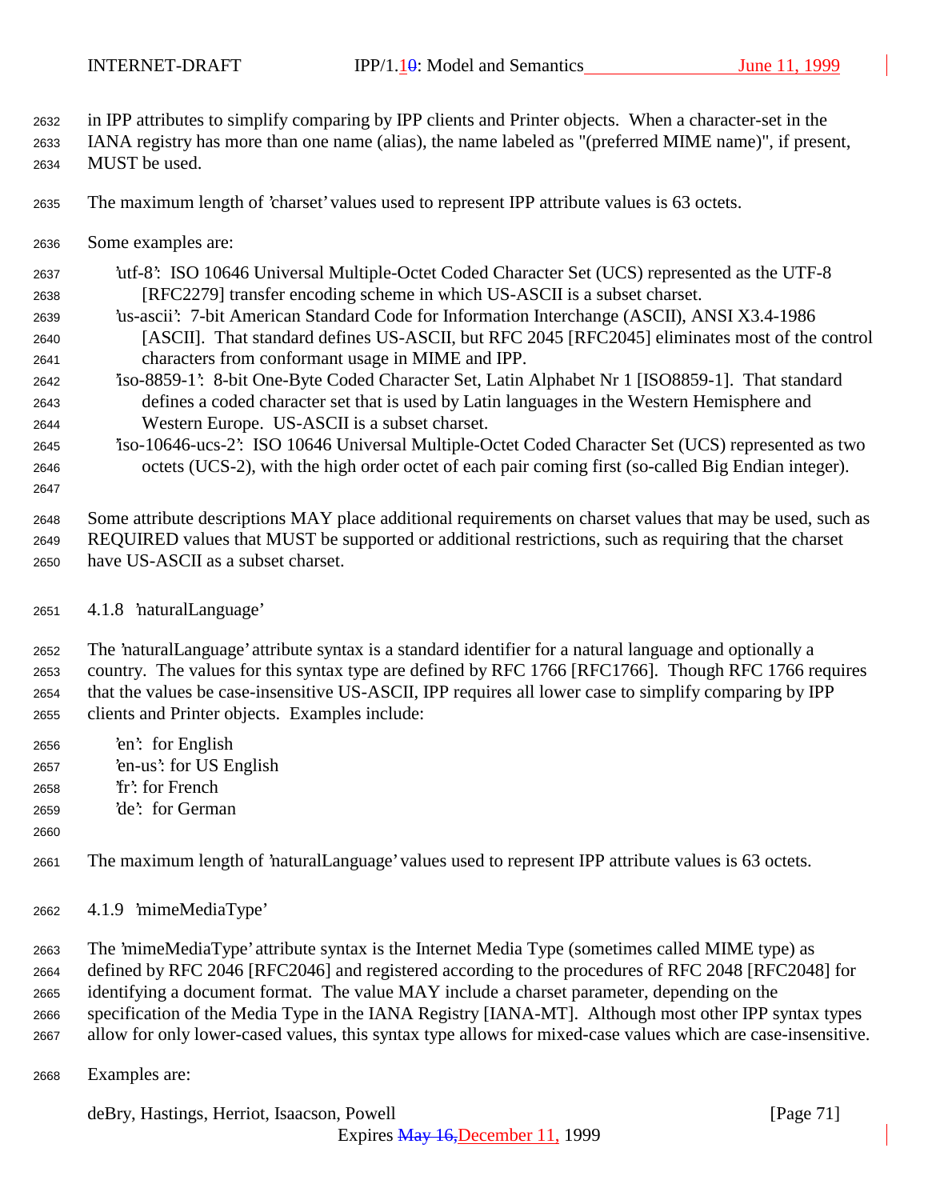in IPP attributes to simplify comparing by IPP clients and Printer objects. When a character-set in the IANA registry has more than one name (alias), the name labeled as "(preferred MIME name)", if present, MUST be used.

The maximum length of 'charset' values used to represent IPP attribute values is 63 octets.

Some examples are:

'utf-8': ISO 10646 Universal Multiple-Octet Coded Character Set (UCS) represented as the UTF-8 [RFC2279] transfer encoding scheme in which US-ASCII is a subset charset.
'us-ascii': 7-bit American Standard Code for Information Interchange (ASCII), ANSI X3.4-1986 [ASCII]. That standard defines US-ASCII, but RFC 2045 [RFC2045] eliminates most of the control characters from conformant usage in MIME and IPP.
'iso-8859-1': 8-bit One-Byte Coded Character Set, Latin Alphabet Nr 1 [ISO8859-1]. That standard defines a coded character set that is used by Latin languages in the Western Hemisphere and Western Europe. US-ASCII is a subset charset.
'iso-10646-ucs-2': ISO 10646 Universal Multiple-Octet Coded Character Set (UCS) represented as two octets (UCS-2), with the high order octet of each pair coming first (so-called Big Endian integer).

Some attribute descriptions MAY place additional requirements on charset values that may be used, such as REQUIRED values that MUST be supported or additional restrictions, such as requiring that the charset have US-ASCII as a subset charset.

### 4.1.8 'naturalLanguage'

The 'naturalLanguage' attribute syntax is a standard identifier for a natural language and optionally a country. The values for this syntax type are defined by RFC 1766 [RFC1766]. Though RFC 1766 requires that the values be case-insensitive US-ASCII, IPP requires all lower case to simplify comparing by IPP clients and Printer objects. Examples include:

'en': for English
'en-us': for US English
'fr': for French
'de': for German

The maximum length of 'naturalLanguage' values used to represent IPP attribute values is 63 octets.

### 4.1.9 'mimeMediaType'

The 'mimeMediaType' attribute syntax is the Internet Media Type (sometimes called MIME type) as defined by RFC 2046 [RFC2046] and registered according to the procedures of RFC 2048 [RFC2048] for identifying a document format. The value MAY include a charset parameter, depending on the specification of the Media Type in the IANA Registry [IANA-MT]. Although most other IPP syntax types allow for only lower-cased values, this syntax type allows for mixed-case values which are case-insensitive.

Examples are: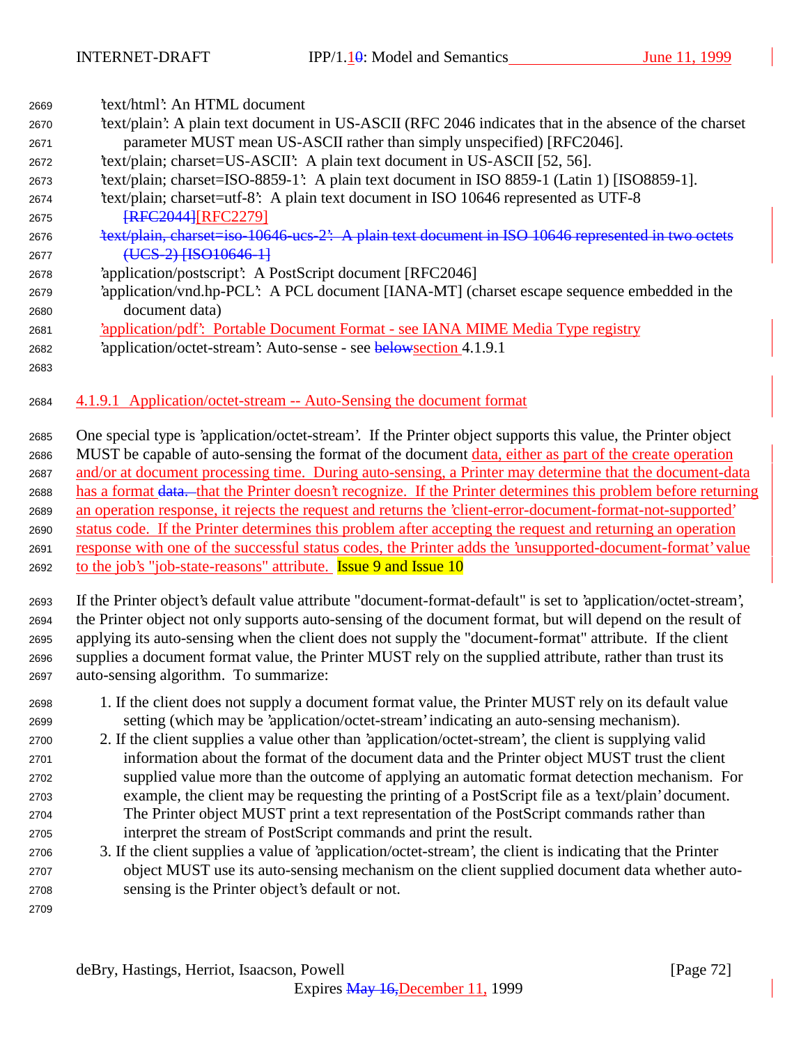'text/html': An HTML document
'text/plain': A plain text document in US-ASCII (RFC 2046 indicates that in the absence of the charset parameter MUST mean US-ASCII rather than simply unspecified) [RFC2046].
'text/plain; charset=US-ASCII': A plain text document in US-ASCII [52, 56].
'text/plain; charset=ISO-8859-1': A plain text document in ISO 8859-1 (Latin 1) [ISO8859-1].
'text/plain; charset=utf-8': A plain text document in ISO 10646 represented as UTF-8 ~~[RFC2044]~~[RFC2279]
~~'text/plain, charset=iso-10646-ucs-2': A plain text document in ISO 10646 represented in two octets (UCS-2) [ISO10646-1]~~
'application/postscript': A PostScript document [RFC2046]
'application/vnd.hp-PCL': A PCL document [IANA-MT] (charset escape sequence embedded in the document data)
'application/pdf': Portable Document Format - see IANA MIME Media Type registry
'application/octet-stream': Auto-sense - see ~~below~~section 4.1.9.1

#### 4.1.9.1 Application/octet-stream -- Auto-Sensing the document format

One special type is 'application/octet-stream'. If the Printer object supports this value, the Printer object MUST be capable of auto-sensing the format of the document data, either as part of the create operation and/or at document processing time. During auto-sensing, a Printer may determine that the document-data has a format ~~data.~~ that the Printer doesn't recognize. If the Printer determines this problem before returning an operation response, it rejects the request and returns the 'client-error-document-format-not-supported' status code. If the Printer determines this problem after accepting the request and returning an operation response with one of the successful status codes, the Printer adds the 'unsupported-document-format' value to the job's "job-state-reasons" attribute. Issue 9 and Issue 10

If the Printer object's default value attribute "document-format-default" is set to 'application/octet-stream', the Printer object not only supports auto-sensing of the document format, but will depend on the result of applying its auto-sensing when the client does not supply the "document-format" attribute. If the client supplies a document format value, the Printer MUST rely on the supplied attribute, rather than trust its auto-sensing algorithm. To summarize:

1. If the client does not supply a document format value, the Printer MUST rely on its default value setting (which may be 'application/octet-stream' indicating an auto-sensing mechanism).
2. If the client supplies a value other than 'application/octet-stream', the client is supplying valid information about the format of the document data and the Printer object MUST trust the client supplied value more than the outcome of applying an automatic format detection mechanism. For example, the client may be requesting the printing of a PostScript file as a 'text/plain' document. The Printer object MUST print a text representation of the PostScript commands rather than interpret the stream of PostScript commands and print the result.
3. If the client supplies a value of 'application/octet-stream', the client is indicating that the Printer object MUST use its auto-sensing mechanism on the client supplied document data whether auto-sensing is the Printer object's default or not.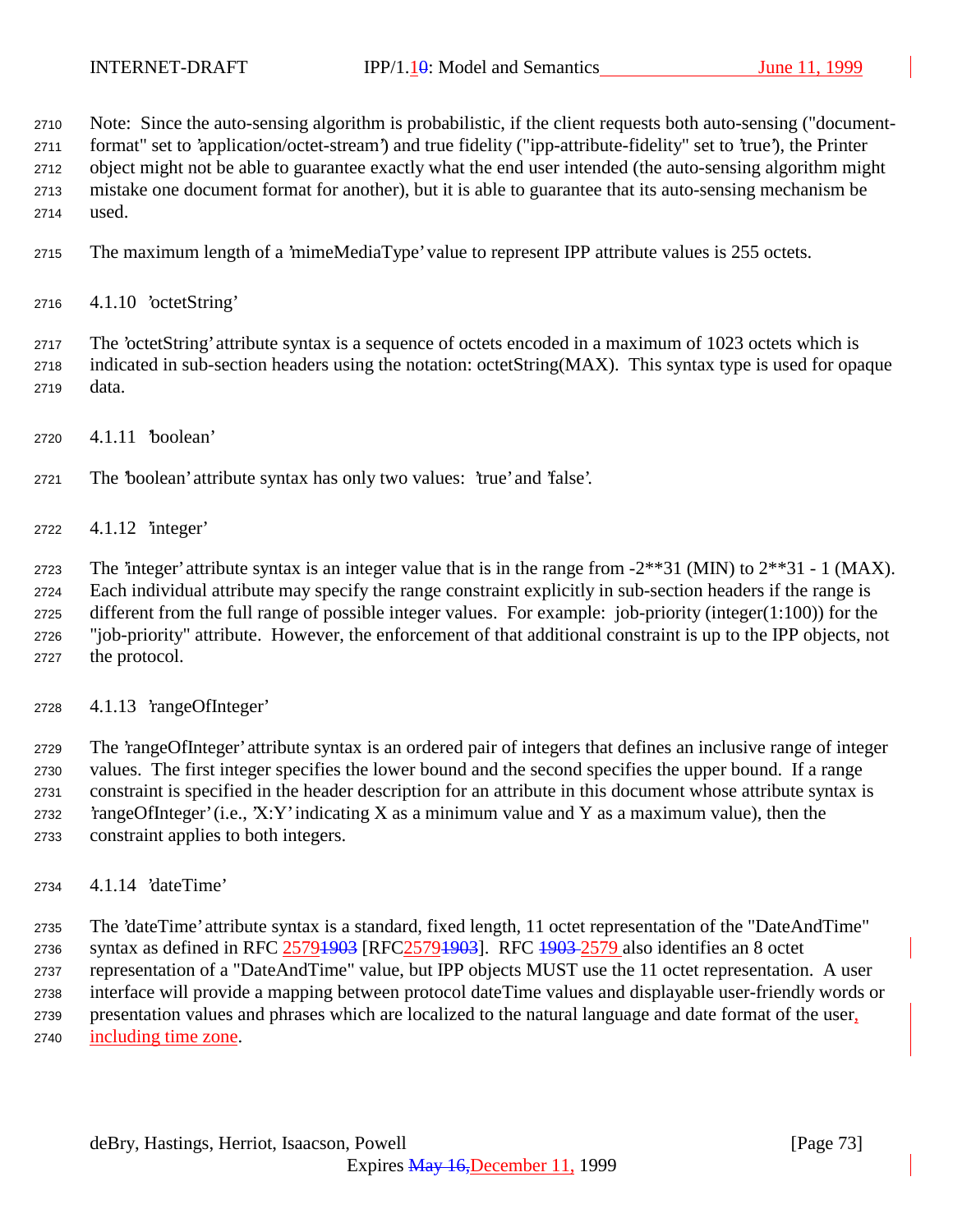Note: Since the auto-sensing algorithm is probabilistic, if the client requests both auto-sensing ("document-format" set to 'application/octet-stream') and true fidelity ("ipp-attribute-fidelity" set to 'true'), the Printer object might not be able to guarantee exactly what the end user intended (the auto-sensing algorithm might mistake one document format for another), but it is able to guarantee that its auto-sensing mechanism be used.

The maximum length of a 'mimeMediaType' value to represent IPP attribute values is 255 octets.

#### 4.1.10 'octetString'

The 'octetString' attribute syntax is a sequence of octets encoded in a maximum of 1023 octets which is indicated in sub-section headers using the notation: octetString(MAX). This syntax type is used for opaque data.

#### 4.1.11 'boolean'

The 'boolean' attribute syntax has only two values: 'true' and 'false'.

#### 4.1.12 'integer'

The 'integer' attribute syntax is an integer value that is in the range from -2**31 (MIN) to 2**31 - 1 (MAX). Each individual attribute may specify the range constraint explicitly in sub-section headers if the range is different from the full range of possible integer values. For example: job-priority (integer(1:100)) for the "job-priority" attribute. However, the enforcement of that additional constraint is up to the IPP objects, not the protocol.

#### 4.1.13 'rangeOfInteger'

The 'rangeOfInteger' attribute syntax is an ordered pair of integers that defines an inclusive range of integer values. The first integer specifies the lower bound and the second specifies the upper bound. If a range constraint is specified in the header description for an attribute in this document whose attribute syntax is 'rangeOfInteger' (i.e., 'X:Y' indicating X as a minimum value and Y as a maximum value), then the constraint applies to both integers.

#### 4.1.14 'dateTime'

The 'dateTime' attribute syntax is a standard, fixed length, 11 octet representation of the "DateAndTime" syntax as defined in RFC 25791903 [RFC25791903]. RFC 1903 2579 also identifies an 8 octet representation of a "DateAndTime" value, but IPP objects MUST use the 11 octet representation. A user interface will provide a mapping between protocol dateTime values and displayable user-friendly words or presentation values and phrases which are localized to the natural language and date format of the user, including time zone.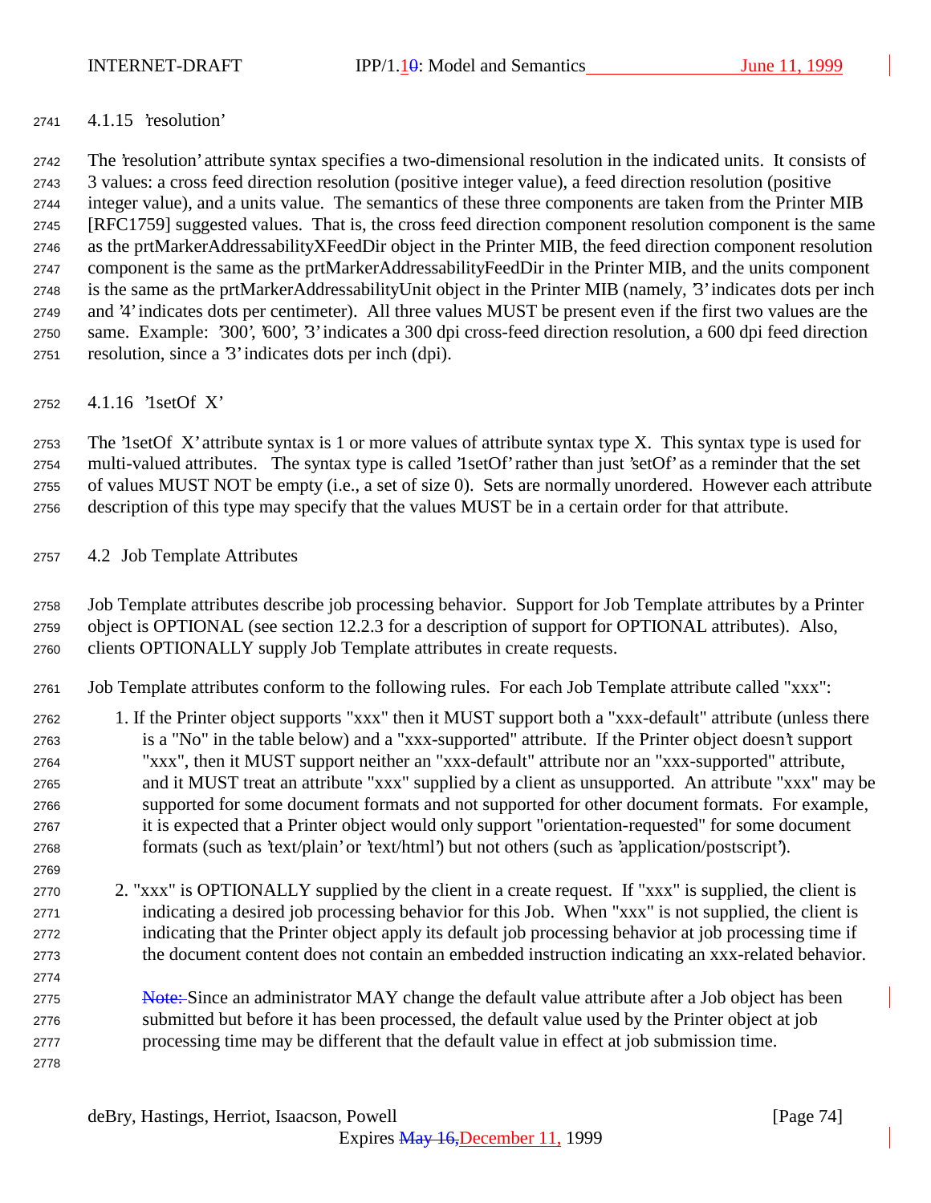### 4.1.15 'resolution'

The 'resolution' attribute syntax specifies a two-dimensional resolution in the indicated units. It consists of 3 values: a cross feed direction resolution (positive integer value), a feed direction resolution (positive integer value), and a units value. The semantics of these three components are taken from the Printer MIB [RFC1759] suggested values. That is, the cross feed direction component resolution component is the same as the prtMarkerAddressabilityXFeedDir object in the Printer MIB, the feed direction component resolution component is the same as the prtMarkerAddressabilityFeedDir in the Printer MIB, and the units component is the same as the prtMarkerAddressabilityUnit object in the Printer MIB (namely, '3' indicates dots per inch and '4' indicates dots per centimeter). All three values MUST be present even if the first two values are the same. Example: '300', '600', '3' indicates a 300 dpi cross-feed direction resolution, a 600 dpi feed direction resolution, since a '3' indicates dots per inch (dpi).

### 4.1.16 '1setOf X'

The '1setOf X' attribute syntax is 1 or more values of attribute syntax type X. This syntax type is used for multi-valued attributes. The syntax type is called '1setOf' rather than just 'setOf' as a reminder that the set of values MUST NOT be empty (i.e., a set of size 0). Sets are normally unordered. However each attribute description of this type may specify that the values MUST be in a certain order for that attribute.

## 4.2 Job Template Attributes

Job Template attributes describe job processing behavior. Support for Job Template attributes by a Printer object is OPTIONAL (see section 12.2.3 for a description of support for OPTIONAL attributes). Also, clients OPTIONALLY supply Job Template attributes in create requests.

Job Template attributes conform to the following rules. For each Job Template attribute called "xxx":

1. If the Printer object supports "xxx" then it MUST support both a "xxx-default" attribute (unless there is a "No" in the table below) and a "xxx-supported" attribute. If the Printer object doesn't support "xxx", then it MUST support neither an "xxx-default" attribute nor an "xxx-supported" attribute, and it MUST treat an attribute "xxx" supplied by a client as unsupported. An attribute "xxx" may be supported for some document formats and not supported for other document formats. For example, it is expected that a Printer object would only support "orientation-requested" for some document formats (such as 'text/plain' or 'text/html') but not others (such as 'application/postscript').

2. "xxx" is OPTIONALLY supplied by the client in a create request. If "xxx" is supplied, the client is indicating a desired job processing behavior for this Job. When "xxx" is not supplied, the client is indicating that the Printer object apply its default job processing behavior at job processing time if the document content does not contain an embedded instruction indicating an xxx-related behavior.

   ~~Note:~~ Since an administrator MAY change the default value attribute after a Job object has been submitted but before it has been processed, the default value used by the Printer object at job processing time may be different that the default value in effect at job submission time.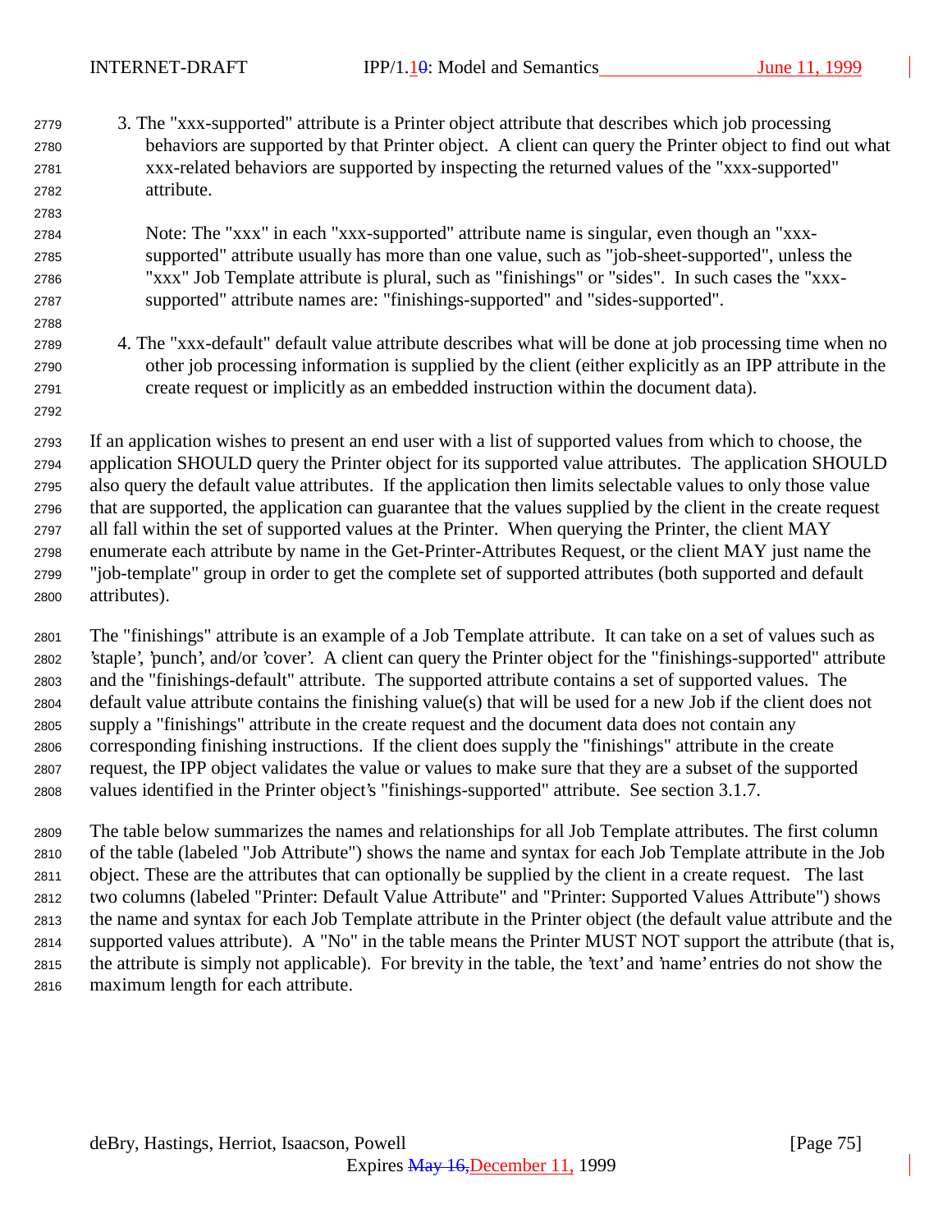3. The "xxx-supported" attribute is a Printer object attribute that describes which job processing behaviors are supported by that Printer object. A client can query the Printer object to find out what xxx-related behaviors are supported by inspecting the returned values of the "xxx-supported" attribute.

   Note: The "xxx" in each "xxx-supported" attribute name is singular, even though an "xxx-supported" attribute usually has more than one value, such as "job-sheet-supported", unless the "xxx" Job Template attribute is plural, such as "finishings" or "sides". In such cases the "xxx-supported" attribute names are: "finishings-supported" and "sides-supported".

4. The "xxx-default" default value attribute describes what will be done at job processing time when no other job processing information is supplied by the client (either explicitly as an IPP attribute in the create request or implicitly as an embedded instruction within the document data).

If an application wishes to present an end user with a list of supported values from which to choose, the application SHOULD query the Printer object for its supported value attributes. The application SHOULD also query the default value attributes. If the application then limits selectable values to only those value that are supported, the application can guarantee that the values supplied by the client in the create request all fall within the set of supported values at the Printer. When querying the Printer, the client MAY enumerate each attribute by name in the Get-Printer-Attributes Request, or the client MAY just name the "job-template" group in order to get the complete set of supported attributes (both supported and default attributes).

The "finishings" attribute is an example of a Job Template attribute. It can take on a set of values such as 'staple', 'punch', and/or 'cover'. A client can query the Printer object for the "finishings-supported" attribute and the "finishings-default" attribute. The supported attribute contains a set of supported values. The default value attribute contains the finishing value(s) that will be used for a new Job if the client does not supply a "finishings" attribute in the create request and the document data does not contain any corresponding finishing instructions. If the client does supply the "finishings" attribute in the create request, the IPP object validates the value or values to make sure that they are a subset of the supported values identified in the Printer object's "finishings-supported" attribute. See section 3.1.7.

The table below summarizes the names and relationships for all Job Template attributes. The first column of the table (labeled "Job Attribute") shows the name and syntax for each Job Template attribute in the Job object. These are the attributes that can optionally be supplied by the client in a create request. The last two columns (labeled "Printer: Default Value Attribute" and "Printer: Supported Values Attribute") shows the name and syntax for each Job Template attribute in the Printer object (the default value attribute and the supported values attribute). A "No" in the table means the Printer MUST NOT support the attribute (that is, the attribute is simply not applicable). For brevity in the table, the 'text' and 'name' entries do not show the maximum length for each attribute.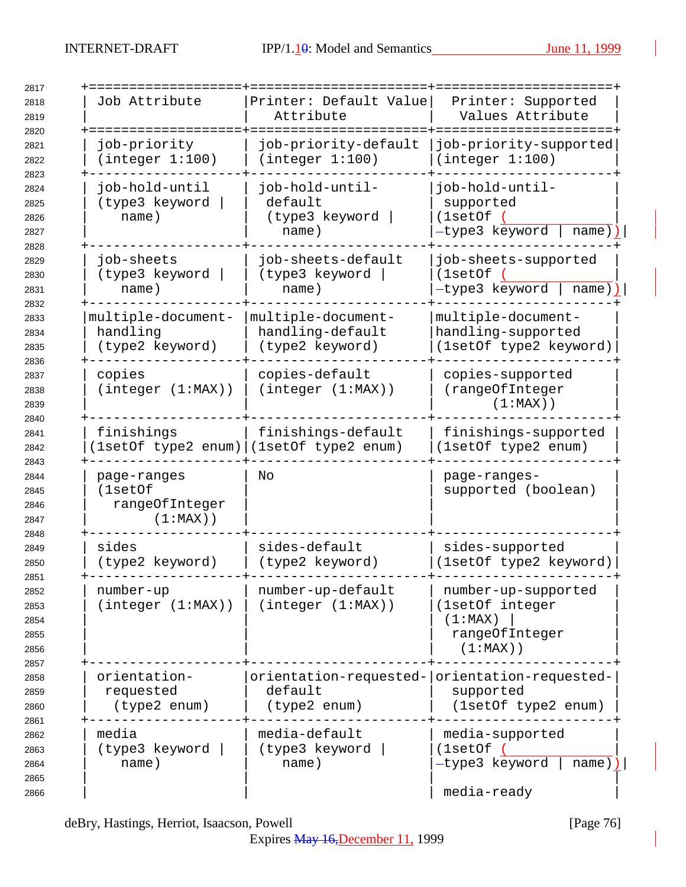| Job Attribute | Printer: Default Value Attribute | Printer: Supported Values Attribute |
|---|---|---|
| job-priority (integer 1:100) | job-priority-default (integer 1:100) | job-priority-supported (integer 1:100) |
| job-hold-until (type3 keyword \| name) | job-hold-until-default (type3 keyword \| name) | job-hold-until-supported (1setOf (type3 keyword \| name)) |
| job-sheets (type3 keyword \| name) | job-sheets-default (type3 keyword \| name) | job-sheets-supported (1setOf (type3 keyword \| name)) |
| multiple-document-handling (type2 keyword) | multiple-document-handling-default (type2 keyword) | multiple-document-handling-supported (1setOf type2 keyword) |
| copies (integer (1:MAX)) | copies-default (integer (1:MAX)) | copies-supported (rangeOfInteger (1:MAX)) |
| finishings (1setOf type2 enum) | finishings-default (1setOf type2 enum) | finishings-supported (1setOf type2 enum) |
| page-ranges (1setOf rangeOfInteger (1:MAX)) | No | page-ranges-supported (boolean) |
| sides (type2 keyword) | sides-default (type2 keyword) | sides-supported (1setOf type2 keyword) |
| number-up (integer (1:MAX)) | number-up-default (integer (1:MAX)) | number-up-supported (1setOf integer (1:MAX) \| rangeOfInteger (1:MAX)) |
| orientation-requested (type2 enum) | orientation-requested-default (type2 enum) | orientation-requested-supported (1setOf type2 enum) |
| media (type3 keyword \| name) | media-default (type3 keyword \| name) | media-supported (1setOf (type3 keyword \| name)) <br> media-ready |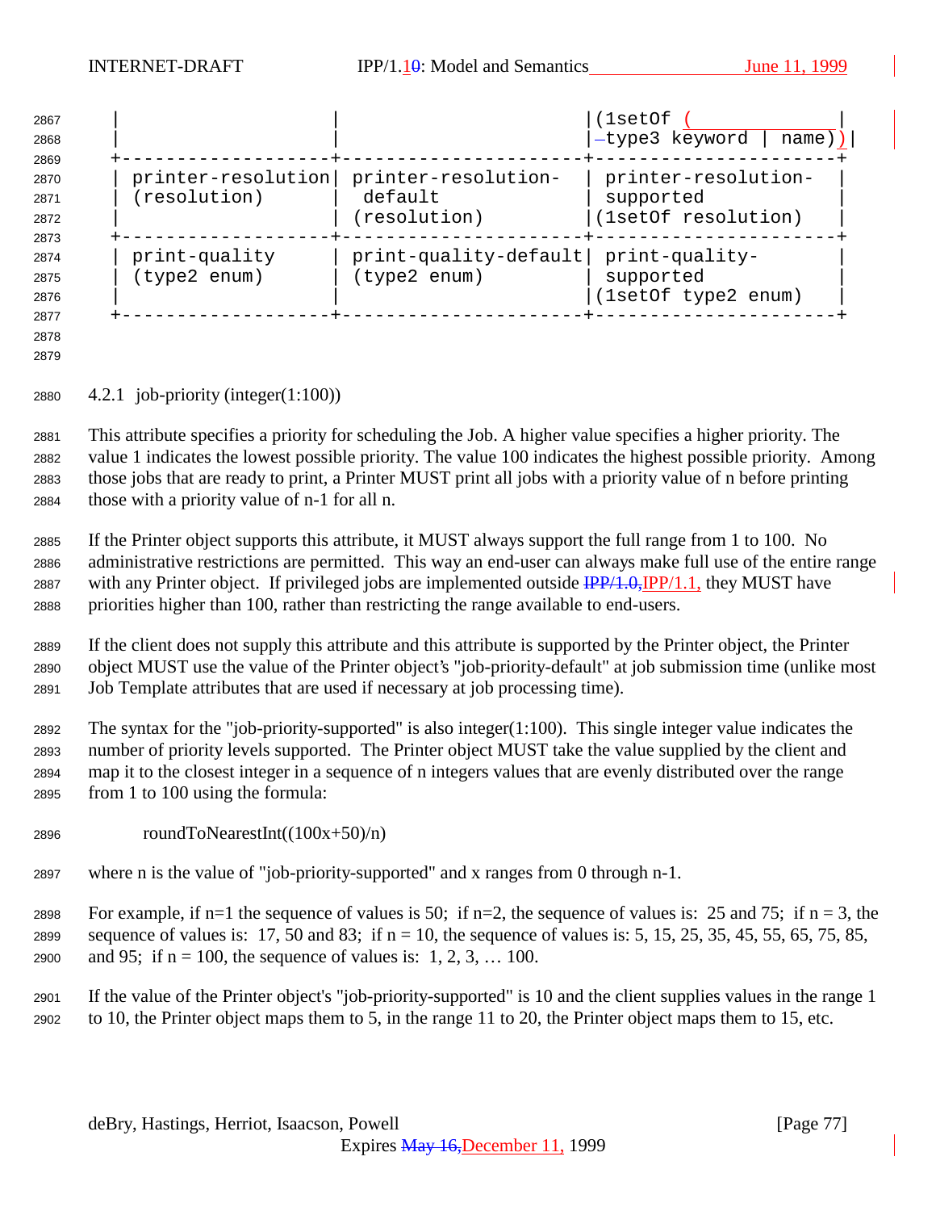| | | (1setOf (type3 keyword \| name)) |
|---|---|---|
| printer-resolution (resolution) | printer-resolution-default (resolution) | printer-resolution-supported (1setOf resolution) |
| print-quality (type2 enum) | print-quality-default (type2 enum) | print-quality-supported (1setOf type2 enum) |

### 4.2.1 job-priority (integer(1:100))

This attribute specifies a priority for scheduling the Job. A higher value specifies a higher priority. The value 1 indicates the lowest possible priority. The value 100 indicates the highest possible priority. Among those jobs that are ready to print, a Printer MUST print all jobs with a priority value of n before printing those with a priority value of n-1 for all n.

If the Printer object supports this attribute, it MUST always support the full range from 1 to 100. No administrative restrictions are permitted. This way an end-user can always make full use of the entire range with any Printer object. If privileged jobs are implemented outside IPP/1.0,IPP/1.1, they MUST have priorities higher than 100, rather than restricting the range available to end-users.

If the client does not supply this attribute and this attribute is supported by the Printer object, the Printer object MUST use the value of the Printer object's "job-priority-default" at job submission time (unlike most Job Template attributes that are used if necessary at job processing time).

The syntax for the "job-priority-supported" is also integer(1:100). This single integer value indicates the number of priority levels supported. The Printer object MUST take the value supplied by the client and map it to the closest integer in a sequence of n integers values that are evenly distributed over the range from 1 to 100 using the formula:

roundToNearestInt((100x+50)/n)

where n is the value of "job-priority-supported" and x ranges from 0 through n-1.

For example, if n=1 the sequence of values is 50; if n=2, the sequence of values is: 25 and 75; if n = 3, the sequence of values is: 17, 50 and 83; if n = 10, the sequence of values is: 5, 15, 25, 35, 45, 55, 65, 75, 85, and 95; if n = 100, the sequence of values is: 1, 2, 3, … 100.

If the value of the Printer object's "job-priority-supported" is 10 and the client supplies values in the range 1 to 10, the Printer object maps them to 5, in the range 11 to 20, the Printer object maps them to 15, etc.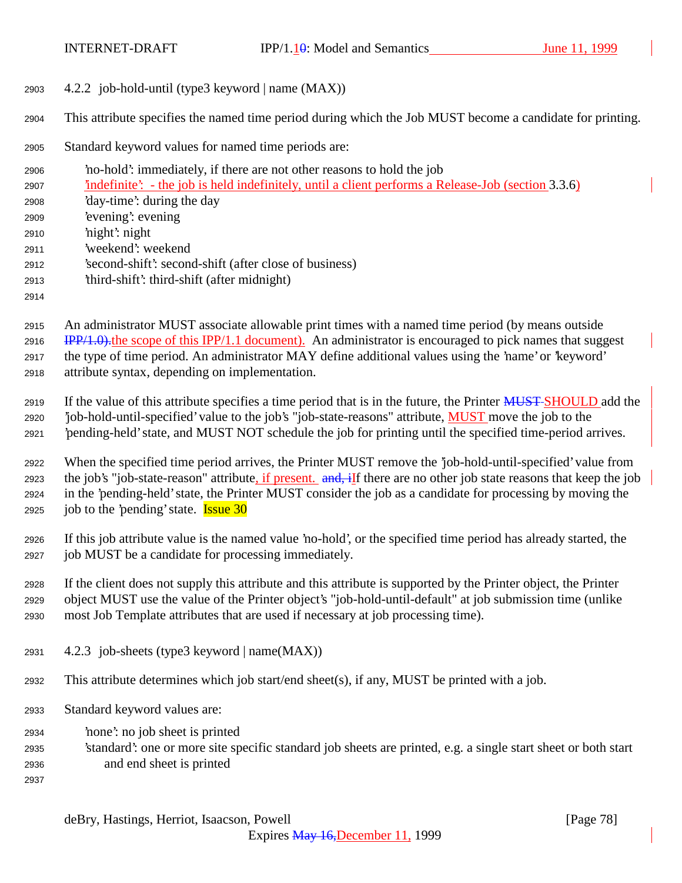### 4.2.2 job-hold-until (type3 keyword | name (MAX))

This attribute specifies the named time period during which the Job MUST become a candidate for printing.

Standard keyword values for named time periods are:

- 'no-hold': immediately, if there are not other reasons to hold the job
- 'indefinite': - the job is held indefinitely, until a client performs a Release-Job (section 3.3.6)
- 'day-time': during the day
- 'evening': evening
- 'night': night
- 'weekend': weekend
- 'second-shift': second-shift (after close of business)
- 'third-shift': third-shift (after midnight)

An administrator MUST associate allowable print times with a named time period (by means outside ~~IPP/1.0).~~the scope of this IPP/1.1 document). An administrator is encouraged to pick names that suggest the type of time period. An administrator MAY define additional values using the 'name' or 'keyword' attribute syntax, depending on implementation.

If the value of this attribute specifies a time period that is in the future, the Printer ~~MUST~~ SHOULD add the 'job-hold-until-specified' value to the job's "job-state-reasons" attribute, MUST move the job to the 'pending-held' state, and MUST NOT schedule the job for printing until the specified time-period arrives.

When the specified time period arrives, the Printer MUST remove the 'job-hold-until-specified' value from the job's "job-state-reason" attribute, if present. ~~and, i~~If there are no other job state reasons that keep the job in the 'pending-held' state, the Printer MUST consider the job as a candidate for processing by moving the job to the 'pending' state. Issue 30

If this job attribute value is the named value 'no-hold', or the specified time period has already started, the job MUST be a candidate for processing immediately.

If the client does not supply this attribute and this attribute is supported by the Printer object, the Printer object MUST use the value of the Printer object's "job-hold-until-default" at job submission time (unlike most Job Template attributes that are used if necessary at job processing time).

### 4.2.3 job-sheets (type3 keyword | name(MAX))

This attribute determines which job start/end sheet(s), if any, MUST be printed with a job.

Standard keyword values are:

- 'none': no job sheet is printed
- 'standard': one or more site specific standard job sheets are printed, e.g. a single start sheet or both start and end sheet is printed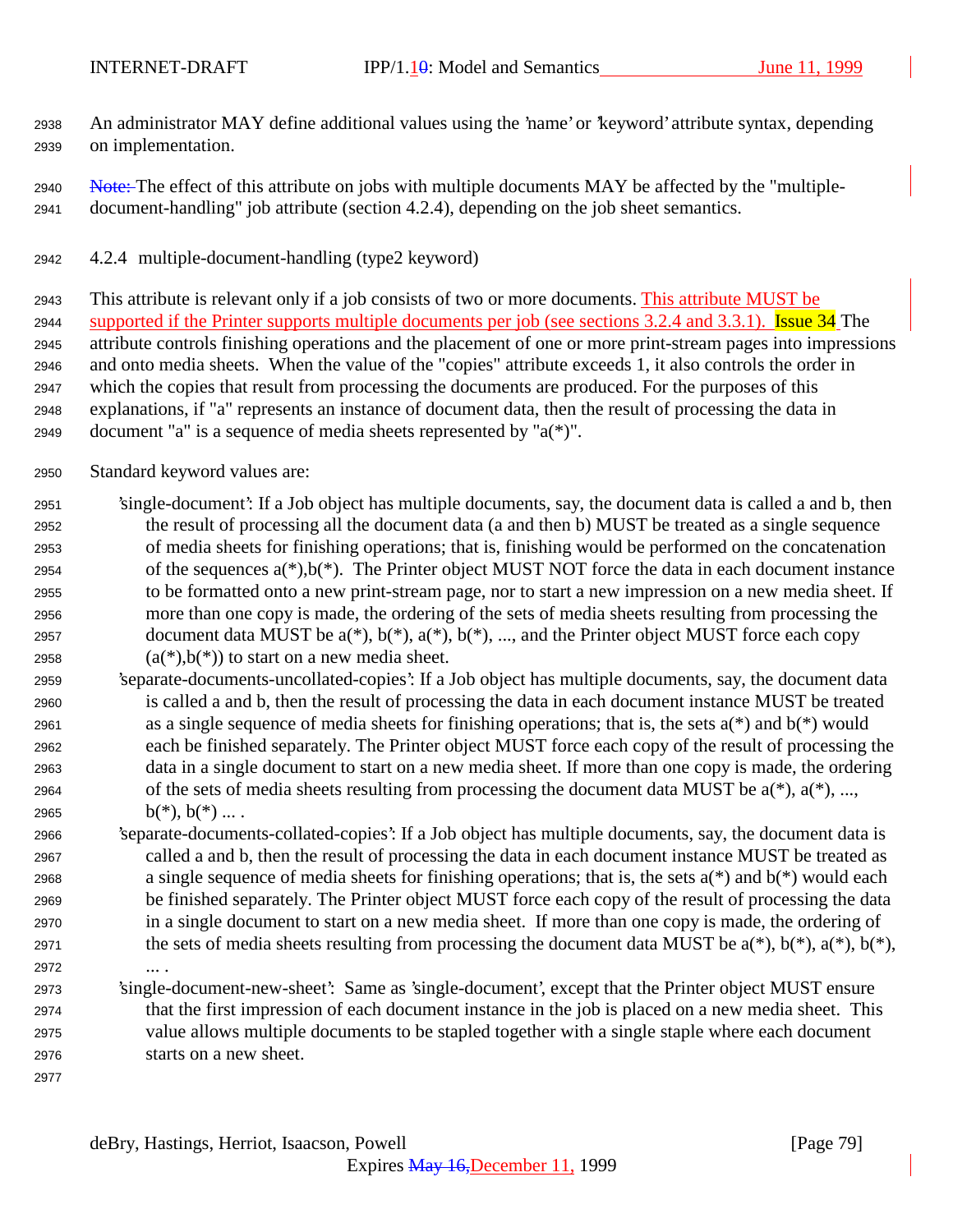An administrator MAY define additional values using the 'name' or 'keyword' attribute syntax, depending on implementation.

Note: The effect of this attribute on jobs with multiple documents MAY be affected by the "multiple-document-handling" job attribute (section 4.2.4), depending on the job sheet semantics.

### 4.2.4 multiple-document-handling (type2 keyword)

This attribute is relevant only if a job consists of two or more documents. This attribute MUST be supported if the Printer supports multiple documents per job (see sections 3.2.4 and 3.3.1). Issue 34 The attribute controls finishing operations and the placement of one or more print-stream pages into impressions and onto media sheets. When the value of the "copies" attribute exceeds 1, it also controls the order in which the copies that result from processing the documents are produced. For the purposes of this explanations, if "a" represents an instance of document data, then the result of processing the data in document "a" is a sequence of media sheets represented by "a(*)".

Standard keyword values are:

'single-document': If a Job object has multiple documents, say, the document data is called a and b, then the result of processing all the document data (a and then b) MUST be treated as a single sequence of media sheets for finishing operations; that is, finishing would be performed on the concatenation of the sequences a(*),b(*). The Printer object MUST NOT force the data in each document instance to be formatted onto a new print-stream page, nor to start a new impression on a new media sheet. If more than one copy is made, the ordering of the sets of media sheets resulting from processing the document data MUST be a(*), b(*), a(*), b(*), ..., and the Printer object MUST force each copy (a(*),b(*)) to start on a new media sheet.

'separate-documents-uncollated-copies': If a Job object has multiple documents, say, the document data is called a and b, then the result of processing the data in each document instance MUST be treated as a single sequence of media sheets for finishing operations; that is, the sets a(*) and b(*) would each be finished separately. The Printer object MUST force each copy of the result of processing the data in a single document to start on a new media sheet. If more than one copy is made, the ordering of the sets of media sheets resulting from processing the document data MUST be a(*), a(*), ..., b(*), b(*) ... .

'separate-documents-collated-copies': If a Job object has multiple documents, say, the document data is called a and b, then the result of processing the data in each document instance MUST be treated as a single sequence of media sheets for finishing operations; that is, the sets a(*) and b(*) would each be finished separately. The Printer object MUST force each copy of the result of processing the data in a single document to start on a new media sheet. If more than one copy is made, the ordering of the sets of media sheets resulting from processing the document data MUST be a(*), b(*), a(*), b(*), ... .

'single-document-new-sheet': Same as 'single-document', except that the Printer object MUST ensure that the first impression of each document instance in the job is placed on a new media sheet. This value allows multiple documents to be stapled together with a single staple where each document starts on a new sheet.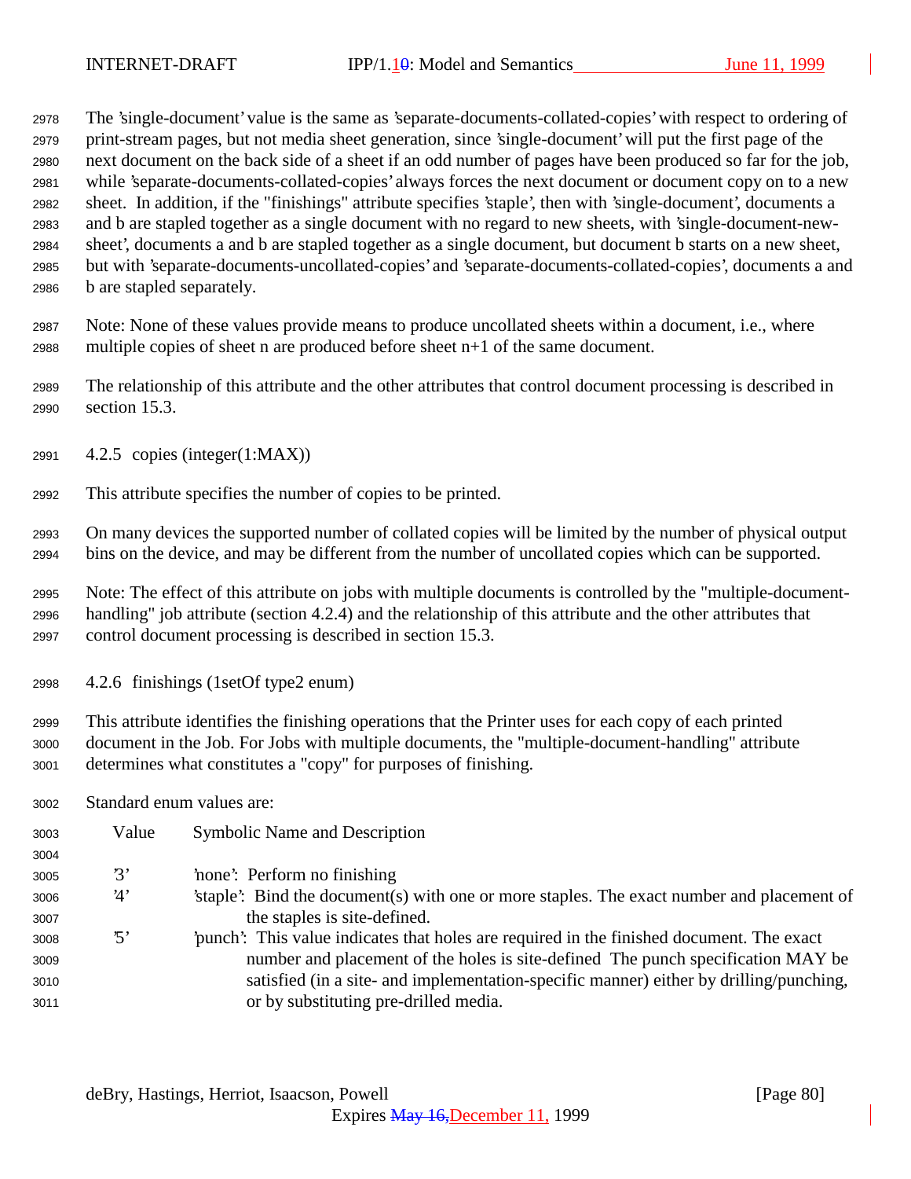The 'single-document' value is the same as 'separate-documents-collated-copies' with respect to ordering of print-stream pages, but not media sheet generation, since 'single-document' will put the first page of the next document on the back side of a sheet if an odd number of pages have been produced so far for the job, while 'separate-documents-collated-copies' always forces the next document or document copy on to a new sheet. In addition, if the "finishings" attribute specifies 'staple', then with 'single-document', documents a and b are stapled together as a single document with no regard to new sheets, with 'single-document-new-sheet', documents a and b are stapled together as a single document, but document b starts on a new sheet, but with 'separate-documents-uncollated-copies' and 'separate-documents-collated-copies', documents a and b are stapled separately.

Note: None of these values provide means to produce uncollated sheets within a document, i.e., where multiple copies of sheet n are produced before sheet n+1 of the same document.

The relationship of this attribute and the other attributes that control document processing is described in section 15.3.

### 4.2.5 copies (integer(1:MAX))

This attribute specifies the number of copies to be printed.

On many devices the supported number of collated copies will be limited by the number of physical output bins on the device, and may be different from the number of uncollated copies which can be supported.

Note: The effect of this attribute on jobs with multiple documents is controlled by the "multiple-document-handling" job attribute (section 4.2.4) and the relationship of this attribute and the other attributes that control document processing is described in section 15.3.

### 4.2.6 finishings (1setOf type2 enum)

This attribute identifies the finishing operations that the Printer uses for each copy of each printed document in the Job. For Jobs with multiple documents, the "multiple-document-handling" attribute determines what constitutes a "copy" for purposes of finishing.

Standard enum values are:

| Value | Symbolic Name and Description |
|---|---|
| '3' | 'none': Perform no finishing |
| '4' | 'staple': Bind the document(s) with one or more staples. The exact number and placement of the staples is site-defined. |
| '5' | 'punch': This value indicates that holes are required in the finished document. The exact number and placement of the holes is site-defined The punch specification MAY be satisfied (in a site- and implementation-specific manner) either by drilling/punching, or by substituting pre-drilled media. |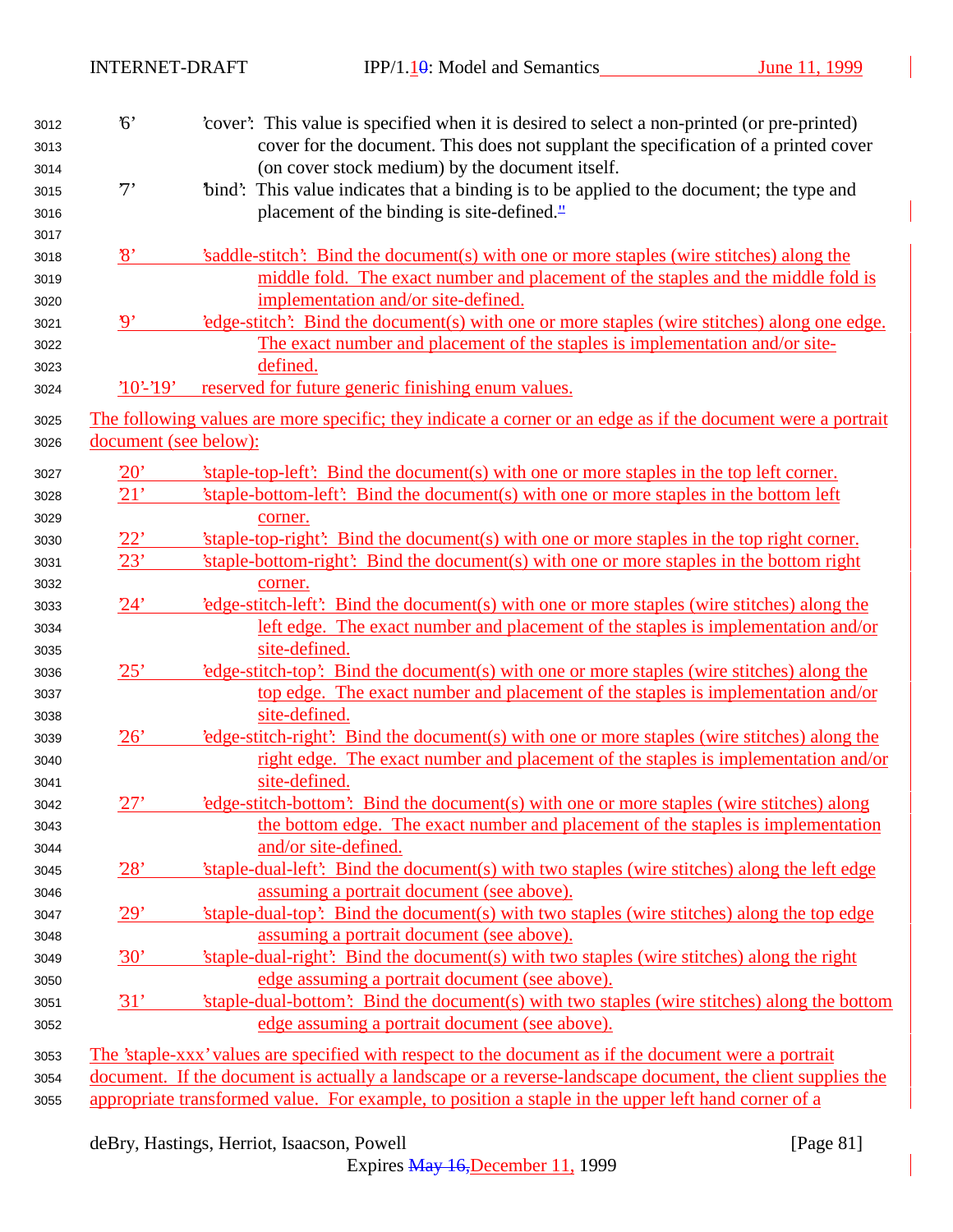'6' 'cover': This value is specified when it is desired to select a non-printed (or pre-printed) cover for the document. This does not supplant the specification of a printed cover (on cover stock medium) by the document itself.

'7' 'bind': This value indicates that a binding is to be applied to the document; the type and placement of the binding is site-defined."

'8' 'saddle-stitch': Bind the document(s) with one or more staples (wire stitches) along the middle fold. The exact number and placement of the staples and the middle fold is implementation and/or site-defined.

'9' 'edge-stitch': Bind the document(s) with one or more staples (wire stitches) along one edge. The exact number and placement of the staples is implementation and/or site-defined.

'10'-'19' reserved for future generic finishing enum values.

The following values are more specific; they indicate a corner or an edge as if the document were a portrait document (see below):

'20' 'staple-top-left': Bind the document(s) with one or more staples in the top left corner.

'21' 'staple-bottom-left': Bind the document(s) with one or more staples in the bottom left corner.

'22' 'staple-top-right': Bind the document(s) with one or more staples in the top right corner.

'23' 'staple-bottom-right': Bind the document(s) with one or more staples in the bottom right corner.

'24' 'edge-stitch-left': Bind the document(s) with one or more staples (wire stitches) along the left edge. The exact number and placement of the staples is implementation and/or site-defined.

'25' 'edge-stitch-top': Bind the document(s) with one or more staples (wire stitches) along the top edge. The exact number and placement of the staples is implementation and/or site-defined.

'26' 'edge-stitch-right': Bind the document(s) with one or more staples (wire stitches) along the right edge. The exact number and placement of the staples is implementation and/or site-defined.

'27' 'edge-stitch-bottom': Bind the document(s) with one or more staples (wire stitches) along the bottom edge. The exact number and placement of the staples is implementation and/or site-defined.

'28' 'staple-dual-left': Bind the document(s) with two staples (wire stitches) along the left edge assuming a portrait document (see above).

'29' 'staple-dual-top': Bind the document(s) with two staples (wire stitches) along the top edge assuming a portrait document (see above).

'30' 'staple-dual-right': Bind the document(s) with two staples (wire stitches) along the right edge assuming a portrait document (see above).

'31' 'staple-dual-bottom': Bind the document(s) with two staples (wire stitches) along the bottom edge assuming a portrait document (see above).

The 'staple-xxx' values are specified with respect to the document as if the document were a portrait document. If the document is actually a landscape or a reverse-landscape document, the client supplies the appropriate transformed value. For example, to position a staple in the upper left hand corner of a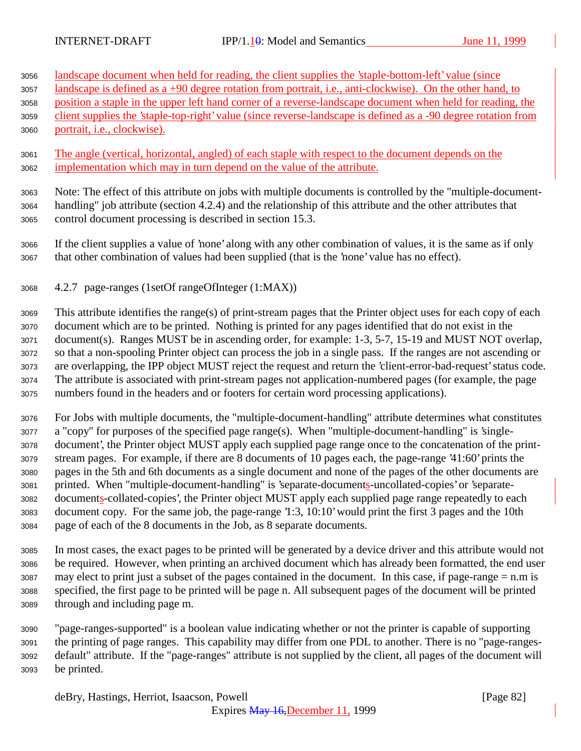landscape document when held for reading, the client supplies the 'staple-bottom-left' value (since landscape is defined as a +90 degree rotation from portrait, i.e., anti-clockwise). On the other hand, to position a staple in the upper left hand corner of a reverse-landscape document when held for reading, the client supplies the 'staple-top-right' value (since reverse-landscape is defined as a -90 degree rotation from portrait, i.e., clockwise).

The angle (vertical, horizontal, angled) of each staple with respect to the document depends on the implementation which may in turn depend on the value of the attribute.

Note: The effect of this attribute on jobs with multiple documents is controlled by the "multiple-document-handling" job attribute (section 4.2.4) and the relationship of this attribute and the other attributes that control document processing is described in section 15.3.

If the client supplies a value of 'none' along with any other combination of values, it is the same as if only that other combination of values had been supplied (that is the 'none' value has no effect).

### 4.2.7 page-ranges (1setOf rangeOfInteger (1:MAX))

This attribute identifies the range(s) of print-stream pages that the Printer object uses for each copy of each document which are to be printed. Nothing is printed for any pages identified that do not exist in the document(s). Ranges MUST be in ascending order, for example: 1-3, 5-7, 15-19 and MUST NOT overlap, so that a non-spooling Printer object can process the job in a single pass. If the ranges are not ascending or are overlapping, the IPP object MUST reject the request and return the 'client-error-bad-request' status code. The attribute is associated with print-stream pages not application-numbered pages (for example, the page numbers found in the headers and or footers for certain word processing applications).

For Jobs with multiple documents, the "multiple-document-handling" attribute determines what constitutes a "copy" for purposes of the specified page range(s). When "multiple-document-handling" is 'single-document', the Printer object MUST apply each supplied page range once to the concatenation of the print-stream pages. For example, if there are 8 documents of 10 pages each, the page-range '41:60' prints the pages in the 5th and 6th documents as a single document and none of the pages of the other documents are printed. When "multiple-document-handling" is 'separate-documents-uncollated-copies' or 'separate-documents-collated-copies', the Printer object MUST apply each supplied page range repeatedly to each document copy. For the same job, the page-range '1:3, 10:10' would print the first 3 pages and the 10th page of each of the 8 documents in the Job, as 8 separate documents.

In most cases, the exact pages to be printed will be generated by a device driver and this attribute would not be required. However, when printing an archived document which has already been formatted, the end user may elect to print just a subset of the pages contained in the document. In this case, if page-range = n.m is specified, the first page to be printed will be page n. All subsequent pages of the document will be printed through and including page m.

"page-ranges-supported" is a boolean value indicating whether or not the printer is capable of supporting the printing of page ranges. This capability may differ from one PDL to another. There is no "page-ranges-default" attribute. If the "page-ranges" attribute is not supplied by the client, all pages of the document will be printed.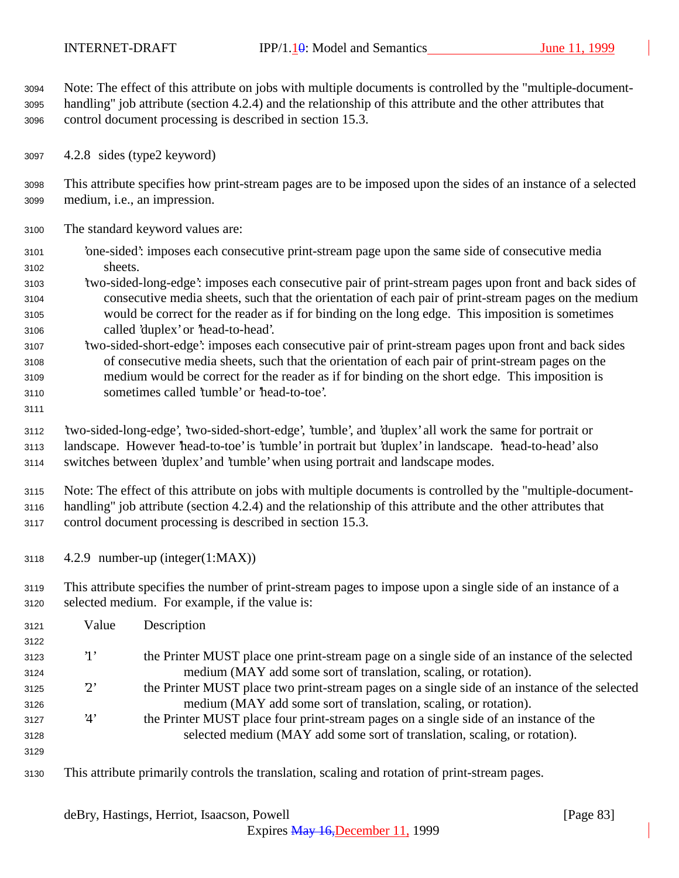Note: The effect of this attribute on jobs with multiple documents is controlled by the "multiple-document-handling" job attribute (section 4.2.4) and the relationship of this attribute and the other attributes that control document processing is described in section 15.3.

### 4.2.8 sides (type2 keyword)

This attribute specifies how print-stream pages are to be imposed upon the sides of an instance of a selected medium, i.e., an impression.

The standard keyword values are:

- 'one-sided': imposes each consecutive print-stream page upon the same side of consecutive media sheets.
- 'two-sided-long-edge': imposes each consecutive pair of print-stream pages upon front and back sides of consecutive media sheets, such that the orientation of each pair of print-stream pages on the medium would be correct for the reader as if for binding on the long edge. This imposition is sometimes called 'duplex' or 'head-to-head'.
- 'two-sided-short-edge': imposes each consecutive pair of print-stream pages upon front and back sides of consecutive media sheets, such that the orientation of each pair of print-stream pages on the medium would be correct for the reader as if for binding on the short edge. This imposition is sometimes called 'tumble' or 'head-to-toe'.

'two-sided-long-edge', 'two-sided-short-edge', 'tumble', and 'duplex' all work the same for portrait or landscape. However 'head-to-toe' is 'tumble' in portrait but 'duplex' in landscape. 'head-to-head' also switches between 'duplex' and 'tumble' when using portrait and landscape modes.

Note: The effect of this attribute on jobs with multiple documents is controlled by the "multiple-document-handling" job attribute (section 4.2.4) and the relationship of this attribute and the other attributes that control document processing is described in section 15.3.

### 4.2.9 number-up (integer(1:MAX))

This attribute specifies the number of print-stream pages to impose upon a single side of an instance of a selected medium. For example, if the value is:

| Value | Description |
|---|---|
| '1' | the Printer MUST place one print-stream page on a single side of an instance of the selected medium (MAY add some sort of translation, scaling, or rotation). |
| '2' | the Printer MUST place two print-stream pages on a single side of an instance of the selected medium (MAY add some sort of translation, scaling, or rotation). |
| '4' | the Printer MUST place four print-stream pages on a single side of an instance of the selected medium (MAY add some sort of translation, scaling, or rotation). |

This attribute primarily controls the translation, scaling and rotation of print-stream pages.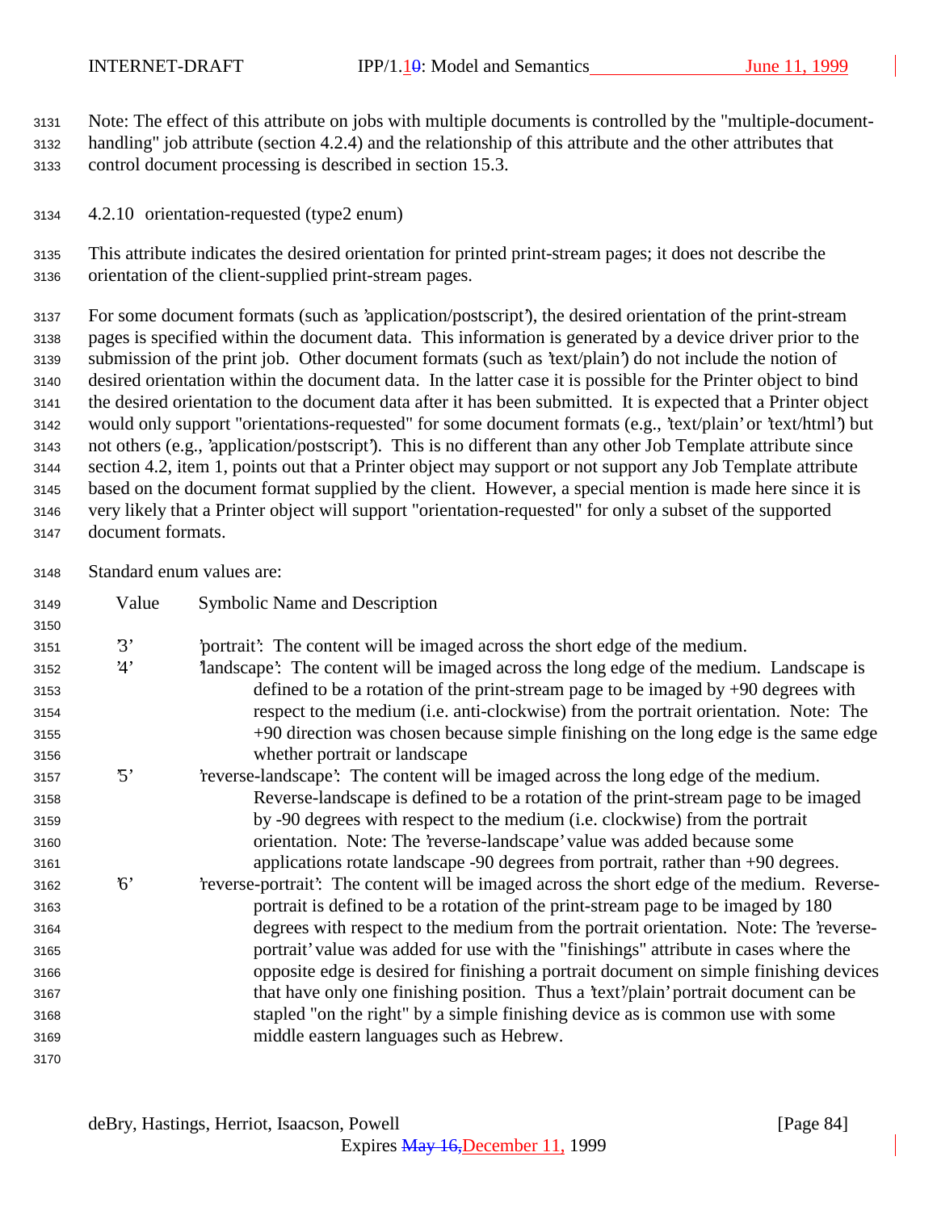Note: The effect of this attribute on jobs with multiple documents is controlled by the "multiple-document-handling" job attribute (section 4.2.4) and the relationship of this attribute and the other attributes that control document processing is described in section 15.3.

### 4.2.10 orientation-requested (type2 enum)

This attribute indicates the desired orientation for printed print-stream pages; it does not describe the orientation of the client-supplied print-stream pages.

For some document formats (such as 'application/postscript'), the desired orientation of the print-stream pages is specified within the document data. This information is generated by a device driver prior to the submission of the print job. Other document formats (such as 'text/plain') do not include the notion of desired orientation within the document data. In the latter case it is possible for the Printer object to bind the desired orientation to the document data after it has been submitted. It is expected that a Printer object would only support "orientations-requested" for some document formats (e.g., 'text/plain' or 'text/html') but not others (e.g., 'application/postscript'). This is no different than any other Job Template attribute since section 4.2, item 1, points out that a Printer object may support or not support any Job Template attribute based on the document format supplied by the client. However, a special mention is made here since it is very likely that a Printer object will support "orientation-requested" for only a subset of the supported document formats.

Standard enum values are:

| Value | Symbolic Name and Description |
|---|---|
| '3' | 'portrait': The content will be imaged across the short edge of the medium. |
| '4' | 'landscape': The content will be imaged across the long edge of the medium. Landscape is defined to be a rotation of the print-stream page to be imaged by +90 degrees with respect to the medium (i.e. anti-clockwise) from the portrait orientation. Note: The +90 direction was chosen because simple finishing on the long edge is the same edge whether portrait or landscape |
| '5' | 'reverse-landscape': The content will be imaged across the long edge of the medium. Reverse-landscape is defined to be a rotation of the print-stream page to be imaged by -90 degrees with respect to the medium (i.e. clockwise) from the portrait orientation. Note: The 'reverse-landscape' value was added because some applications rotate landscape -90 degrees from portrait, rather than +90 degrees. |
| '6' | 'reverse-portrait': The content will be imaged across the short edge of the medium. Reverse-portrait is defined to be a rotation of the print-stream page to be imaged by 180 degrees with respect to the medium from the portrait orientation. Note: The 'reverse-portrait' value was added for use with the "finishings" attribute in cases where the opposite edge is desired for finishing a portrait document on simple finishing devices that have only one finishing position. Thus a 'text'/plain' portrait document can be stapled "on the right" by a simple finishing device as is common use with some middle eastern languages such as Hebrew. |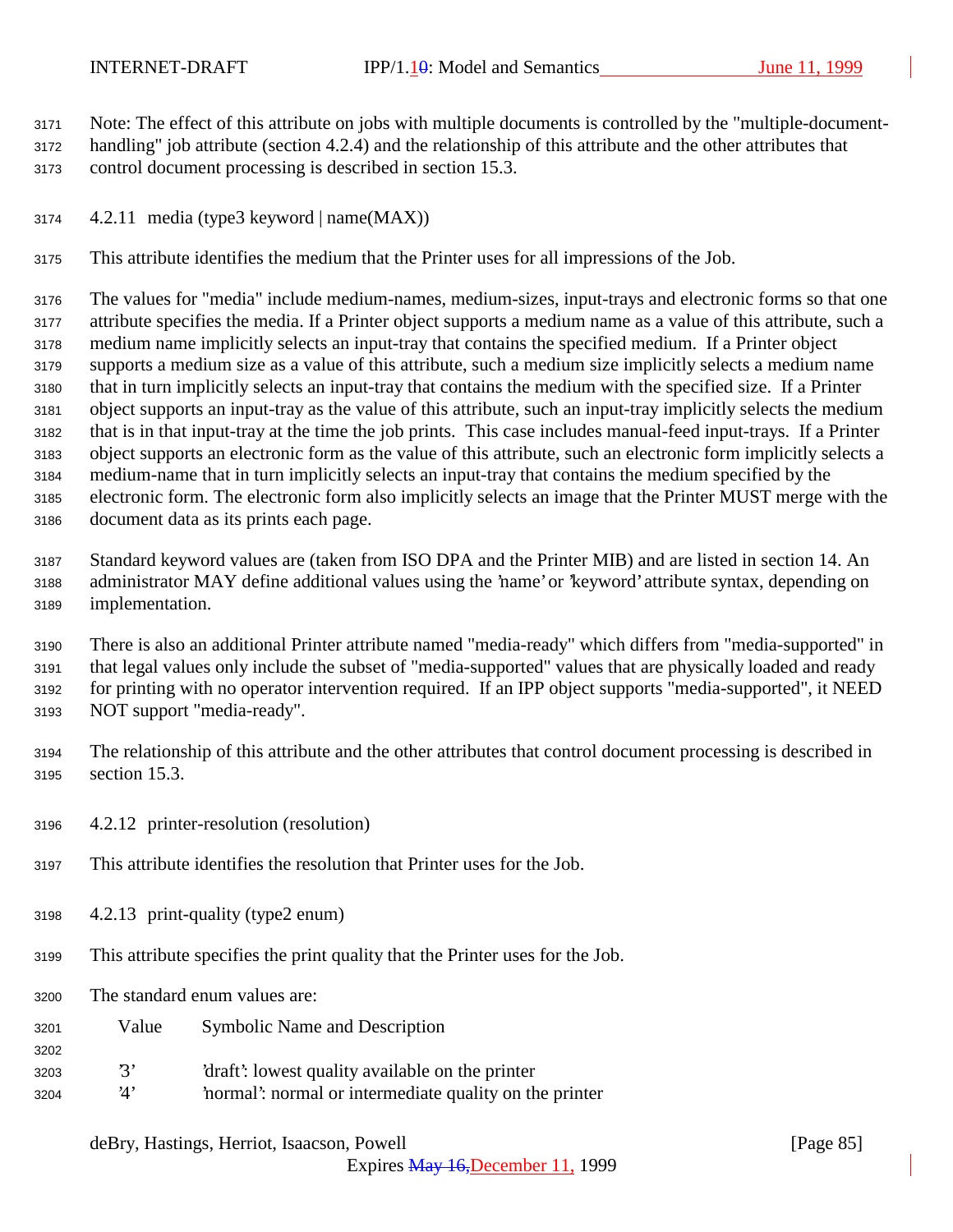Note: The effect of this attribute on jobs with multiple documents is controlled by the "multiple-document-handling" job attribute (section 4.2.4) and the relationship of this attribute and the other attributes that control document processing is described in section 15.3.

#### 4.2.11 media (type3 keyword | name(MAX))

This attribute identifies the medium that the Printer uses for all impressions of the Job.

The values for "media" include medium-names, medium-sizes, input-trays and electronic forms so that one attribute specifies the media. If a Printer object supports a medium name as a value of this attribute, such a medium name implicitly selects an input-tray that contains the specified medium. If a Printer object supports a medium size as a value of this attribute, such a medium size implicitly selects a medium name that in turn implicitly selects an input-tray that contains the medium with the specified size. If a Printer object supports an input-tray as the value of this attribute, such an input-tray implicitly selects the medium that is in that input-tray at the time the job prints. This case includes manual-feed input-trays. If a Printer object supports an electronic form as the value of this attribute, such an electronic form implicitly selects a medium-name that in turn implicitly selects an input-tray that contains the medium specified by the electronic form. The electronic form also implicitly selects an image that the Printer MUST merge with the document data as its prints each page.

Standard keyword values are (taken from ISO DPA and the Printer MIB) and are listed in section 14. An administrator MAY define additional values using the 'name' or 'keyword' attribute syntax, depending on implementation.

There is also an additional Printer attribute named "media-ready" which differs from "media-supported" in that legal values only include the subset of "media-supported" values that are physically loaded and ready for printing with no operator intervention required. If an IPP object supports "media-supported", it NEED NOT support "media-ready".

The relationship of this attribute and the other attributes that control document processing is described in section 15.3.

#### 4.2.12 printer-resolution (resolution)

This attribute identifies the resolution that Printer uses for the Job.

#### 4.2.13 print-quality (type2 enum)

This attribute specifies the print quality that the Printer uses for the Job.

The standard enum values are:

| Value | Symbolic Name and Description |
|---|---|
| '3' | 'draft': lowest quality available on the printer |
| '4' | 'normal': normal or intermediate quality on the printer |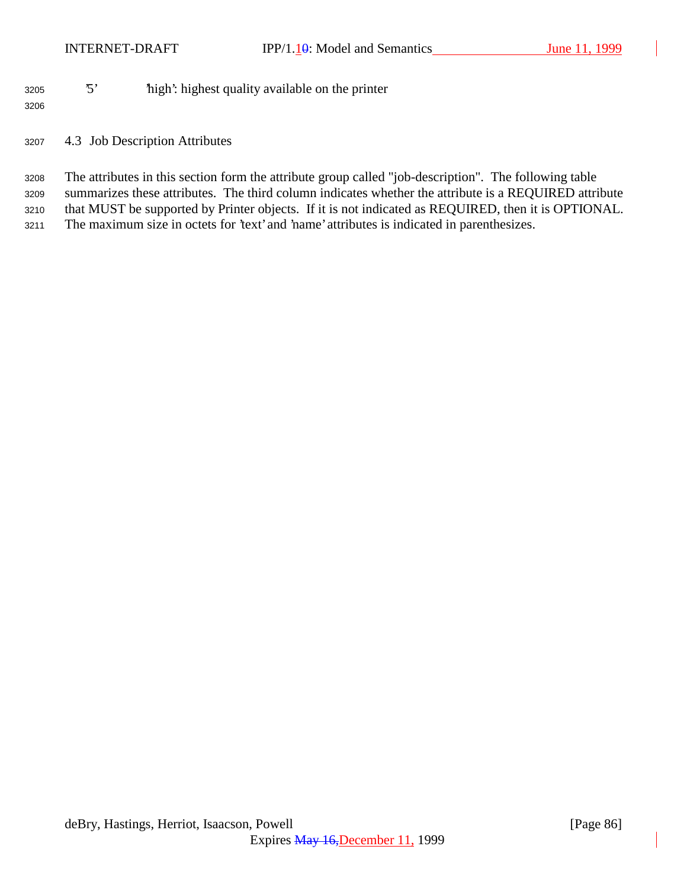'5'     'high': highest quality available on the printer

## 4.3 Job Description Attributes

The attributes in this section form the attribute group called "job-description". The following table summarizes these attributes. The third column indicates whether the attribute is a REQUIRED attribute that MUST be supported by Printer objects. If it is not indicated as REQUIRED, then it is OPTIONAL. The maximum size in octets for 'text' and 'name' attributes is indicated in parenthesizes.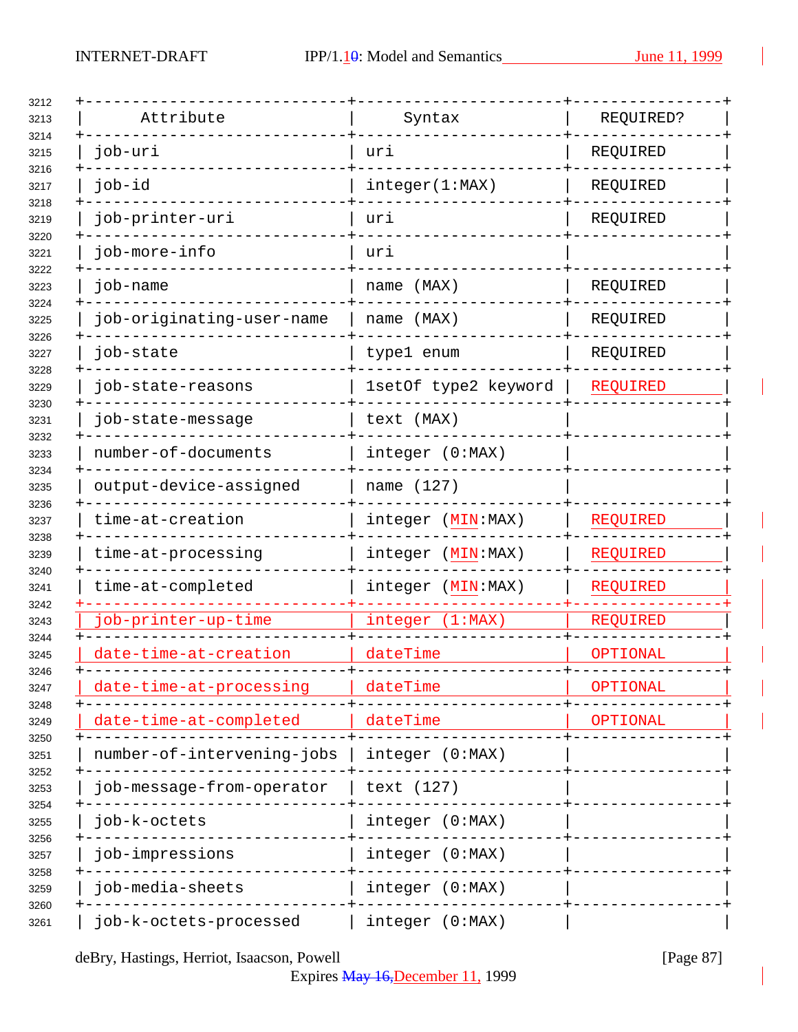| Attribute | Syntax | REQUIRED? |
|---|---|---|
| job-uri | uri | REQUIRED |
| job-id | integer(1:MAX) | REQUIRED |
| job-printer-uri | uri | REQUIRED |
| job-more-info | uri | |
| job-name | name (MAX) | REQUIRED |
| job-originating-user-name | name (MAX) | REQUIRED |
| job-state | type1 enum | REQUIRED |
| job-state-reasons | 1setOf type2 keyword | REQUIRED |
| job-state-message | text (MAX) | |
| number-of-documents | integer (0:MAX) | |
| output-device-assigned | name (127) | |
| time-at-creation | integer (MIN:MAX) | REQUIRED |
| time-at-processing | integer (MIN:MAX) | REQUIRED |
| time-at-completed | integer (MIN:MAX) | REQUIRED |
| job-printer-up-time | integer (1:MAX) | REQUIRED |
| date-time-at-creation | dateTime | OPTIONAL |
| date-time-at-processing | dateTime | OPTIONAL |
| date-time-at-completed | dateTime | OPTIONAL |
| number-of-intervening-jobs | integer (0:MAX) | |
| job-message-from-operator | text (127) | |
| job-k-octets | integer (0:MAX) | |
| job-impressions | integer (0:MAX) | |
| job-media-sheets | integer (0:MAX) | |
| job-k-octets-processed | integer (0:MAX) | |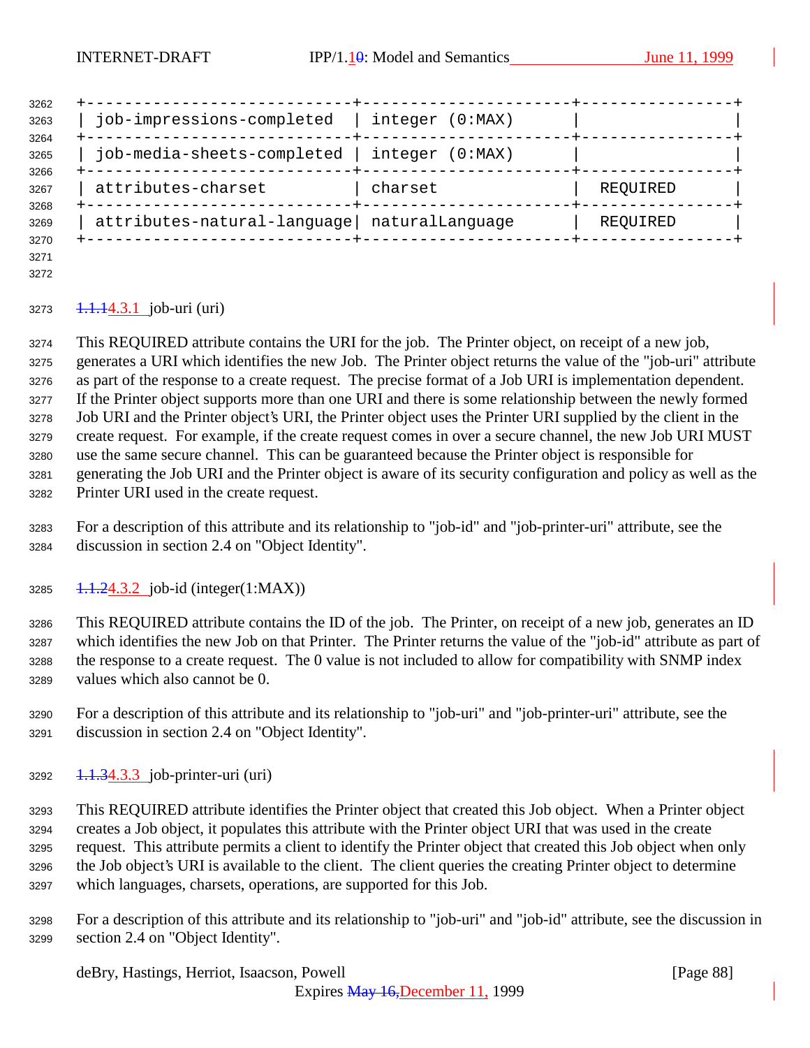| job-impressions-completed | integer (0:MAX) | |
|---|---|---|
| job-media-sheets-completed | integer (0:MAX) | |
| attributes-charset | charset | REQUIRED |
| attributes-natural-language | naturalLanguage | REQUIRED |

### 4.3.1 job-uri (uri)

This REQUIRED attribute contains the URI for the job. The Printer object, on receipt of a new job, generates a URI which identifies the new Job. The Printer object returns the value of the "job-uri" attribute as part of the response to a create request. The precise format of a Job URI is implementation dependent. If the Printer object supports more than one URI and there is some relationship between the newly formed Job URI and the Printer object's URI, the Printer object uses the Printer URI supplied by the client in the create request. For example, if the create request comes in over a secure channel, the new Job URI MUST use the same secure channel. This can be guaranteed because the Printer object is responsible for generating the Job URI and the Printer object is aware of its security configuration and policy as well as the Printer URI used in the create request.

For a description of this attribute and its relationship to "job-id" and "job-printer-uri" attribute, see the discussion in section 2.4 on "Object Identity".

### 4.3.2 job-id (integer(1:MAX))

This REQUIRED attribute contains the ID of the job. The Printer, on receipt of a new job, generates an ID which identifies the new Job on that Printer. The Printer returns the value of the "job-id" attribute as part of the response to a create request. The 0 value is not included to allow for compatibility with SNMP index values which also cannot be 0.

For a description of this attribute and its relationship to "job-uri" and "job-printer-uri" attribute, see the discussion in section 2.4 on "Object Identity".

### 4.3.3 job-printer-uri (uri)

This REQUIRED attribute identifies the Printer object that created this Job object. When a Printer object creates a Job object, it populates this attribute with the Printer object URI that was used in the create request. This attribute permits a client to identify the Printer object that created this Job object when only the Job object's URI is available to the client. The client queries the creating Printer object to determine which languages, charsets, operations, are supported for this Job.

For a description of this attribute and its relationship to "job-uri" and "job-id" attribute, see the discussion in section 2.4 on "Object Identity".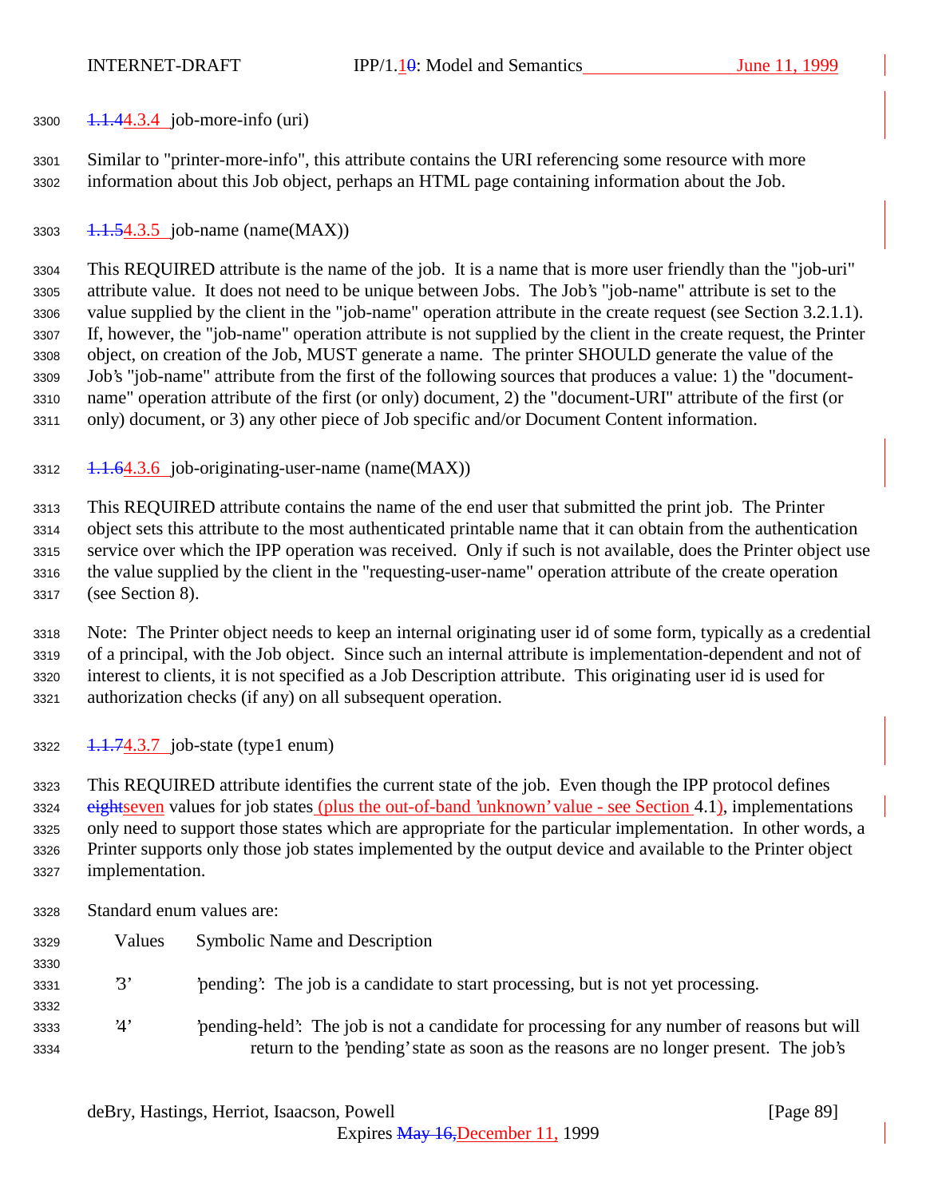### 4.3.4 job-more-info (uri)

Similar to "printer-more-info", this attribute contains the URI referencing some resource with more information about this Job object, perhaps an HTML page containing information about the Job.

### 4.3.5 job-name (name(MAX))

This REQUIRED attribute is the name of the job. It is a name that is more user friendly than the "job-uri" attribute value. It does not need to be unique between Jobs. The Job's "job-name" attribute is set to the value supplied by the client in the "job-name" operation attribute in the create request (see Section 3.2.1.1). If, however, the "job-name" operation attribute is not supplied by the client in the create request, the Printer object, on creation of the Job, MUST generate a name. The printer SHOULD generate the value of the Job's "job-name" attribute from the first of the following sources that produces a value: 1) the "document-name" operation attribute of the first (or only) document, 2) the "document-URI" attribute of the first (or only) document, or 3) any other piece of Job specific and/or Document Content information.

### 4.3.6 job-originating-user-name (name(MAX))

This REQUIRED attribute contains the name of the end user that submitted the print job. The Printer object sets this attribute to the most authenticated printable name that it can obtain from the authentication service over which the IPP operation was received. Only if such is not available, does the Printer object use the value supplied by the client in the "requesting-user-name" operation attribute of the create operation (see Section 8).

Note: The Printer object needs to keep an internal originating user id of some form, typically as a credential of a principal, with the Job object. Since such an internal attribute is implementation-dependent and not of interest to clients, it is not specified as a Job Description attribute. This originating user id is used for authorization checks (if any) on all subsequent operation.

### 4.3.7 job-state (type1 enum)

This REQUIRED attribute identifies the current state of the job. Even though the IPP protocol defines seven values for job states (plus the out-of-band 'unknown' value - see Section 4.1), implementations only need to support those states which are appropriate for the particular implementation. In other words, a Printer supports only those job states implemented by the output device and available to the Printer object implementation.

Standard enum values are:

| Values | Symbolic Name and Description |
|---|---|
| '3' | 'pending': The job is a candidate to start processing, but is not yet processing. |
| '4' | 'pending-held': The job is not a candidate for processing for any number of reasons but will return to the 'pending' state as soon as the reasons are no longer present. The job's |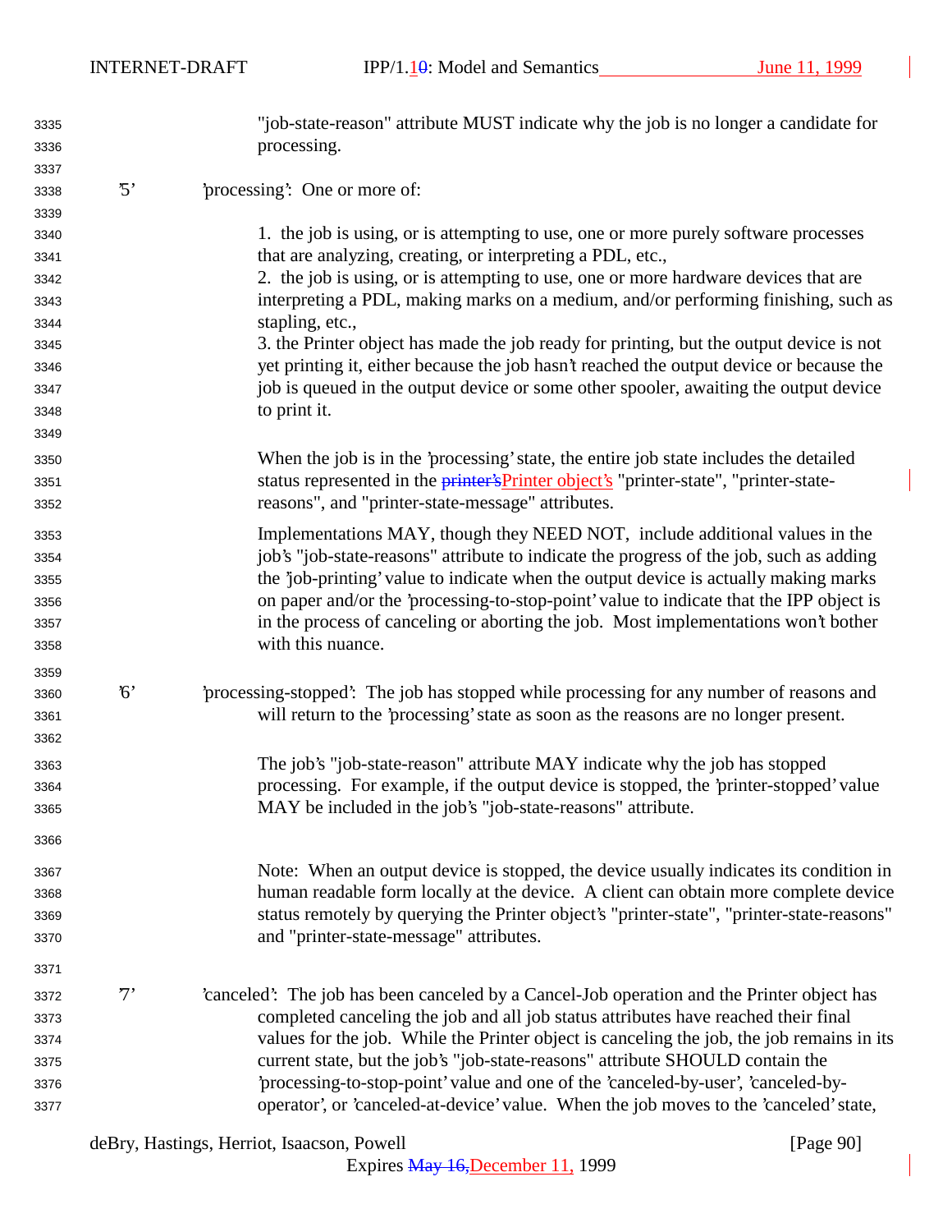"job-state-reason" attribute MUST indicate why the job is no longer a candidate for processing.

'5' 'processing': One or more of:

1. the job is using, or is attempting to use, one or more purely software processes that are analyzing, creating, or interpreting a PDL, etc.,
2. the job is using, or is attempting to use, one or more hardware devices that are interpreting a PDL, making marks on a medium, and/or performing finishing, such as stapling, etc.,
3. the Printer object has made the job ready for printing, but the output device is not yet printing it, either because the job hasn't reached the output device or because the job is queued in the output device or some other spooler, awaiting the output device to print it.

When the job is in the 'processing' state, the entire job state includes the detailed status represented in the ~~printer's~~Printer object's "printer-state", "printer-state-reasons", and "printer-state-message" attributes.

Implementations MAY, though they NEED NOT, include additional values in the job's "job-state-reasons" attribute to indicate the progress of the job, such as adding the 'job-printing' value to indicate when the output device is actually making marks on paper and/or the 'processing-to-stop-point' value to indicate that the IPP object is in the process of canceling or aborting the job. Most implementations won't bother with this nuance.

'6' 'processing-stopped': The job has stopped while processing for any number of reasons and will return to the 'processing' state as soon as the reasons are no longer present.

The job's "job-state-reason" attribute MAY indicate why the job has stopped processing. For example, if the output device is stopped, the 'printer-stopped' value MAY be included in the job's "job-state-reasons" attribute.

Note: When an output device is stopped, the device usually indicates its condition in human readable form locally at the device. A client can obtain more complete device status remotely by querying the Printer object's "printer-state", "printer-state-reasons" and "printer-state-message" attributes.

'7' 'canceled': The job has been canceled by a Cancel-Job operation and the Printer object has completed canceling the job and all job status attributes have reached their final values for the job. While the Printer object is canceling the job, the job remains in its current state, but the job's "job-state-reasons" attribute SHOULD contain the 'processing-to-stop-point' value and one of the 'canceled-by-user', 'canceled-by-operator', or 'canceled-at-device' value. When the job moves to the 'canceled' state,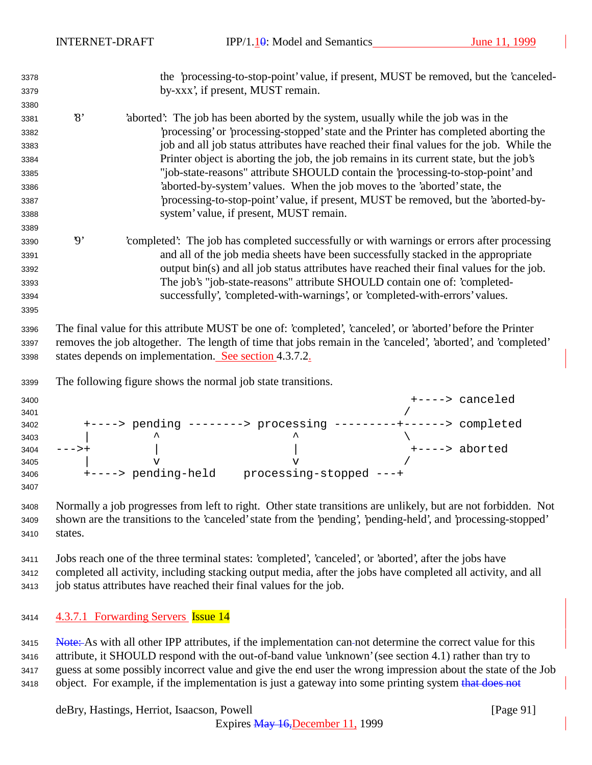the 'processing-to-stop-point' value, if present, MUST be removed, but the 'canceled-by-xxx', if present, MUST remain.

'8' 'aborted': The job has been aborted by the system, usually while the job was in the 'processing' or 'processing-stopped' state and the Printer has completed aborting the job and all job status attributes have reached their final values for the job. While the Printer object is aborting the job, the job remains in its current state, but the job's "job-state-reasons" attribute SHOULD contain the 'processing-to-stop-point' and 'aborted-by-system' values. When the job moves to the 'aborted' state, the 'processing-to-stop-point' value, if present, MUST be removed, but the 'aborted-by-system' value, if present, MUST remain.

'9' 'completed': The job has completed successfully or with warnings or errors after processing and all of the job media sheets have been successfully stacked in the appropriate output bin(s) and all job status attributes have reached their final values for the job. The job's "job-state-reasons" attribute SHOULD contain one of: 'completed-successfully', 'completed-with-warnings', or 'completed-with-errors' values.

The final value for this attribute MUST be one of: 'completed', 'canceled', or 'aborted' before the Printer removes the job altogether. The length of time that jobs remain in the 'canceled', 'aborted', and 'completed' states depends on implementation. See section 4.3.7.2.

The following figure shows the normal job state transitions.

```
                                                           +----> canceled
                                                          /
    +----> pending --------> processing ---------+------> completed
    |         ^                   ^               \
--->+         |                   |                +----> aborted
    |         v                   v               /
    +----> pending-held    processing-stopped ---+
```

Normally a job progresses from left to right. Other state transitions are unlikely, but are not forbidden. Not shown are the transitions to the 'canceled' state from the 'pending', 'pending-held', and 'processing-stopped' states.

Jobs reach one of the three terminal states: 'completed', 'canceled', or 'aborted', after the jobs have completed all activity, including stacking output media, after the jobs have completed all activity, and all job status attributes have reached their final values for the job.

#### 4.3.7.1 Forwarding Servers Issue 14

~~Note:~~ As with all other IPP attributes, if the implementation cannot determine the correct value for this attribute, it SHOULD respond with the out-of-band value 'unknown' (see section 4.1) rather than try to guess at some possibly incorrect value and give the end user the wrong impression about the state of the Job object. For example, if the implementation is just a gateway into some printing system ~~that does not~~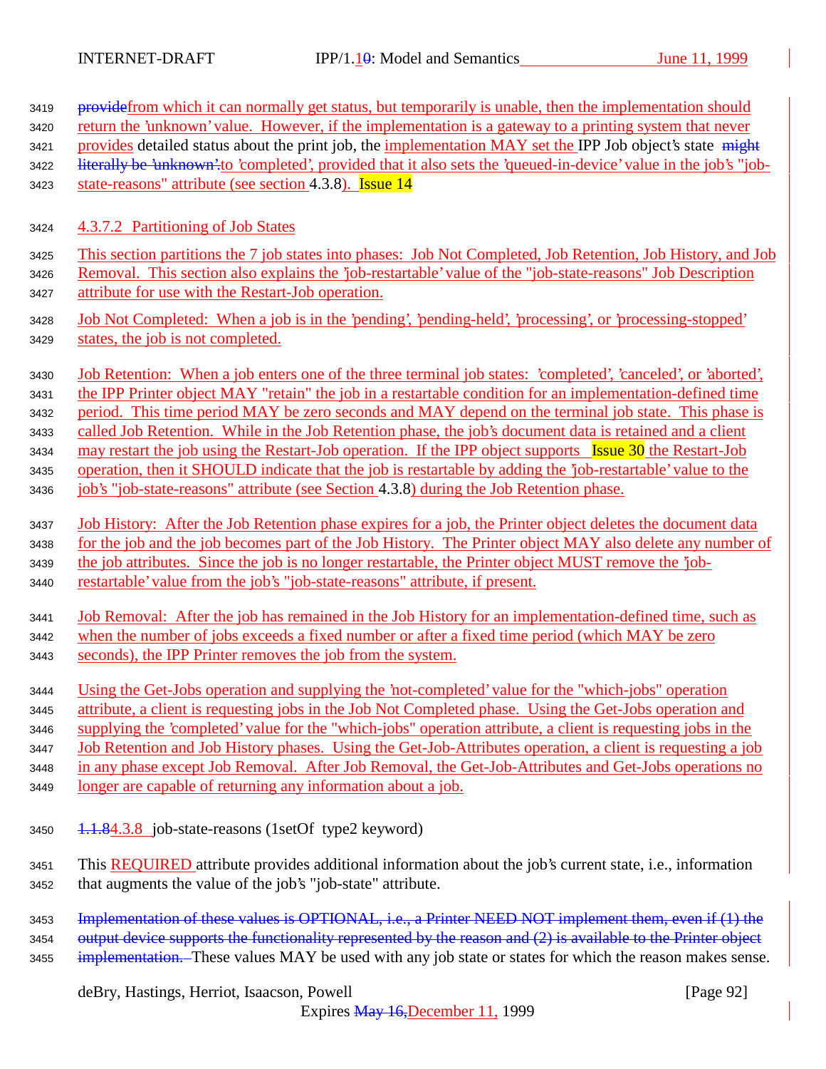providefrom which it can normally get status, but temporarily is unable, then the implementation should return the 'unknown' value. However, if the implementation is a gateway to a printing system that never provides detailed status about the print job, the implementation MAY set the IPP Job object's state ~~might literally be 'unknown'.~~to 'completed', provided that it also sets the 'queued-in-device' value in the job's "job-state-reasons" attribute (see section 4.3.8). Issue 14

### 4.3.7.2 Partitioning of Job States

This section partitions the 7 job states into phases: Job Not Completed, Job Retention, Job History, and Job Removal. This section also explains the 'job-restartable' value of the "job-state-reasons" Job Description attribute for use with the Restart-Job operation.

Job Not Completed: When a job is in the 'pending', 'pending-held', 'processing', or 'processing-stopped' states, the job is not completed.

Job Retention: When a job enters one of the three terminal job states: 'completed', 'canceled', or 'aborted', the IPP Printer object MAY "retain" the job in a restartable condition for an implementation-defined time period. This time period MAY be zero seconds and MAY depend on the terminal job state. This phase is called Job Retention. While in the Job Retention phase, the job's document data is retained and a client may restart the job using the Restart-Job operation. If the IPP object supports Issue 30 the Restart-Job operation, then it SHOULD indicate that the job is restartable by adding the 'job-restartable' value to the job's "job-state-reasons" attribute (see Section 4.3.8) during the Job Retention phase.

Job History: After the Job Retention phase expires for a job, the Printer object deletes the document data for the job and the job becomes part of the Job History. The Printer object MAY also delete any number of the job attributes. Since the job is no longer restartable, the Printer object MUST remove the 'job-restartable' value from the job's "job-state-reasons" attribute, if present.

Job Removal: After the job has remained in the Job History for an implementation-defined time, such as when the number of jobs exceeds a fixed number or after a fixed time period (which MAY be zero seconds), the IPP Printer removes the job from the system.

Using the Get-Jobs operation and supplying the 'not-completed' value for the "which-jobs" operation attribute, a client is requesting jobs in the Job Not Completed phase. Using the Get-Jobs operation and supplying the 'completed' value for the "which-jobs" operation attribute, a client is requesting jobs in the Job Retention and Job History phases. Using the Get-Job-Attributes operation, a client is requesting a job in any phase except Job Removal. After Job Removal, the Get-Job-Attributes and Get-Jobs operations no longer are capable of returning any information about a job.

### ~~1.1.8~~4.3.8 job-state-reasons (1setOf type2 keyword)

This REQUIRED attribute provides additional information about the job's current state, i.e., information that augments the value of the job's "job-state" attribute.

~~Implementation of these values is OPTIONAL, i.e., a Printer NEED NOT implement them, even if (1) the output device supports the functionality represented by the reason and (2) is available to the Printer object implementation.~~ These values MAY be used with any job state or states for which the reason makes sense.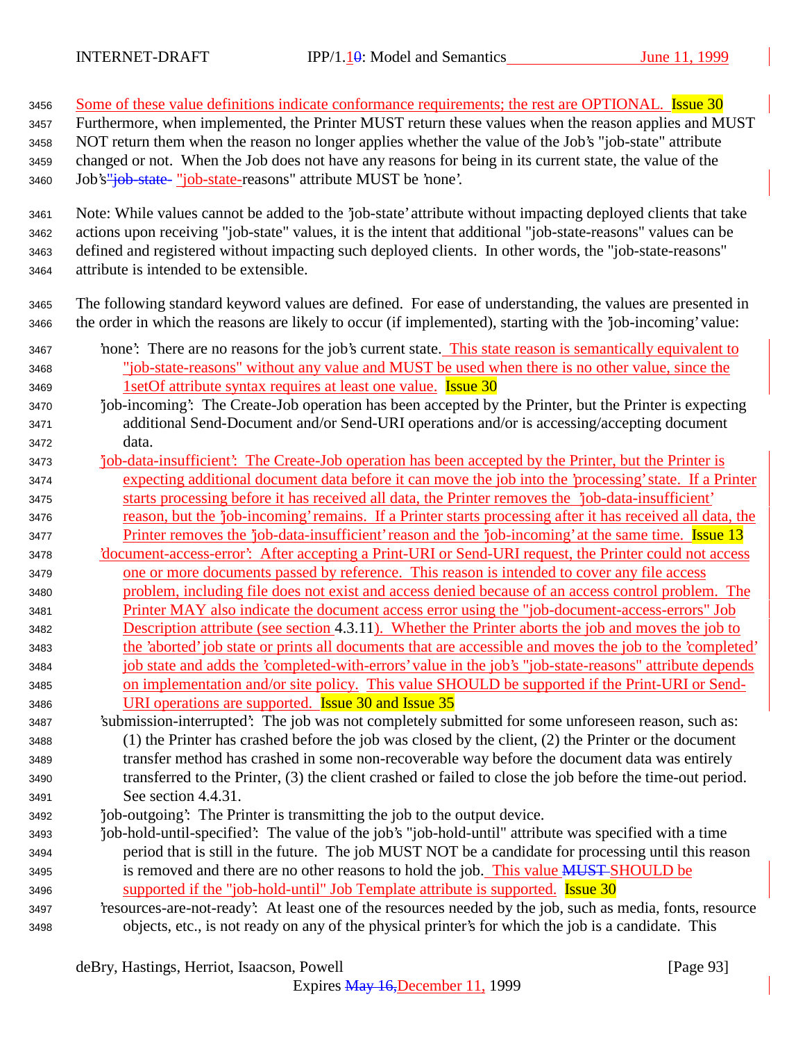Some of these value definitions indicate conformance requirements; the rest are OPTIONAL. Issue 30 Furthermore, when implemented, the Printer MUST return these values when the reason applies and MUST NOT return them when the reason no longer applies whether the value of the Job's "job-state" attribute changed or not. When the Job does not have any reasons for being in its current state, the value of the Job's"job-state- "job-state-reasons" attribute MUST be 'none'.

Note: While values cannot be added to the 'job-state' attribute without impacting deployed clients that take actions upon receiving "job-state" values, it is the intent that additional "job-state-reasons" values can be defined and registered without impacting such deployed clients. In other words, the "job-state-reasons" attribute is intended to be extensible.

The following standard keyword values are defined. For ease of understanding, the values are presented in the order in which the reasons are likely to occur (if implemented), starting with the 'job-incoming' value:

'none': There are no reasons for the job's current state. This state reason is semantically equivalent to "job-state-reasons" without any value and MUST be used when there is no other value, since the 1setOf attribute syntax requires at least one value. Issue 30

'job-incoming': The Create-Job operation has been accepted by the Printer, but the Printer is expecting additional Send-Document and/or Send-URI operations and/or is accessing/accepting document data.

'job-data-insufficient': The Create-Job operation has been accepted by the Printer, but the Printer is expecting additional document data before it can move the job into the 'processing' state. If a Printer starts processing before it has received all data, the Printer removes the 'job-data-insufficient' reason, but the 'job-incoming' remains. If a Printer starts processing after it has received all data, the Printer removes the 'job-data-insufficient' reason and the 'job-incoming' at the same time. Issue 13

'document-access-error': After accepting a Print-URI or Send-URI request, the Printer could not access one or more documents passed by reference. This reason is intended to cover any file access problem, including file does not exist and access denied because of an access control problem. The Printer MAY also indicate the document access error using the "job-document-access-errors" Job Description attribute (see section 4.3.11). Whether the Printer aborts the job and moves the job to the 'aborted' job state or prints all documents that are accessible and moves the job to the 'completed' job state and adds the 'completed-with-errors' value in the job's "job-state-reasons" attribute depends on implementation and/or site policy. This value SHOULD be supported if the Print-URI or Send-URI operations are supported. Issue 30 and Issue 35

'submission-interrupted': The job was not completely submitted for some unforeseen reason, such as: (1) the Printer has crashed before the job was closed by the client, (2) the Printer or the document transfer method has crashed in some non-recoverable way before the document data was entirely transferred to the Printer, (3) the client crashed or failed to close the job before the time-out period. See section 4.4.31.

'job-outgoing': The Printer is transmitting the job to the output device.

'job-hold-until-specified': The value of the job's "job-hold-until" attribute was specified with a time period that is still in the future. The job MUST NOT be a candidate for processing until this reason is removed and there are no other reasons to hold the job. This value MUST SHOULD be supported if the "job-hold-until" Job Template attribute is supported. Issue 30

'resources-are-not-ready': At least one of the resources needed by the job, such as media, fonts, resource objects, etc., is not ready on any of the physical printer's for which the job is a candidate. This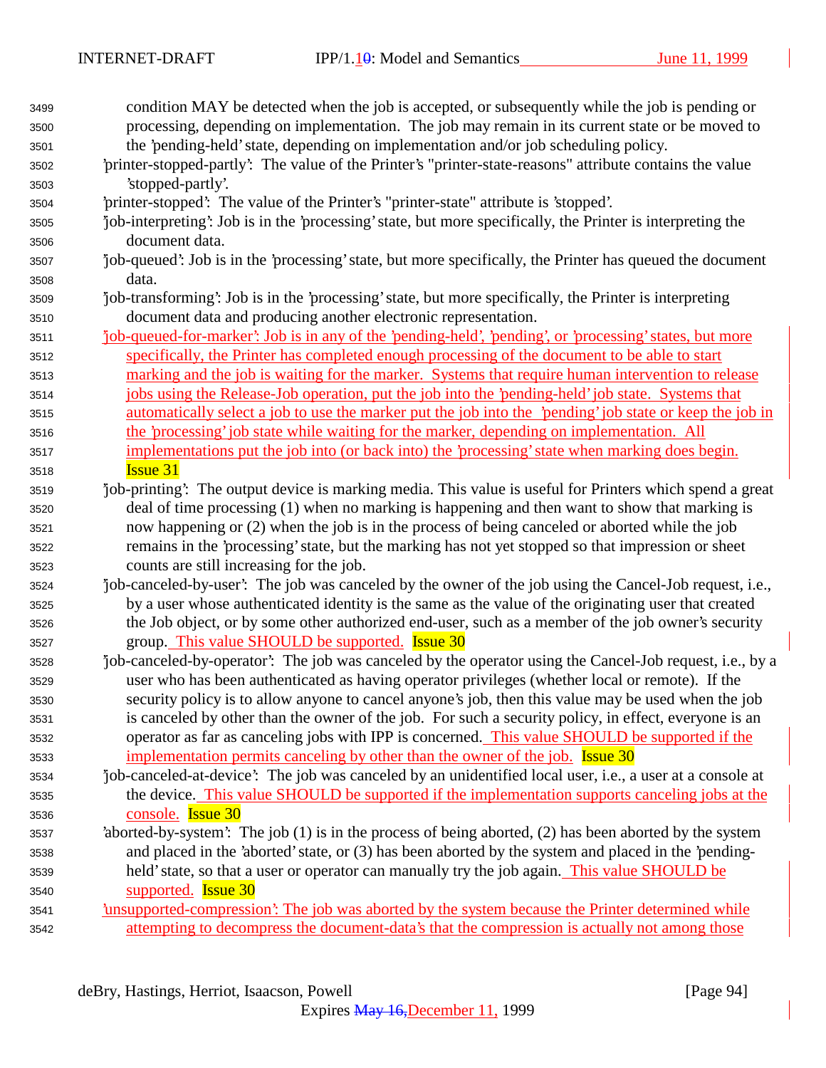condition MAY be detected when the job is accepted, or subsequently while the job is pending or processing, depending on implementation. The job may remain in its current state or be moved to the 'pending-held' state, depending on implementation and/or job scheduling policy.

'printer-stopped-partly': The value of the Printer's "printer-state-reasons" attribute contains the value 'stopped-partly'.

'printer-stopped': The value of the Printer's "printer-state" attribute is 'stopped'.

'job-interpreting': Job is in the 'processing' state, but more specifically, the Printer is interpreting the document data.

'job-queued': Job is in the 'processing' state, but more specifically, the Printer has queued the document data.

'job-transforming': Job is in the 'processing' state, but more specifically, the Printer is interpreting document data and producing another electronic representation.

'job-queued-for-marker': Job is in any of the 'pending-held', 'pending', or 'processing' states, but more specifically, the Printer has completed enough processing of the document to be able to start marking and the job is waiting for the marker. Systems that require human intervention to release jobs using the Release-Job operation, put the job into the 'pending-held' job state. Systems that automatically select a job to use the marker put the job into the 'pending' job state or keep the job in the 'processing' job state while waiting for the marker, depending on implementation. All implementations put the job into (or back into) the 'processing' state when marking does begin. Issue 31

'job-printing': The output device is marking media. This value is useful for Printers which spend a great deal of time processing (1) when no marking is happening and then want to show that marking is now happening or (2) when the job is in the process of being canceled or aborted while the job remains in the 'processing' state, but the marking has not yet stopped so that impression or sheet counts are still increasing for the job.

'job-canceled-by-user': The job was canceled by the owner of the job using the Cancel-Job request, i.e., by a user whose authenticated identity is the same as the value of the originating user that created the Job object, or by some other authorized end-user, such as a member of the job owner's security group. This value SHOULD be supported. Issue 30

'job-canceled-by-operator': The job was canceled by the operator using the Cancel-Job request, i.e., by a user who has been authenticated as having operator privileges (whether local or remote). If the security policy is to allow anyone to cancel anyone's job, then this value may be used when the job is canceled by other than the owner of the job. For such a security policy, in effect, everyone is an operator as far as canceling jobs with IPP is concerned. This value SHOULD be supported if the implementation permits canceling by other than the owner of the job. Issue 30

'job-canceled-at-device': The job was canceled by an unidentified local user, i.e., a user at a console at the device. This value SHOULD be supported if the implementation supports canceling jobs at the console. Issue 30

'aborted-by-system': The job (1) is in the process of being aborted, (2) has been aborted by the system and placed in the 'aborted' state, or (3) has been aborted by the system and placed in the 'pending-held' state, so that a user or operator can manually try the job again. This value SHOULD be supported. Issue 30

'unsupported-compression': The job was aborted by the system because the Printer determined while attempting to decompress the document-data's that the compression is actually not among those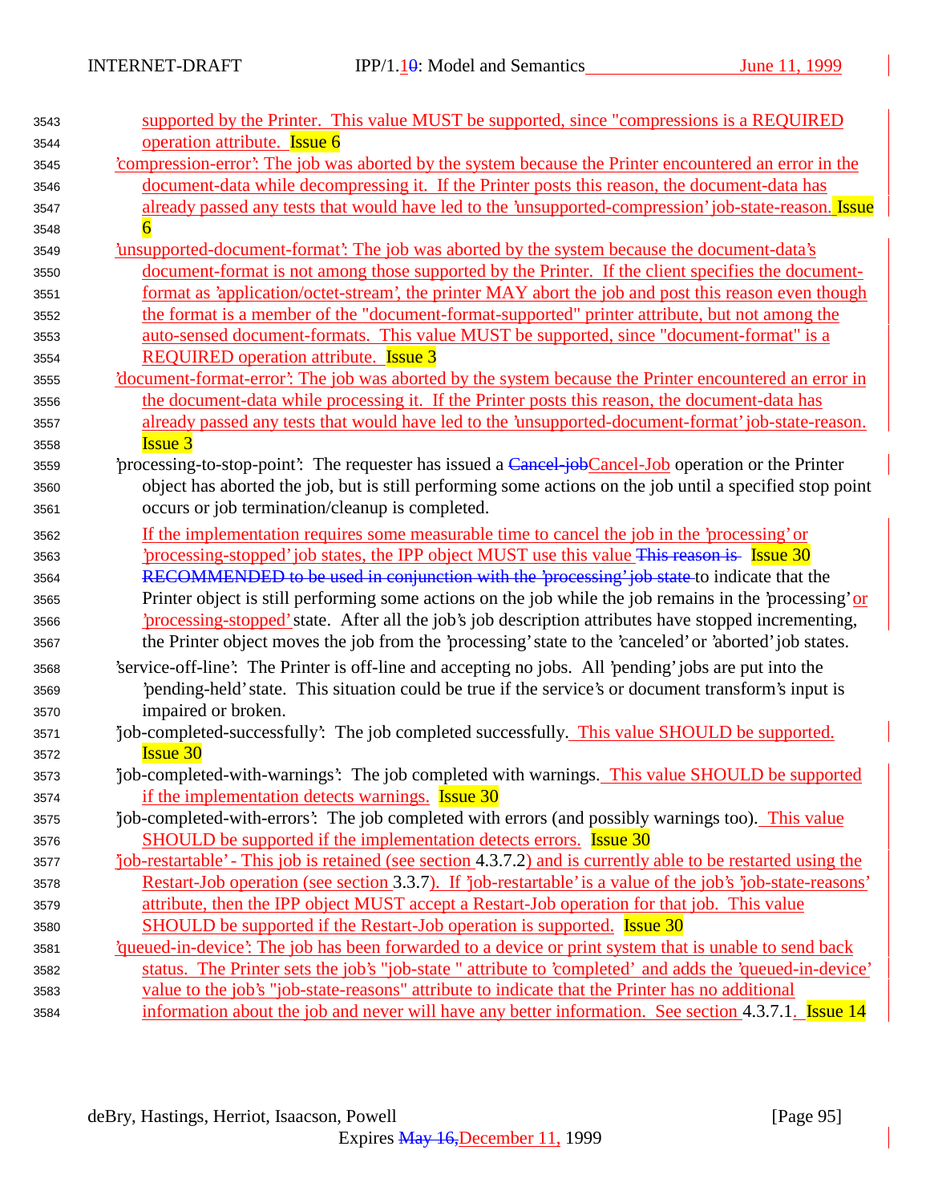supported by the Printer. This value MUST be supported, since "compressions is a REQUIRED operation attribute. Issue 6

'compression-error': The job was aborted by the system because the Printer encountered an error in the document-data while decompressing it. If the Printer posts this reason, the document-data has already passed any tests that would have led to the 'unsupported-compression' job-state-reason. Issue 6

'unsupported-document-format': The job was aborted by the system because the document-data's document-format is not among those supported by the Printer. If the client specifies the document-format as 'application/octet-stream', the printer MAY abort the job and post this reason even though the format is a member of the "document-format-supported" printer attribute, but not among the auto-sensed document-formats. This value MUST be supported, since "document-format" is a REQUIRED operation attribute. Issue 3

'document-format-error': The job was aborted by the system because the Printer encountered an error in the document-data while processing it. If the Printer posts this reason, the document-data has already passed any tests that would have led to the 'unsupported-document-format' job-state-reason. Issue 3

'processing-to-stop-point': The requester has issued a ~~Cancel-job~~Cancel-Job operation or the Printer object has aborted the job, but is still performing some actions on the job until a specified stop point occurs or job termination/cleanup is completed.

If the implementation requires some measurable time to cancel the job in the 'processing' or 'processing-stopped' job states, the IPP object MUST use this value ~~This reason is~~ Issue 30 ~~RECOMMENDED to be used in conjunction with the 'processing' job state~~ to indicate that the Printer object is still performing some actions on the job while the job remains in the 'processing' or 'processing-stopped' state. After all the job's job description attributes have stopped incrementing, the Printer object moves the job from the 'processing' state to the 'canceled' or 'aborted' job states.

'service-off-line': The Printer is off-line and accepting no jobs. All 'pending' jobs are put into the 'pending-held' state. This situation could be true if the service's or document transform's input is impaired or broken.

'job-completed-successfully': The job completed successfully. This value SHOULD be supported. Issue 30

'job-completed-with-warnings': The job completed with warnings. This value SHOULD be supported if the implementation detects warnings. Issue 30

'job-completed-with-errors': The job completed with errors (and possibly warnings too). This value SHOULD be supported if the implementation detects errors. Issue 30

'job-restartable' - This job is retained (see section 4.3.7.2) and is currently able to be restarted using the Restart-Job operation (see section 3.3.7). If 'job-restartable' is a value of the job's 'job-state-reasons' attribute, then the IPP object MUST accept a Restart-Job operation for that job. This value SHOULD be supported if the Restart-Job operation is supported. Issue 30

'queued-in-device': The job has been forwarded to a device or print system that is unable to send back status. The Printer sets the job's "job-state " attribute to 'completed' and adds the 'queued-in-device' value to the job's "job-state-reasons" attribute to indicate that the Printer has no additional information about the job and never will have any better information. See section 4.3.7.1. Issue 14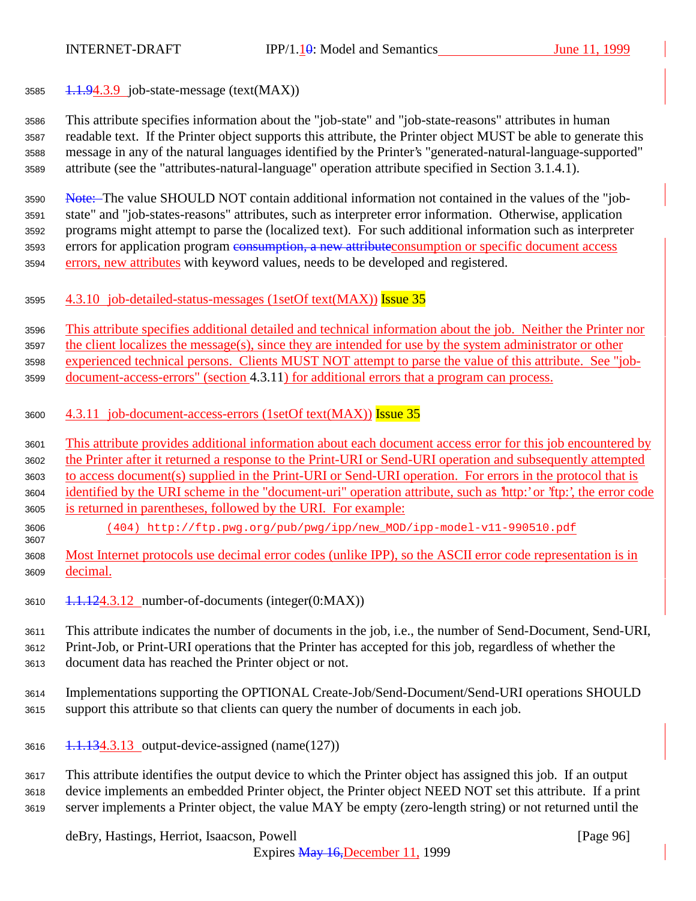### 4.3.9 job-state-message (text(MAX))

This attribute specifies information about the "job-state" and "job-state-reasons" attributes in human readable text. If the Printer object supports this attribute, the Printer object MUST be able to generate this message in any of the natural languages identified by the Printer's "generated-natural-language-supported" attribute (see the "attributes-natural-language" operation attribute specified in Section 3.1.4.1).

The value SHOULD NOT contain additional information not contained in the values of the "job-state" and "job-states-reasons" attributes, such as interpreter error information. Otherwise, application programs might attempt to parse the (localized text). For such additional information such as interpreter errors for application program consumption or specific document access errors, new attributes with keyword values, needs to be developed and registered.

### 4.3.10 job-detailed-status-messages (1setOf text(MAX)) Issue 35

This attribute specifies additional detailed and technical information about the job. Neither the Printer nor the client localizes the message(s), since they are intended for use by the system administrator or other experienced technical persons. Clients MUST NOT attempt to parse the value of this attribute. See "job-document-access-errors" (section 4.3.11) for additional errors that a program can process.

### 4.3.11 job-document-access-errors (1setOf text(MAX)) Issue 35

This attribute provides additional information about each document access error for this job encountered by the Printer after it returned a response to the Print-URI or Send-URI operation and subsequently attempted to access document(s) supplied in the Print-URI or Send-URI operation. For errors in the protocol that is identified by the URI scheme in the "document-uri" operation attribute, such as 'http:' or 'ftp:', the error code is returned in parentheses, followed by the URI. For example:

```
(404) http://ftp.pwg.org/pub/pwg/ipp/new_MOD/ipp-model-v11-990510.pdf
```

Most Internet protocols use decimal error codes (unlike IPP), so the ASCII error code representation is in decimal.

### 4.3.12 number-of-documents (integer(0:MAX))

This attribute indicates the number of documents in the job, i.e., the number of Send-Document, Send-URI, Print-Job, or Print-URI operations that the Printer has accepted for this job, regardless of whether the document data has reached the Printer object or not.

Implementations supporting the OPTIONAL Create-Job/Send-Document/Send-URI operations SHOULD support this attribute so that clients can query the number of documents in each job.

### 4.3.13 output-device-assigned (name(127))

This attribute identifies the output device to which the Printer object has assigned this job. If an output device implements an embedded Printer object, the Printer object NEED NOT set this attribute. If a print server implements a Printer object, the value MAY be empty (zero-length string) or not returned until the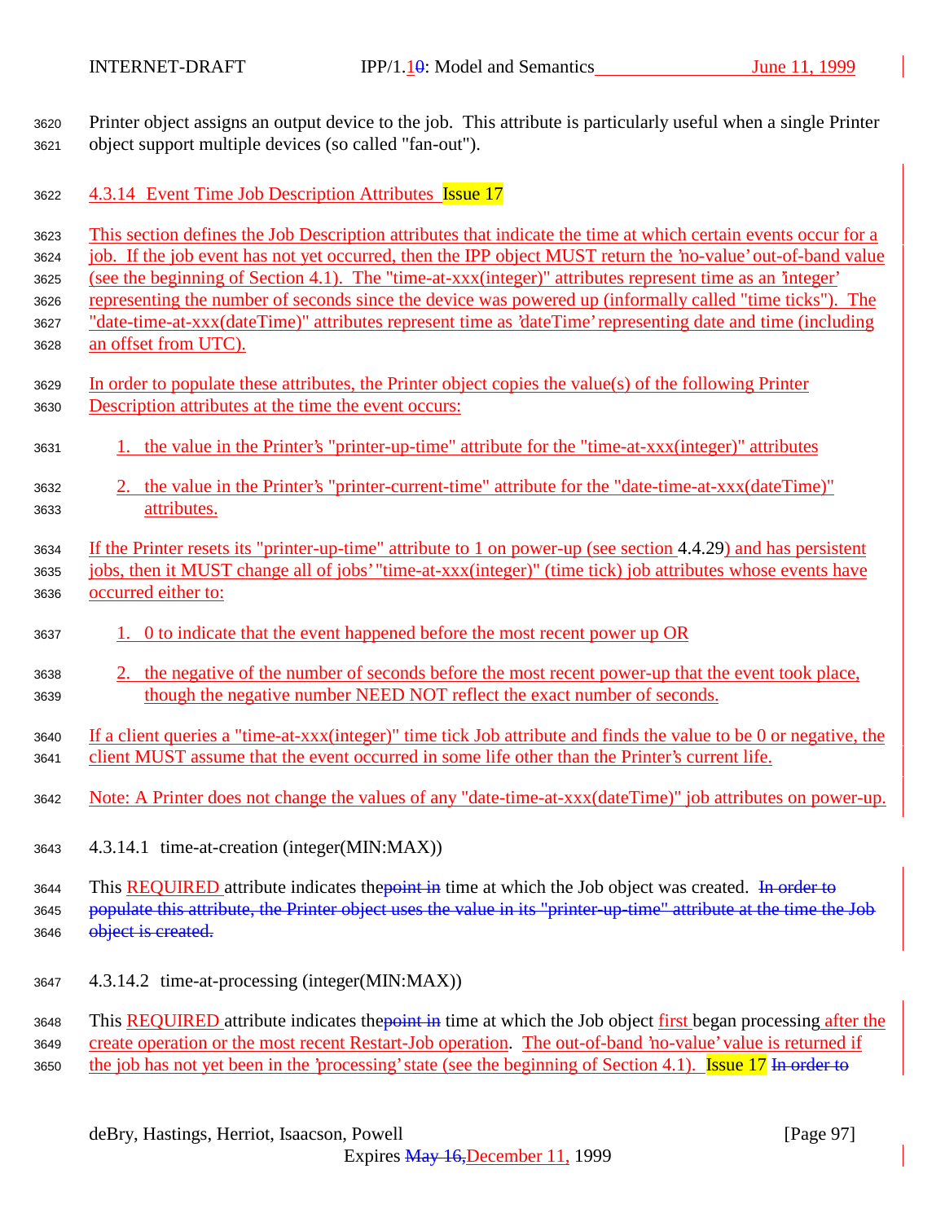Printer object assigns an output device to the job. This attribute is particularly useful when a single Printer object support multiple devices (so called "fan-out").

### 4.3.14 Event Time Job Description Attributes Issue 17

This section defines the Job Description attributes that indicate the time at which certain events occur for a job. If the job event has not yet occurred, then the IPP object MUST return the 'no-value' out-of-band value (see the beginning of Section 4.1). The "time-at-xxx(integer)" attributes represent time as an 'integer' representing the number of seconds since the device was powered up (informally called "time ticks"). The "date-time-at-xxx(dateTime)" attributes represent time as 'dateTime' representing date and time (including an offset from UTC).

In order to populate these attributes, the Printer object copies the value(s) of the following Printer Description attributes at the time the event occurs:

1. the value in the Printer's "printer-up-time" attribute for the "time-at-xxx(integer)" attributes
2. the value in the Printer's "printer-current-time" attribute for the "date-time-at-xxx(dateTime)" attributes.

If the Printer resets its "printer-up-time" attribute to 1 on power-up (see section 4.4.29) and has persistent jobs, then it MUST change all of jobs' "time-at-xxx(integer)" (time tick) job attributes whose events have occurred either to:

1. 0 to indicate that the event happened before the most recent power up OR
2. the negative of the number of seconds before the most recent power-up that the event took place, though the negative number NEED NOT reflect the exact number of seconds.

If a client queries a "time-at-xxx(integer)" time tick Job attribute and finds the value to be 0 or negative, the client MUST assume that the event occurred in some life other than the Printer's current life.

Note: A Printer does not change the values of any "date-time-at-xxx(dateTime)" job attributes on power-up.

#### 4.3.14.1 time-at-creation (integer(MIN:MAX))

This REQUIRED attribute indicates the~~point in~~ time at which the Job object was created. ~~In order to populate this attribute, the Printer object uses the value in its "printer-up-time" attribute at the time the Job object is created.~~

#### 4.3.14.2 time-at-processing (integer(MIN:MAX))

This REQUIRED attribute indicates the~~point in~~ time at which the Job object first began processing after the create operation or the most recent Restart-Job operation. The out-of-band 'no-value' value is returned if the job has not yet been in the 'processing' state (see the beginning of Section 4.1). Issue 17 ~~In order to~~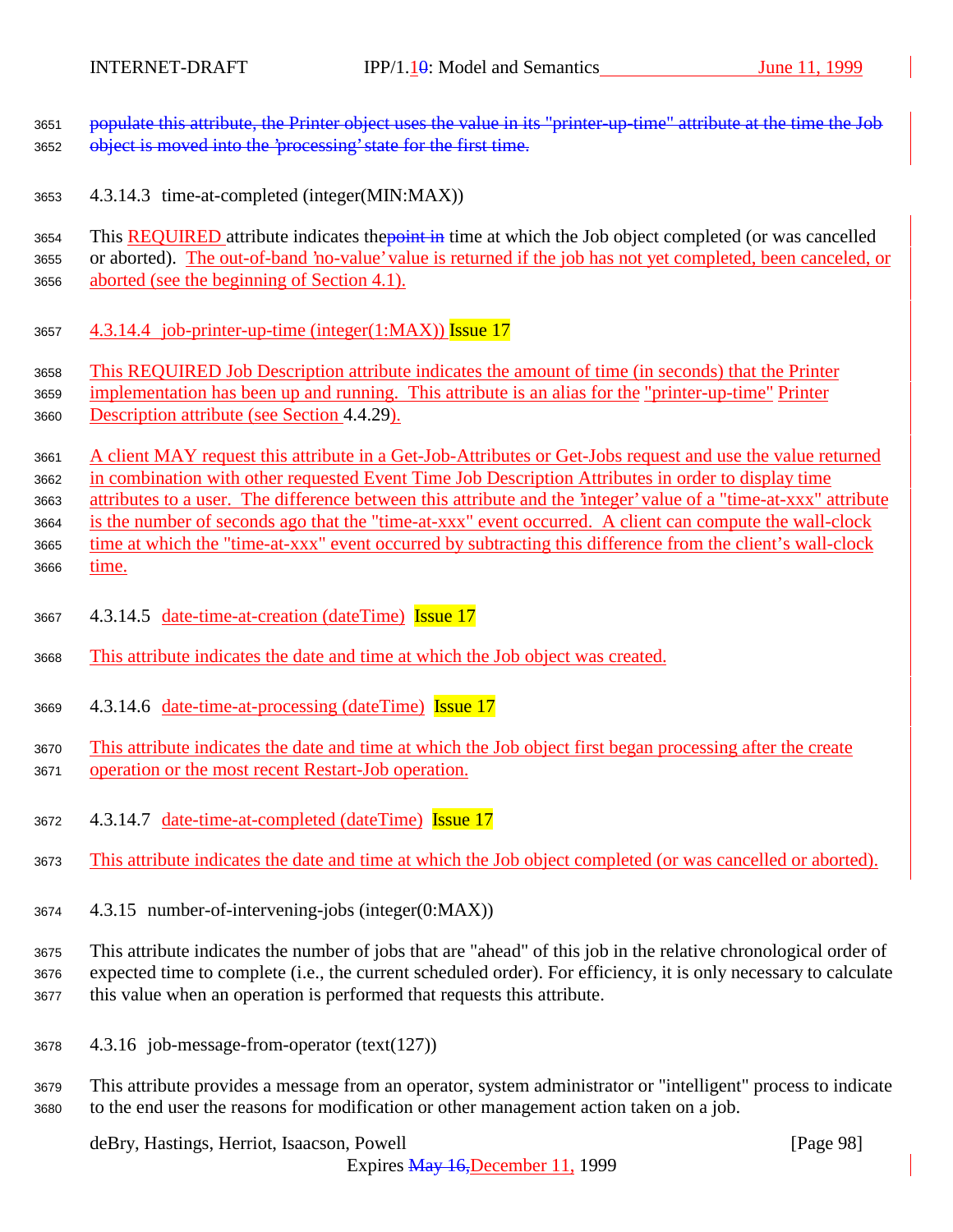populate this attribute, the Printer object uses the value in its "printer-up-time" attribute at the time the Job object is moved into the 'processing' state for the first time.

#### 4.3.14.3 time-at-completed (integer(MIN:MAX))

This REQUIRED attribute indicates thepoint in time at which the Job object completed (or was cancelled or aborted). The out-of-band 'no-value' value is returned if the job has not yet completed, been canceled, or aborted (see the beginning of Section 4.1).

#### 4.3.14.4 job-printer-up-time (integer(1:MAX)) Issue 17

This REQUIRED Job Description attribute indicates the amount of time (in seconds) that the Printer implementation has been up and running. This attribute is an alias for the "printer-up-time" Printer Description attribute (see Section 4.4.29).

A client MAY request this attribute in a Get-Job-Attributes or Get-Jobs request and use the value returned in combination with other requested Event Time Job Description Attributes in order to display time attributes to a user. The difference between this attribute and the 'integer' value of a "time-at-xxx" attribute is the number of seconds ago that the "time-at-xxx" event occurred. A client can compute the wall-clock time at which the "time-at-xxx" event occurred by subtracting this difference from the client's wall-clock time.

#### 4.3.14.5 date-time-at-creation (dateTime) Issue 17

This attribute indicates the date and time at which the Job object was created.

#### 4.3.14.6 date-time-at-processing (dateTime) Issue 17

This attribute indicates the date and time at which the Job object first began processing after the create operation or the most recent Restart-Job operation.

#### 4.3.14.7 date-time-at-completed (dateTime) Issue 17

This attribute indicates the date and time at which the Job object completed (or was cancelled or aborted).

### 4.3.15 number-of-intervening-jobs (integer(0:MAX))

This attribute indicates the number of jobs that are "ahead" of this job in the relative chronological order of expected time to complete (i.e., the current scheduled order). For efficiency, it is only necessary to calculate this value when an operation is performed that requests this attribute.

### 4.3.16 job-message-from-operator (text(127))

This attribute provides a message from an operator, system administrator or "intelligent" process to indicate to the end user the reasons for modification or other management action taken on a job.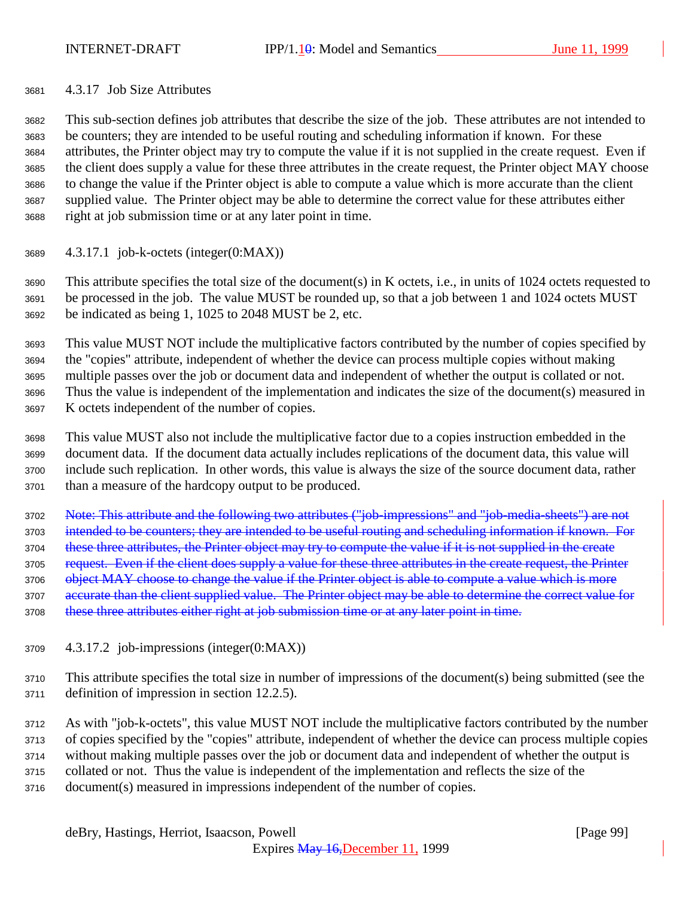#### 4.3.17 Job Size Attributes

This sub-section defines job attributes that describe the size of the job. These attributes are not intended to be counters; they are intended to be useful routing and scheduling information if known. For these attributes, the Printer object may try to compute the value if it is not supplied in the create request. Even if the client does supply a value for these three attributes in the create request, the Printer object MAY choose to change the value if the Printer object is able to compute a value which is more accurate than the client supplied value. The Printer object may be able to determine the correct value for these attributes either right at job submission time or at any later point in time.

##### 4.3.17.1 job-k-octets (integer(0:MAX))

This attribute specifies the total size of the document(s) in K octets, i.e., in units of 1024 octets requested to be processed in the job. The value MUST be rounded up, so that a job between 1 and 1024 octets MUST be indicated as being 1, 1025 to 2048 MUST be 2, etc.

This value MUST NOT include the multiplicative factors contributed by the number of copies specified by the "copies" attribute, independent of whether the device can process multiple copies without making multiple passes over the job or document data and independent of whether the output is collated or not. Thus the value is independent of the implementation and indicates the size of the document(s) measured in K octets independent of the number of copies.

This value MUST also not include the multiplicative factor due to a copies instruction embedded in the document data. If the document data actually includes replications of the document data, this value will include such replication. In other words, this value is always the size of the source document data, rather than a measure of the hardcopy output to be produced.

~~Note: This attribute and the following two attributes ("job-impressions" and "job-media-sheets") are not intended to be counters; they are intended to be useful routing and scheduling information if known. For these three attributes, the Printer object may try to compute the value if it is not supplied in the create request. Even if the client does supply a value for these three attributes in the create request, the Printer object MAY choose to change the value if the Printer object is able to compute a value which is more accurate than the client supplied value. The Printer object may be able to determine the correct value for these three attributes either right at job submission time or at any later point in time.~~

##### 4.3.17.2 job-impressions (integer(0:MAX))

This attribute specifies the total size in number of impressions of the document(s) being submitted (see the definition of impression in section 12.2.5).

As with "job-k-octets", this value MUST NOT include the multiplicative factors contributed by the number of copies specified by the "copies" attribute, independent of whether the device can process multiple copies without making multiple passes over the job or document data and independent of whether the output is collated or not. Thus the value is independent of the implementation and reflects the size of the document(s) measured in impressions independent of the number of copies.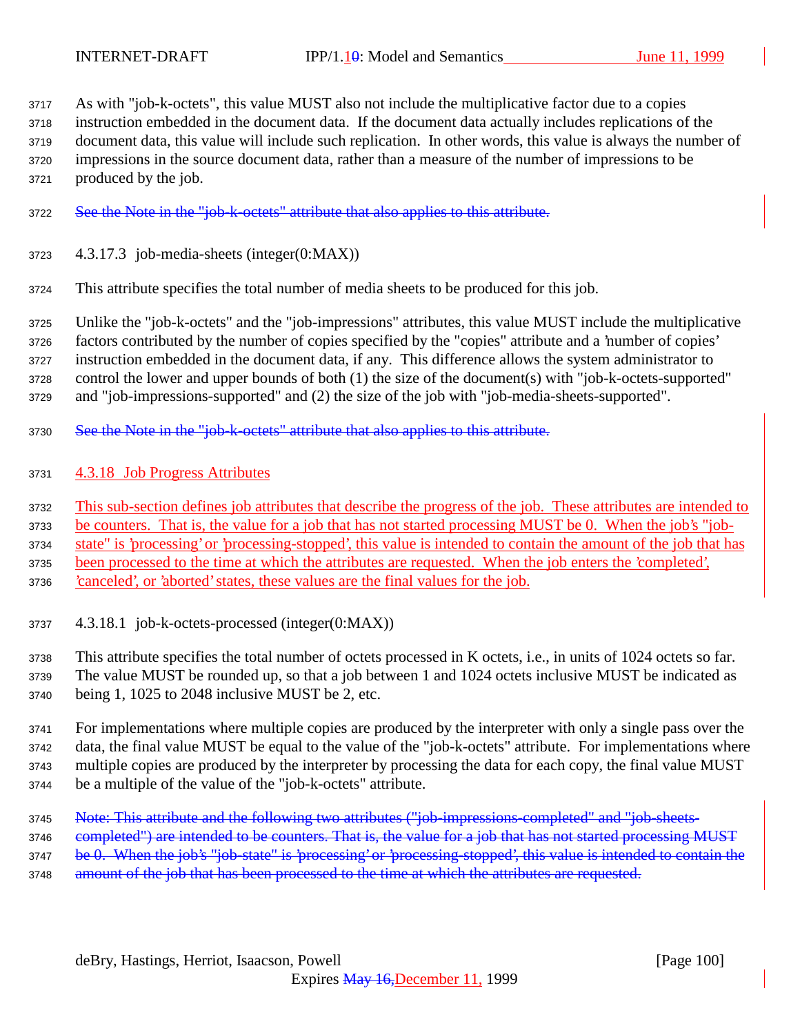As with "job-k-octets", this value MUST also not include the multiplicative factor due to a copies instruction embedded in the document data. If the document data actually includes replications of the document data, this value will include such replication. In other words, this value is always the number of impressions in the source document data, rather than a measure of the number of impressions to be produced by the job.

~~See the Note in the "job-k-octets" attribute that also applies to this attribute.~~

#### 4.3.17.3 job-media-sheets (integer(0:MAX))

This attribute specifies the total number of media sheets to be produced for this job.

Unlike the "job-k-octets" and the "job-impressions" attributes, this value MUST include the multiplicative factors contributed by the number of copies specified by the "copies" attribute and a 'number of copies' instruction embedded in the document data, if any. This difference allows the system administrator to control the lower and upper bounds of both (1) the size of the document(s) with "job-k-octets-supported" and "job-impressions-supported" and (2) the size of the job with "job-media-sheets-supported".

~~See the Note in the "job-k-octets" attribute that also applies to this attribute.~~

### 4.3.18 Job Progress Attributes

This sub-section defines job attributes that describe the progress of the job. These attributes are intended to be counters. That is, the value for a job that has not started processing MUST be 0. When the job's "job-state" is 'processing' or 'processing-stopped', this value is intended to contain the amount of the job that has been processed to the time at which the attributes are requested. When the job enters the 'completed', 'canceled', or 'aborted' states, these values are the final values for the job.

#### 4.3.18.1 job-k-octets-processed (integer(0:MAX))

This attribute specifies the total number of octets processed in K octets, i.e., in units of 1024 octets so far. The value MUST be rounded up, so that a job between 1 and 1024 octets inclusive MUST be indicated as being 1, 1025 to 2048 inclusive MUST be 2, etc.

For implementations where multiple copies are produced by the interpreter with only a single pass over the data, the final value MUST be equal to the value of the "job-k-octets" attribute. For implementations where multiple copies are produced by the interpreter by processing the data for each copy, the final value MUST be a multiple of the value of the "job-k-octets" attribute.

~~Note: This attribute and the following two attributes ("job-impressions-completed" and "job-sheets-completed") are intended to be counters. That is, the value for a job that has not started processing MUST be 0. When the job's "job-state" is 'processing' or 'processing-stopped', this value is intended to contain the amount of the job that has been processed to the time at which the attributes are requested.~~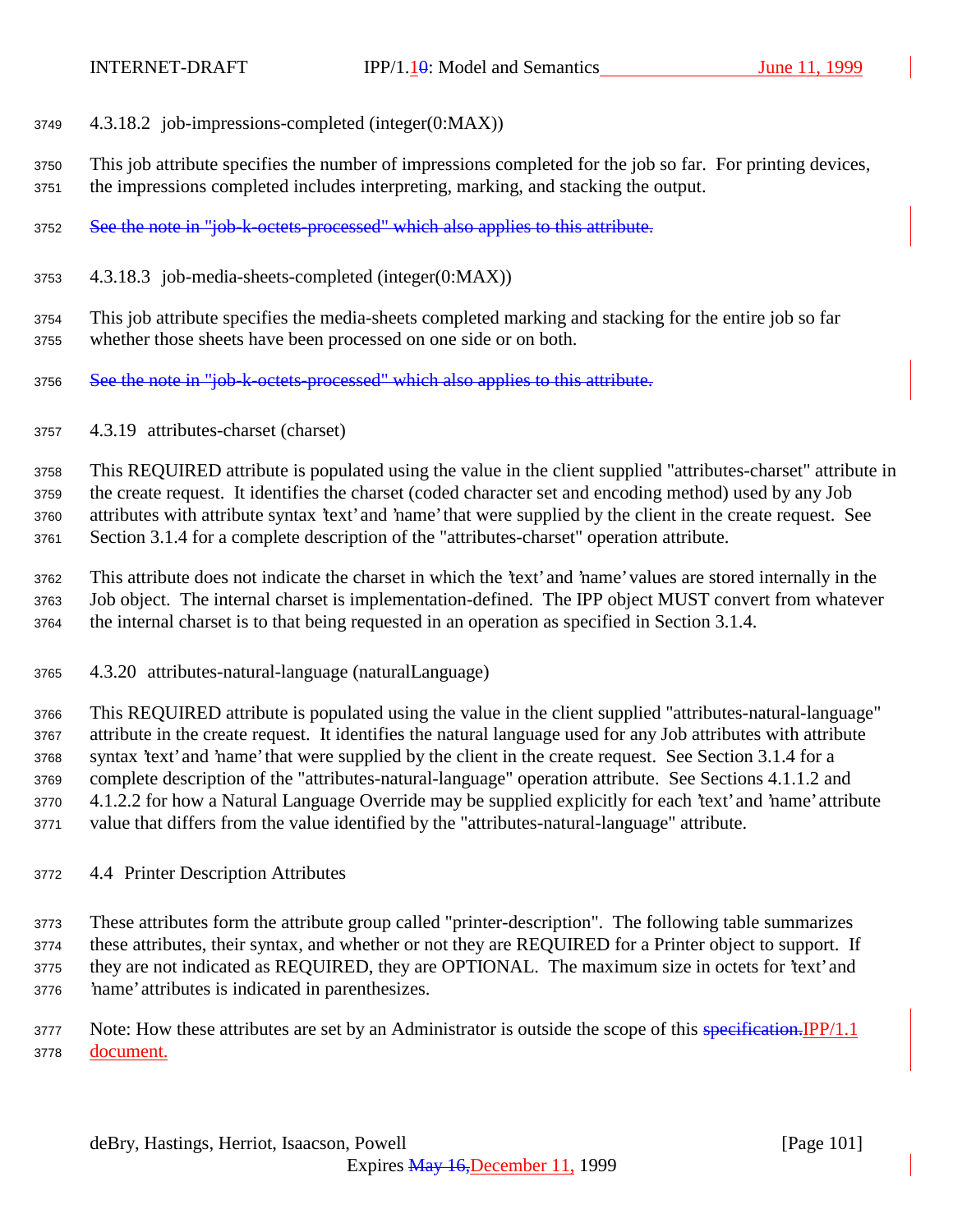#### 4.3.18.2 job-impressions-completed (integer(0:MAX))

This job attribute specifies the number of impressions completed for the job so far. For printing devices, the impressions completed includes interpreting, marking, and stacking the output.

~~See the note in "job-k-octets-processed" which also applies to this attribute.~~

#### 4.3.18.3 job-media-sheets-completed (integer(0:MAX))

This job attribute specifies the media-sheets completed marking and stacking for the entire job so far whether those sheets have been processed on one side or on both.

~~See the note in "job-k-octets-processed" which also applies to this attribute.~~

### 4.3.19 attributes-charset (charset)

This REQUIRED attribute is populated using the value in the client supplied "attributes-charset" attribute in the create request. It identifies the charset (coded character set and encoding method) used by any Job attributes with attribute syntax 'text' and 'name' that were supplied by the client in the create request. See Section 3.1.4 for a complete description of the "attributes-charset" operation attribute.

This attribute does not indicate the charset in which the 'text' and 'name' values are stored internally in the Job object. The internal charset is implementation-defined. The IPP object MUST convert from whatever the internal charset is to that being requested in an operation as specified in Section 3.1.4.

### 4.3.20 attributes-natural-language (naturalLanguage)

This REQUIRED attribute is populated using the value in the client supplied "attributes-natural-language" attribute in the create request. It identifies the natural language used for any Job attributes with attribute syntax 'text' and 'name' that were supplied by the client in the create request. See Section 3.1.4 for a complete description of the "attributes-natural-language" operation attribute. See Sections 4.1.1.2 and 4.1.2.2 for how a Natural Language Override may be supplied explicitly for each 'text' and 'name' attribute value that differs from the value identified by the "attributes-natural-language" attribute.

## 4.4 Printer Description Attributes

These attributes form the attribute group called "printer-description". The following table summarizes these attributes, their syntax, and whether or not they are REQUIRED for a Printer object to support. If they are not indicated as REQUIRED, they are OPTIONAL. The maximum size in octets for 'text' and 'name' attributes is indicated in parenthesizes.

Note: How these attributes are set by an Administrator is outside the scope of this ~~specification.~~IPP/1.1 document.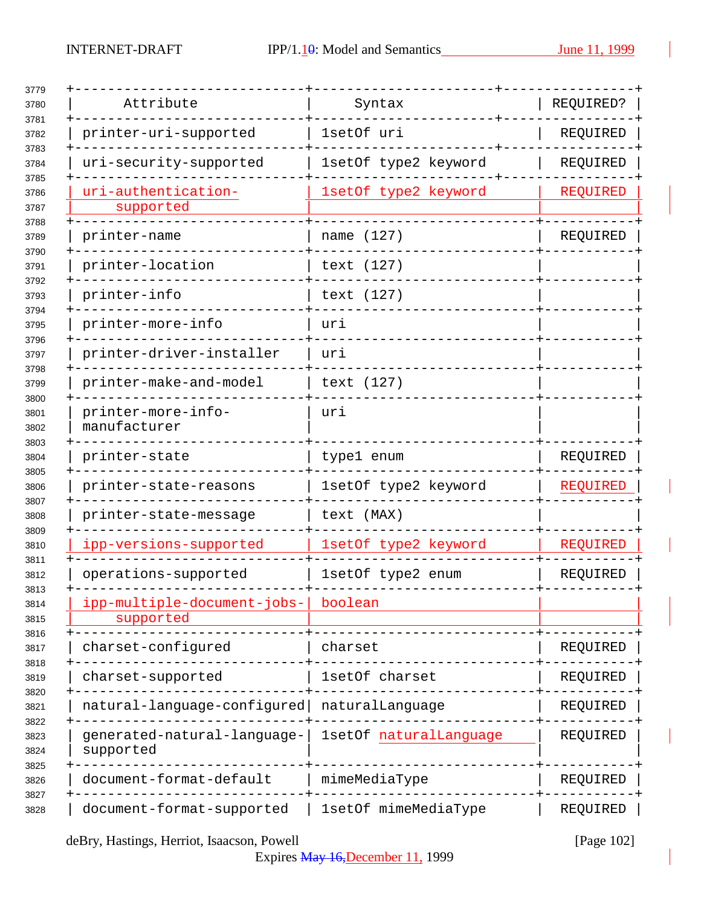| Attribute | Syntax | REQUIRED? |
|---|---|---|
| printer-uri-supported | 1setOf uri | REQUIRED |
| uri-security-supported | 1setOf type2 keyword | REQUIRED |
| uri-authentication-supported | 1setOf type2 keyword | REQUIRED |
| printer-name | name (127) | REQUIRED |
| printer-location | text (127) | |
| printer-info | text (127) | |
| printer-more-info | uri | |
| printer-driver-installer | uri | |
| printer-make-and-model | text (127) | |
| printer-more-info-manufacturer | uri | |
| printer-state | type1 enum | REQUIRED |
| printer-state-reasons | 1setOf type2 keyword | REQUIRED |
| printer-state-message | text (MAX) | |
| ipp-versions-supported | 1setOf type2 keyword | REQUIRED |
| operations-supported | 1setOf type2 enum | REQUIRED |
| ipp-multiple-document-jobs-supported | boolean | |
| charset-configured | charset | REQUIRED |
| charset-supported | 1setOf charset | REQUIRED |
| natural-language-configured | naturalLanguage | REQUIRED |
| generated-natural-language-supported | 1setOf naturalLanguage | REQUIRED |
| document-format-default | mimeMediaType | REQUIRED |
| document-format-supported | 1setOf mimeMediaType | REQUIRED |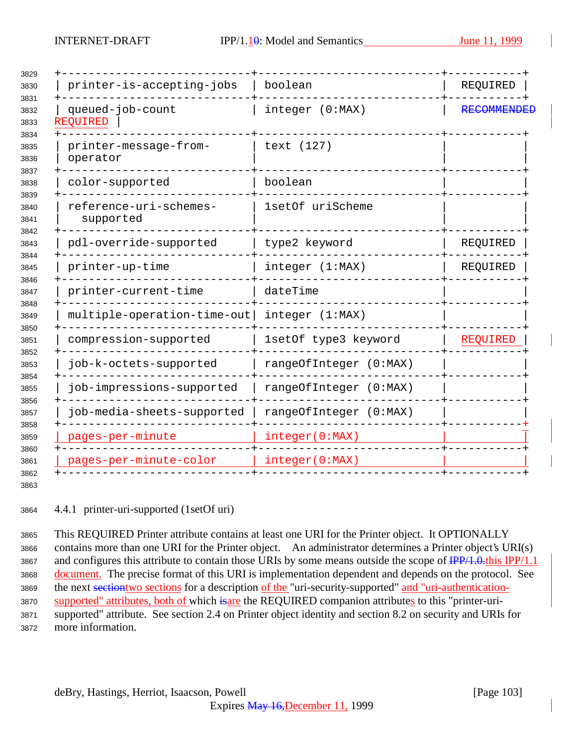| printer-is-accepting-jobs | boolean | REQUIRED |
|---|---|---|
| queued-job-count | integer (0:MAX) | ~~RECOMMENDED~~ REQUIRED |
| printer-message-from-operator | text (127) | |
| color-supported | boolean | |
| reference-uri-schemes-supported | 1setOf uriScheme | |
| pdl-override-supported | type2 keyword | REQUIRED |
| printer-up-time | integer (1:MAX) | REQUIRED |
| printer-current-time | dateTime | |
| multiple-operation-time-out | integer (1:MAX) | |
| compression-supported | 1setOf type3 keyword | REQUIRED |
| job-k-octets-supported | rangeOfInteger (0:MAX) | |
| job-impressions-supported | rangeOfInteger (0:MAX) | |
| job-media-sheets-supported | rangeOfInteger (0:MAX) | |
| pages-per-minute | integer(0:MAX) | |
| pages-per-minute-color | integer(0:MAX) | |

### 4.4.1 printer-uri-supported (1setOf uri)

This REQUIRED Printer attribute contains at least one URI for the Printer object. It OPTIONALLY contains more than one URI for the Printer object. An administrator determines a Printer object's URI(s) and configures this attribute to contain those URIs by some means outside the scope of ~~IPP/1.0.~~this IPP/1.1 document. The precise format of this URI is implementation dependent and depends on the protocol. See the next ~~section~~two sections for a description of the "uri-security-supported" and "uri-authentication-supported" attributes, both of which ~~is~~are the REQUIRED companion attributes to this "printer-uri-supported" attribute. See section 2.4 on Printer object identity and section 8.2 on security and URIs for more information.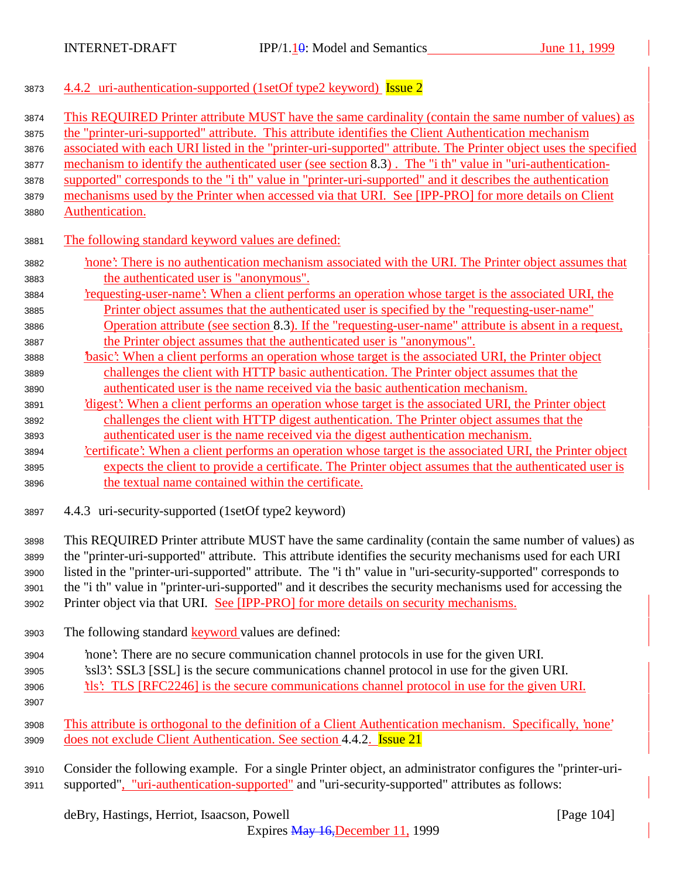#### 4.4.2 uri-authentication-supported (1setOf type2 keyword) Issue 2

This REQUIRED Printer attribute MUST have the same cardinality (contain the same number of values) as the "printer-uri-supported" attribute. This attribute identifies the Client Authentication mechanism associated with each URI listed in the "printer-uri-supported" attribute. The Printer object uses the specified mechanism to identify the authenticated user (see section 8.3) . The "i th" value in "uri-authentication-supported" corresponds to the "i th" value in "printer-uri-supported" and it describes the authentication mechanisms used by the Printer when accessed via that URI. See [IPP-PRO] for more details on Client Authentication.

The following standard keyword values are defined:

'none': There is no authentication mechanism associated with the URI. The Printer object assumes that the authenticated user is "anonymous".
'requesting-user-name': When a client performs an operation whose target is the associated URI, the Printer object assumes that the authenticated user is specified by the "requesting-user-name" Operation attribute (see section 8.3). If the "requesting-user-name" attribute is absent in a request, the Printer object assumes that the authenticated user is "anonymous".
'basic': When a client performs an operation whose target is the associated URI, the Printer object challenges the client with HTTP basic authentication. The Printer object assumes that the authenticated user is the name received via the basic authentication mechanism.
'digest': When a client performs an operation whose target is the associated URI, the Printer object challenges the client with HTTP digest authentication. The Printer object assumes that the authenticated user is the name received via the digest authentication mechanism.
'certificate': When a client performs an operation whose target is the associated URI, the Printer object expects the client to provide a certificate. The Printer object assumes that the authenticated user is the textual name contained within the certificate.

#### 4.4.3 uri-security-supported (1setOf type2 keyword)

This REQUIRED Printer attribute MUST have the same cardinality (contain the same number of values) as the "printer-uri-supported" attribute. This attribute identifies the security mechanisms used for each URI listed in the "printer-uri-supported" attribute. The "i th" value in "uri-security-supported" corresponds to the "i th" value in "printer-uri-supported" and it describes the security mechanisms used for accessing the Printer object via that URI. See [IPP-PRO] for more details on security mechanisms.

The following standard keyword values are defined:

'none': There are no secure communication channel protocols in use for the given URI.
'ssl3': SSL3 [SSL] is the secure communications channel protocol in use for the given URI.
'tls': TLS [RFC2246] is the secure communications channel protocol in use for the given URI.

This attribute is orthogonal to the definition of a Client Authentication mechanism. Specifically, 'none' does not exclude Client Authentication. See section 4.4.2. Issue 21

Consider the following example. For a single Printer object, an administrator configures the "printer-uri-supported", "uri-authentication-supported" and "uri-security-supported" attributes as follows: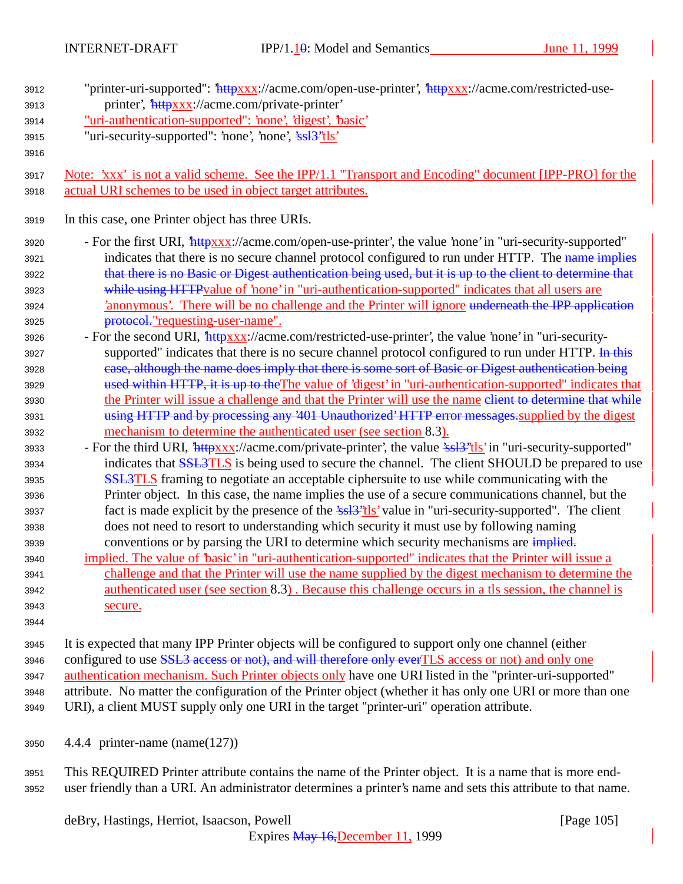"printer-uri-supported": '~~http~~xxx://acme.com/open-use-printer', '~~http~~xxx://acme.com/restricted-use-printer', '~~http~~xxx://acme.com/private-printer'
"uri-authentication-supported": 'none', 'digest', 'basic'
"uri-security-supported": 'none', 'none', '~~'ssl3'~~tls'

Note: 'xxx' is not a valid scheme. See the IPP/1.1 "Transport and Encoding" document [IPP-PRO] for the actual URI schemes to be used in object target attributes.

In this case, one Printer object has three URIs.

- For the first URI, '~~http~~xxx://acme.com/open-use-printer', the value 'none' in "uri-security-supported" indicates that there is no secure channel protocol configured to run under HTTP. The ~~name implies that there is no Basic or Digest authentication being used, but it is up to the client to determine that while using HTTP~~value of 'none' in "uri-authentication-supported" indicates that all users are 'anonymous'. There will be no challenge and the Printer will ignore ~~underneath the IPP application protocol.~~"requesting-user-name".
- For the second URI, '~~http~~xxx://acme.com/restricted-use-printer', the value 'none' in "uri-security-supported" indicates that there is no secure channel protocol configured to run under HTTP. ~~In this case, although the name does imply that there is some sort of Basic or Digest authentication being used within HTTP, it is up to the~~The value of 'digest' in "uri-authentication-supported" indicates that the Printer will issue a challenge and that the Printer will use the name ~~client to determine that while using HTTP and by processing any '401 Unauthorized' HTTP error messages.~~supplied by the digest mechanism to determine the authenticated user (see section 8.3).
- For the third URI, '~~http~~xxx://acme.com/private-printer', the value ~~'ssl3'~~'tls' in "uri-security-supported" indicates that ~~SSL3~~TLS is being used to secure the channel. The client SHOULD be prepared to use ~~SSL3~~TLS framing to negotiate an acceptable ciphersuite to use while communicating with the Printer object. In this case, the name implies the use of a secure communications channel, but the fact is made explicit by the presence of the ~~'ssl3'~~'tls' value in "uri-security-supported". The client does not need to resort to understanding which security it must use by following naming conventions or by parsing the URI to determine which security mechanisms are ~~implied.~~
  implied. The value of 'basic' in "uri-authentication-supported" indicates that the Printer will issue a challenge and that the Printer will use the name supplied by the digest mechanism to determine the authenticated user (see section 8.3) . Because this challenge occurs in a tls session, the channel is secure.

It is expected that many IPP Printer objects will be configured to support only one channel (either configured to use ~~SSL3 access or not), and will therefore only ever~~TLS access or not) and only one authentication mechanism. Such Printer objects only have one URI listed in the "printer-uri-supported" attribute. No matter the configuration of the Printer object (whether it has only one URI or more than one URI), a client MUST supply only one URI in the target "printer-uri" operation attribute.

### 4.4.4 printer-name (name(127))

This REQUIRED Printer attribute contains the name of the Printer object. It is a name that is more end-user friendly than a URI. An administrator determines a printer's name and sets this attribute to that name.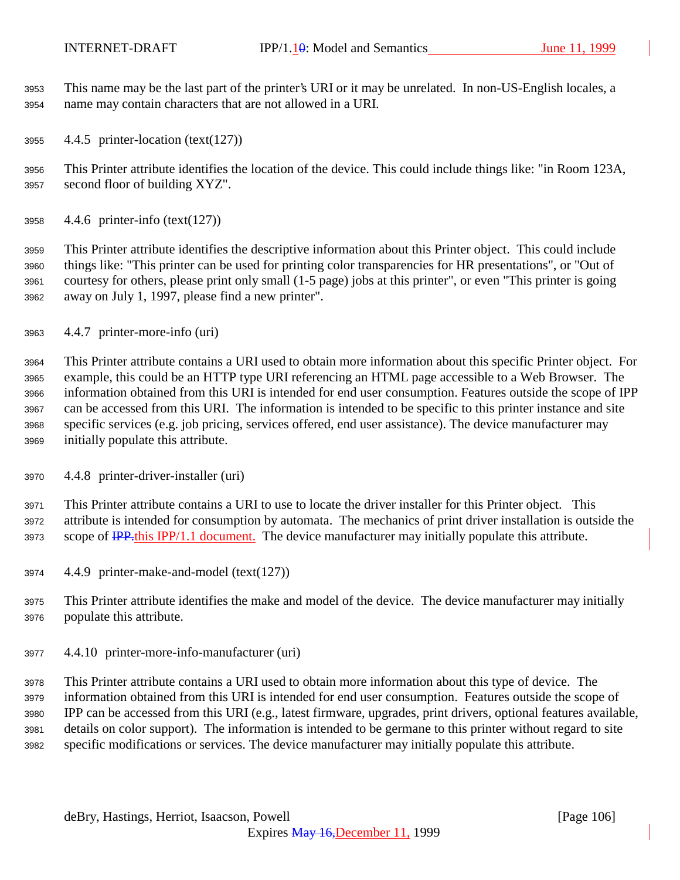This name may be the last part of the printer's URI or it may be unrelated. In non-US-English locales, a name may contain characters that are not allowed in a URI.

### 4.4.5 printer-location (text(127))

This Printer attribute identifies the location of the device. This could include things like: "in Room 123A, second floor of building XYZ".

### 4.4.6 printer-info (text(127))

This Printer attribute identifies the descriptive information about this Printer object. This could include things like: "This printer can be used for printing color transparencies for HR presentations", or "Out of courtesy for others, please print only small (1-5 page) jobs at this printer", or even "This printer is going away on July 1, 1997, please find a new printer".

### 4.4.7 printer-more-info (uri)

This Printer attribute contains a URI used to obtain more information about this specific Printer object. For example, this could be an HTTP type URI referencing an HTML page accessible to a Web Browser. The information obtained from this URI is intended for end user consumption. Features outside the scope of IPP can be accessed from this URI. The information is intended to be specific to this printer instance and site specific services (e.g. job pricing, services offered, end user assistance). The device manufacturer may initially populate this attribute.

### 4.4.8 printer-driver-installer (uri)

This Printer attribute contains a URI to use to locate the driver installer for this Printer object. This attribute is intended for consumption by automata. The mechanics of print driver installation is outside the scope of ~~IPP.~~this IPP/1.1 document. The device manufacturer may initially populate this attribute.

### 4.4.9 printer-make-and-model (text(127))

This Printer attribute identifies the make and model of the device. The device manufacturer may initially populate this attribute.

### 4.4.10 printer-more-info-manufacturer (uri)

This Printer attribute contains a URI used to obtain more information about this type of device. The information obtained from this URI is intended for end user consumption. Features outside the scope of IPP can be accessed from this URI (e.g., latest firmware, upgrades, print drivers, optional features available, details on color support). The information is intended to be germane to this printer without regard to site specific modifications or services. The device manufacturer may initially populate this attribute.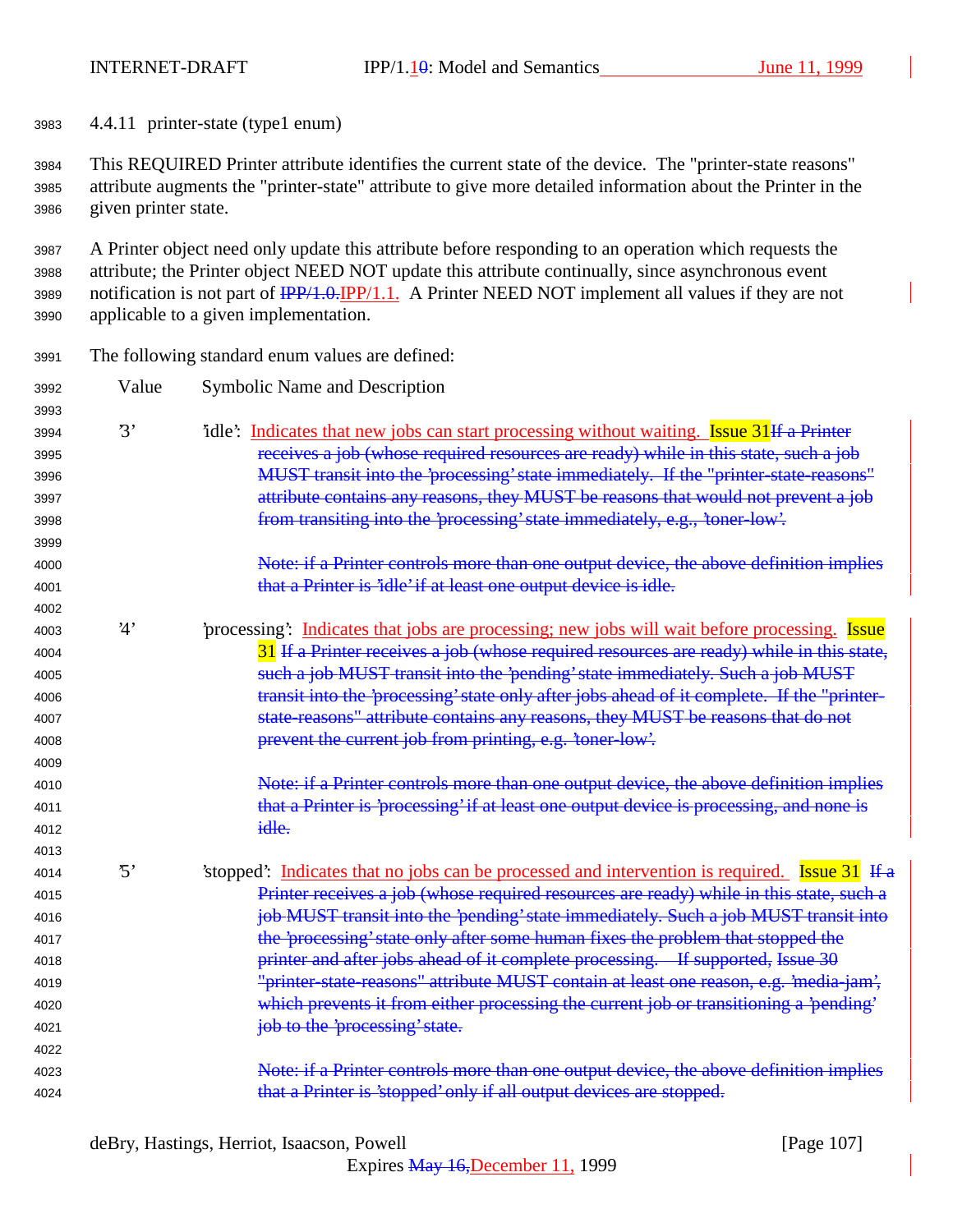### 4.4.11 printer-state (type1 enum)

This REQUIRED Printer attribute identifies the current state of the device. The "printer-state reasons" attribute augments the "printer-state" attribute to give more detailed information about the Printer in the given printer state.

A Printer object need only update this attribute before responding to an operation which requests the attribute; the Printer object NEED NOT update this attribute continually, since asynchronous event notification is not part of ~~IPP/1.0.~~IPP/1.1. A Printer NEED NOT implement all values if they are not applicable to a given implementation.

The following standard enum values are defined:

| Value | Symbolic Name and Description |
|---|---|
| '3' | 'idle': Indicates that new jobs can start processing without waiting. Issue 31~~If a Printer receives a job (whose required resources are ready) while in this state, such a job MUST transit into the 'processing' state immediately. If the "printer-state-reasons" attribute contains any reasons, they MUST be reasons that would not prevent a job from transiting into the 'processing' state immediately, e.g., 'toner-low'.~~<br><br>~~Note: if a Printer controls more than one output device, the above definition implies that a Printer is 'idle' if at least one output device is idle.~~ |
| '4' | 'processing': Indicates that jobs are processing; new jobs will wait before processing. Issue 31 ~~If a Printer receives a job (whose required resources are ready) while in this state, such a job MUST transit into the 'pending' state immediately. Such a job MUST transit into the 'processing' state only after jobs ahead of it complete. If the "printer-state-reasons" attribute contains any reasons, they MUST be reasons that do not prevent the current job from printing, e.g. 'toner-low'.~~<br><br>~~Note: if a Printer controls more than one output device, the above definition implies that a Printer is 'processing' if at least one output device is processing, and none is idle.~~ |
| '5' | 'stopped': Indicates that no jobs can be processed and intervention is required. Issue 31 ~~If a Printer receives a job (whose required resources are ready) while in this state, such a job MUST transit into the 'pending' state immediately. Such a job MUST transit into the 'processing' state only after some human fixes the problem that stopped the printer and after jobs ahead of it complete processing. If supported, Issue 30 "printer-state-reasons" attribute MUST contain at least one reason, e.g. 'media-jam', which prevents it from either processing the current job or transitioning a 'pending' job to the 'processing' state.~~<br><br>~~Note: if a Printer controls more than one output device, the above definition implies that a Printer is 'stopped' only if all output devices are stopped.~~ |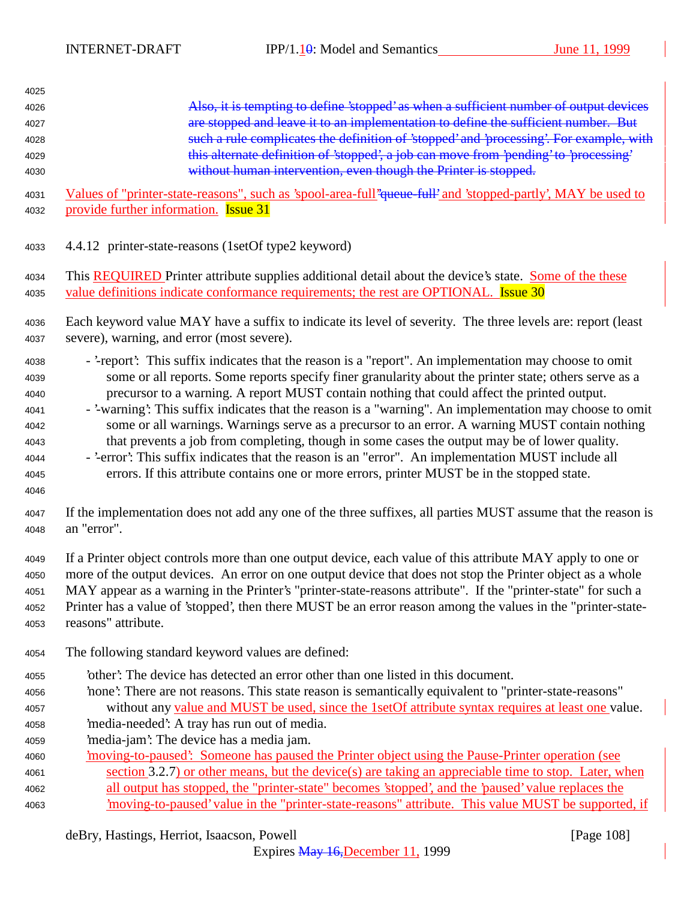Also, it is tempting to define 'stopped' as when a sufficient number of output devices are stopped and leave it to an implementation to define the sufficient number. But such a rule complicates the definition of 'stopped' and 'processing'. For example, with this alternate definition of 'stopped', a job can move from 'pending' to 'processing' without human intervention, even though the Printer is stopped.

Values of "printer-state-reasons", such as 'spool-area-full''queue-full' and 'stopped-partly', MAY be used to provide further information. Issue 31

### 4.4.12 printer-state-reasons (1setOf type2 keyword)

This REQUIRED Printer attribute supplies additional detail about the device's state. Some of the these value definitions indicate conformance requirements; the rest are OPTIONAL. Issue 30

Each keyword value MAY have a suffix to indicate its level of severity. The three levels are: report (least severe), warning, and error (most severe).

- '-report': This suffix indicates that the reason is a "report". An implementation may choose to omit some or all reports. Some reports specify finer granularity about the printer state; others serve as a precursor to a warning. A report MUST contain nothing that could affect the printed output.
- '-warning': This suffix indicates that the reason is a "warning". An implementation may choose to omit some or all warnings. Warnings serve as a precursor to an error. A warning MUST contain nothing that prevents a job from completing, though in some cases the output may be of lower quality.
- '-error': This suffix indicates that the reason is an "error". An implementation MUST include all errors. If this attribute contains one or more errors, printer MUST be in the stopped state.

If the implementation does not add any one of the three suffixes, all parties MUST assume that the reason is an "error".

If a Printer object controls more than one output device, each value of this attribute MAY apply to one or more of the output devices. An error on one output device that does not stop the Printer object as a whole MAY appear as a warning in the Printer's "printer-state-reasons attribute". If the "printer-state" for such a Printer has a value of 'stopped', then there MUST be an error reason among the values in the "printer-state-reasons" attribute.

The following standard keyword values are defined:

'other': The device has detected an error other than one listed in this document.
'none': There are not reasons. This state reason is semantically equivalent to "printer-state-reasons" without any value and MUST be used, since the 1setOf attribute syntax requires at least one value.
'media-needed': A tray has run out of media.
'media-jam': The device has a media jam.
'moving-to-paused': Someone has paused the Printer object using the Pause-Printer operation (see section 3.2.7) or other means, but the device(s) are taking an appreciable time to stop. Later, when all output has stopped, the "printer-state" becomes 'stopped', and the 'paused' value replaces the 'moving-to-paused' value in the "printer-state-reasons" attribute. This value MUST be supported, if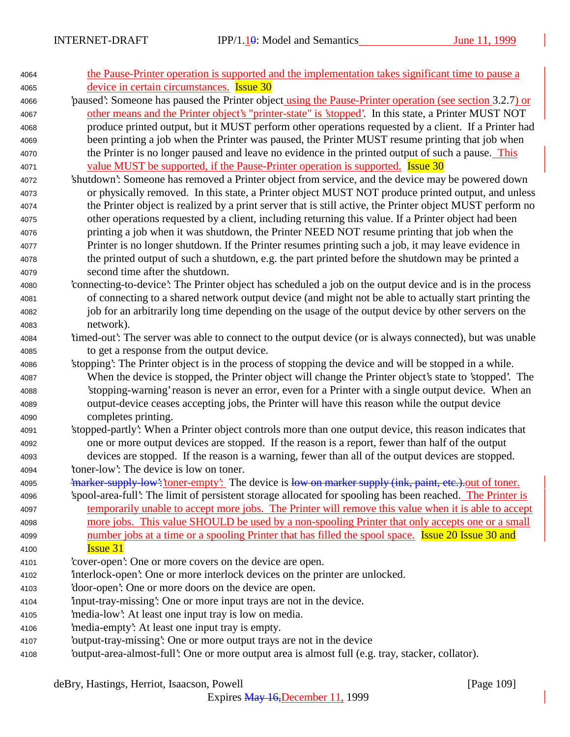the Pause-Printer operation is supported and the implementation takes significant time to pause a device in certain circumstances. Issue 30

'paused': Someone has paused the Printer object using the Pause-Printer operation (see section 3.2.7) or other means and the Printer object's "printer-state" is 'stopped'. In this state, a Printer MUST NOT produce printed output, but it MUST perform other operations requested by a client. If a Printer had been printing a job when the Printer was paused, the Printer MUST resume printing that job when the Printer is no longer paused and leave no evidence in the printed output of such a pause. This value MUST be supported, if the Pause-Printer operation is supported. Issue 30

'shutdown': Someone has removed a Printer object from service, and the device may be powered down or physically removed. In this state, a Printer object MUST NOT produce printed output, and unless the Printer object is realized by a print server that is still active, the Printer object MUST perform no other operations requested by a client, including returning this value. If a Printer object had been printing a job when it was shutdown, the Printer NEED NOT resume printing that job when the Printer is no longer shutdown. If the Printer resumes printing such a job, it may leave evidence in the printed output of such a shutdown, e.g. the part printed before the shutdown may be printed a second time after the shutdown.

'connecting-to-device': The Printer object has scheduled a job on the output device and is in the process of connecting to a shared network output device (and might not be able to actually start printing the job for an arbitrarily long time depending on the usage of the output device by other servers on the network).

'timed-out': The server was able to connect to the output device (or is always connected), but was unable to get a response from the output device.

'stopping': The Printer object is in the process of stopping the device and will be stopped in a while. When the device is stopped, the Printer object will change the Printer object's state to 'stopped'. The 'stopping-warning' reason is never an error, even for a Printer with a single output device. When an output-device ceases accepting jobs, the Printer will have this reason while the output device completes printing.

'stopped-partly': When a Printer object controls more than one output device, this reason indicates that one or more output devices are stopped. If the reason is a report, fewer than half of the output devices are stopped. If the reason is a warning, fewer than all of the output devices are stopped.

'toner-low': The device is low on toner.

~~'marker-supply-low':~~'toner-empty': The device is ~~low on marker supply (ink, paint, etc.).~~out of toner.

'spool-area-full': The limit of persistent storage allocated for spooling has been reached. The Printer is temporarily unable to accept more jobs. The Printer will remove this value when it is able to accept more jobs. This value SHOULD be used by a non-spooling Printer that only accepts one or a small number jobs at a time or a spooling Printer that has filled the spool space. Issue 20 Issue 30 and Issue 31

'cover-open': One or more covers on the device are open.

'interlock-open': One or more interlock devices on the printer are unlocked.

'door-open': One or more doors on the device are open.

'input-tray-missing': One or more input trays are not in the device.

'media-low': At least one input tray is low on media.

'media-empty': At least one input tray is empty.

'output-tray-missing': One or more output trays are not in the device

'output-area-almost-full': One or more output area is almost full (e.g. tray, stacker, collator).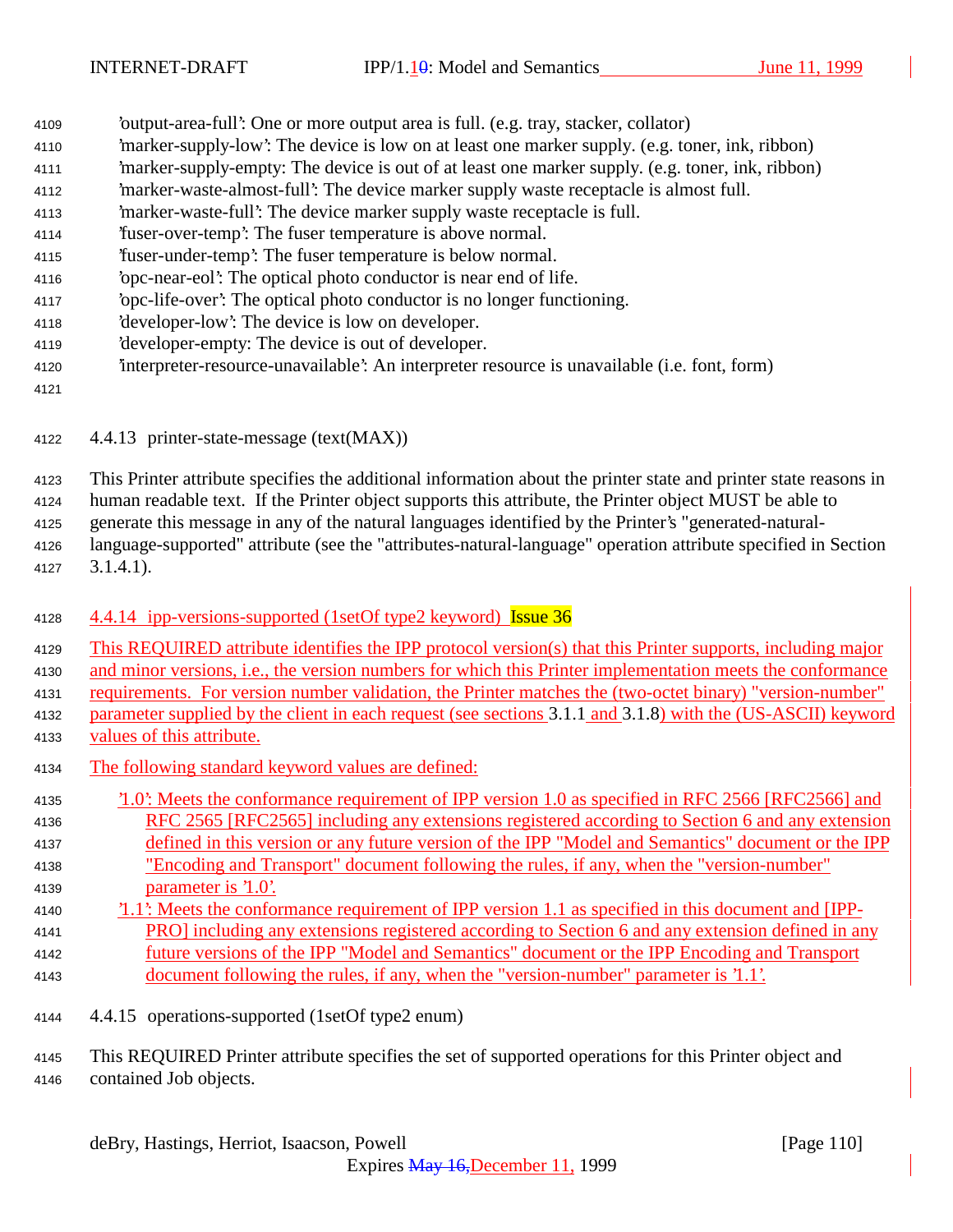'output-area-full': One or more output area is full. (e.g. tray, stacker, collator)
'marker-supply-low': The device is low on at least one marker supply. (e.g. toner, ink, ribbon)
'marker-supply-empty: The device is out of at least one marker supply. (e.g. toner, ink, ribbon)
'marker-waste-almost-full': The device marker supply waste receptacle is almost full.
'marker-waste-full': The device marker supply waste receptacle is full.
'fuser-over-temp': The fuser temperature is above normal.
'fuser-under-temp': The fuser temperature is below normal.
'opc-near-eol': The optical photo conductor is near end of life.
'opc-life-over': The optical photo conductor is no longer functioning.
'developer-low': The device is low on developer.
'developer-empty: The device is out of developer.
'interpreter-resource-unavailable': An interpreter resource is unavailable (i.e. font, form)

### 4.4.13 printer-state-message (text(MAX))

This Printer attribute specifies the additional information about the printer state and printer state reasons in human readable text. If the Printer object supports this attribute, the Printer object MUST be able to generate this message in any of the natural languages identified by the Printer's "generated-natural-language-supported" attribute (see the "attributes-natural-language" operation attribute specified in Section 3.1.4.1).

### 4.4.14 ipp-versions-supported (1setOf type2 keyword) Issue 36

This REQUIRED attribute identifies the IPP protocol version(s) that this Printer supports, including major and minor versions, i.e., the version numbers for which this Printer implementation meets the conformance requirements. For version number validation, the Printer matches the (two-octet binary) "version-number" parameter supplied by the client in each request (see sections 3.1.1 and 3.1.8) with the (US-ASCII) keyword values of this attribute.

The following standard keyword values are defined:

'1.0': Meets the conformance requirement of IPP version 1.0 as specified in RFC 2566 [RFC2566] and RFC 2565 [RFC2565] including any extensions registered according to Section 6 and any extension defined in this version or any future version of the IPP "Model and Semantics" document or the IPP "Encoding and Transport" document following the rules, if any, when the "version-number" parameter is '1.0'.
'1.1': Meets the conformance requirement of IPP version 1.1 as specified in this document and [IPP-PRO] including any extensions registered according to Section 6 and any extension defined in any future versions of the IPP "Model and Semantics" document or the IPP Encoding and Transport document following the rules, if any, when the "version-number" parameter is '1.1'.

### 4.4.15 operations-supported (1setOf type2 enum)

This REQUIRED Printer attribute specifies the set of supported operations for this Printer object and contained Job objects.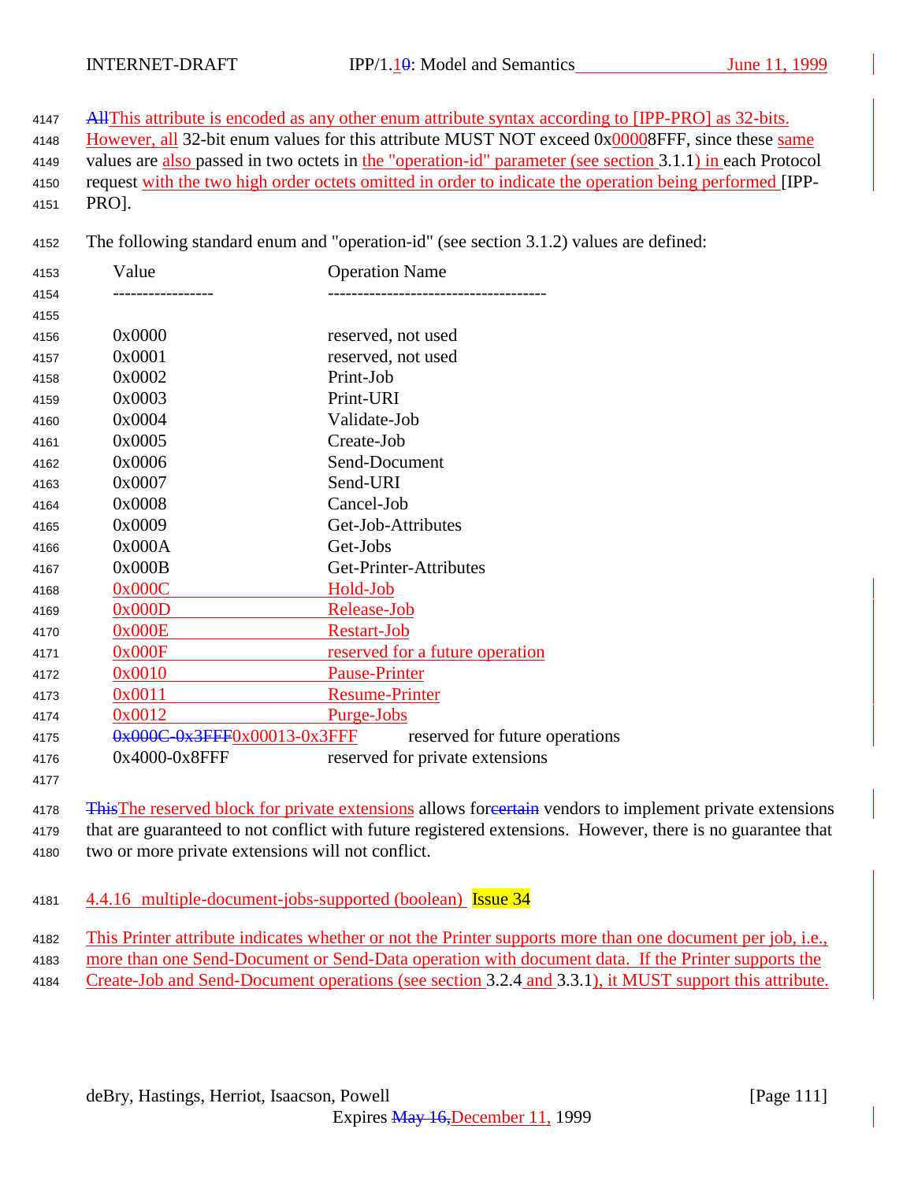AllThis attribute is encoded as any other enum attribute syntax according to [IPP-PRO] as 32-bits. However, all 32-bit enum values for this attribute MUST NOT exceed 0x00008FFF, since these same values are also passed in two octets in the "operation-id" parameter (see section 3.1.1) in each Protocol request with the two high order octets omitted in order to indicate the operation being performed [IPP-PRO].

The following standard enum and "operation-id" (see section 3.1.2) values are defined:

| Value | Operation Name |
|---|---|
| 0x0000 | reserved, not used |
| 0x0001 | reserved, not used |
| 0x0002 | Print-Job |
| 0x0003 | Print-URI |
| 0x0004 | Validate-Job |
| 0x0005 | Create-Job |
| 0x0006 | Send-Document |
| 0x0007 | Send-URI |
| 0x0008 | Cancel-Job |
| 0x0009 | Get-Job-Attributes |
| 0x000A | Get-Jobs |
| 0x000B | Get-Printer-Attributes |
| 0x000C | Hold-Job |
| 0x000D | Release-Job |
| 0x000E | Restart-Job |
| 0x000F | reserved for a future operation |
| 0x0010 | Pause-Printer |
| 0x0011 | Resume-Printer |
| 0x0012 | Purge-Jobs |
| 0x000C-0x3FFF0x00013-0x3FFF | reserved for future operations |
| 0x4000-0x8FFF | reserved for private extensions |

ThisThe reserved block for private extensions allows forcertain vendors to implement private extensions that are guaranteed to not conflict with future registered extensions. However, there is no guarantee that two or more private extensions will not conflict.

#### 4.4.16 multiple-document-jobs-supported (boolean) Issue 34

This Printer attribute indicates whether or not the Printer supports more than one document per job, i.e., more than one Send-Document or Send-Data operation with document data. If the Printer supports the Create-Job and Send-Document operations (see section 3.2.4 and 3.3.1), it MUST support this attribute.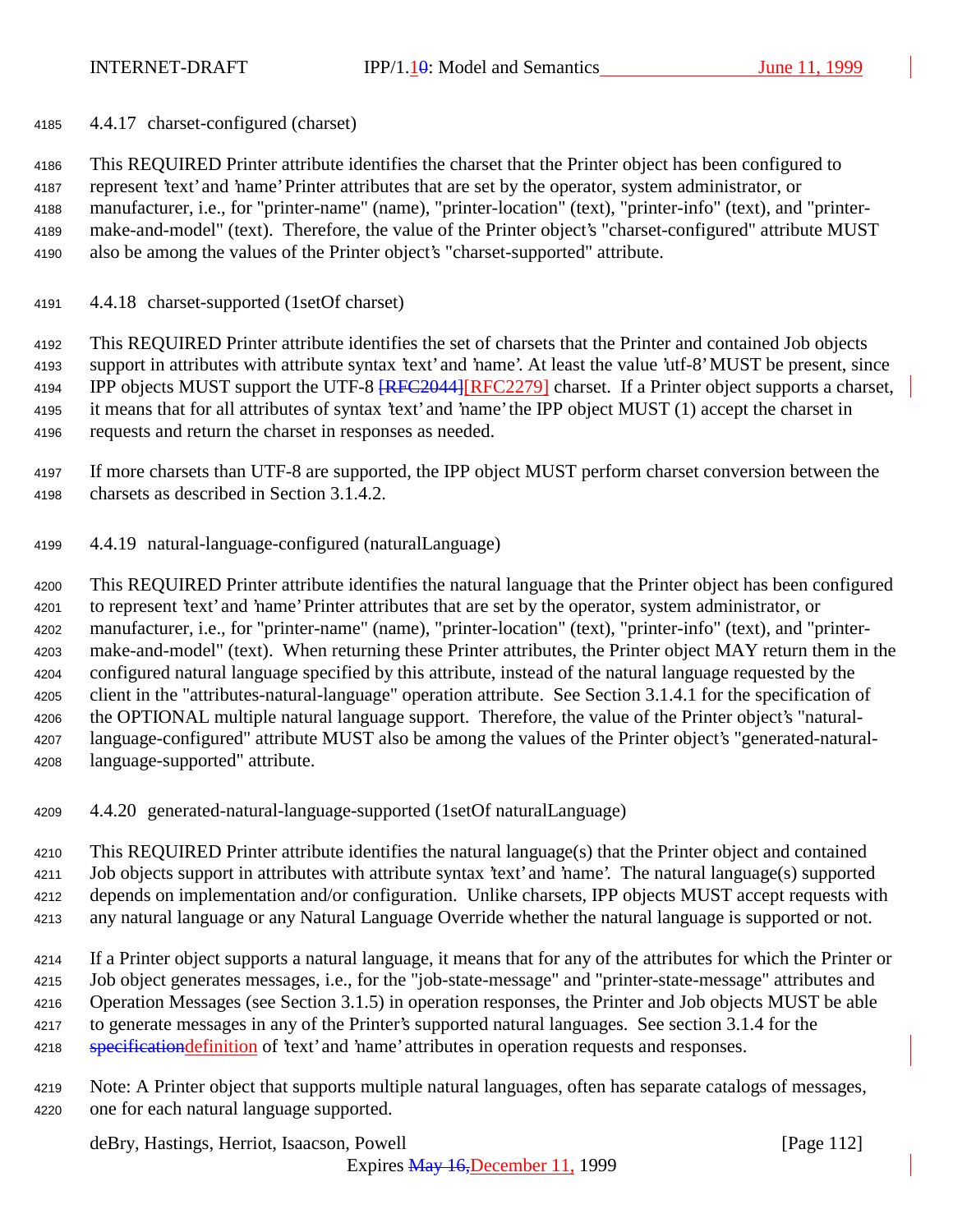#### 4.4.17 charset-configured (charset)

This REQUIRED Printer attribute identifies the charset that the Printer object has been configured to represent 'text' and 'name' Printer attributes that are set by the operator, system administrator, or manufacturer, i.e., for "printer-name" (name), "printer-location" (text), "printer-info" (text), and "printer-make-and-model" (text). Therefore, the value of the Printer object's "charset-configured" attribute MUST also be among the values of the Printer object's "charset-supported" attribute.

#### 4.4.18 charset-supported (1setOf charset)

This REQUIRED Printer attribute identifies the set of charsets that the Printer and contained Job objects support in attributes with attribute syntax 'text' and 'name'. At least the value 'utf-8' MUST be present, since IPP objects MUST support the UTF-8 ~~[RFC2044]~~[RFC2279] charset. If a Printer object supports a charset, it means that for all attributes of syntax 'text' and 'name' the IPP object MUST (1) accept the charset in requests and return the charset in responses as needed.

If more charsets than UTF-8 are supported, the IPP object MUST perform charset conversion between the charsets as described in Section 3.1.4.2.

#### 4.4.19 natural-language-configured (naturalLanguage)

This REQUIRED Printer attribute identifies the natural language that the Printer object has been configured to represent 'text' and 'name' Printer attributes that are set by the operator, system administrator, or manufacturer, i.e., for "printer-name" (name), "printer-location" (text), "printer-info" (text), and "printer-make-and-model" (text). When returning these Printer attributes, the Printer object MAY return them in the configured natural language specified by this attribute, instead of the natural language requested by the client in the "attributes-natural-language" operation attribute. See Section 3.1.4.1 for the specification of the OPTIONAL multiple natural language support. Therefore, the value of the Printer object's "natural-language-configured" attribute MUST also be among the values of the Printer object's "generated-natural-language-supported" attribute.

#### 4.4.20 generated-natural-language-supported (1setOf naturalLanguage)

This REQUIRED Printer attribute identifies the natural language(s) that the Printer object and contained Job objects support in attributes with attribute syntax 'text' and 'name'. The natural language(s) supported depends on implementation and/or configuration. Unlike charsets, IPP objects MUST accept requests with any natural language or any Natural Language Override whether the natural language is supported or not.

If a Printer object supports a natural language, it means that for any of the attributes for which the Printer or Job object generates messages, i.e., for the "job-state-message" and "printer-state-message" attributes and Operation Messages (see Section 3.1.5) in operation responses, the Printer and Job objects MUST be able to generate messages in any of the Printer's supported natural languages. See section 3.1.4 for the ~~specification~~definition of 'text' and 'name' attributes in operation requests and responses.

Note: A Printer object that supports multiple natural languages, often has separate catalogs of messages, one for each natural language supported.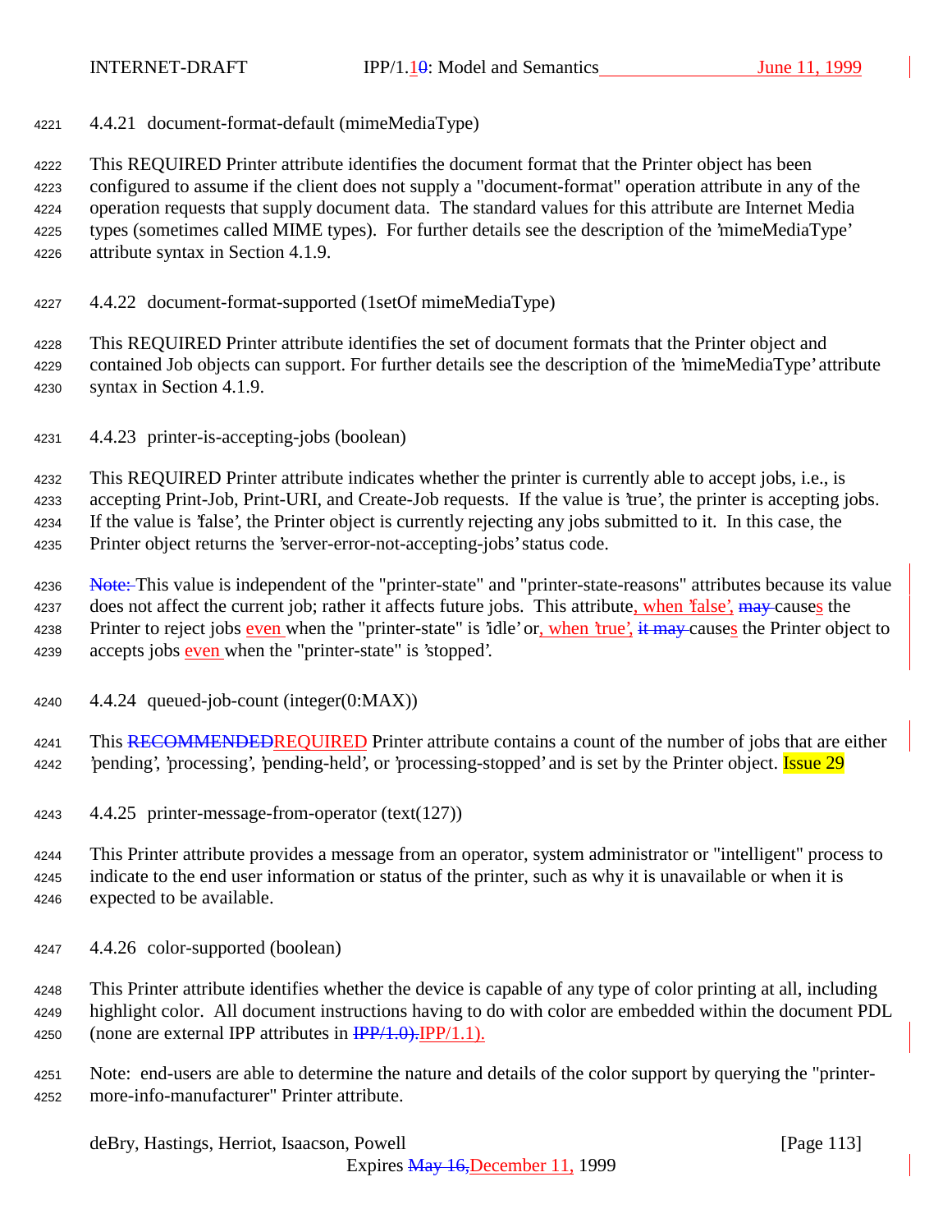### 4.4.21 document-format-default (mimeMediaType)

This REQUIRED Printer attribute identifies the document format that the Printer object has been configured to assume if the client does not supply a "document-format" operation attribute in any of the operation requests that supply document data. The standard values for this attribute are Internet Media types (sometimes called MIME types). For further details see the description of the 'mimeMediaType' attribute syntax in Section 4.1.9.

### 4.4.22 document-format-supported (1setOf mimeMediaType)

This REQUIRED Printer attribute identifies the set of document formats that the Printer object and contained Job objects can support. For further details see the description of the 'mimeMediaType' attribute syntax in Section 4.1.9.

### 4.4.23 printer-is-accepting-jobs (boolean)

This REQUIRED Printer attribute indicates whether the printer is currently able to accept jobs, i.e., is accepting Print-Job, Print-URI, and Create-Job requests. If the value is 'true', the printer is accepting jobs. If the value is 'false', the Printer object is currently rejecting any jobs submitted to it. In this case, the Printer object returns the 'server-error-not-accepting-jobs' status code.

~~Note:~~ This value is independent of the "printer-state" and "printer-state-reasons" attributes because its value does not affect the current job; rather it affects future jobs. This attribute, when 'false', ~~may~~ causes the Printer to reject jobs even when the "printer-state" is 'idle' or, when 'true', ~~it may~~ causes the Printer object to accepts jobs even when the "printer-state" is 'stopped'.

### 4.4.24 queued-job-count (integer(0:MAX))

This ~~RECOMMENDED~~REQUIRED Printer attribute contains a count of the number of jobs that are either 'pending', 'processing', 'pending-held', or 'processing-stopped' and is set by the Printer object. Issue 29

### 4.4.25 printer-message-from-operator (text(127))

This Printer attribute provides a message from an operator, system administrator or "intelligent" process to indicate to the end user information or status of the printer, such as why it is unavailable or when it is expected to be available.

### 4.4.26 color-supported (boolean)

This Printer attribute identifies whether the device is capable of any type of color printing at all, including highlight color. All document instructions having to do with color are embedded within the document PDL (none are external IPP attributes in ~~IPP/1.0).~~IPP/1.1).

Note: end-users are able to determine the nature and details of the color support by querying the "printer-more-info-manufacturer" Printer attribute.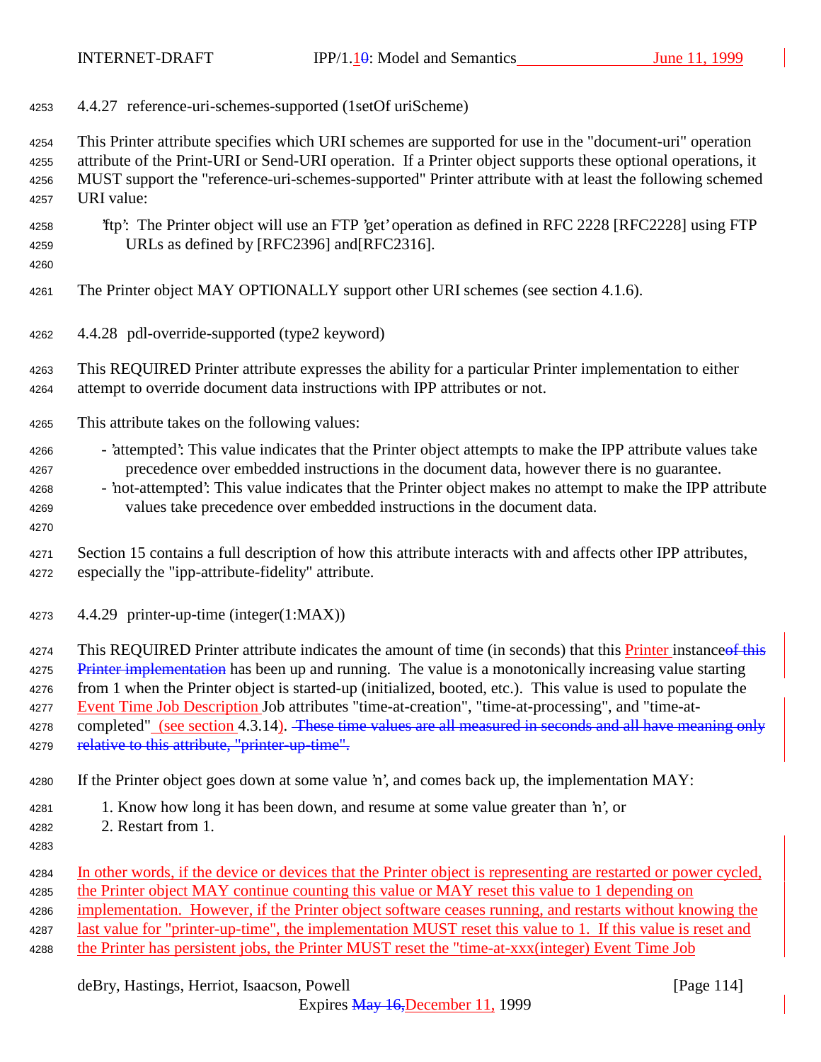### 4.4.27 reference-uri-schemes-supported (1setOf uriScheme)

This Printer attribute specifies which URI schemes are supported for use in the "document-uri" operation attribute of the Print-URI or Send-URI operation. If a Printer object supports these optional operations, it MUST support the "reference-uri-schemes-supported" Printer attribute with at least the following schemed URI value:

'ftp': The Printer object will use an FTP 'get' operation as defined in RFC 2228 [RFC2228] using FTP URLs as defined by [RFC2396] and[RFC2316].

The Printer object MAY OPTIONALLY support other URI schemes (see section 4.1.6).

### 4.4.28 pdl-override-supported (type2 keyword)

This REQUIRED Printer attribute expresses the ability for a particular Printer implementation to either attempt to override document data instructions with IPP attributes or not.

This attribute takes on the following values:

- 'attempted': This value indicates that the Printer object attempts to make the IPP attribute values take precedence over embedded instructions in the document data, however there is no guarantee.
- 'not-attempted': This value indicates that the Printer object makes no attempt to make the IPP attribute values take precedence over embedded instructions in the document data.

Section 15 contains a full description of how this attribute interacts with and affects other IPP attributes, especially the "ipp-attribute-fidelity" attribute.

### 4.4.29 printer-up-time (integer(1:MAX))

This REQUIRED Printer attribute indicates the amount of time (in seconds) that this Printer instance~~of this Printer implementation~~ has been up and running. The value is a monotonically increasing value starting from 1 when the Printer object is started-up (initialized, booted, etc.). This value is used to populate the Event Time Job Description Job attributes "time-at-creation", "time-at-processing", and "time-at-completed" (see section 4.3.14). ~~These time values are all measured in seconds and all have meaning only relative to this attribute, "printer-up-time".~~

If the Printer object goes down at some value 'n', and comes back up, the implementation MAY:

1. Know how long it has been down, and resume at some value greater than 'n', or
2. Restart from 1.

In other words, if the device or devices that the Printer object is representing are restarted or power cycled, the Printer object MAY continue counting this value or MAY reset this value to 1 depending on implementation. However, if the Printer object software ceases running, and restarts without knowing the last value for "printer-up-time", the implementation MUST reset this value to 1. If this value is reset and the Printer has persistent jobs, the Printer MUST reset the "time-at-xxx(integer) Event Time Job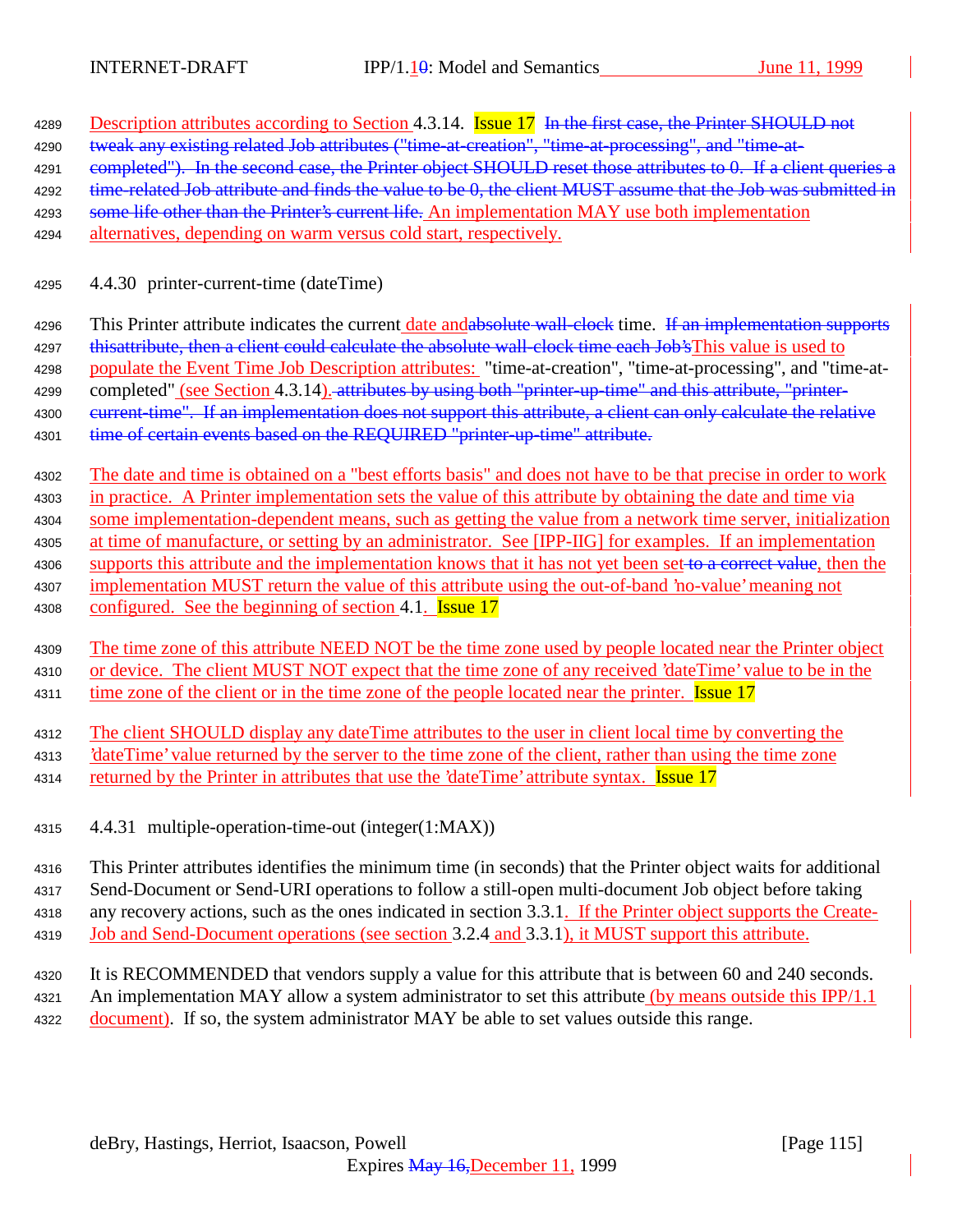Description attributes according to Section 4.3.14. Issue 17 ~~In the first case, the Printer SHOULD not tweak any existing related Job attributes ("time-at-creation", "time-at-processing", and "time-at-completed"). In the second case, the Printer object SHOULD reset those attributes to 0. If a client queries a time-related Job attribute and finds the value to be 0, the client MUST assume that the Job was submitted in some life other than the Printer's current life.~~ An implementation MAY use both implementation alternatives, depending on warm versus cold start, respectively.

### 4.4.30 printer-current-time (dateTime)

This Printer attribute indicates the current date and~~absolute wall-clock~~ time. ~~If an implementation supports thisattribute, then a client could calculate the absolute wall-clock time each Job's~~This value is used to populate the Event Time Job Description attributes: "time-at-creation", "time-at-processing", and "time-at-completed" (see Section 4.3.14).~~attributes by using both "printer-up-time" and this attribute, "printer-current-time". If an implementation does not support this attribute, a client can only calculate the relative time of certain events based on the REQUIRED "printer-up-time" attribute.~~

The date and time is obtained on a "best efforts basis" and does not have to be that precise in order to work in practice. A Printer implementation sets the value of this attribute by obtaining the date and time via some implementation-dependent means, such as getting the value from a network time server, initialization at time of manufacture, or setting by an administrator. See [IPP-IIG] for examples. If an implementation supports this attribute and the implementation knows that it has not yet been set~~to a correct value~~, then the implementation MUST return the value of this attribute using the out-of-band 'no-value' meaning not configured. See the beginning of section 4.1. Issue 17

The time zone of this attribute NEED NOT be the time zone used by people located near the Printer object or device. The client MUST NOT expect that the time zone of any received 'dateTime' value to be in the time zone of the client or in the time zone of the people located near the printer. Issue 17

The client SHOULD display any dateTime attributes to the user in client local time by converting the 'dateTime' value returned by the server to the time zone of the client, rather than using the time zone returned by the Printer in attributes that use the 'dateTime' attribute syntax. Issue 17

### 4.4.31 multiple-operation-time-out (integer(1:MAX))

This Printer attributes identifies the minimum time (in seconds) that the Printer object waits for additional Send-Document or Send-URI operations to follow a still-open multi-document Job object before taking any recovery actions, such as the ones indicated in section 3.3.1. If the Printer object supports the Create-Job and Send-Document operations (see section 3.2.4 and 3.3.1), it MUST support this attribute.

It is RECOMMENDED that vendors supply a value for this attribute that is between 60 and 240 seconds. An implementation MAY allow a system administrator to set this attribute (by means outside this IPP/1.1 document). If so, the system administrator MAY be able to set values outside this range.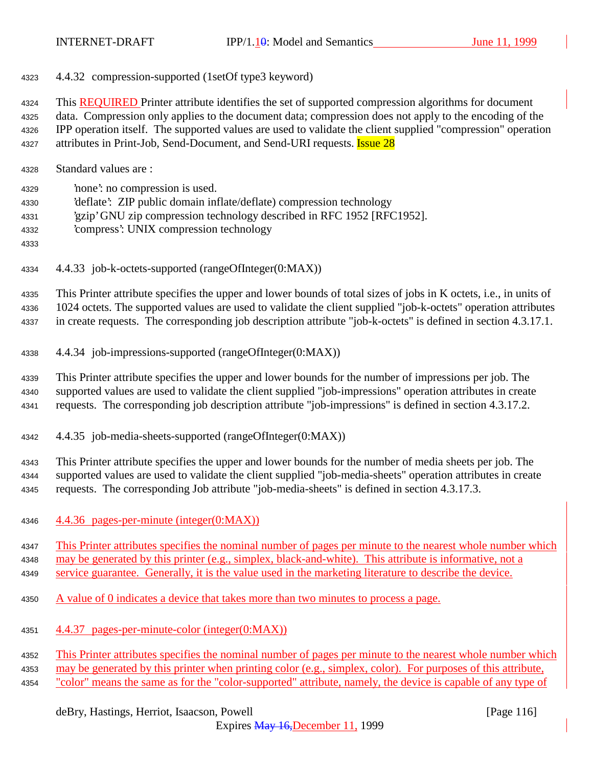### 4.4.32 compression-supported (1setOf type3 keyword)

This REQUIRED Printer attribute identifies the set of supported compression algorithms for document data. Compression only applies to the document data; compression does not apply to the encoding of the IPP operation itself. The supported values are used to validate the client supplied "compression" operation attributes in Print-Job, Send-Document, and Send-URI requests. Issue 28

Standard values are :

'none': no compression is used.
'deflate': ZIP public domain inflate/deflate) compression technology
'gzip' GNU zip compression technology described in RFC 1952 [RFC1952].
'compress': UNIX compression technology

### 4.4.33 job-k-octets-supported (rangeOfInteger(0:MAX))

This Printer attribute specifies the upper and lower bounds of total sizes of jobs in K octets, i.e., in units of 1024 octets. The supported values are used to validate the client supplied "job-k-octets" operation attributes in create requests. The corresponding job description attribute "job-k-octets" is defined in section 4.3.17.1.

### 4.4.34 job-impressions-supported (rangeOfInteger(0:MAX))

This Printer attribute specifies the upper and lower bounds for the number of impressions per job. The supported values are used to validate the client supplied "job-impressions" operation attributes in create requests. The corresponding job description attribute "job-impressions" is defined in section 4.3.17.2.

### 4.4.35 job-media-sheets-supported (rangeOfInteger(0:MAX))

This Printer attribute specifies the upper and lower bounds for the number of media sheets per job. The supported values are used to validate the client supplied "job-media-sheets" operation attributes in create requests. The corresponding Job attribute "job-media-sheets" is defined in section 4.3.17.3.

### 4.4.36 pages-per-minute (integer(0:MAX))

This Printer attributes specifies the nominal number of pages per minute to the nearest whole number which may be generated by this printer (e.g., simplex, black-and-white). This attribute is informative, not a service guarantee. Generally, it is the value used in the marketing literature to describe the device.

A value of 0 indicates a device that takes more than two minutes to process a page.

### 4.4.37 pages-per-minute-color (integer(0:MAX))

This Printer attributes specifies the nominal number of pages per minute to the nearest whole number which may be generated by this printer when printing color (e.g., simplex, color). For purposes of this attribute, "color" means the same as for the "color-supported" attribute, namely, the device is capable of any type of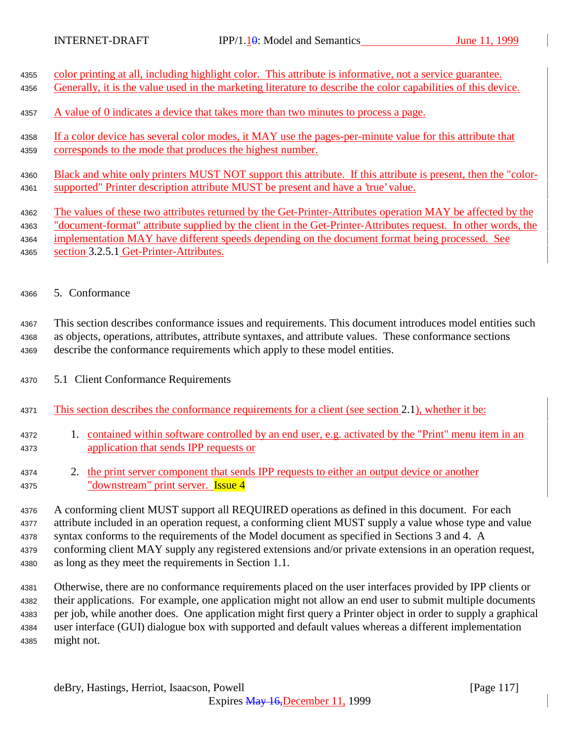color printing at all, including highlight color. This attribute is informative, not a service guarantee. Generally, it is the value used in the marketing literature to describe the color capabilities of this device.

A value of 0 indicates a device that takes more than two minutes to process a page.

If a color device has several color modes, it MAY use the pages-per-minute value for this attribute that corresponds to the mode that produces the highest number.

Black and white only printers MUST NOT support this attribute. If this attribute is present, then the "color-supported" Printer description attribute MUST be present and have a 'true' value.

The values of these two attributes returned by the Get-Printer-Attributes operation MAY be affected by the "document-format" attribute supplied by the client in the Get-Printer-Attributes request. In other words, the implementation MAY have different speeds depending on the document format being processed. See section 3.2.5.1 Get-Printer-Attributes.

## 5. Conformance

This section describes conformance issues and requirements. This document introduces model entities such as objects, operations, attributes, attribute syntaxes, and attribute values. These conformance sections describe the conformance requirements which apply to these model entities.

### 5.1 Client Conformance Requirements

This section describes the conformance requirements for a client (see section 2.1), whether it be:

1. contained within software controlled by an end user, e.g. activated by the "Print" menu item in an application that sends IPP requests or
2. the print server component that sends IPP requests to either an output device or another "downstream" print server. Issue 4

A conforming client MUST support all REQUIRED operations as defined in this document. For each attribute included in an operation request, a conforming client MUST supply a value whose type and value syntax conforms to the requirements of the Model document as specified in Sections 3 and 4. A conforming client MAY supply any registered extensions and/or private extensions in an operation request, as long as they meet the requirements in Section 1.1.

Otherwise, there are no conformance requirements placed on the user interfaces provided by IPP clients or their applications. For example, one application might not allow an end user to submit multiple documents per job, while another does. One application might first query a Printer object in order to supply a graphical user interface (GUI) dialogue box with supported and default values whereas a different implementation might not.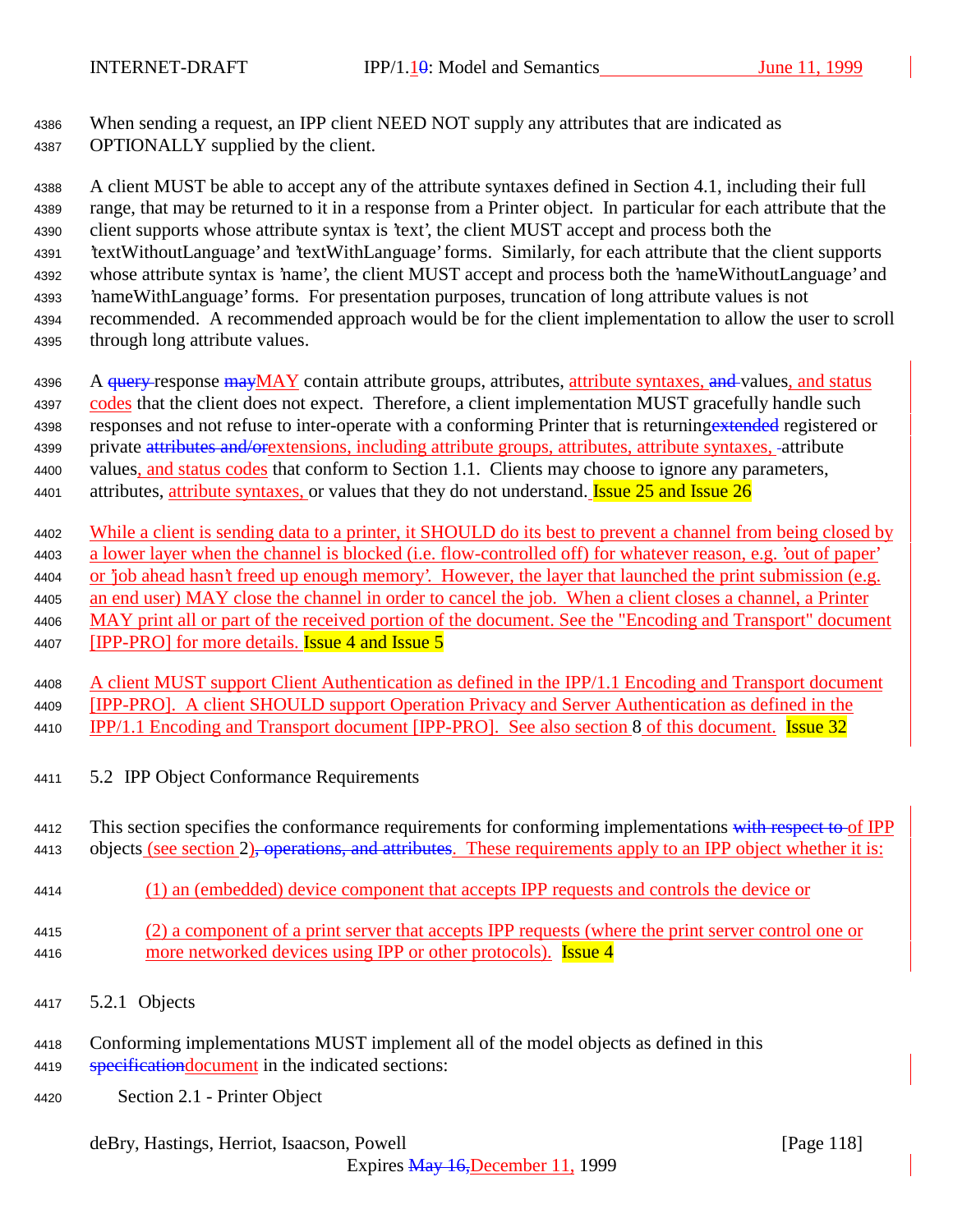When sending a request, an IPP client NEED NOT supply any attributes that are indicated as OPTIONALLY supplied by the client.

A client MUST be able to accept any of the attribute syntaxes defined in Section 4.1, including their full range, that may be returned to it in a response from a Printer object. In particular for each attribute that the client supports whose attribute syntax is 'text', the client MUST accept and process both the 'textWithoutLanguage' and 'textWithLanguage' forms. Similarly, for each attribute that the client supports whose attribute syntax is 'name', the client MUST accept and process both the 'nameWithoutLanguage' and 'nameWithLanguage' forms. For presentation purposes, truncation of long attribute values is not recommended. A recommended approach would be for the client implementation to allow the user to scroll through long attribute values.

A query response mayMAY contain attribute groups, attributes, attribute syntaxes, and values, and status codes that the client does not expect. Therefore, a client implementation MUST gracefully handle such responses and not refuse to inter-operate with a conforming Printer that is returningextended registered or private attributes and/orextensions, including attribute groups, attributes, attribute syntaxes, attribute values, and status codes that conform to Section 1.1. Clients may choose to ignore any parameters, attributes, attribute syntaxes, or values that they do not understand. Issue 25 and Issue 26

While a client is sending data to a printer, it SHOULD do its best to prevent a channel from being closed by a lower layer when the channel is blocked (i.e. flow-controlled off) for whatever reason, e.g. 'out of paper' or 'job ahead hasn't freed up enough memory'. However, the layer that launched the print submission (e.g. an end user) MAY close the channel in order to cancel the job. When a client closes a channel, a Printer MAY print all or part of the received portion of the document. See the "Encoding and Transport" document [IPP-PRO] for more details. Issue 4 and Issue 5

A client MUST support Client Authentication as defined in the IPP/1.1 Encoding and Transport document [IPP-PRO]. A client SHOULD support Operation Privacy and Server Authentication as defined in the IPP/1.1 Encoding and Transport document [IPP-PRO]. See also section 8 of this document. Issue 32

### 5.2 IPP Object Conformance Requirements

This section specifies the conformance requirements for conforming implementations with respect to of IPP objects (see section 2), operations, and attributes. These requirements apply to an IPP object whether it is:

(1) an (embedded) device component that accepts IPP requests and controls the device or

(2) a component of a print server that accepts IPP requests (where the print server control one or more networked devices using IPP or other protocols). Issue 4

#### 5.2.1 Objects

Conforming implementations MUST implement all of the model objects as defined in this specificationdocument in the indicated sections:

Section 2.1 - Printer Object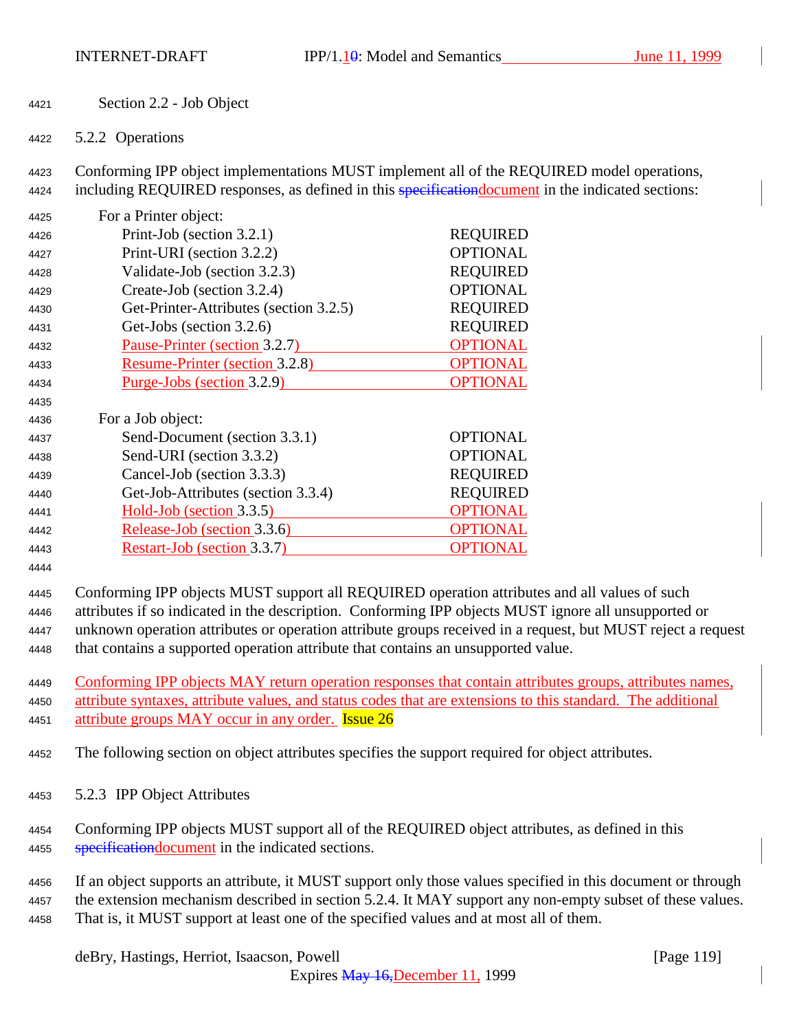Section 2.2 - Job Object

### 5.2.2 Operations

Conforming IPP object implementations MUST implement all of the REQUIRED model operations, including REQUIRED responses, as defined in this ~~specification~~document in the indicated sections:

For a Printer object:

| Operation | Support |
|---|---|
| Print-Job (section 3.2.1) | REQUIRED |
| Print-URI (section 3.2.2) | OPTIONAL |
| Validate-Job (section 3.2.3) | REQUIRED |
| Create-Job (section 3.2.4) | OPTIONAL |
| Get-Printer-Attributes (section 3.2.5) | REQUIRED |
| Get-Jobs (section 3.2.6) | REQUIRED |
| Pause-Printer (section 3.2.7) | OPTIONAL |
| Resume-Printer (section 3.2.8) | OPTIONAL |
| Purge-Jobs (section 3.2.9) | OPTIONAL |

For a Job object:

| Operation | Support |
|---|---|
| Send-Document (section 3.3.1) | OPTIONAL |
| Send-URI (section 3.3.2) | OPTIONAL |
| Cancel-Job (section 3.3.3) | REQUIRED |
| Get-Job-Attributes (section 3.3.4) | REQUIRED |
| Hold-Job (section 3.3.5) | OPTIONAL |
| Release-Job (section 3.3.6) | OPTIONAL |
| Restart-Job (section 3.3.7) | OPTIONAL |

Conforming IPP objects MUST support all REQUIRED operation attributes and all values of such attributes if so indicated in the description. Conforming IPP objects MUST ignore all unsupported or unknown operation attributes or operation attribute groups received in a request, but MUST reject a request that contains a supported operation attribute that contains an unsupported value.

Conforming IPP objects MAY return operation responses that contain attributes groups, attributes names, attribute syntaxes, attribute values, and status codes that are extensions to this standard. The additional attribute groups MAY occur in any order. Issue 26

The following section on object attributes specifies the support required for object attributes.

### 5.2.3 IPP Object Attributes

Conforming IPP objects MUST support all of the REQUIRED object attributes, as defined in this ~~specification~~document in the indicated sections.

If an object supports an attribute, it MUST support only those values specified in this document or through the extension mechanism described in section 5.2.4. It MAY support any non-empty subset of these values. That is, it MUST support at least one of the specified values and at most all of them.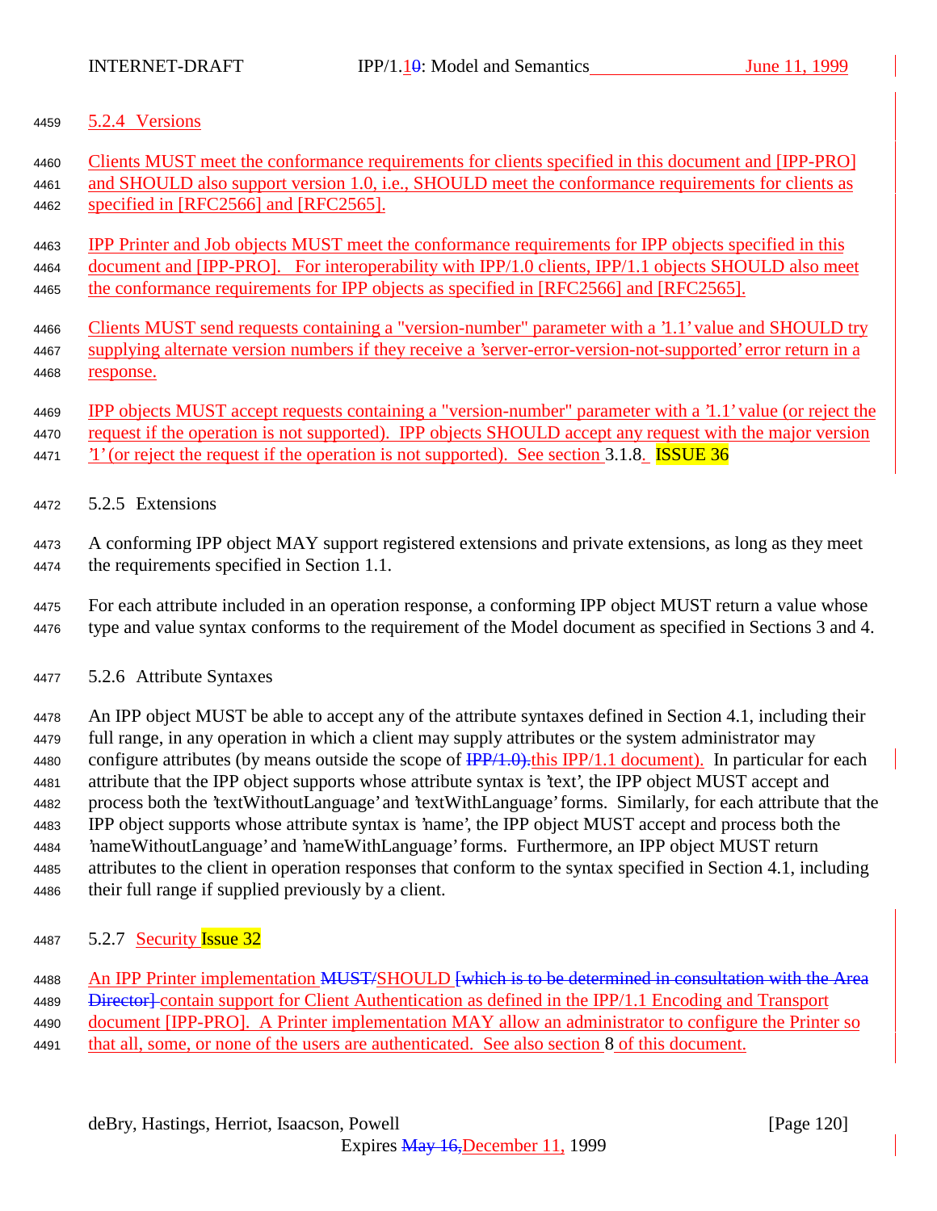### 5.2.4 Versions

Clients MUST meet the conformance requirements for clients specified in this document and [IPP-PRO] and SHOULD also support version 1.0, i.e., SHOULD meet the conformance requirements for clients as specified in [RFC2566] and [RFC2565].

IPP Printer and Job objects MUST meet the conformance requirements for IPP objects specified in this document and [IPP-PRO]. For interoperability with IPP/1.0 clients, IPP/1.1 objects SHOULD also meet the conformance requirements for IPP objects as specified in [RFC2566] and [RFC2565].

Clients MUST send requests containing a "version-number" parameter with a '1.1' value and SHOULD try supplying alternate version numbers if they receive a 'server-error-version-not-supported' error return in a response.

IPP objects MUST accept requests containing a "version-number" parameter with a '1.1' value (or reject the request if the operation is not supported). IPP objects SHOULD accept any request with the major version '1' (or reject the request if the operation is not supported). See section 3.1.8. ISSUE 36

### 5.2.5 Extensions

A conforming IPP object MAY support registered extensions and private extensions, as long as they meet the requirements specified in Section 1.1.

For each attribute included in an operation response, a conforming IPP object MUST return a value whose type and value syntax conforms to the requirement of the Model document as specified in Sections 3 and 4.

### 5.2.6 Attribute Syntaxes

An IPP object MUST be able to accept any of the attribute syntaxes defined in Section 4.1, including their full range, in any operation in which a client may supply attributes or the system administrator may configure attributes (by means outside the scope of ~~IPP/1.0).~~this IPP/1.1 document). In particular for each attribute that the IPP object supports whose attribute syntax is 'text', the IPP object MUST accept and process both the 'textWithoutLanguage' and 'textWithLanguage' forms. Similarly, for each attribute that the IPP object supports whose attribute syntax is 'name', the IPP object MUST accept and process both the 'nameWithoutLanguage' and 'nameWithLanguage' forms. Furthermore, an IPP object MUST return attributes to the client in operation responses that conform to the syntax specified in Section 4.1, including their full range if supplied previously by a client.

### 5.2.7 Security Issue 32

An IPP Printer implementation ~~MUST/~~SHOULD ~~[which is to be determined in consultation with the Area Director]~~ contain support for Client Authentication as defined in the IPP/1.1 Encoding and Transport document [IPP-PRO]. A Printer implementation MAY allow an administrator to configure the Printer so that all, some, or none of the users are authenticated. See also section 8 of this document.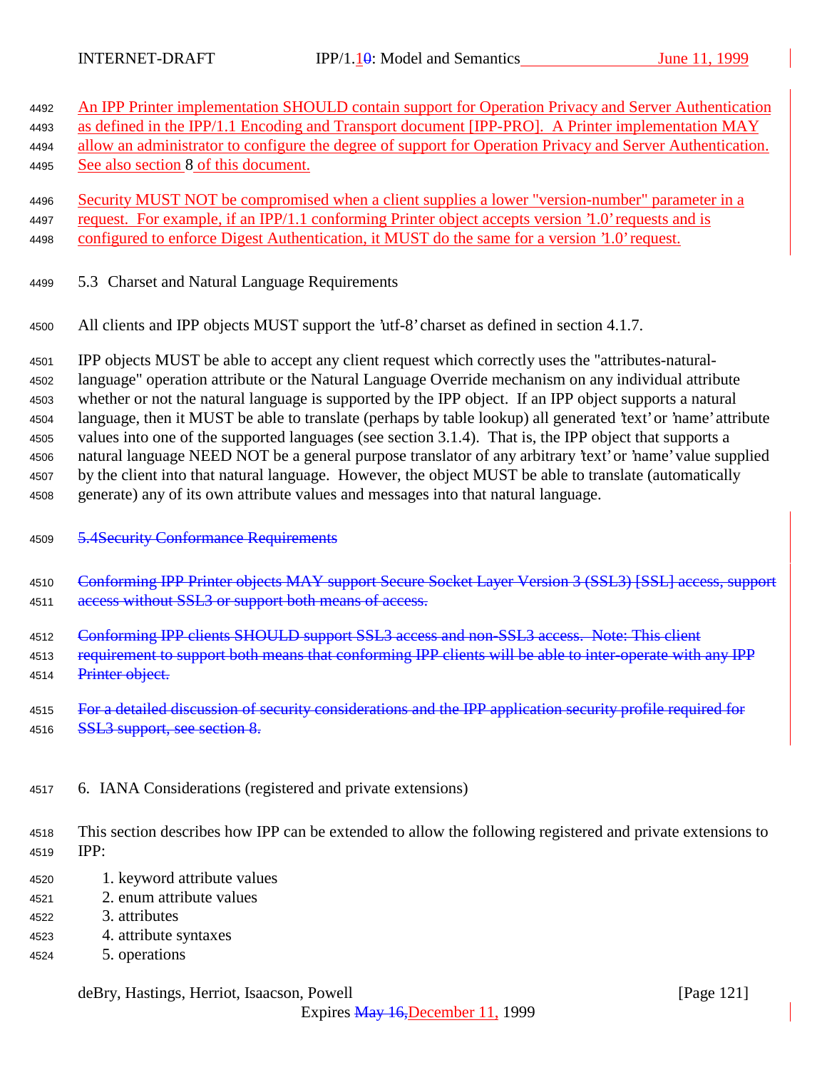An IPP Printer implementation SHOULD contain support for Operation Privacy and Server Authentication as defined in the IPP/1.1 Encoding and Transport document [IPP-PRO]. A Printer implementation MAY allow an administrator to configure the degree of support for Operation Privacy and Server Authentication. See also section 8 of this document.

Security MUST NOT be compromised when a client supplies a lower "version-number" parameter in a request. For example, if an IPP/1.1 conforming Printer object accepts version '1.0' requests and is configured to enforce Digest Authentication, it MUST do the same for a version '1.0' request.

## 5.3 Charset and Natural Language Requirements

All clients and IPP objects MUST support the 'utf-8' charset as defined in section 4.1.7.

IPP objects MUST be able to accept any client request which correctly uses the "attributes-natural-language" operation attribute or the Natural Language Override mechanism on any individual attribute whether or not the natural language is supported by the IPP object. If an IPP object supports a natural language, then it MUST be able to translate (perhaps by table lookup) all generated 'text' or 'name' attribute values into one of the supported languages (see section 3.1.4). That is, the IPP object that supports a natural language NEED NOT be a general purpose translator of any arbitrary 'text' or 'name' value supplied by the client into that natural language. However, the object MUST be able to translate (automatically generate) any of its own attribute values and messages into that natural language.

## ~~5.4 Security Conformance Requirements~~

~~Conforming IPP Printer objects MAY support Secure Socket Layer Version 3 (SSL3) [SSL] access, support access without SSL3 or support both means of access.~~

~~Conforming IPP clients SHOULD support SSL3 access and non-SSL3 access. Note: This client requirement to support both means that conforming IPP clients will be able to inter-operate with any IPP Printer object.~~

~~For a detailed discussion of security considerations and the IPP application security profile required for SSL3 support, see section 8.~~

# 6. IANA Considerations (registered and private extensions)

This section describes how IPP can be extended to allow the following registered and private extensions to IPP:

1. keyword attribute values
2. enum attribute values
3. attributes
4. attribute syntaxes
5. operations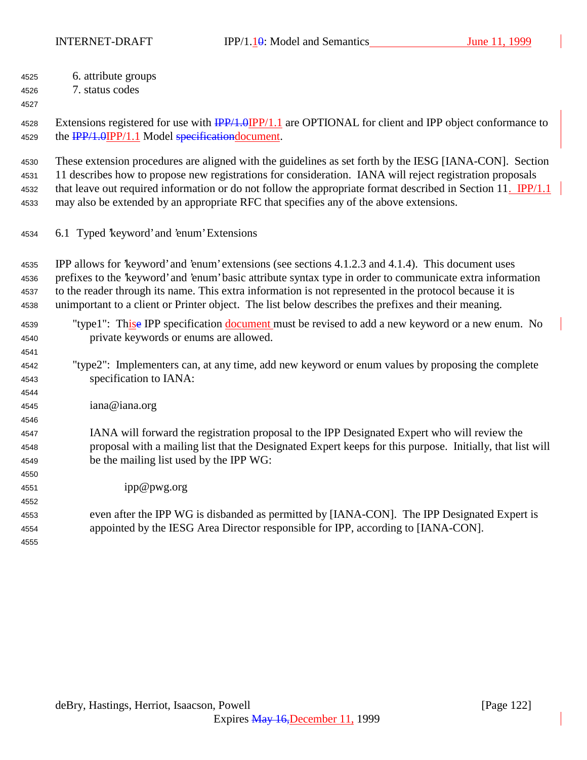6. attribute groups
7. status codes

Extensions registered for use with ~~IPP/1.0~~IPP/1.1 are OPTIONAL for client and IPP object conformance to the ~~IPP/1.0~~IPP/1.1 Model ~~specification~~document.

These extension procedures are aligned with the guidelines as set forth by the IESG [IANA-CON]. Section 11 describes how to propose new registrations for consideration. IANA will reject registration proposals that leave out required information or do not follow the appropriate format described in Section 11. IPP/1.1 may also be extended by an appropriate RFC that specifies any of the above extensions.

## 6.1 Typed 'keyword' and 'enum' Extensions

IPP allows for 'keyword' and 'enum' extensions (see sections 4.1.2.3 and 4.1.4). This document uses prefixes to the 'keyword' and 'enum' basic attribute syntax type in order to communicate extra information to the reader through its name. This extra information is not represented in the protocol because it is unimportant to a client or Printer object. The list below describes the prefixes and their meaning.

"type1": Th~~e~~is IPP specification document must be revised to add a new keyword or a new enum. No private keywords or enums are allowed.

"type2": Implementers can, at any time, add new keyword or enum values by proposing the complete specification to IANA:

iana@iana.org

IANA will forward the registration proposal to the IPP Designated Expert who will review the proposal with a mailing list that the Designated Expert keeps for this purpose. Initially, that list will be the mailing list used by the IPP WG:

ipp@pwg.org

even after the IPP WG is disbanded as permitted by [IANA-CON]. The IPP Designated Expert is appointed by the IESG Area Director responsible for IPP, according to [IANA-CON].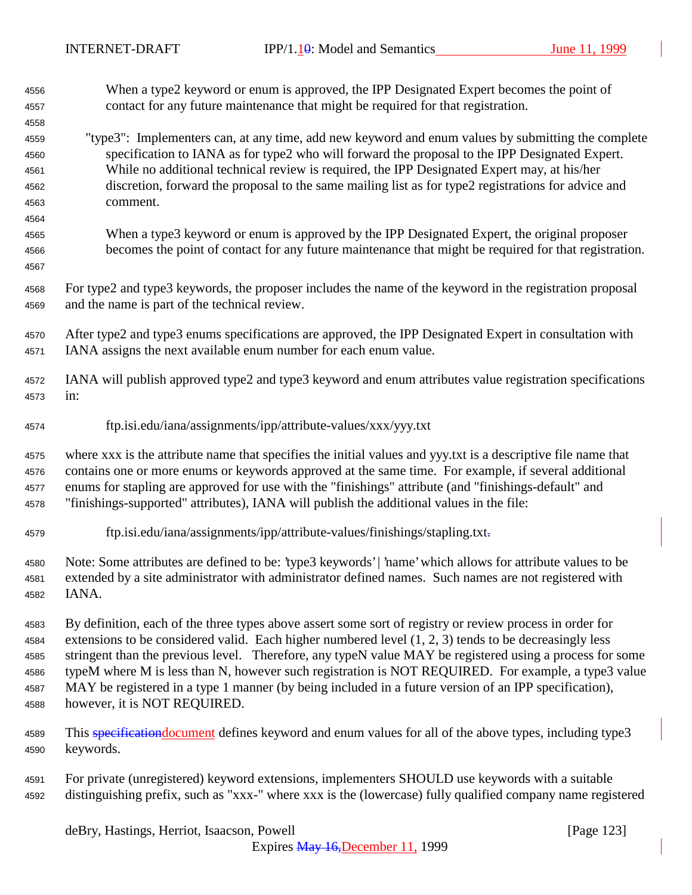When a type2 keyword or enum is approved, the IPP Designated Expert becomes the point of contact for any future maintenance that might be required for that registration.

"type3": Implementers can, at any time, add new keyword and enum values by submitting the complete specification to IANA as for type2 who will forward the proposal to the IPP Designated Expert. While no additional technical review is required, the IPP Designated Expert may, at his/her discretion, forward the proposal to the same mailing list as for type2 registrations for advice and comment.

When a type3 keyword or enum is approved by the IPP Designated Expert, the original proposer becomes the point of contact for any future maintenance that might be required for that registration.

For type2 and type3 keywords, the proposer includes the name of the keyword in the registration proposal and the name is part of the technical review.

After type2 and type3 enums specifications are approved, the IPP Designated Expert in consultation with IANA assigns the next available enum number for each enum value.

IANA will publish approved type2 and type3 keyword and enum attributes value registration specifications in:

ftp.isi.edu/iana/assignments/ipp/attribute-values/xxx/yyy.txt

where xxx is the attribute name that specifies the initial values and yyy.txt is a descriptive file name that contains one or more enums or keywords approved at the same time. For example, if several additional enums for stapling are approved for use with the "finishings" attribute (and "finishings-default" and "finishings-supported" attributes), IANA will publish the additional values in the file:

ftp.isi.edu/iana/assignments/ipp/attribute-values/finishings/stapling.txt~~.~~

Note: Some attributes are defined to be: 'type3 keywords' | 'name' which allows for attribute values to be extended by a site administrator with administrator defined names. Such names are not registered with IANA.

By definition, each of the three types above assert some sort of registry or review process in order for extensions to be considered valid. Each higher numbered level (1, 2, 3) tends to be decreasingly less stringent than the previous level. Therefore, any typeN value MAY be registered using a process for some typeM where M is less than N, however such registration is NOT REQUIRED. For example, a type3 value MAY be registered in a type 1 manner (by being included in a future version of an IPP specification), however, it is NOT REQUIRED.

This ~~specification~~document defines keyword and enum values for all of the above types, including type3 keywords.

For private (unregistered) keyword extensions, implementers SHOULD use keywords with a suitable distinguishing prefix, such as "xxx-" where xxx is the (lowercase) fully qualified company name registered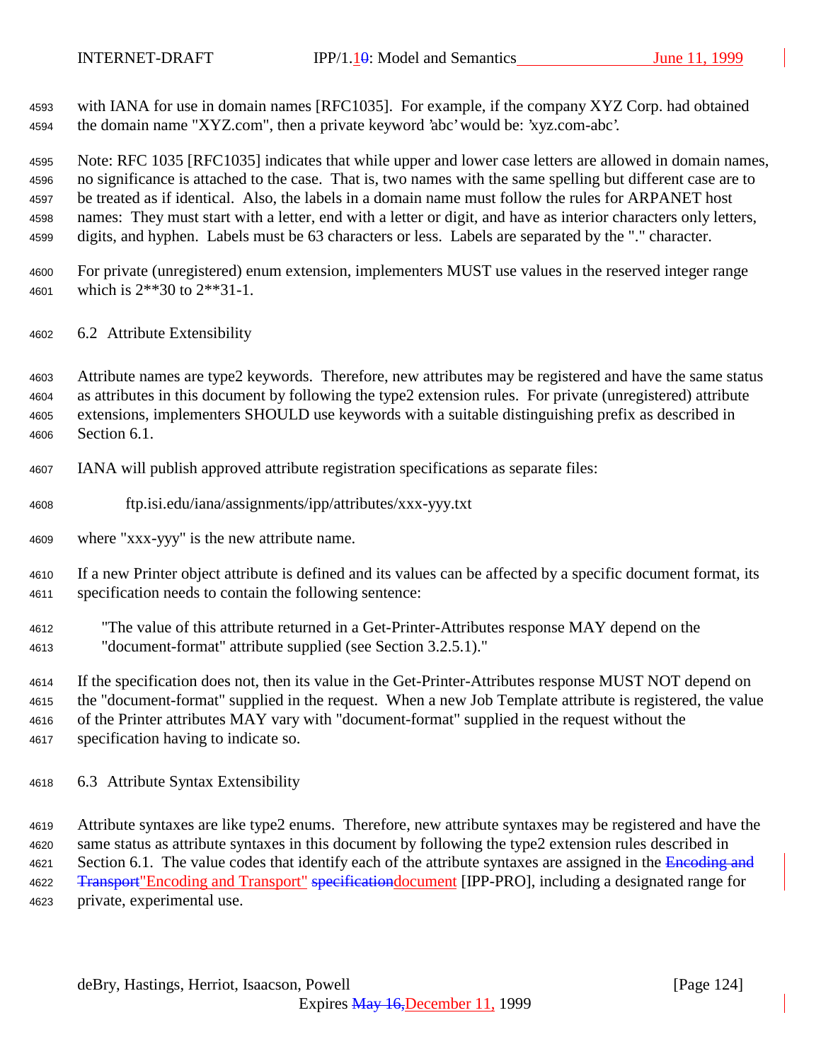with IANA for use in domain names [RFC1035]. For example, if the company XYZ Corp. had obtained the domain name "XYZ.com", then a private keyword 'abc' would be: 'xyz.com-abc'.

Note: RFC 1035 [RFC1035] indicates that while upper and lower case letters are allowed in domain names, no significance is attached to the case. That is, two names with the same spelling but different case are to be treated as if identical. Also, the labels in a domain name must follow the rules for ARPANET host names: They must start with a letter, end with a letter or digit, and have as interior characters only letters, digits, and hyphen. Labels must be 63 characters or less. Labels are separated by the "." character.

For private (unregistered) enum extension, implementers MUST use values in the reserved integer range which is 2**30 to 2**31-1.

## 6.2 Attribute Extensibility

Attribute names are type2 keywords. Therefore, new attributes may be registered and have the same status as attributes in this document by following the type2 extension rules. For private (unregistered) attribute extensions, implementers SHOULD use keywords with a suitable distinguishing prefix as described in Section 6.1.

IANA will publish approved attribute registration specifications as separate files:

    ftp.isi.edu/iana/assignments/ipp/attributes/xxx-yyy.txt

where "xxx-yyy" is the new attribute name.

If a new Printer object attribute is defined and its values can be affected by a specific document format, its specification needs to contain the following sentence:

> "The value of this attribute returned in a Get-Printer-Attributes response MAY depend on the "document-format" attribute supplied (see Section 3.2.5.1)."

If the specification does not, then its value in the Get-Printer-Attributes response MUST NOT depend on the "document-format" supplied in the request. When a new Job Template attribute is registered, the value of the Printer attributes MAY vary with "document-format" supplied in the request without the specification having to indicate so.

## 6.3 Attribute Syntax Extensibility

Attribute syntaxes are like type2 enums. Therefore, new attribute syntaxes may be registered and have the same status as attribute syntaxes in this document by following the type2 extension rules described in Section 6.1. The value codes that identify each of the attribute syntaxes are assigned in the ~~Encoding and Transport~~"Encoding and Transport" ~~specification~~document [IPP-PRO], including a designated range for private, experimental use.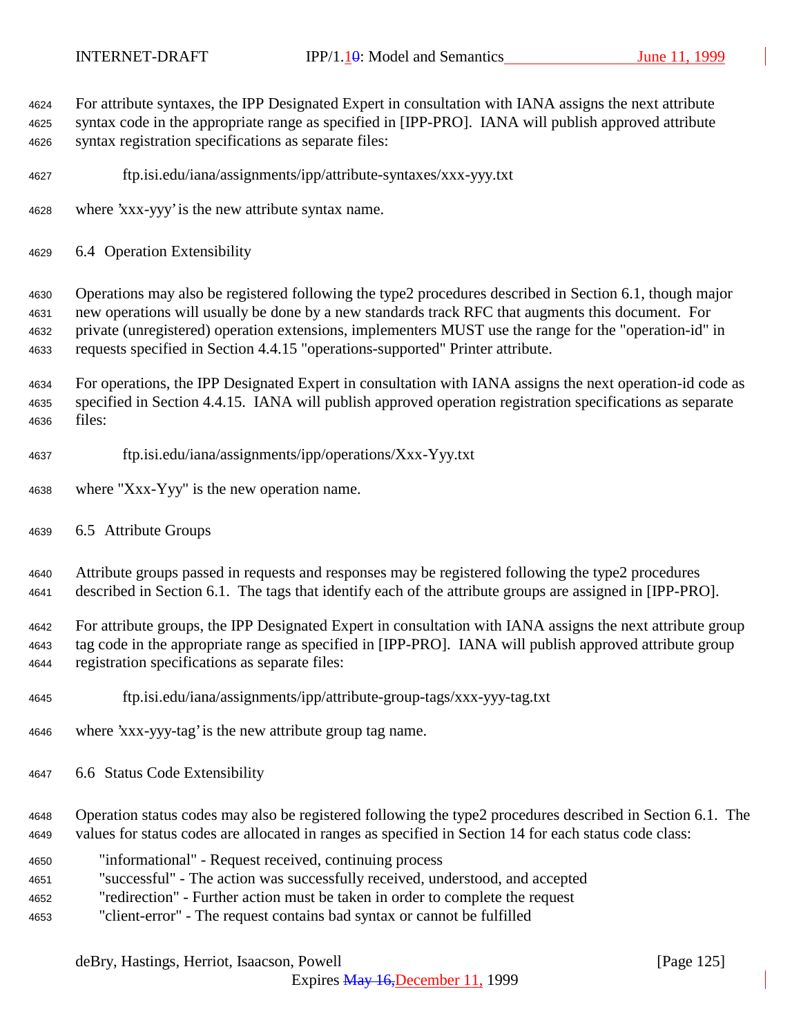For attribute syntaxes, the IPP Designated Expert in consultation with IANA assigns the next attribute syntax code in the appropriate range as specified in [IPP-PRO]. IANA will publish approved attribute syntax registration specifications as separate files:

ftp.isi.edu/iana/assignments/ipp/attribute-syntaxes/xxx-yyy.txt

where 'xxx-yyy' is the new attribute syntax name.

### 6.4 Operation Extensibility

Operations may also be registered following the type2 procedures described in Section 6.1, though major new operations will usually be done by a new standards track RFC that augments this document. For private (unregistered) operation extensions, implementers MUST use the range for the "operation-id" in requests specified in Section 4.4.15 "operations-supported" Printer attribute.

For operations, the IPP Designated Expert in consultation with IANA assigns the next operation-id code as specified in Section 4.4.15. IANA will publish approved operation registration specifications as separate files:

ftp.isi.edu/iana/assignments/ipp/operations/Xxx-Yyy.txt

where "Xxx-Yyy" is the new operation name.

### 6.5 Attribute Groups

Attribute groups passed in requests and responses may be registered following the type2 procedures described in Section 6.1. The tags that identify each of the attribute groups are assigned in [IPP-PRO].

For attribute groups, the IPP Designated Expert in consultation with IANA assigns the next attribute group tag code in the appropriate range as specified in [IPP-PRO]. IANA will publish approved attribute group registration specifications as separate files:

ftp.isi.edu/iana/assignments/ipp/attribute-group-tags/xxx-yyy-tag.txt

where 'xxx-yyy-tag' is the new attribute group tag name.

### 6.6 Status Code Extensibility

Operation status codes may also be registered following the type2 procedures described in Section 6.1. The values for status codes are allocated in ranges as specified in Section 14 for each status code class:

"informational" - Request received, continuing process
"successful" - The action was successfully received, understood, and accepted
"redirection" - Further action must be taken in order to complete the request
"client-error" - The request contains bad syntax or cannot be fulfilled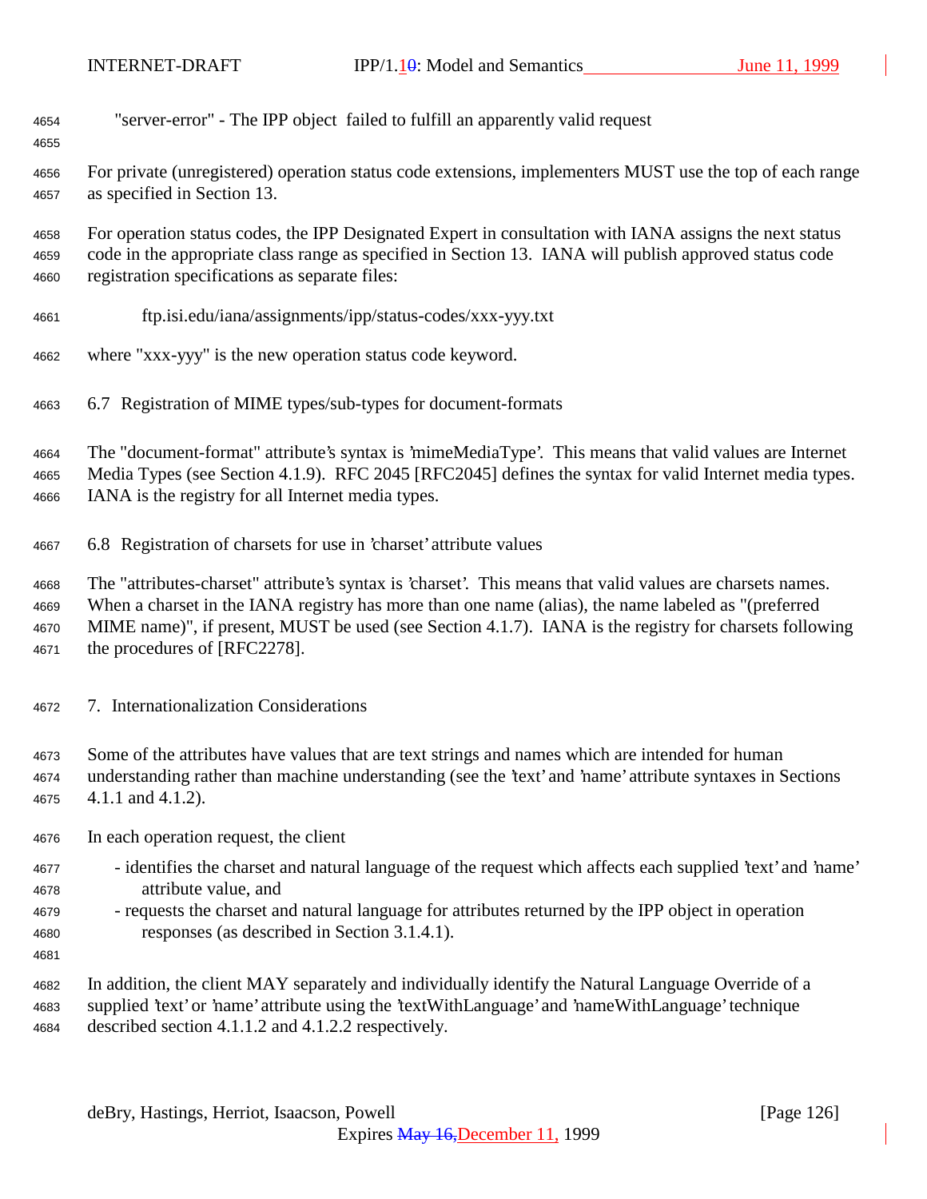"server-error" - The IPP object failed to fulfill an apparently valid request

For private (unregistered) operation status code extensions, implementers MUST use the top of each range as specified in Section 13.

For operation status codes, the IPP Designated Expert in consultation with IANA assigns the next status code in the appropriate class range as specified in Section 13. IANA will publish approved status code registration specifications as separate files:

ftp.isi.edu/iana/assignments/ipp/status-codes/xxx-yyy.txt

where "xxx-yyy" is the new operation status code keyword.

## 6.7 Registration of MIME types/sub-types for document-formats

The "document-format" attribute's syntax is 'mimeMediaType'. This means that valid values are Internet Media Types (see Section 4.1.9). RFC 2045 [RFC2045] defines the syntax for valid Internet media types. IANA is the registry for all Internet media types.

## 6.8 Registration of charsets for use in 'charset' attribute values

The "attributes-charset" attribute's syntax is 'charset'. This means that valid values are charsets names. When a charset in the IANA registry has more than one name (alias), the name labeled as "(preferred MIME name)", if present, MUST be used (see Section 4.1.7). IANA is the registry for charsets following the procedures of [RFC2278].

# 7. Internationalization Considerations

Some of the attributes have values that are text strings and names which are intended for human understanding rather than machine understanding (see the 'text' and 'name' attribute syntaxes in Sections 4.1.1 and 4.1.2).

In each operation request, the client

- identifies the charset and natural language of the request which affects each supplied 'text' and 'name' attribute value, and
- requests the charset and natural language for attributes returned by the IPP object in operation responses (as described in Section 3.1.4.1).

In addition, the client MAY separately and individually identify the Natural Language Override of a supplied 'text' or 'name' attribute using the 'textWithLanguage' and 'nameWithLanguage' technique described section 4.1.1.2 and 4.1.2.2 respectively.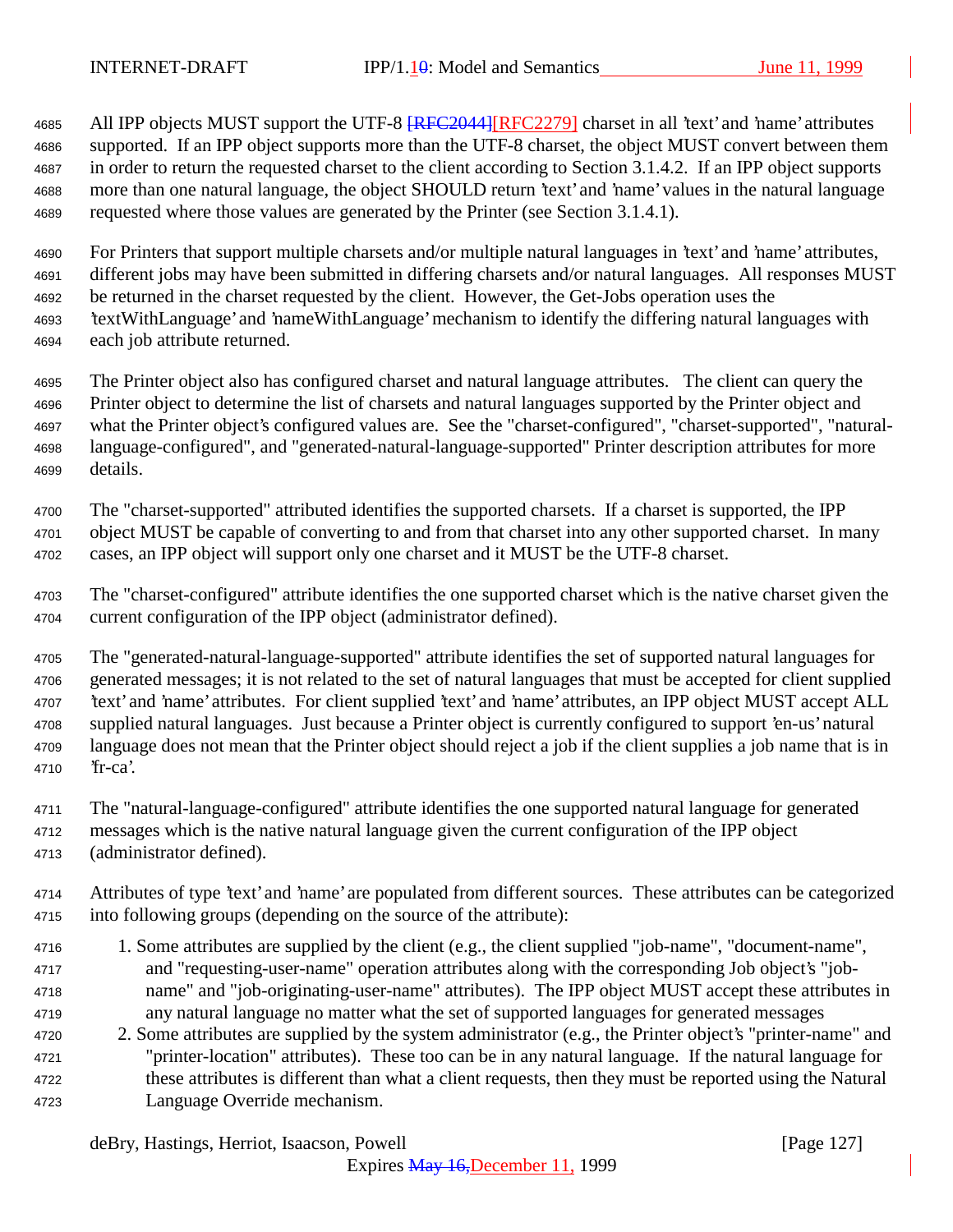All IPP objects MUST support the UTF-8 [RFC2044][RFC2279] charset in all 'text' and 'name' attributes supported. If an IPP object supports more than the UTF-8 charset, the object MUST convert between them in order to return the requested charset to the client according to Section 3.1.4.2. If an IPP object supports more than one natural language, the object SHOULD return 'text' and 'name' values in the natural language requested where those values are generated by the Printer (see Section 3.1.4.1).

For Printers that support multiple charsets and/or multiple natural languages in 'text' and 'name' attributes, different jobs may have been submitted in differing charsets and/or natural languages. All responses MUST be returned in the charset requested by the client. However, the Get-Jobs operation uses the 'textWithLanguage' and 'nameWithLanguage' mechanism to identify the differing natural languages with each job attribute returned.

The Printer object also has configured charset and natural language attributes. The client can query the Printer object to determine the list of charsets and natural languages supported by the Printer object and what the Printer object's configured values are. See the "charset-configured", "charset-supported", "natural-language-configured", and "generated-natural-language-supported" Printer description attributes for more details.

The "charset-supported" attributed identifies the supported charsets. If a charset is supported, the IPP object MUST be capable of converting to and from that charset into any other supported charset. In many cases, an IPP object will support only one charset and it MUST be the UTF-8 charset.

The "charset-configured" attribute identifies the one supported charset which is the native charset given the current configuration of the IPP object (administrator defined).

The "generated-natural-language-supported" attribute identifies the set of supported natural languages for generated messages; it is not related to the set of natural languages that must be accepted for client supplied 'text' and 'name' attributes. For client supplied 'text' and 'name' attributes, an IPP object MUST accept ALL supplied natural languages. Just because a Printer object is currently configured to support 'en-us' natural language does not mean that the Printer object should reject a job if the client supplies a job name that is in 'fr-ca'.

The "natural-language-configured" attribute identifies the one supported natural language for generated messages which is the native natural language given the current configuration of the IPP object (administrator defined).

Attributes of type 'text' and 'name' are populated from different sources. These attributes can be categorized into following groups (depending on the source of the attribute):

1. Some attributes are supplied by the client (e.g., the client supplied "job-name", "document-name", and "requesting-user-name" operation attributes along with the corresponding Job object's "job-name" and "job-originating-user-name" attributes). The IPP object MUST accept these attributes in any natural language no matter what the set of supported languages for generated messages
2. Some attributes are supplied by the system administrator (e.g., the Printer object's "printer-name" and "printer-location" attributes). These too can be in any natural language. If the natural language for these attributes is different than what a client requests, then they must be reported using the Natural Language Override mechanism.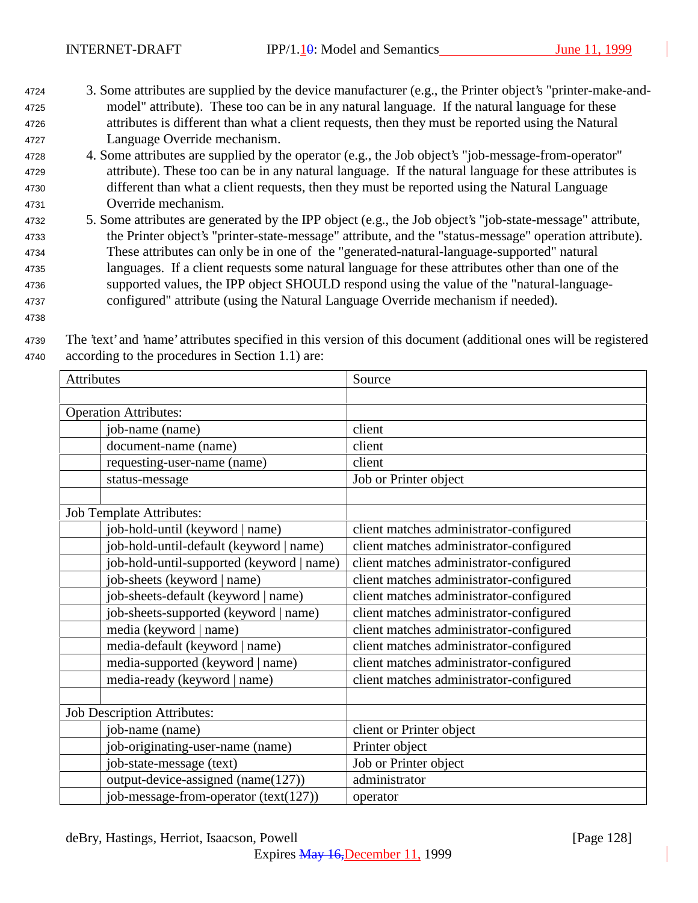3. Some attributes are supplied by the device manufacturer (e.g., the Printer object's "printer-make-and-model" attribute). These too can be in any natural language. If the natural language for these attributes is different than what a client requests, then they must be reported using the Natural Language Override mechanism.
4. Some attributes are supplied by the operator (e.g., the Job object's "job-message-from-operator" attribute). These too can be in any natural language. If the natural language for these attributes is different than what a client requests, then they must be reported using the Natural Language Override mechanism.
5. Some attributes are generated by the IPP object (e.g., the Job object's "job-state-message" attribute, the Printer object's "printer-state-message" attribute, and the "status-message" operation attribute). These attributes can only be in one of the "generated-natural-language-supported" natural languages. If a client requests some natural language for these attributes other than one of the supported values, the IPP object SHOULD respond using the value of the "natural-language-configured" attribute (using the Natural Language Override mechanism if needed).

The 'text' and 'name' attributes specified in this version of this document (additional ones will be registered according to the procedures in Section 1.1) are:

| Attributes | | Source |
|---|---|---|
| | | |
| Operation Attributes: | | |
| | job-name (name) | client |
| | document-name (name) | client |
| | requesting-user-name (name) | client |
| | status-message | Job or Printer object |
| | | |
| Job Template Attributes: | | |
| | job-hold-until (keyword \| name) | client matches administrator-configured |
| | job-hold-until-default (keyword \| name) | client matches administrator-configured |
| | job-hold-until-supported (keyword \| name) | client matches administrator-configured |
| | job-sheets (keyword \| name) | client matches administrator-configured |
| | job-sheets-default (keyword \| name) | client matches administrator-configured |
| | job-sheets-supported (keyword \| name) | client matches administrator-configured |
| | media (keyword \| name) | client matches administrator-configured |
| | media-default (keyword \| name) | client matches administrator-configured |
| | media-supported (keyword \| name) | client matches administrator-configured |
| | media-ready (keyword \| name) | client matches administrator-configured |
| | | |
| Job Description Attributes: | | |
| | job-name (name) | client or Printer object |
| | job-originating-user-name (name) | Printer object |
| | job-state-message (text) | Job or Printer object |
| | output-device-assigned (name(127)) | administrator |
| | job-message-from-operator (text(127)) | operator |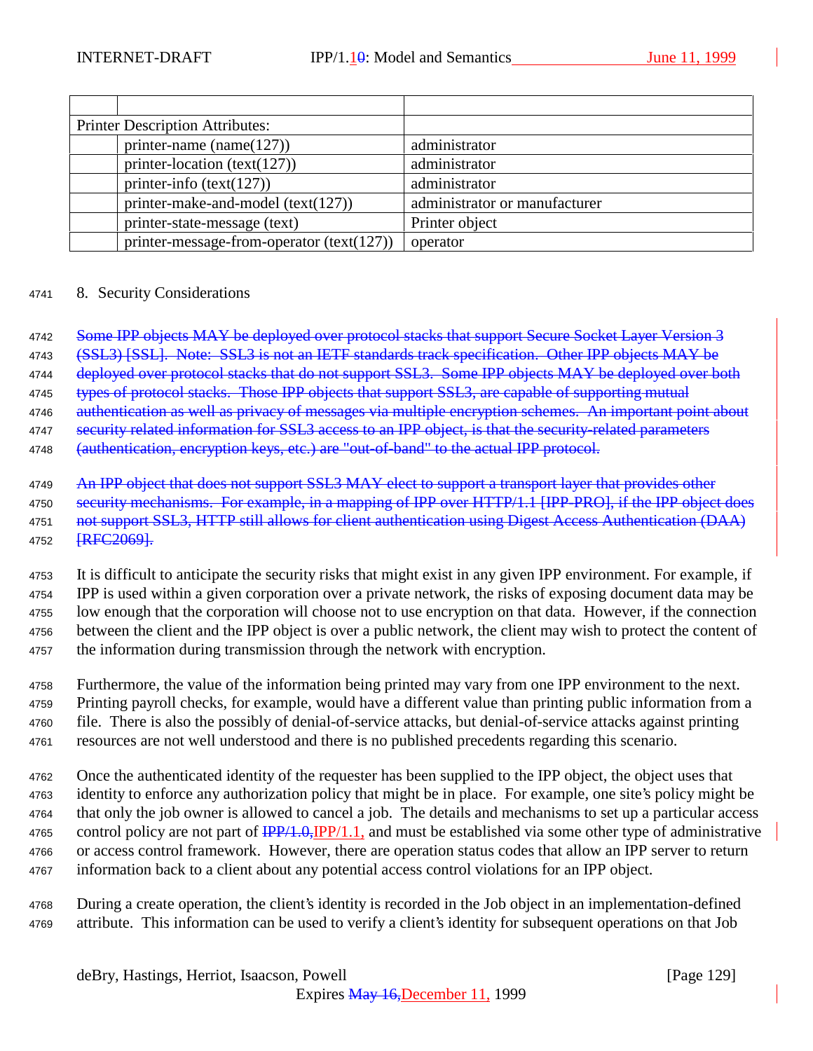| | | |
|---|---|---|
| | | |
| Printer Description Attributes: | | |
| | printer-name (name(127)) | administrator |
| | printer-location (text(127)) | administrator |
| | printer-info (text(127)) | administrator |
| | printer-make-and-model (text(127)) | administrator or manufacturer |
| | printer-state-message (text) | Printer object |
| | printer-message-from-operator (text(127)) | operator |

## 8. Security Considerations

~~Some IPP objects MAY be deployed over protocol stacks that support Secure Socket Layer Version 3 (SSL3) [SSL]. Note: SSL3 is not an IETF standards track specification. Other IPP objects MAY be deployed over protocol stacks that do not support SSL3. Some IPP objects MAY be deployed over both types of protocol stacks. Those IPP objects that support SSL3, are capable of supporting mutual authentication as well as privacy of messages via multiple encryption schemes. An important point about security related information for SSL3 access to an IPP object, is that the security-related parameters (authentication, encryption keys, etc.) are "out-of-band" to the actual IPP protocol.~~

~~An IPP object that does not support SSL3 MAY elect to support a transport layer that provides other security mechanisms. For example, in a mapping of IPP over HTTP/1.1 [IPP-PRO], if the IPP object does not support SSL3, HTTP still allows for client authentication using Digest Access Authentication (DAA) [RFC2069].~~

It is difficult to anticipate the security risks that might exist in any given IPP environment. For example, if IPP is used within a given corporation over a private network, the risks of exposing document data may be low enough that the corporation will choose not to use encryption on that data. However, if the connection between the client and the IPP object is over a public network, the client may wish to protect the content of the information during transmission through the network with encryption.

Furthermore, the value of the information being printed may vary from one IPP environment to the next. Printing payroll checks, for example, would have a different value than printing public information from a file. There is also the possibly of denial-of-service attacks, but denial-of-service attacks against printing resources are not well understood and there is no published precedents regarding this scenario.

Once the authenticated identity of the requester has been supplied to the IPP object, the object uses that identity to enforce any authorization policy that might be in place. For example, one site's policy might be that only the job owner is allowed to cancel a job. The details and mechanisms to set up a particular access control policy are not part of ~~IPP/1.0,~~IPP/1.1, and must be established via some other type of administrative or access control framework. However, there are operation status codes that allow an IPP server to return information back to a client about any potential access control violations for an IPP object.

During a create operation, the client's identity is recorded in the Job object in an implementation-defined attribute. This information can be used to verify a client's identity for subsequent operations on that Job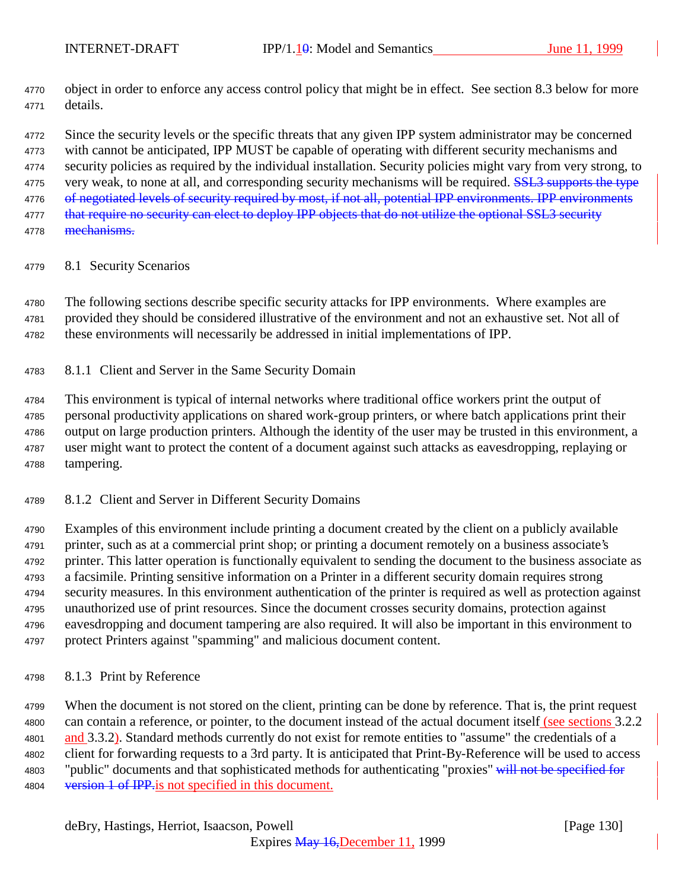object in order to enforce any access control policy that might be in effect. See section 8.3 below for more details.

Since the security levels or the specific threats that any given IPP system administrator may be concerned with cannot be anticipated, IPP MUST be capable of operating with different security mechanisms and security policies as required by the individual installation. Security policies might vary from very strong, to very weak, to none at all, and corresponding security mechanisms will be required. ~~SSL3 supports the type of negotiated levels of security required by most, if not all, potential IPP environments. IPP environments that require no security can elect to deploy IPP objects that do not utilize the optional SSL3 security mechanisms.~~

## 8.1 Security Scenarios

The following sections describe specific security attacks for IPP environments. Where examples are provided they should be considered illustrative of the environment and not an exhaustive set. Not all of these environments will necessarily be addressed in initial implementations of IPP.

### 8.1.1 Client and Server in the Same Security Domain

This environment is typical of internal networks where traditional office workers print the output of personal productivity applications on shared work-group printers, or where batch applications print their output on large production printers. Although the identity of the user may be trusted in this environment, a user might want to protect the content of a document against such attacks as eavesdropping, replaying or tampering.

### 8.1.2 Client and Server in Different Security Domains

Examples of this environment include printing a document created by the client on a publicly available printer, such as at a commercial print shop; or printing a document remotely on a business associate's printer. This latter operation is functionally equivalent to sending the document to the business associate as a facsimile. Printing sensitive information on a Printer in a different security domain requires strong security measures. In this environment authentication of the printer is required as well as protection against unauthorized use of print resources. Since the document crosses security domains, protection against eavesdropping and document tampering are also required. It will also be important in this environment to protect Printers against "spamming" and malicious document content.

### 8.1.3 Print by Reference

When the document is not stored on the client, printing can be done by reference. That is, the print request can contain a reference, or pointer, to the document instead of the actual document itself (see sections 3.2.2 and 3.3.2). Standard methods currently do not exist for remote entities to "assume" the credentials of a client for forwarding requests to a 3rd party. It is anticipated that Print-By-Reference will be used to access "public" documents and that sophisticated methods for authenticating "proxies" ~~will not be specified for version 1 of IPP.~~is not specified in this document.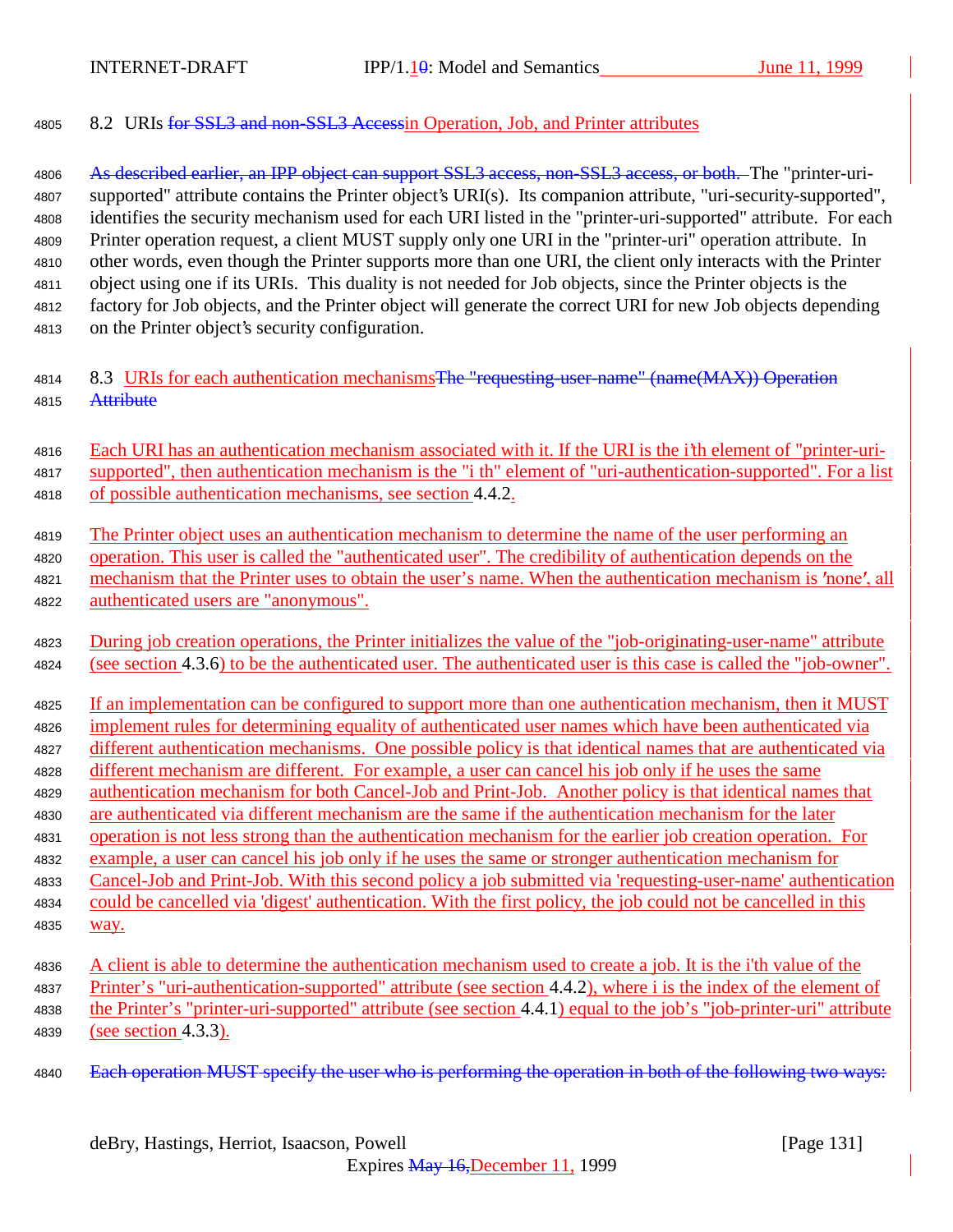## 8.2 URIs ~~for SSL3 and non-SSL3 Access~~in Operation, Job, and Printer attributes

~~As described earlier, an IPP object can support SSL3 access, non-SSL3 access, or both.~~ The "printer-uri-supported" attribute contains the Printer object's URI(s). Its companion attribute, "uri-security-supported", identifies the security mechanism used for each URI listed in the "printer-uri-supported" attribute. For each Printer operation request, a client MUST supply only one URI in the "printer-uri" operation attribute. In other words, even though the Printer supports more than one URI, the client only interacts with the Printer object using one if its URIs. This duality is not needed for Job objects, since the Printer objects is the factory for Job objects, and the Printer object will generate the correct URI for new Job objects depending on the Printer object's security configuration.

## 8.3 URIs for each authentication mechanisms~~The "requesting-user-name" (name(MAX)) Operation Attribute~~

Each URI has an authentication mechanism associated with it. If the URI is the i'th element of "printer-uri-supported", then authentication mechanism is the "i th" element of "uri-authentication-supported". For a list of possible authentication mechanisms, see section 4.4.2.

The Printer object uses an authentication mechanism to determine the name of the user performing an operation. This user is called the "authenticated user". The credibility of authentication depends on the mechanism that the Printer uses to obtain the user's name. When the authentication mechanism is 'none', all authenticated users are "anonymous".

During job creation operations, the Printer initializes the value of the "job-originating-user-name" attribute (see section 4.3.6) to be the authenticated user. The authenticated user is this case is called the "job-owner".

If an implementation can be configured to support more than one authentication mechanism, then it MUST implement rules for determining equality of authenticated user names which have been authenticated via different authentication mechanisms. One possible policy is that identical names that are authenticated via different mechanism are different. For example, a user can cancel his job only if he uses the same authentication mechanism for both Cancel-Job and Print-Job. Another policy is that identical names that are authenticated via different mechanism are the same if the authentication mechanism for the later operation is not less strong than the authentication mechanism for the earlier job creation operation. For example, a user can cancel his job only if he uses the same or stronger authentication mechanism for Cancel-Job and Print-Job. With this second policy a job submitted via 'requesting-user-name' authentication could be cancelled via 'digest' authentication. With the first policy, the job could not be cancelled in this way.

A client is able to determine the authentication mechanism used to create a job. It is the i'th value of the Printer's "uri-authentication-supported" attribute (see section 4.4.2), where i is the index of the element of the Printer's "printer-uri-supported" attribute (see section 4.4.1) equal to the job's "job-printer-uri" attribute (see section 4.3.3).

~~Each operation MUST specify the user who is performing the operation in both of the following two ways:~~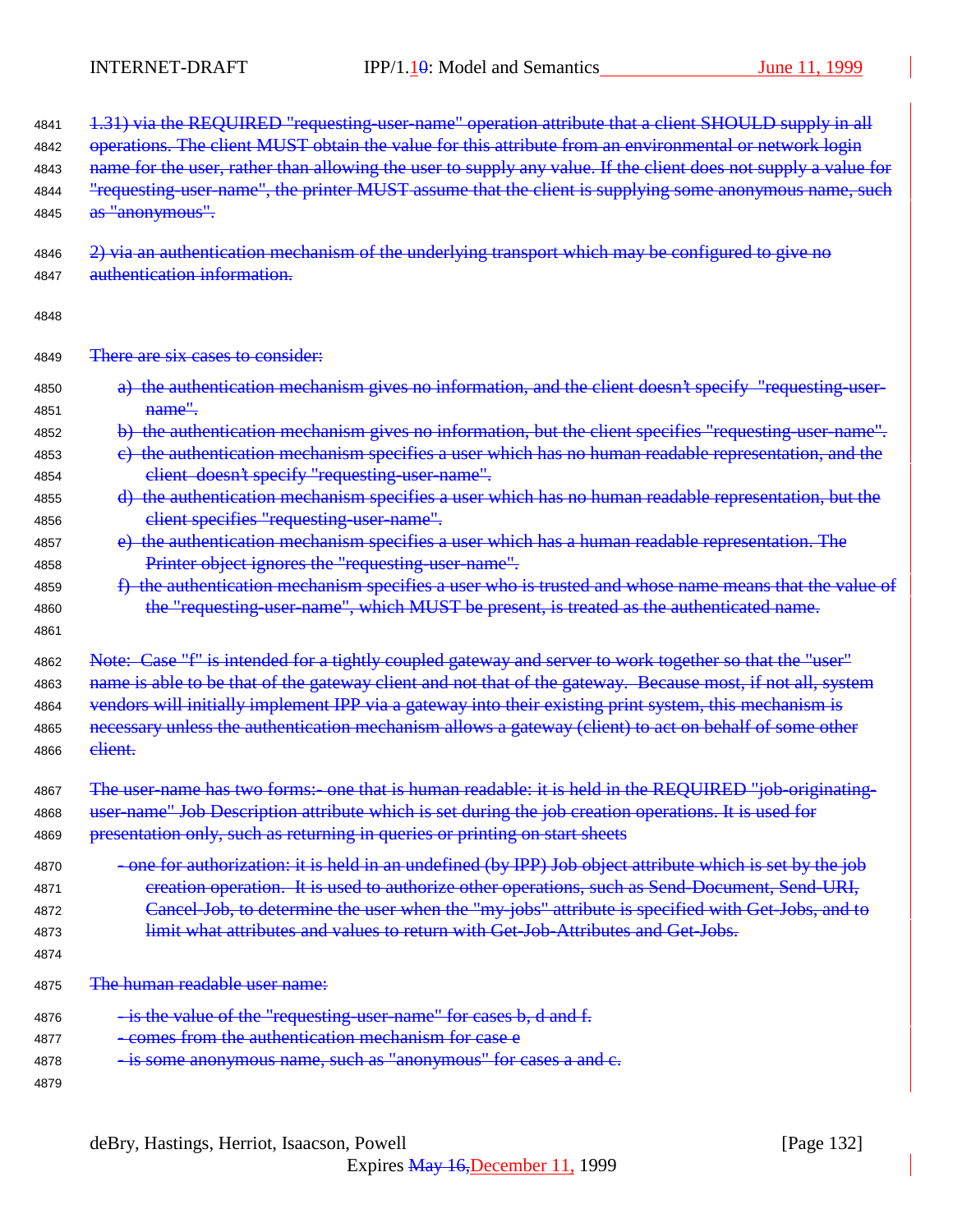1.31) via the REQUIRED "requesting-user-name" operation attribute that a client SHOULD supply in all operations. The client MUST obtain the value for this attribute from an environmental or network login name for the user, rather than allowing the user to supply any value. If the client does not supply a value for "requesting-user-name", the printer MUST assume that the client is supplying some anonymous name, such as "anonymous".

2) via an authentication mechanism of the underlying transport which may be configured to give no authentication information.

There are six cases to consider:

a) the authentication mechanism gives no information, and the client doesn't specify "requesting-user-name".
b) the authentication mechanism gives no information, but the client specifies "requesting-user-name".
c) the authentication mechanism specifies a user which has no human readable representation, and the client doesn't specify "requesting-user-name".
d) the authentication mechanism specifies a user which has no human readable representation, but the client specifies "requesting-user-name".
e) the authentication mechanism specifies a user which has a human readable representation. The Printer object ignores the "requesting-user-name".
f) the authentication mechanism specifies a user who is trusted and whose name means that the value of the "requesting-user-name", which MUST be present, is treated as the authenticated name.

Note: Case "f" is intended for a tightly coupled gateway and server to work together so that the "user" name is able to be that of the gateway client and not that of the gateway. Because most, if not all, system vendors will initially implement IPP via a gateway into their existing print system, this mechanism is necessary unless the authentication mechanism allows a gateway (client) to act on behalf of some other client.

The user-name has two forms:- one that is human readable: it is held in the REQUIRED "job-originating-user-name" Job Description attribute which is set during the job creation operations. It is used for presentation only, such as returning in queries or printing on start sheets

- one for authorization: it is held in an undefined (by IPP) Job object attribute which is set by the job creation operation. It is used to authorize other operations, such as Send-Document, Send-URI, Cancel-Job, to determine the user when the "my-jobs" attribute is specified with Get-Jobs, and to limit what attributes and values to return with Get-Job-Attributes and Get-Jobs.

The human readable user name:

- is the value of the "requesting-user-name" for cases b, d and f.
- comes from the authentication mechanism for case e
- is some anonymous name, such as "anonymous" for cases a and c.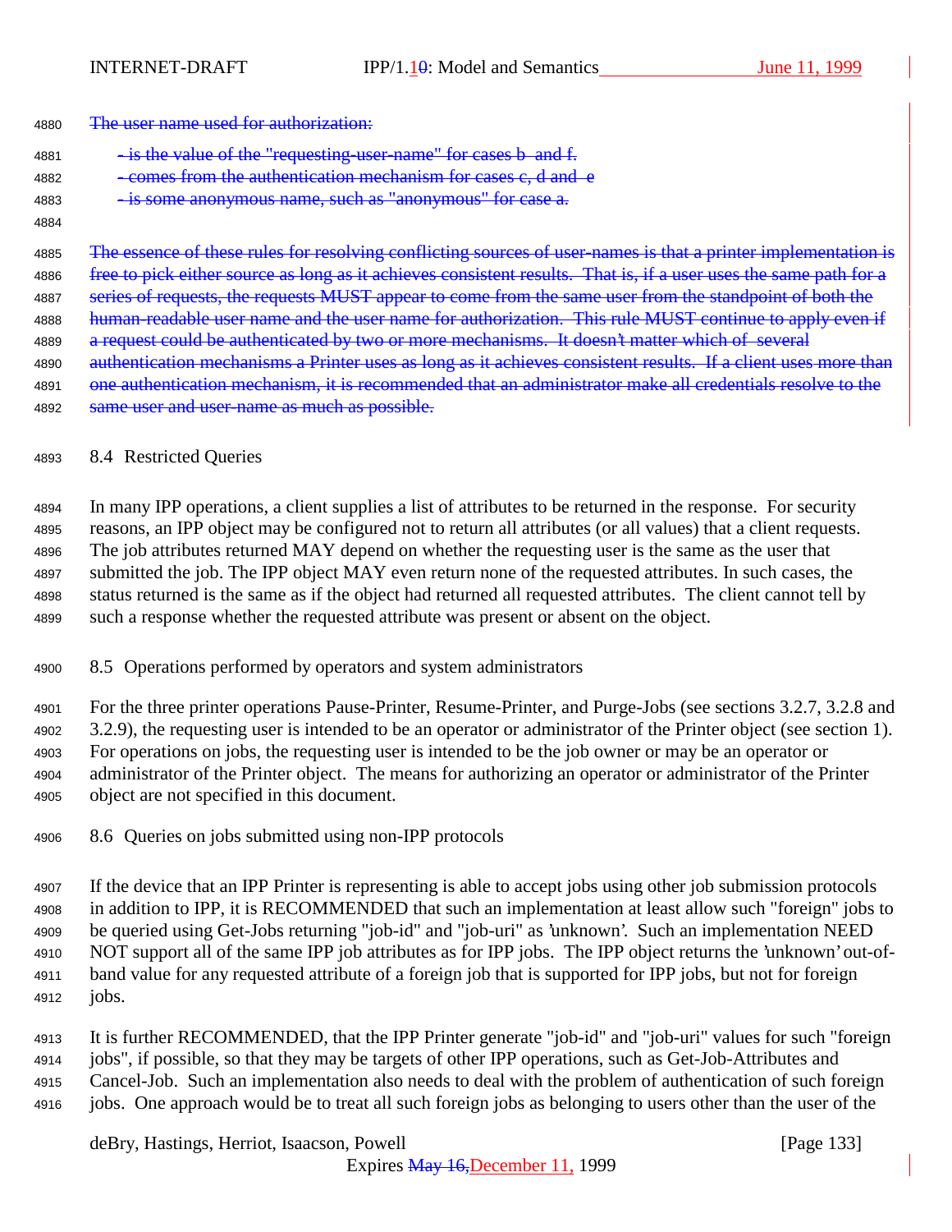~~The user name used for authorization:~~

~~- is the value of the "requesting-user-name" for cases b and f.~~
~~- comes from the authentication mechanism for cases c, d and e~~
~~- is some anonymous name, such as "anonymous" for case a.~~

~~The essence of these rules for resolving conflicting sources of user-names is that a printer implementation is free to pick either source as long as it achieves consistent results. That is, if a user uses the same path for a series of requests, the requests MUST appear to come from the same user from the standpoint of both the human-readable user name and the user name for authorization. This rule MUST continue to apply even if a request could be authenticated by two or more mechanisms. It doesn't matter which of several authentication mechanisms a Printer uses as long as it achieves consistent results. If a client uses more than one authentication mechanism, it is recommended that an administrator make all credentials resolve to the same user and user-name as much as possible.~~

## 8.4 Restricted Queries

In many IPP operations, a client supplies a list of attributes to be returned in the response. For security reasons, an IPP object may be configured not to return all attributes (or all values) that a client requests. The job attributes returned MAY depend on whether the requesting user is the same as the user that submitted the job. The IPP object MAY even return none of the requested attributes. In such cases, the status returned is the same as if the object had returned all requested attributes. The client cannot tell by such a response whether the requested attribute was present or absent on the object.

## 8.5 Operations performed by operators and system administrators

For the three printer operations Pause-Printer, Resume-Printer, and Purge-Jobs (see sections 3.2.7, 3.2.8 and 3.2.9), the requesting user is intended to be an operator or administrator of the Printer object (see section 1). For operations on jobs, the requesting user is intended to be the job owner or may be an operator or administrator of the Printer object. The means for authorizing an operator or administrator of the Printer object are not specified in this document.

## 8.6 Queries on jobs submitted using non-IPP protocols

If the device that an IPP Printer is representing is able to accept jobs using other job submission protocols in addition to IPP, it is RECOMMENDED that such an implementation at least allow such "foreign" jobs to be queried using Get-Jobs returning "job-id" and "job-uri" as 'unknown'. Such an implementation NEED NOT support all of the same IPP job attributes as for IPP jobs. The IPP object returns the 'unknown' out-of-band value for any requested attribute of a foreign job that is supported for IPP jobs, but not for foreign jobs.

It is further RECOMMENDED, that the IPP Printer generate "job-id" and "job-uri" values for such "foreign jobs", if possible, so that they may be targets of other IPP operations, such as Get-Job-Attributes and Cancel-Job. Such an implementation also needs to deal with the problem of authentication of such foreign jobs. One approach would be to treat all such foreign jobs as belonging to users other than the user of the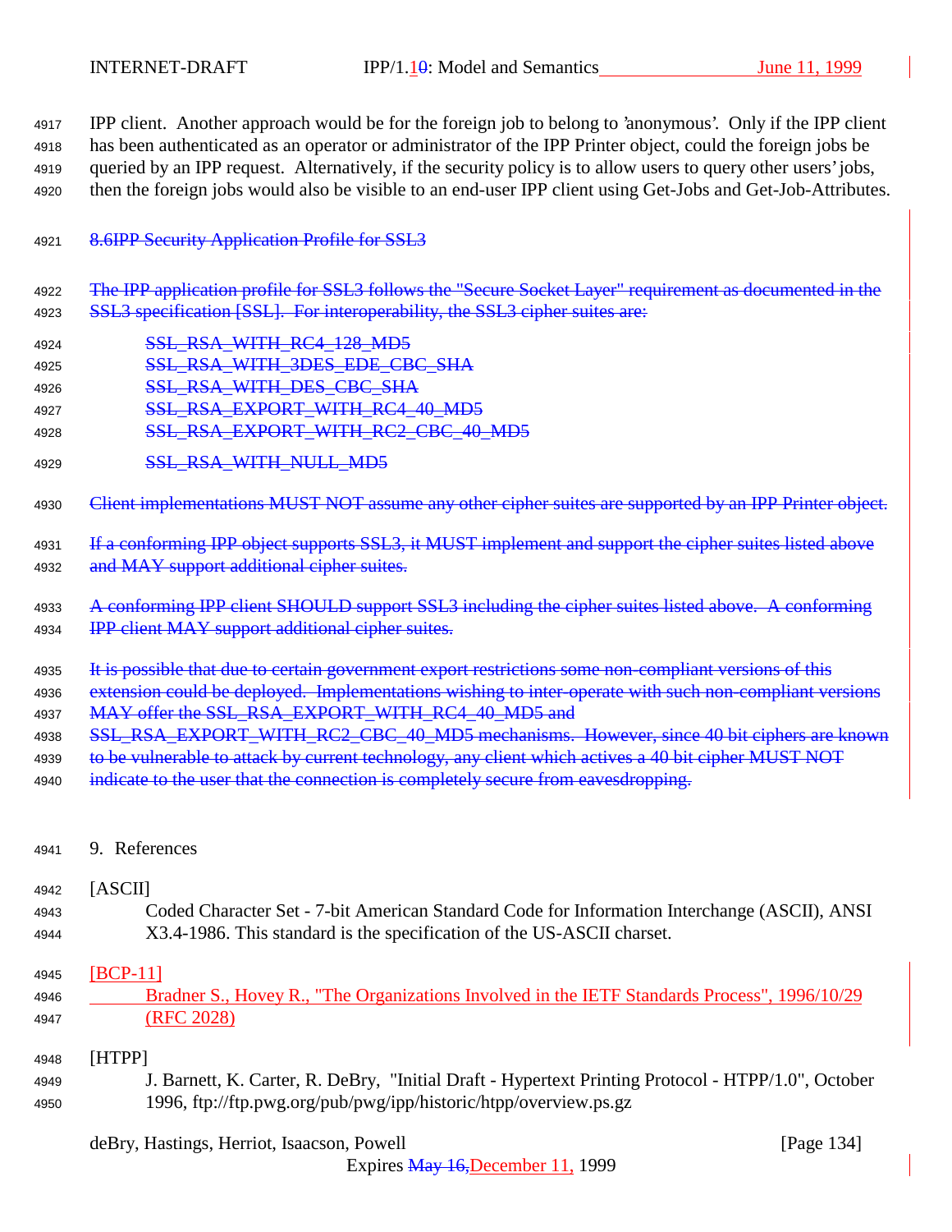IPP client. Another approach would be for the foreign job to belong to 'anonymous'. Only if the IPP client has been authenticated as an operator or administrator of the IPP Printer object, could the foreign jobs be queried by an IPP request. Alternatively, if the security policy is to allow users to query other users' jobs, then the foreign jobs would also be visible to an end-user IPP client using Get-Jobs and Get-Job-Attributes.

## ~~8.6 IPP Security Application Profile for SSL3~~

~~The IPP application profile for SSL3 follows the "Secure Socket Layer" requirement as documented in the SSL3 specification [SSL]. For interoperability, the SSL3 cipher suites are:~~

~~SSL_RSA_WITH_RC4_128_MD5~~
~~SSL_RSA_WITH_3DES_EDE_CBC_SHA~~
~~SSL_RSA_WITH_DES_CBC_SHA~~
~~SSL_RSA_EXPORT_WITH_RC4_40_MD5~~
~~SSL_RSA_EXPORT_WITH_RC2_CBC_40_MD5~~
~~SSL_RSA_WITH_NULL_MD5~~

~~Client implementations MUST NOT assume any other cipher suites are supported by an IPP Printer object.~~

~~If a conforming IPP object supports SSL3, it MUST implement and support the cipher suites listed above and MAY support additional cipher suites.~~

~~A conforming IPP client SHOULD support SSL3 including the cipher suites listed above. A conforming IPP client MAY support additional cipher suites.~~

~~It is possible that due to certain government export restrictions some non-compliant versions of this extension could be deployed. Implementations wishing to inter-operate with such non-compliant versions MAY offer the SSL_RSA_EXPORT_WITH_RC4_40_MD5 and SSL_RSA_EXPORT_WITH_RC2_CBC_40_MD5 mechanisms. However, since 40 bit ciphers are known to be vulnerable to attack by current technology, any client which actives a 40 bit cipher MUST NOT indicate to the user that the connection is completely secure from eavesdropping.~~

# 9. References

[ASCII]
Coded Character Set - 7-bit American Standard Code for Information Interchange (ASCII), ANSI X3.4-1986. This standard is the specification of the US-ASCII charset.

[BCP-11]
Bradner S., Hovey R., "The Organizations Involved in the IETF Standards Process", 1996/10/29 (RFC 2028)

[HTPP]
J. Barnett, K. Carter, R. DeBry, "Initial Draft - Hypertext Printing Protocol - HTPP/1.0", October 1996, ftp://ftp.pwg.org/pub/pwg/ipp/historic/htpp/overview.ps.gz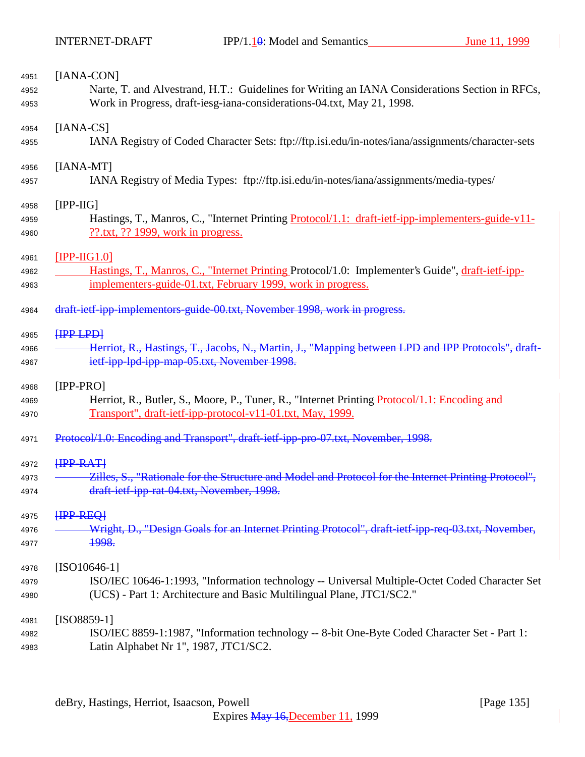[IANA-CON]
Narte, T. and Alvestrand, H.T.: Guidelines for Writing an IANA Considerations Section in RFCs, Work in Progress, draft-iesg-iana-considerations-04.txt, May 21, 1998.

[IANA-CS]
IANA Registry of Coded Character Sets: ftp://ftp.isi.edu/in-notes/iana/assignments/character-sets

[IANA-MT]
IANA Registry of Media Types: ftp://ftp.isi.edu/in-notes/iana/assignments/media-types/

[IPP-IIG]
Hastings, T., Manros, C., "Internet Printing Protocol/1.1: draft-ietf-ipp-implementers-guide-v11-??.txt, ?? 1999, work in progress.

[IPP-IIG1.0]
Hastings, T., Manros, C., "Internet Printing Protocol/1.0: Implementer's Guide", draft-ietf-ipp-implementers-guide-01.txt, February 1999, work in progress.

~~draft-ietf-ipp-implementors-guide-00.txt, November 1998, work in progress.~~

~~[IPP-LPD]~~
~~Herriot, R., Hastings, T., Jacobs, N., Martin, J., "Mapping between LPD and IPP Protocols", draft-ietf-ipp-lpd-ipp-map-05.txt, November 1998.~~

[IPP-PRO]
Herriot, R., Butler, S., Moore, P., Tuner, R., "Internet Printing Protocol/1.1: Encoding and Transport", draft-ietf-ipp-protocol-v11-01.txt, May, 1999.

~~Protocol/1.0: Encoding and Transport", draft-ietf-ipp-pro-07.txt, November, 1998.~~

~~[IPP-RAT]~~
~~Zilles, S., "Rationale for the Structure and Model and Protocol for the Internet Printing Protocol", draft-ietf-ipp-rat-04.txt, November, 1998.~~

~~[IPP-REQ]~~
~~Wright, D., "Design Goals for an Internet Printing Protocol", draft-ietf-ipp-req-03.txt, November, 1998.~~

[ISO10646-1]
ISO/IEC 10646-1:1993, "Information technology -- Universal Multiple-Octet Coded Character Set (UCS) - Part 1: Architecture and Basic Multilingual Plane, JTC1/SC2."

[ISO8859-1]
ISO/IEC 8859-1:1987, "Information technology -- 8-bit One-Byte Coded Character Set - Part 1: Latin Alphabet Nr 1", 1987, JTC1/SC2.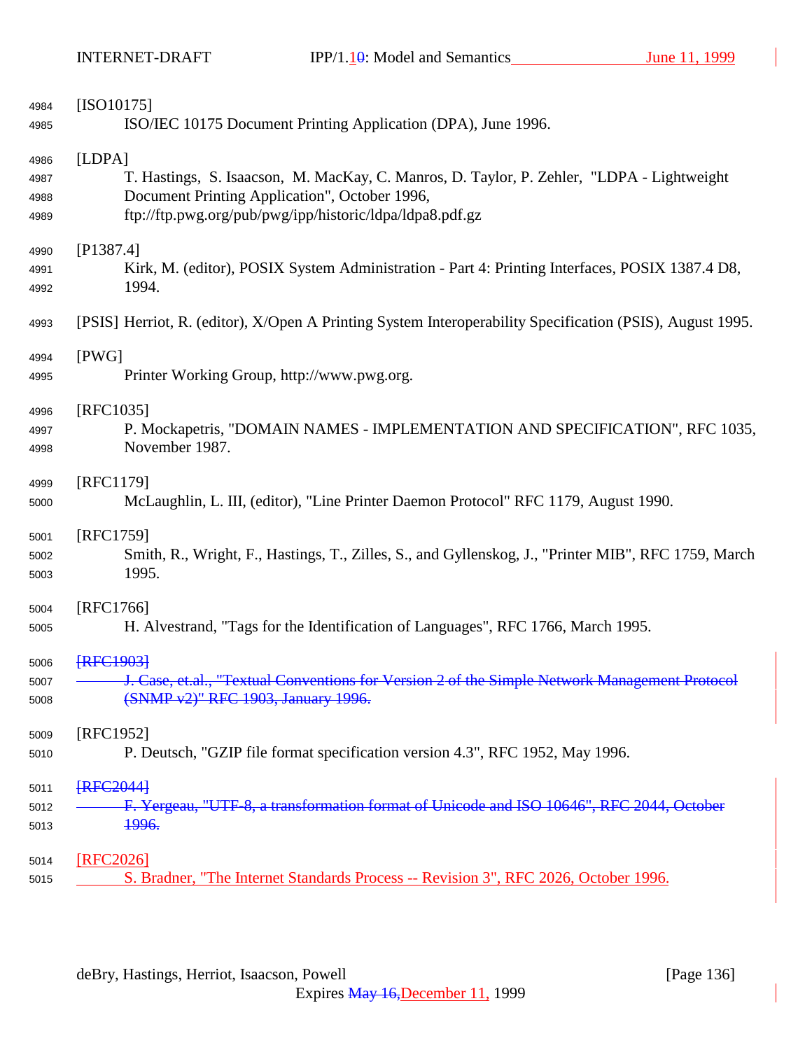[ISO10175]

ISO/IEC 10175 Document Printing Application (DPA), June 1996.

[LDPA]

T. Hastings, S. Isaacson, M. MacKay, C. Manros, D. Taylor, P. Zehler, "LDPA - Lightweight Document Printing Application", October 1996, ftp://ftp.pwg.org/pub/pwg/ipp/historic/ldpa/ldpa8.pdf.gz

[P1387.4]

Kirk, M. (editor), POSIX System Administration - Part 4: Printing Interfaces, POSIX 1387.4 D8, 1994.

[PSIS] Herriot, R. (editor), X/Open A Printing System Interoperability Specification (PSIS), August 1995.

[PWG]

Printer Working Group, http://www.pwg.org.

[RFC1035]

P. Mockapetris, "DOMAIN NAMES - IMPLEMENTATION AND SPECIFICATION", RFC 1035, November 1987.

[RFC1179]

McLaughlin, L. III, (editor), "Line Printer Daemon Protocol" RFC 1179, August 1990.

[RFC1759]

Smith, R., Wright, F., Hastings, T., Zilles, S., and Gyllenskog, J., "Printer MIB", RFC 1759, March 1995.

[RFC1766]

H. Alvestrand, "Tags for the Identification of Languages", RFC 1766, March 1995.

~~[RFC1903]~~

~~J. Case, et.al., "Textual Conventions for Version 2 of the Simple Network Management Protocol (SNMP v2)" RFC 1903, January 1996.~~

[RFC1952]

P. Deutsch, "GZIP file format specification version 4.3", RFC 1952, May 1996.

~~[RFC2044]~~

~~F. Yergeau, "UTF-8, a transformation format of Unicode and ISO 10646", RFC 2044, October 1996.~~

[RFC2026]

S. Bradner, "The Internet Standards Process -- Revision 3", RFC 2026, October 1996.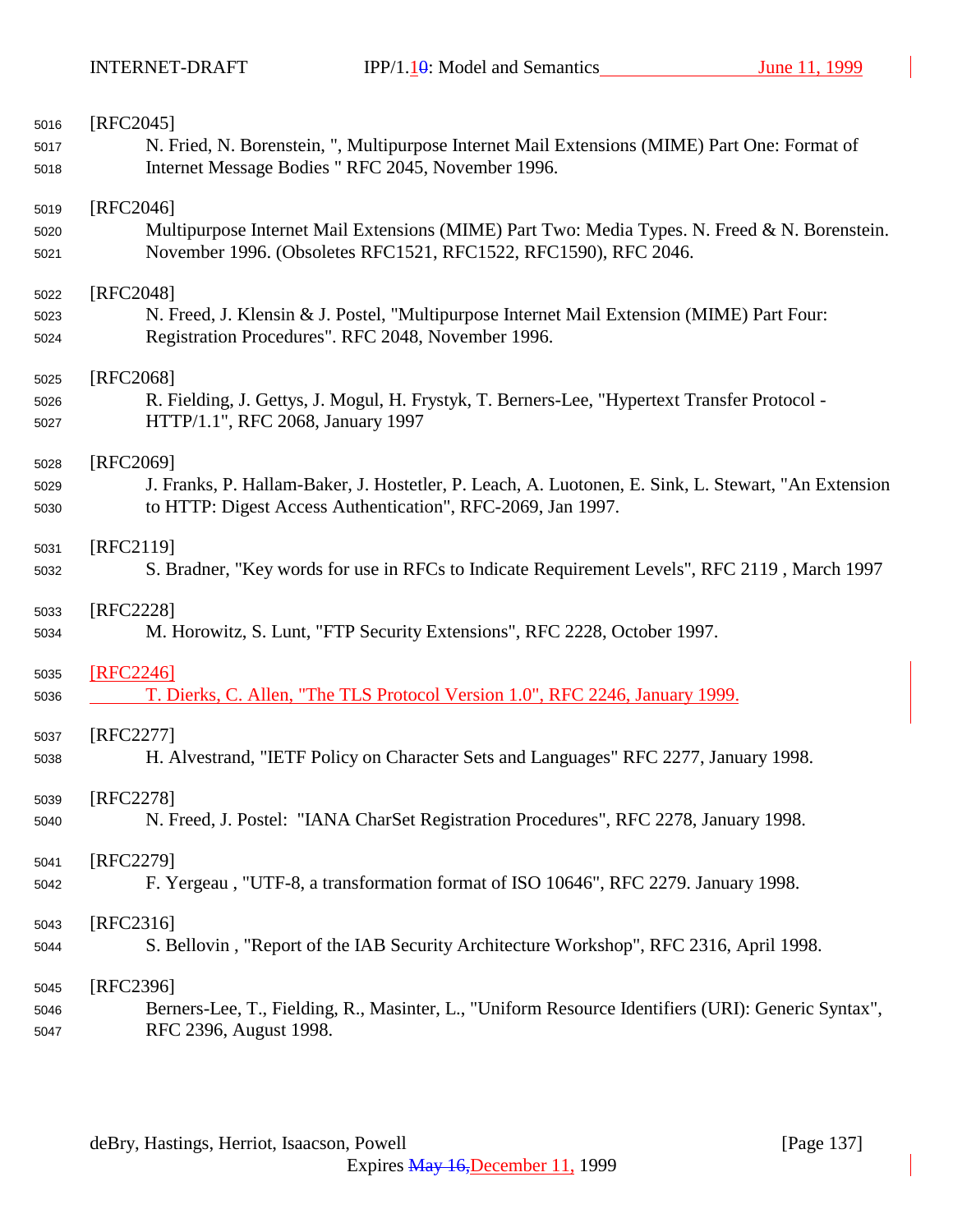[RFC2045]
N. Fried, N. Borenstein, ", Multipurpose Internet Mail Extensions (MIME) Part One: Format of Internet Message Bodies " RFC 2045, November 1996.

[RFC2046]
Multipurpose Internet Mail Extensions (MIME) Part Two: Media Types. N. Freed & N. Borenstein. November 1996. (Obsoletes RFC1521, RFC1522, RFC1590), RFC 2046.

[RFC2048]
N. Freed, J. Klensin & J. Postel, "Multipurpose Internet Mail Extension (MIME) Part Four: Registration Procedures". RFC 2048, November 1996.

[RFC2068]
R. Fielding, J. Gettys, J. Mogul, H. Frystyk, T. Berners-Lee, "Hypertext Transfer Protocol - HTTP/1.1", RFC 2068, January 1997

[RFC2069]
J. Franks, P. Hallam-Baker, J. Hostetler, P. Leach, A. Luotonen, E. Sink, L. Stewart, "An Extension to HTTP: Digest Access Authentication", RFC-2069, Jan 1997.

[RFC2119]
S. Bradner, "Key words for use in RFCs to Indicate Requirement Levels", RFC 2119 , March 1997

[RFC2228]
M. Horowitz, S. Lunt, "FTP Security Extensions", RFC 2228, October 1997.

[RFC2246]
T. Dierks, C. Allen, "The TLS Protocol Version 1.0", RFC 2246, January 1999.

[RFC2277]
H. Alvestrand, "IETF Policy on Character Sets and Languages" RFC 2277, January 1998.

[RFC2278]
N. Freed, J. Postel: "IANA CharSet Registration Procedures", RFC 2278, January 1998.

[RFC2279]
F. Yergeau , "UTF-8, a transformation format of ISO 10646", RFC 2279. January 1998.

[RFC2316]
S. Bellovin , "Report of the IAB Security Architecture Workshop", RFC 2316, April 1998.

[RFC2396]
Berners-Lee, T., Fielding, R., Masinter, L., "Uniform Resource Identifiers (URI): Generic Syntax", RFC 2396, August 1998.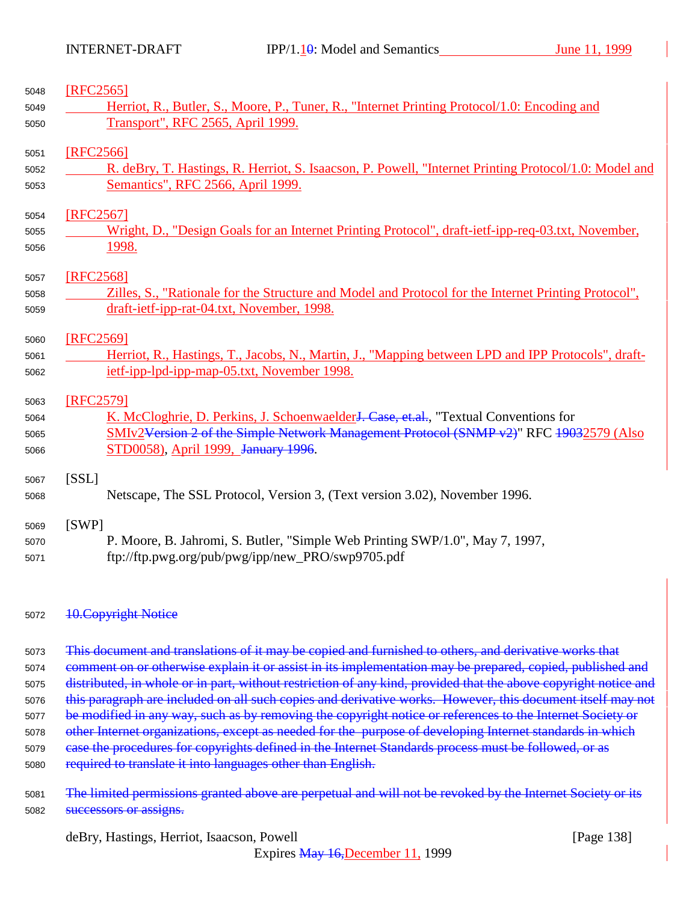[RFC2565]
Herriot, R., Butler, S., Moore, P., Tuner, R., "Internet Printing Protocol/1.0: Encoding and Transport", RFC 2565, April 1999.

[RFC2566]
R. deBry, T. Hastings, R. Herriot, S. Isaacson, P. Powell, "Internet Printing Protocol/1.0: Model and Semantics", RFC 2566, April 1999.

[RFC2567]
Wright, D., "Design Goals for an Internet Printing Protocol", draft-ietf-ipp-req-03.txt, November, 1998.

[RFC2568]
Zilles, S., "Rationale for the Structure and Model and Protocol for the Internet Printing Protocol", draft-ietf-ipp-rat-04.txt, November, 1998.

[RFC2569]
Herriot, R., Hastings, T., Jacobs, N., Martin, J., "Mapping between LPD and IPP Protocols", draft-ietf-ipp-lpd-ipp-map-05.txt, November 1998.

[RFC2579]
K. McCloghrie, D. Perkins, J. Schoenwaelder~~J. Case, et.al.~~, "Textual Conventions for SMIv2~~Version 2 of the Simple Network Management Protocol (SNMP v2)~~" RFC ~~1903~~2579 (Also STD0058), April 1999, ~~January 1996~~.

[SSL]
Netscape, The SSL Protocol, Version 3, (Text version 3.02), November 1996.

[SWP]
P. Moore, B. Jahromi, S. Butler, "Simple Web Printing SWP/1.0", May 7, 1997, ftp://ftp.pwg.org/pub/pwg/ipp/new_PRO/swp9705.pdf

## ~~10.Copyright Notice~~

~~This document and translations of it may be copied and furnished to others, and derivative works that comment on or otherwise explain it or assist in its implementation may be prepared, copied, published and distributed, in whole or in part, without restriction of any kind, provided that the above copyright notice and this paragraph are included on all such copies and derivative works. However, this document itself may not be modified in any way, such as by removing the copyright notice or references to the Internet Society or other Internet organizations, except as needed for the purpose of developing Internet standards in which case the procedures for copyrights defined in the Internet Standards process must be followed, or as required to translate it into languages other than English.~~

~~The limited permissions granted above are perpetual and will not be revoked by the Internet Society or its successors or assigns.~~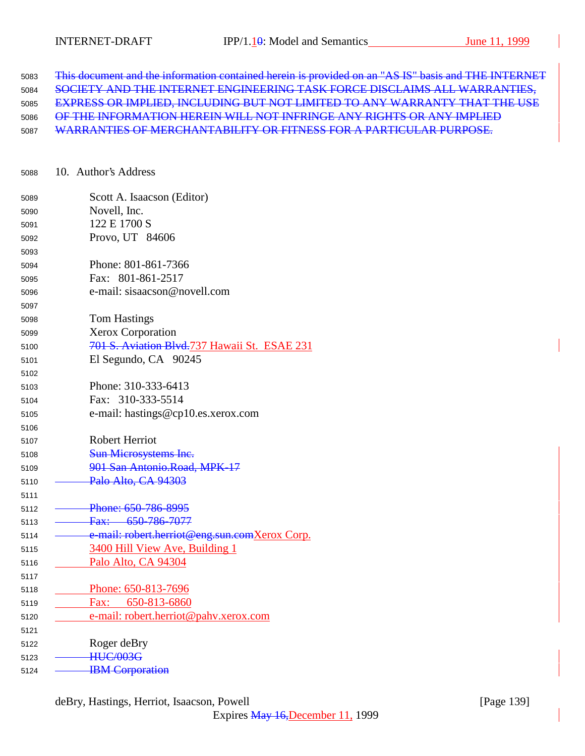~~This document and the information contained herein is provided on an "AS IS" basis and THE INTERNET SOCIETY AND THE INTERNET ENGINEERING TASK FORCE DISCLAIMS ALL WARRANTIES, EXPRESS OR IMPLIED, INCLUDING BUT NOT LIMITED TO ANY WARRANTY THAT THE USE OF THE INFORMATION HEREIN WILL NOT INFRINGE ANY RIGHTS OR ANY IMPLIED WARRANTIES OF MERCHANTABILITY OR FITNESS FOR A PARTICULAR PURPOSE.~~

## 10. Author's Address

Scott A. Isaacson (Editor)
Novell, Inc.
122 E 1700 S
Provo, UT 84606

Phone: 801-861-7366
Fax: 801-861-2517
e-mail: sisaacson@novell.com

Tom Hastings
Xerox Corporation
~~701 S. Aviation Blvd.~~737 Hawaii St. ESAE 231
El Segundo, CA 90245

Phone: 310-333-6413
Fax: 310-333-5514
e-mail: hastings@cp10.es.xerox.com

Robert Herriot
~~Sun Microsystems Inc.~~
~~901 San Antonio.Road, MPK-17~~
~~Palo Alto, CA 94303~~

~~Phone: 650-786-8995~~
~~Fax: 650-786-7077~~
~~e-mail: robert.herriot@eng.sun.com~~Xerox Corp.
3400 Hill View Ave, Building 1
Palo Alto, CA 94304

Phone: 650-813-7696
Fax: 650-813-6860
e-mail: robert.herriot@pahv.xerox.com

Roger deBry
~~HUC/003G~~
~~IBM Corporation~~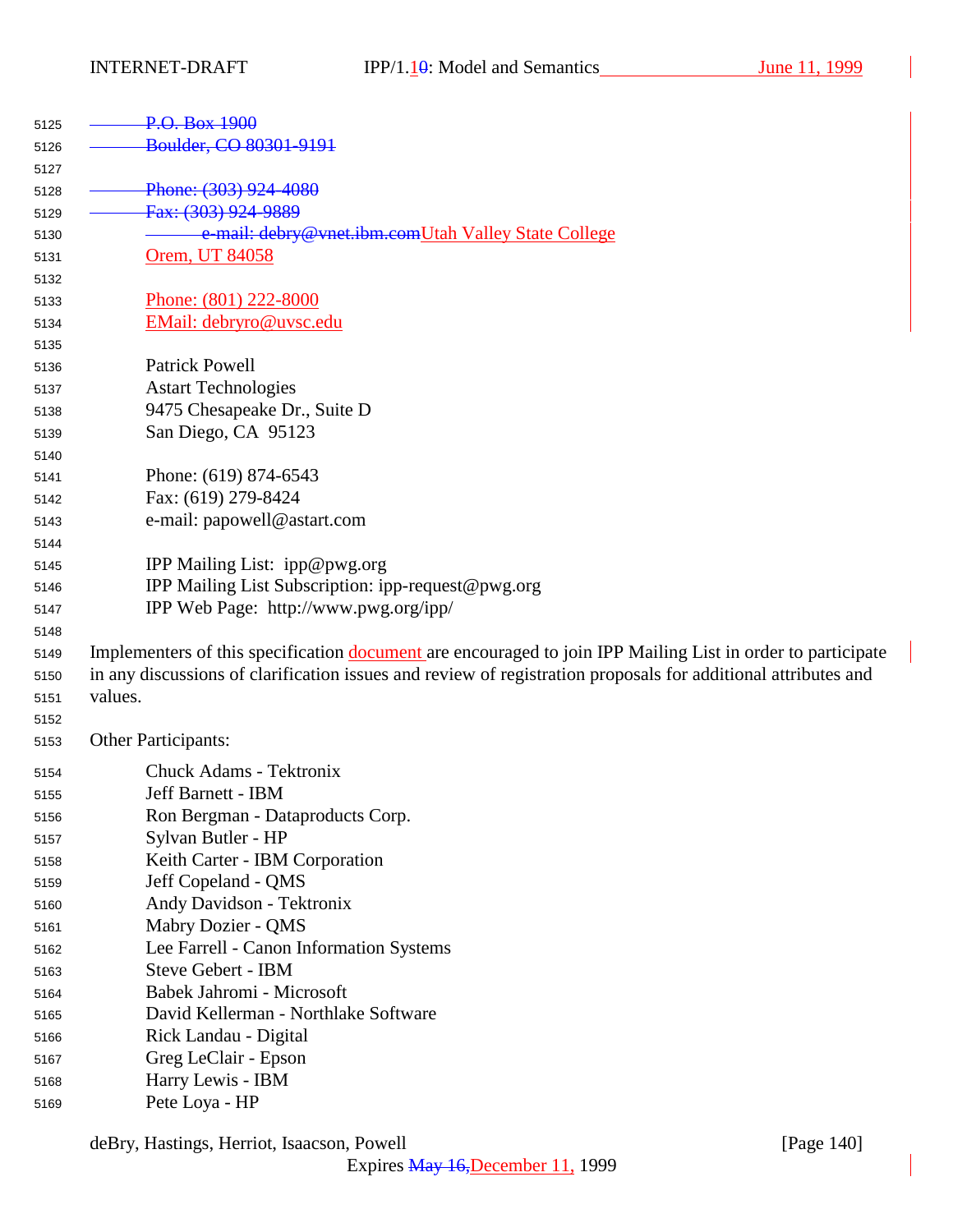~~P.O. Box 1900~~
~~Boulder, CO 80301-9191~~

~~Phone: (303) 924-4080~~
~~Fax: (303) 924-9889~~
~~e-mail: debry@vnet.ibm.com~~Utah Valley State College
Orem, UT 84058

Phone: (801) 222-8000
EMail: debryro@uvsc.edu

Patrick Powell
Astart Technologies
9475 Chesapeake Dr., Suite D
San Diego, CA 95123

Phone: (619) 874-6543
Fax: (619) 279-8424
e-mail: papowell@astart.com

IPP Mailing List: ipp@pwg.org
IPP Mailing List Subscription: ipp-request@pwg.org
IPP Web Page: http://www.pwg.org/ipp/

Implementers of this specification document are encouraged to join IPP Mailing List in order to participate in any discussions of clarification issues and review of registration proposals for additional attributes and values.

Other Participants:

Chuck Adams - Tektronix
Jeff Barnett - IBM
Ron Bergman - Dataproducts Corp.
Sylvan Butler - HP
Keith Carter - IBM Corporation
Jeff Copeland - QMS
Andy Davidson - Tektronix
Mabry Dozier - QMS
Lee Farrell - Canon Information Systems
Steve Gebert - IBM
Babek Jahromi - Microsoft
David Kellerman - Northlake Software
Rick Landau - Digital
Greg LeClair - Epson
Harry Lewis - IBM
Pete Loya - HP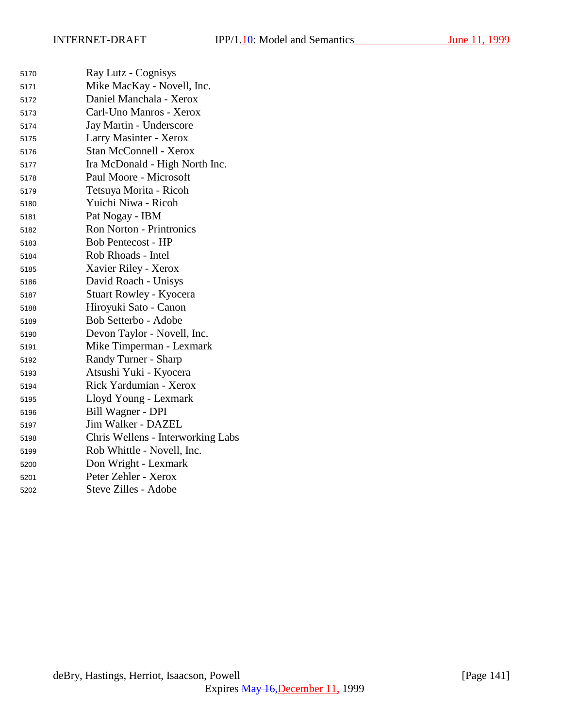Ray Lutz - Cognisys
Mike MacKay - Novell, Inc.
Daniel Manchala - Xerox
Carl-Uno Manros - Xerox
Jay Martin - Underscore
Larry Masinter - Xerox
Stan McConnell - Xerox
Ira McDonald - High North Inc.
Paul Moore - Microsoft
Tetsuya Morita - Ricoh
Yuichi Niwa - Ricoh
Pat Nogay - IBM
Ron Norton - Printronics
Bob Pentecost - HP
Rob Rhoads - Intel
Xavier Riley - Xerox
David Roach - Unisys
Stuart Rowley - Kyocera
Hiroyuki Sato - Canon
Bob Setterbo - Adobe
Devon Taylor - Novell, Inc.
Mike Timperman - Lexmark
Randy Turner - Sharp
Atsushi Yuki - Kyocera
Rick Yardumian - Xerox
Lloyd Young - Lexmark
Bill Wagner - DPI
Jim Walker - DAZEL
Chris Wellens - Interworking Labs
Rob Whittle - Novell, Inc.
Don Wright - Lexmark
Peter Zehler - Xerox
Steve Zilles - Adobe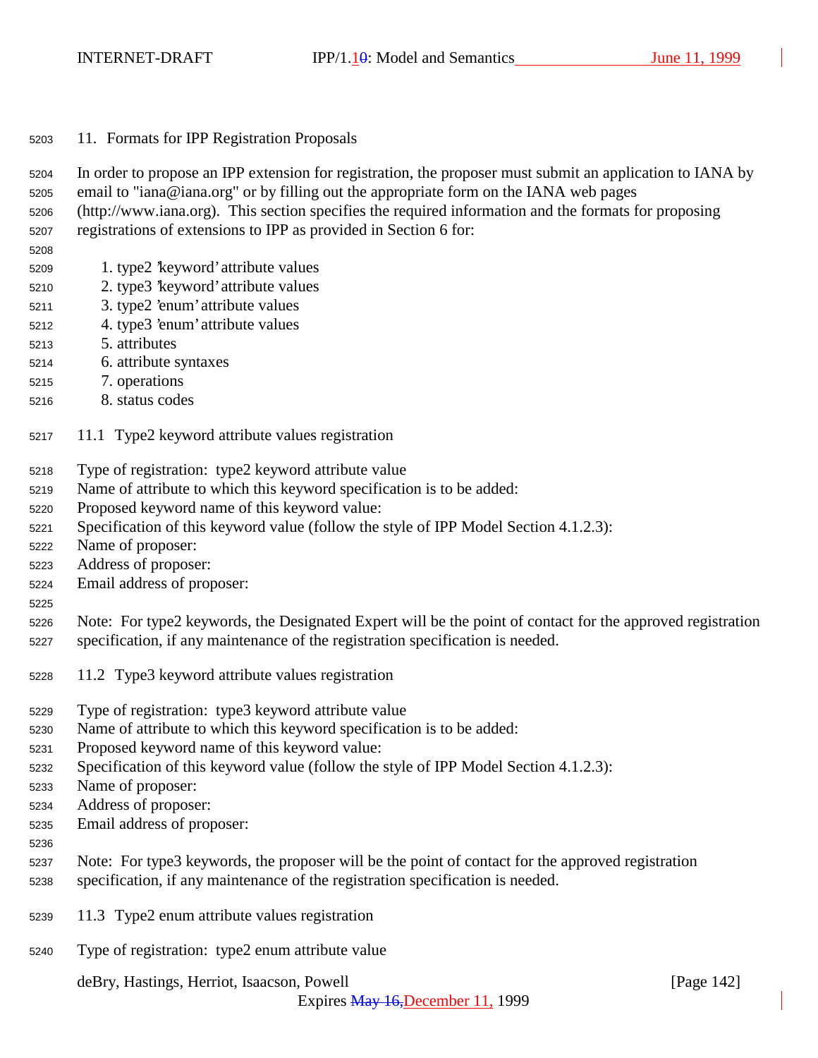# 11. Formats for IPP Registration Proposals

In order to propose an IPP extension for registration, the proposer must submit an application to IANA by email to "iana@iana.org" or by filling out the appropriate form on the IANA web pages (http://www.iana.org). This section specifies the required information and the formats for proposing registrations of extensions to IPP as provided in Section 6 for:

1. type2 'keyword' attribute values
2. type3 'keyword' attribute values
3. type2 'enum' attribute values
4. type3 'enum' attribute values
5. attributes
6. attribute syntaxes
7. operations
8. status codes

## 11.1 Type2 keyword attribute values registration

Type of registration: type2 keyword attribute value
Name of attribute to which this keyword specification is to be added:
Proposed keyword name of this keyword value:
Specification of this keyword value (follow the style of IPP Model Section 4.1.2.3):
Name of proposer:
Address of proposer:
Email address of proposer:

Note: For type2 keywords, the Designated Expert will be the point of contact for the approved registration specification, if any maintenance of the registration specification is needed.

## 11.2 Type3 keyword attribute values registration

Type of registration: type3 keyword attribute value
Name of attribute to which this keyword specification is to be added:
Proposed keyword name of this keyword value:
Specification of this keyword value (follow the style of IPP Model Section 4.1.2.3):
Name of proposer:
Address of proposer:
Email address of proposer:

Note: For type3 keywords, the proposer will be the point of contact for the approved registration specification, if any maintenance of the registration specification is needed.

## 11.3 Type2 enum attribute values registration

Type of registration: type2 enum attribute value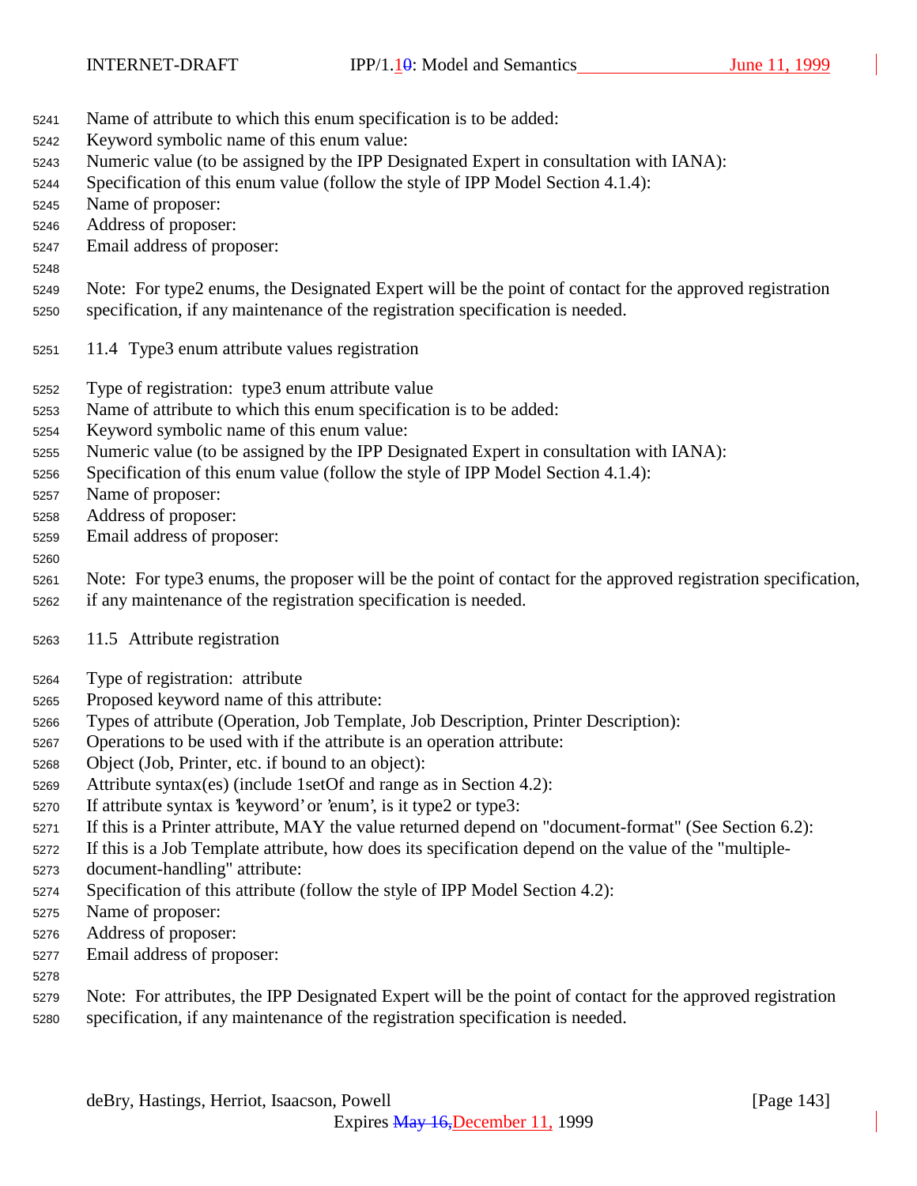Name of attribute to which this enum specification is to be added:
Keyword symbolic name of this enum value:
Numeric value (to be assigned by the IPP Designated Expert in consultation with IANA):
Specification of this enum value (follow the style of IPP Model Section 4.1.4):
Name of proposer:
Address of proposer:
Email address of proposer:

Note: For type2 enums, the Designated Expert will be the point of contact for the approved registration specification, if any maintenance of the registration specification is needed.

## 11.4 Type3 enum attribute values registration

Type of registration: type3 enum attribute value
Name of attribute to which this enum specification is to be added:
Keyword symbolic name of this enum value:
Numeric value (to be assigned by the IPP Designated Expert in consultation with IANA):
Specification of this enum value (follow the style of IPP Model Section 4.1.4):
Name of proposer:
Address of proposer:
Email address of proposer:

Note: For type3 enums, the proposer will be the point of contact for the approved registration specification, if any maintenance of the registration specification is needed.

## 11.5 Attribute registration

Type of registration: attribute
Proposed keyword name of this attribute:
Types of attribute (Operation, Job Template, Job Description, Printer Description):
Operations to be used with if the attribute is an operation attribute:
Object (Job, Printer, etc. if bound to an object):
Attribute syntax(es) (include 1setOf and range as in Section 4.2):
If attribute syntax is 'keyword' or 'enum', is it type2 or type3:
If this is a Printer attribute, MAY the value returned depend on "document-format" (See Section 6.2):
If this is a Job Template attribute, how does its specification depend on the value of the "multiple-document-handling" attribute:
Specification of this attribute (follow the style of IPP Model Section 4.2):
Name of proposer:
Address of proposer:
Email address of proposer:

Note: For attributes, the IPP Designated Expert will be the point of contact for the approved registration specification, if any maintenance of the registration specification is needed.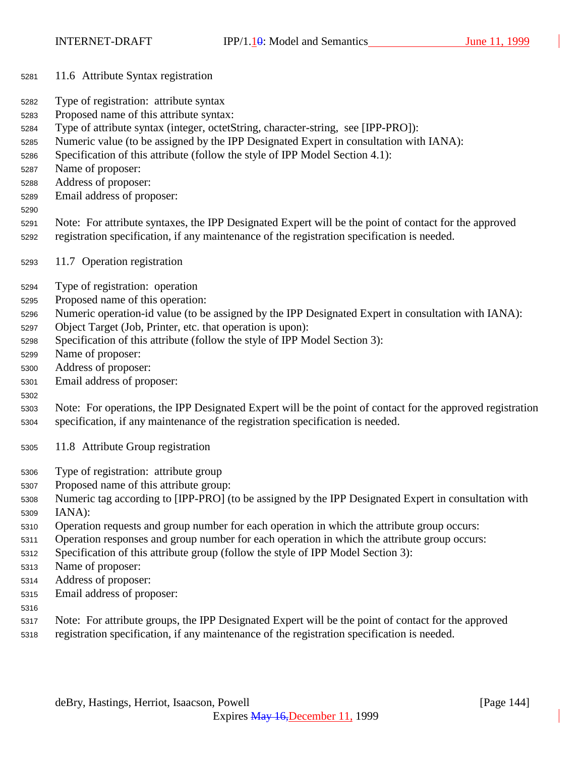## 11.6 Attribute Syntax registration

Type of registration: attribute syntax
Proposed name of this attribute syntax:
Type of attribute syntax (integer, octetString, character-string, see [IPP-PRO]):
Numeric value (to be assigned by the IPP Designated Expert in consultation with IANA):
Specification of this attribute (follow the style of IPP Model Section 4.1):
Name of proposer:
Address of proposer:
Email address of proposer:

Note: For attribute syntaxes, the IPP Designated Expert will be the point of contact for the approved registration specification, if any maintenance of the registration specification is needed.

## 11.7 Operation registration

Type of registration: operation
Proposed name of this operation:
Numeric operation-id value (to be assigned by the IPP Designated Expert in consultation with IANA):
Object Target (Job, Printer, etc. that operation is upon):
Specification of this attribute (follow the style of IPP Model Section 3):
Name of proposer:
Address of proposer:
Email address of proposer:

Note: For operations, the IPP Designated Expert will be the point of contact for the approved registration specification, if any maintenance of the registration specification is needed.

## 11.8 Attribute Group registration

Type of registration: attribute group
Proposed name of this attribute group:
Numeric tag according to [IPP-PRO] (to be assigned by the IPP Designated Expert in consultation with IANA):
Operation requests and group number for each operation in which the attribute group occurs:
Operation responses and group number for each operation in which the attribute group occurs:
Specification of this attribute group (follow the style of IPP Model Section 3):
Name of proposer:
Address of proposer:
Email address of proposer:

Note: For attribute groups, the IPP Designated Expert will be the point of contact for the approved registration specification, if any maintenance of the registration specification is needed.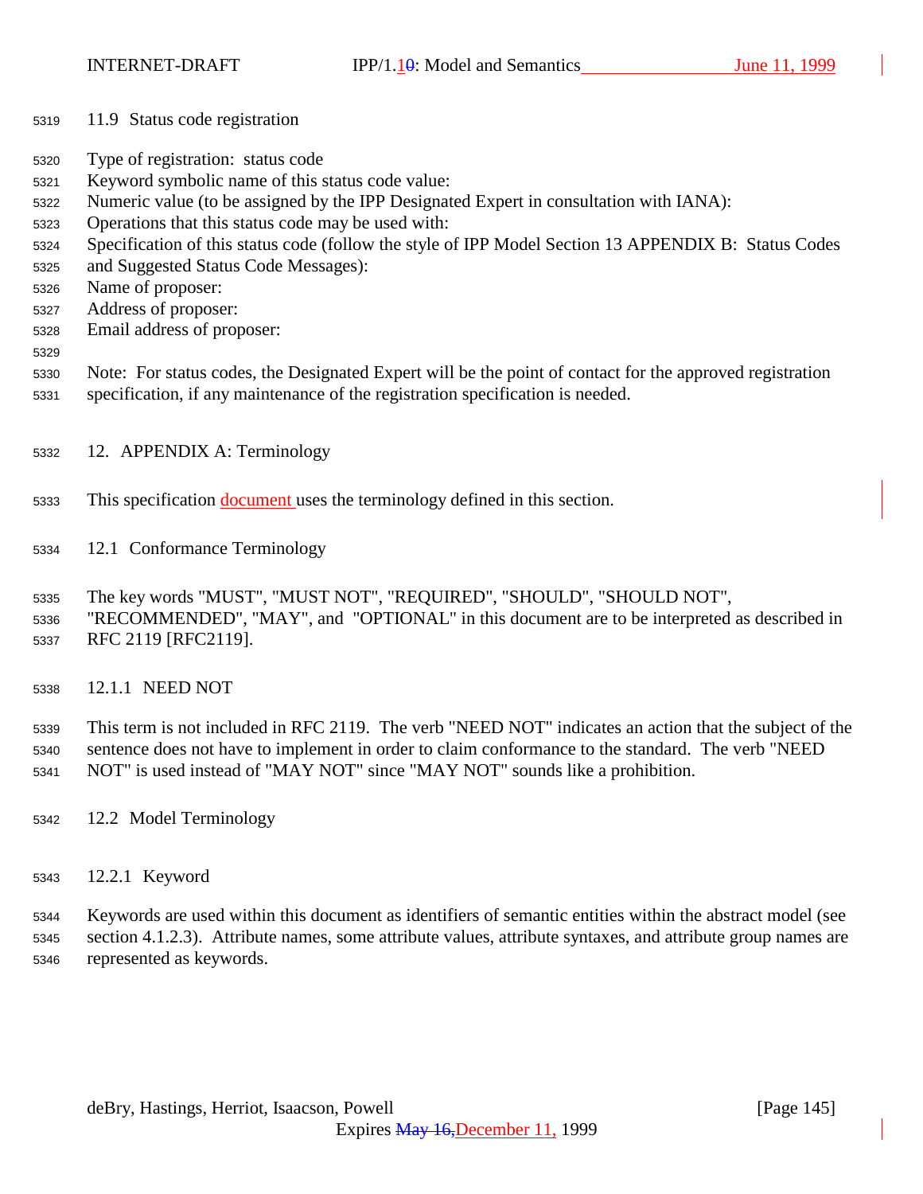### 11.9 Status code registration

Type of registration: status code
Keyword symbolic name of this status code value:
Numeric value (to be assigned by the IPP Designated Expert in consultation with IANA):
Operations that this status code may be used with:
Specification of this status code (follow the style of IPP Model Section 13 APPENDIX B: Status Codes and Suggested Status Code Messages):
Name of proposer:
Address of proposer:
Email address of proposer:

Note: For status codes, the Designated Expert will be the point of contact for the approved registration specification, if any maintenance of the registration specification is needed.

## 12. APPENDIX A: Terminology

This specification document uses the terminology defined in this section.

### 12.1 Conformance Terminology

The key words "MUST", "MUST NOT", "REQUIRED", "SHOULD", "SHOULD NOT", "RECOMMENDED", "MAY", and "OPTIONAL" in this document are to be interpreted as described in RFC 2119 [RFC2119].

#### 12.1.1 NEED NOT

This term is not included in RFC 2119. The verb "NEED NOT" indicates an action that the subject of the sentence does not have to implement in order to claim conformance to the standard. The verb "NEED NOT" is used instead of "MAY NOT" since "MAY NOT" sounds like a prohibition.

### 12.2 Model Terminology

#### 12.2.1 Keyword

Keywords are used within this document as identifiers of semantic entities within the abstract model (see section 4.1.2.3). Attribute names, some attribute values, attribute syntaxes, and attribute group names are represented as keywords.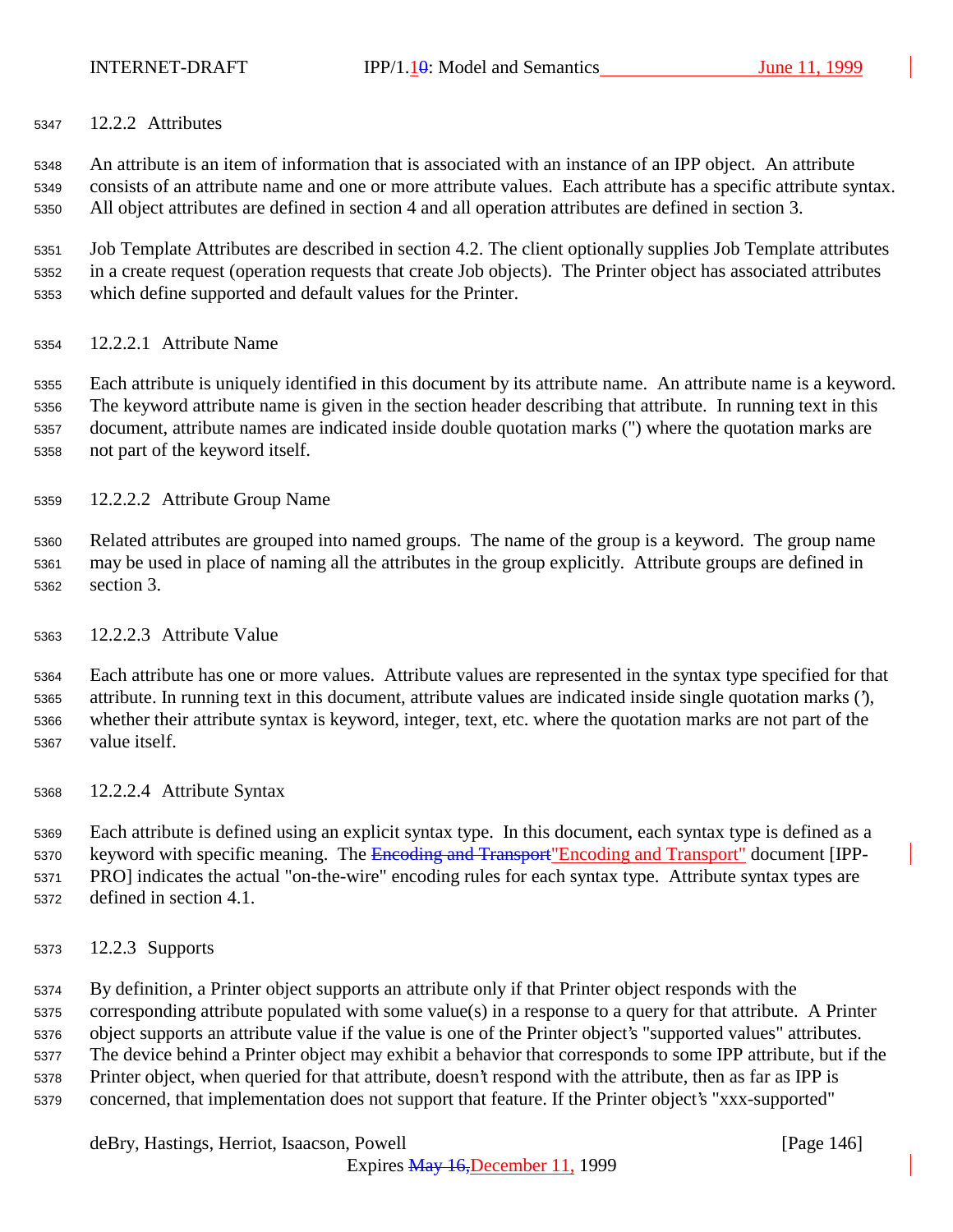### 12.2.2 Attributes

An attribute is an item of information that is associated with an instance of an IPP object. An attribute consists of an attribute name and one or more attribute values. Each attribute has a specific attribute syntax. All object attributes are defined in section 4 and all operation attributes are defined in section 3.

Job Template Attributes are described in section 4.2. The client optionally supplies Job Template attributes in a create request (operation requests that create Job objects). The Printer object has associated attributes which define supported and default values for the Printer.

#### 12.2.2.1 Attribute Name

Each attribute is uniquely identified in this document by its attribute name. An attribute name is a keyword. The keyword attribute name is given in the section header describing that attribute. In running text in this document, attribute names are indicated inside double quotation marks (") where the quotation marks are not part of the keyword itself.

#### 12.2.2.2 Attribute Group Name

Related attributes are grouped into named groups. The name of the group is a keyword. The group name may be used in place of naming all the attributes in the group explicitly. Attribute groups are defined in section 3.

#### 12.2.2.3 Attribute Value

Each attribute has one or more values. Attribute values are represented in the syntax type specified for that attribute. In running text in this document, attribute values are indicated inside single quotation marks ('), whether their attribute syntax is keyword, integer, text, etc. where the quotation marks are not part of the value itself.

#### 12.2.2.4 Attribute Syntax

Each attribute is defined using an explicit syntax type. In this document, each syntax type is defined as a keyword with specific meaning. The ~~Encoding and Transport~~"Encoding and Transport" document [IPP-PRO] indicates the actual "on-the-wire" encoding rules for each syntax type. Attribute syntax types are defined in section 4.1.

### 12.2.3 Supports

By definition, a Printer object supports an attribute only if that Printer object responds with the corresponding attribute populated with some value(s) in a response to a query for that attribute. A Printer object supports an attribute value if the value is one of the Printer object's "supported values" attributes. The device behind a Printer object may exhibit a behavior that corresponds to some IPP attribute, but if the Printer object, when queried for that attribute, doesn't respond with the attribute, then as far as IPP is concerned, that implementation does not support that feature. If the Printer object's "xxx-supported"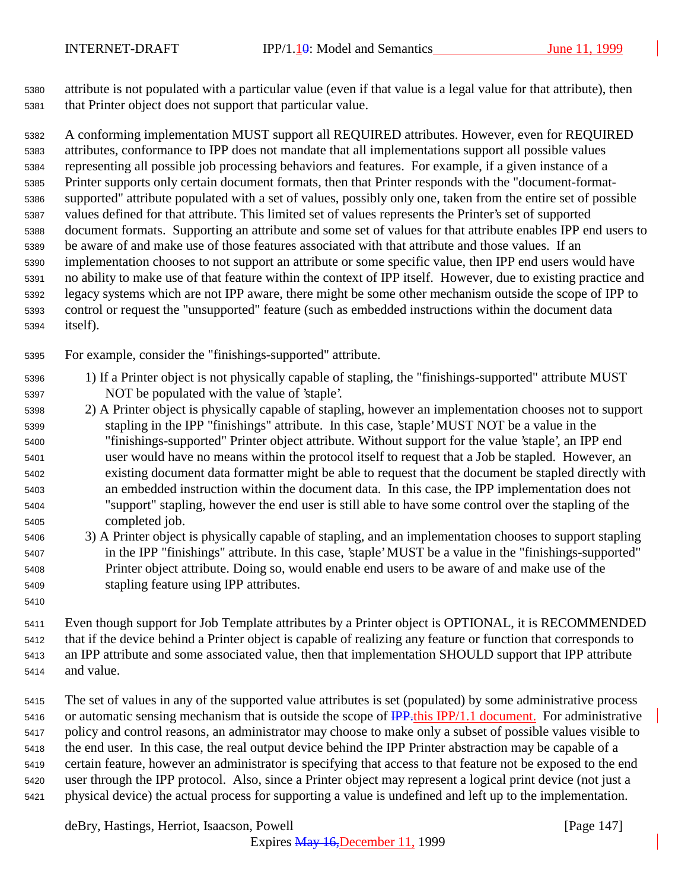attribute is not populated with a particular value (even if that value is a legal value for that attribute), then that Printer object does not support that particular value.

A conforming implementation MUST support all REQUIRED attributes. However, even for REQUIRED attributes, conformance to IPP does not mandate that all implementations support all possible values representing all possible job processing behaviors and features. For example, if a given instance of a Printer supports only certain document formats, then that Printer responds with the "document-format-supported" attribute populated with a set of values, possibly only one, taken from the entire set of possible values defined for that attribute. This limited set of values represents the Printer's set of supported document formats. Supporting an attribute and some set of values for that attribute enables IPP end users to be aware of and make use of those features associated with that attribute and those values. If an implementation chooses to not support an attribute or some specific value, then IPP end users would have no ability to make use of that feature within the context of IPP itself. However, due to existing practice and legacy systems which are not IPP aware, there might be some other mechanism outside the scope of IPP to control or request the "unsupported" feature (such as embedded instructions within the document data itself).

For example, consider the "finishings-supported" attribute.

1) If a Printer object is not physically capable of stapling, the "finishings-supported" attribute MUST NOT be populated with the value of 'staple'.
2) A Printer object is physically capable of stapling, however an implementation chooses not to support stapling in the IPP "finishings" attribute. In this case, 'staple' MUST NOT be a value in the "finishings-supported" Printer object attribute. Without support for the value 'staple', an IPP end user would have no means within the protocol itself to request that a Job be stapled. However, an existing document data formatter might be able to request that the document be stapled directly with an embedded instruction within the document data. In this case, the IPP implementation does not "support" stapling, however the end user is still able to have some control over the stapling of the completed job.
3) A Printer object is physically capable of stapling, and an implementation chooses to support stapling in the IPP "finishings" attribute. In this case, 'staple' MUST be a value in the "finishings-supported" Printer object attribute. Doing so, would enable end users to be aware of and make use of the stapling feature using IPP attributes.

Even though support for Job Template attributes by a Printer object is OPTIONAL, it is RECOMMENDED that if the device behind a Printer object is capable of realizing any feature or function that corresponds to an IPP attribute and some associated value, then that implementation SHOULD support that IPP attribute and value.

The set of values in any of the supported value attributes is set (populated) by some administrative process or automatic sensing mechanism that is outside the scope of ~~IPP.~~this IPP/1.1 document. For administrative policy and control reasons, an administrator may choose to make only a subset of possible values visible to the end user. In this case, the real output device behind the IPP Printer abstraction may be capable of a certain feature, however an administrator is specifying that access to that feature not be exposed to the end user through the IPP protocol. Also, since a Printer object may represent a logical print device (not just a physical device) the actual process for supporting a value is undefined and left up to the implementation.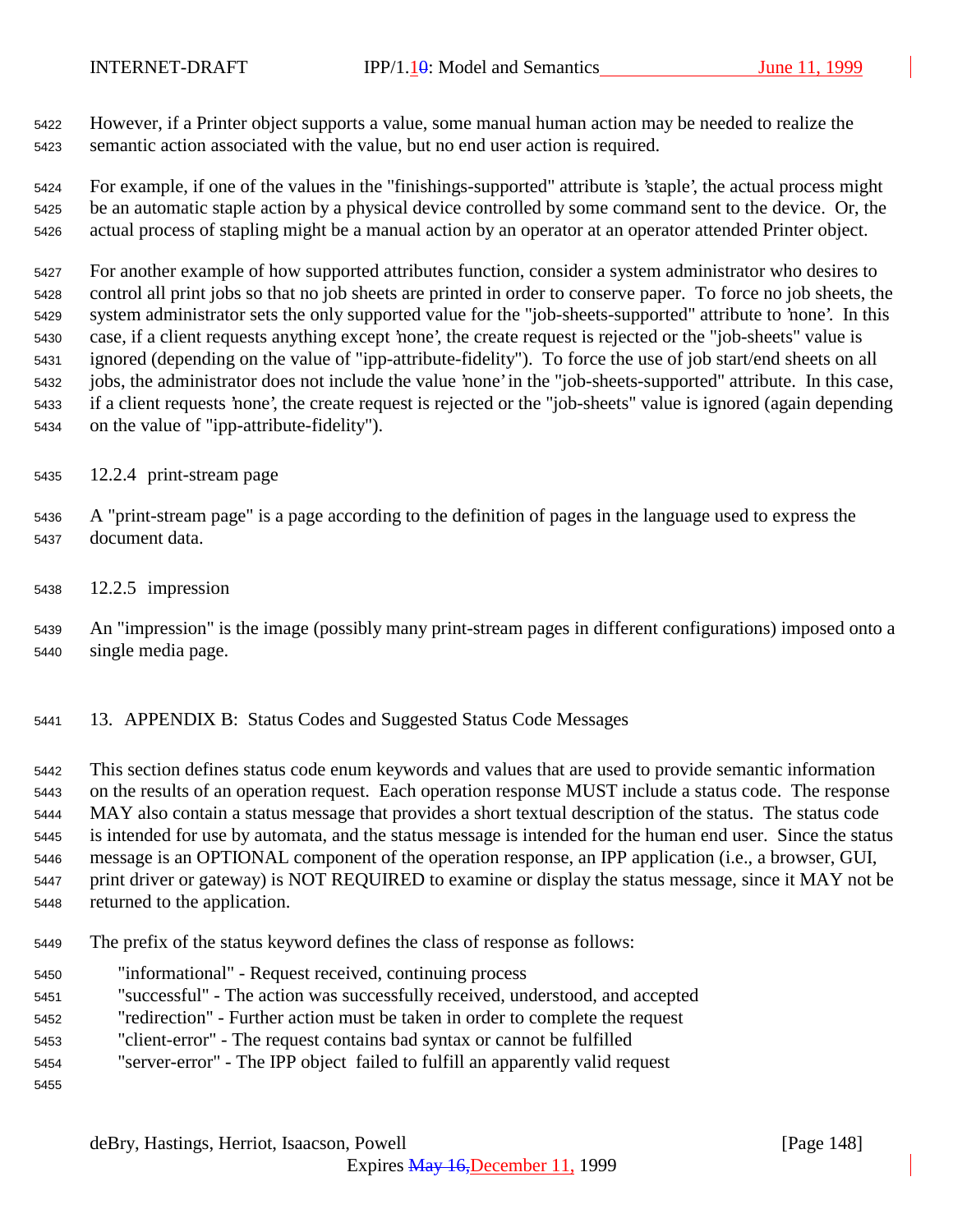However, if a Printer object supports a value, some manual human action may be needed to realize the semantic action associated with the value, but no end user action is required.

For example, if one of the values in the "finishings-supported" attribute is 'staple', the actual process might be an automatic staple action by a physical device controlled by some command sent to the device. Or, the actual process of stapling might be a manual action by an operator at an operator attended Printer object.

For another example of how supported attributes function, consider a system administrator who desires to control all print jobs so that no job sheets are printed in order to conserve paper. To force no job sheets, the system administrator sets the only supported value for the "job-sheets-supported" attribute to 'none'. In this case, if a client requests anything except 'none', the create request is rejected or the "job-sheets" value is ignored (depending on the value of "ipp-attribute-fidelity"). To force the use of job start/end sheets on all jobs, the administrator does not include the value 'none' in the "job-sheets-supported" attribute. In this case, if a client requests 'none', the create request is rejected or the "job-sheets" value is ignored (again depending on the value of "ipp-attribute-fidelity").

### 12.2.4 print-stream page

A "print-stream page" is a page according to the definition of pages in the language used to express the document data.

### 12.2.5 impression

An "impression" is the image (possibly many print-stream pages in different configurations) imposed onto a single media page.

## 13. APPENDIX B: Status Codes and Suggested Status Code Messages

This section defines status code enum keywords and values that are used to provide semantic information on the results of an operation request. Each operation response MUST include a status code. The response MAY also contain a status message that provides a short textual description of the status. The status code is intended for use by automata, and the status message is intended for the human end user. Since the status message is an OPTIONAL component of the operation response, an IPP application (i.e., a browser, GUI, print driver or gateway) is NOT REQUIRED to examine or display the status message, since it MAY not be returned to the application.

The prefix of the status keyword defines the class of response as follows:

- "informational" - Request received, continuing process
- "successful" - The action was successfully received, understood, and accepted
- "redirection" - Further action must be taken in order to complete the request
- "client-error" - The request contains bad syntax or cannot be fulfilled
- "server-error" - The IPP object failed to fulfill an apparently valid request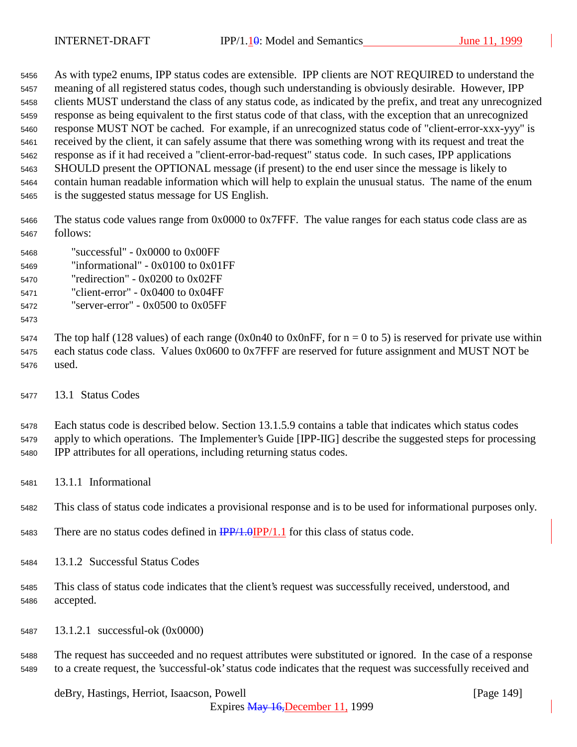As with type2 enums, IPP status codes are extensible. IPP clients are NOT REQUIRED to understand the meaning of all registered status codes, though such understanding is obviously desirable. However, IPP clients MUST understand the class of any status code, as indicated by the prefix, and treat any unrecognized response as being equivalent to the first status code of that class, with the exception that an unrecognized response MUST NOT be cached. For example, if an unrecognized status code of "client-error-xxx-yyy" is received by the client, it can safely assume that there was something wrong with its request and treat the response as if it had received a "client-error-bad-request" status code. In such cases, IPP applications SHOULD present the OPTIONAL message (if present) to the end user since the message is likely to contain human readable information which will help to explain the unusual status. The name of the enum is the suggested status message for US English.

The status code values range from 0x0000 to 0x7FFF. The value ranges for each status code class are as follows:

- "successful" - 0x0000 to 0x00FF
- "informational" - 0x0100 to 0x01FF
- "redirection" - 0x0200 to 0x02FF
- "client-error" - 0x0400 to 0x04FF
- "server-error" - 0x0500 to 0x05FF

The top half (128 values) of each range (0x0n40 to 0x0nFF, for n = 0 to 5) is reserved for private use within each status code class. Values 0x0600 to 0x7FFF are reserved for future assignment and MUST NOT be used.

## 13.1 Status Codes

Each status code is described below. Section 13.1.5.9 contains a table that indicates which status codes apply to which operations. The Implementer's Guide [IPP-IIG] describe the suggested steps for processing IPP attributes for all operations, including returning status codes.

### 13.1.1 Informational

This class of status code indicates a provisional response and is to be used for informational purposes only.

There are no status codes defined in ~~IPP/1.0~~IPP/1.1 for this class of status code.

### 13.1.2 Successful Status Codes

This class of status code indicates that the client's request was successfully received, understood, and accepted.

#### 13.1.2.1 successful-ok (0x0000)

The request has succeeded and no request attributes were substituted or ignored. In the case of a response to a create request, the 'successful-ok' status code indicates that the request was successfully received and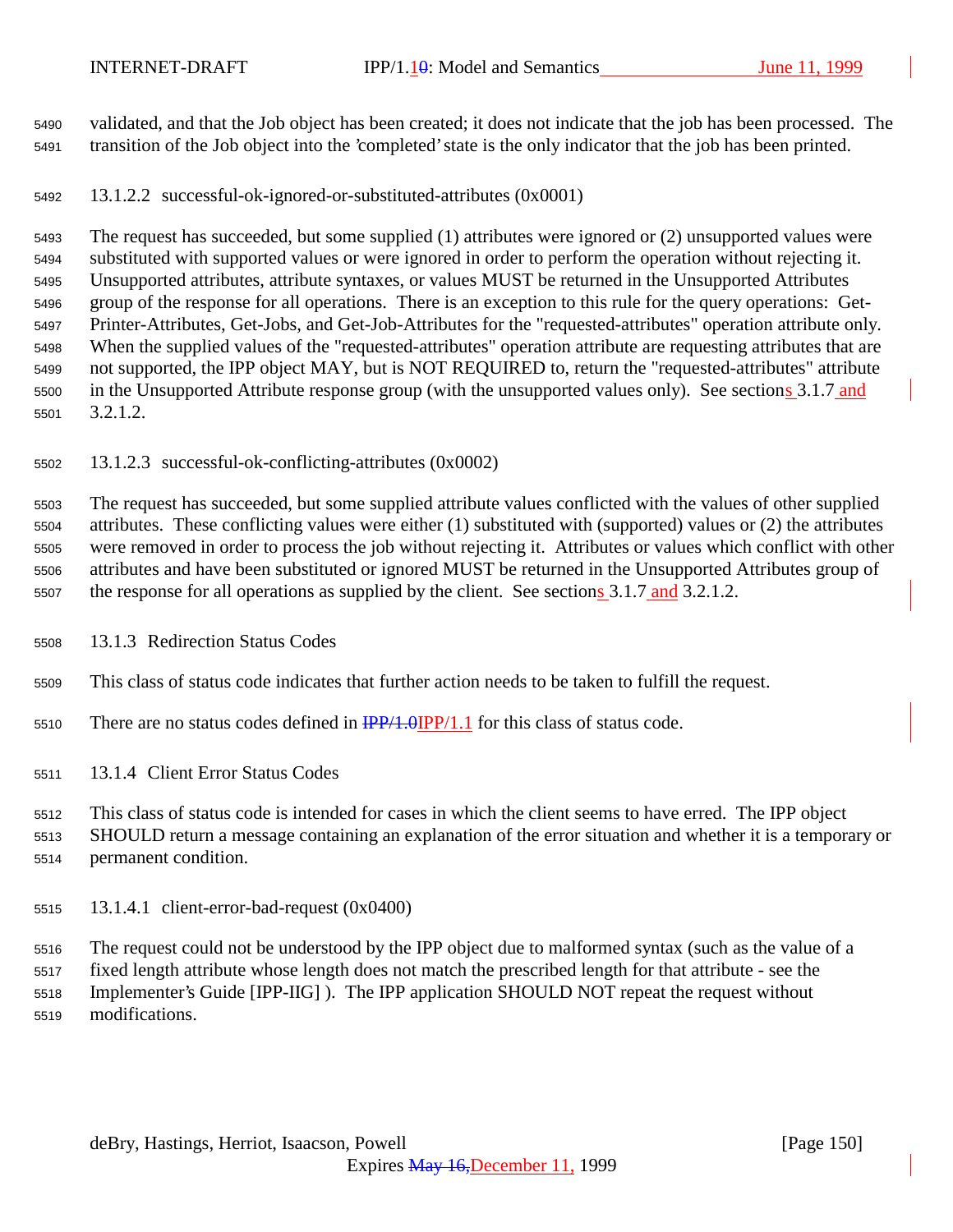validated, and that the Job object has been created; it does not indicate that the job has been processed. The transition of the Job object into the 'completed' state is the only indicator that the job has been printed.

#### 13.1.2.2 successful-ok-ignored-or-substituted-attributes (0x0001)

The request has succeeded, but some supplied (1) attributes were ignored or (2) unsupported values were substituted with supported values or were ignored in order to perform the operation without rejecting it. Unsupported attributes, attribute syntaxes, or values MUST be returned in the Unsupported Attributes group of the response for all operations. There is an exception to this rule for the query operations: Get-Printer-Attributes, Get-Jobs, and Get-Job-Attributes for the "requested-attributes" operation attribute only. When the supplied values of the "requested-attributes" operation attribute are requesting attributes that are not supported, the IPP object MAY, but is NOT REQUIRED to, return the "requested-attributes" attribute in the Unsupported Attribute response group (with the unsupported values only). See sections 3.1.7 and 3.2.1.2.

#### 13.1.2.3 successful-ok-conflicting-attributes (0x0002)

The request has succeeded, but some supplied attribute values conflicted with the values of other supplied attributes. These conflicting values were either (1) substituted with (supported) values or (2) the attributes were removed in order to process the job without rejecting it. Attributes or values which conflict with other attributes and have been substituted or ignored MUST be returned in the Unsupported Attributes group of the response for all operations as supplied by the client. See sections 3.1.7 and 3.2.1.2.

### 13.1.3 Redirection Status Codes

This class of status code indicates that further action needs to be taken to fulfill the request.

There are no status codes defined in ~~IPP/1.0~~IPP/1.1 for this class of status code.

### 13.1.4 Client Error Status Codes

This class of status code is intended for cases in which the client seems to have erred. The IPP object SHOULD return a message containing an explanation of the error situation and whether it is a temporary or permanent condition.

#### 13.1.4.1 client-error-bad-request (0x0400)

The request could not be understood by the IPP object due to malformed syntax (such as the value of a fixed length attribute whose length does not match the prescribed length for that attribute - see the Implementer's Guide [IPP-IIG] ). The IPP application SHOULD NOT repeat the request without modifications.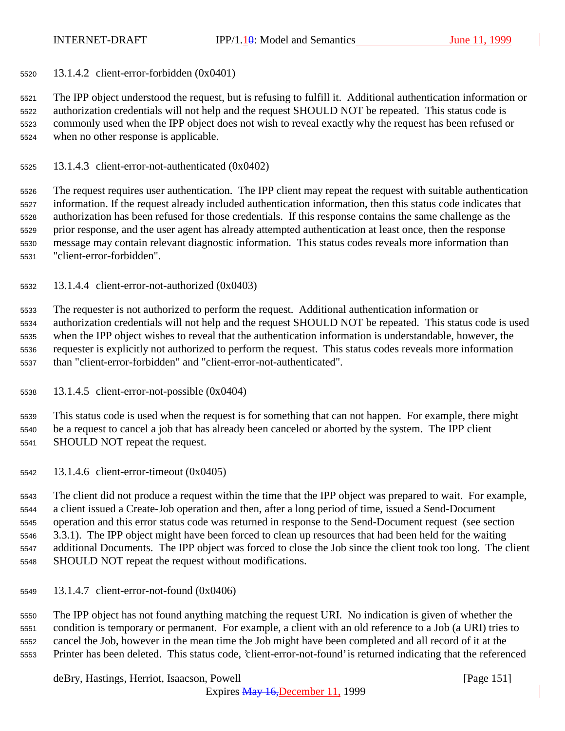#### 13.1.4.2 client-error-forbidden (0x0401)

The IPP object understood the request, but is refusing to fulfill it. Additional authentication information or authorization credentials will not help and the request SHOULD NOT be repeated. This status code is commonly used when the IPP object does not wish to reveal exactly why the request has been refused or when no other response is applicable.

#### 13.1.4.3 client-error-not-authenticated (0x0402)

The request requires user authentication. The IPP client may repeat the request with suitable authentication information. If the request already included authentication information, then this status code indicates that authorization has been refused for those credentials. If this response contains the same challenge as the prior response, and the user agent has already attempted authentication at least once, then the response message may contain relevant diagnostic information. This status codes reveals more information than "client-error-forbidden".

#### 13.1.4.4 client-error-not-authorized (0x0403)

The requester is not authorized to perform the request. Additional authentication information or authorization credentials will not help and the request SHOULD NOT be repeated. This status code is used when the IPP object wishes to reveal that the authentication information is understandable, however, the requester is explicitly not authorized to perform the request. This status codes reveals more information than "client-error-forbidden" and "client-error-not-authenticated".

#### 13.1.4.5 client-error-not-possible (0x0404)

This status code is used when the request is for something that can not happen. For example, there might be a request to cancel a job that has already been canceled or aborted by the system. The IPP client SHOULD NOT repeat the request.

#### 13.1.4.6 client-error-timeout (0x0405)

The client did not produce a request within the time that the IPP object was prepared to wait. For example, a client issued a Create-Job operation and then, after a long period of time, issued a Send-Document operation and this error status code was returned in response to the Send-Document request (see section 3.3.1). The IPP object might have been forced to clean up resources that had been held for the waiting additional Documents. The IPP object was forced to close the Job since the client took too long. The client SHOULD NOT repeat the request without modifications.

#### 13.1.4.7 client-error-not-found (0x0406)

The IPP object has not found anything matching the request URI. No indication is given of whether the condition is temporary or permanent. For example, a client with an old reference to a Job (a URI) tries to cancel the Job, however in the mean time the Job might have been completed and all record of it at the Printer has been deleted. This status code, 'client-error-not-found' is returned indicating that the referenced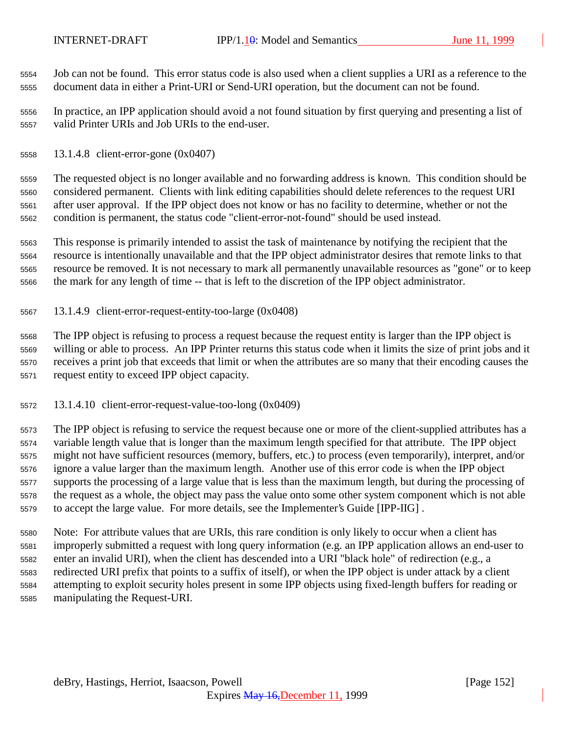Job can not be found. This error status code is also used when a client supplies a URI as a reference to the document data in either a Print-URI or Send-URI operation, but the document can not be found.

In practice, an IPP application should avoid a not found situation by first querying and presenting a list of valid Printer URIs and Job URIs to the end-user.

#### 13.1.4.8 client-error-gone (0x0407)

The requested object is no longer available and no forwarding address is known. This condition should be considered permanent. Clients with link editing capabilities should delete references to the request URI after user approval. If the IPP object does not know or has no facility to determine, whether or not the condition is permanent, the status code "client-error-not-found" should be used instead.

This response is primarily intended to assist the task of maintenance by notifying the recipient that the resource is intentionally unavailable and that the IPP object administrator desires that remote links to that resource be removed. It is not necessary to mark all permanently unavailable resources as "gone" or to keep the mark for any length of time -- that is left to the discretion of the IPP object administrator.

#### 13.1.4.9 client-error-request-entity-too-large (0x0408)

The IPP object is refusing to process a request because the request entity is larger than the IPP object is willing or able to process. An IPP Printer returns this status code when it limits the size of print jobs and it receives a print job that exceeds that limit or when the attributes are so many that their encoding causes the request entity to exceed IPP object capacity.

#### 13.1.4.10 client-error-request-value-too-long (0x0409)

The IPP object is refusing to service the request because one or more of the client-supplied attributes has a variable length value that is longer than the maximum length specified for that attribute. The IPP object might not have sufficient resources (memory, buffers, etc.) to process (even temporarily), interpret, and/or ignore a value larger than the maximum length. Another use of this error code is when the IPP object supports the processing of a large value that is less than the maximum length, but during the processing of the request as a whole, the object may pass the value onto some other system component which is not able to accept the large value. For more details, see the Implementer's Guide [IPP-IIG] .

Note: For attribute values that are URIs, this rare condition is only likely to occur when a client has improperly submitted a request with long query information (e.g. an IPP application allows an end-user to enter an invalid URI), when the client has descended into a URI "black hole" of redirection (e.g., a redirected URI prefix that points to a suffix of itself), or when the IPP object is under attack by a client attempting to exploit security holes present in some IPP objects using fixed-length buffers for reading or manipulating the Request-URI.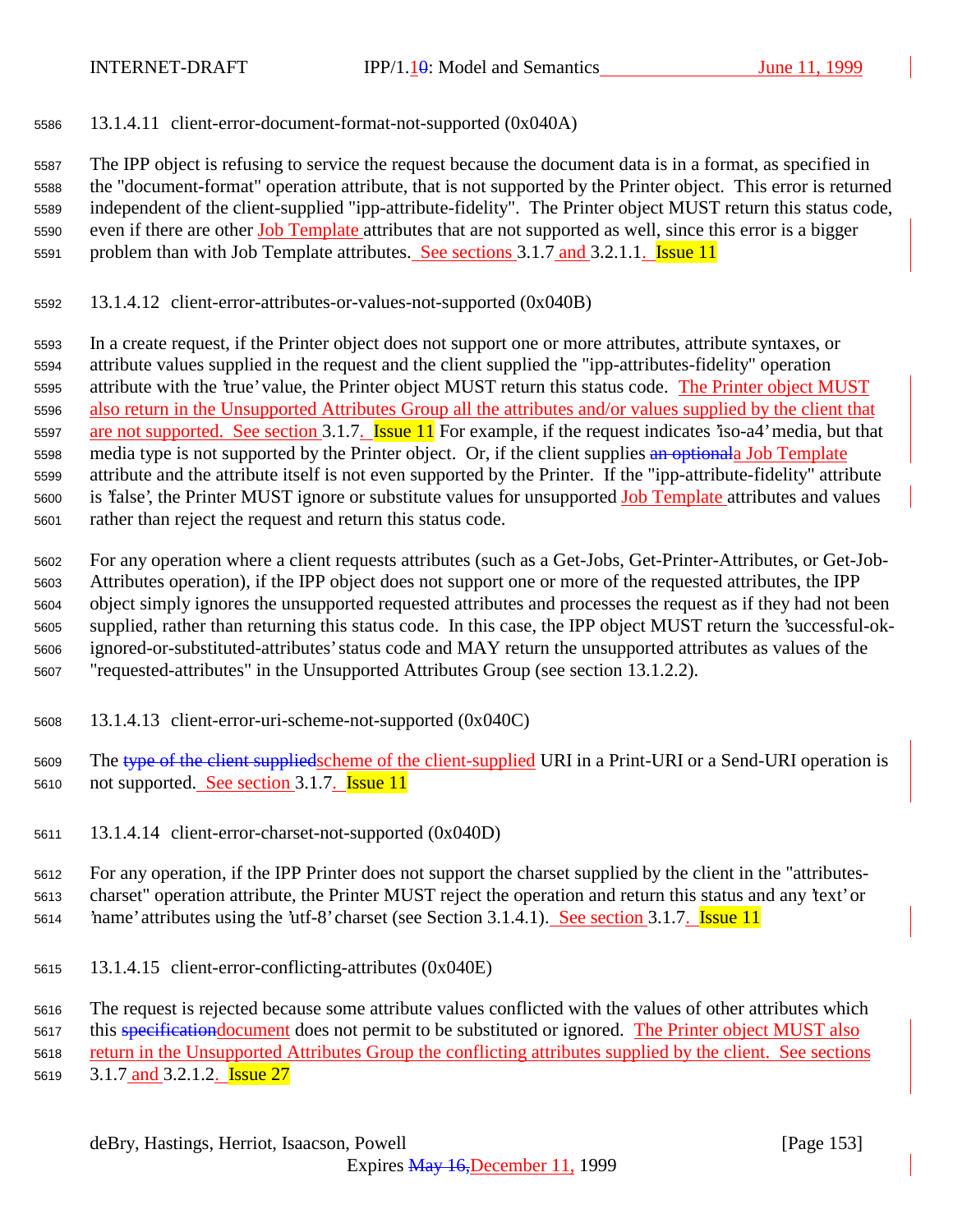#### 13.1.4.11 client-error-document-format-not-supported (0x040A)

The IPP object is refusing to service the request because the document data is in a format, as specified in the "document-format" operation attribute, that is not supported by the Printer object. This error is returned independent of the client-supplied "ipp-attribute-fidelity". The Printer object MUST return this status code, even if there are other Job Template attributes that are not supported as well, since this error is a bigger problem than with Job Template attributes. See sections 3.1.7 and 3.2.1.1. Issue 11

#### 13.1.4.12 client-error-attributes-or-values-not-supported (0x040B)

In a create request, if the Printer object does not support one or more attributes, attribute syntaxes, or attribute values supplied in the request and the client supplied the "ipp-attributes-fidelity" operation attribute with the 'true' value, the Printer object MUST return this status code. The Printer object MUST also return in the Unsupported Attributes Group all the attributes and/or values supplied by the client that are not supported. See section 3.1.7. Issue 11 For example, if the request indicates 'iso-a4' media, but that media type is not supported by the Printer object. Or, if the client supplies ~~an optional~~a Job Template attribute and the attribute itself is not even supported by the Printer. If the "ipp-attribute-fidelity" attribute is 'false', the Printer MUST ignore or substitute values for unsupported Job Template attributes and values rather than reject the request and return this status code.

For any operation where a client requests attributes (such as a Get-Jobs, Get-Printer-Attributes, or Get-Job-Attributes operation), if the IPP object does not support one or more of the requested attributes, the IPP object simply ignores the unsupported requested attributes and processes the request as if they had not been supplied, rather than returning this status code. In this case, the IPP object MUST return the 'successful-ok-ignored-or-substituted-attributes' status code and MAY return the unsupported attributes as values of the "requested-attributes" in the Unsupported Attributes Group (see section 13.1.2.2).

#### 13.1.4.13 client-error-uri-scheme-not-supported (0x040C)

The ~~type of the client supplied~~scheme of the client-supplied URI in a Print-URI or a Send-URI operation is not supported. See section 3.1.7. Issue 11

#### 13.1.4.14 client-error-charset-not-supported (0x040D)

For any operation, if the IPP Printer does not support the charset supplied by the client in the "attributes-charset" operation attribute, the Printer MUST reject the operation and return this status and any 'text' or 'name' attributes using the 'utf-8' charset (see Section 3.1.4.1). See section 3.1.7. Issue 11

#### 13.1.4.15 client-error-conflicting-attributes (0x040E)

The request is rejected because some attribute values conflicted with the values of other attributes which this ~~specification~~document does not permit to be substituted or ignored. The Printer object MUST also return in the Unsupported Attributes Group the conflicting attributes supplied by the client. See sections 3.1.7 and 3.2.1.2. Issue 27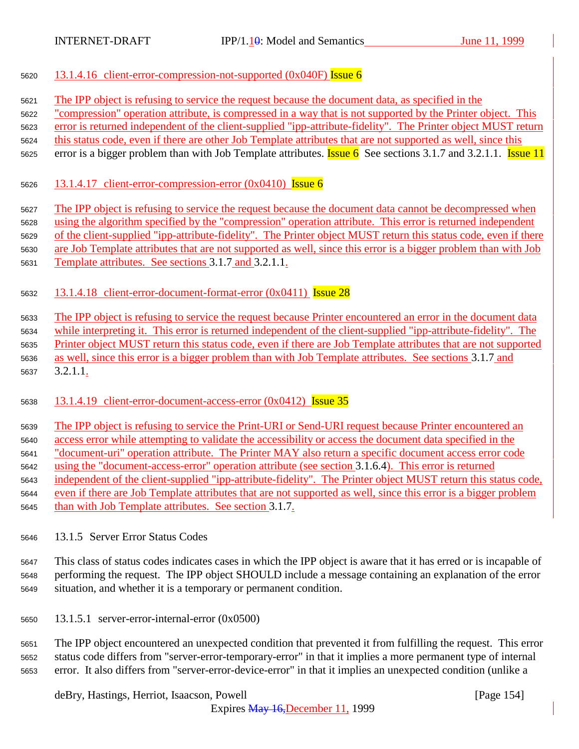#### 13.1.4.16 client-error-compression-not-supported (0x040F) Issue 6

The IPP object is refusing to service the request because the document data, as specified in the "compression" operation attribute, is compressed in a way that is not supported by the Printer object. This error is returned independent of the client-supplied "ipp-attribute-fidelity". The Printer object MUST return this status code, even if there are other Job Template attributes that are not supported as well, since this error is a bigger problem than with Job Template attributes. Issue 6 See sections 3.1.7 and 3.2.1.1. Issue 11

#### 13.1.4.17 client-error-compression-error (0x0410) Issue 6

The IPP object is refusing to service the request because the document data cannot be decompressed when using the algorithm specified by the "compression" operation attribute. This error is returned independent of the client-supplied "ipp-attribute-fidelity". The Printer object MUST return this status code, even if there are Job Template attributes that are not supported as well, since this error is a bigger problem than with Job Template attributes. See sections 3.1.7 and 3.2.1.1.

#### 13.1.4.18 client-error-document-format-error (0x0411) Issue 28

The IPP object is refusing to service the request because Printer encountered an error in the document data while interpreting it. This error is returned independent of the client-supplied "ipp-attribute-fidelity". The Printer object MUST return this status code, even if there are Job Template attributes that are not supported as well, since this error is a bigger problem than with Job Template attributes. See sections 3.1.7 and 3.2.1.1.

#### 13.1.4.19 client-error-document-access-error (0x0412) Issue 35

The IPP object is refusing to service the Print-URI or Send-URI request because Printer encountered an access error while attempting to validate the accessibility or access the document data specified in the "document-uri" operation attribute. The Printer MAY also return a specific document access error code using the "document-access-error" operation attribute (see section 3.1.6.4). This error is returned independent of the client-supplied "ipp-attribute-fidelity". The Printer object MUST return this status code, even if there are Job Template attributes that are not supported as well, since this error is a bigger problem than with Job Template attributes. See section 3.1.7.

### 13.1.5 Server Error Status Codes

This class of status codes indicates cases in which the IPP object is aware that it has erred or is incapable of performing the request. The IPP object SHOULD include a message containing an explanation of the error situation, and whether it is a temporary or permanent condition.

#### 13.1.5.1 server-error-internal-error (0x0500)

The IPP object encountered an unexpected condition that prevented it from fulfilling the request. This error status code differs from "server-error-temporary-error" in that it implies a more permanent type of internal error. It also differs from "server-error-device-error" in that it implies an unexpected condition (unlike a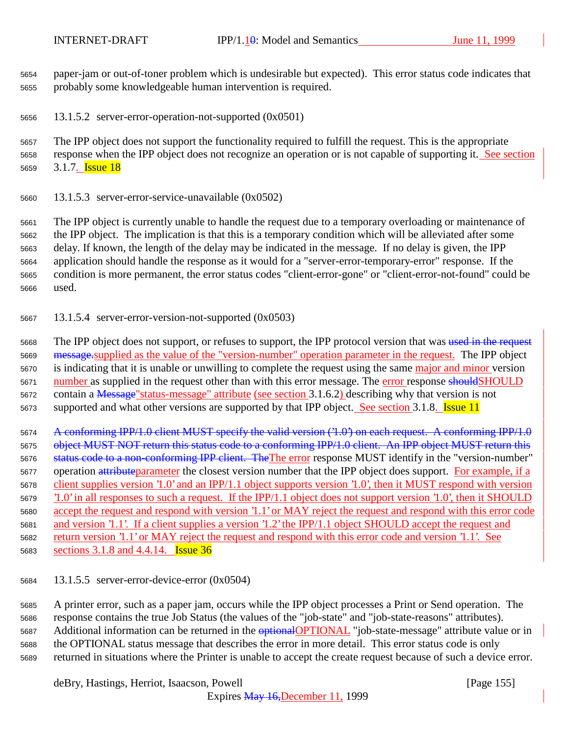paper-jam or out-of-toner problem which is undesirable but expected). This error status code indicates that probably some knowledgeable human intervention is required.

#### 13.1.5.2 server-error-operation-not-supported (0x0501)

The IPP object does not support the functionality required to fulfill the request. This is the appropriate response when the IPP object does not recognize an operation or is not capable of supporting it. See section 3.1.7. Issue 18

#### 13.1.5.3 server-error-service-unavailable (0x0502)

The IPP object is currently unable to handle the request due to a temporary overloading or maintenance of the IPP object. The implication is that this is a temporary condition which will be alleviated after some delay. If known, the length of the delay may be indicated in the message. If no delay is given, the IPP application should handle the response as it would for a "server-error-temporary-error" response. If the condition is more permanent, the error status codes "client-error-gone" or "client-error-not-found" could be used.

#### 13.1.5.4 server-error-version-not-supported (0x0503)

The IPP object does not support, or refuses to support, the IPP protocol version that was ~~used in the request message.~~supplied as the value of the "version-number" operation parameter in the request. The IPP object is indicating that it is unable or unwilling to complete the request using the same major and minor version number as supplied in the request other than with this error message. The error response ~~should~~SHOULD contain a ~~Message~~"status-message" attribute (see section 3.1.6.2) describing why that version is not supported and what other versions are supported by that IPP object. See section 3.1.8. Issue 11

~~A conforming IPP/1.0 client MUST specify the valid version ('1.0') on each request. A conforming IPP/1.0 object MUST NOT return this status code to a conforming IPP/1.0 client. An IPP object MUST return this status code to a non-conforming IPP client. The~~The error response MUST identify in the "version-number" operation ~~attribute~~parameter the closest version number that the IPP object does support. For example, if a client supplies version '1.0' and an IPP/1.1 object supports version '1.0', then it MUST respond with version '1.0' in all responses to such a request. If the IPP/1.1 object does not support version '1.0', then it SHOULD accept the request and respond with version '1.1' or MAY reject the request and respond with this error code and version '1.1'. If a client supplies a version '1.2' the IPP/1.1 object SHOULD accept the request and return version '1.1' or MAY reject the request and respond with this error code and version '1.1'. See sections 3.1.8 and 4.4.14. Issue 36

#### 13.1.5.5 server-error-device-error (0x0504)

A printer error, such as a paper jam, occurs while the IPP object processes a Print or Send operation. The response contains the true Job Status (the values of the "job-state" and "job-state-reasons" attributes). Additional information can be returned in the ~~optional~~OPTIONAL "job-state-message" attribute value or in the OPTIONAL status message that describes the error in more detail. This error status code is only returned in situations where the Printer is unable to accept the create request because of such a device error.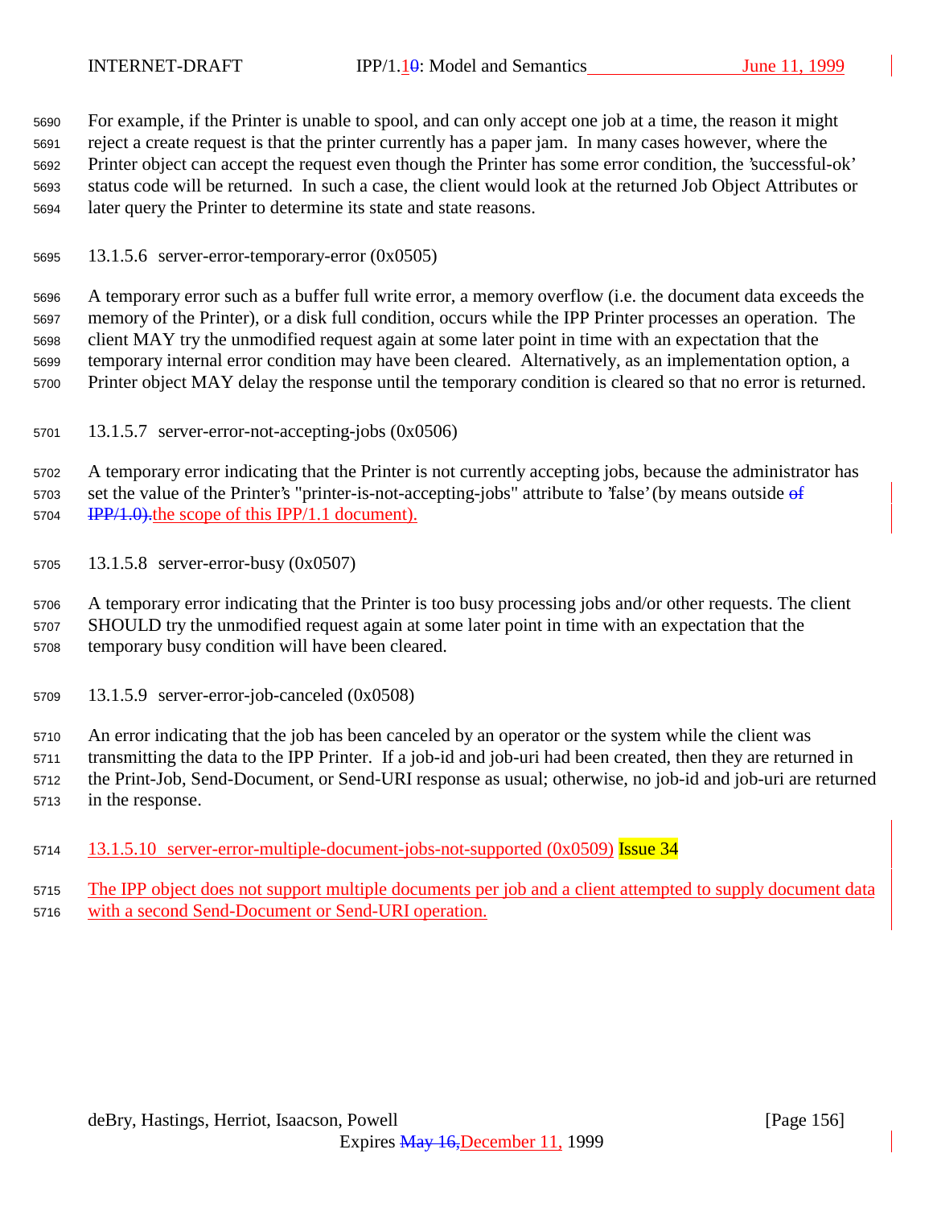For example, if the Printer is unable to spool, and can only accept one job at a time, the reason it might reject a create request is that the printer currently has a paper jam. In many cases however, where the Printer object can accept the request even though the Printer has some error condition, the 'successful-ok' status code will be returned. In such a case, the client would look at the returned Job Object Attributes or later query the Printer to determine its state and state reasons.

#### 13.1.5.6 server-error-temporary-error (0x0505)

A temporary error such as a buffer full write error, a memory overflow (i.e. the document data exceeds the memory of the Printer), or a disk full condition, occurs while the IPP Printer processes an operation. The client MAY try the unmodified request again at some later point in time with an expectation that the temporary internal error condition may have been cleared. Alternatively, as an implementation option, a Printer object MAY delay the response until the temporary condition is cleared so that no error is returned.

#### 13.1.5.7 server-error-not-accepting-jobs (0x0506)

A temporary error indicating that the Printer is not currently accepting jobs, because the administrator has set the value of the Printer's "printer-is-not-accepting-jobs" attribute to 'false' (by means outside ~~of IPP/1.0).~~the scope of this IPP/1.1 document).

#### 13.1.5.8 server-error-busy (0x0507)

A temporary error indicating that the Printer is too busy processing jobs and/or other requests. The client SHOULD try the unmodified request again at some later point in time with an expectation that the temporary busy condition will have been cleared.

#### 13.1.5.9 server-error-job-canceled (0x0508)

An error indicating that the job has been canceled by an operator or the system while the client was transmitting the data to the IPP Printer. If a job-id and job-uri had been created, then they are returned in the Print-Job, Send-Document, or Send-URI response as usual; otherwise, no job-id and job-uri are returned in the response.

#### 13.1.5.10 server-error-multiple-document-jobs-not-supported (0x0509) Issue 34

The IPP object does not support multiple documents per job and a client attempted to supply document data with a second Send-Document or Send-URI operation.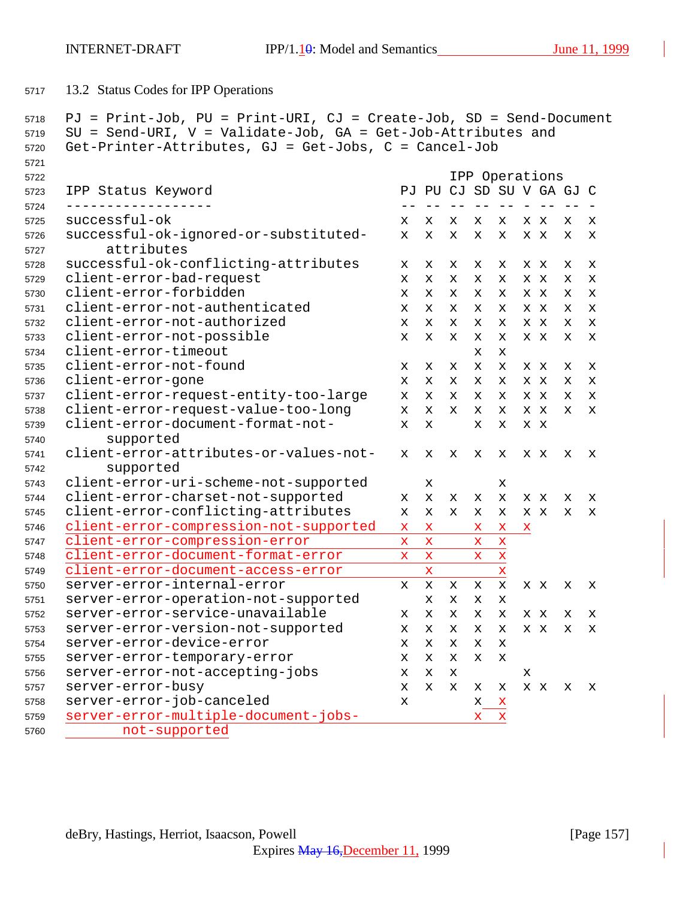## 13.2 Status Codes for IPP Operations

PJ = Print-Job, PU = Print-URI, CJ = Create-Job, SD = Send-Document
SU = Send-URI, V = Validate-Job, GA = Get-Job-Attributes and
Get-Printer-Attributes, GJ = Get-Jobs, C = Cancel-Job

| IPP Status Keyword | PJ | PU | CJ | SD | SU | V | GA | GJ | C |
|---|---|---|---|---|---|---|---|---|---|
| successful-ok | x | x | x | x | x | x | x | x | x |
| successful-ok-ignored-or-substituted-attributes | x | x | x | x | x | x | x | x | x |
| successful-ok-conflicting-attributes | x | x | x | x | x | x | x | x | x |
| client-error-bad-request | x | x | x | x | x | x | x | x | x |
| client-error-forbidden | x | x | x | x | x | x | x | x | x |
| client-error-not-authenticated | x | x | x | x | x | x | x | x | x |
| client-error-not-authorized | x | x | x | x | x | x | x | x | x |
| client-error-not-possible | x | x | x | x | x | x | x | x | x |
| client-error-timeout | | | | x | x | | | | |
| client-error-not-found | x | x | x | x | x | x | x | x | x |
| client-error-gone | x | x | x | x | x | x | x | x | x |
| client-error-request-entity-too-large | x | x | x | x | x | x | x | x | x |
| client-error-request-value-too-long | x | x | x | x | x | x | x | x | x |
| client-error-document-format-not-supported | x | x | | x | x | x | x | | |
| client-error-attributes-or-values-not-supported | x | x | x | x | x | x | x | x | x |
| client-error-uri-scheme-not-supported | | x | | | x | | | | |
| client-error-charset-not-supported | x | x | x | x | x | x | x | x | x |
| client-error-conflicting-attributes | x | x | x | x | x | x | x | x | x |
| client-error-compression-not-supported | x | x | | x | x | x | | | |
| client-error-compression-error | x | x | | x | x | | | | |
| client-error-document-format-error | x | x | | x | x | | | | |
| client-error-document-access-error | | x | | | x | | | | |
| server-error-internal-error | x | x | x | x | x | x | x | x | x |
| server-error-operation-not-supported | | x | x | x | x | | | | |
| server-error-service-unavailable | x | x | x | x | x | x | x | x | x |
| server-error-version-not-supported | x | x | x | x | x | x | x | x | x |
| server-error-device-error | x | x | x | x | x | | | | |
| server-error-temporary-error | x | x | x | x | x | | | | |
| server-error-not-accepting-jobs | x | x | x | | | x | | | |
| server-error-busy | x | x | x | x | x | x | x | x | x |
| server-error-job-canceled | x | | | x | x | | | | |
| server-error-multiple-document-jobs-not-supported | | | | x | x | | | | |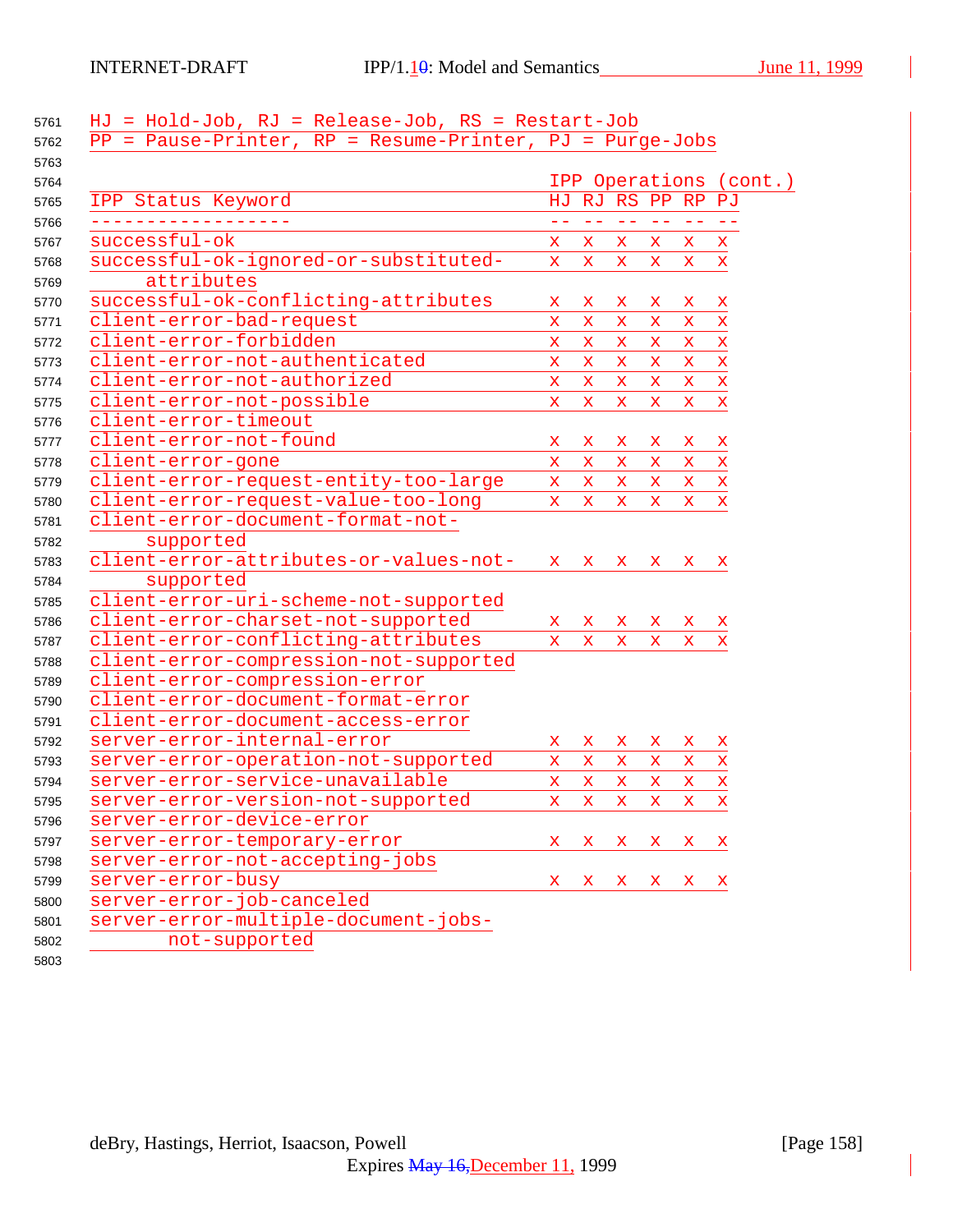HJ = Hold-Job, RJ = Release-Job, RS = Restart-Job
PP = Pause-Printer, RP = Resume-Printer, PJ = Purge-Jobs

| IPP Status Keyword | IPP Operations (cont.) HJ | RJ | RS | PP | RP | PJ |
|---|---|---|---|---|---|---|
| successful-ok | x | x | x | x | x | x |
| successful-ok-ignored-or-substituted-attributes | x | x | x | x | x | x |
| successful-ok-conflicting-attributes | x | x | x | x | x | x |
| client-error-bad-request | x | x | x | x | x | x |
| client-error-forbidden | x | x | x | x | x | x |
| client-error-not-authenticated | x | x | x | x | x | x |
| client-error-not-authorized | x | x | x | x | x | x |
| client-error-not-possible | x | x | x | x | x | x |
| client-error-timeout | | | | | | |
| client-error-not-found | x | x | x | x | x | x |
| client-error-gone | x | x | x | x | x | x |
| client-error-request-entity-too-large | x | x | x | x | x | x |
| client-error-request-value-too-long | x | x | x | x | x | x |
| client-error-document-format-not-supported | | | | | | |
| client-error-attributes-or-values-not-supported | x | x | x | x | x | x |
| client-error-uri-scheme-not-supported | | | | | | |
| client-error-charset-not-supported | x | x | x | x | x | x |
| client-error-conflicting-attributes | x | x | x | x | x | x |
| client-error-compression-not-supported | | | | | | |
| client-error-compression-error | | | | | | |
| client-error-document-format-error | | | | | | |
| client-error-document-access-error | | | | | | |
| server-error-internal-error | x | x | x | x | x | x |
| server-error-operation-not-supported | x | x | x | x | x | x |
| server-error-service-unavailable | x | x | x | x | x | x |
| server-error-version-not-supported | x | x | x | x | x | x |
| server-error-device-error | | | | | | |
| server-error-temporary-error | x | x | x | x | x | x |
| server-error-not-accepting-jobs | | | | | | |
| server-error-busy | x | x | x | x | x | x |
| server-error-job-canceled | | | | | | |
| server-error-multiple-document-jobs-not-supported | | | | | | |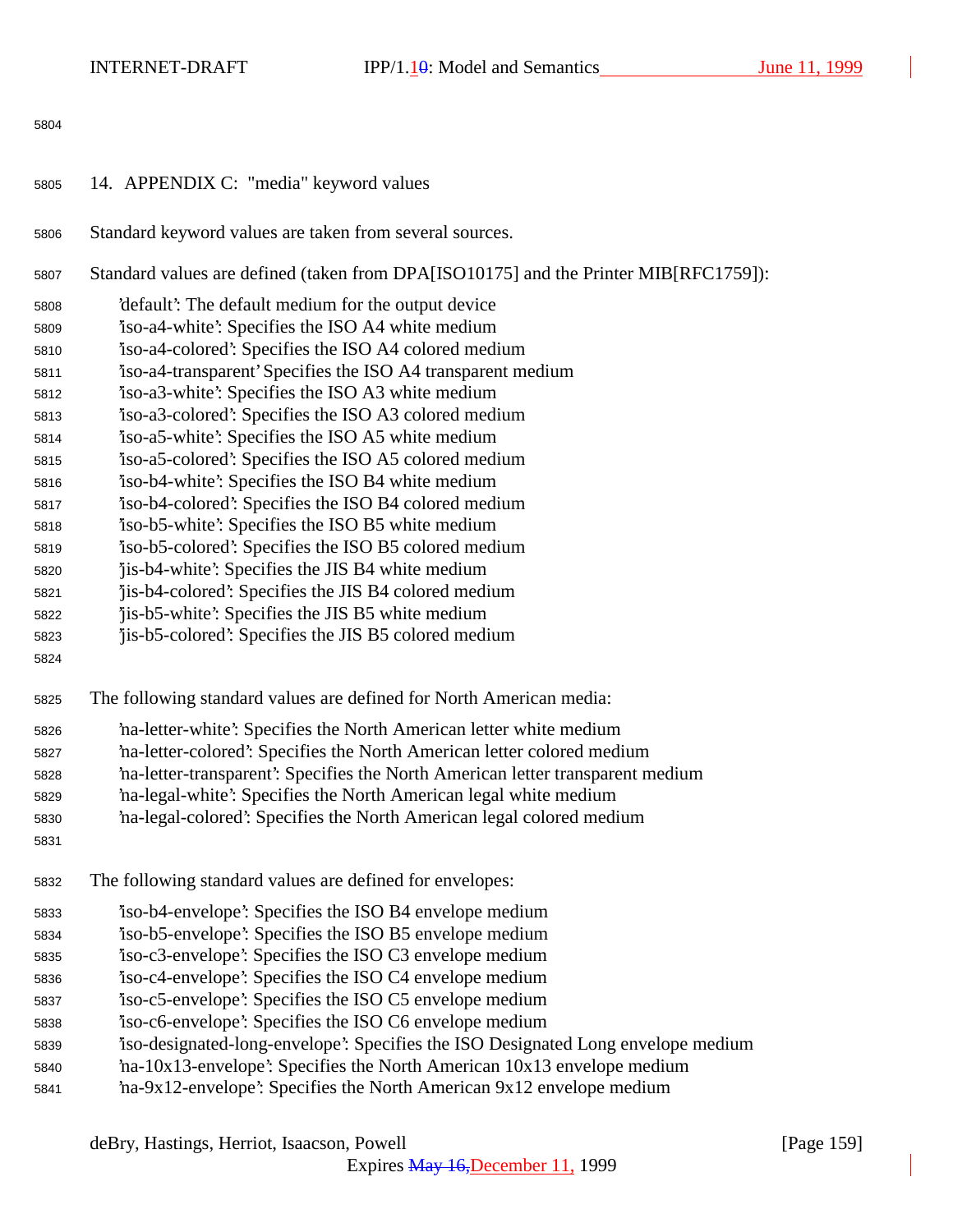## 14. APPENDIX C: "media" keyword values

Standard keyword values are taken from several sources.

Standard values are defined (taken from DPA[ISO10175] and the Printer MIB[RFC1759]):

- 'default': The default medium for the output device
- 'iso-a4-white': Specifies the ISO A4 white medium
- 'iso-a4-colored': Specifies the ISO A4 colored medium
- 'iso-a4-transparent' Specifies the ISO A4 transparent medium
- 'iso-a3-white': Specifies the ISO A3 white medium
- 'iso-a3-colored': Specifies the ISO A3 colored medium
- 'iso-a5-white': Specifies the ISO A5 white medium
- 'iso-a5-colored': Specifies the ISO A5 colored medium
- 'iso-b4-white': Specifies the ISO B4 white medium
- 'iso-b4-colored': Specifies the ISO B4 colored medium
- 'iso-b5-white': Specifies the ISO B5 white medium
- 'iso-b5-colored': Specifies the ISO B5 colored medium
- 'jis-b4-white': Specifies the JIS B4 white medium
- 'jis-b4-colored': Specifies the JIS B4 colored medium
- 'jis-b5-white': Specifies the JIS B5 white medium
- 'jis-b5-colored': Specifies the JIS B5 colored medium

The following standard values are defined for North American media:

- 'na-letter-white': Specifies the North American letter white medium
- 'na-letter-colored': Specifies the North American letter colored medium
- 'na-letter-transparent': Specifies the North American letter transparent medium
- 'na-legal-white': Specifies the North American legal white medium
- 'na-legal-colored': Specifies the North American legal colored medium

The following standard values are defined for envelopes:

- 'iso-b4-envelope': Specifies the ISO B4 envelope medium
- 'iso-b5-envelope': Specifies the ISO B5 envelope medium
- 'iso-c3-envelope': Specifies the ISO C3 envelope medium
- 'iso-c4-envelope': Specifies the ISO C4 envelope medium
- 'iso-c5-envelope': Specifies the ISO C5 envelope medium
- 'iso-c6-envelope': Specifies the ISO C6 envelope medium
- 'iso-designated-long-envelope': Specifies the ISO Designated Long envelope medium
- 'na-10x13-envelope': Specifies the North American 10x13 envelope medium
- 'na-9x12-envelope': Specifies the North American 9x12 envelope medium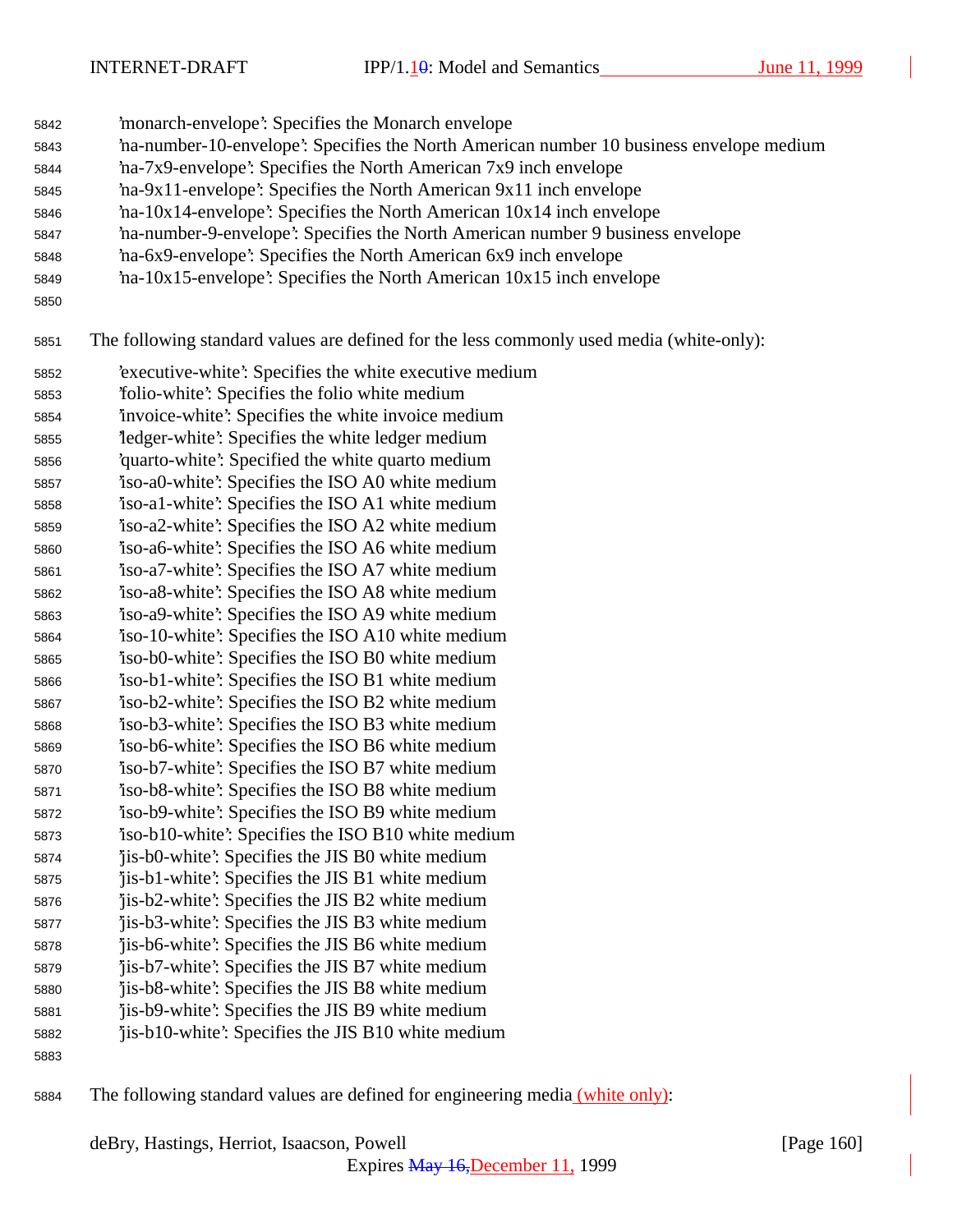'monarch-envelope': Specifies the Monarch envelope
'na-number-10-envelope': Specifies the North American number 10 business envelope medium
'na-7x9-envelope': Specifies the North American 7x9 inch envelope
'na-9x11-envelope': Specifies the North American 9x11 inch envelope
'na-10x14-envelope': Specifies the North American 10x14 inch envelope
'na-number-9-envelope': Specifies the North American number 9 business envelope
'na-6x9-envelope': Specifies the North American 6x9 inch envelope
'na-10x15-envelope': Specifies the North American 10x15 inch envelope

The following standard values are defined for the less commonly used media (white-only):

'executive-white': Specifies the white executive medium
'folio-white': Specifies the folio white medium
'invoice-white': Specifies the white invoice medium
'ledger-white': Specifies the white ledger medium
'quarto-white': Specified the white quarto medium
'iso-a0-white': Specifies the ISO A0 white medium
'iso-a1-white': Specifies the ISO A1 white medium
'iso-a2-white': Specifies the ISO A2 white medium
'iso-a6-white': Specifies the ISO A6 white medium
'iso-a7-white': Specifies the ISO A7 white medium
'iso-a8-white': Specifies the ISO A8 white medium
'iso-a9-white': Specifies the ISO A9 white medium
'iso-10-white': Specifies the ISO A10 white medium
'iso-b0-white': Specifies the ISO B0 white medium
'iso-b1-white': Specifies the ISO B1 white medium
'iso-b2-white': Specifies the ISO B2 white medium
'iso-b3-white': Specifies the ISO B3 white medium
'iso-b6-white': Specifies the ISO B6 white medium
'iso-b7-white': Specifies the ISO B7 white medium
'iso-b8-white': Specifies the ISO B8 white medium
'iso-b9-white': Specifies the ISO B9 white medium
'iso-b10-white': Specifies the ISO B10 white medium
'jis-b0-white': Specifies the JIS B0 white medium
'jis-b1-white': Specifies the JIS B1 white medium
'jis-b2-white': Specifies the JIS B2 white medium
'jis-b3-white': Specifies the JIS B3 white medium
'jis-b6-white': Specifies the JIS B6 white medium
'jis-b7-white': Specifies the JIS B7 white medium
'jis-b8-white': Specifies the JIS B8 white medium
'jis-b9-white': Specifies the JIS B9 white medium
'jis-b10-white': Specifies the JIS B10 white medium

The following standard values are defined for engineering media (white only):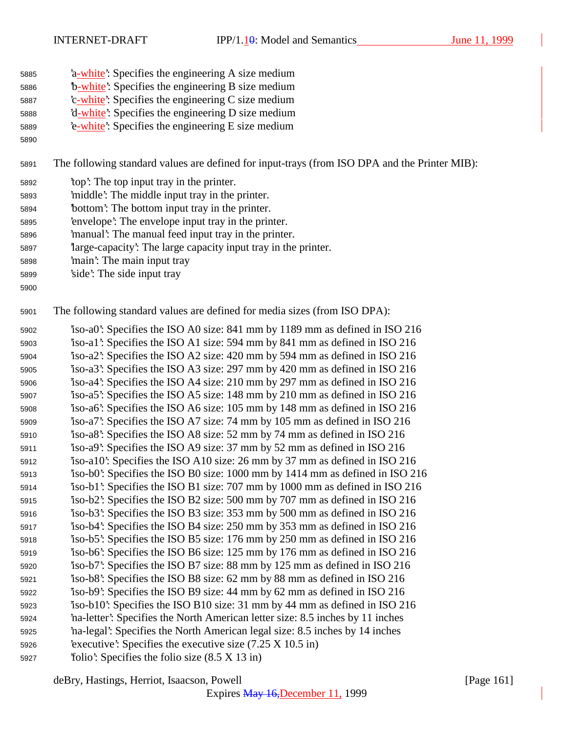'a-white': Specifies the engineering A size medium
'b-white': Specifies the engineering B size medium
'c-white': Specifies the engineering C size medium
'd-white': Specifies the engineering D size medium
'e-white': Specifies the engineering E size medium

The following standard values are defined for input-trays (from ISO DPA and the Printer MIB):

'top': The top input tray in the printer.
'middle': The middle input tray in the printer.
'bottom': The bottom input tray in the printer.
'envelope': The envelope input tray in the printer.
'manual': The manual feed input tray in the printer.
'large-capacity': The large capacity input tray in the printer.
'main': The main input tray
'side': The side input tray

The following standard values are defined for media sizes (from ISO DPA):

'iso-a0': Specifies the ISO A0 size: 841 mm by 1189 mm as defined in ISO 216
'iso-a1': Specifies the ISO A1 size: 594 mm by 841 mm as defined in ISO 216
'iso-a2': Specifies the ISO A2 size: 420 mm by 594 mm as defined in ISO 216
'iso-a3': Specifies the ISO A3 size: 297 mm by 420 mm as defined in ISO 216
'iso-a4': Specifies the ISO A4 size: 210 mm by 297 mm as defined in ISO 216
'iso-a5': Specifies the ISO A5 size: 148 mm by 210 mm as defined in ISO 216
'iso-a6': Specifies the ISO A6 size: 105 mm by 148 mm as defined in ISO 216
'iso-a7': Specifies the ISO A7 size: 74 mm by 105 mm as defined in ISO 216
'iso-a8': Specifies the ISO A8 size: 52 mm by 74 mm as defined in ISO 216
'iso-a9': Specifies the ISO A9 size: 37 mm by 52 mm as defined in ISO 216
'iso-a10': Specifies the ISO A10 size: 26 mm by 37 mm as defined in ISO 216
'iso-b0': Specifies the ISO B0 size: 1000 mm by 1414 mm as defined in ISO 216
'iso-b1': Specifies the ISO B1 size: 707 mm by 1000 mm as defined in ISO 216
'iso-b2': Specifies the ISO B2 size: 500 mm by 707 mm as defined in ISO 216
'iso-b3': Specifies the ISO B3 size: 353 mm by 500 mm as defined in ISO 216
'iso-b4': Specifies the ISO B4 size: 250 mm by 353 mm as defined in ISO 216
'iso-b5': Specifies the ISO B5 size: 176 mm by 250 mm as defined in ISO 216
'iso-b6': Specifies the ISO B6 size: 125 mm by 176 mm as defined in ISO 216
'iso-b7': Specifies the ISO B7 size: 88 mm by 125 mm as defined in ISO 216
'iso-b8': Specifies the ISO B8 size: 62 mm by 88 mm as defined in ISO 216
'iso-b9': Specifies the ISO B9 size: 44 mm by 62 mm as defined in ISO 216
'iso-b10': Specifies the ISO B10 size: 31 mm by 44 mm as defined in ISO 216
'na-letter': Specifies the North American letter size: 8.5 inches by 11 inches
'na-legal': Specifies the North American legal size: 8.5 inches by 14 inches
'executive': Specifies the executive size (7.25 X 10.5 in)
'folio': Specifies the folio size (8.5 X 13 in)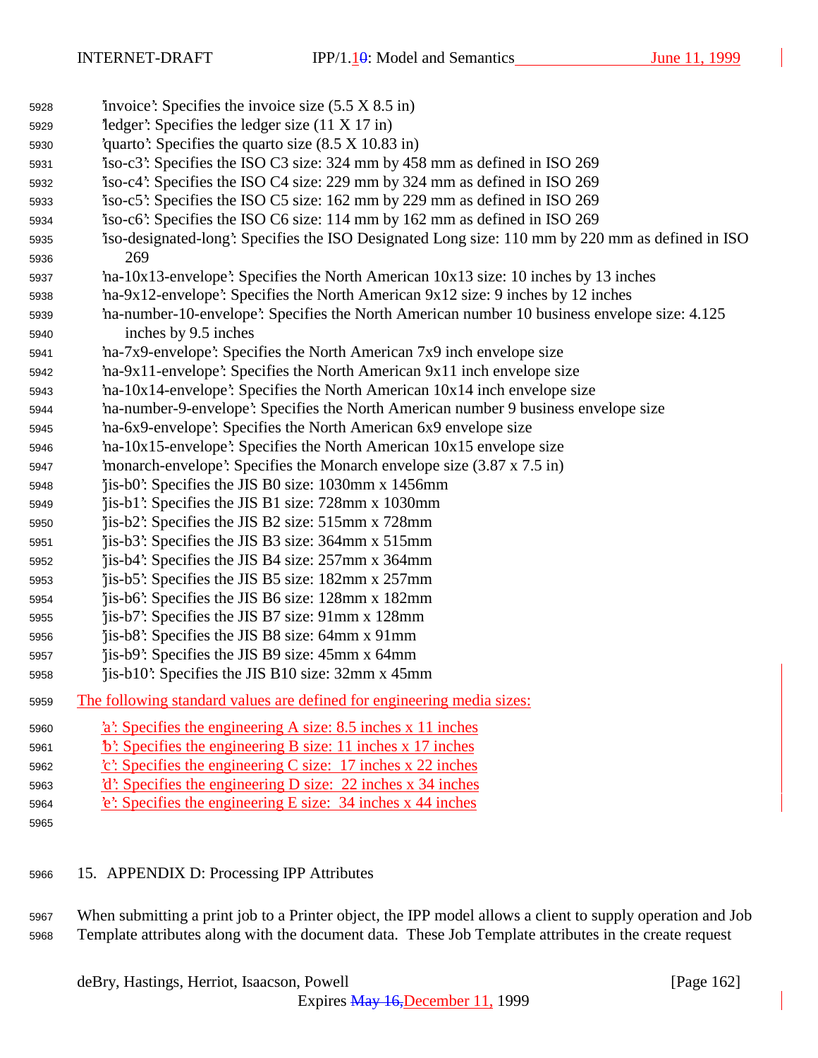'invoice': Specifies the invoice size (5.5 X 8.5 in)
'ledger': Specifies the ledger size (11 X 17 in)
'quarto': Specifies the quarto size (8.5 X 10.83 in)
'iso-c3': Specifies the ISO C3 size: 324 mm by 458 mm as defined in ISO 269
'iso-c4': Specifies the ISO C4 size: 229 mm by 324 mm as defined in ISO 269
'iso-c5': Specifies the ISO C5 size: 162 mm by 229 mm as defined in ISO 269
'iso-c6': Specifies the ISO C6 size: 114 mm by 162 mm as defined in ISO 269
'iso-designated-long': Specifies the ISO Designated Long size: 110 mm by 220 mm as defined in ISO 269
'na-10x13-envelope': Specifies the North American 10x13 size: 10 inches by 13 inches
'na-9x12-envelope': Specifies the North American 9x12 size: 9 inches by 12 inches
'na-number-10-envelope': Specifies the North American number 10 business envelope size: 4.125 inches by 9.5 inches
'na-7x9-envelope': Specifies the North American 7x9 inch envelope size
'na-9x11-envelope': Specifies the North American 9x11 inch envelope size
'na-10x14-envelope': Specifies the North American 10x14 inch envelope size
'na-number-9-envelope': Specifies the North American number 9 business envelope size
'na-6x9-envelope': Specifies the North American 6x9 envelope size
'na-10x15-envelope': Specifies the North American 10x15 envelope size
'monarch-envelope': Specifies the Monarch envelope size (3.87 x 7.5 in)
'jis-b0': Specifies the JIS B0 size: 1030mm x 1456mm
'jis-b1': Specifies the JIS B1 size: 728mm x 1030mm
'jis-b2': Specifies the JIS B2 size: 515mm x 728mm
'jis-b3': Specifies the JIS B3 size: 364mm x 515mm
'jis-b4': Specifies the JIS B4 size: 257mm x 364mm
'jis-b5': Specifies the JIS B5 size: 182mm x 257mm
'jis-b6': Specifies the JIS B6 size: 128mm x 182mm
'jis-b7': Specifies the JIS B7 size: 91mm x 128mm
'jis-b8': Specifies the JIS B8 size: 64mm x 91mm
'jis-b9': Specifies the JIS B9 size: 45mm x 64mm
'jis-b10': Specifies the JIS B10 size: 32mm x 45mm

The following standard values are defined for engineering media sizes:

'a': Specifies the engineering A size: 8.5 inches x 11 inches
'b': Specifies the engineering B size: 11 inches x 17 inches
'c': Specifies the engineering C size:  17 inches x 22 inches
'd': Specifies the engineering D size:  22 inches x 34 inches
'e': Specifies the engineering E size:  34 inches x 44 inches

## 15. APPENDIX D: Processing IPP Attributes

When submitting a print job to a Printer object, the IPP model allows a client to supply operation and Job Template attributes along with the document data.  These Job Template attributes in the create request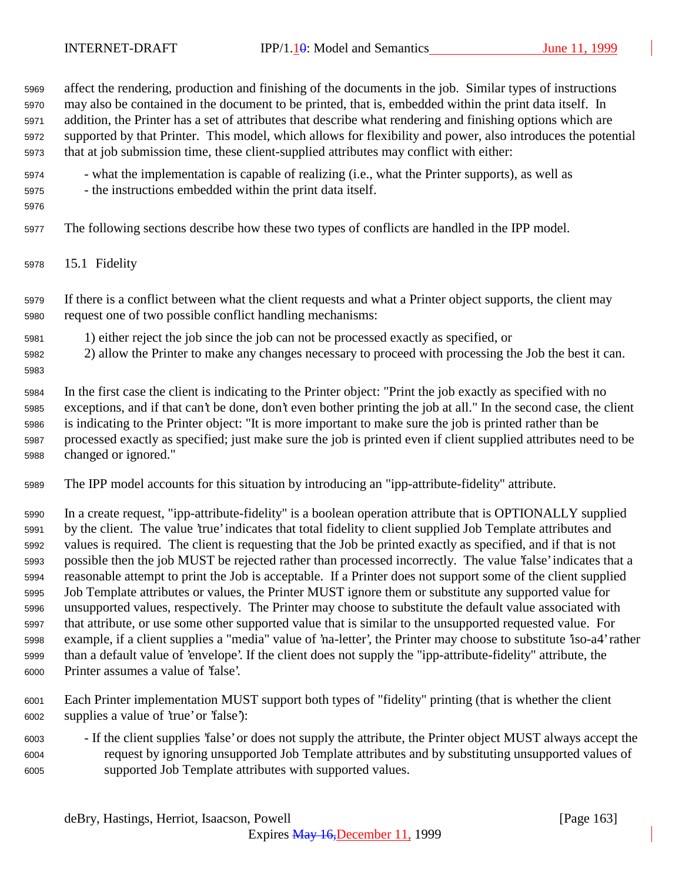affect the rendering, production and finishing of the documents in the job. Similar types of instructions may also be contained in the document to be printed, that is, embedded within the print data itself. In addition, the Printer has a set of attributes that describe what rendering and finishing options which are supported by that Printer. This model, which allows for flexibility and power, also introduces the potential that at job submission time, these client-supplied attributes may conflict with either:

- what the implementation is capable of realizing (i.e., what the Printer supports), as well as
- the instructions embedded within the print data itself.

The following sections describe how these two types of conflicts are handled in the IPP model.

## 15.1 Fidelity

If there is a conflict between what the client requests and what a Printer object supports, the client may request one of two possible conflict handling mechanisms:

1) either reject the job since the job can not be processed exactly as specified, or
2) allow the Printer to make any changes necessary to proceed with processing the Job the best it can.

In the first case the client is indicating to the Printer object: "Print the job exactly as specified with no exceptions, and if that can't be done, don't even bother printing the job at all." In the second case, the client is indicating to the Printer object: "It is more important to make sure the job is printed rather than be processed exactly as specified; just make sure the job is printed even if client supplied attributes need to be changed or ignored."

The IPP model accounts for this situation by introducing an "ipp-attribute-fidelity" attribute.

In a create request, "ipp-attribute-fidelity" is a boolean operation attribute that is OPTIONALLY supplied by the client. The value 'true' indicates that total fidelity to client supplied Job Template attributes and values is required. The client is requesting that the Job be printed exactly as specified, and if that is not possible then the job MUST be rejected rather than processed incorrectly. The value 'false' indicates that a reasonable attempt to print the Job is acceptable. If a Printer does not support some of the client supplied Job Template attributes or values, the Printer MUST ignore them or substitute any supported value for unsupported values, respectively. The Printer may choose to substitute the default value associated with that attribute, or use some other supported value that is similar to the unsupported requested value. For example, if a client supplies a "media" value of 'na-letter', the Printer may choose to substitute 'iso-a4' rather than a default value of 'envelope'. If the client does not supply the "ipp-attribute-fidelity" attribute, the Printer assumes a value of 'false'.

Each Printer implementation MUST support both types of "fidelity" printing (that is whether the client supplies a value of 'true' or 'false'):

- If the client supplies 'false' or does not supply the attribute, the Printer object MUST always accept the request by ignoring unsupported Job Template attributes and by substituting unsupported values of supported Job Template attributes with supported values.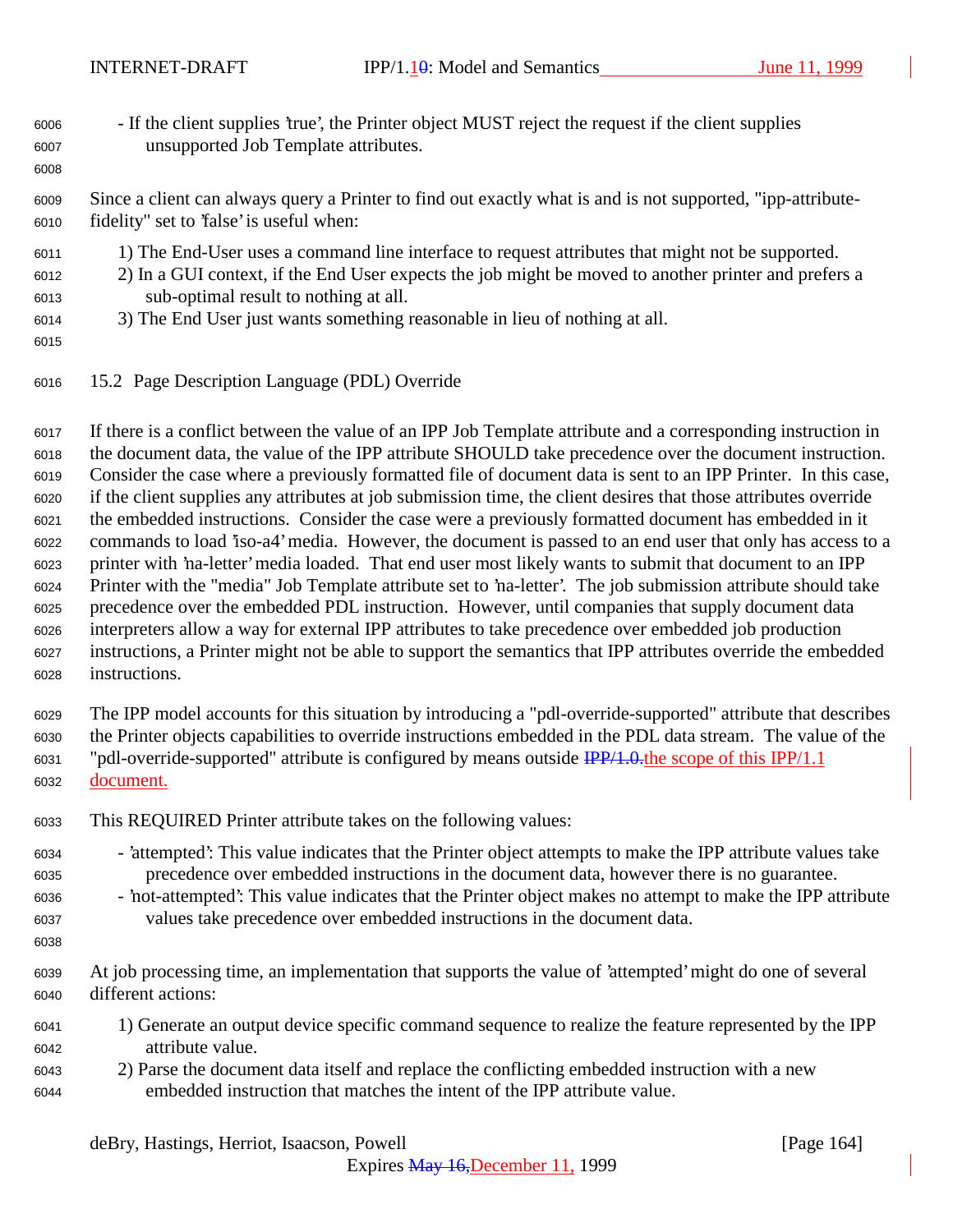- If the client supplies 'true', the Printer object MUST reject the request if the client supplies unsupported Job Template attributes.

Since a client can always query a Printer to find out exactly what is and is not supported, "ipp-attribute-fidelity" set to 'false' is useful when:

1) The End-User uses a command line interface to request attributes that might not be supported.
2) In a GUI context, if the End User expects the job might be moved to another printer and prefers a sub-optimal result to nothing at all.
3) The End User just wants something reasonable in lieu of nothing at all.

## 15.2 Page Description Language (PDL) Override

If there is a conflict between the value of an IPP Job Template attribute and a corresponding instruction in the document data, the value of the IPP attribute SHOULD take precedence over the document instruction. Consider the case where a previously formatted file of document data is sent to an IPP Printer. In this case, if the client supplies any attributes at job submission time, the client desires that those attributes override the embedded instructions. Consider the case were a previously formatted document has embedded in it commands to load 'iso-a4' media. However, the document is passed to an end user that only has access to a printer with 'na-letter' media loaded. That end user most likely wants to submit that document to an IPP Printer with the "media" Job Template attribute set to 'na-letter'. The job submission attribute should take precedence over the embedded PDL instruction. However, until companies that supply document data interpreters allow a way for external IPP attributes to take precedence over embedded job production instructions, a Printer might not be able to support the semantics that IPP attributes override the embedded instructions.

The IPP model accounts for this situation by introducing a "pdl-override-supported" attribute that describes the Printer objects capabilities to override instructions embedded in the PDL data stream. The value of the "pdl-override-supported" attribute is configured by means outside ~~IPP/1.0.~~the scope of this IPP/1.1 document.

This REQUIRED Printer attribute takes on the following values:

- 'attempted': This value indicates that the Printer object attempts to make the IPP attribute values take precedence over embedded instructions in the document data, however there is no guarantee.
- 'not-attempted': This value indicates that the Printer object makes no attempt to make the IPP attribute values take precedence over embedded instructions in the document data.

At job processing time, an implementation that supports the value of 'attempted' might do one of several different actions:

1) Generate an output device specific command sequence to realize the feature represented by the IPP attribute value.
2) Parse the document data itself and replace the conflicting embedded instruction with a new embedded instruction that matches the intent of the IPP attribute value.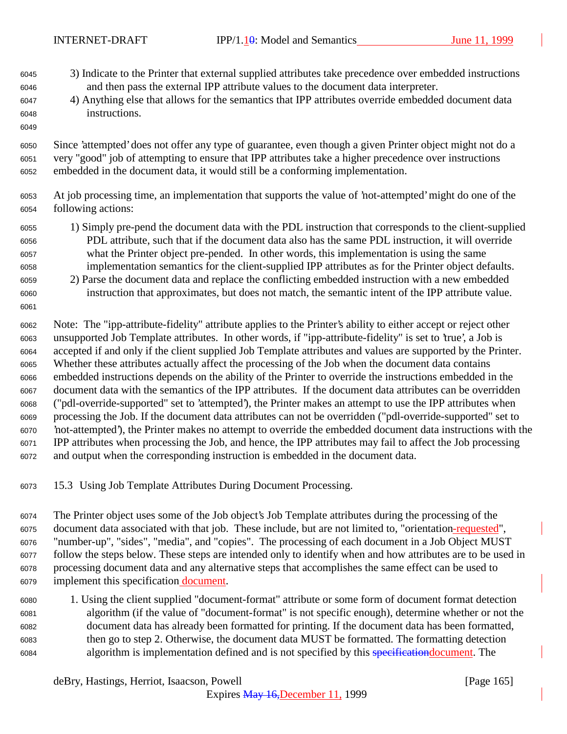3) Indicate to the Printer that external supplied attributes take precedence over embedded instructions and then pass the external IPP attribute values to the document data interpreter.
4) Anything else that allows for the semantics that IPP attributes override embedded document data instructions.

Since 'attempted' does not offer any type of guarantee, even though a given Printer object might not do a very "good" job of attempting to ensure that IPP attributes take a higher precedence over instructions embedded in the document data, it would still be a conforming implementation.

At job processing time, an implementation that supports the value of 'not-attempted' might do one of the following actions:

1) Simply pre-pend the document data with the PDL instruction that corresponds to the client-supplied PDL attribute, such that if the document data also has the same PDL instruction, it will override what the Printer object pre-pended. In other words, this implementation is using the same implementation semantics for the client-supplied IPP attributes as for the Printer object defaults.
2) Parse the document data and replace the conflicting embedded instruction with a new embedded instruction that approximates, but does not match, the semantic intent of the IPP attribute value.

Note: The "ipp-attribute-fidelity" attribute applies to the Printer's ability to either accept or reject other unsupported Job Template attributes. In other words, if "ipp-attribute-fidelity" is set to 'true', a Job is accepted if and only if the client supplied Job Template attributes and values are supported by the Printer. Whether these attributes actually affect the processing of the Job when the document data contains embedded instructions depends on the ability of the Printer to override the instructions embedded in the document data with the semantics of the IPP attributes. If the document data attributes can be overridden ("pdl-override-supported" set to 'attempted'), the Printer makes an attempt to use the IPP attributes when processing the Job. If the document data attributes can not be overridden ("pdl-override-supported" set to 'not-attempted'), the Printer makes no attempt to override the embedded document data instructions with the IPP attributes when processing the Job, and hence, the IPP attributes may fail to affect the Job processing and output when the corresponding instruction is embedded in the document data.

## 15.3 Using Job Template Attributes During Document Processing.

The Printer object uses some of the Job object's Job Template attributes during the processing of the document data associated with that job. These include, but are not limited to, "orientation-requested", "number-up", "sides", "media", and "copies". The processing of each document in a Job Object MUST follow the steps below. These steps are intended only to identify when and how attributes are to be used in processing document data and any alternative steps that accomplishes the same effect can be used to implement this specification document.

1. Using the client supplied "document-format" attribute or some form of document format detection algorithm (if the value of "document-format" is not specific enough), determine whether or not the document data has already been formatted for printing. If the document data has been formatted, then go to step 2. Otherwise, the document data MUST be formatted. The formatting detection algorithm is implementation defined and is not specified by this ~~specification~~document. The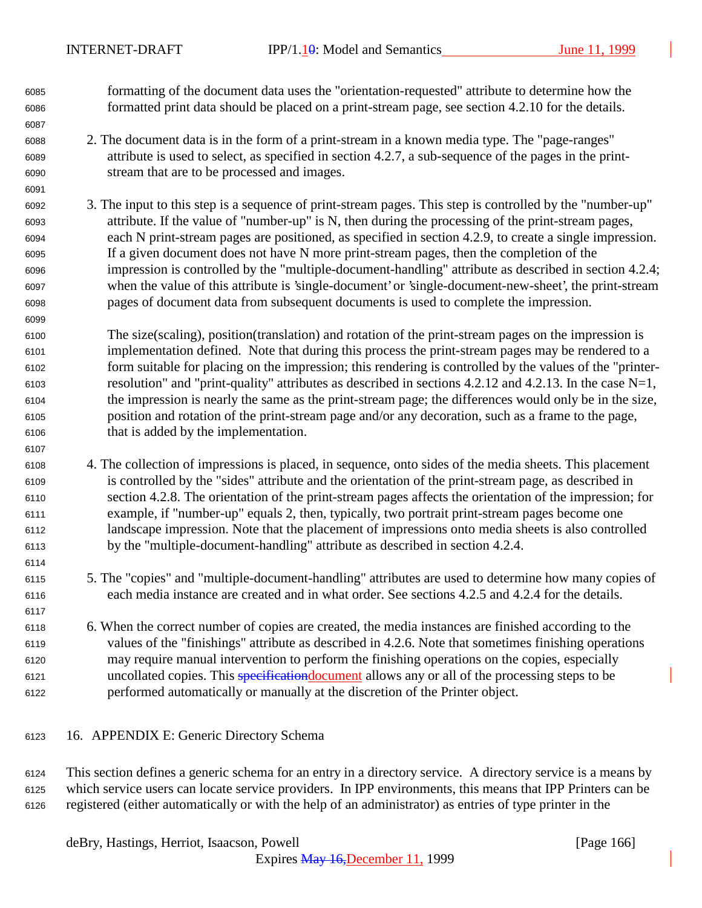formatting of the document data uses the "orientation-requested" attribute to determine how the formatted print data should be placed on a print-stream page, see section 4.2.10 for the details.

2. The document data is in the form of a print-stream in a known media type. The "page-ranges" attribute is used to select, as specified in section 4.2.7, a sub-sequence of the pages in the print-stream that are to be processed and images.

3. The input to this step is a sequence of print-stream pages. This step is controlled by the "number-up" attribute. If the value of "number-up" is N, then during the processing of the print-stream pages, each N print-stream pages are positioned, as specified in section 4.2.9, to create a single impression. If a given document does not have N more print-stream pages, then the completion of the impression is controlled by the "multiple-document-handling" attribute as described in section 4.2.4; when the value of this attribute is 'single-document' or 'single-document-new-sheet', the print-stream pages of document data from subsequent documents is used to complete the impression.

   The size(scaling), position(translation) and rotation of the print-stream pages on the impression is implementation defined. Note that during this process the print-stream pages may be rendered to a form suitable for placing on the impression; this rendering is controlled by the values of the "printer-resolution" and "print-quality" attributes as described in sections 4.2.12 and 4.2.13. In the case N=1, the impression is nearly the same as the print-stream page; the differences would only be in the size, position and rotation of the print-stream page and/or any decoration, such as a frame to the page, that is added by the implementation.

4. The collection of impressions is placed, in sequence, onto sides of the media sheets. This placement is controlled by the "sides" attribute and the orientation of the print-stream page, as described in section 4.2.8. The orientation of the print-stream pages affects the orientation of the impression; for example, if "number-up" equals 2, then, typically, two portrait print-stream pages become one landscape impression. Note that the placement of impressions onto media sheets is also controlled by the "multiple-document-handling" attribute as described in section 4.2.4.

5. The "copies" and "multiple-document-handling" attributes are used to determine how many copies of each media instance are created and in what order. See sections 4.2.5 and 4.2.4 for the details.

6. When the correct number of copies are created, the media instances are finished according to the values of the "finishings" attribute as described in 4.2.6. Note that sometimes finishing operations may require manual intervention to perform the finishing operations on the copies, especially uncollated copies. This ~~specification~~document allows any or all of the processing steps to be performed automatically or manually at the discretion of the Printer object.

# 16. APPENDIX E: Generic Directory Schema

This section defines a generic schema for an entry in a directory service. A directory service is a means by which service users can locate service providers. In IPP environments, this means that IPP Printers can be registered (either automatically or with the help of an administrator) as entries of type printer in the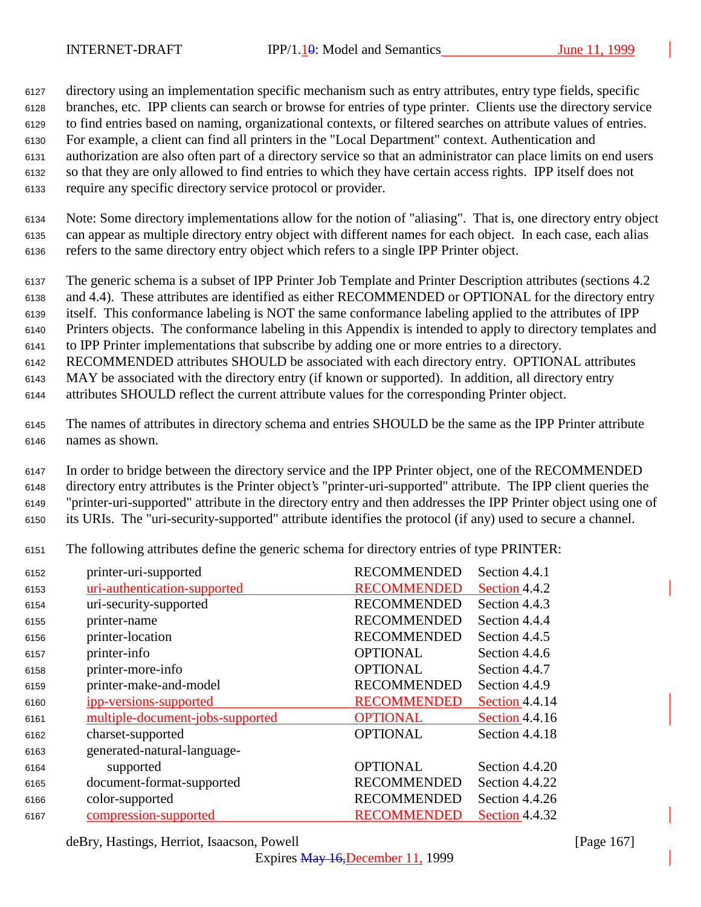directory using an implementation specific mechanism such as entry attributes, entry type fields, specific branches, etc. IPP clients can search or browse for entries of type printer. Clients use the directory service to find entries based on naming, organizational contexts, or filtered searches on attribute values of entries. For example, a client can find all printers in the "Local Department" context. Authentication and authorization are also often part of a directory service so that an administrator can place limits on end users so that they are only allowed to find entries to which they have certain access rights. IPP itself does not require any specific directory service protocol or provider.

Note: Some directory implementations allow for the notion of "aliasing". That is, one directory entry object can appear as multiple directory entry object with different names for each object. In each case, each alias refers to the same directory entry object which refers to a single IPP Printer object.

The generic schema is a subset of IPP Printer Job Template and Printer Description attributes (sections 4.2 and 4.4). These attributes are identified as either RECOMMENDED or OPTIONAL for the directory entry itself. This conformance labeling is NOT the same conformance labeling applied to the attributes of IPP Printers objects. The conformance labeling in this Appendix is intended to apply to directory templates and to IPP Printer implementations that subscribe by adding one or more entries to a directory. RECOMMENDED attributes SHOULD be associated with each directory entry. OPTIONAL attributes MAY be associated with the directory entry (if known or supported). In addition, all directory entry attributes SHOULD reflect the current attribute values for the corresponding Printer object.

The names of attributes in directory schema and entries SHOULD be the same as the IPP Printer attribute names as shown.

In order to bridge between the directory service and the IPP Printer object, one of the RECOMMENDED directory entry attributes is the Printer object's "printer-uri-supported" attribute. The IPP client queries the "printer-uri-supported" attribute in the directory entry and then addresses the IPP Printer object using one of its URIs. The "uri-security-supported" attribute identifies the protocol (if any) used to secure a channel.

The following attributes define the generic schema for directory entries of type PRINTER:

| Attribute | Conformance | Reference |
|---|---|---|
| printer-uri-supported | RECOMMENDED | Section 4.4.1 |
| uri-authentication-supported | RECOMMENDED | Section 4.4.2 |
| uri-security-supported | RECOMMENDED | Section 4.4.3 |
| printer-name | RECOMMENDED | Section 4.4.4 |
| printer-location | RECOMMENDED | Section 4.4.5 |
| printer-info | OPTIONAL | Section 4.4.6 |
| printer-more-info | OPTIONAL | Section 4.4.7 |
| printer-make-and-model | RECOMMENDED | Section 4.4.9 |
| ipp-versions-supported | RECOMMENDED | Section 4.4.14 |
| multiple-document-jobs-supported | OPTIONAL | Section 4.4.16 |
| charset-supported | OPTIONAL | Section 4.4.18 |
| generated-natural-language-supported | OPTIONAL | Section 4.4.20 |
| document-format-supported | RECOMMENDED | Section 4.4.22 |
| color-supported | RECOMMENDED | Section 4.4.26 |
| compression-supported | RECOMMENDED | Section 4.4.32 |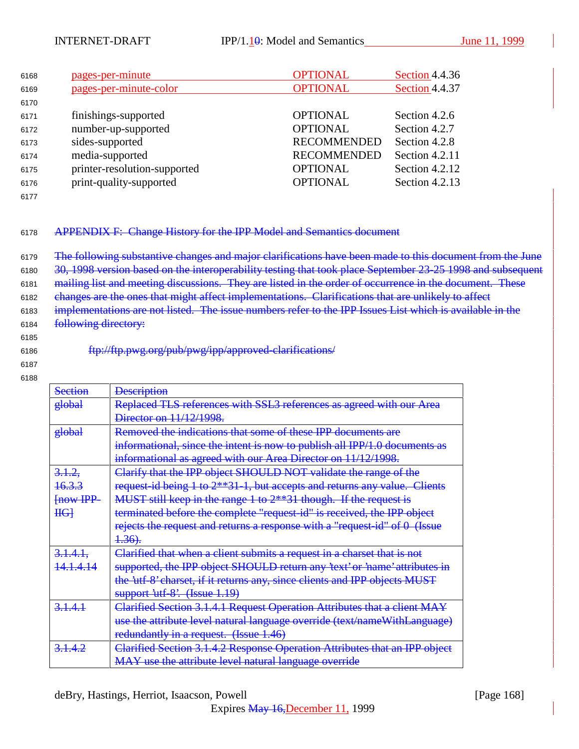| | | |
|---|---|---|
| pages-per-minute | OPTIONAL | Section 4.4.36 |
| pages-per-minute-color | OPTIONAL | Section 4.4.37 |
| | | |
| finishings-supported | OPTIONAL | Section 4.2.6 |
| number-up-supported | OPTIONAL | Section 4.2.7 |
| sides-supported | RECOMMENDED | Section 4.2.8 |
| media-supported | RECOMMENDED | Section 4.2.11 |
| printer-resolution-supported | OPTIONAL | Section 4.2.12 |
| print-quality-supported | OPTIONAL | Section 4.2.13 |

## APPENDIX F: Change History for the IPP Model and Semantics document

The following substantive changes and major clarifications have been made to this document from the June 30, 1998 version based on the interoperability testing that took place September 23-25 1998 and subsequent mailing list and meeting discussions. They are listed in the order of occurrence in the document. These changes are the ones that might affect implementations. Clarifications that are unlikely to affect implementations are not listed. The issue numbers refer to the IPP Issues List which is available in the following directory:

ftp://ftp.pwg.org/pub/pwg/ipp/approved-clarifications/

| Section | Description |
|---|---|
| global | Replaced TLS references with SSL3 references as agreed with our Area Director on 11/12/1998. |
| global | Removed the indications that some of these IPP documents are informational, since the intent is now to publish all IPP/1.0 documents as informational as agreed with our Area Director on 11/12/1998. |
| 3.1.2, 16.3.3 [now IPP-IIG] | Clarify that the IPP object SHOULD NOT validate the range of the request-id being 1 to 2**31-1, but accepts and returns any value. Clients MUST still keep in the range 1 to 2**31 though. If the request is terminated before the complete "request-id" is received, the IPP object rejects the request and returns a response with a "request-id" of 0 (Issue 1.36). |
| 3.1.4.1, 14.1.4.14 | Clarified that when a client submits a request in a charset that is not supported, the IPP object SHOULD return any 'text' or 'name' attributes in the 'utf-8' charset, if it returns any, since clients and IPP objects MUST support 'utf-8'. (Issue 1.19) |
| 3.1.4.1 | Clarified Section 3.1.4.1 Request Operation Attributes that a client MAY use the attribute level natural language override (text/nameWithLanguage) redundantly in a request. (Issue 1.46) |
| 3.1.4.2 | Clarified Section 3.1.4.2 Response Operation Attributes that an IPP object MAY use the attribute level natural language override |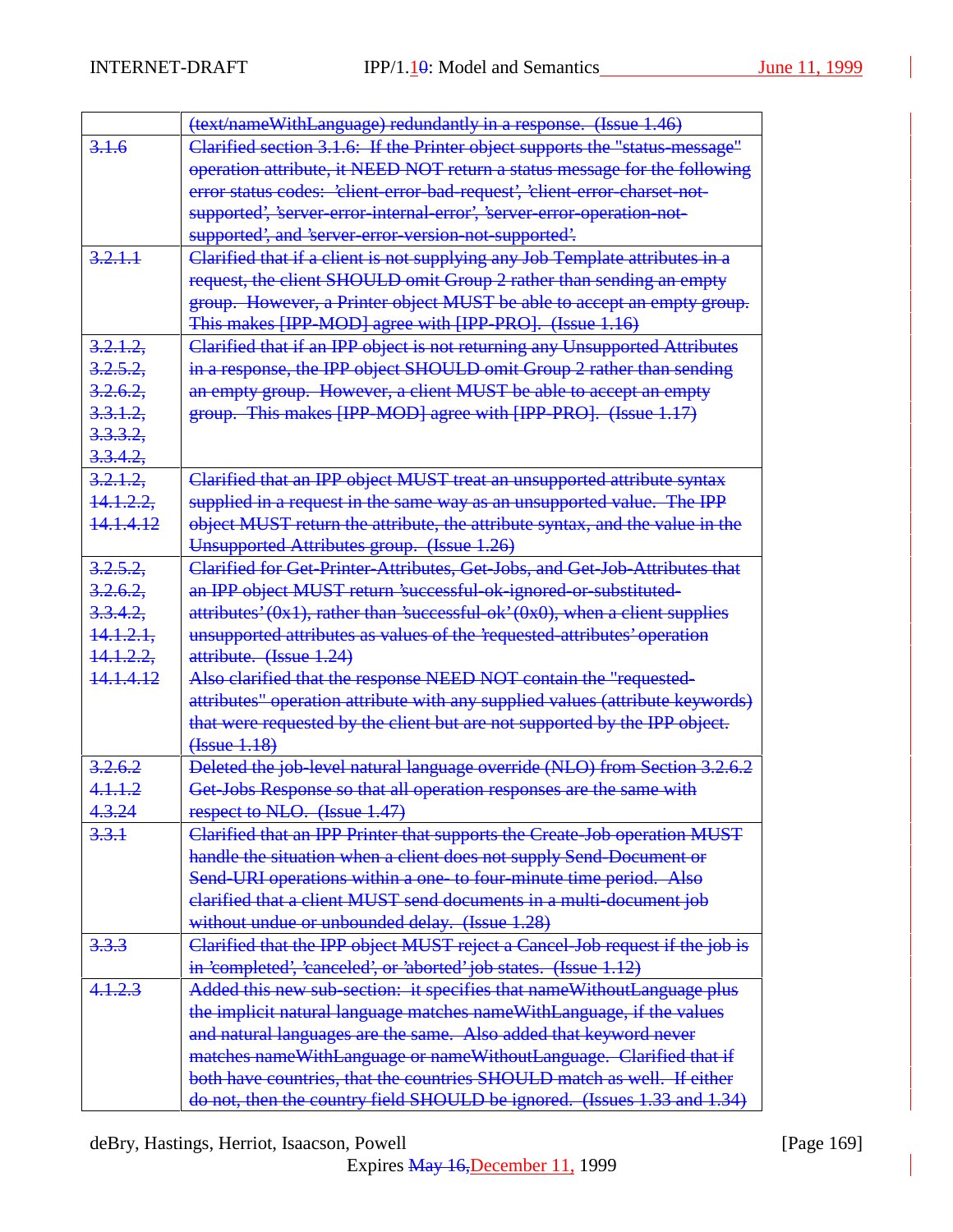|  |  |
|---|---|
|  | (text/nameWithLanguage) redundantly in a response. (Issue 1.46) |
| 3.1.6 | Clarified section 3.1.6: If the Printer object supports the "status-message" operation attribute, it NEED NOT return a status message for the following error status codes: 'client-error-bad-request', 'client-error-charset-not-supported', 'server-error-internal-error', 'server-error-operation-not-supported', and 'server-error-version-not-supported'. |
| 3.2.1.1 | Clarified that if a client is not supplying any Job Template attributes in a request, the client SHOULD omit Group 2 rather than sending an empty group. However, a Printer object MUST be able to accept an empty group. This makes [IPP-MOD] agree with [IPP-PRO]. (Issue 1.16) |
| 3.2.1.2, 3.2.5.2, 3.2.6.2, 3.3.1.2, 3.3.3.2, 3.3.4.2, | Clarified that if an IPP object is not returning any Unsupported Attributes in a response, the IPP object SHOULD omit Group 2 rather than sending an empty group. However, a client MUST be able to accept an empty group. This makes [IPP-MOD] agree with [IPP-PRO]. (Issue 1.17) |
| 3.2.1.2, 14.1.2.2, 14.1.4.12 | Clarified that an IPP object MUST treat an unsupported attribute syntax supplied in a request in the same way as an unsupported value. The IPP object MUST return the attribute, the attribute syntax, and the value in the Unsupported Attributes group. (Issue 1.26) |
| 3.2.5.2, 3.2.6.2, 3.3.4.2, 14.1.2.1, 14.1.2.2, 14.1.4.12 | Clarified for Get-Printer-Attributes, Get-Jobs, and Get-Job-Attributes that an IPP object MUST return 'successful-ok-ignored-or-substituted-attributes' (0x1), rather than 'successful-ok' (0x0), when a client supplies unsupported attributes as values of the 'requested-attributes' operation attribute. (Issue 1.24)<br>Also clarified that the response NEED NOT contain the "requested-attributes" operation attribute with any supplied values (attribute keywords) that were requested by the client but are not supported by the IPP object. (Issue 1.18) |
| 3.2.6.2 4.1.1.2 4.3.24 | Deleted the job-level natural language override (NLO) from Section 3.2.6.2 Get-Jobs Response so that all operation responses are the same with respect to NLO. (Issue 1.47) |
| 3.3.1 | Clarified that an IPP Printer that supports the Create-Job operation MUST handle the situation when a client does not supply Send-Document or Send-URI operations within a one- to four-minute time period. Also clarified that a client MUST send documents in a multi-document job without undue or unbounded delay. (Issue 1.28) |
| 3.3.3 | Clarified that the IPP object MUST reject a Cancel-Job request if the job is in 'completed', 'canceled', or 'aborted' job states. (Issue 1.12) |
| 4.1.2.3 | Added this new sub-section: it specifies that nameWithoutLanguage plus the implicit natural language matches nameWithLanguage, if the values and natural languages are the same. Also added that keyword never matches nameWithLanguage or nameWithoutLanguage. Clarified that if both have countries, that the countries SHOULD match as well. If either do not, then the country field SHOULD be ignored. (Issues 1.33 and 1.34) |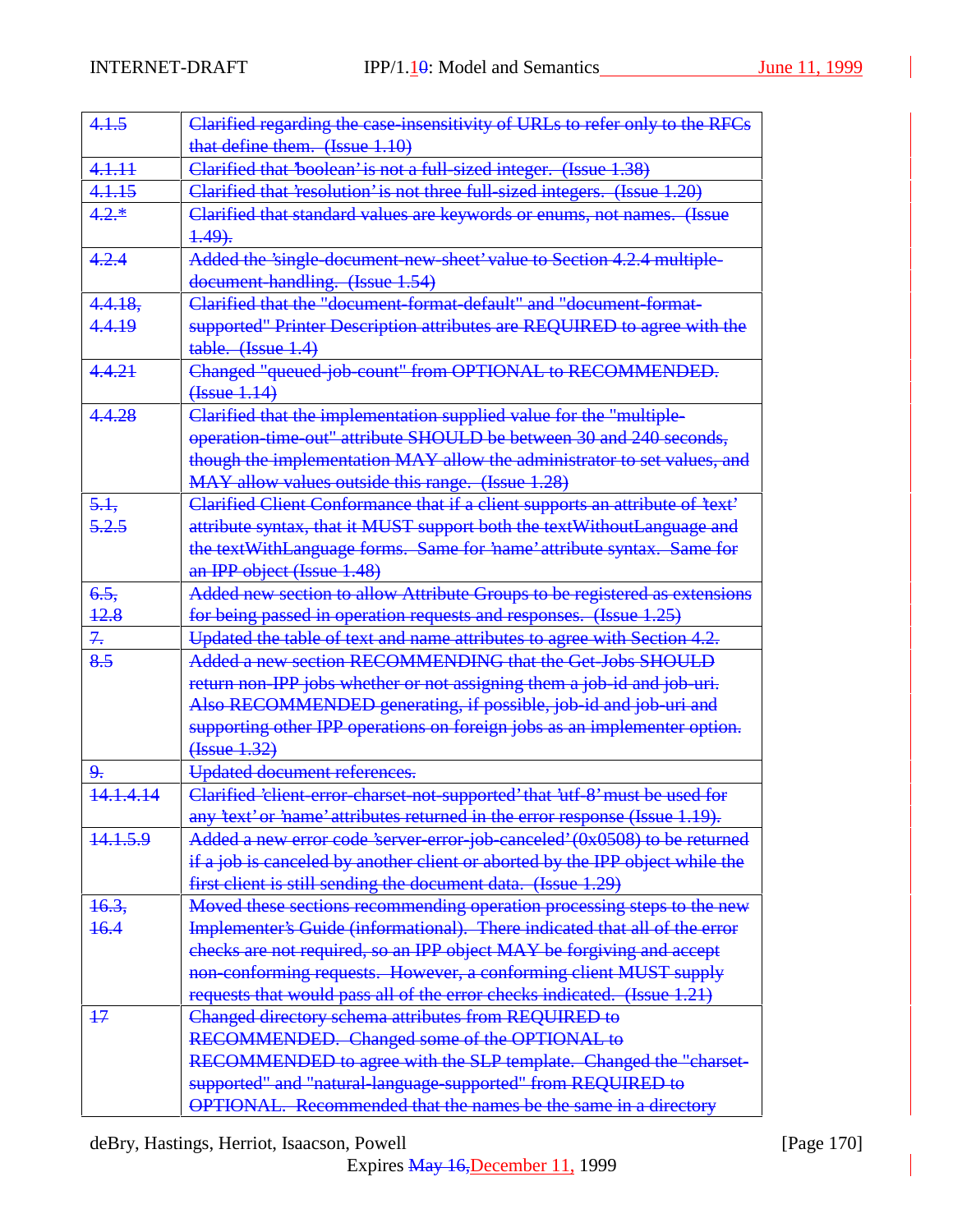| | |
|---|---|
| ~~4.1.5~~ | ~~Clarified regarding the case-insensitivity of URLs to refer only to the RFCs that define them. (Issue 1.10)~~ |
| ~~4.1.11~~ | ~~Clarified that 'boolean' is not a full-sized integer. (Issue 1.38)~~ |
| ~~4.1.15~~ | ~~Clarified that 'resolution' is not three full-sized integers. (Issue 1.20)~~ |
| ~~4.2.*~~ | ~~Clarified that standard values are keywords or enums, not names. (Issue 1.49).~~ |
| ~~4.2.4~~ | ~~Added the 'single-document-new-sheet' value to Section 4.2.4 multiple-document-handling. (Issue 1.54)~~ |
| ~~4.4.18, 4.4.19~~ | ~~Clarified that the "document-format-default" and "document-format-supported" Printer Description attributes are REQUIRED to agree with the table. (Issue 1.4)~~ |
| ~~4.4.21~~ | ~~Changed "queued-job-count" from OPTIONAL to RECOMMENDED. (Issue 1.14)~~ |
| ~~4.4.28~~ | ~~Clarified that the implementation supplied value for the "multiple-operation-time-out" attribute SHOULD be between 30 and 240 seconds, though the implementation MAY allow the administrator to set values, and MAY allow values outside this range. (Issue 1.28)~~ |
| ~~5.1, 5.2.5~~ | ~~Clarified Client Conformance that if a client supports an attribute of 'text' attribute syntax, that it MUST support both the textWithoutLanguage and the textWithLanguage forms. Same for 'name' attribute syntax. Same for an IPP object (Issue 1.48)~~ |
| ~~6.5, 12.8~~ | ~~Added new section to allow Attribute Groups to be registered as extensions for being passed in operation requests and responses. (Issue 1.25)~~ |
| ~~7.~~ | ~~Updated the table of text and name attributes to agree with Section 4.2.~~ |
| ~~8.5~~ | ~~Added a new section RECOMMENDING that the Get-Jobs SHOULD return non-IPP jobs whether or not assigning them a job-id and job-uri. Also RECOMMENDED generating, if possible, job-id and job-uri and supporting other IPP operations on foreign jobs as an implementer option. (Issue 1.32)~~ |
| ~~9.~~ | ~~Updated document references.~~ |
| ~~14.1.4.14~~ | ~~Clarified 'client-error-charset-not-supported' that 'utf-8' must be used for any 'text' or 'name' attributes returned in the error response (Issue 1.19).~~ |
| ~~14.1.5.9~~ | ~~Added a new error code 'server-error-job-canceled' (0x0508) to be returned if a job is canceled by another client or aborted by the IPP object while the first client is still sending the document data. (Issue 1.29)~~ |
| ~~16.3, 16.4~~ | ~~Moved these sections recommending operation processing steps to the new Implementer's Guide (informational). There indicated that all of the error checks are not required, so an IPP object MAY be forgiving and accept non-conforming requests. However, a conforming client MUST supply requests that would pass all of the error checks indicated. (Issue 1.21)~~ |
| ~~17~~ | ~~Changed directory schema attributes from REQUIRED to RECOMMENDED. Changed some of the OPTIONAL to RECOMMENDED to agree with the SLP template. Changed the "charset-supported" and "natural-language-supported" from REQUIRED to OPTIONAL. Recommended that the names be the same in a directory~~ |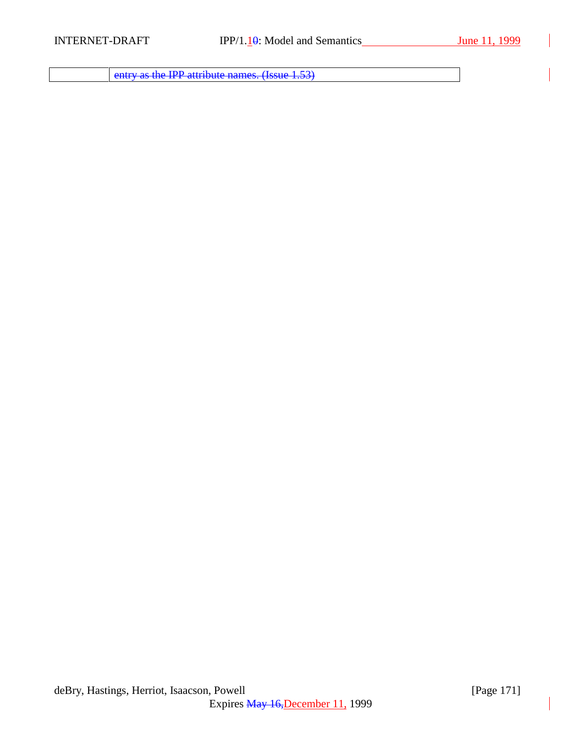|  | ~~entry as the IPP attribute names. (Issue 1.53)~~ |
| --- | --- |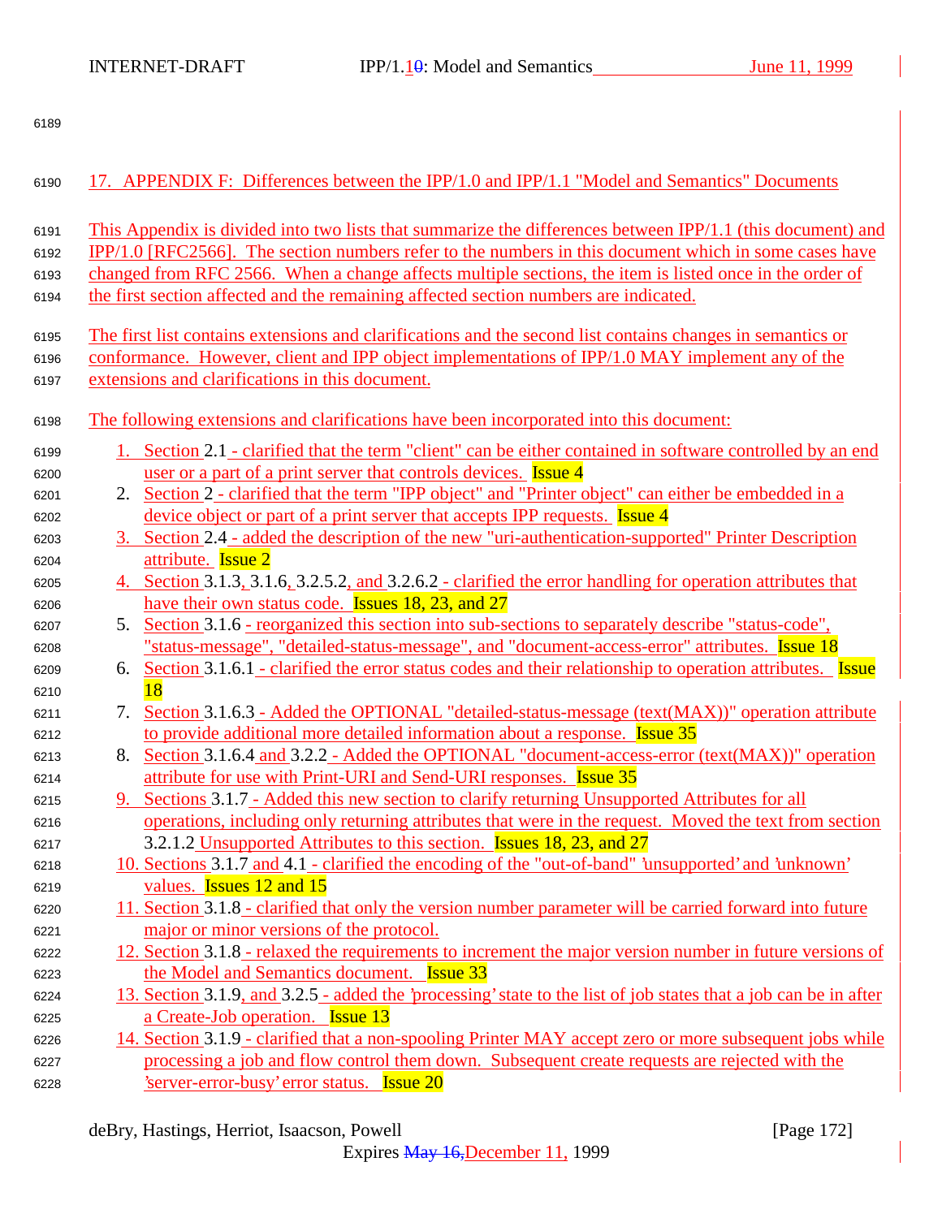# 17. APPENDIX F: Differences between the IPP/1.0 and IPP/1.1 "Model and Semantics" Documents

This Appendix is divided into two lists that summarize the differences between IPP/1.1 (this document) and IPP/1.0 [RFC2566]. The section numbers refer to the numbers in this document which in some cases have changed from RFC 2566. When a change affects multiple sections, the item is listed once in the order of the first section affected and the remaining affected section numbers are indicated.

The first list contains extensions and clarifications and the second list contains changes in semantics or conformance. However, client and IPP object implementations of IPP/1.0 MAY implement any of the extensions and clarifications in this document.

The following extensions and clarifications have been incorporated into this document:

1. Section 2.1 - clarified that the term "client" can be either contained in software controlled by an end user or a part of a print server that controls devices. Issue 4
2. Section 2 - clarified that the term "IPP object" and "Printer object" can either be embedded in a device object or part of a print server that accepts IPP requests. Issue 4
3. Section 2.4 - added the description of the new "uri-authentication-supported" Printer Description attribute. Issue 2
4. Section 3.1.3, 3.1.6, 3.2.5.2, and 3.2.6.2 - clarified the error handling for operation attributes that have their own status code. Issues 18, 23, and 27
5. Section 3.1.6 - reorganized this section into sub-sections to separately describe "status-code", "status-message", "detailed-status-message", and "document-access-error" attributes. Issue 18
6. Section 3.1.6.1 - clarified the error status codes and their relationship to operation attributes. Issue 18
7. Section 3.1.6.3 - Added the OPTIONAL "detailed-status-message (text(MAX))" operation attribute to provide additional more detailed information about a response. Issue 35
8. Section 3.1.6.4 and 3.2.2 - Added the OPTIONAL "document-access-error (text(MAX))" operation attribute for use with Print-URI and Send-URI responses. Issue 35
9. Sections 3.1.7 - Added this new section to clarify returning Unsupported Attributes for all operations, including only returning attributes that were in the request. Moved the text from section 3.2.1.2 Unsupported Attributes to this section. Issues 18, 23, and 27
10. Sections 3.1.7 and 4.1 - clarified the encoding of the "out-of-band" 'unsupported' and 'unknown' values. Issues 12 and 15
11. Section 3.1.8 - clarified that only the version number parameter will be carried forward into future major or minor versions of the protocol.
12. Section 3.1.8 - relaxed the requirements to increment the major version number in future versions of the Model and Semantics document. Issue 33
13. Section 3.1.9, and 3.2.5 - added the 'processing' state to the list of job states that a job can be in after a Create-Job operation. Issue 13
14. Section 3.1.9 - clarified that a non-spooling Printer MAY accept zero or more subsequent jobs while processing a job and flow control them down. Subsequent create requests are rejected with the 'server-error-busy' error status. Issue 20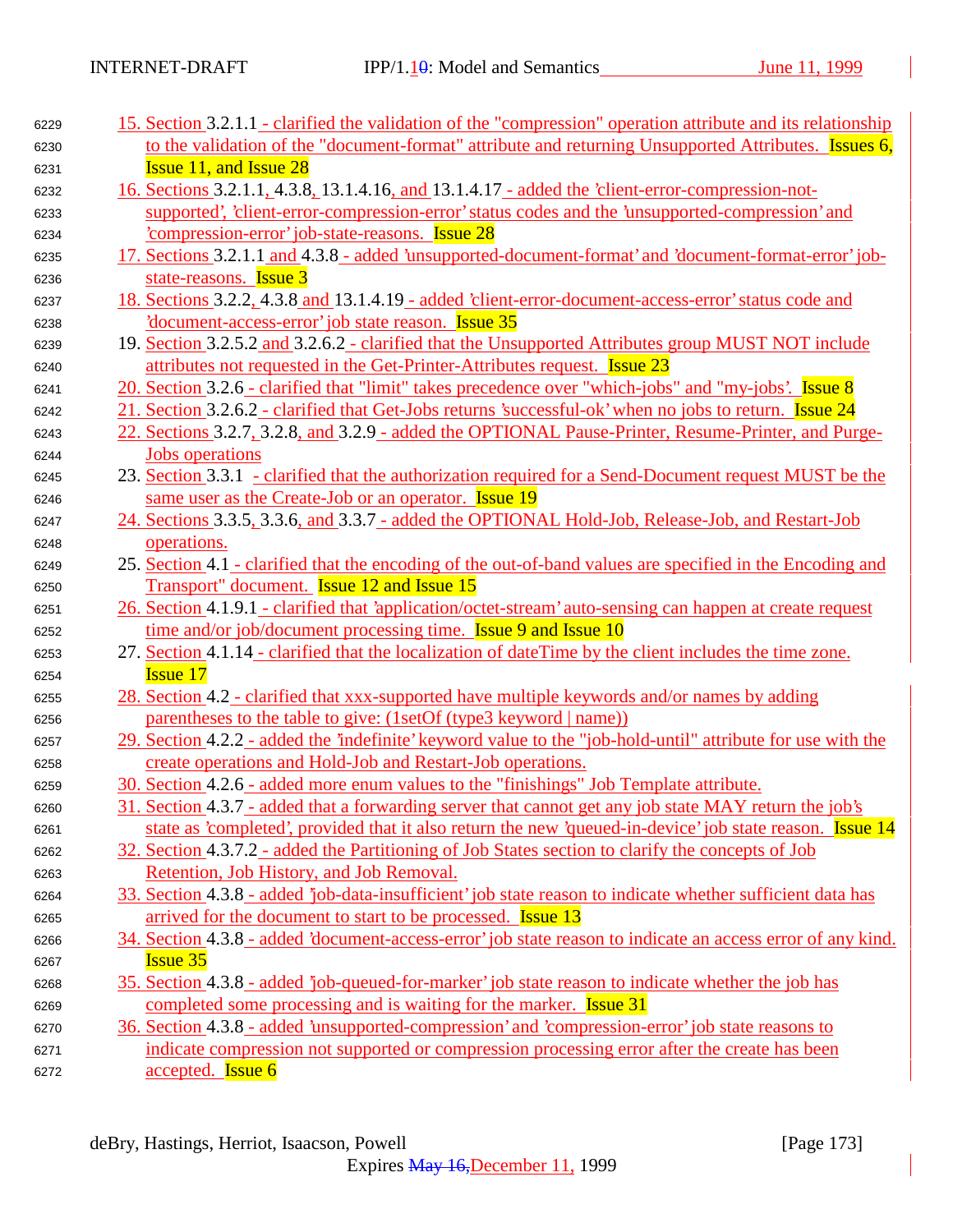15. Section 3.2.1.1 - clarified the validation of the "compression" operation attribute and its relationship to the validation of the "document-format" attribute and returning Unsupported Attributes. Issues 6, Issue 11, and Issue 28
16. Sections 3.2.1.1, 4.3.8, 13.1.4.16, and 13.1.4.17 - added the 'client-error-compression-not-supported', 'client-error-compression-error' status codes and the 'unsupported-compression' and 'compression-error' job-state-reasons. Issue 28
17. Sections 3.2.1.1 and 4.3.8 - added 'unsupported-document-format' and 'document-format-error' job-state-reasons. Issue 3
18. Sections 3.2.2, 4.3.8 and 13.1.4.19 - added 'client-error-document-access-error' status code and 'document-access-error' job state reason. Issue 35
19. Section 3.2.5.2 and 3.2.6.2 - clarified that the Unsupported Attributes group MUST NOT include attributes not requested in the Get-Printer-Attributes request. Issue 23
20. Section 3.2.6 - clarified that "limit" takes precedence over "which-jobs" and "my-jobs". Issue 8
21. Section 3.2.6.2 - clarified that Get-Jobs returns 'successful-ok' when no jobs to return. Issue 24
22. Sections 3.2.7, 3.2.8, and 3.2.9 - added the OPTIONAL Pause-Printer, Resume-Printer, and Purge-Jobs operations
23. Section 3.3.1 - clarified that the authorization required for a Send-Document request MUST be the same user as the Create-Job or an operator. Issue 19
24. Sections 3.3.5, 3.3.6, and 3.3.7 - added the OPTIONAL Hold-Job, Release-Job, and Restart-Job operations.
25. Section 4.1 - clarified that the encoding of the out-of-band values are specified in the Encoding and Transport" document. Issue 12 and Issue 15
26. Section 4.1.9.1 - clarified that 'application/octet-stream' auto-sensing can happen at create request time and/or job/document processing time. Issue 9 and Issue 10
27. Section 4.1.14 - clarified that the localization of dateTime by the client includes the time zone. Issue 17
28. Section 4.2 - clarified that xxx-supported have multiple keywords and/or names by adding parentheses to the table to give: (1setOf (type3 keyword | name))
29. Section 4.2.2 - added the 'indefinite' keyword value to the "job-hold-until" attribute for use with the create operations and Hold-Job and Restart-Job operations.
30. Section 4.2.6 - added more enum values to the "finishings" Job Template attribute.
31. Section 4.3.7 - added that a forwarding server that cannot get any job state MAY return the job's state as 'completed', provided that it also return the new 'queued-in-device' job state reason. Issue 14
32. Section 4.3.7.2 - added the Partitioning of Job States section to clarify the concepts of Job Retention, Job History, and Job Removal.
33. Section 4.3.8 - added 'job-data-insufficient' job state reason to indicate whether sufficient data has arrived for the document to start to be processed. Issue 13
34. Section 4.3.8 - added 'document-access-error' job state reason to indicate an access error of any kind. Issue 35
35. Section 4.3.8 - added 'job-queued-for-marker' job state reason to indicate whether the job has completed some processing and is waiting for the marker. Issue 31
36. Section 4.3.8 - added 'unsupported-compression' and 'compression-error' job state reasons to indicate compression not supported or compression processing error after the create has been accepted. Issue 6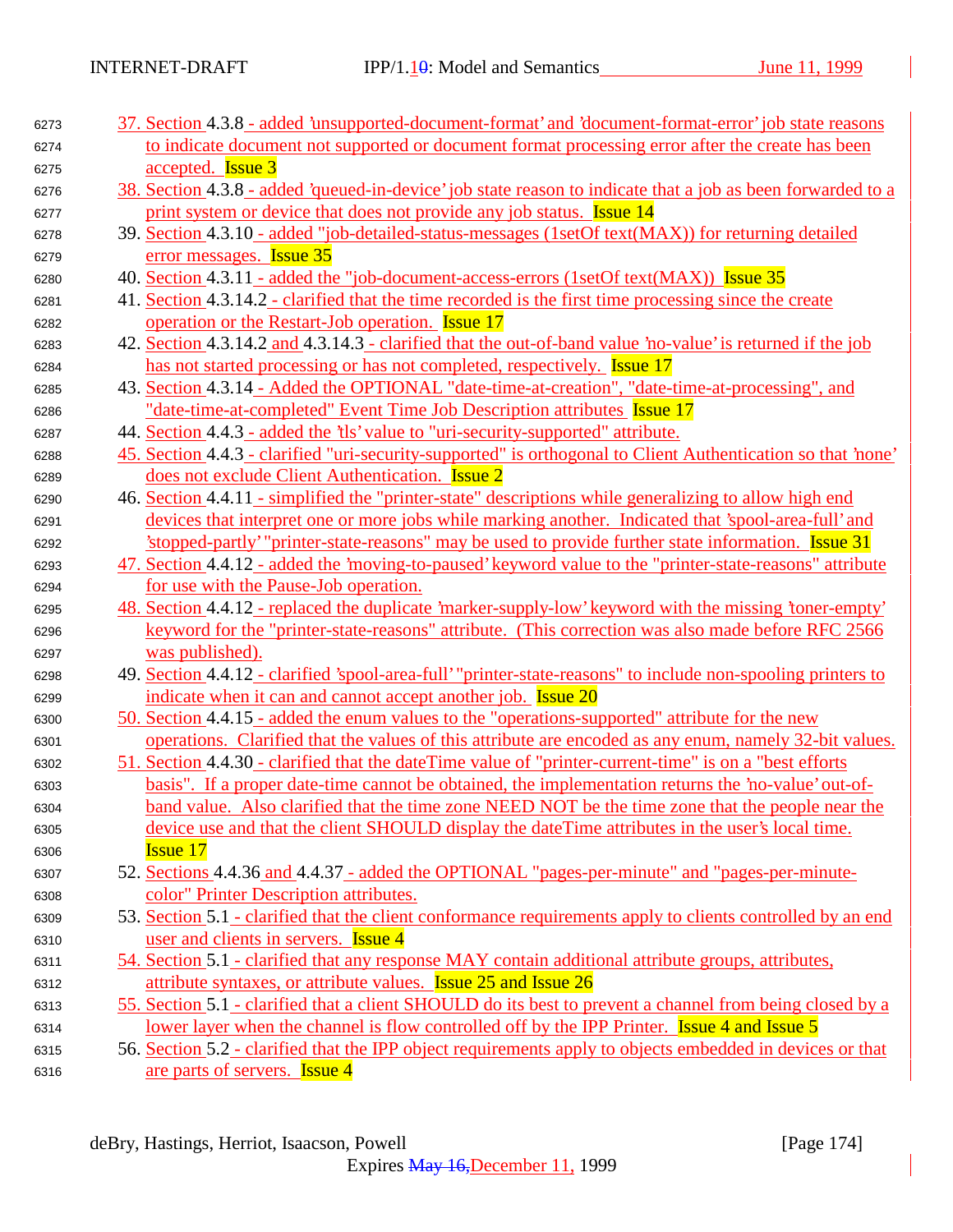37. Section 4.3.8 - added 'unsupported-document-format' and 'document-format-error' job state reasons to indicate document not supported or document format processing error after the create has been accepted. Issue 3
38. Section 4.3.8 - added 'queued-in-device' job state reason to indicate that a job as been forwarded to a print system or device that does not provide any job status. Issue 14
39. Section 4.3.10 - added "job-detailed-status-messages (1setOf text(MAX)) for returning detailed error messages. Issue 35
40. Section 4.3.11 - added the "job-document-access-errors (1setOf text(MAX)) Issue 35
41. Section 4.3.14.2 - clarified that the time recorded is the first time processing since the create operation or the Restart-Job operation. Issue 17
42. Section 4.3.14.2 and 4.3.14.3 - clarified that the out-of-band value 'no-value' is returned if the job has not started processing or has not completed, respectively. Issue 17
43. Section 4.3.14 - Added the OPTIONAL "date-time-at-creation", "date-time-at-processing", and "date-time-at-completed" Event Time Job Description attributes Issue 17
44. Section 4.4.3 - added the 'tls' value to "uri-security-supported" attribute.
45. Section 4.4.3 - clarified "uri-security-supported" is orthogonal to Client Authentication so that 'none' does not exclude Client Authentication. Issue 2
46. Section 4.4.11 - simplified the "printer-state" descriptions while generalizing to allow high end devices that interpret one or more jobs while marking another. Indicated that 'spool-area-full' and 'stopped-partly' "printer-state-reasons" may be used to provide further state information. Issue 31
47. Section 4.4.12 - added the 'moving-to-paused' keyword value to the "printer-state-reasons" attribute for use with the Pause-Job operation.
48. Section 4.4.12 - replaced the duplicate 'marker-supply-low' keyword with the missing 'toner-empty' keyword for the "printer-state-reasons" attribute. (This correction was also made before RFC 2566 was published).
49. Section 4.4.12 - clarified 'spool-area-full' "printer-state-reasons" to include non-spooling printers to indicate when it can and cannot accept another job. Issue 20
50. Section 4.4.15 - added the enum values to the "operations-supported" attribute for the new operations. Clarified that the values of this attribute are encoded as any enum, namely 32-bit values.
51. Section 4.4.30 - clarified that the dateTime value of "printer-current-time" is on a "best efforts basis". If a proper date-time cannot be obtained, the implementation returns the 'no-value' out-of-band value. Also clarified that the time zone NEED NOT be the time zone that the people near the device use and that the client SHOULD display the dateTime attributes in the user's local time. Issue 17
52. Sections 4.4.36 and 4.4.37 - added the OPTIONAL "pages-per-minute" and "pages-per-minute-color" Printer Description attributes.
53. Section 5.1 - clarified that the client conformance requirements apply to clients controlled by an end user and clients in servers. Issue 4
54. Section 5.1 - clarified that any response MAY contain additional attribute groups, attributes, attribute syntaxes, or attribute values. Issue 25 and Issue 26
55. Section 5.1 - clarified that a client SHOULD do its best to prevent a channel from being closed by a lower layer when the channel is flow controlled off by the IPP Printer. Issue 4 and Issue 5
56. Section 5.2 - clarified that the IPP object requirements apply to objects embedded in devices or that are parts of servers. Issue 4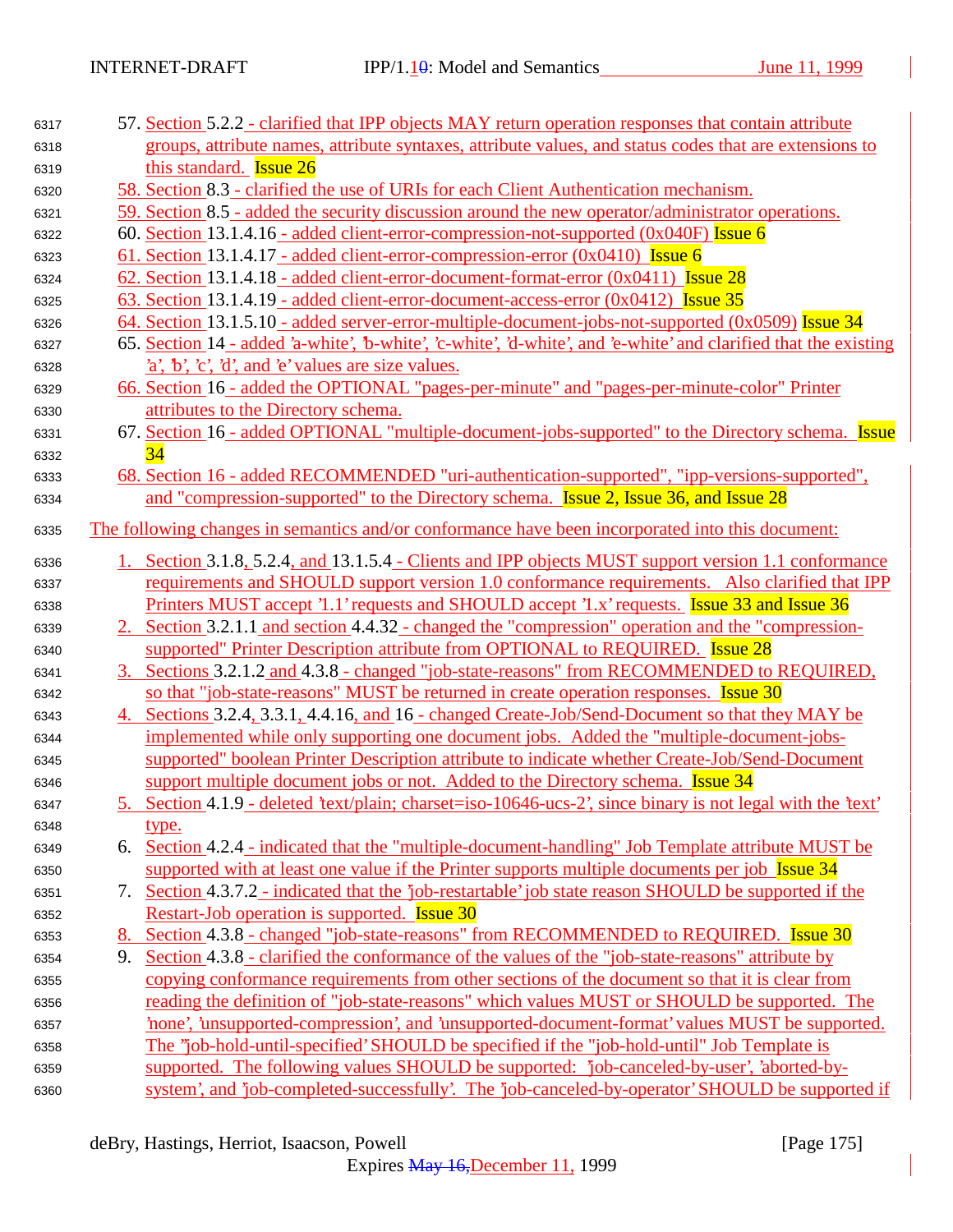57. Section 5.2.2 - clarified that IPP objects MAY return operation responses that contain attribute groups, attribute names, attribute syntaxes, attribute values, and status codes that are extensions to this standard. Issue 26
58. Section 8.3 - clarified the use of URIs for each Client Authentication mechanism.
59. Section 8.5 - added the security discussion around the new operator/administrator operations.
60. Section 13.1.4.16 - added client-error-compression-not-supported (0x040F) Issue 6
61. Section 13.1.4.17 - added client-error-compression-error (0x0410) Issue 6
62. Section 13.1.4.18 - added client-error-document-format-error (0x0411) Issue 28
63. Section 13.1.4.19 - added client-error-document-access-error (0x0412) Issue 35
64. Section 13.1.5.10 - added server-error-multiple-document-jobs-not-supported (0x0509) Issue 34
65. Section 14 - added 'a-white', 'b-white', 'c-white', 'd-white', and 'e-white' and clarified that the existing 'a', 'b', 'c', 'd', and 'e' values are size values.
66. Section 16 - added the OPTIONAL "pages-per-minute" and "pages-per-minute-color" Printer attributes to the Directory schema.
67. Section 16 - added OPTIONAL "multiple-document-jobs-supported" to the Directory schema. Issue 34
68. Section 16 - added RECOMMENDED "uri-authentication-supported", "ipp-versions-supported", and "compression-supported" to the Directory schema. Issue 2, Issue 36, and Issue 28

The following changes in semantics and/or conformance have been incorporated into this document:

1. Section 3.1.8, 5.2.4, and 13.1.5.4 - Clients and IPP objects MUST support version 1.1 conformance requirements and SHOULD support version 1.0 conformance requirements. Also clarified that IPP Printers MUST accept '1.1' requests and SHOULD accept '1.x' requests. Issue 33 and Issue 36
2. Section 3.2.1.1 and section 4.4.32 - changed the "compression" operation and the "compression-supported" Printer Description attribute from OPTIONAL to REQUIRED. Issue 28
3. Sections 3.2.1.2 and 4.3.8 - changed "job-state-reasons" from RECOMMENDED to REQUIRED, so that "job-state-reasons" MUST be returned in create operation responses. Issue 30
4. Sections 3.2.4, 3.3.1, 4.4.16, and 16 - changed Create-Job/Send-Document so that they MAY be implemented while only supporting one document jobs. Added the "multiple-document-jobs-supported" boolean Printer Description attribute to indicate whether Create-Job/Send-Document support multiple document jobs or not. Added to the Directory schema. Issue 34
5. Section 4.1.9 - deleted 'text/plain; charset=iso-10646-ucs-2', since binary is not legal with the 'text' type.
6. Section 4.2.4 - indicated that the "multiple-document-handling" Job Template attribute MUST be supported with at least one value if the Printer supports multiple documents per job Issue 34
7. Section 4.3.7.2 - indicated that the 'job-restartable' job state reason SHOULD be supported if the Restart-Job operation is supported. Issue 30
8. Section 4.3.8 - changed "job-state-reasons" from RECOMMENDED to REQUIRED. Issue 30
9. Section 4.3.8 - clarified the conformance of the values of the "job-state-reasons" attribute by copying conformance requirements from other sections of the document so that it is clear from reading the definition of "job-state-reasons" which values MUST or SHOULD be supported. The 'none', 'unsupported-compression', and 'unsupported-document-format' values MUST be supported. The ''job-hold-until-specified' SHOULD be specified if the "job-hold-until" Job Template is supported. The following values SHOULD be supported: 'job-canceled-by-user', 'aborted-by-system', and 'job-completed-successfully'. The 'job-canceled-by-operator' SHOULD be supported if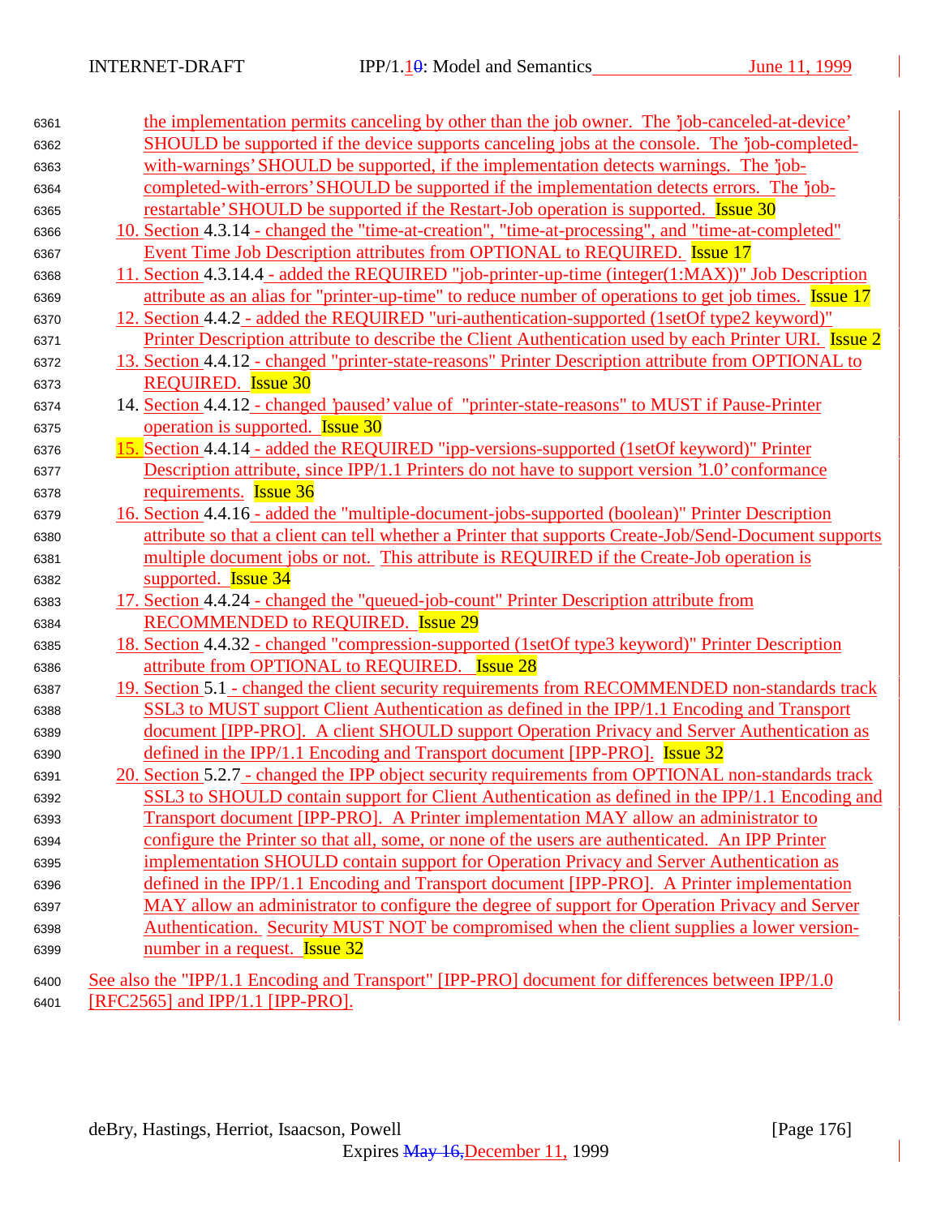the implementation permits canceling by other than the job owner. The 'job-canceled-at-device' SHOULD be supported if the device supports canceling jobs at the console. The 'job-completed-with-warnings' SHOULD be supported, if the implementation detects warnings. The 'job-completed-with-errors' SHOULD be supported if the implementation detects errors. The 'job-restartable' SHOULD be supported if the Restart-Job operation is supported. Issue 30

10. Section 4.3.14 - changed the "time-at-creation", "time-at-processing", and "time-at-completed" Event Time Job Description attributes from OPTIONAL to REQUIRED. Issue 17
11. Section 4.3.14.4 - added the REQUIRED "job-printer-up-time (integer(1:MAX))" Job Description attribute as an alias for "printer-up-time" to reduce number of operations to get job times. Issue 17
12. Section 4.4.2 - added the REQUIRED "uri-authentication-supported (1setOf type2 keyword)" Printer Description attribute to describe the Client Authentication used by each Printer URI. Issue 2
13. Section 4.4.12 - changed "printer-state-reasons" Printer Description attribute from OPTIONAL to REQUIRED. Issue 30
14. Section 4.4.12 - changed 'paused' value of "printer-state-reasons" to MUST if Pause-Printer operation is supported. Issue 30
15. Section 4.4.14 - added the REQUIRED "ipp-versions-supported (1setOf keyword)" Printer Description attribute, since IPP/1.1 Printers do not have to support version '1.0' conformance requirements. Issue 36
16. Section 4.4.16 - added the "multiple-document-jobs-supported (boolean)" Printer Description attribute so that a client can tell whether a Printer that supports Create-Job/Send-Document supports multiple document jobs or not. This attribute is REQUIRED if the Create-Job operation is supported. Issue 34
17. Section 4.4.24 - changed the "queued-job-count" Printer Description attribute from RECOMMENDED to REQUIRED. Issue 29
18. Section 4.4.32 - changed "compression-supported (1setOf type3 keyword)" Printer Description attribute from OPTIONAL to REQUIRED. Issue 28
19. Section 5.1 - changed the client security requirements from RECOMMENDED non-standards track SSL3 to MUST support Client Authentication as defined in the IPP/1.1 Encoding and Transport document [IPP-PRO]. A client SHOULD support Operation Privacy and Server Authentication as defined in the IPP/1.1 Encoding and Transport document [IPP-PRO]. Issue 32
20. Section 5.2.7 - changed the IPP object security requirements from OPTIONAL non-standards track SSL3 to SHOULD contain support for Client Authentication as defined in the IPP/1.1 Encoding and Transport document [IPP-PRO]. A Printer implementation MAY allow an administrator to configure the Printer so that all, some, or none of the users are authenticated. An IPP Printer implementation SHOULD contain support for Operation Privacy and Server Authentication as defined in the IPP/1.1 Encoding and Transport document [IPP-PRO]. A Printer implementation MAY allow an administrator to configure the degree of support for Operation Privacy and Server Authentication. Security MUST NOT be compromised when the client supplies a lower version-number in a request. Issue 32

See also the "IPP/1.1 Encoding and Transport" [IPP-PRO] document for differences between IPP/1.0 [RFC2565] and IPP/1.1 [IPP-PRO].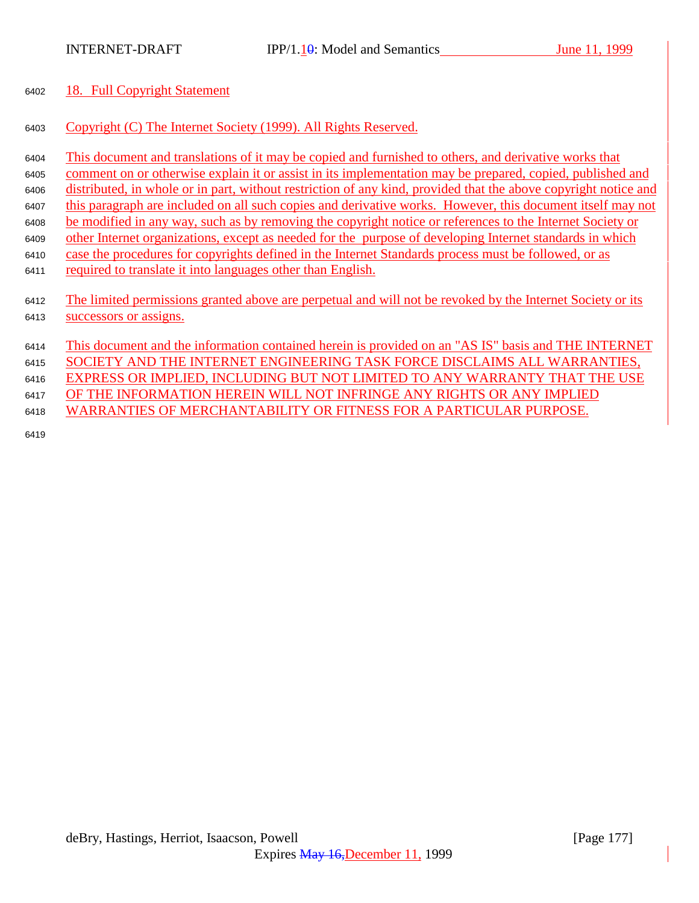## 18. Full Copyright Statement

Copyright (C) The Internet Society (1999). All Rights Reserved.

This document and translations of it may be copied and furnished to others, and derivative works that comment on or otherwise explain it or assist in its implementation may be prepared, copied, published and distributed, in whole or in part, without restriction of any kind, provided that the above copyright notice and this paragraph are included on all such copies and derivative works. However, this document itself may not be modified in any way, such as by removing the copyright notice or references to the Internet Society or other Internet organizations, except as needed for the purpose of developing Internet standards in which case the procedures for copyrights defined in the Internet Standards process must be followed, or as required to translate it into languages other than English.

The limited permissions granted above are perpetual and will not be revoked by the Internet Society or its successors or assigns.

This document and the information contained herein is provided on an "AS IS" basis and THE INTERNET SOCIETY AND THE INTERNET ENGINEERING TASK FORCE DISCLAIMS ALL WARRANTIES, EXPRESS OR IMPLIED, INCLUDING BUT NOT LIMITED TO ANY WARRANTY THAT THE USE OF THE INFORMATION HEREIN WILL NOT INFRINGE ANY RIGHTS OR ANY IMPLIED WARRANTIES OF MERCHANTABILITY OR FITNESS FOR A PARTICULAR PURPOSE.